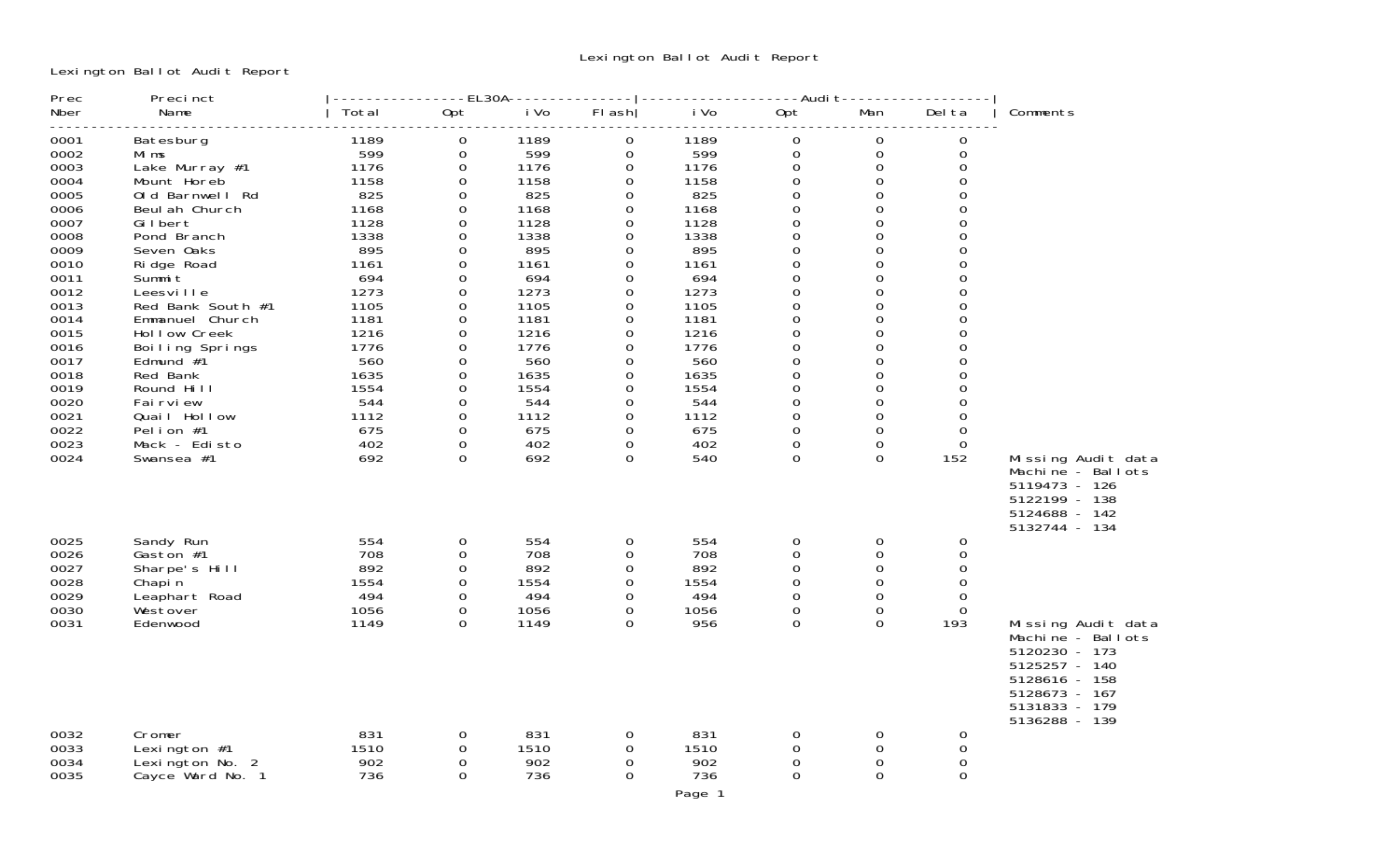# Lexington Ballot Audit Report

Lexington Ballot Audit Report

| Prec Nber | Precinct Name | EL30A Total | EL30A Opt | EL30A iVo | EL30A Flash | Audit iVo | Audit Opt | Audit Man | Audit Delta | Comments |
|---|---|---|---|---|---|---|---|---|---|---|
| 0001 | Batesburg | 1189 | 0 | 1189 | 0 | 1189 | 0 | 0 | 0 | |
| 0002 | Mims | 599 | 0 | 599 | 0 | 599 | 0 | 0 | 0 | |
| 0003 | Lake Murray #1 | 1176 | 0 | 1176 | 0 | 1176 | 0 | 0 | 0 | |
| 0004 | Mount Horeb | 1158 | 0 | 1158 | 0 | 1158 | 0 | 0 | 0 | |
| 0005 | Old Barnwell Rd | 825 | 0 | 825 | 0 | 825 | 0 | 0 | 0 | |
| 0006 | Beulah Church | 1168 | 0 | 1168 | 0 | 1168 | 0 | 0 | 0 | |
| 0007 | Gilbert | 1128 | 0 | 1128 | 0 | 1128 | 0 | 0 | 0 | |
| 0008 | Pond Branch | 1338 | 0 | 1338 | 0 | 1338 | 0 | 0 | 0 | |
| 0009 | Seven Oaks | 895 | 0 | 895 | 0 | 895 | 0 | 0 | 0 | |
| 0010 | Ridge Road | 1161 | 0 | 1161 | 0 | 1161 | 0 | 0 | 0 | |
| 0011 | Summit | 694 | 0 | 694 | 0 | 694 | 0 | 0 | 0 | |
| 0012 | Leesville | 1273 | 0 | 1273 | 0 | 1273 | 0 | 0 | 0 | |
| 0013 | Red Bank South #1 | 1105 | 0 | 1105 | 0 | 1105 | 0 | 0 | 0 | |
| 0014 | Emmanuel Church | 1181 | 0 | 1181 | 0 | 1181 | 0 | 0 | 0 | |
| 0015 | Hollow Creek | 1216 | 0 | 1216 | 0 | 1216 | 0 | 0 | 0 | |
| 0016 | Boiling Springs | 1776 | 0 | 1776 | 0 | 1776 | 0 | 0 | 0 | |
| 0017 | Edmund #1 | 560 | 0 | 560 | 0 | 560 | 0 | 0 | 0 | |
| 0018 | Red Bank | 1635 | 0 | 1635 | 0 | 1635 | 0 | 0 | 0 | |
| 0019 | Round Hill | 1554 | 0 | 1554 | 0 | 1554 | 0 | 0 | 0 | |
| 0020 | Fairview | 544 | 0 | 544 | 0 | 544 | 0 | 0 | 0 | |
| 0021 | Quail Hollow | 1112 | 0 | 1112 | 0 | 1112 | 0 | 0 | 0 | |
| 0022 | Pelion #1 | 675 | 0 | 675 | 0 | 675 | 0 | 0 | 0 | |
| 0023 | Mack - Edisto | 402 | 0 | 402 | 0 | 402 | 0 | 0 | 0 | |
| 0024 | Swansea #1 | 692 | 0 | 692 | 0 | 540 | 0 | 0 | 152 | Missing Audit data<br>Machine - Ballots<br>5119473 - 126<br>5122199 - 138<br>5124688 - 142<br>5132744 - 134 |
| 0025 | Sandy Run | 554 | 0 | 554 | 0 | 554 | 0 | 0 | 0 | |
| 0026 | Gaston #1 | 708 | 0 | 708 | 0 | 708 | 0 | 0 | 0 | |
| 0027 | Sharpe's Hill | 892 | 0 | 892 | 0 | 892 | 0 | 0 | 0 | |
| 0028 | Chapin | 1554 | 0 | 1554 | 0 | 1554 | 0 | 0 | 0 | |
| 0029 | Leaphart Road | 494 | 0 | 494 | 0 | 494 | 0 | 0 | 0 | |
| 0030 | Westover | 1056 | 0 | 1056 | 0 | 1056 | 0 | 0 | 0 | |
| 0031 | Edenwood | 1149 | 0 | 1149 | 0 | 956 | 0 | 0 | 193 | Missing Audit data<br>Machine - Ballots<br>5120230 - 173<br>5125257 - 140<br>5128616 - 158<br>5128673 - 167<br>5131833 - 179<br>5136288 - 139 |
| 0032 | Cromer | 831 | 0 | 831 | 0 | 831 | 0 | 0 | 0 | |
| 0033 | Lexington #1 | 1510 | 0 | 1510 | 0 | 1510 | 0 | 0 | 0 | |
| 0034 | Lexington No. 2 | 902 | 0 | 902 | 0 | 902 | 0 | 0 | 0 | |
| 0035 | Cayce Ward No. 1 | 736 | 0 | 736 | 0 | 736 | 0 | 0 | 0 | |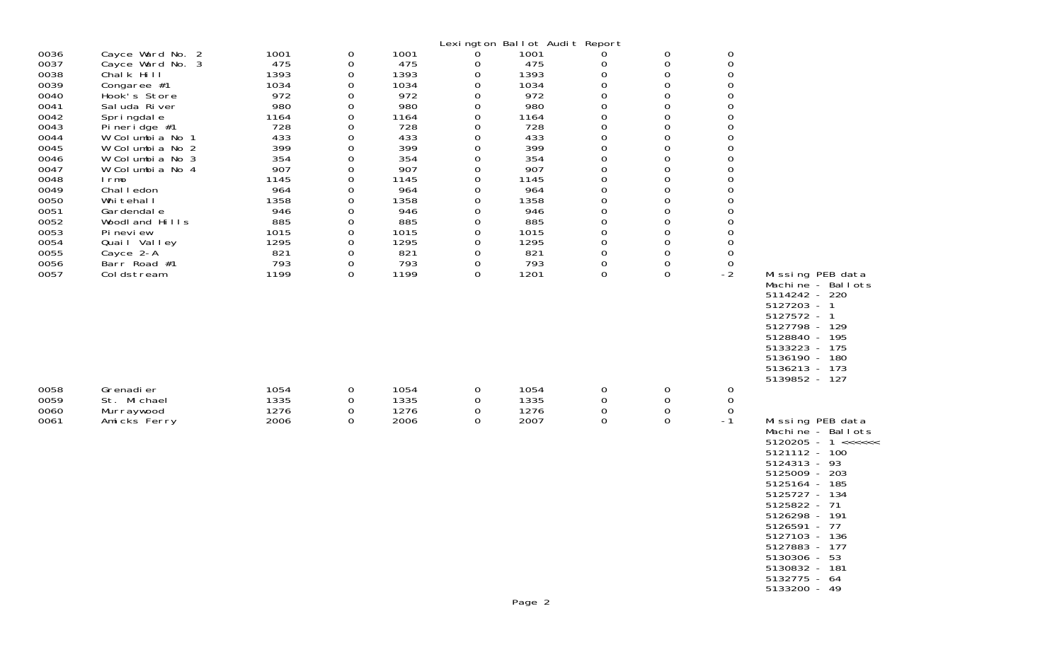# Lexington Ballot Audit Report

| | | | | | | | | | | |
|---|---|---|---|---|---|---|---|---|---|---|
| 0036 | Cayce Ward No. 2 | 1001 | 0 | 1001 | 0 | 1001 | 0 | 0 | 0 | |
| 0037 | Cayce Ward No. 3 | 475 | 0 | 475 | 0 | 475 | 0 | 0 | 0 | |
| 0038 | Chalk Hill | 1393 | 0 | 1393 | 0 | 1393 | 0 | 0 | 0 | |
| 0039 | Congaree #1 | 1034 | 0 | 1034 | 0 | 1034 | 0 | 0 | 0 | |
| 0040 | Hook's Store | 972 | 0 | 972 | 0 | 972 | 0 | 0 | 0 | |
| 0041 | Saluda River | 980 | 0 | 980 | 0 | 980 | 0 | 0 | 0 | |
| 0042 | Springdale | 1164 | 0 | 1164 | 0 | 1164 | 0 | 0 | 0 | |
| 0043 | Pineridge #1 | 728 | 0 | 728 | 0 | 728 | 0 | 0 | 0 | |
| 0044 | W Columbia No 1 | 433 | 0 | 433 | 0 | 433 | 0 | 0 | 0 | |
| 0045 | W Columbia No 2 | 399 | 0 | 399 | 0 | 399 | 0 | 0 | 0 | |
| 0046 | W Columbia No 3 | 354 | 0 | 354 | 0 | 354 | 0 | 0 | 0 | |
| 0047 | W Columbia No 4 | 907 | 0 | 907 | 0 | 907 | 0 | 0 | 0 | |
| 0048 | Irmo | 1145 | 0 | 1145 | 0 | 1145 | 0 | 0 | 0 | |
| 0049 | Challedon | 964 | 0 | 964 | 0 | 964 | 0 | 0 | 0 | |
| 0050 | Whitehall | 1358 | 0 | 1358 | 0 | 1358 | 0 | 0 | 0 | |
| 0051 | Gardendale | 946 | 0 | 946 | 0 | 946 | 0 | 0 | 0 | |
| 0052 | Woodland Hills | 885 | 0 | 885 | 0 | 885 | 0 | 0 | 0 | |
| 0053 | Pineview | 1015 | 0 | 1015 | 0 | 1015 | 0 | 0 | 0 | |
| 0054 | Quail Valley | 1295 | 0 | 1295 | 0 | 1295 | 0 | 0 | 0 | |
| 0055 | Cayce 2-A | 821 | 0 | 821 | 0 | 821 | 0 | 0 | 0 | |
| 0056 | Barr Road #1 | 793 | 0 | 793 | 0 | 793 | 0 | 0 | 0 | |
| 0057 | Coldstream | 1199 | 0 | 1199 | 0 | 1201 | 0 | 0 | -2 | Missing PEB data<br>Machine - Ballots<br>5114242 - 220<br>5127203 - 1<br>5127572 - 1<br>5127798 - 129<br>5128840 - 195<br>5133223 - 175<br>5136190 - 180<br>5136213 - 173<br>5139852 - 127 |
| 0058 | Grenadier | 1054 | 0 | 1054 | 0 | 1054 | 0 | 0 | 0 | |
| 0059 | St. Michael | 1335 | 0 | 1335 | 0 | 1335 | 0 | 0 | 0 | |
| 0060 | Murraywood | 1276 | 0 | 1276 | 0 | 1276 | 0 | 0 | 0 | |
| 0061 | Amicks Ferry | 2006 | 0 | 2006 | 0 | 2007 | 0 | 0 | -1 | Missing PEB data<br>Machine - Ballots<br>5120205 - 1 <<<<<<<br>5121112 - 100<br>5124313 - 93<br>5125009 - 203<br>5125164 - 185<br>5125727 - 134<br>5125822 - 71<br>5126298 - 191<br>5126591 - 77<br>5127103 - 136<br>5127883 - 177<br>5130306 - 53<br>5130832 - 181<br>5132775 - 64<br>5133200 - 49 |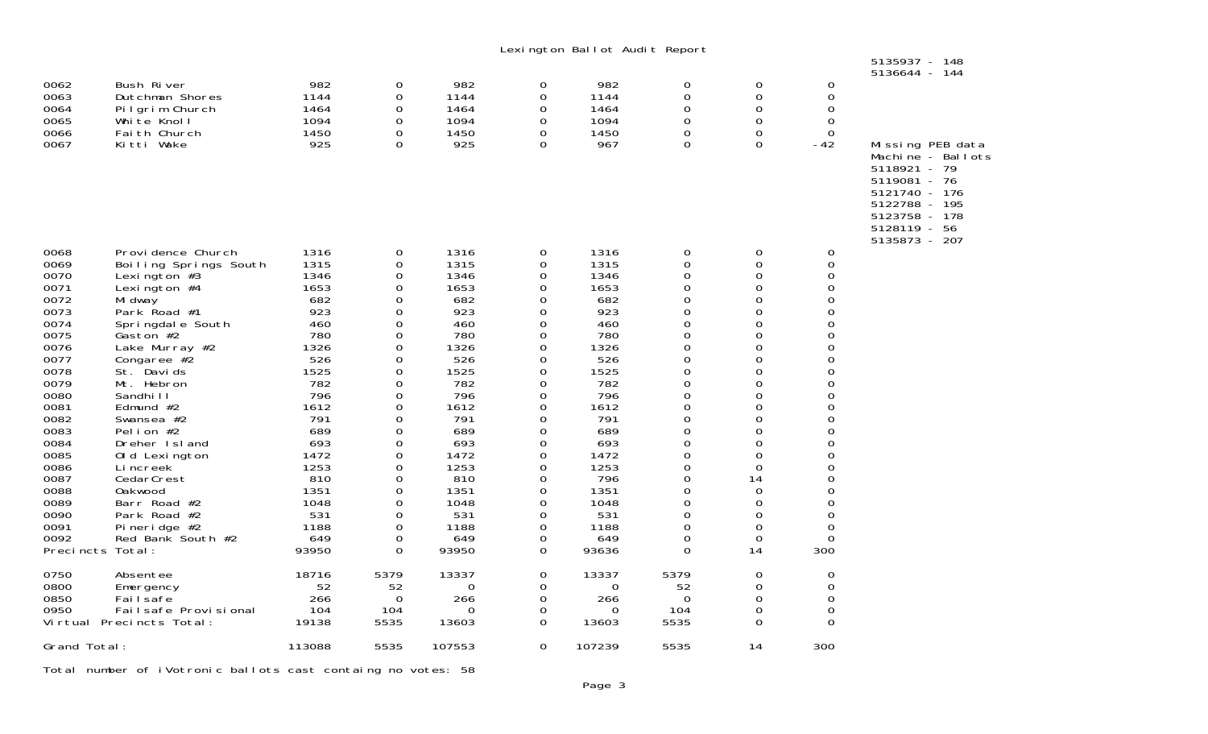# Lexington Ballot Audit Report

| | | | | | | | | | | |
|---|---|---|---|---|---|---|---|---|---|---|
| | | | | | | | | | | 5135937 - 148<br>5136644 - 144 |
| 0062 | Bush River | 982 | 0 | 982 | 0 | 982 | 0 | 0 | 0 | |
| 0063 | Dutchman Shores | 1144 | 0 | 1144 | 0 | 1144 | 0 | 0 | 0 | |
| 0064 | Pilgrim Church | 1464 | 0 | 1464 | 0 | 1464 | 0 | 0 | 0 | |
| 0065 | White Knoll | 1094 | 0 | 1094 | 0 | 1094 | 0 | 0 | 0 | |
| 0066 | Faith Church | 1450 | 0 | 1450 | 0 | 1450 | 0 | 0 | 0 | |
| 0067 | Kitti Wake | 925 | 0 | 925 | 0 | 967 | 0 | 0 | -42 | Missing PEB data<br>Machine - Ballots<br>5118921 - 79<br>5119081 - 76<br>5121740 - 176<br>5122788 - 195<br>5123758 - 178<br>5128119 - 56<br>5135873 - 207 |
| 0068 | Providence Church | 1316 | 0 | 1316 | 0 | 1316 | 0 | 0 | 0 | |
| 0069 | Boiling Springs South | 1315 | 0 | 1315 | 0 | 1315 | 0 | 0 | 0 | |
| 0070 | Lexington #3 | 1346 | 0 | 1346 | 0 | 1346 | 0 | 0 | 0 | |
| 0071 | Lexington #4 | 1653 | 0 | 1653 | 0 | 1653 | 0 | 0 | 0 | |
| 0072 | Midway | 682 | 0 | 682 | 0 | 682 | 0 | 0 | 0 | |
| 0073 | Park Road #1 | 923 | 0 | 923 | 0 | 923 | 0 | 0 | 0 | |
| 0074 | Springdale South | 460 | 0 | 460 | 0 | 460 | 0 | 0 | 0 | |
| 0075 | Gaston #2 | 780 | 0 | 780 | 0 | 780 | 0 | 0 | 0 | |
| 0076 | Lake Murray #2 | 1326 | 0 | 1326 | 0 | 1326 | 0 | 0 | 0 | |
| 0077 | Congaree #2 | 526 | 0 | 526 | 0 | 526 | 0 | 0 | 0 | |
| 0078 | St. Davids | 1525 | 0 | 1525 | 0 | 1525 | 0 | 0 | 0 | |
| 0079 | Mt. Hebron | 782 | 0 | 782 | 0 | 782 | 0 | 0 | 0 | |
| 0080 | Sandhill | 796 | 0 | 796 | 0 | 796 | 0 | 0 | 0 | |
| 0081 | Edmund #2 | 1612 | 0 | 1612 | 0 | 1612 | 0 | 0 | 0 | |
| 0082 | Swansea #2 | 791 | 0 | 791 | 0 | 791 | 0 | 0 | 0 | |
| 0083 | Pelion #2 | 689 | 0 | 689 | 0 | 689 | 0 | 0 | 0 | |
| 0084 | Dreher Island | 693 | 0 | 693 | 0 | 693 | 0 | 0 | 0 | |
| 0085 | Old Lexington | 1472 | 0 | 1472 | 0 | 1472 | 0 | 0 | 0 | |
| 0086 | Lincreek | 1253 | 0 | 1253 | 0 | 1253 | 0 | 0 | 0 | |
| 0087 | CedarCrest | 810 | 0 | 810 | 0 | 796 | 0 | 14 | 0 | |
| 0088 | Oakwood | 1351 | 0 | 1351 | 0 | 1351 | 0 | 0 | 0 | |
| 0089 | Barr Road #2 | 1048 | 0 | 1048 | 0 | 1048 | 0 | 0 | 0 | |
| 0090 | Park Road #2 | 531 | 0 | 531 | 0 | 531 | 0 | 0 | 0 | |
| 0091 | Pineridge #2 | 1188 | 0 | 1188 | 0 | 1188 | 0 | 0 | 0 | |
| 0092 | Red Bank South #2 | 649 | 0 | 649 | 0 | 649 | 0 | 0 | 0 | |
| Precincts Total: | | 93950 | 0 | 93950 | 0 | 93636 | 0 | 14 | 300 | |
| 0750 | Absentee | 18716 | 5379 | 13337 | 0 | 13337 | 5379 | 0 | 0 | |
| 0800 | Emergency | 52 | 52 | 0 | 0 | 0 | 52 | 0 | 0 | |
| 0850 | Failsafe | 266 | 0 | 266 | 0 | 266 | 0 | 0 | 0 | |
| 0950 | Failsafe Provisional | 104 | 104 | 0 | 0 | 0 | 104 | 0 | 0 | |
| Virtual Precincts Total: | | 19138 | 5535 | 13603 | 0 | 13603 | 5535 | 0 | 0 | |
| Grand Total: | | 113088 | 5535 | 107553 | 0 | 107239 | 5535 | 14 | 300 | |

Total number of iVotronic ballots cast containg no votes: 58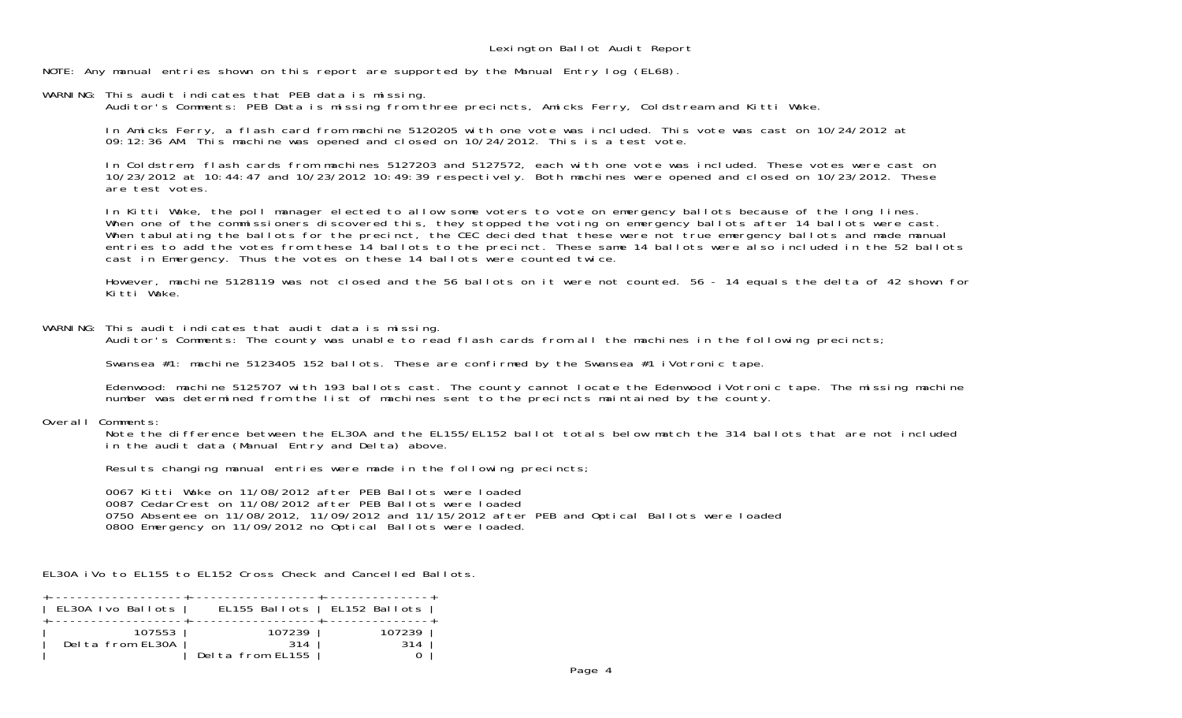# Lexington Ballot Audit Report

NOTE: Any manual entries shown on this report are supported by the Manual Entry log (EL68).

WARNING: This audit indicates that PEB data is missing.
Auditor's Comments: PEB Data is missing from three precincts, Amicks Ferry, Coldstream and Kitti Wake.

In Amicks Ferry, a flash card from machine 5120205 with one vote was included. This vote was cast on 10/24/2012 at 09:12:36 AM. This machine was opened and closed on 10/24/2012. This is a test vote.

In Coldstrem, flash cards from machines 5127203 and 5127572, each with one vote was included. These votes were cast on 10/23/2012 at 10:44:47 and 10/23/2012 10:49:39 respectively. Both machines were opened and closed on 10/23/2012. These are test votes.

In Kitti Wake, the poll manager elected to allow some voters to vote on emergency ballots because of the long lines. When one of the commissioners discovered this, they stopped the voting on emergency ballots after 14 ballots were cast. When tabulating the ballots for the precinct, the CEC decided that these were not true emergency ballots and made manual entries to add the votes from these 14 ballots to the precinct. These same 14 ballots were also included in the 52 ballots cast in Emergency. Thus the votes on these 14 ballots were counted twice.

However, machine 5128119 was not closed and the 56 ballots on it were not counted. 56 - 14 equals the delta of 42 shown for Kitti Wake.

WARNING: This audit indicates that audit data is missing.
Auditor's Comments: The county was unable to read flash cards from all the machines in the following precincts;

Swansea #1: machine 5123405 152 ballots. These are confirmed by the Swansea #1 iVotronic tape.

Edenwood: machine 5125707 with 193 ballots cast. The county cannot locate the Edenwood iVotronic tape. The missing machine number was determined from the list of machines sent to the precincts maintained by the county.

Overall Comments:
Note the difference between the EL30A and the EL155/EL152 ballot totals below match the 314 ballots that are not included in the audit data (Manual Entry and Delta) above.

Results changing manual entries were made in the following precincts;

0067 Kitti Wake on 11/08/2012 after PEB Ballots were loaded
0087 CedarCrest on 11/08/2012 after PEB Ballots were loaded
0750 Absentee on 11/08/2012, 11/09/2012 and 11/15/2012 after PEB and Optical Ballots were loaded
0800 Emergency on 11/09/2012 no Optical Ballots were loaded.

EL30A iVo to EL155 to EL152 Cross Check and Cancelled Ballots.

| EL30A Ivo Ballots | EL155 Ballots | EL152 Ballots |
|---|---|---|
| 107553 | 107239 | 107239 |
| Delta from EL30A | 314 | 314 |
| | Delta from EL155 | 0 |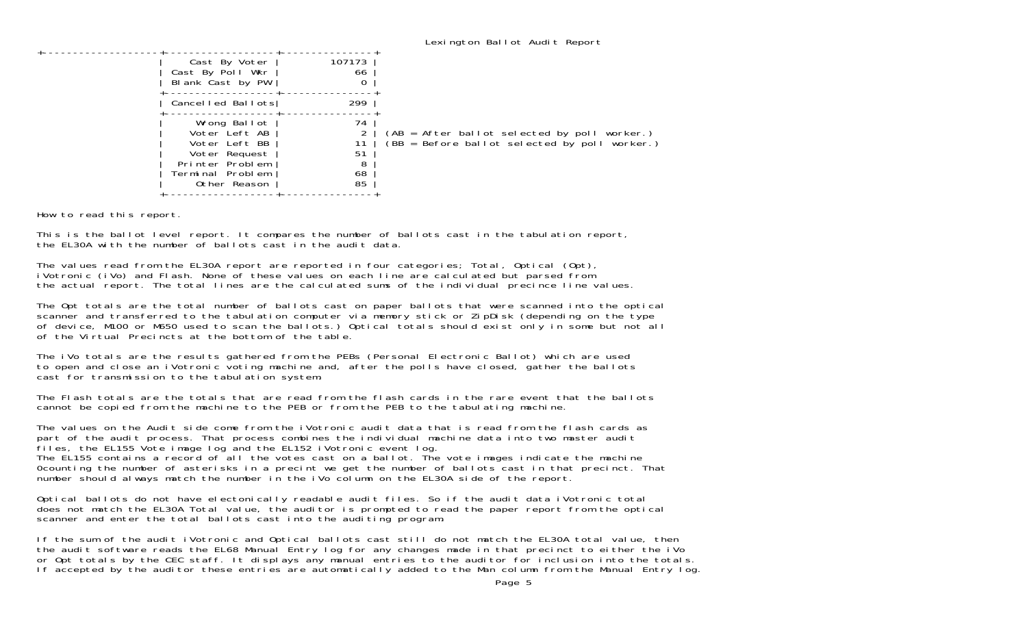Lexington Ballot Audit Report

| | |
|---|---|
| Cast By Voter | 107173 |
| Cast By Poll Wkr | 66 |
| Blank Cast by PW | 0 |
| Cancelled Ballots | 299 |
| Wrong Ballot | 74 |
| Voter Left AB | 2 |
| Voter Left BB | 11 |
| Voter Request | 51 |
| Printer Problem | 8 |
| Terminal Problem | 68 |
| Other Reason | 85 |

(AB = After ballot selected by poll worker.)
(BB = Before ballot selected by poll worker.)

How to read this report.

This is the ballot level report. It compares the number of ballots cast in the tabulation report, the EL30A with the number of ballots cast in the audit data.

The values read from the EL30A report are reported in four categories; Total, Optical (Opt), iVotronic (iVo) and Flash. None of these values on each line are calculated but parsed from the actual report. The total lines are the calculated sums of the individual precince line values.

The Opt totals are the total number of ballots cast on paper ballots that were scanned into the optical scanner and transferred to the tabulation computer via memory stick or ZipDisk (depending on the type of device, M100 or M650 used to scan the ballots.) Optical totals should exist only in some but not all of the Virtual Precincts at the bottom of the table.

The iVo totals are the results gathered from the PEBs (Personal Electronic Ballot) which are used to open and close an iVotronic voting machine and, after the polls have closed, gather the ballots cast for transmission to the tabulation system.

The Flash totals are the totals that are read from the flash cards in the rare event that the ballots cannot be copied from the machine to the PEB or from the PEB to the tabulating machine.

The values on the Audit side come from the iVotronic audit data that is read from the flash cards as part of the audit process. That process combines the individual machine data into two master audit files, the EL155 Vote image log and the EL152 iVotronic event log.
The EL155 contains a record of all the votes cast on a ballot. The vote images indicate the machine 0counting the number of asterisks in a precint we get the number of ballots cast in that precinct. That number should always match the number in the iVo column on the EL30A side of the report.

Optical ballots do not have electonically readable audit files. So if the audit data iVotronic total does not match the EL30A Total value, the auditor is prompted to read the paper report from the optical scanner and enter the total ballots cast into the auditing program.

If the sum of the audit iVotronic and Optical ballots cast still do not match the EL30A total value, then the audit software reads the EL68 Manual Entry log for any changes made in that precinct to either the iVo or Opt totals by the CEC staff. It displays any manual entries to the auditor for inclusion into the totals. If accepted by the auditor these entries are automatically added to the Man column from the Manual Entry log.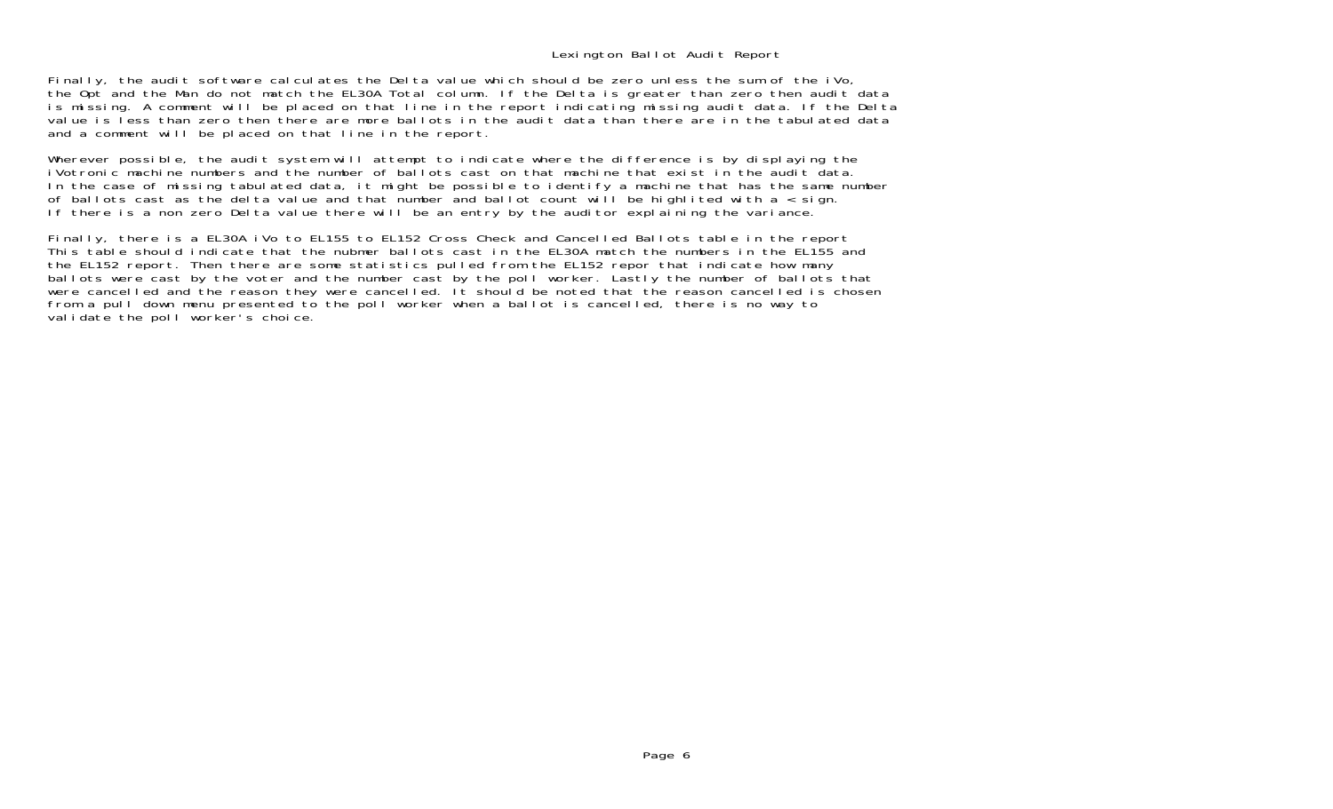Finally, the audit software calculates the Delta value which should be zero unless the sum of the iVo, the Opt and the Man do not match the EL30A Total column. If the Delta is greater than zero then audit data is missing. A comment will be placed on that line in the report indicating missing audit data. If the Delta value is less than zero then there are more ballots in the audit data than there are in the tabulated data and a comment will be placed on that line in the report.

Wherever possible, the audit system will attempt to indicate where the difference is by displaying the iVotronic machine numbers and the number of ballots cast on that machine that exist in the audit data. In the case of missing tabulated data, it might be possible to identify a machine that has the same number of ballots cast as the delta value and that number and ballot count will be highlited with a < sign. If there is a non zero Delta value there will be an entry by the auditor explaining the variance.

Finally, there is a EL30A iVo to EL155 to EL152 Cross Check and Cancelled Ballots table in the report This table should indicate that the nubmer ballots cast in the EL30A match the numbers in the EL155 and the EL152 report. Then there are some statistics pulled from the EL152 repor that indicate how many ballots were cast by the voter and the number cast by the poll worker. Lastly the number of ballots that were cancelled and the reason they were cancelled. It should be noted that the reason cancelled is chosen from a pull down menu presented to the poll worker when a ballot is cancelled, there is no way to validate the poll worker's choice.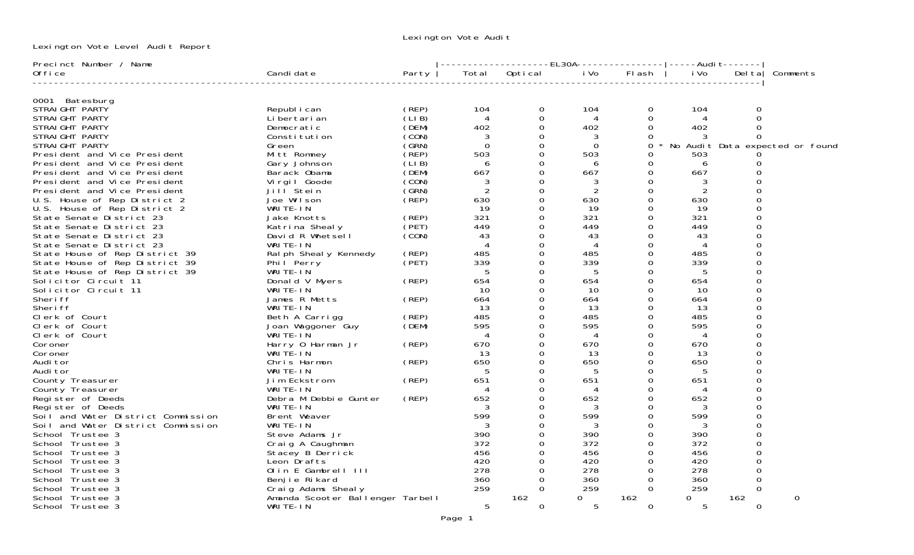Lexington Vote Audit

Lexington Vote Level Audit Report

| Precinct Number / Name Office | Candidate | Party | EL30A Total | EL30A Optical | EL30A iVo | EL30A Flash | Audit iVo | Audit Delta | Comments |
|---|---|---|---|---|---|---|---|---|---|
| **0001 Batesburg** | | | | | | | | | |
| STRAIGHT PARTY | Republican | (REP) | 104 | 0 | 104 | 0 | 104 | 0 | |
| STRAIGHT PARTY | Libertarian | (LIB) | 4 | 0 | 4 | 0 | 4 | 0 | |
| STRAIGHT PARTY | Democratic | (DEM) | 402 | 0 | 402 | 0 | 402 | 0 | |
| STRAIGHT PARTY | Constitution | (CON) | 3 | 0 | 3 | 0 | 3 | 0 | |
| STRAIGHT PARTY | Green | (GRN) | 0 | 0 | 0 | 0 | | | * No Audit Data expected or found |
| President and Vice President | Mitt Romney | (REP) | 503 | 0 | 503 | 0 | 503 | 0 | |
| President and Vice President | Gary Johnson | (LIB) | 6 | 0 | 6 | 0 | 6 | 0 | |
| President and Vice President | Barack Obama | (DEM) | 667 | 0 | 667 | 0 | 667 | 0 | |
| President and Vice President | Virgil Goode | (CON) | 3 | 0 | 3 | 0 | 3 | 0 | |
| President and Vice President | Jill Stein | (GRN) | 2 | 0 | 2 | 0 | 2 | 0 | |
| U.S. House of Rep District 2 | Joe Wilson | (REP) | 630 | 0 | 630 | 0 | 630 | 0 | |
| U.S. House of Rep District 2 | WRITE-IN | | 19 | 0 | 19 | 0 | 19 | 0 | |
| State Senate District 23 | Jake Knotts | (REP) | 321 | 0 | 321 | 0 | 321 | 0 | |
| State Senate District 23 | Katrina Shealy | (PET) | 449 | 0 | 449 | 0 | 449 | 0 | |
| State Senate District 23 | David R Whetsell | (CON) | 43 | 0 | 43 | 0 | 43 | 0 | |
| State Senate District 23 | WRITE-IN | | 4 | 0 | 4 | 0 | 4 | 0 | |
| State House of Rep District 39 | Ralph Shealy Kennedy | (REP) | 485 | 0 | 485 | 0 | 485 | 0 | |
| State House of Rep District 39 | Phil Perry | (PET) | 339 | 0 | 339 | 0 | 339 | 0 | |
| State House of Rep District 39 | WRITE-IN | | 5 | 0 | 5 | 0 | 5 | 0 | |
| Solicitor Circuit 11 | Donald V Myers | (REP) | 654 | 0 | 654 | 0 | 654 | 0 | |
| Solicitor Circuit 11 | WRITE-IN | | 10 | 0 | 10 | 0 | 10 | 0 | |
| Sheriff | James R Metts | (REP) | 664 | 0 | 664 | 0 | 664 | 0 | |
| Sheriff | WRITE-IN | | 13 | 0 | 13 | 0 | 13 | 0 | |
| Clerk of Court | Beth A Carrigg | (REP) | 485 | 0 | 485 | 0 | 485 | 0 | |
| Clerk of Court | Joan Waggoner Guy | (DEM) | 595 | 0 | 595 | 0 | 595 | 0 | |
| Clerk of Court | WRITE-IN | | 4 | 0 | 4 | 0 | 4 | 0 | |
| Coroner | Harry O Harman Jr | (REP) | 670 | 0 | 670 | 0 | 670 | 0 | |
| Coroner | WRITE-IN | | 13 | 0 | 13 | 0 | 13 | 0 | |
| Auditor | Chris Harmon | (REP) | 650 | 0 | 650 | 0 | 650 | 0 | |
| Auditor | WRITE-IN | | 5 | 0 | 5 | 0 | 5 | 0 | |
| County Treasurer | Jim Eckstrom | (REP) | 651 | 0 | 651 | 0 | 651 | 0 | |
| County Treasurer | WRITE-IN | | 4 | 0 | 4 | 0 | 4 | 0 | |
| Register of Deeds | Debra M Debbie Gunter | (REP) | 652 | 0 | 652 | 0 | 652 | 0 | |
| Register of Deeds | WRITE-IN | | 3 | 0 | 3 | 0 | 3 | 0 | |
| Soil and Water District Commission | Brent Weaver | | 599 | 0 | 599 | 0 | 599 | 0 | |
| Soil and Water District Commission | WRITE-IN | | 3 | 0 | 3 | 0 | 3 | 0 | |
| School Trustee 3 | Steve Adams Jr | | 390 | 0 | 390 | 0 | 390 | 0 | |
| School Trustee 3 | Craig A Caughman | | 372 | 0 | 372 | 0 | 372 | 0 | |
| School Trustee 3 | Stacey B Derrick | | 456 | 0 | 456 | 0 | 456 | 0 | |
| School Trustee 3 | Leon Drafts | | 420 | 0 | 420 | 0 | 420 | 0 | |
| School Trustee 3 | Olin E Gambrell III | | 278 | 0 | 278 | 0 | 278 | 0 | |
| School Trustee 3 | Benjie Rikard | | 360 | 0 | 360 | 0 | 360 | 0 | |
| School Trustee 3 | Craig Adams Shealy | | 259 | 0 | 259 | 0 | 259 | 0 | |
| School Trustee 3 | Amanda Scooter Ballenger Tarbell | | 162 | 0 | 162 | 0 | 162 | 0 | |
| School Trustee 3 | WRITE-IN | | 5 | 0 | 5 | 0 | 5 | 0 | |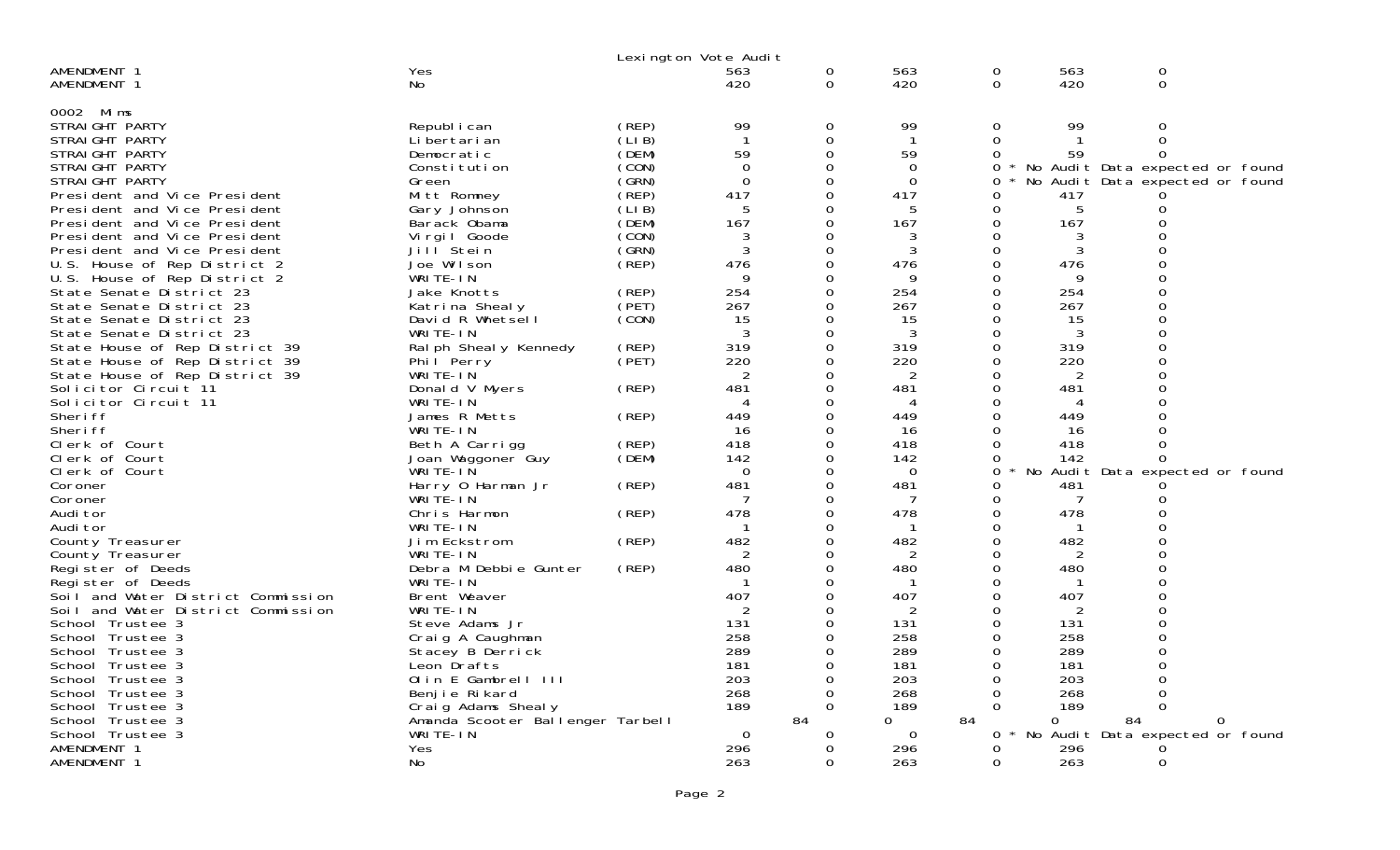Lexington Vote Audit

| | | | | | | | | |
|---|---|---|---|---|---|---|---|---|
| AMENDMENT 1 | Yes | | 563 | 0 | 563 | 0 | 563 | 0 |
| AMENDMENT 1 | No | | 420 | 0 | 420 | 0 | 420 | 0 |

0002 Mims

| | | | | | | | | |
|---|---|---|---|---|---|---|---|---|
| STRAIGHT PARTY | Republican | (REP) | 99 | 0 | 99 | 0 | 99 | 0 |
| STRAIGHT PARTY | Libertarian | (LIB) | 1 | 0 | 1 | 0 | 1 | 0 |
| STRAIGHT PARTY | Democratic | (DEM) | 59 | 0 | 59 | 0 | 59 | 0 |
| STRAIGHT PARTY | Constitution | (CON) | 0 | 0 | 0 | 0 * No Audit Data expected or found | | |
| STRAIGHT PARTY | Green | (GRN) | 0 | 0 | 0 | 0 * No Audit Data expected or found | | |
| President and Vice President | Mitt Romney | (REP) | 417 | 0 | 417 | 0 | 417 | 0 |
| President and Vice President | Gary Johnson | (LIB) | 5 | 0 | 5 | 0 | 5 | 0 |
| President and Vice President | Barack Obama | (DEM) | 167 | 0 | 167 | 0 | 167 | 0 |
| President and Vice President | Virgil Goode | (CON) | 3 | 0 | 3 | 0 | 3 | 0 |
| President and Vice President | Jill Stein | (GRN) | 3 | 0 | 3 | 0 | 3 | 0 |
| U.S. House of Rep District 2 | Joe Wilson | (REP) | 476 | 0 | 476 | 0 | 476 | 0 |
| U.S. House of Rep District 2 | WRITE-IN | | 9 | 0 | 9 | 0 | 9 | 0 |
| State Senate District 23 | Jake Knotts | (REP) | 254 | 0 | 254 | 0 | 254 | 0 |
| State Senate District 23 | Katrina Shealy | (PET) | 267 | 0 | 267 | 0 | 267 | 0 |
| State Senate District 23 | David R Whetsell | (CON) | 15 | 0 | 15 | 0 | 15 | 0 |
| State Senate District 23 | WRITE-IN | | 3 | 0 | 3 | 0 | 3 | 0 |
| State House of Rep District 39 | Ralph Shealy Kennedy | (REP) | 319 | 0 | 319 | 0 | 319 | 0 |
| State House of Rep District 39 | Phil Perry | (PET) | 220 | 0 | 220 | 0 | 220 | 0 |
| State House of Rep District 39 | WRITE-IN | | 2 | 0 | 2 | 0 | 2 | 0 |
| Solicitor Circuit 11 | Donald V Myers | (REP) | 481 | 0 | 481 | 0 | 481 | 0 |
| Solicitor Circuit 11 | WRITE-IN | | 4 | 0 | 4 | 0 | 4 | 0 |
| Sheriff | James R Metts | (REP) | 449 | 0 | 449 | 0 | 449 | 0 |
| Sheriff | WRITE-IN | | 16 | 0 | 16 | 0 | 16 | 0 |
| Clerk of Court | Beth A Carrigg | (REP) | 418 | 0 | 418 | 0 | 418 | 0 |
| Clerk of Court | Joan Waggoner Guy | (DEM) | 142 | 0 | 142 | 0 | 142 | 0 |
| Clerk of Court | WRITE-IN | | 0 | 0 | 0 | 0 * No Audit Data expected or found | | |
| Coroner | Harry O Harman Jr | (REP) | 481 | 0 | 481 | 0 | 481 | 0 |
| Coroner | WRITE-IN | | 7 | 0 | 7 | 0 | 7 | 0 |
| Auditor | Chris Harmon | (REP) | 478 | 0 | 478 | 0 | 478 | 0 |
| Auditor | WRITE-IN | | 1 | 0 | 1 | 0 | 1 | 0 |
| County Treasurer | Jim Eckstrom | (REP) | 482 | 0 | 482 | 0 | 482 | 0 |
| County Treasurer | WRITE-IN | | 2 | 0 | 2 | 0 | 2 | 0 |
| Register of Deeds | Debra M Debbie Gunter | (REP) | 480 | 0 | 480 | 0 | 480 | 0 |
| Register of Deeds | WRITE-IN | | 1 | 0 | 1 | 0 | 1 | 0 |
| Soil and Water District Commission | Brent Weaver | | 407 | 0 | 407 | 0 | 407 | 0 |
| Soil and Water District Commission | WRITE-IN | | 2 | 0 | 2 | 0 | 2 | 0 |
| School Trustee 3 | Steve Adams Jr | | 131 | 0 | 131 | 0 | 131 | 0 |
| School Trustee 3 | Craig A Caughman | | 258 | 0 | 258 | 0 | 258 | 0 |
| School Trustee 3 | Stacey B Derrick | | 289 | 0 | 289 | 0 | 289 | 0 |
| School Trustee 3 | Leon Drafts | | 181 | 0 | 181 | 0 | 181 | 0 |
| School Trustee 3 | Olin E Gambrell III | | 203 | 0 | 203 | 0 | 203 | 0 |
| School Trustee 3 | Benjie Rikard | | 268 | 0 | 268 | 0 | 268 | 0 |
| School Trustee 3 | Craig Adams Shealy | | 189 | 0 | 189 | 0 | 189 | 0 |
| School Trustee 3 | Amanda Scooter Ballenger Tarbell | | 84 | 0 | 84 | 0 | 84 | 0 |
| School Trustee 3 | WRITE-IN | | 0 | 0 | 0 | 0 * No Audit Data expected or found | | |
| AMENDMENT 1 | Yes | | 296 | 0 | 296 | 0 | 296 | 0 |
| AMENDMENT 1 | No | | 263 | 0 | 263 | 0 | 263 | 0 |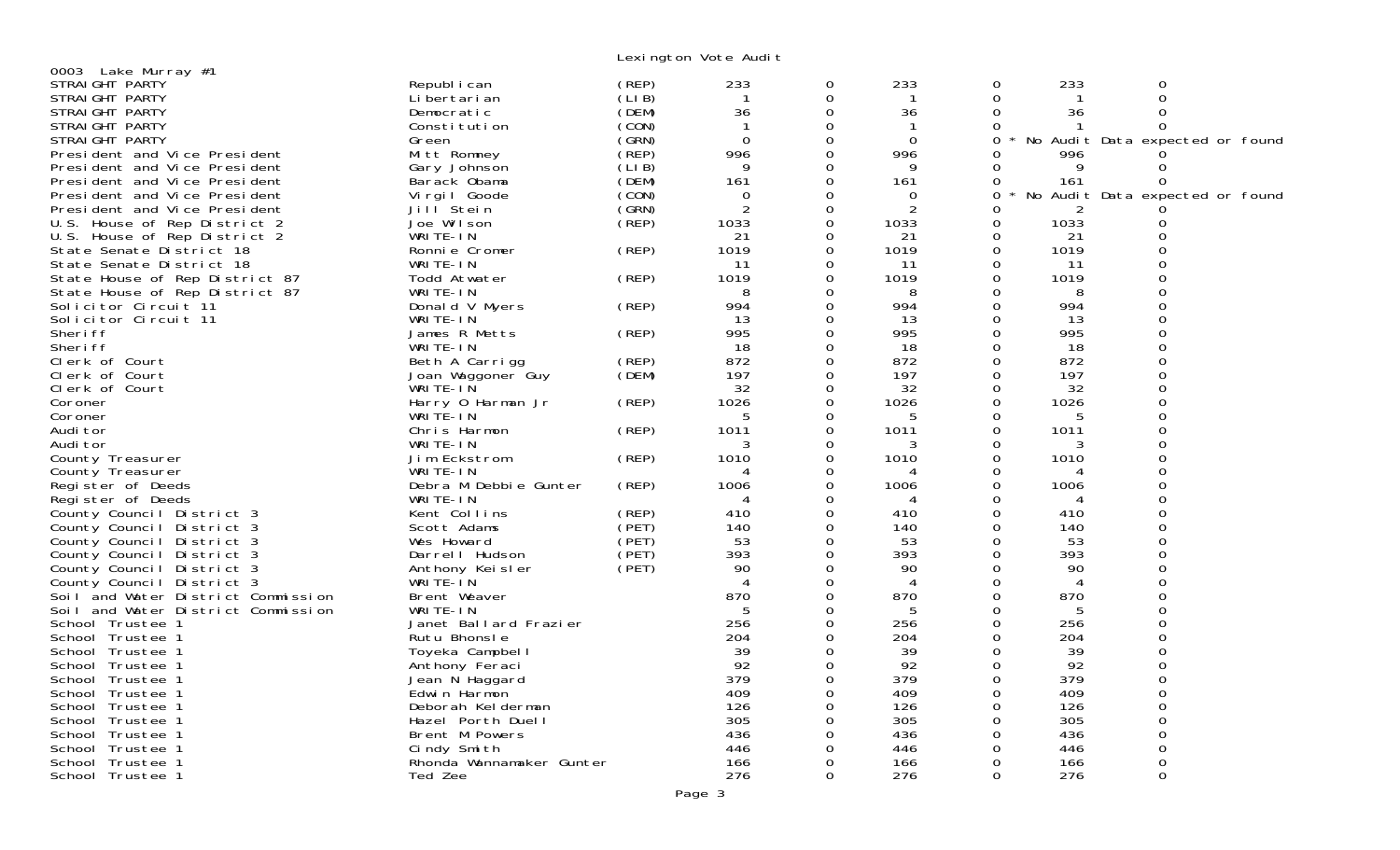Lexington Vote Audit

0003 Lake Murray #1

| Contest | Candidate | Party | | | | | | |
|---|---|---|---|---|---|---|---|---|
| STRAIGHT PARTY | Republican | (REP) | 233 | 0 | 233 | 0 | 233 | 0 |
| STRAIGHT PARTY | Libertarian | (LIB) | 1 | 0 | 1 | 0 | 1 | 0 |
| STRAIGHT PARTY | Democratic | (DEM) | 36 | 0 | 36 | 0 | 36 | 0 |
| STRAIGHT PARTY | Constitution | (CON) | 1 | 0 | 1 | 0 | 1 | 0 |
| STRAIGHT PARTY | Green | (GRN) | 0 | 0 | 0 | 0 * | No Audit Data expected or found | |
| President and Vice President | Mitt Romney | (REP) | 996 | 0 | 996 | 0 | 996 | 0 |
| President and Vice President | Gary Johnson | (LIB) | 9 | 0 | 9 | 0 | 9 | 0 |
| President and Vice President | Barack Obama | (DEM) | 161 | 0 | 161 | 0 | 161 | 0 |
| President and Vice President | Virgil Goode | (CON) | 0 | 0 | 0 | 0 * | No Audit Data expected or found | |
| President and Vice President | Jill Stein | (GRN) | 2 | 0 | 2 | 0 | 2 | 0 |
| U.S. House of Rep District 2 | Joe Wilson | (REP) | 1033 | 0 | 1033 | 0 | 1033 | 0 |
| U.S. House of Rep District 2 | WRITE-IN | | 21 | 0 | 21 | 0 | 21 | 0 |
| State Senate District 18 | Ronnie Cromer | (REP) | 1019 | 0 | 1019 | 0 | 1019 | 0 |
| State Senate District 18 | WRITE-IN | | 11 | 0 | 11 | 0 | 11 | 0 |
| State House of Rep District 87 | Todd Atwater | (REP) | 1019 | 0 | 1019 | 0 | 1019 | 0 |
| State House of Rep District 87 | WRITE-IN | | 8 | 0 | 8 | 0 | 8 | 0 |
| Solicitor Circuit 11 | Donald V Myers | (REP) | 994 | 0 | 994 | 0 | 994 | 0 |
| Solicitor Circuit 11 | WRITE-IN | | 13 | 0 | 13 | 0 | 13 | 0 |
| Sheriff | James R Metts | (REP) | 995 | 0 | 995 | 0 | 995 | 0 |
| Sheriff | WRITE-IN | | 18 | 0 | 18 | 0 | 18 | 0 |
| Clerk of Court | Beth A Carrigg | (REP) | 872 | 0 | 872 | 0 | 872 | 0 |
| Clerk of Court | Joan Waggoner Guy | (DEM) | 197 | 0 | 197 | 0 | 197 | 0 |
| Clerk of Court | WRITE-IN | | 32 | 0 | 32 | 0 | 32 | 0 |
| Coroner | Harry O Harman Jr | (REP) | 1026 | 0 | 1026 | 0 | 1026 | 0 |
| Coroner | WRITE-IN | | 5 | 0 | 5 | 0 | 5 | 0 |
| Auditor | Chris Harmon | (REP) | 1011 | 0 | 1011 | 0 | 1011 | 0 |
| Auditor | WRITE-IN | | 3 | 0 | 3 | 0 | 3 | 0 |
| County Treasurer | Jim Eckstrom | (REP) | 1010 | 0 | 1010 | 0 | 1010 | 0 |
| County Treasurer | WRITE-IN | | 4 | 0 | 4 | 0 | 4 | 0 |
| Register of Deeds | Debra M Debbie Gunter | (REP) | 1006 | 0 | 1006 | 0 | 1006 | 0 |
| Register of Deeds | WRITE-IN | | 4 | 0 | 4 | 0 | 4 | 0 |
| County Council District 3 | Kent Collins | (REP) | 410 | 0 | 410 | 0 | 410 | 0 |
| County Council District 3 | Scott Adams | (PET) | 140 | 0 | 140 | 0 | 140 | 0 |
| County Council District 3 | Wes Howard | (PET) | 53 | 0 | 53 | 0 | 53 | 0 |
| County Council District 3 | Darrell Hudson | (PET) | 393 | 0 | 393 | 0 | 393 | 0 |
| County Council District 3 | Anthony Keisler | (PET) | 90 | 0 | 90 | 0 | 90 | 0 |
| County Council District 3 | WRITE-IN | | 4 | 0 | 4 | 0 | 4 | 0 |
| Soil and Water District Commission | Brent Weaver | | 870 | 0 | 870 | 0 | 870 | 0 |
| Soil and Water District Commission | WRITE-IN | | 5 | 0 | 5 | 0 | 5 | 0 |
| School Trustee 1 | Janet Ballard Frazier | | 256 | 0 | 256 | 0 | 256 | 0 |
| School Trustee 1 | Rutu Bhonsle | | 204 | 0 | 204 | 0 | 204 | 0 |
| School Trustee 1 | Toyeka Campbell | | 39 | 0 | 39 | 0 | 39 | 0 |
| School Trustee 1 | Anthony Feraci | | 92 | 0 | 92 | 0 | 92 | 0 |
| School Trustee 1 | Jean N Haggard | | 379 | 0 | 379 | 0 | 379 | 0 |
| School Trustee 1 | Edwin Harmon | | 409 | 0 | 409 | 0 | 409 | 0 |
| School Trustee 1 | Deborah Kelderman | | 126 | 0 | 126 | 0 | 126 | 0 |
| School Trustee 1 | Hazel Porth Duell | | 305 | 0 | 305 | 0 | 305 | 0 |
| School Trustee 1 | Brent M Powers | | 436 | 0 | 436 | 0 | 436 | 0 |
| School Trustee 1 | Cindy Smith | | 446 | 0 | 446 | 0 | 446 | 0 |
| School Trustee 1 | Rhonda Wannamaker Gunter | | 166 | 0 | 166 | 0 | 166 | 0 |
| School Trustee 1 | Ted Zee | | 276 | 0 | 276 | 0 | 276 | 0 |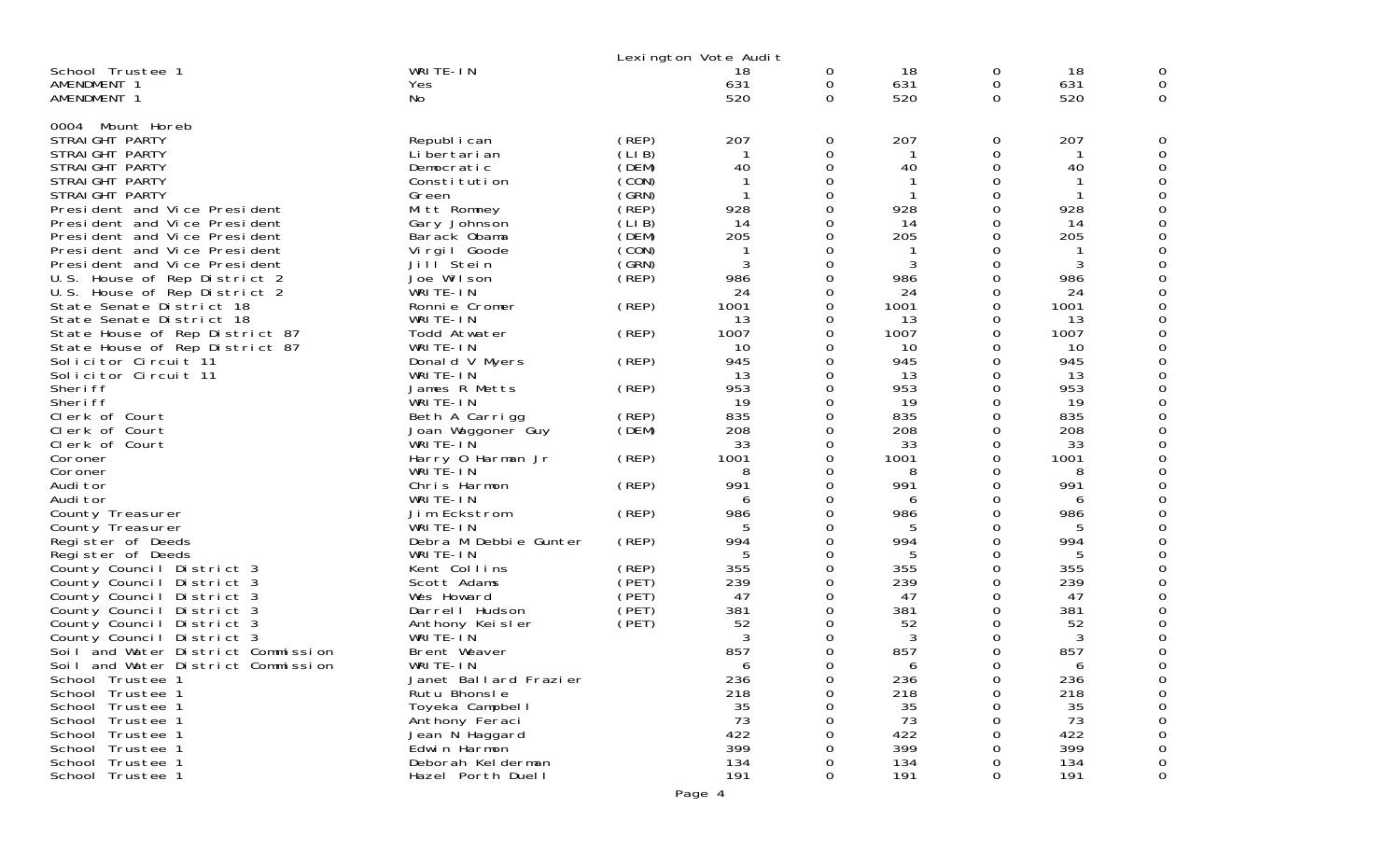Lexington Vote Audit

| | | | | | | | | |
|---|---|---|---|---|---|---|---|---|
| School Trustee 1 | WRITE-IN | | 18 | 0 | 18 | 0 | 18 | 0 |
| AMENDMENT 1 | Yes | | 631 | 0 | 631 | 0 | 631 | 0 |
| AMENDMENT 1 | No | | 520 | 0 | 520 | 0 | 520 | 0 |

0004 Mount Horeb

| | | | | | | | | |
|---|---|---|---|---|---|---|---|---|
| STRAIGHT PARTY | Republican | (REP) | 207 | 0 | 207 | 0 | 207 | 0 |
| STRAIGHT PARTY | Libertarian | (LIB) | 1 | 0 | 1 | 0 | 1 | 0 |
| STRAIGHT PARTY | Democratic | (DEM) | 40 | 0 | 40 | 0 | 40 | 0 |
| STRAIGHT PARTY | Constitution | (CON) | 1 | 0 | 1 | 0 | 1 | 0 |
| STRAIGHT PARTY | Green | (GRN) | 1 | 0 | 1 | 0 | 1 | 0 |
| President and Vice President | Mitt Romney | (REP) | 928 | 0 | 928 | 0 | 928 | 0 |
| President and Vice President | Gary Johnson | (LIB) | 14 | 0 | 14 | 0 | 14 | 0 |
| President and Vice President | Barack Obama | (DEM) | 205 | 0 | 205 | 0 | 205 | 0 |
| President and Vice President | Virgil Goode | (CON) | 1 | 0 | 1 | 0 | 1 | 0 |
| President and Vice President | Jill Stein | (GRN) | 3 | 0 | 3 | 0 | 3 | 0 |
| U.S. House of Rep District 2 | Joe Wilson | (REP) | 986 | 0 | 986 | 0 | 986 | 0 |
| U.S. House of Rep District 2 | WRITE-IN | | 24 | 0 | 24 | 0 | 24 | 0 |
| State Senate District 18 | Ronnie Cromer | (REP) | 1001 | 0 | 1001 | 0 | 1001 | 0 |
| State Senate District 18 | WRITE-IN | | 13 | 0 | 13 | 0 | 13 | 0 |
| State House of Rep District 87 | Todd Atwater | (REP) | 1007 | 0 | 1007 | 0 | 1007 | 0 |
| State House of Rep District 87 | WRITE-IN | | 10 | 0 | 10 | 0 | 10 | 0 |
| Solicitor Circuit 11 | Donald V Myers | (REP) | 945 | 0 | 945 | 0 | 945 | 0 |
| Solicitor Circuit 11 | WRITE-IN | | 13 | 0 | 13 | 0 | 13 | 0 |
| Sheriff | James R Metts | (REP) | 953 | 0 | 953 | 0 | 953 | 0 |
| Sheriff | WRITE-IN | | 19 | 0 | 19 | 0 | 19 | 0 |
| Clerk of Court | Beth A Carrigg | (REP) | 835 | 0 | 835 | 0 | 835 | 0 |
| Clerk of Court | Joan Waggoner Guy | (DEM) | 208 | 0 | 208 | 0 | 208 | 0 |
| Clerk of Court | WRITE-IN | | 33 | 0 | 33 | 0 | 33 | 0 |
| Coroner | Harry O Harman Jr | (REP) | 1001 | 0 | 1001 | 0 | 1001 | 0 |
| Coroner | WRITE-IN | | 8 | 0 | 8 | 0 | 8 | 0 |
| Auditor | Chris Harmon | (REP) | 991 | 0 | 991 | 0 | 991 | 0 |
| Auditor | WRITE-IN | | 6 | 0 | 6 | 0 | 6 | 0 |
| County Treasurer | Jim Eckstrom | (REP) | 986 | 0 | 986 | 0 | 986 | 0 |
| County Treasurer | WRITE-IN | | 5 | 0 | 5 | 0 | 5 | 0 |
| Register of Deeds | Debra M Debbie Gunter | (REP) | 994 | 0 | 994 | 0 | 994 | 0 |
| Register of Deeds | WRITE-IN | | 5 | 0 | 5 | 0 | 5 | 0 |
| County Council District 3 | Kent Collins | (REP) | 355 | 0 | 355 | 0 | 355 | 0 |
| County Council District 3 | Scott Adams | (PET) | 239 | 0 | 239 | 0 | 239 | 0 |
| County Council District 3 | Wes Howard | (PET) | 47 | 0 | 47 | 0 | 47 | 0 |
| County Council District 3 | Darrell Hudson | (PET) | 381 | 0 | 381 | 0 | 381 | 0 |
| County Council District 3 | Anthony Keisler | (PET) | 52 | 0 | 52 | 0 | 52 | 0 |
| County Council District 3 | WRITE-IN | | 3 | 0 | 3 | 0 | 3 | 0 |
| Soil and Water District Commission | Brent Weaver | | 857 | 0 | 857 | 0 | 857 | 0 |
| Soil and Water District Commission | WRITE-IN | | 6 | 0 | 6 | 0 | 6 | 0 |
| School Trustee 1 | Janet Ballard Frazier | | 236 | 0 | 236 | 0 | 236 | 0 |
| School Trustee 1 | Rutu Bhonsle | | 218 | 0 | 218 | 0 | 218 | 0 |
| School Trustee 1 | Toyeka Campbell | | 35 | 0 | 35 | 0 | 35 | 0 |
| School Trustee 1 | Anthony Feraci | | 73 | 0 | 73 | 0 | 73 | 0 |
| School Trustee 1 | Jean N Haggard | | 422 | 0 | 422 | 0 | 422 | 0 |
| School Trustee 1 | Edwin Harmon | | 399 | 0 | 399 | 0 | 399 | 0 |
| School Trustee 1 | Deborah Kelderman | | 134 | 0 | 134 | 0 | 134 | 0 |
| School Trustee 1 | Hazel Porth Duell | | 191 | 0 | 191 | 0 | 191 | 0 |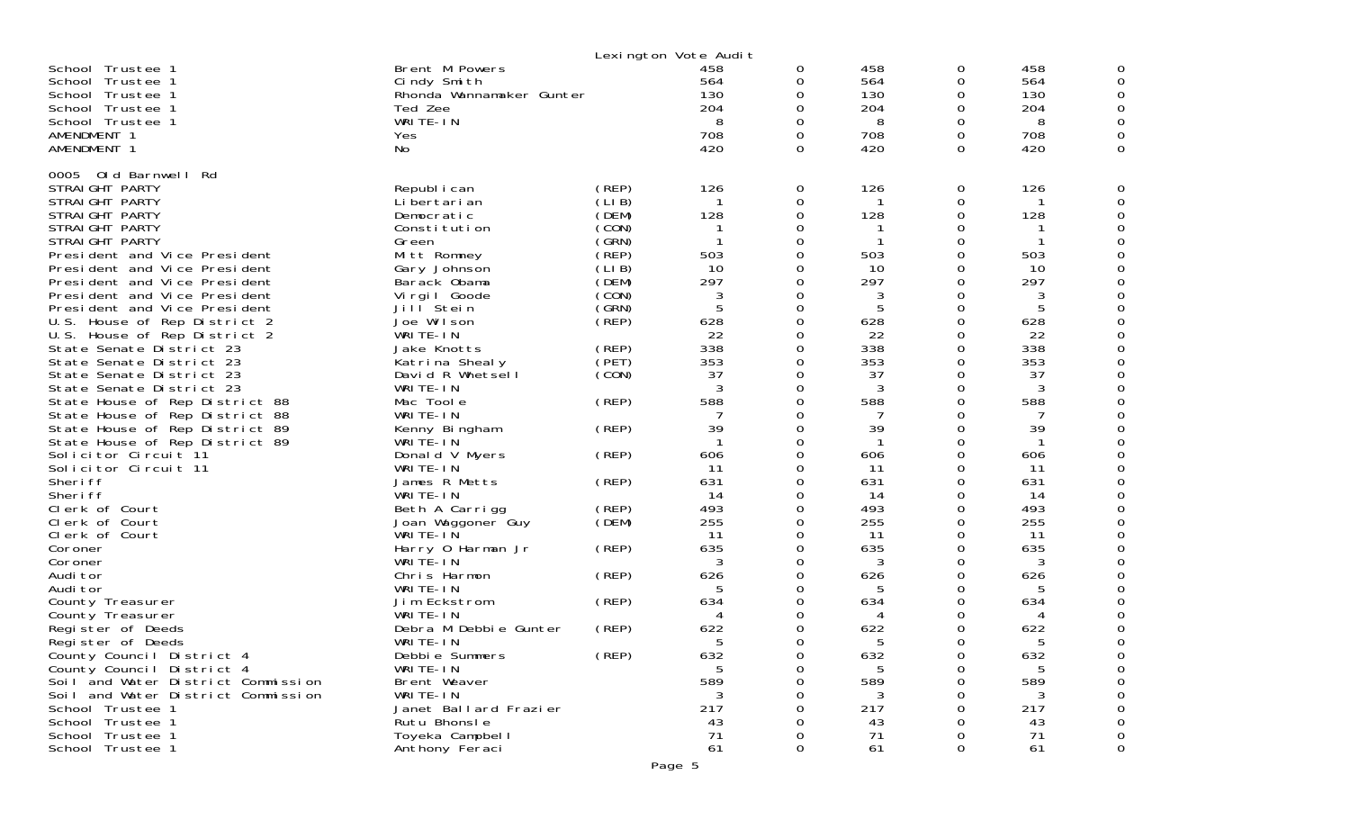Lexington Vote Audit

| | | | | | | | | |
|---|---|---|---|---|---|---|---|---|
| School Trustee 1 | Brent M Powers | | 458 | 0 | 458 | 0 | 458 | 0 |
| School Trustee 1 | Cindy Smith | | 564 | 0 | 564 | 0 | 564 | 0 |
| School Trustee 1 | Rhonda Wannamaker Gunter | | 130 | 0 | 130 | 0 | 130 | 0 |
| School Trustee 1 | Ted Zee | | 204 | 0 | 204 | 0 | 204 | 0 |
| School Trustee 1 | WRITE-IN | | 8 | 0 | 8 | 0 | 8 | 0 |
| AMENDMENT 1 | Yes | | 708 | 0 | 708 | 0 | 708 | 0 |
| AMENDMENT 1 | No | | 420 | 0 | 420 | 0 | 420 | 0 |

0005 Old Barnwell Rd

| | | | | | | | | |
|---|---|---|---|---|---|---|---|---|
| STRAIGHT PARTY | Republican | (REP) | 126 | 0 | 126 | 0 | 126 | 0 |
| STRAIGHT PARTY | Libertarian | (LIB) | 1 | 0 | 1 | 0 | 1 | 0 |
| STRAIGHT PARTY | Democratic | (DEM) | 128 | 0 | 128 | 0 | 128 | 0 |
| STRAIGHT PARTY | Constitution | (CON) | 1 | 0 | 1 | 0 | 1 | 0 |
| STRAIGHT PARTY | Green | (GRN) | 1 | 0 | 1 | 0 | 1 | 0 |
| President and Vice President | Mitt Romney | (REP) | 503 | 0 | 503 | 0 | 503 | 0 |
| President and Vice President | Gary Johnson | (LIB) | 10 | 0 | 10 | 0 | 10 | 0 |
| President and Vice President | Barack Obama | (DEM) | 297 | 0 | 297 | 0 | 297 | 0 |
| President and Vice President | Virgil Goode | (CON) | 3 | 0 | 3 | 0 | 3 | 0 |
| President and Vice President | Jill Stein | (GRN) | 5 | 0 | 5 | 0 | 5 | 0 |
| U.S. House of Rep District 2 | Joe Wilson | (REP) | 628 | 0 | 628 | 0 | 628 | 0 |
| U.S. House of Rep District 2 | WRITE-IN | | 22 | 0 | 22 | 0 | 22 | 0 |
| State Senate District 23 | Jake Knotts | (REP) | 338 | 0 | 338 | 0 | 338 | 0 |
| State Senate District 23 | Katrina Shealy | (PET) | 353 | 0 | 353 | 0 | 353 | 0 |
| State Senate District 23 | David R Whetsell | (CON) | 37 | 0 | 37 | 0 | 37 | 0 |
| State Senate District 23 | WRITE-IN | | 3 | 0 | 3 | 0 | 3 | 0 |
| State House of Rep District 88 | Mac Toole | (REP) | 588 | 0 | 588 | 0 | 588 | 0 |
| State House of Rep District 88 | WRITE-IN | | 7 | 0 | 7 | 0 | 7 | 0 |
| State House of Rep District 89 | Kenny Bingham | (REP) | 39 | 0 | 39 | 0 | 39 | 0 |
| State House of Rep District 89 | WRITE-IN | | 1 | 0 | 1 | 0 | 1 | 0 |
| Solicitor Circuit 11 | Donald V Myers | (REP) | 606 | 0 | 606 | 0 | 606 | 0 |
| Solicitor Circuit 11 | WRITE-IN | | 11 | 0 | 11 | 0 | 11 | 0 |
| Sheriff | James R Metts | (REP) | 631 | 0 | 631 | 0 | 631 | 0 |
| Sheriff | WRITE-IN | | 14 | 0 | 14 | 0 | 14 | 0 |
| Clerk of Court | Beth A Carrigg | (REP) | 493 | 0 | 493 | 0 | 493 | 0 |
| Clerk of Court | Joan Waggoner Guy | (DEM) | 255 | 0 | 255 | 0 | 255 | 0 |
| Clerk of Court | WRITE-IN | | 11 | 0 | 11 | 0 | 11 | 0 |
| Coroner | Harry O Harman Jr | (REP) | 635 | 0 | 635 | 0 | 635 | 0 |
| Coroner | WRITE-IN | | 3 | 0 | 3 | 0 | 3 | 0 |
| Auditor | Chris Harmon | (REP) | 626 | 0 | 626 | 0 | 626 | 0 |
| Auditor | WRITE-IN | | 5 | 0 | 5 | 0 | 5 | 0 |
| County Treasurer | Jim Eckstrom | (REP) | 634 | 0 | 634 | 0 | 634 | 0 |
| County Treasurer | WRITE-IN | | 4 | 0 | 4 | 0 | 4 | 0 |
| Register of Deeds | Debra M Debbie Gunter | (REP) | 622 | 0 | 622 | 0 | 622 | 0 |
| Register of Deeds | WRITE-IN | | 5 | 0 | 5 | 0 | 5 | 0 |
| County Council District 4 | Debbie Summers | (REP) | 632 | 0 | 632 | 0 | 632 | 0 |
| County Council District 4 | WRITE-IN | | 5 | 0 | 5 | 0 | 5 | 0 |
| Soil and Water District Commission | Brent Weaver | | 589 | 0 | 589 | 0 | 589 | 0 |
| Soil and Water District Commission | WRITE-IN | | 3 | 0 | 3 | 0 | 3 | 0 |
| School Trustee 1 | Janet Ballard Frazier | | 217 | 0 | 217 | 0 | 217 | 0 |
| School Trustee 1 | Rutu Bhonsle | | 43 | 0 | 43 | 0 | 43 | 0 |
| School Trustee 1 | Toyeka Campbell | | 71 | 0 | 71 | 0 | 71 | 0 |
| School Trustee 1 | Anthony Feraci | | 61 | 0 | 61 | 0 | 61 | 0 |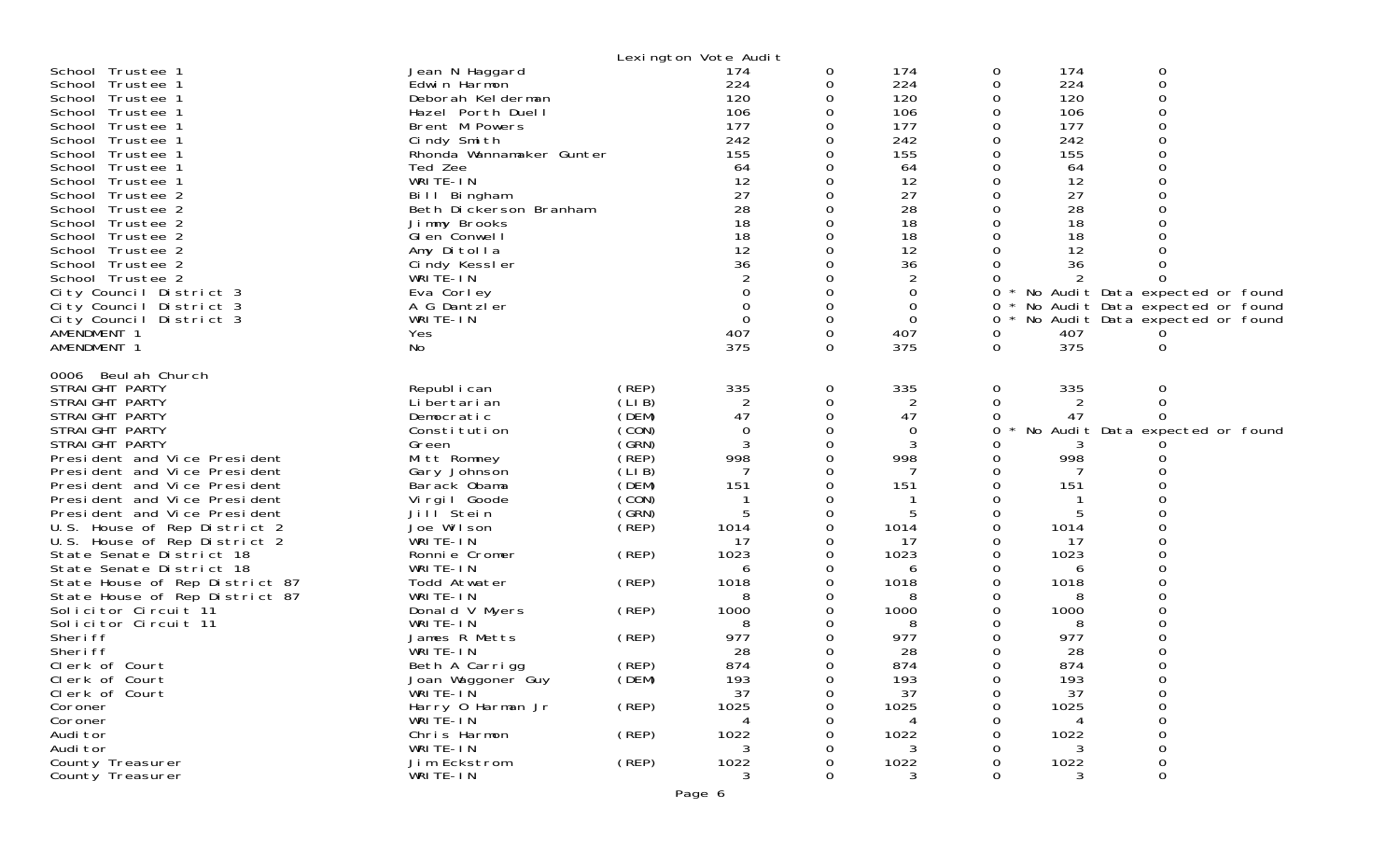Lexington Vote Audit

| Contest | Candidate | Party | | | | | | |
|---|---|---|---|---|---|---|---|---|
| School Trustee 1 | Jean N Haggard | | 174 | 0 | 174 | 0 | 174 | 0 |
| School Trustee 1 | Edwin Harmon | | 224 | 0 | 224 | 0 | 224 | 0 |
| School Trustee 1 | Deborah Kelderman | | 120 | 0 | 120 | 0 | 120 | 0 |
| School Trustee 1 | Hazel Porth Duell | | 106 | 0 | 106 | 0 | 106 | 0 |
| School Trustee 1 | Brent M Powers | | 177 | 0 | 177 | 0 | 177 | 0 |
| School Trustee 1 | Cindy Smith | | 242 | 0 | 242 | 0 | 242 | 0 |
| School Trustee 1 | Rhonda Wannamaker Gunter | | 155 | 0 | 155 | 0 | 155 | 0 |
| School Trustee 1 | Ted Zee | | 64 | 0 | 64 | 0 | 64 | 0 |
| School Trustee 1 | WRITE-IN | | 12 | 0 | 12 | 0 | 12 | 0 |
| School Trustee 2 | Bill Bingham | | 27 | 0 | 27 | 0 | 27 | 0 |
| School Trustee 2 | Beth Dickerson Branham | | 28 | 0 | 28 | 0 | 28 | 0 |
| School Trustee 2 | Jimmy Brooks | | 18 | 0 | 18 | 0 | 18 | 0 |
| School Trustee 2 | Glen Conwell | | 18 | 0 | 18 | 0 | 18 | 0 |
| School Trustee 2 | Amy Ditolla | | 12 | 0 | 12 | 0 | 12 | 0 |
| School Trustee 2 | Cindy Kessler | | 36 | 0 | 36 | 0 | 36 | 0 |
| School Trustee 2 | WRITE-IN | | 2 | 0 | 2 | 0 | 2 | 0 |
| City Council District 3 | Eva Corley | | 0 | 0 | 0 | 0 * | No Audit Data expected or found | |
| City Council District 3 | A G Dantzler | | 0 | 0 | 0 | 0 * | No Audit Data expected or found | |
| City Council District 3 | WRITE-IN | | 0 | 0 | 0 | 0 * | No Audit Data expected or found | |
| AMENDMENT 1 | Yes | | 407 | 0 | 407 | 0 | 407 | 0 |
| AMENDMENT 1 | No | | 375 | 0 | 375 | 0 | 375 | 0 |

0006 Beulah Church

| Contest | Candidate | Party | | | | | | |
|---|---|---|---|---|---|---|---|---|
| STRAIGHT PARTY | Republican | (REP) | 335 | 0 | 335 | 0 | 335 | 0 |
| STRAIGHT PARTY | Libertarian | (LIB) | 2 | 0 | 2 | 0 | 2 | 0 |
| STRAIGHT PARTY | Democratic | (DEM) | 47 | 0 | 47 | 0 | 47 | 0 |
| STRAIGHT PARTY | Constitution | (CON) | 0 | 0 | 0 | 0 * | No Audit Data expected or found | |
| STRAIGHT PARTY | Green | (GRN) | 3 | 0 | 3 | 0 | 3 | 0 |
| President and Vice President | Mitt Romney | (REP) | 998 | 0 | 998 | 0 | 998 | 0 |
| President and Vice President | Gary Johnson | (LIB) | 7 | 0 | 7 | 0 | 7 | 0 |
| President and Vice President | Barack Obama | (DEM) | 151 | 0 | 151 | 0 | 151 | 0 |
| President and Vice President | Virgil Goode | (CON) | 1 | 0 | 1 | 0 | 1 | 0 |
| President and Vice President | Jill Stein | (GRN) | 5 | 0 | 5 | 0 | 5 | 0 |
| U.S. House of Rep District 2 | Joe Wilson | (REP) | 1014 | 0 | 1014 | 0 | 1014 | 0 |
| U.S. House of Rep District 2 | WRITE-IN | | 17 | 0 | 17 | 0 | 17 | 0 |
| State Senate District 18 | Ronnie Cromer | (REP) | 1023 | 0 | 1023 | 0 | 1023 | 0 |
| State Senate District 18 | WRITE-IN | | 6 | 0 | 6 | 0 | 6 | 0 |
| State House of Rep District 87 | Todd Atwater | (REP) | 1018 | 0 | 1018 | 0 | 1018 | 0 |
| State House of Rep District 87 | WRITE-IN | | 8 | 0 | 8 | 0 | 8 | 0 |
| Solicitor Circuit 11 | Donald V Myers | (REP) | 1000 | 0 | 1000 | 0 | 1000 | 0 |
| Solicitor Circuit 11 | WRITE-IN | | 8 | 0 | 8 | 0 | 8 | 0 |
| Sheriff | James R Metts | (REP) | 977 | 0 | 977 | 0 | 977 | 0 |
| Sheriff | WRITE-IN | | 28 | 0 | 28 | 0 | 28 | 0 |
| Clerk of Court | Beth A Carrigg | (REP) | 874 | 0 | 874 | 0 | 874 | 0 |
| Clerk of Court | Joan Waggoner Guy | (DEM) | 193 | 0 | 193 | 0 | 193 | 0 |
| Clerk of Court | WRITE-IN | | 37 | 0 | 37 | 0 | 37 | 0 |
| Coroner | Harry O Harman Jr | (REP) | 1025 | 0 | 1025 | 0 | 1025 | 0 |
| Coroner | WRITE-IN | | 4 | 0 | 4 | 0 | 4 | 0 |
| Auditor | Chris Harmon | (REP) | 1022 | 0 | 1022 | 0 | 1022 | 0 |
| Auditor | WRITE-IN | | 3 | 0 | 3 | 0 | 3 | 0 |
| County Treasurer | Jim Eckstrom | (REP) | 1022 | 0 | 1022 | 0 | 1022 | 0 |
| County Treasurer | WRITE-IN | | 3 | 0 | 3 | 0 | 3 | 0 |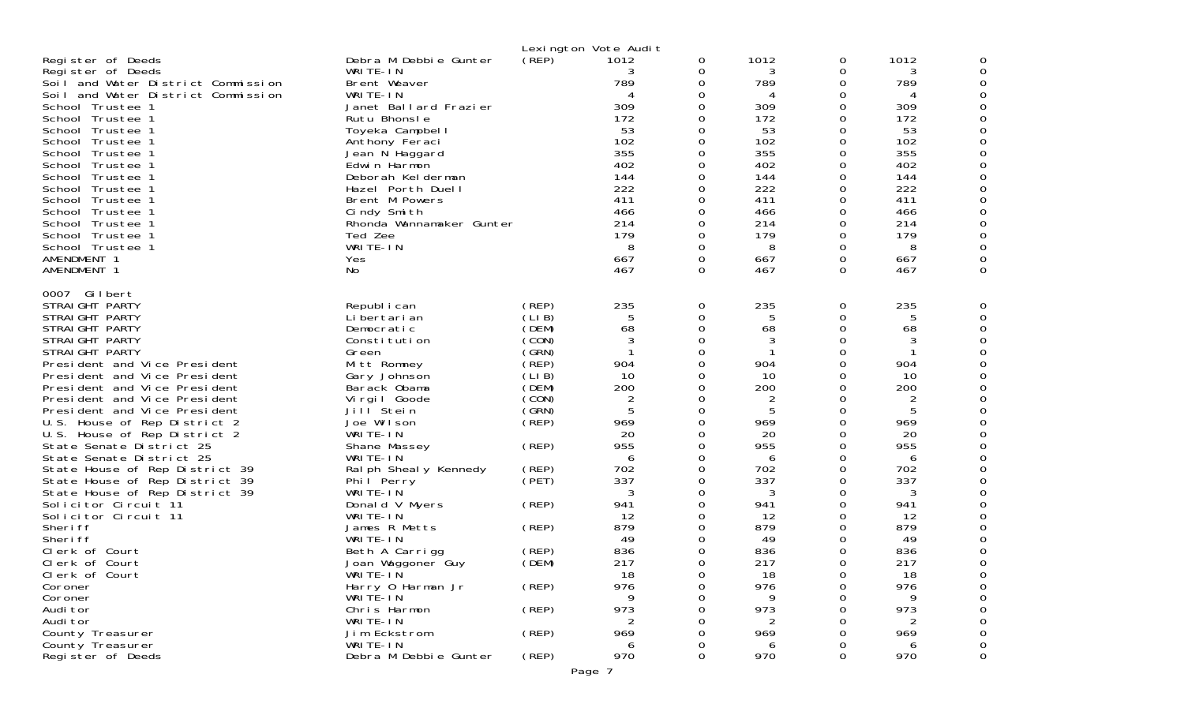Lexington Vote Audit

| | | | | | | | | |
|---|---|---|---|---|---|---|---|---|
| Register of Deeds | Debra M Debbie Gunter | (REP) | 1012 | 0 | 1012 | 0 | 1012 | 0 |
| Register of Deeds | WRITE-IN | | 3 | 0 | 3 | 0 | 3 | 0 |
| Soil and Water District Commission | Brent Weaver | | 789 | 0 | 789 | 0 | 789 | 0 |
| Soil and Water District Commission | WRITE-IN | | 4 | 0 | 4 | 0 | 4 | 0 |
| School Trustee 1 | Janet Ballard Frazier | | 309 | 0 | 309 | 0 | 309 | 0 |
| School Trustee 1 | Rutu Bhonsle | | 172 | 0 | 172 | 0 | 172 | 0 |
| School Trustee 1 | Toyeka Campbell | | 53 | 0 | 53 | 0 | 53 | 0 |
| School Trustee 1 | Anthony Feraci | | 102 | 0 | 102 | 0 | 102 | 0 |
| School Trustee 1 | Jean N Haggard | | 355 | 0 | 355 | 0 | 355 | 0 |
| School Trustee 1 | Edwin Harmon | | 402 | 0 | 402 | 0 | 402 | 0 |
| School Trustee 1 | Deborah Kelderman | | 144 | 0 | 144 | 0 | 144 | 0 |
| School Trustee 1 | Hazel Porth Duell | | 222 | 0 | 222 | 0 | 222 | 0 |
| School Trustee 1 | Brent M Powers | | 411 | 0 | 411 | 0 | 411 | 0 |
| School Trustee 1 | Cindy Smith | | 466 | 0 | 466 | 0 | 466 | 0 |
| School Trustee 1 | Rhonda Wannamaker Gunter | | 214 | 0 | 214 | 0 | 214 | 0 |
| School Trustee 1 | Ted Zee | | 179 | 0 | 179 | 0 | 179 | 0 |
| School Trustee 1 | WRITE-IN | | 8 | 0 | 8 | 0 | 8 | 0 |
| AMENDMENT 1 | Yes | | 667 | 0 | 667 | 0 | 667 | 0 |
| AMENDMENT 1 | No | | 467 | 0 | 467 | 0 | 467 | 0 |

0007 Gilbert

| | | | | | | | | |
|---|---|---|---|---|---|---|---|---|
| STRAIGHT PARTY | Republican | (REP) | 235 | 0 | 235 | 0 | 235 | 0 |
| STRAIGHT PARTY | Libertarian | (LIB) | 5 | 0 | 5 | 0 | 5 | 0 |
| STRAIGHT PARTY | Democratic | (DEM) | 68 | 0 | 68 | 0 | 68 | 0 |
| STRAIGHT PARTY | Constitution | (CON) | 3 | 0 | 3 | 0 | 3 | 0 |
| STRAIGHT PARTY | Green | (GRN) | 1 | 0 | 1 | 0 | 1 | 0 |
| President and Vice President | Mitt Romney | (REP) | 904 | 0 | 904 | 0 | 904 | 0 |
| President and Vice President | Gary Johnson | (LIB) | 10 | 0 | 10 | 0 | 10 | 0 |
| President and Vice President | Barack Obama | (DEM) | 200 | 0 | 200 | 0 | 200 | 0 |
| President and Vice President | Virgil Goode | (CON) | 2 | 0 | 2 | 0 | 2 | 0 |
| President and Vice President | Jill Stein | (GRN) | 5 | 0 | 5 | 0 | 5 | 0 |
| U.S. House of Rep District 2 | Joe Wilson | (REP) | 969 | 0 | 969 | 0 | 969 | 0 |
| U.S. House of Rep District 2 | WRITE-IN | | 20 | 0 | 20 | 0 | 20 | 0 |
| State Senate District 25 | Shane Massey | (REP) | 955 | 0 | 955 | 0 | 955 | 0 |
| State Senate District 25 | WRITE-IN | | 6 | 0 | 6 | 0 | 6 | 0 |
| State House of Rep District 39 | Ralph Shealy Kennedy | (REP) | 702 | 0 | 702 | 0 | 702 | 0 |
| State House of Rep District 39 | Phil Perry | (PET) | 337 | 0 | 337 | 0 | 337 | 0 |
| State House of Rep District 39 | WRITE-IN | | 3 | 0 | 3 | 0 | 3 | 0 |
| Solicitor Circuit 11 | Donald V Myers | (REP) | 941 | 0 | 941 | 0 | 941 | 0 |
| Solicitor Circuit 11 | WRITE-IN | | 12 | 0 | 12 | 0 | 12 | 0 |
| Sheriff | James R Metts | (REP) | 879 | 0 | 879 | 0 | 879 | 0 |
| Sheriff | WRITE-IN | | 49 | 0 | 49 | 0 | 49 | 0 |
| Clerk of Court | Beth A Carrigg | (REP) | 836 | 0 | 836 | 0 | 836 | 0 |
| Clerk of Court | Joan Waggoner Guy | (DEM) | 217 | 0 | 217 | 0 | 217 | 0 |
| Clerk of Court | WRITE-IN | | 18 | 0 | 18 | 0 | 18 | 0 |
| Coroner | Harry O Harman Jr | (REP) | 976 | 0 | 976 | 0 | 976 | 0 |
| Coroner | WRITE-IN | | 9 | 0 | 9 | 0 | 9 | 0 |
| Auditor | Chris Harmon | (REP) | 973 | 0 | 973 | 0 | 973 | 0 |
| Auditor | WRITE-IN | | 2 | 0 | 2 | 0 | 2 | 0 |
| County Treasurer | Jim Eckstrom | (REP) | 969 | 0 | 969 | 0 | 969 | 0 |
| County Treasurer | WRITE-IN | | 6 | 0 | 6 | 0 | 6 | 0 |
| Register of Deeds | Debra M Debbie Gunter | (REP) | 970 | 0 | 970 | 0 | 970 | 0 |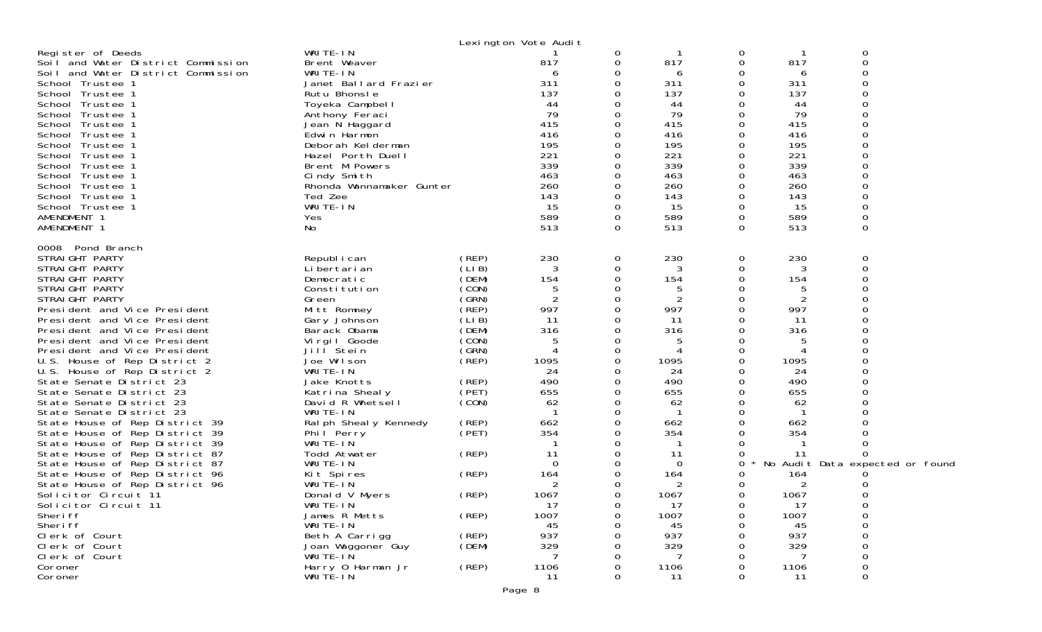Lexington Vote Audit

| Contest | Candidate | Party | | | | | | |
|---|---|---|---|---|---|---|---|---|
| Register of Deeds | WRITE-IN | | 1 | 0 | 1 | 0 | 1 | 0 |
| Soil and Water District Commission | Brent Weaver | | 817 | 0 | 817 | 0 | 817 | 0 |
| Soil and Water District Commission | WRITE-IN | | 6 | 0 | 6 | 0 | 6 | 0 |
| School Trustee 1 | Janet Ballard Frazier | | 311 | 0 | 311 | 0 | 311 | 0 |
| School Trustee 1 | Rutu Bhonsle | | 137 | 0 | 137 | 0 | 137 | 0 |
| School Trustee 1 | Toyeka Campbell | | 44 | 0 | 44 | 0 | 44 | 0 |
| School Trustee 1 | Anthony Feraci | | 79 | 0 | 79 | 0 | 79 | 0 |
| School Trustee 1 | Jean N Haggard | | 415 | 0 | 415 | 0 | 415 | 0 |
| School Trustee 1 | Edwin Harmon | | 416 | 0 | 416 | 0 | 416 | 0 |
| School Trustee 1 | Deborah Kelderman | | 195 | 0 | 195 | 0 | 195 | 0 |
| School Trustee 1 | Hazel Porth Duell | | 221 | 0 | 221 | 0 | 221 | 0 |
| School Trustee 1 | Brent M Powers | | 339 | 0 | 339 | 0 | 339 | 0 |
| School Trustee 1 | Cindy Smith | | 463 | 0 | 463 | 0 | 463 | 0 |
| School Trustee 1 | Rhonda Wannamaker Gunter | | 260 | 0 | 260 | 0 | 260 | 0 |
| School Trustee 1 | Ted Zee | | 143 | 0 | 143 | 0 | 143 | 0 |
| School Trustee 1 | WRITE-IN | | 15 | 0 | 15 | 0 | 15 | 0 |
| AMENDMENT 1 | Yes | | 589 | 0 | 589 | 0 | 589 | 0 |
| AMENDMENT 1 | No | | 513 | 0 | 513 | 0 | 513 | 0 |

0008 Pond Branch

| Contest | Candidate | Party | | | | | | |
|---|---|---|---|---|---|---|---|---|
| STRAIGHT PARTY | Republican | (REP) | 230 | 0 | 230 | 0 | 230 | 0 |
| STRAIGHT PARTY | Libertarian | (LIB) | 3 | 0 | 3 | 0 | 3 | 0 |
| STRAIGHT PARTY | Democratic | (DEM) | 154 | 0 | 154 | 0 | 154 | 0 |
| STRAIGHT PARTY | Constitution | (CON) | 5 | 0 | 5 | 0 | 5 | 0 |
| STRAIGHT PARTY | Green | (GRN) | 2 | 0 | 2 | 0 | 2 | 0 |
| President and Vice President | Mitt Romney | (REP) | 997 | 0 | 997 | 0 | 997 | 0 |
| President and Vice President | Gary Johnson | (LIB) | 11 | 0 | 11 | 0 | 11 | 0 |
| President and Vice President | Barack Obama | (DEM) | 316 | 0 | 316 | 0 | 316 | 0 |
| President and Vice President | Virgil Goode | (CON) | 5 | 0 | 5 | 0 | 5 | 0 |
| President and Vice President | Jill Stein | (GRN) | 4 | 0 | 4 | 0 | 4 | 0 |
| U.S. House of Rep District 2 | Joe Wilson | (REP) | 1095 | 0 | 1095 | 0 | 1095 | 0 |
| U.S. House of Rep District 2 | WRITE-IN | | 24 | 0 | 24 | 0 | 24 | 0 |
| State Senate District 23 | Jake Knotts | (REP) | 490 | 0 | 490 | 0 | 490 | 0 |
| State Senate District 23 | Katrina Shealy | (PET) | 655 | 0 | 655 | 0 | 655 | 0 |
| State Senate District 23 | David R Whetsell | (CON) | 62 | 0 | 62 | 0 | 62 | 0 |
| State Senate District 23 | WRITE-IN | | 1 | 0 | 1 | 0 | 1 | 0 |
| State House of Rep District 39 | Ralph Shealy Kennedy | (REP) | 662 | 0 | 662 | 0 | 662 | 0 |
| State House of Rep District 39 | Phil Perry | (PET) | 354 | 0 | 354 | 0 | 354 | 0 |
| State House of Rep District 39 | WRITE-IN | | 1 | 0 | 1 | 0 | 1 | 0 |
| State House of Rep District 87 | Todd Atwater | (REP) | 11 | 0 | 11 | 0 | 11 | 0 |
| State House of Rep District 87 | WRITE-IN | | 0 | 0 | 0 | 0 * No Audit Data expected or found | | |
| State House of Rep District 96 | Kit Spires | (REP) | 164 | 0 | 164 | 0 | 164 | 0 |
| State House of Rep District 96 | WRITE-IN | | 2 | 0 | 2 | 0 | 2 | 0 |
| Solicitor Circuit 11 | Donald V Myers | (REP) | 1067 | 0 | 1067 | 0 | 1067 | 0 |
| Solicitor Circuit 11 | WRITE-IN | | 17 | 0 | 17 | 0 | 17 | 0 |
| Sheriff | James R Metts | (REP) | 1007 | 0 | 1007 | 0 | 1007 | 0 |
| Sheriff | WRITE-IN | | 45 | 0 | 45 | 0 | 45 | 0 |
| Clerk of Court | Beth A Carrigg | (REP) | 937 | 0 | 937 | 0 | 937 | 0 |
| Clerk of Court | Joan Waggoner Guy | (DEM) | 329 | 0 | 329 | 0 | 329 | 0 |
| Clerk of Court | WRITE-IN | | 7 | 0 | 7 | 0 | 7 | 0 |
| Coroner | Harry O Harman Jr | (REP) | 1106 | 0 | 1106 | 0 | 1106 | 0 |
| Coroner | WRITE-IN | | 11 | 0 | 11 | 0 | 11 | 0 |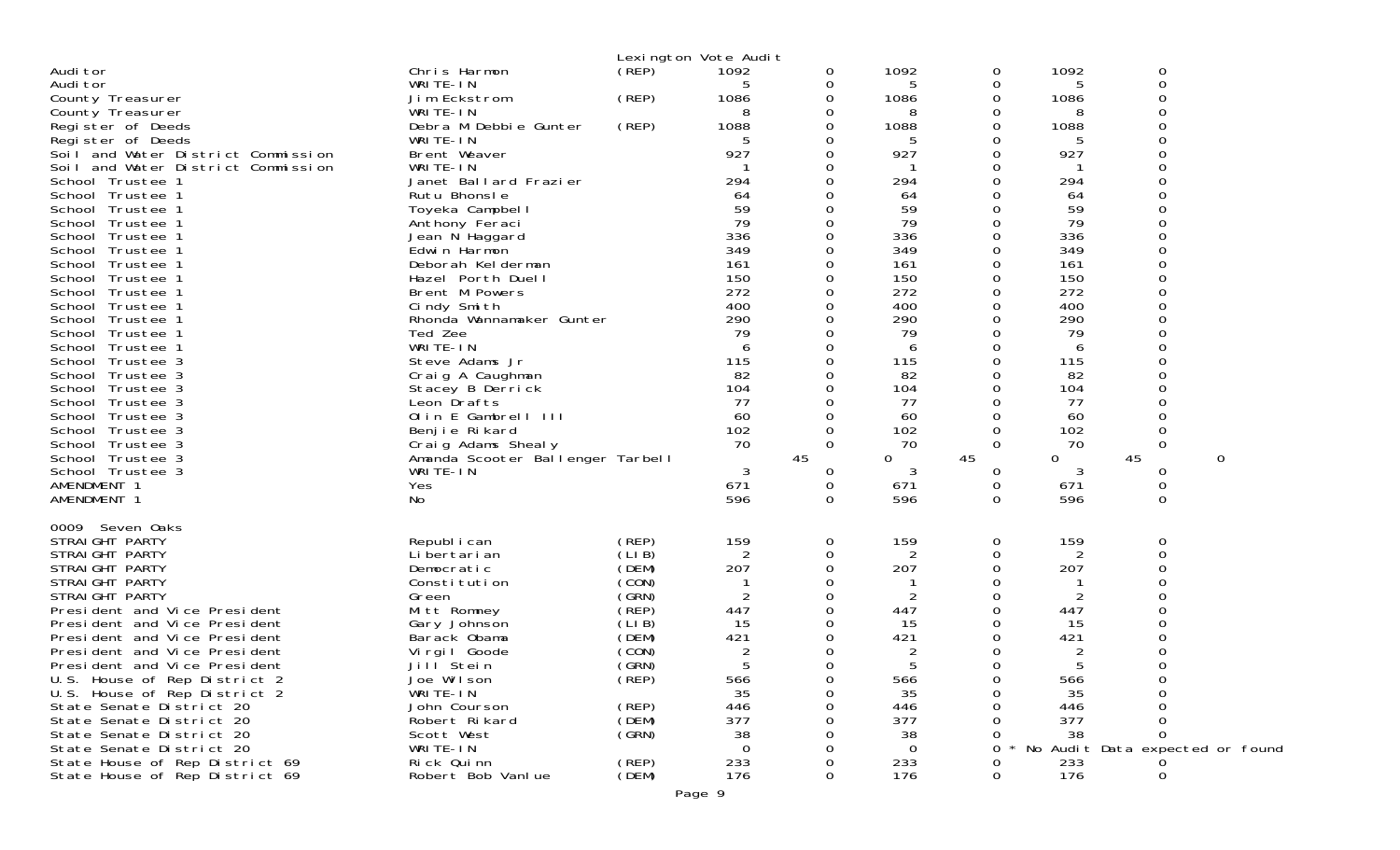Lexington Vote Audit

| Contest | Candidate | Party | | | | | | |
|---|---|---|---|---|---|---|---|---|
| Auditor | Chris Harmon | (REP) | 1092 | 0 | 1092 | 0 | 1092 | 0 |
| Auditor | WRITE-IN | | 5 | 0 | 5 | 0 | 5 | 0 |
| County Treasurer | Jim Eckstrom | (REP) | 1086 | 0 | 1086 | 0 | 1086 | 0 |
| County Treasurer | WRITE-IN | | 8 | 0 | 8 | 0 | 8 | 0 |
| Register of Deeds | Debra M Debbie Gunter | (REP) | 1088 | 0 | 1088 | 0 | 1088 | 0 |
| Register of Deeds | WRITE-IN | | 5 | 0 | 5 | 0 | 5 | 0 |
| Soil and Water District Commission | Brent Weaver | | 927 | 0 | 927 | 0 | 927 | 0 |
| Soil and Water District Commission | WRITE-IN | | 1 | 0 | 1 | 0 | 1 | 0 |
| School Trustee 1 | Janet Ballard Frazier | | 294 | 0 | 294 | 0 | 294 | 0 |
| School Trustee 1 | Rutu Bhonsle | | 64 | 0 | 64 | 0 | 64 | 0 |
| School Trustee 1 | Toyeka Campbell | | 59 | 0 | 59 | 0 | 59 | 0 |
| School Trustee 1 | Anthony Feraci | | 79 | 0 | 79 | 0 | 79 | 0 |
| School Trustee 1 | Jean N Haggard | | 336 | 0 | 336 | 0 | 336 | 0 |
| School Trustee 1 | Edwin Harmon | | 349 | 0 | 349 | 0 | 349 | 0 |
| School Trustee 1 | Deborah Kelderman | | 161 | 0 | 161 | 0 | 161 | 0 |
| School Trustee 1 | Hazel Porth Duell | | 150 | 0 | 150 | 0 | 150 | 0 |
| School Trustee 1 | Brent M Powers | | 272 | 0 | 272 | 0 | 272 | 0 |
| School Trustee 1 | Cindy Smith | | 400 | 0 | 400 | 0 | 400 | 0 |
| School Trustee 1 | Rhonda Wannamaker Gunter | | 290 | 0 | 290 | 0 | 290 | 0 |
| School Trustee 1 | Ted Zee | | 79 | 0 | 79 | 0 | 79 | 0 |
| School Trustee 1 | WRITE-IN | | 6 | 0 | 6 | 0 | 6 | 0 |
| School Trustee 3 | Steve Adams Jr | | 115 | 0 | 115 | 0 | 115 | 0 |
| School Trustee 3 | Craig A Caughman | | 82 | 0 | 82 | 0 | 82 | 0 |
| School Trustee 3 | Stacey B Derrick | | 104 | 0 | 104 | 0 | 104 | 0 |
| School Trustee 3 | Leon Drafts | | 77 | 0 | 77 | 0 | 77 | 0 |
| School Trustee 3 | Olin E Gambrell III | | 60 | 0 | 60 | 0 | 60 | 0 |
| School Trustee 3 | Benjie Rikard | | 102 | 0 | 102 | 0 | 102 | 0 |
| School Trustee 3 | Craig Adams Shealy | | 70 | 0 | 70 | 0 | 70 | 0 |
| School Trustee 3 | Amanda Scooter Ballenger Tarbell | | 45 | 0 | 45 | 0 | 45 | 0 |
| School Trustee 3 | WRITE-IN | | 3 | 0 | 3 | 0 | 3 | 0 |
| AMENDMENT 1 | Yes | | 671 | 0 | 671 | 0 | 671 | 0 |
| AMENDMENT 1 | No | | 596 | 0 | 596 | 0 | 596 | 0 |

0009 Seven Oaks

| Contest | Candidate | Party | | | | | | |
|---|---|---|---|---|---|---|---|---|
| STRAIGHT PARTY | Republican | (REP) | 159 | 0 | 159 | 0 | 159 | 0 |
| STRAIGHT PARTY | Libertarian | (LIB) | 2 | 0 | 2 | 0 | 2 | 0 |
| STRAIGHT PARTY | Democratic | (DEM) | 207 | 0 | 207 | 0 | 207 | 0 |
| STRAIGHT PARTY | Constitution | (CON) | 1 | 0 | 1 | 0 | 1 | 0 |
| STRAIGHT PARTY | Green | (GRN) | 2 | 0 | 2 | 0 | 2 | 0 |
| President and Vice President | Mitt Romney | (REP) | 447 | 0 | 447 | 0 | 447 | 0 |
| President and Vice President | Gary Johnson | (LIB) | 15 | 0 | 15 | 0 | 15 | 0 |
| President and Vice President | Barack Obama | (DEM) | 421 | 0 | 421 | 0 | 421 | 0 |
| President and Vice President | Virgil Goode | (CON) | 2 | 0 | 2 | 0 | 2 | 0 |
| President and Vice President | Jill Stein | (GRN) | 5 | 0 | 5 | 0 | 5 | 0 |
| U.S. House of Rep District 2 | Joe Wilson | (REP) | 566 | 0 | 566 | 0 | 566 | 0 |
| U.S. House of Rep District 2 | WRITE-IN | | 35 | 0 | 35 | 0 | 35 | 0 |
| State Senate District 20 | John Courson | (REP) | 446 | 0 | 446 | 0 | 446 | 0 |
| State Senate District 20 | Robert Rikard | (DEM) | 377 | 0 | 377 | 0 | 377 | 0 |
| State Senate District 20 | Scott West | (GRN) | 38 | 0 | 38 | 0 | 38 | 0 |
| State Senate District 20 | WRITE-IN | | 0 | 0 | 0 | 0 * No Audit Data expected or found | | |
| State House of Rep District 69 | Rick Quinn | (REP) | 233 | 0 | 233 | 0 | 233 | 0 |
| State House of Rep District 69 | Robert Bob Vanlue | (DEM) | 176 | 0 | 176 | 0 | 176 | 0 |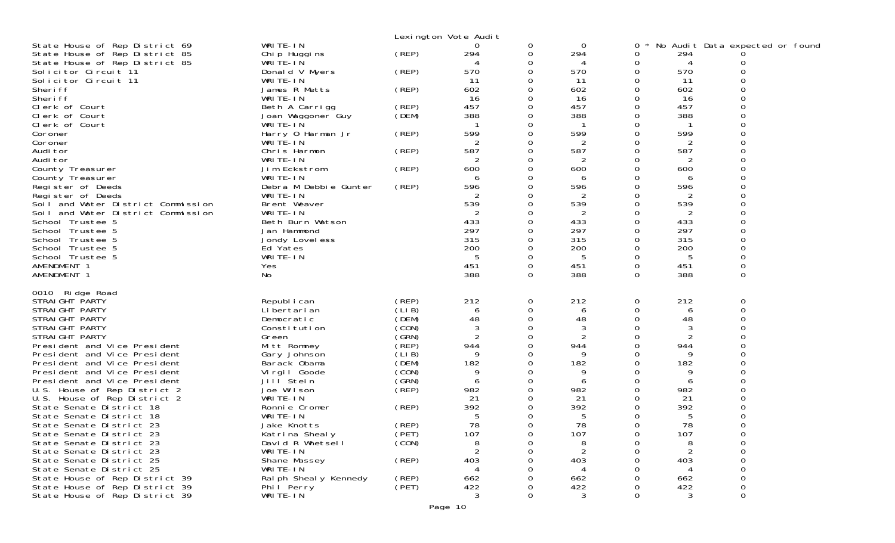Lexington Vote Audit

| Contest | Candidate | Party | | | | | | |
|---|---|---|---|---|---|---|---|---|
| State House of Rep District 69 | WRITE-IN | | 0 | 0 | 0 | 0 * No Audit Data expected or found | | |
| State House of Rep District 85 | Chip Huggins | (REP) | 294 | 0 | 294 | 0 | 294 | 0 |
| State House of Rep District 85 | WRITE-IN | | 4 | 0 | 4 | 0 | 4 | 0 |
| Solicitor Circuit 11 | Donald V Myers | (REP) | 570 | 0 | 570 | 0 | 570 | 0 |
| Solicitor Circuit 11 | WRITE-IN | | 11 | 0 | 11 | 0 | 11 | 0 |
| Sheriff | James R Metts | (REP) | 602 | 0 | 602 | 0 | 602 | 0 |
| Sheriff | WRITE-IN | | 16 | 0 | 16 | 0 | 16 | 0 |
| Clerk of Court | Beth A Carrigg | (REP) | 457 | 0 | 457 | 0 | 457 | 0 |
| Clerk of Court | Joan Waggoner Guy | (DEM) | 388 | 0 | 388 | 0 | 388 | 0 |
| Clerk of Court | WRITE-IN | | 1 | 0 | 1 | 0 | 1 | 0 |
| Coroner | Harry O Harman Jr | (REP) | 599 | 0 | 599 | 0 | 599 | 0 |
| Coroner | WRITE-IN | | 2 | 0 | 2 | 0 | 2 | 0 |
| Auditor | Chris Harmon | (REP) | 587 | 0 | 587 | 0 | 587 | 0 |
| Auditor | WRITE-IN | | 2 | 0 | 2 | 0 | 2 | 0 |
| County Treasurer | Jim Eckstrom | (REP) | 600 | 0 | 600 | 0 | 600 | 0 |
| County Treasurer | WRITE-IN | | 6 | 0 | 6 | 0 | 6 | 0 |
| Register of Deeds | Debra M Debbie Gunter | (REP) | 596 | 0 | 596 | 0 | 596 | 0 |
| Register of Deeds | WRITE-IN | | 2 | 0 | 2 | 0 | 2 | 0 |
| Soil and Water District Commission | Brent Weaver | | 539 | 0 | 539 | 0 | 539 | 0 |
| Soil and Water District Commission | WRITE-IN | | 2 | 0 | 2 | 0 | 2 | 0 |
| School Trustee 5 | Beth Burn Watson | | 433 | 0 | 433 | 0 | 433 | 0 |
| School Trustee 5 | Jan Hammond | | 297 | 0 | 297 | 0 | 297 | 0 |
| School Trustee 5 | Jondy Loveless | | 315 | 0 | 315 | 0 | 315 | 0 |
| School Trustee 5 | Ed Yates | | 200 | 0 | 200 | 0 | 200 | 0 |
| School Trustee 5 | WRITE-IN | | 5 | 0 | 5 | 0 | 5 | 0 |
| AMENDMENT 1 | Yes | | 451 | 0 | 451 | 0 | 451 | 0 |
| AMENDMENT 1 | No | | 388 | 0 | 388 | 0 | 388 | 0 |

0010 Ridge Road

| Contest | Candidate | Party | | | | | | |
|---|---|---|---|---|---|---|---|---|
| STRAIGHT PARTY | Republican | (REP) | 212 | 0 | 212 | 0 | 212 | 0 |
| STRAIGHT PARTY | Libertarian | (LIB) | 6 | 0 | 6 | 0 | 6 | 0 |
| STRAIGHT PARTY | Democratic | (DEM) | 48 | 0 | 48 | 0 | 48 | 0 |
| STRAIGHT PARTY | Constitution | (CON) | 3 | 0 | 3 | 0 | 3 | 0 |
| STRAIGHT PARTY | Green | (GRN) | 2 | 0 | 2 | 0 | 2 | 0 |
| President and Vice President | Mitt Romney | (REP) | 944 | 0 | 944 | 0 | 944 | 0 |
| President and Vice President | Gary Johnson | (LIB) | 9 | 0 | 9 | 0 | 9 | 0 |
| President and Vice President | Barack Obama | (DEM) | 182 | 0 | 182 | 0 | 182 | 0 |
| President and Vice President | Virgil Goode | (CON) | 9 | 0 | 9 | 0 | 9 | 0 |
| President and Vice President | Jill Stein | (GRN) | 6 | 0 | 6 | 0 | 6 | 0 |
| U.S. House of Rep District 2 | Joe Wilson | (REP) | 982 | 0 | 982 | 0 | 982 | 0 |
| U.S. House of Rep District 2 | WRITE-IN | | 21 | 0 | 21 | 0 | 21 | 0 |
| State Senate District 18 | Ronnie Cromer | (REP) | 392 | 0 | 392 | 0 | 392 | 0 |
| State Senate District 18 | WRITE-IN | | 5 | 0 | 5 | 0 | 5 | 0 |
| State Senate District 23 | Jake Knotts | (REP) | 78 | 0 | 78 | 0 | 78 | 0 |
| State Senate District 23 | Katrina Shealy | (PET) | 107 | 0 | 107 | 0 | 107 | 0 |
| State Senate District 23 | David R Whetsell | (CON) | 8 | 0 | 8 | 0 | 8 | 0 |
| State Senate District 23 | WRITE-IN | | 2 | 0 | 2 | 0 | 2 | 0 |
| State Senate District 25 | Shane Massey | (REP) | 403 | 0 | 403 | 0 | 403 | 0 |
| State Senate District 25 | WRITE-IN | | 4 | 0 | 4 | 0 | 4 | 0 |
| State House of Rep District 39 | Ralph Shealy Kennedy | (REP) | 662 | 0 | 662 | 0 | 662 | 0 |
| State House of Rep District 39 | Phil Perry | (PET) | 422 | 0 | 422 | 0 | 422 | 0 |
| State House of Rep District 39 | WRITE-IN | | 3 | 0 | 3 | 0 | 3 | 0 |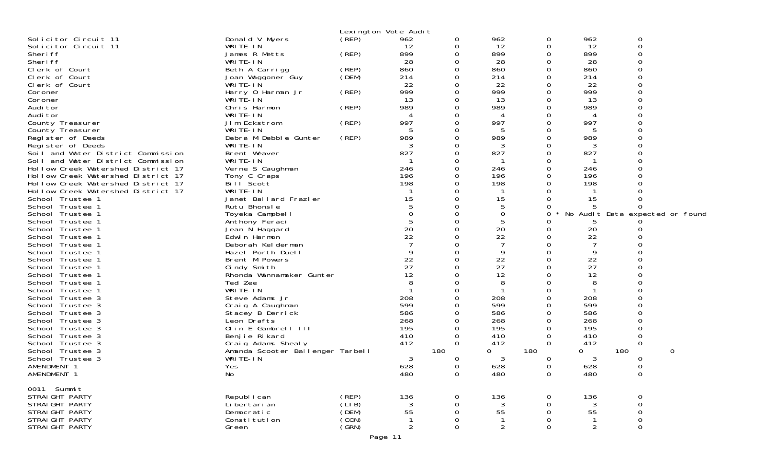Lexington Vote Audit

| Office | Candidate | Party | | | | | | | |
|---|---|---|---|---|---|---|---|---|---|
| Solicitor Circuit 11 | Donald V Myers | (REP) | 962 | 0 | 962 | 0 | 962 | 0 | |
| Solicitor Circuit 11 | WRITE-IN | | 12 | 0 | 12 | 0 | 12 | 0 | |
| Sheriff | James R Metts | (REP) | 899 | 0 | 899 | 0 | 899 | 0 | |
| Sheriff | WRITE-IN | | 28 | 0 | 28 | 0 | 28 | 0 | |
| Clerk of Court | Beth A Carrigg | (REP) | 860 | 0 | 860 | 0 | 860 | 0 | |
| Clerk of Court | Joan Waggoner Guy | (DEM) | 214 | 0 | 214 | 0 | 214 | 0 | |
| Clerk of Court | WRITE-IN | | 22 | 0 | 22 | 0 | 22 | 0 | |
| Coroner | Harry O Harman Jr | (REP) | 999 | 0 | 999 | 0 | 999 | 0 | |
| Coroner | WRITE-IN | | 13 | 0 | 13 | 0 | 13 | 0 | |
| Auditor | Chris Harmon | (REP) | 989 | 0 | 989 | 0 | 989 | 0 | |
| Auditor | WRITE-IN | | 4 | 0 | 4 | 0 | 4 | 0 | |
| County Treasurer | Jim Eckstrom | (REP) | 997 | 0 | 997 | 0 | 997 | 0 | |
| County Treasurer | WRITE-IN | | 5 | 0 | 5 | 0 | 5 | 0 | |
| Register of Deeds | Debra M Debbie Gunter | (REP) | 989 | 0 | 989 | 0 | 989 | 0 | |
| Register of Deeds | WRITE-IN | | 3 | 0 | 3 | 0 | 3 | 0 | |
| Soil and Water District Commission | Brent Weaver | | 827 | 0 | 827 | 0 | 827 | 0 | |
| Soil and Water District Commission | WRITE-IN | | 1 | 0 | 1 | 0 | 1 | 0 | |
| Hollow Creek Watershed District 17 | Verne S Caughman | | 246 | 0 | 246 | 0 | 246 | 0 | |
| Hollow Creek Watershed District 17 | Tony C Craps | | 196 | 0 | 196 | 0 | 196 | 0 | |
| Hollow Creek Watershed District 17 | Bill Scott | | 198 | 0 | 198 | 0 | 198 | 0 | |
| Hollow Creek Watershed District 17 | WRITE-IN | | 1 | 0 | 1 | 0 | 1 | 0 | |
| School Trustee 1 | Janet Ballard Frazier | | 15 | 0 | 15 | 0 | 15 | 0 | |
| School Trustee 1 | Rutu Bhonsle | | 5 | 0 | 5 | 0 | 5 | 0 | |
| School Trustee 1 | Toyeka Campbell | | 0 | 0 | 0 | 0 * No Audit Data expected or found | | | |
| School Trustee 1 | Anthony Feraci | | 5 | 0 | 5 | 0 | 5 | 0 | |
| School Trustee 1 | Jean N Haggard | | 20 | 0 | 20 | 0 | 20 | 0 | |
| School Trustee 1 | Edwin Harmon | | 22 | 0 | 22 | 0 | 22 | 0 | |
| School Trustee 1 | Deborah Kelderman | | 7 | 0 | 7 | 0 | 7 | 0 | |
| School Trustee 1 | Hazel Porth Duell | | 9 | 0 | 9 | 0 | 9 | 0 | |
| School Trustee 1 | Brent M Powers | | 22 | 0 | 22 | 0 | 22 | 0 | |
| School Trustee 1 | Cindy Smith | | 27 | 0 | 27 | 0 | 27 | 0 | |
| School Trustee 1 | Rhonda Wannamaker Gunter | | 12 | 0 | 12 | 0 | 12 | 0 | |
| School Trustee 1 | Ted Zee | | 8 | 0 | 8 | 0 | 8 | 0 | |
| School Trustee 1 | WRITE-IN | | 1 | 0 | 1 | 0 | 1 | 0 | |
| School Trustee 3 | Steve Adams Jr | | 208 | 0 | 208 | 0 | 208 | 0 | |
| School Trustee 3 | Craig A Caughman | | 599 | 0 | 599 | 0 | 599 | 0 | |
| School Trustee 3 | Stacey B Derrick | | 586 | 0 | 586 | 0 | 586 | 0 | |
| School Trustee 3 | Leon Drafts | | 268 | 0 | 268 | 0 | 268 | 0 | |
| School Trustee 3 | Olin E Gambrell III | | 195 | 0 | 195 | 0 | 195 | 0 | |
| School Trustee 3 | Benjie Rikard | | 410 | 0 | 410 | 0 | 410 | 0 | |
| School Trustee 3 | Craig Adams Shealy | | 412 | 0 | 412 | 0 | 412 | 0 | |
| School Trustee 3 | Amanda Scooter Ballenger Tarbell | | 180 | 0 | 180 | 0 | 180 | 0 | |
| School Trustee 3 | WRITE-IN | | 3 | 0 | 3 | 0 | 3 | 0 | |
| AMENDMENT 1 | Yes | | 628 | 0 | 628 | 0 | 628 | 0 | |
| AMENDMENT 1 | No | | 480 | 0 | 480 | 0 | 480 | 0 | |

0011 Summit

| Office | Candidate | Party | | | | | | |
|---|---|---|---|---|---|---|---|---|
| STRAIGHT PARTY | Republican | (REP) | 136 | 0 | 136 | 0 | 136 | 0 |
| STRAIGHT PARTY | Libertarian | (LIB) | 3 | 0 | 3 | 0 | 3 | 0 |
| STRAIGHT PARTY | Democratic | (DEM) | 55 | 0 | 55 | 0 | 55 | 0 |
| STRAIGHT PARTY | Constitution | (CON) | 1 | 0 | 1 | 0 | 1 | 0 |
| STRAIGHT PARTY | Green | (GRN) | 2 | 0 | 2 | 0 | 2 | 0 |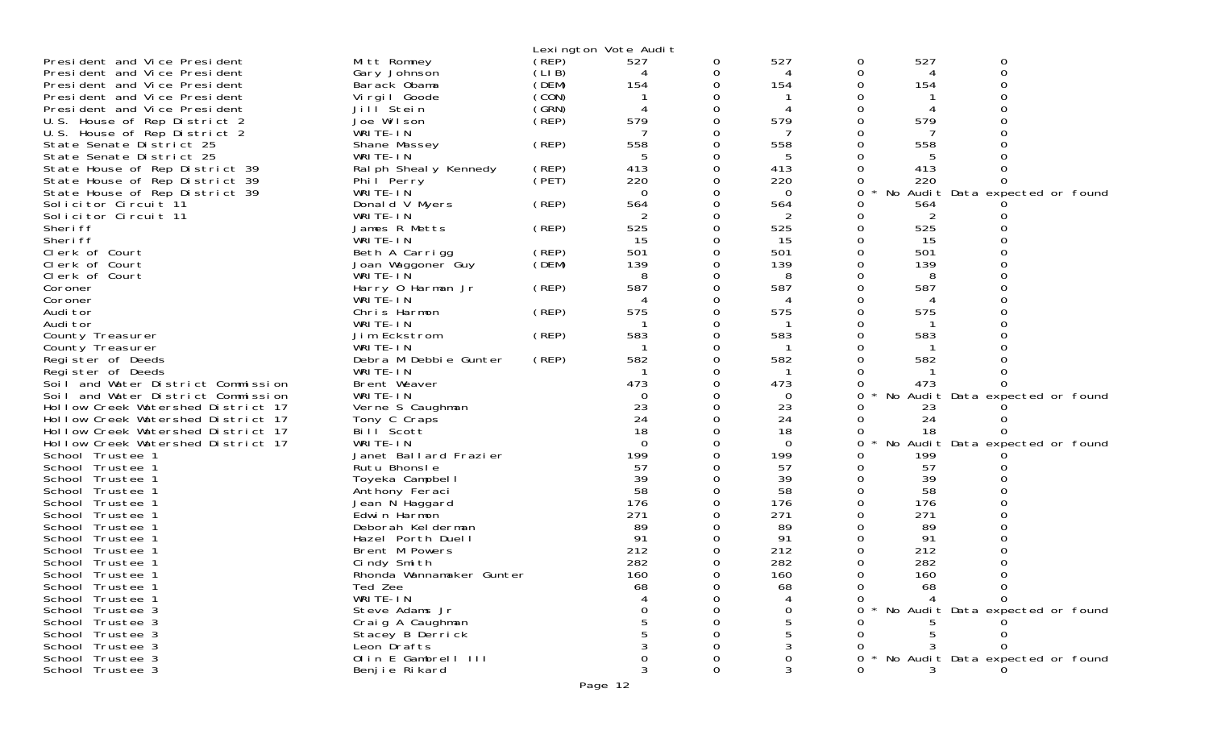Lexington Vote Audit

| Office | Candidate | Party | | | | | | |
|---|---|---|---|---|---|---|---|---|
| President and Vice President | Mitt Romney | (REP) | 527 | 0 | 527 | 0 | 527 | 0 |
| President and Vice President | Gary Johnson | (LIB) | 4 | 0 | 4 | 0 | 4 | 0 |
| President and Vice President | Barack Obama | (DEM) | 154 | 0 | 154 | 0 | 154 | 0 |
| President and Vice President | Virgil Goode | (CON) | 1 | 0 | 1 | 0 | 1 | 0 |
| President and Vice President | Jill Stein | (GRN) | 4 | 0 | 4 | 0 | 4 | 0 |
| U.S. House of Rep District 2 | Joe Wilson | (REP) | 579 | 0 | 579 | 0 | 579 | 0 |
| U.S. House of Rep District 2 | WRITE-IN | | 7 | 0 | 7 | 0 | 7 | 0 |
| State Senate District 25 | Shane Massey | (REP) | 558 | 0 | 558 | 0 | 558 | 0 |
| State Senate District 25 | WRITE-IN | | 5 | 0 | 5 | 0 | 5 | 0 |
| State House of Rep District 39 | Ralph Shealy Kennedy | (REP) | 413 | 0 | 413 | 0 | 413 | 0 |
| State House of Rep District 39 | Phil Perry | (PET) | 220 | 0 | 220 | 0 | 220 | 0 |
| State House of Rep District 39 | WRITE-IN | | 0 | 0 | 0 | 0 * | No Audit Data expected or found | |
| Solicitor Circuit 11 | Donald V Myers | (REP) | 564 | 0 | 564 | 0 | 564 | 0 |
| Solicitor Circuit 11 | WRITE-IN | | 2 | 0 | 2 | 0 | 2 | 0 |
| Sheriff | James R Metts | (REP) | 525 | 0 | 525 | 0 | 525 | 0 |
| Sheriff | WRITE-IN | | 15 | 0 | 15 | 0 | 15 | 0 |
| Clerk of Court | Beth A Carrigg | (REP) | 501 | 0 | 501 | 0 | 501 | 0 |
| Clerk of Court | Joan Waggoner Guy | (DEM) | 139 | 0 | 139 | 0 | 139 | 0 |
| Clerk of Court | WRITE-IN | | 8 | 0 | 8 | 0 | 8 | 0 |
| Coroner | Harry O Harman Jr | (REP) | 587 | 0 | 587 | 0 | 587 | 0 |
| Coroner | WRITE-IN | | 4 | 0 | 4 | 0 | 4 | 0 |
| Auditor | Chris Harmon | (REP) | 575 | 0 | 575 | 0 | 575 | 0 |
| Auditor | WRITE-IN | | 1 | 0 | 1 | 0 | 1 | 0 |
| County Treasurer | Jim Eckstrom | (REP) | 583 | 0 | 583 | 0 | 583 | 0 |
| County Treasurer | WRITE-IN | | 1 | 0 | 1 | 0 | 1 | 0 |
| Register of Deeds | Debra M Debbie Gunter | (REP) | 582 | 0 | 582 | 0 | 582 | 0 |
| Register of Deeds | WRITE-IN | | 1 | 0 | 1 | 0 | 1 | 0 |
| Soil and Water District Commission | Brent Weaver | | 473 | 0 | 473 | 0 | 473 | 0 |
| Soil and Water District Commission | WRITE-IN | | 0 | 0 | 0 | 0 * | No Audit Data expected or found | |
| Hollow Creek Watershed District 17 | Verne S Caughman | | 23 | 0 | 23 | 0 | 23 | 0 |
| Hollow Creek Watershed District 17 | Tony C Craps | | 24 | 0 | 24 | 0 | 24 | 0 |
| Hollow Creek Watershed District 17 | Bill Scott | | 18 | 0 | 18 | 0 | 18 | 0 |
| Hollow Creek Watershed District 17 | WRITE-IN | | 0 | 0 | 0 | 0 * | No Audit Data expected or found | |
| School Trustee 1 | Janet Ballard Frazier | | 199 | 0 | 199 | 0 | 199 | 0 |
| School Trustee 1 | Rutu Bhonsle | | 57 | 0 | 57 | 0 | 57 | 0 |
| School Trustee 1 | Toyeka Campbell | | 39 | 0 | 39 | 0 | 39 | 0 |
| School Trustee 1 | Anthony Feraci | | 58 | 0 | 58 | 0 | 58 | 0 |
| School Trustee 1 | Jean N Haggard | | 176 | 0 | 176 | 0 | 176 | 0 |
| School Trustee 1 | Edwin Harmon | | 271 | 0 | 271 | 0 | 271 | 0 |
| School Trustee 1 | Deborah Kelderman | | 89 | 0 | 89 | 0 | 89 | 0 |
| School Trustee 1 | Hazel Porth Duell | | 91 | 0 | 91 | 0 | 91 | 0 |
| School Trustee 1 | Brent M Powers | | 212 | 0 | 212 | 0 | 212 | 0 |
| School Trustee 1 | Cindy Smith | | 282 | 0 | 282 | 0 | 282 | 0 |
| School Trustee 1 | Rhonda Wannamaker Gunter | | 160 | 0 | 160 | 0 | 160 | 0 |
| School Trustee 1 | Ted Zee | | 68 | 0 | 68 | 0 | 68 | 0 |
| School Trustee 1 | WRITE-IN | | 4 | 0 | 4 | 0 | 4 | 0 |
| School Trustee 3 | Steve Adams Jr | | 0 | 0 | 0 | 0 * | No Audit Data expected or found | |
| School Trustee 3 | Craig A Caughman | | 5 | 0 | 5 | 0 | 5 | 0 |
| School Trustee 3 | Stacey B Derrick | | 5 | 0 | 5 | 0 | 5 | 0 |
| School Trustee 3 | Leon Drafts | | 3 | 0 | 3 | 0 | 3 | 0 |
| School Trustee 3 | Olin E Gambrell III | | 0 | 0 | 0 | 0 * | No Audit Data expected or found | |
| School Trustee 3 | Benjie Rikard | | 3 | 0 | 3 | 0 | 3 | 0 |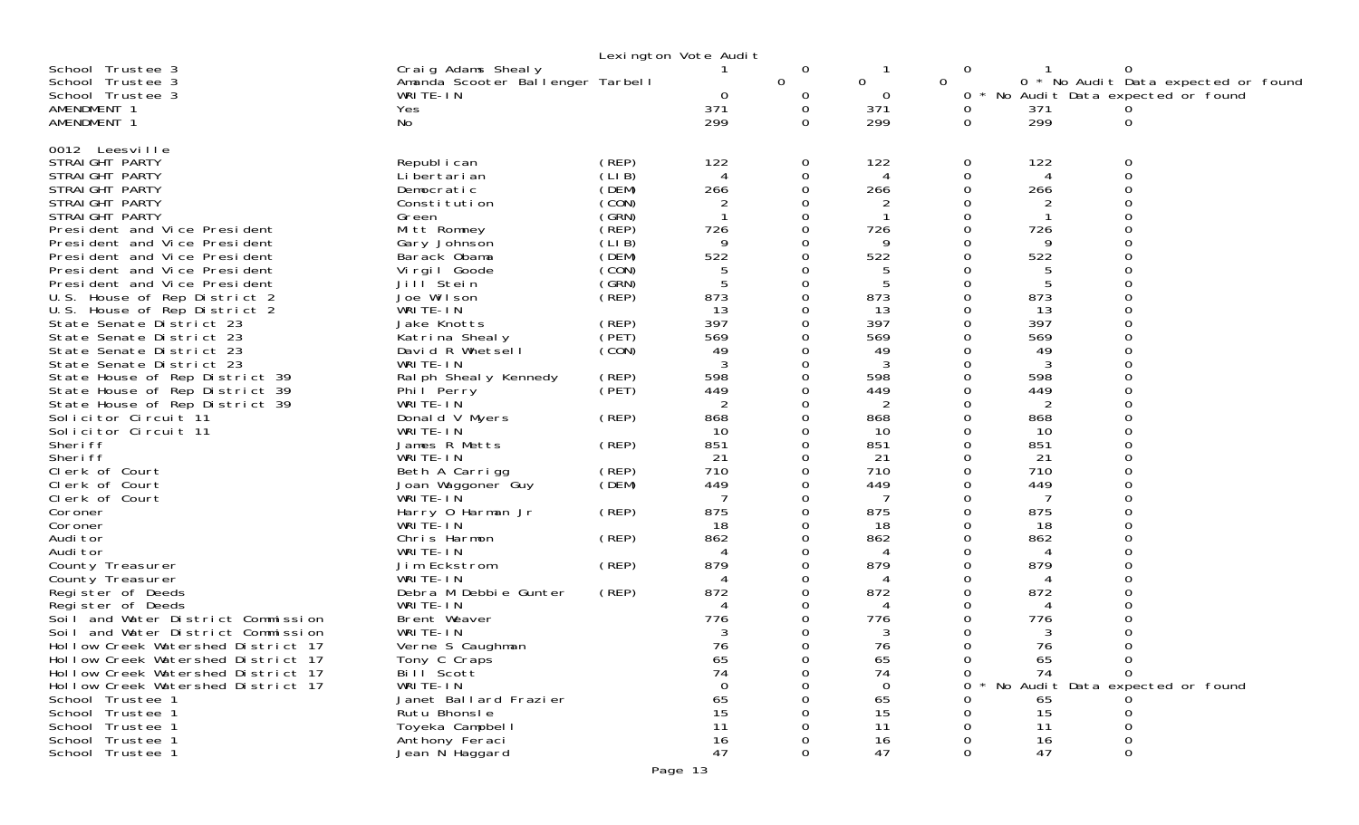Lexington Vote Audit

| | | | | | | | | |
|---|---|---|---|---|---|---|---|---|
| School Trustee 3 | Craig Adams Shealy | | 1 | 0 | 1 | 0 | 1 | 0 |
| School Trustee 3 | Amanda Scooter Ballenger Tarbell | | 0 | 0 | 0 | 0 | 0 * No Audit Data expected or found | |
| School Trustee 3 | WRITE-IN | | 0 | 0 | 0 | 0 * No Audit Data expected or found | | |
| AMENDMENT 1 | Yes | | 371 | 0 | 371 | 0 | 371 | 0 |
| AMENDMENT 1 | No | | 299 | 0 | 299 | 0 | 299 | 0 |

0012 Leesville

| | | | | | | | | |
|---|---|---|---|---|---|---|---|---|
| STRAIGHT PARTY | Republican | (REP) | 122 | 0 | 122 | 0 | 122 | 0 |
| STRAIGHT PARTY | Libertarian | (LIB) | 4 | 0 | 4 | 0 | 4 | 0 |
| STRAIGHT PARTY | Democratic | (DEM) | 266 | 0 | 266 | 0 | 266 | 0 |
| STRAIGHT PARTY | Constitution | (CON) | 2 | 0 | 2 | 0 | 2 | 0 |
| STRAIGHT PARTY | Green | (GRN) | 1 | 0 | 1 | 0 | 1 | 0 |
| President and Vice President | Mitt Romney | (REP) | 726 | 0 | 726 | 0 | 726 | 0 |
| President and Vice President | Gary Johnson | (LIB) | 9 | 0 | 9 | 0 | 9 | 0 |
| President and Vice President | Barack Obama | (DEM) | 522 | 0 | 522 | 0 | 522 | 0 |
| President and Vice President | Virgil Goode | (CON) | 5 | 0 | 5 | 0 | 5 | 0 |
| President and Vice President | Jill Stein | (GRN) | 5 | 0 | 5 | 0 | 5 | 0 |
| U.S. House of Rep District 2 | Joe Wilson | (REP) | 873 | 0 | 873 | 0 | 873 | 0 |
| U.S. House of Rep District 2 | WRITE-IN | | 13 | 0 | 13 | 0 | 13 | 0 |
| State Senate District 23 | Jake Knotts | (REP) | 397 | 0 | 397 | 0 | 397 | 0 |
| State Senate District 23 | Katrina Shealy | (PET) | 569 | 0 | 569 | 0 | 569 | 0 |
| State Senate District 23 | David R Whetsell | (CON) | 49 | 0 | 49 | 0 | 49 | 0 |
| State Senate District 23 | WRITE-IN | | 3 | 0 | 3 | 0 | 3 | 0 |
| State House of Rep District 39 | Ralph Shealy Kennedy | (REP) | 598 | 0 | 598 | 0 | 598 | 0 |
| State House of Rep District 39 | Phil Perry | (PET) | 449 | 0 | 449 | 0 | 449 | 0 |
| State House of Rep District 39 | WRITE-IN | | 2 | 0 | 2 | 0 | 2 | 0 |
| Solicitor Circuit 11 | Donald V Myers | (REP) | 868 | 0 | 868 | 0 | 868 | 0 |
| Solicitor Circuit 11 | WRITE-IN | | 10 | 0 | 10 | 0 | 10 | 0 |
| Sheriff | James R Metts | (REP) | 851 | 0 | 851 | 0 | 851 | 0 |
| Sheriff | WRITE-IN | | 21 | 0 | 21 | 0 | 21 | 0 |
| Clerk of Court | Beth A Carrigg | (REP) | 710 | 0 | 710 | 0 | 710 | 0 |
| Clerk of Court | Joan Waggoner Guy | (DEM) | 449 | 0 | 449 | 0 | 449 | 0 |
| Clerk of Court | WRITE-IN | | 7 | 0 | 7 | 0 | 7 | 0 |
| Coroner | Harry O Harman Jr | (REP) | 875 | 0 | 875 | 0 | 875 | 0 |
| Coroner | WRITE-IN | | 18 | 0 | 18 | 0 | 18 | 0 |
| Auditor | Chris Harmon | (REP) | 862 | 0 | 862 | 0 | 862 | 0 |
| Auditor | WRITE-IN | | 4 | 0 | 4 | 0 | 4 | 0 |
| County Treasurer | Jim Eckstrom | (REP) | 879 | 0 | 879 | 0 | 879 | 0 |
| County Treasurer | WRITE-IN | | 4 | 0 | 4 | 0 | 4 | 0 |
| Register of Deeds | Debra M Debbie Gunter | (REP) | 872 | 0 | 872 | 0 | 872 | 0 |
| Register of Deeds | WRITE-IN | | 4 | 0 | 4 | 0 | 4 | 0 |
| Soil and Water District Commission | Brent Weaver | | 776 | 0 | 776 | 0 | 776 | 0 |
| Soil and Water District Commission | WRITE-IN | | 3 | 0 | 3 | 0 | 3 | 0 |
| Hollow Creek Watershed District 17 | Verne S Caughman | | 76 | 0 | 76 | 0 | 76 | 0 |
| Hollow Creek Watershed District 17 | Tony C Craps | | 65 | 0 | 65 | 0 | 65 | 0 |
| Hollow Creek Watershed District 17 | Bill Scott | | 74 | 0 | 74 | 0 | 74 | 0 |
| Hollow Creek Watershed District 17 | WRITE-IN | | 0 | 0 | 0 | 0 * No Audit Data expected or found | | |
| School Trustee 1 | Janet Ballard Frazier | | 65 | 0 | 65 | 0 | 65 | 0 |
| School Trustee 1 | Rutu Bhonsle | | 15 | 0 | 15 | 0 | 15 | 0 |
| School Trustee 1 | Toyeka Campbell | | 11 | 0 | 11 | 0 | 11 | 0 |
| School Trustee 1 | Anthony Feraci | | 16 | 0 | 16 | 0 | 16 | 0 |
| School Trustee 1 | Jean N Haggard | | 47 | 0 | 47 | 0 | 47 | 0 |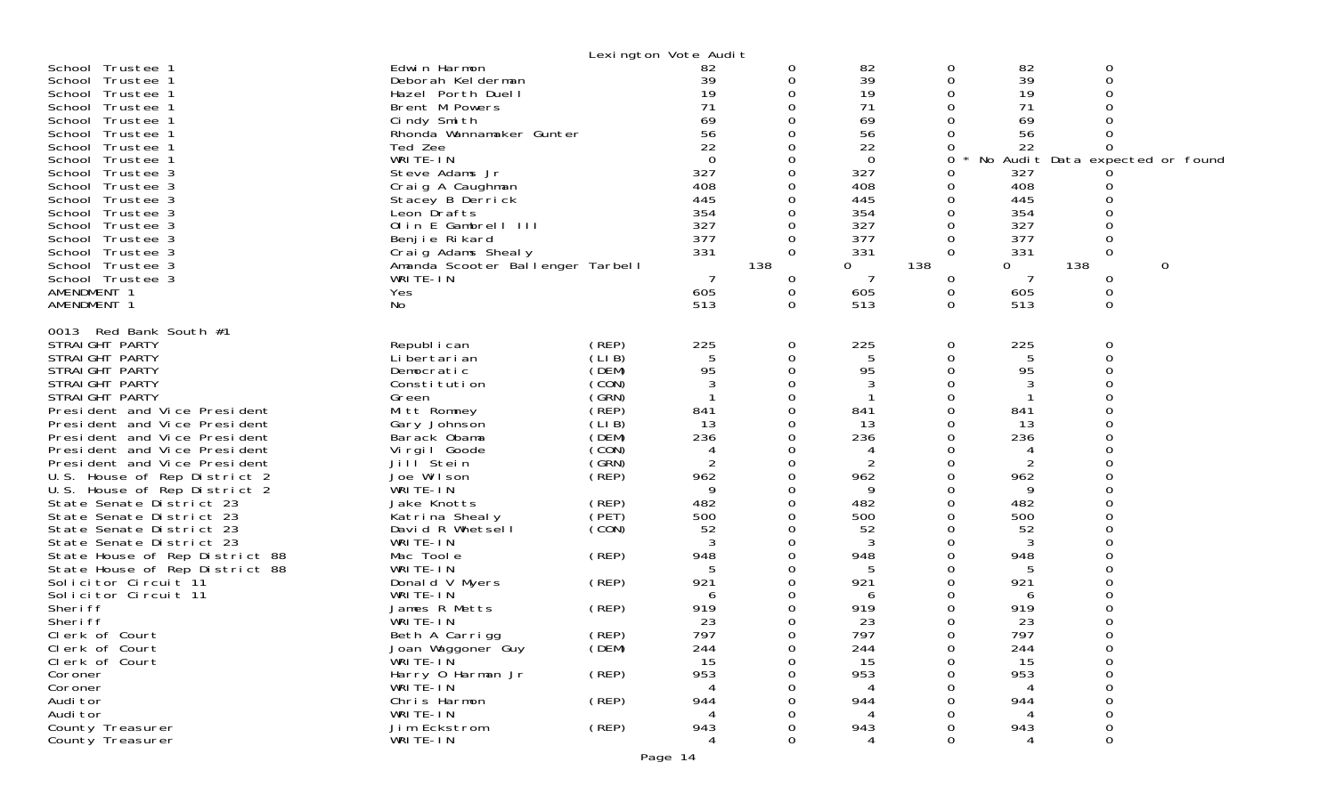Lexington Vote Audit

| Office | Candidate | Party | | | | | | |
|---|---|---|---|---|---|---|---|---|
| School Trustee 1 | Edwin Harmon | | 82 | 0 | 82 | 0 | 82 | 0 |
| School Trustee 1 | Deborah Kelderman | | 39 | 0 | 39 | 0 | 39 | 0 |
| School Trustee 1 | Hazel Porth Duell | | 19 | 0 | 19 | 0 | 19 | 0 |
| School Trustee 1 | Brent M Powers | | 71 | 0 | 71 | 0 | 71 | 0 |
| School Trustee 1 | Cindy Smith | | 69 | 0 | 69 | 0 | 69 | 0 |
| School Trustee 1 | Rhonda Wannamaker Gunter | | 56 | 0 | 56 | 0 | 56 | 0 |
| School Trustee 1 | Ted Zee | | 22 | 0 | 22 | 0 | 22 | 0 |
| School Trustee 1 | WRITE-IN | | 0 | 0 | 0 | 0 * No Audit Data expected or found | | |
| School Trustee 3 | Steve Adams Jr | | 327 | 0 | 327 | 0 | 327 | 0 |
| School Trustee 3 | Craig A Caughman | | 408 | 0 | 408 | 0 | 408 | 0 |
| School Trustee 3 | Stacey B Derrick | | 445 | 0 | 445 | 0 | 445 | 0 |
| School Trustee 3 | Leon Drafts | | 354 | 0 | 354 | 0 | 354 | 0 |
| School Trustee 3 | Olin E Gambrell III | | 327 | 0 | 327 | 0 | 327 | 0 |
| School Trustee 3 | Benjie Rikard | | 377 | 0 | 377 | 0 | 377 | 0 |
| School Trustee 3 | Craig Adams Shealy | | 331 | 0 | 331 | 0 | 331 | 0 |
| School Trustee 3 | Amanda Scooter Ballenger Tarbell | | 138 | 0 | 138 | 0 | 138 | 0 |
| School Trustee 3 | WRITE-IN | | 7 | 0 | 7 | 0 | 7 | 0 |
| AMENDMENT 1 | Yes | | 605 | 0 | 605 | 0 | 605 | 0 |
| AMENDMENT 1 | No | | 513 | 0 | 513 | 0 | 513 | 0 |

0013 Red Bank South #1

| Office | Candidate | Party | | | | | | |
|---|---|---|---|---|---|---|---|---|
| STRAIGHT PARTY | Republican | (REP) | 225 | 0 | 225 | 0 | 225 | 0 |
| STRAIGHT PARTY | Libertarian | (LIB) | 5 | 0 | 5 | 0 | 5 | 0 |
| STRAIGHT PARTY | Democratic | (DEM) | 95 | 0 | 95 | 0 | 95 | 0 |
| STRAIGHT PARTY | Constitution | (CON) | 3 | 0 | 3 | 0 | 3 | 0 |
| STRAIGHT PARTY | Green | (GRN) | 1 | 0 | 1 | 0 | 1 | 0 |
| President and Vice President | Mitt Romney | (REP) | 841 | 0 | 841 | 0 | 841 | 0 |
| President and Vice President | Gary Johnson | (LIB) | 13 | 0 | 13 | 0 | 13 | 0 |
| President and Vice President | Barack Obama | (DEM) | 236 | 0 | 236 | 0 | 236 | 0 |
| President and Vice President | Virgil Goode | (CON) | 4 | 0 | 4 | 0 | 4 | 0 |
| President and Vice President | Jill Stein | (GRN) | 2 | 0 | 2 | 0 | 2 | 0 |
| U.S. House of Rep District 2 | Joe Wilson | (REP) | 962 | 0 | 962 | 0 | 962 | 0 |
| U.S. House of Rep District 2 | WRITE-IN | | 9 | 0 | 9 | 0 | 9 | 0 |
| State Senate District 23 | Jake Knotts | (REP) | 482 | 0 | 482 | 0 | 482 | 0 |
| State Senate District 23 | Katrina Shealy | (PET) | 500 | 0 | 500 | 0 | 500 | 0 |
| State Senate District 23 | David R Whetsell | (CON) | 52 | 0 | 52 | 0 | 52 | 0 |
| State Senate District 23 | WRITE-IN | | 3 | 0 | 3 | 0 | 3 | 0 |
| State House of Rep District 88 | Mac Toole | (REP) | 948 | 0 | 948 | 0 | 948 | 0 |
| State House of Rep District 88 | WRITE-IN | | 5 | 0 | 5 | 0 | 5 | 0 |
| Solicitor Circuit 11 | Donald V Myers | (REP) | 921 | 0 | 921 | 0 | 921 | 0 |
| Solicitor Circuit 11 | WRITE-IN | | 6 | 0 | 6 | 0 | 6 | 0 |
| Sheriff | James R Metts | (REP) | 919 | 0 | 919 | 0 | 919 | 0 |
| Sheriff | WRITE-IN | | 23 | 0 | 23 | 0 | 23 | 0 |
| Clerk of Court | Beth A Carrigg | (REP) | 797 | 0 | 797 | 0 | 797 | 0 |
| Clerk of Court | Joan Waggoner Guy | (DEM) | 244 | 0 | 244 | 0 | 244 | 0 |
| Clerk of Court | WRITE-IN | | 15 | 0 | 15 | 0 | 15 | 0 |
| Coroner | Harry O Harman Jr | (REP) | 953 | 0 | 953 | 0 | 953 | 0 |
| Coroner | WRITE-IN | | 4 | 0 | 4 | 0 | 4 | 0 |
| Auditor | Chris Harmon | (REP) | 944 | 0 | 944 | 0 | 944 | 0 |
| Auditor | WRITE-IN | | 4 | 0 | 4 | 0 | 4 | 0 |
| County Treasurer | Jim Eckstrom | (REP) | 943 | 0 | 943 | 0 | 943 | 0 |
| County Treasurer | WRITE-IN | | 4 | 0 | 4 | 0 | 4 | 0 |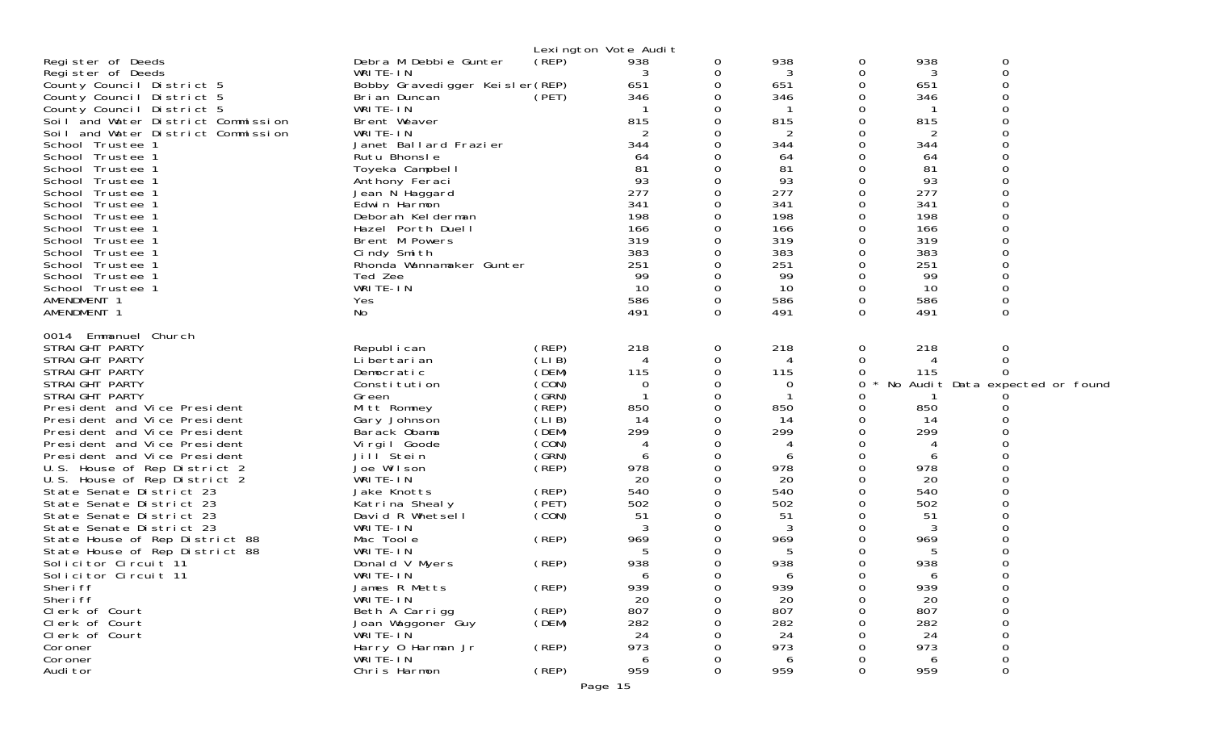Lexington Vote Audit

| | | | | | | | | |
|---|---|---|---|---|---|---|---|---|
| Register of Deeds | Debra M Debbie Gunter | (REP) | 938 | 0 | 938 | 0 | 938 | 0 |
| Register of Deeds | WRITE-IN | | 3 | 0 | 3 | 0 | 3 | 0 |
| County Council District 5 | Bobby Gravedigger Keisler | (REP) | 651 | 0 | 651 | 0 | 651 | 0 |
| County Council District 5 | Brian Duncan | (PET) | 346 | 0 | 346 | 0 | 346 | 0 |
| County Council District 5 | WRITE-IN | | 1 | 0 | 1 | 0 | 1 | 0 |
| Soil and Water District Commission | Brent Weaver | | 815 | 0 | 815 | 0 | 815 | 0 |
| Soil and Water District Commission | WRITE-IN | | 2 | 0 | 2 | 0 | 2 | 0 |
| School Trustee 1 | Janet Ballard Frazier | | 344 | 0 | 344 | 0 | 344 | 0 |
| School Trustee 1 | Rutu Bhonsle | | 64 | 0 | 64 | 0 | 64 | 0 |
| School Trustee 1 | Toyeka Campbell | | 81 | 0 | 81 | 0 | 81 | 0 |
| School Trustee 1 | Anthony Feraci | | 93 | 0 | 93 | 0 | 93 | 0 |
| School Trustee 1 | Jean N Haggard | | 277 | 0 | 277 | 0 | 277 | 0 |
| School Trustee 1 | Edwin Harmon | | 341 | 0 | 341 | 0 | 341 | 0 |
| School Trustee 1 | Deborah Kelderman | | 198 | 0 | 198 | 0 | 198 | 0 |
| School Trustee 1 | Hazel Porth Duell | | 166 | 0 | 166 | 0 | 166 | 0 |
| School Trustee 1 | Brent M Powers | | 319 | 0 | 319 | 0 | 319 | 0 |
| School Trustee 1 | Cindy Smith | | 383 | 0 | 383 | 0 | 383 | 0 |
| School Trustee 1 | Rhonda Wannamaker Gunter | | 251 | 0 | 251 | 0 | 251 | 0 |
| School Trustee 1 | Ted Zee | | 99 | 0 | 99 | 0 | 99 | 0 |
| School Trustee 1 | WRITE-IN | | 10 | 0 | 10 | 0 | 10 | 0 |
| AMENDMENT 1 | Yes | | 586 | 0 | 586 | 0 | 586 | 0 |
| AMENDMENT 1 | No | | 491 | 0 | 491 | 0 | 491 | 0 |

0014 Emmanuel Church

| | | | | | | | | |
|---|---|---|---|---|---|---|---|---|
| STRAIGHT PARTY | Republican | (REP) | 218 | 0 | 218 | 0 | 218 | 0 |
| STRAIGHT PARTY | Libertarian | (LIB) | 4 | 0 | 4 | 0 | 4 | 0 |
| STRAIGHT PARTY | Democratic | (DEM) | 115 | 0 | 115 | 0 | 115 | 0 |
| STRAIGHT PARTY | Constitution | (CON) | 0 | 0 | 0 | 0 * No Audit Data expected or found | | |
| STRAIGHT PARTY | Green | (GRN) | 1 | 0 | 1 | 0 | 1 | 0 |
| President and Vice President | Mitt Romney | (REP) | 850 | 0 | 850 | 0 | 850 | 0 |
| President and Vice President | Gary Johnson | (LIB) | 14 | 0 | 14 | 0 | 14 | 0 |
| President and Vice President | Barack Obama | (DEM) | 299 | 0 | 299 | 0 | 299 | 0 |
| President and Vice President | Virgil Goode | (CON) | 4 | 0 | 4 | 0 | 4 | 0 |
| President and Vice President | Jill Stein | (GRN) | 6 | 0 | 6 | 0 | 6 | 0 |
| U.S. House of Rep District 2 | Joe Wilson | (REP) | 978 | 0 | 978 | 0 | 978 | 0 |
| U.S. House of Rep District 2 | WRITE-IN | | 20 | 0 | 20 | 0 | 20 | 0 |
| State Senate District 23 | Jake Knotts | (REP) | 540 | 0 | 540 | 0 | 540 | 0 |
| State Senate District 23 | Katrina Shealy | (PET) | 502 | 0 | 502 | 0 | 502 | 0 |
| State Senate District 23 | David R Whetsell | (CON) | 51 | 0 | 51 | 0 | 51 | 0 |
| State Senate District 23 | WRITE-IN | | 3 | 0 | 3 | 0 | 3 | 0 |
| State House of Rep District 88 | Mac Toole | (REP) | 969 | 0 | 969 | 0 | 969 | 0 |
| State House of Rep District 88 | WRITE-IN | | 5 | 0 | 5 | 0 | 5 | 0 |
| Solicitor Circuit 11 | Donald V Myers | (REP) | 938 | 0 | 938 | 0 | 938 | 0 |
| Solicitor Circuit 11 | WRITE-IN | | 6 | 0 | 6 | 0 | 6 | 0 |
| Sheriff | James R Metts | (REP) | 939 | 0 | 939 | 0 | 939 | 0 |
| Sheriff | WRITE-IN | | 20 | 0 | 20 | 0 | 20 | 0 |
| Clerk of Court | Beth A Carrigg | (REP) | 807 | 0 | 807 | 0 | 807 | 0 |
| Clerk of Court | Joan Waggoner Guy | (DEM) | 282 | 0 | 282 | 0 | 282 | 0 |
| Clerk of Court | WRITE-IN | | 24 | 0 | 24 | 0 | 24 | 0 |
| Coroner | Harry O Harman Jr | (REP) | 973 | 0 | 973 | 0 | 973 | 0 |
| Coroner | WRITE-IN | | 6 | 0 | 6 | 0 | 6 | 0 |
| Auditor | Chris Harmon | (REP) | 959 | 0 | 959 | 0 | 959 | 0 |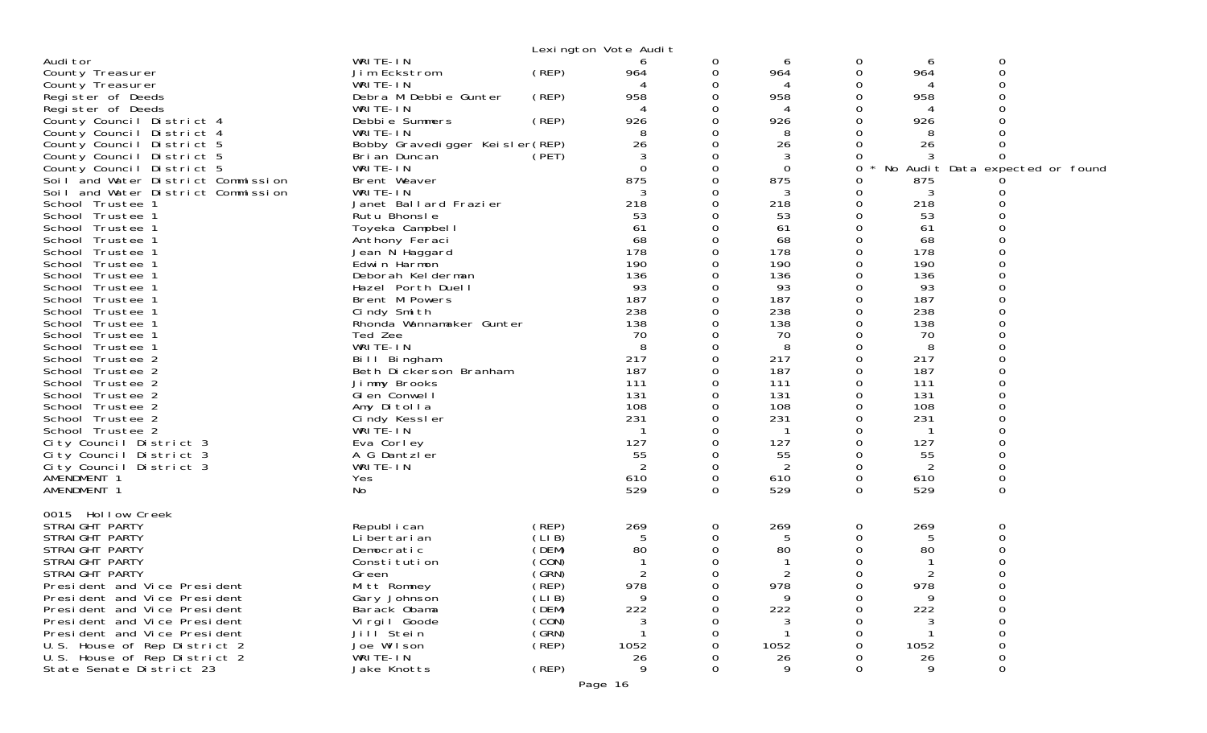Lexington Vote Audit

| | | | | | | | | |
|---|---|---|---|---|---|---|---|---|
| Auditor | WRITE-IN | | 6 | 0 | 6 | 0 | 6 | 0 |
| County Treasurer | Jim Eckstrom | (REP) | 964 | 0 | 964 | 0 | 964 | 0 |
| County Treasurer | WRITE-IN | | 4 | 0 | 4 | 0 | 4 | 0 |
| Register of Deeds | Debra M Debbie Gunter | (REP) | 958 | 0 | 958 | 0 | 958 | 0 |
| Register of Deeds | WRITE-IN | | 4 | 0 | 4 | 0 | 4 | 0 |
| County Council District 4 | Debbie Summers | (REP) | 926 | 0 | 926 | 0 | 926 | 0 |
| County Council District 4 | WRITE-IN | | 8 | 0 | 8 | 0 | 8 | 0 |
| County Council District 5 | Bobby Gravedigger Keisler | (REP) | 26 | 0 | 26 | 0 | 26 | 0 |
| County Council District 5 | Brian Duncan | (PET) | 3 | 0 | 3 | 0 | 3 | 0 |
| County Council District 5 | WRITE-IN | | 0 | 0 | 0 | 0 * No Audit Data expected or found | | |
| Soil and Water District Commission | Brent Weaver | | 875 | 0 | 875 | 0 | 875 | 0 |
| Soil and Water District Commission | WRITE-IN | | 3 | 0 | 3 | 0 | 3 | 0 |
| School Trustee 1 | Janet Ballard Frazier | | 218 | 0 | 218 | 0 | 218 | 0 |
| School Trustee 1 | Rutu Bhonsle | | 53 | 0 | 53 | 0 | 53 | 0 |
| School Trustee 1 | Toyeka Campbell | | 61 | 0 | 61 | 0 | 61 | 0 |
| School Trustee 1 | Anthony Feraci | | 68 | 0 | 68 | 0 | 68 | 0 |
| School Trustee 1 | Jean N Haggard | | 178 | 0 | 178 | 0 | 178 | 0 |
| School Trustee 1 | Edwin Harmon | | 190 | 0 | 190 | 0 | 190 | 0 |
| School Trustee 1 | Deborah Kelderman | | 136 | 0 | 136 | 0 | 136 | 0 |
| School Trustee 1 | Hazel Porth Duell | | 93 | 0 | 93 | 0 | 93 | 0 |
| School Trustee 1 | Brent M Powers | | 187 | 0 | 187 | 0 | 187 | 0 |
| School Trustee 1 | Cindy Smith | | 238 | 0 | 238 | 0 | 238 | 0 |
| School Trustee 1 | Rhonda Wannamaker Gunter | | 138 | 0 | 138 | 0 | 138 | 0 |
| School Trustee 1 | Ted Zee | | 70 | 0 | 70 | 0 | 70 | 0 |
| School Trustee 1 | WRITE-IN | | 8 | 0 | 8 | 0 | 8 | 0 |
| School Trustee 2 | Bill Bingham | | 217 | 0 | 217 | 0 | 217 | 0 |
| School Trustee 2 | Beth Dickerson Branham | | 187 | 0 | 187 | 0 | 187 | 0 |
| School Trustee 2 | Jimmy Brooks | | 111 | 0 | 111 | 0 | 111 | 0 |
| School Trustee 2 | Glen Conwell | | 131 | 0 | 131 | 0 | 131 | 0 |
| School Trustee 2 | Amy Ditolla | | 108 | 0 | 108 | 0 | 108 | 0 |
| School Trustee 2 | Cindy Kessler | | 231 | 0 | 231 | 0 | 231 | 0 |
| School Trustee 2 | WRITE-IN | | 1 | 0 | 1 | 0 | 1 | 0 |
| City Council District 3 | Eva Corley | | 127 | 0 | 127 | 0 | 127 | 0 |
| City Council District 3 | A G Dantzler | | 55 | 0 | 55 | 0 | 55 | 0 |
| City Council District 3 | WRITE-IN | | 2 | 0 | 2 | 0 | 2 | 0 |
| AMENDMENT 1 | Yes | | 610 | 0 | 610 | 0 | 610 | 0 |
| AMENDMENT 1 | No | | 529 | 0 | 529 | 0 | 529 | 0 |

0015 Hollow Creek

| | | | | | | | | |
|---|---|---|---|---|---|---|---|---|
| STRAIGHT PARTY | Republican | (REP) | 269 | 0 | 269 | 0 | 269 | 0 |
| STRAIGHT PARTY | Libertarian | (LIB) | 5 | 0 | 5 | 0 | 5 | 0 |
| STRAIGHT PARTY | Democratic | (DEM) | 80 | 0 | 80 | 0 | 80 | 0 |
| STRAIGHT PARTY | Constitution | (CON) | 1 | 0 | 1 | 0 | 1 | 0 |
| STRAIGHT PARTY | Green | (GRN) | 2 | 0 | 2 | 0 | 2 | 0 |
| President and Vice President | Mitt Romney | (REP) | 978 | 0 | 978 | 0 | 978 | 0 |
| President and Vice President | Gary Johnson | (LIB) | 9 | 0 | 9 | 0 | 9 | 0 |
| President and Vice President | Barack Obama | (DEM) | 222 | 0 | 222 | 0 | 222 | 0 |
| President and Vice President | Virgil Goode | (CON) | 3 | 0 | 3 | 0 | 3 | 0 |
| President and Vice President | Jill Stein | (GRN) | 1 | 0 | 1 | 0 | 1 | 0 |
| U.S. House of Rep District 2 | Joe Wilson | (REP) | 1052 | 0 | 1052 | 0 | 1052 | 0 |
| U.S. House of Rep District 2 | WRITE-IN | | 26 | 0 | 26 | 0 | 26 | 0 |
| State Senate District 23 | Jake Knotts | (REP) | 9 | 0 | 9 | 0 | 9 | 0 |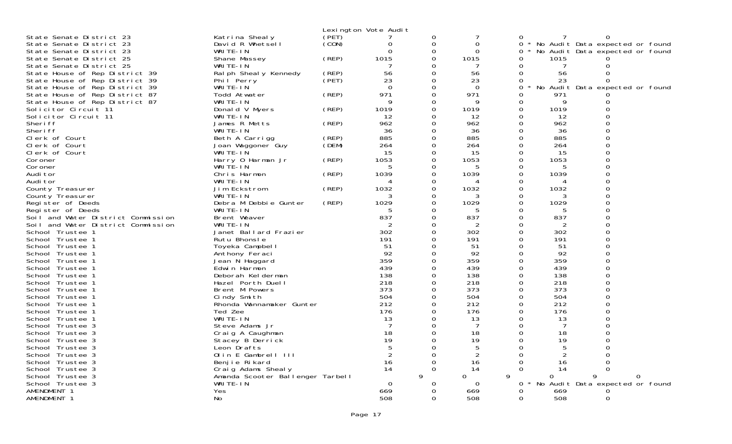Lexington Vote Audit

| | | | | | | | | | |
|---|---|---|---|---|---|---|---|---|---|
| State Senate District 23 | Katrina Shealy | (PET) | 7 | 0 | 7 | 0 | 7 | 0 | |
| State Senate District 23 | David R Whetsell | (CON) | 0 | 0 | 0 | 0 * | No Audit Data expected or found | | |
| State Senate District 23 | WRITE-IN | | 0 | 0 | 0 | 0 * | No Audit Data expected or found | | |
| State Senate District 25 | Shane Massey | (REP) | 1015 | 0 | 1015 | 0 | 1015 | 0 | |
| State Senate District 25 | WRITE-IN | | 7 | 0 | 7 | 0 | 7 | 0 | |
| State House of Rep District 39 | Ralph Shealy Kennedy | (REP) | 56 | 0 | 56 | 0 | 56 | 0 | |
| State House of Rep District 39 | Phil Perry | (PET) | 23 | 0 | 23 | 0 | 23 | 0 | |
| State House of Rep District 39 | WRITE-IN | | 0 | 0 | 0 | 0 * | No Audit Data expected or found | | |
| State House of Rep District 87 | Todd Atwater | (REP) | 971 | 0 | 971 | 0 | 971 | 0 | |
| State House of Rep District 87 | WRITE-IN | | 9 | 0 | 9 | 0 | 9 | 0 | |
| Solicitor Circuit 11 | Donald V Myers | (REP) | 1019 | 0 | 1019 | 0 | 1019 | 0 | |
| Solicitor Circuit 11 | WRITE-IN | | 12 | 0 | 12 | 0 | 12 | 0 | |
| Sheriff | James R Metts | (REP) | 962 | 0 | 962 | 0 | 962 | 0 | |
| Sheriff | WRITE-IN | | 36 | 0 | 36 | 0 | 36 | 0 | |
| Clerk of Court | Beth A Carrigg | (REP) | 885 | 0 | 885 | 0 | 885 | 0 | |
| Clerk of Court | Joan Waggoner Guy | (DEM) | 264 | 0 | 264 | 0 | 264 | 0 | |
| Clerk of Court | WRITE-IN | | 15 | 0 | 15 | 0 | 15 | 0 | |
| Coroner | Harry O Harman Jr | (REP) | 1053 | 0 | 1053 | 0 | 1053 | 0 | |
| Coroner | WRITE-IN | | 5 | 0 | 5 | 0 | 5 | 0 | |
| Auditor | Chris Harmon | (REP) | 1039 | 0 | 1039 | 0 | 1039 | 0 | |
| Auditor | WRITE-IN | | 4 | 0 | 4 | 0 | 4 | 0 | |
| County Treasurer | Jim Eckstrom | (REP) | 1032 | 0 | 1032 | 0 | 1032 | 0 | |
| County Treasurer | WRITE-IN | | 3 | 0 | 3 | 0 | 3 | 0 | |
| Register of Deeds | Debra M Debbie Gunter | (REP) | 1029 | 0 | 1029 | 0 | 1029 | 0 | |
| Register of Deeds | WRITE-IN | | 5 | 0 | 5 | 0 | 5 | 0 | |
| Soil and Water District Commission | Brent Weaver | | 837 | 0 | 837 | 0 | 837 | 0 | |
| Soil and Water District Commission | WRITE-IN | | 2 | 0 | 2 | 0 | 2 | 0 | |
| School Trustee 1 | Janet Ballard Frazier | | 302 | 0 | 302 | 0 | 302 | 0 | |
| School Trustee 1 | Rutu Bhonsle | | 191 | 0 | 191 | 0 | 191 | 0 | |
| School Trustee 1 | Toyeka Campbell | | 51 | 0 | 51 | 0 | 51 | 0 | |
| School Trustee 1 | Anthony Feraci | | 92 | 0 | 92 | 0 | 92 | 0 | |
| School Trustee 1 | Jean N Haggard | | 359 | 0 | 359 | 0 | 359 | 0 | |
| School Trustee 1 | Edwin Harmon | | 439 | 0 | 439 | 0 | 439 | 0 | |
| School Trustee 1 | Deborah Kelderman | | 138 | 0 | 138 | 0 | 138 | 0 | |
| School Trustee 1 | Hazel Porth Duell | | 218 | 0 | 218 | 0 | 218 | 0 | |
| School Trustee 1 | Brent M Powers | | 373 | 0 | 373 | 0 | 373 | 0 | |
| School Trustee 1 | Cindy Smith | | 504 | 0 | 504 | 0 | 504 | 0 | |
| School Trustee 1 | Rhonda Wannamaker Gunter | | 212 | 0 | 212 | 0 | 212 | 0 | |
| School Trustee 1 | Ted Zee | | 176 | 0 | 176 | 0 | 176 | 0 | |
| School Trustee 1 | WRITE-IN | | 13 | 0 | 13 | 0 | 13 | 0 | |
| School Trustee 3 | Steve Adams Jr | | 7 | 0 | 7 | 0 | 7 | 0 | |
| School Trustee 3 | Craig A Caughman | | 18 | 0 | 18 | 0 | 18 | 0 | |
| School Trustee 3 | Stacey B Derrick | | 19 | 0 | 19 | 0 | 19 | 0 | |
| School Trustee 3 | Leon Drafts | | 5 | 0 | 5 | 0 | 5 | 0 | |
| School Trustee 3 | Olin E Gambrell III | | 2 | 0 | 2 | 0 | 2 | 0 | |
| School Trustee 3 | Benjie Rikard | | 16 | 0 | 16 | 0 | 16 | 0 | |
| School Trustee 3 | Craig Adams Shealy | | 14 | 0 | 14 | 0 | 14 | 0 | |
| School Trustee 3 | Amanda Scooter Ballenger Tarbell | | 9 | 0 | 9 | 0 | 9 | 0 | |
| School Trustee 3 | WRITE-IN | | 0 | 0 | 0 | 0 * | No Audit Data expected or found | | |
| AMENDMENT 1 | Yes | | 669 | 0 | 669 | 0 | 669 | 0 | |
| AMENDMENT 1 | No | | 508 | 0 | 508 | 0 | 508 | 0 | |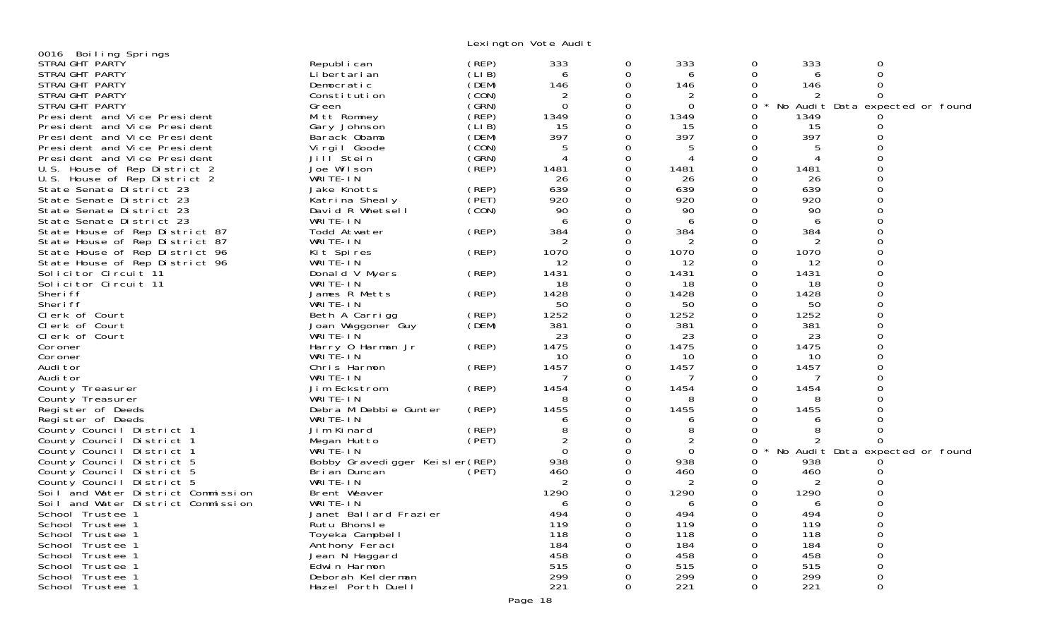Lexington Vote Audit

0016 Boiling Springs

| Office | Candidate | Party | | | | | | |
|---|---|---|---|---|---|---|---|---|
| STRAIGHT PARTY | Republican | (REP) | 333 | 0 | 333 | 0 | 333 | 0 |
| STRAIGHT PARTY | Libertarian | (LIB) | 6 | 0 | 6 | 0 | 6 | 0 |
| STRAIGHT PARTY | Democratic | (DEM) | 146 | 0 | 146 | 0 | 146 | 0 |
| STRAIGHT PARTY | Constitution | (CON) | 2 | 0 | 2 | 0 | 2 | 0 |
| STRAIGHT PARTY | Green | (GRN) | 0 | 0 | 0 | 0 * No Audit Data expected or found | | |
| President and Vice President | Mitt Romney | (REP) | 1349 | 0 | 1349 | 0 | 1349 | 0 |
| President and Vice President | Gary Johnson | (LIB) | 15 | 0 | 15 | 0 | 15 | 0 |
| President and Vice President | Barack Obama | (DEM) | 397 | 0 | 397 | 0 | 397 | 0 |
| President and Vice President | Virgil Goode | (CON) | 5 | 0 | 5 | 0 | 5 | 0 |
| President and Vice President | Jill Stein | (GRN) | 4 | 0 | 4 | 0 | 4 | 0 |
| U.S. House of Rep District 2 | Joe Wilson | (REP) | 1481 | 0 | 1481 | 0 | 1481 | 0 |
| U.S. House of Rep District 2 | WRITE-IN | | 26 | 0 | 26 | 0 | 26 | 0 |
| State Senate District 23 | Jake Knotts | (REP) | 639 | 0 | 639 | 0 | 639 | 0 |
| State Senate District 23 | Katrina Shealy | (PET) | 920 | 0 | 920 | 0 | 920 | 0 |
| State Senate District 23 | David R Whetsell | (CON) | 90 | 0 | 90 | 0 | 90 | 0 |
| State Senate District 23 | WRITE-IN | | 6 | 0 | 6 | 0 | 6 | 0 |
| State House of Rep District 87 | Todd Atwater | (REP) | 384 | 0 | 384 | 0 | 384 | 0 |
| State House of Rep District 87 | WRITE-IN | | 2 | 0 | 2 | 0 | 2 | 0 |
| State House of Rep District 96 | Kit Spires | (REP) | 1070 | 0 | 1070 | 0 | 1070 | 0 |
| State House of Rep District 96 | WRITE-IN | | 12 | 0 | 12 | 0 | 12 | 0 |
| Solicitor Circuit 11 | Donald V Myers | (REP) | 1431 | 0 | 1431 | 0 | 1431 | 0 |
| Solicitor Circuit 11 | WRITE-IN | | 18 | 0 | 18 | 0 | 18 | 0 |
| Sheriff | James R Metts | (REP) | 1428 | 0 | 1428 | 0 | 1428 | 0 |
| Sheriff | WRITE-IN | | 50 | 0 | 50 | 0 | 50 | 0 |
| Clerk of Court | Beth A Carrigg | (REP) | 1252 | 0 | 1252 | 0 | 1252 | 0 |
| Clerk of Court | Joan Waggoner Guy | (DEM) | 381 | 0 | 381 | 0 | 381 | 0 |
| Clerk of Court | WRITE-IN | | 23 | 0 | 23 | 0 | 23 | 0 |
| Coroner | Harry O Harman Jr | (REP) | 1475 | 0 | 1475 | 0 | 1475 | 0 |
| Coroner | WRITE-IN | | 10 | 0 | 10 | 0 | 10 | 0 |
| Auditor | Chris Harmon | (REP) | 1457 | 0 | 1457 | 0 | 1457 | 0 |
| Auditor | WRITE-IN | | 7 | 0 | 7 | 0 | 7 | 0 |
| County Treasurer | Jim Eckstrom | (REP) | 1454 | 0 | 1454 | 0 | 1454 | 0 |
| County Treasurer | WRITE-IN | | 8 | 0 | 8 | 0 | 8 | 0 |
| Register of Deeds | Debra M Debbie Gunter | (REP) | 1455 | 0 | 1455 | 0 | 1455 | 0 |
| Register of Deeds | WRITE-IN | | 6 | 0 | 6 | 0 | 6 | 0 |
| County Council District 1 | Jim Kinard | (REP) | 8 | 0 | 8 | 0 | 8 | 0 |
| County Council District 1 | Megan Hutto | (PET) | 2 | 0 | 2 | 0 | 2 | 0 |
| County Council District 1 | WRITE-IN | | 0 | 0 | 0 | 0 * No Audit Data expected or found | | |
| County Council District 5 | Bobby Gravedigger Keisler | (REP) | 938 | 0 | 938 | 0 | 938 | 0 |
| County Council District 5 | Brian Duncan | (PET) | 460 | 0 | 460 | 0 | 460 | 0 |
| County Council District 5 | WRITE-IN | | 2 | 0 | 2 | 0 | 2 | 0 |
| Soil and Water District Commission | Brent Weaver | | 1290 | 0 | 1290 | 0 | 1290 | 0 |
| Soil and Water District Commission | WRITE-IN | | 6 | 0 | 6 | 0 | 6 | 0 |
| School Trustee 1 | Janet Ballard Frazier | | 494 | 0 | 494 | 0 | 494 | 0 |
| School Trustee 1 | Rutu Bhonsle | | 119 | 0 | 119 | 0 | 119 | 0 |
| School Trustee 1 | Toyeka Campbell | | 118 | 0 | 118 | 0 | 118 | 0 |
| School Trustee 1 | Anthony Feraci | | 184 | 0 | 184 | 0 | 184 | 0 |
| School Trustee 1 | Jean N Haggard | | 458 | 0 | 458 | 0 | 458 | 0 |
| School Trustee 1 | Edwin Harmon | | 515 | 0 | 515 | 0 | 515 | 0 |
| School Trustee 1 | Deborah Kelderman | | 299 | 0 | 299 | 0 | 299 | 0 |
| School Trustee 1 | Hazel Porth Duell | | 221 | 0 | 221 | 0 | 221 | 0 |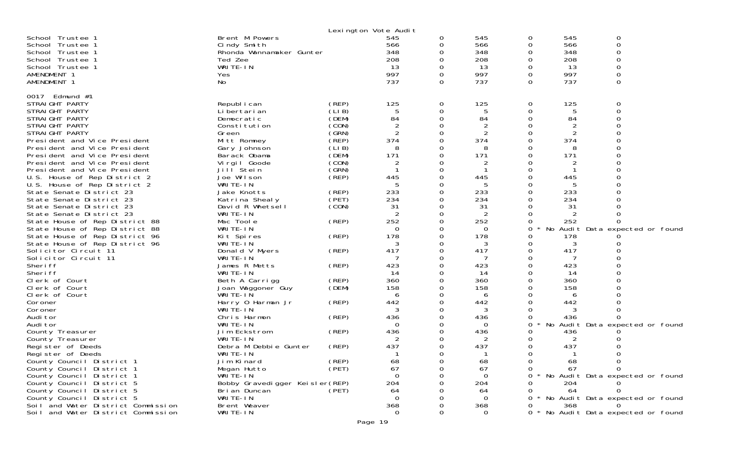Lexington Vote Audit

| Office | Candidate | Party | | | | | | |
|---|---|---|---|---|---|---|---|---|
| School Trustee 1 | Brent M Powers | | 545 | 0 | 545 | 0 | 545 | 0 |
| School Trustee 1 | Cindy Smith | | 566 | 0 | 566 | 0 | 566 | 0 |
| School Trustee 1 | Rhonda Wannamaker Gunter | | 348 | 0 | 348 | 0 | 348 | 0 |
| School Trustee 1 | Ted Zee | | 208 | 0 | 208 | 0 | 208 | 0 |
| School Trustee 1 | WRITE-IN | | 13 | 0 | 13 | 0 | 13 | 0 |
| AMENDMENT 1 | Yes | | 997 | 0 | 997 | 0 | 997 | 0 |
| AMENDMENT 1 | No | | 737 | 0 | 737 | 0 | 737 | 0 |

0017 Edmund #1

| Office | Candidate | Party | | | | | | |
|---|---|---|---|---|---|---|---|---|
| STRAIGHT PARTY | Republican | (REP) | 125 | 0 | 125 | 0 | 125 | 0 |
| STRAIGHT PARTY | Libertarian | (LIB) | 5 | 0 | 5 | 0 | 5 | 0 |
| STRAIGHT PARTY | Democratic | (DEM) | 84 | 0 | 84 | 0 | 84 | 0 |
| STRAIGHT PARTY | Constitution | (CON) | 2 | 0 | 2 | 0 | 2 | 0 |
| STRAIGHT PARTY | Green | (GRN) | 2 | 0 | 2 | 0 | 2 | 0 |
| President and Vice President | Mitt Romney | (REP) | 374 | 0 | 374 | 0 | 374 | 0 |
| President and Vice President | Gary Johnson | (LIB) | 8 | 0 | 8 | 0 | 8 | 0 |
| President and Vice President | Barack Obama | (DEM) | 171 | 0 | 171 | 0 | 171 | 0 |
| President and Vice President | Virgil Goode | (CON) | 2 | 0 | 2 | 0 | 2 | 0 |
| President and Vice President | Jill Stein | (GRN) | 1 | 0 | 1 | 0 | 1 | 0 |
| U.S. House of Rep District 2 | Joe Wilson | (REP) | 445 | 0 | 445 | 0 | 445 | 0 |
| U.S. House of Rep District 2 | WRITE-IN | | 5 | 0 | 5 | 0 | 5 | 0 |
| State Senate District 23 | Jake Knotts | (REP) | 233 | 0 | 233 | 0 | 233 | 0 |
| State Senate District 23 | Katrina Shealy | (PET) | 234 | 0 | 234 | 0 | 234 | 0 |
| State Senate District 23 | David R Whetsell | (CON) | 31 | 0 | 31 | 0 | 31 | 0 |
| State Senate District 23 | WRITE-IN | | 2 | 0 | 2 | 0 | 2 | 0 |
| State House of Rep District 88 | Mac Toole | (REP) | 252 | 0 | 252 | 0 | 252 | 0 |
| State House of Rep District 88 | WRITE-IN | | 0 | 0 | 0 | 0 * No Audit Data expected or found | | |
| State House of Rep District 96 | Kit Spires | (REP) | 178 | 0 | 178 | 0 | 178 | 0 |
| State House of Rep District 96 | WRITE-IN | | 3 | 0 | 3 | 0 | 3 | 0 |
| Solicitor Circuit 11 | Donald V Myers | (REP) | 417 | 0 | 417 | 0 | 417 | 0 |
| Solicitor Circuit 11 | WRITE-IN | | 7 | 0 | 7 | 0 | 7 | 0 |
| Sheriff | James R Metts | (REP) | 423 | 0 | 423 | 0 | 423 | 0 |
| Sheriff | WRITE-IN | | 14 | 0 | 14 | 0 | 14 | 0 |
| Clerk of Court | Beth A Carrigg | (REP) | 360 | 0 | 360 | 0 | 360 | 0 |
| Clerk of Court | Joan Waggoner Guy | (DEM) | 158 | 0 | 158 | 0 | 158 | 0 |
| Clerk of Court | WRITE-IN | | 6 | 0 | 6 | 0 | 6 | 0 |
| Coroner | Harry O Harman Jr | (REP) | 442 | 0 | 442 | 0 | 442 | 0 |
| Coroner | WRITE-IN | | 3 | 0 | 3 | 0 | 3 | 0 |
| Auditor | Chris Harmon | (REP) | 436 | 0 | 436 | 0 | 436 | 0 |
| Auditor | WRITE-IN | | 0 | 0 | 0 | 0 * No Audit Data expected or found | | |
| County Treasurer | Jim Eckstrom | (REP) | 436 | 0 | 436 | 0 | 436 | 0 |
| County Treasurer | WRITE-IN | | 2 | 0 | 2 | 0 | 2 | 0 |
| Register of Deeds | Debra M Debbie Gunter | (REP) | 437 | 0 | 437 | 0 | 437 | 0 |
| Register of Deeds | WRITE-IN | | 1 | 0 | 1 | 0 | 1 | 0 |
| County Council District 1 | Jim Kinard | (REP) | 68 | 0 | 68 | 0 | 68 | 0 |
| County Council District 1 | Megan Hutto | (PET) | 67 | 0 | 67 | 0 | 67 | 0 |
| County Council District 1 | WRITE-IN | | 0 | 0 | 0 | 0 * No Audit Data expected or found | | |
| County Council District 5 | Bobby Gravedigger Keisler | (REP) | 204 | 0 | 204 | 0 | 204 | 0 |
| County Council District 5 | Brian Duncan | (PET) | 64 | 0 | 64 | 0 | 64 | 0 |
| County Council District 5 | WRITE-IN | | 0 | 0 | 0 | 0 * No Audit Data expected or found | | |
| Soil and Water District Commission | Brent Weaver | | 368 | 0 | 368 | 0 | 368 | 0 |
| Soil and Water District Commission | WRITE-IN | | 0 | 0 | 0 | 0 * No Audit Data expected or found | | |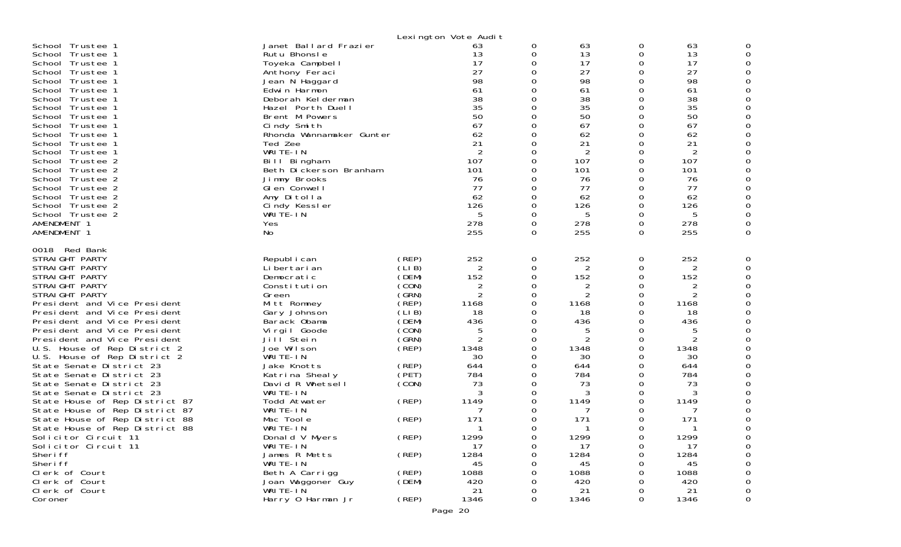Lexington Vote Audit

| | | | | | | | | |
|---|---|---|---|---|---|---|---|---|
| School Trustee 1 | Janet Ballard Frazier | | 63 | 0 | 63 | 0 | 63 | 0 |
| School Trustee 1 | Rutu Bhonsle | | 13 | 0 | 13 | 0 | 13 | 0 |
| School Trustee 1 | Toyeka Campbell | | 17 | 0 | 17 | 0 | 17 | 0 |
| School Trustee 1 | Anthony Feraci | | 27 | 0 | 27 | 0 | 27 | 0 |
| School Trustee 1 | Jean N Haggard | | 98 | 0 | 98 | 0 | 98 | 0 |
| School Trustee 1 | Edwin Harmon | | 61 | 0 | 61 | 0 | 61 | 0 |
| School Trustee 1 | Deborah Kelderman | | 38 | 0 | 38 | 0 | 38 | 0 |
| School Trustee 1 | Hazel Porth Duell | | 35 | 0 | 35 | 0 | 35 | 0 |
| School Trustee 1 | Brent M Powers | | 50 | 0 | 50 | 0 | 50 | 0 |
| School Trustee 1 | Cindy Smith | | 67 | 0 | 67 | 0 | 67 | 0 |
| School Trustee 1 | Rhonda Wannamaker Gunter | | 62 | 0 | 62 | 0 | 62 | 0 |
| School Trustee 1 | Ted Zee | | 21 | 0 | 21 | 0 | 21 | 0 |
| School Trustee 1 | WRITE-IN | | 2 | 0 | 2 | 0 | 2 | 0 |
| School Trustee 2 | Bill Bingham | | 107 | 0 | 107 | 0 | 107 | 0 |
| School Trustee 2 | Beth Dickerson Branham | | 101 | 0 | 101 | 0 | 101 | 0 |
| School Trustee 2 | Jimmy Brooks | | 76 | 0 | 76 | 0 | 76 | 0 |
| School Trustee 2 | Glen Conwell | | 77 | 0 | 77 | 0 | 77 | 0 |
| School Trustee 2 | Amy Ditolla | | 62 | 0 | 62 | 0 | 62 | 0 |
| School Trustee 2 | Cindy Kessler | | 126 | 0 | 126 | 0 | 126 | 0 |
| School Trustee 2 | WRITE-IN | | 5 | 0 | 5 | 0 | 5 | 0 |
| AMENDMENT 1 | Yes | | 278 | 0 | 278 | 0 | 278 | 0 |
| AMENDMENT 1 | No | | 255 | 0 | 255 | 0 | 255 | 0 |

0018 Red Bank

| | | | | | | | | |
|---|---|---|---|---|---|---|---|---|
| STRAIGHT PARTY | Republican | (REP) | 252 | 0 | 252 | 0 | 252 | 0 |
| STRAIGHT PARTY | Libertarian | (LIB) | 2 | 0 | 2 | 0 | 2 | 0 |
| STRAIGHT PARTY | Democratic | (DEM) | 152 | 0 | 152 | 0 | 152 | 0 |
| STRAIGHT PARTY | Constitution | (CON) | 2 | 0 | 2 | 0 | 2 | 0 |
| STRAIGHT PARTY | Green | (GRN) | 2 | 0 | 2 | 0 | 2 | 0 |
| President and Vice President | Mitt Romney | (REP) | 1168 | 0 | 1168 | 0 | 1168 | 0 |
| President and Vice President | Gary Johnson | (LIB) | 18 | 0 | 18 | 0 | 18 | 0 |
| President and Vice President | Barack Obama | (DEM) | 436 | 0 | 436 | 0 | 436 | 0 |
| President and Vice President | Virgil Goode | (CON) | 5 | 0 | 5 | 0 | 5 | 0 |
| President and Vice President | Jill Stein | (GRN) | 2 | 0 | 2 | 0 | 2 | 0 |
| U.S. House of Rep District 2 | Joe Wilson | (REP) | 1348 | 0 | 1348 | 0 | 1348 | 0 |
| U.S. House of Rep District 2 | WRITE-IN | | 30 | 0 | 30 | 0 | 30 | 0 |
| State Senate District 23 | Jake Knotts | (REP) | 644 | 0 | 644 | 0 | 644 | 0 |
| State Senate District 23 | Katrina Shealy | (PET) | 784 | 0 | 784 | 0 | 784 | 0 |
| State Senate District 23 | David R Whetsell | (CON) | 73 | 0 | 73 | 0 | 73 | 0 |
| State Senate District 23 | WRITE-IN | | 3 | 0 | 3 | 0 | 3 | 0 |
| State House of Rep District 87 | Todd Atwater | (REP) | 1149 | 0 | 1149 | 0 | 1149 | 0 |
| State House of Rep District 87 | WRITE-IN | | 7 | 0 | 7 | 0 | 7 | 0 |
| State House of Rep District 88 | Mac Toole | (REP) | 171 | 0 | 171 | 0 | 171 | 0 |
| State House of Rep District 88 | WRITE-IN | | 1 | 0 | 1 | 0 | 1 | 0 |
| Solicitor Circuit 11 | Donald V Myers | (REP) | 1299 | 0 | 1299 | 0 | 1299 | 0 |
| Solicitor Circuit 11 | WRITE-IN | | 17 | 0 | 17 | 0 | 17 | 0 |
| Sheriff | James R Metts | (REP) | 1284 | 0 | 1284 | 0 | 1284 | 0 |
| Sheriff | WRITE-IN | | 45 | 0 | 45 | 0 | 45 | 0 |
| Clerk of Court | Beth A Carrigg | (REP) | 1088 | 0 | 1088 | 0 | 1088 | 0 |
| Clerk of Court | Joan Waggoner Guy | (DEM) | 420 | 0 | 420 | 0 | 420 | 0 |
| Clerk of Court | WRITE-IN | | 21 | 0 | 21 | 0 | 21 | 0 |
| Coroner | Harry O Harman Jr | (REP) | 1346 | 0 | 1346 | 0 | 1346 | 0 |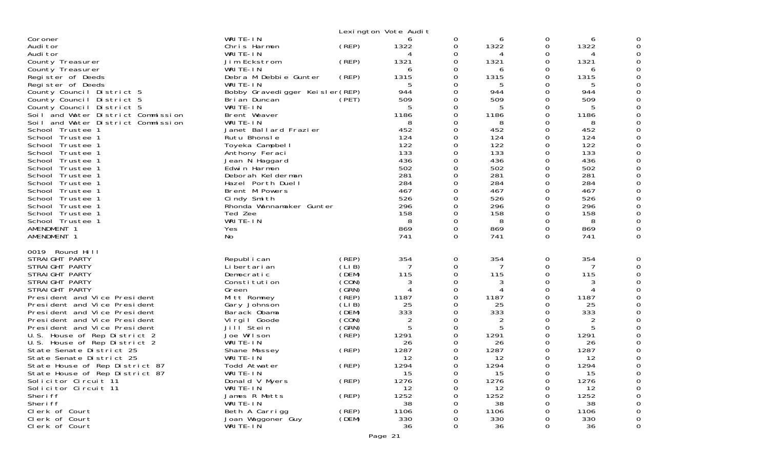Lexington Vote Audit

| | | | | | | | | |
|---|---|---|---|---|---|---|---|---|
| Coroner | WRITE-IN | | 6 | 0 | 6 | 0 | 6 | 0 |
| Auditor | Chris Harmon | (REP) | 1322 | 0 | 1322 | 0 | 1322 | 0 |
| Auditor | WRITE-IN | | 4 | 0 | 4 | 0 | 4 | 0 |
| County Treasurer | Jim Eckstrom | (REP) | 1321 | 0 | 1321 | 0 | 1321 | 0 |
| County Treasurer | WRITE-IN | | 6 | 0 | 6 | 0 | 6 | 0 |
| Register of Deeds | Debra M Debbie Gunter | (REP) | 1315 | 0 | 1315 | 0 | 1315 | 0 |
| Register of Deeds | WRITE-IN | | 5 | 0 | 5 | 0 | 5 | 0 |
| County Council District 5 | Bobby Gravedigger Keisler | (REP) | 944 | 0 | 944 | 0 | 944 | 0 |
| County Council District 5 | Brian Duncan | (PET) | 509 | 0 | 509 | 0 | 509 | 0 |
| County Council District 5 | WRITE-IN | | 5 | 0 | 5 | 0 | 5 | 0 |
| Soil and Water District Commission | Brent Weaver | | 1186 | 0 | 1186 | 0 | 1186 | 0 |
| Soil and Water District Commission | WRITE-IN | | 8 | 0 | 8 | 0 | 8 | 0 |
| School Trustee 1 | Janet Ballard Frazier | | 452 | 0 | 452 | 0 | 452 | 0 |
| School Trustee 1 | Rutu Bhonsle | | 124 | 0 | 124 | 0 | 124 | 0 |
| School Trustee 1 | Toyeka Campbell | | 122 | 0 | 122 | 0 | 122 | 0 |
| School Trustee 1 | Anthony Feraci | | 133 | 0 | 133 | 0 | 133 | 0 |
| School Trustee 1 | Jean N Haggard | | 436 | 0 | 436 | 0 | 436 | 0 |
| School Trustee 1 | Edwin Harmon | | 502 | 0 | 502 | 0 | 502 | 0 |
| School Trustee 1 | Deborah Kelderman | | 281 | 0 | 281 | 0 | 281 | 0 |
| School Trustee 1 | Hazel Porth Duell | | 284 | 0 | 284 | 0 | 284 | 0 |
| School Trustee 1 | Brent M Powers | | 467 | 0 | 467 | 0 | 467 | 0 |
| School Trustee 1 | Cindy Smith | | 526 | 0 | 526 | 0 | 526 | 0 |
| School Trustee 1 | Rhonda Wannamaker Gunter | | 296 | 0 | 296 | 0 | 296 | 0 |
| School Trustee 1 | Ted Zee | | 158 | 0 | 158 | 0 | 158 | 0 |
| School Trustee 1 | WRITE-IN | | 8 | 0 | 8 | 0 | 8 | 0 |
| AMENDMENT 1 | Yes | | 869 | 0 | 869 | 0 | 869 | 0 |
| AMENDMENT 1 | No | | 741 | 0 | 741 | 0 | 741 | 0 |

0019 Round Hill

| | | | | | | | | |
|---|---|---|---|---|---|---|---|---|
| STRAIGHT PARTY | Republican | (REP) | 354 | 0 | 354 | 0 | 354 | 0 |
| STRAIGHT PARTY | Libertarian | (LIB) | 7 | 0 | 7 | 0 | 7 | 0 |
| STRAIGHT PARTY | Democratic | (DEM) | 115 | 0 | 115 | 0 | 115 | 0 |
| STRAIGHT PARTY | Constitution | (CON) | 3 | 0 | 3 | 0 | 3 | 0 |
| STRAIGHT PARTY | Green | (GRN) | 4 | 0 | 4 | 0 | 4 | 0 |
| President and Vice President | Mitt Romney | (REP) | 1187 | 0 | 1187 | 0 | 1187 | 0 |
| President and Vice President | Gary Johnson | (LIB) | 25 | 0 | 25 | 0 | 25 | 0 |
| President and Vice President | Barack Obama | (DEM) | 333 | 0 | 333 | 0 | 333 | 0 |
| President and Vice President | Virgil Goode | (CON) | 2 | 0 | 2 | 0 | 2 | 0 |
| President and Vice President | Jill Stein | (GRN) | 5 | 0 | 5 | 0 | 5 | 0 |
| U.S. House of Rep District 2 | Joe Wilson | (REP) | 1291 | 0 | 1291 | 0 | 1291 | 0 |
| U.S. House of Rep District 2 | WRITE-IN | | 26 | 0 | 26 | 0 | 26 | 0 |
| State Senate District 25 | Shane Massey | (REP) | 1287 | 0 | 1287 | 0 | 1287 | 0 |
| State Senate District 25 | WRITE-IN | | 12 | 0 | 12 | 0 | 12 | 0 |
| State House of Rep District 87 | Todd Atwater | (REP) | 1294 | 0 | 1294 | 0 | 1294 | 0 |
| State House of Rep District 87 | WRITE-IN | | 15 | 0 | 15 | 0 | 15 | 0 |
| Solicitor Circuit 11 | Donald V Myers | (REP) | 1276 | 0 | 1276 | 0 | 1276 | 0 |
| Solicitor Circuit 11 | WRITE-IN | | 12 | 0 | 12 | 0 | 12 | 0 |
| Sheriff | James R Metts | (REP) | 1252 | 0 | 1252 | 0 | 1252 | 0 |
| Sheriff | WRITE-IN | | 38 | 0 | 38 | 0 | 38 | 0 |
| Clerk of Court | Beth A Carrigg | (REP) | 1106 | 0 | 1106 | 0 | 1106 | 0 |
| Clerk of Court | Joan Waggoner Guy | (DEM) | 330 | 0 | 330 | 0 | 330 | 0 |
| Clerk of Court | WRITE-IN | | 36 | 0 | 36 | 0 | 36 | 0 |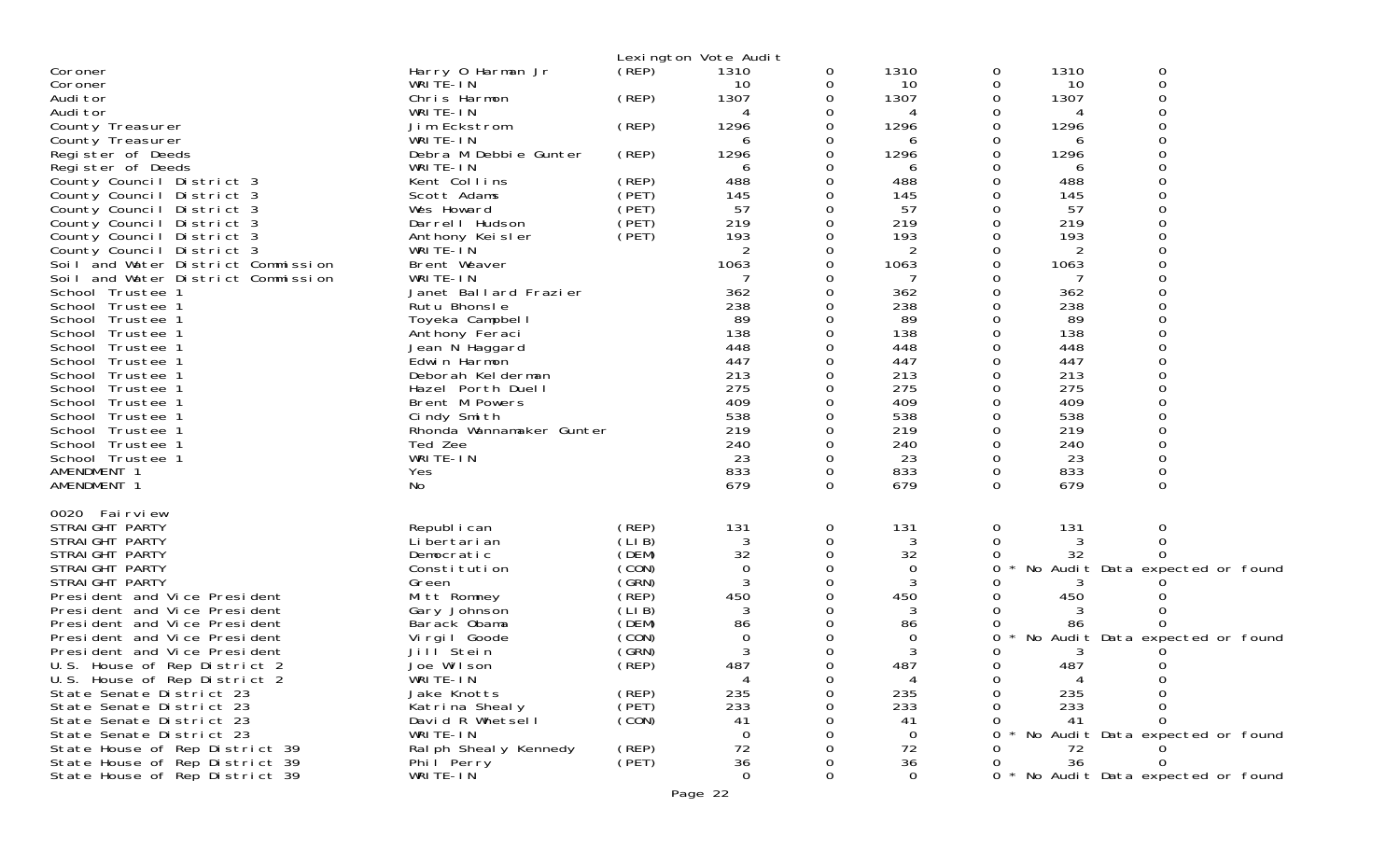Lexington Vote Audit

| | | | | | | | | |
|---|---|---|---|---|---|---|---|---|
| Coroner | Harry O Harman Jr | (REP) | 1310 | 0 | 1310 | 0 | 1310 | 0 |
| Coroner | WRITE-IN | | 10 | 0 | 10 | 0 | 10 | 0 |
| Auditor | Chris Harmon | (REP) | 1307 | 0 | 1307 | 0 | 1307 | 0 |
| Auditor | WRITE-IN | | 4 | 0 | 4 | 0 | 4 | 0 |
| County Treasurer | Jim Eckstrom | (REP) | 1296 | 0 | 1296 | 0 | 1296 | 0 |
| County Treasurer | WRITE-IN | | 6 | 0 | 6 | 0 | 6 | 0 |
| Register of Deeds | Debra M Debbie Gunter | (REP) | 1296 | 0 | 1296 | 0 | 1296 | 0 |
| Register of Deeds | WRITE-IN | | 6 | 0 | 6 | 0 | 6 | 0 |
| County Council District 3 | Kent Collins | (REP) | 488 | 0 | 488 | 0 | 488 | 0 |
| County Council District 3 | Scott Adams | (PET) | 145 | 0 | 145 | 0 | 145 | 0 |
| County Council District 3 | Wes Howard | (PET) | 57 | 0 | 57 | 0 | 57 | 0 |
| County Council District 3 | Darrell Hudson | (PET) | 219 | 0 | 219 | 0 | 219 | 0 |
| County Council District 3 | Anthony Keisler | (PET) | 193 | 0 | 193 | 0 | 193 | 0 |
| County Council District 3 | WRITE-IN | | 2 | 0 | 2 | 0 | 2 | 0 |
| Soil and Water District Commission | Brent Weaver | | 1063 | 0 | 1063 | 0 | 1063 | 0 |
| Soil and Water District Commission | WRITE-IN | | 7 | 0 | 7 | 0 | 7 | 0 |
| School Trustee 1 | Janet Ballard Frazier | | 362 | 0 | 362 | 0 | 362 | 0 |
| School Trustee 1 | Rutu Bhonsle | | 238 | 0 | 238 | 0 | 238 | 0 |
| School Trustee 1 | Toyeka Campbell | | 89 | 0 | 89 | 0 | 89 | 0 |
| School Trustee 1 | Anthony Feraci | | 138 | 0 | 138 | 0 | 138 | 0 |
| School Trustee 1 | Jean N Haggard | | 448 | 0 | 448 | 0 | 448 | 0 |
| School Trustee 1 | Edwin Harmon | | 447 | 0 | 447 | 0 | 447 | 0 |
| School Trustee 1 | Deborah Kelderman | | 213 | 0 | 213 | 0 | 213 | 0 |
| School Trustee 1 | Hazel Porth Duell | | 275 | 0 | 275 | 0 | 275 | 0 |
| School Trustee 1 | Brent M Powers | | 409 | 0 | 409 | 0 | 409 | 0 |
| School Trustee 1 | Cindy Smith | | 538 | 0 | 538 | 0 | 538 | 0 |
| School Trustee 1 | Rhonda Wannamaker Gunter | | 219 | 0 | 219 | 0 | 219 | 0 |
| School Trustee 1 | Ted Zee | | 240 | 0 | 240 | 0 | 240 | 0 |
| School Trustee 1 | WRITE-IN | | 23 | 0 | 23 | 0 | 23 | 0 |
| AMENDMENT 1 | Yes | | 833 | 0 | 833 | 0 | 833 | 0 |
| AMENDMENT 1 | No | | 679 | 0 | 679 | 0 | 679 | 0 |

0020 Fairview

| | | | | | | | | |
|---|---|---|---|---|---|---|---|---|
| STRAIGHT PARTY | Republican | (REP) | 131 | 0 | 131 | 0 | 131 | 0 |
| STRAIGHT PARTY | Libertarian | (LIB) | 3 | 0 | 3 | 0 | 3 | 0 |
| STRAIGHT PARTY | Democratic | (DEM) | 32 | 0 | 32 | 0 | 32 | 0 |
| STRAIGHT PARTY | Constitution | (CON) | 0 | 0 | 0 | 0 * | No Audit Data expected or found | |
| STRAIGHT PARTY | Green | (GRN) | 3 | 0 | 3 | 0 | 3 | 0 |
| President and Vice President | Mitt Romney | (REP) | 450 | 0 | 450 | 0 | 450 | 0 |
| President and Vice President | Gary Johnson | (LIB) | 3 | 0 | 3 | 0 | 3 | 0 |
| President and Vice President | Barack Obama | (DEM) | 86 | 0 | 86 | 0 | 86 | 0 |
| President and Vice President | Virgil Goode | (CON) | 0 | 0 | 0 | 0 * | No Audit Data expected or found | |
| President and Vice President | Jill Stein | (GRN) | 3 | 0 | 3 | 0 | 3 | 0 |
| U.S. House of Rep District 2 | Joe Wilson | (REP) | 487 | 0 | 487 | 0 | 487 | 0 |
| U.S. House of Rep District 2 | WRITE-IN | | 4 | 0 | 4 | 0 | 4 | 0 |
| State Senate District 23 | Jake Knotts | (REP) | 235 | 0 | 235 | 0 | 235 | 0 |
| State Senate District 23 | Katrina Shealy | (PET) | 233 | 0 | 233 | 0 | 233 | 0 |
| State Senate District 23 | David R Whetsell | (CON) | 41 | 0 | 41 | 0 | 41 | 0 |
| State Senate District 23 | WRITE-IN | | 0 | 0 | 0 | 0 * | No Audit Data expected or found | |
| State House of Rep District 39 | Ralph Shealy Kennedy | (REP) | 72 | 0 | 72 | 0 | 72 | 0 |
| State House of Rep District 39 | Phil Perry | (PET) | 36 | 0 | 36 | 0 | 36 | 0 |
| State House of Rep District 39 | WRITE-IN | | 0 | 0 | 0 | 0 * | No Audit Data expected or found | |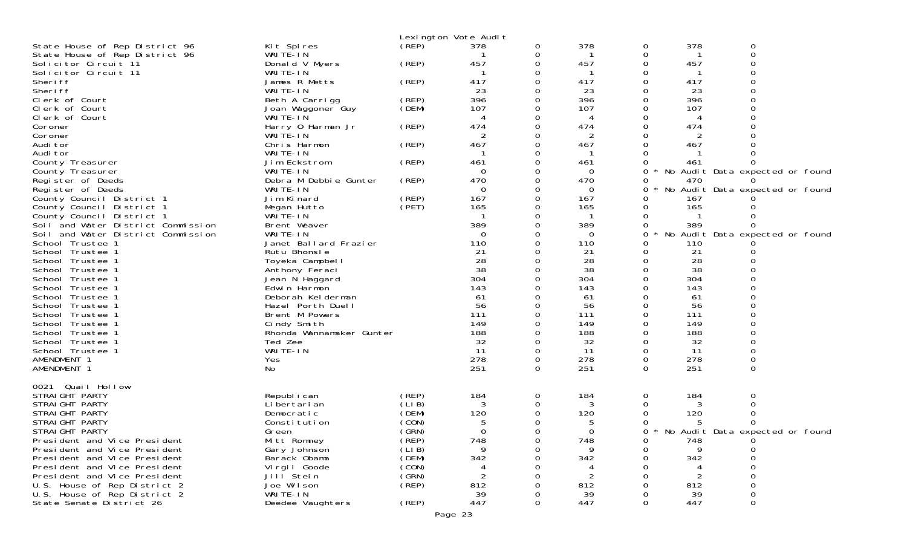Lexington Vote Audit

| Contest | Candidate | Party | | | | | | |
|---|---|---|---|---|---|---|---|---|
| State House of Rep District 96 | Kit Spires | (REP) | 378 | 0 | 378 | 0 | 378 | 0 |
| State House of Rep District 96 | WRITE-IN | | 1 | 0 | 1 | 0 | 1 | 0 |
| Solicitor Circuit 11 | Donald V Myers | (REP) | 457 | 0 | 457 | 0 | 457 | 0 |
| Solicitor Circuit 11 | WRITE-IN | | 1 | 0 | 1 | 0 | 1 | 0 |
| Sheriff | James R Metts | (REP) | 417 | 0 | 417 | 0 | 417 | 0 |
| Sheriff | WRITE-IN | | 23 | 0 | 23 | 0 | 23 | 0 |
| Clerk of Court | Beth A Carrigg | (REP) | 396 | 0 | 396 | 0 | 396 | 0 |
| Clerk of Court | Joan Waggoner Guy | (DEM) | 107 | 0 | 107 | 0 | 107 | 0 |
| Clerk of Court | WRITE-IN | | 4 | 0 | 4 | 0 | 4 | 0 |
| Coroner | Harry O Harman Jr | (REP) | 474 | 0 | 474 | 0 | 474 | 0 |
| Coroner | WRITE-IN | | 2 | 0 | 2 | 0 | 2 | 0 |
| Auditor | Chris Harmon | (REP) | 467 | 0 | 467 | 0 | 467 | 0 |
| Auditor | WRITE-IN | | 1 | 0 | 1 | 0 | 1 | 0 |
| County Treasurer | Jim Eckstrom | (REP) | 461 | 0 | 461 | 0 | 461 | 0 |
| County Treasurer | WRITE-IN | | 0 | 0 | 0 | 0 * No Audit Data expected or found | | |
| Register of Deeds | Debra M Debbie Gunter | (REP) | 470 | 0 | 470 | 0 | 470 | 0 |
| Register of Deeds | WRITE-IN | | 0 | 0 | 0 | 0 * No Audit Data expected or found | | |
| County Council District 1 | Jim Kinard | (REP) | 167 | 0 | 167 | 0 | 167 | 0 |
| County Council District 1 | Megan Hutto | (PET) | 165 | 0 | 165 | 0 | 165 | 0 |
| County Council District 1 | WRITE-IN | | 1 | 0 | 1 | 0 | 1 | 0 |
| Soil and Water District Commission | Brent Weaver | | 389 | 0 | 389 | 0 | 389 | 0 |
| Soil and Water District Commission | WRITE-IN | | 0 | 0 | 0 | 0 * No Audit Data expected or found | | |
| School Trustee 1 | Janet Ballard Frazier | | 110 | 0 | 110 | 0 | 110 | 0 |
| School Trustee 1 | Rutu Bhonsle | | 21 | 0 | 21 | 0 | 21 | 0 |
| School Trustee 1 | Toyeka Campbell | | 28 | 0 | 28 | 0 | 28 | 0 |
| School Trustee 1 | Anthony Feraci | | 38 | 0 | 38 | 0 | 38 | 0 |
| School Trustee 1 | Jean N Haggard | | 304 | 0 | 304 | 0 | 304 | 0 |
| School Trustee 1 | Edwin Harmon | | 143 | 0 | 143 | 0 | 143 | 0 |
| School Trustee 1 | Deborah Kelderman | | 61 | 0 | 61 | 0 | 61 | 0 |
| School Trustee 1 | Hazel Porth Duell | | 56 | 0 | 56 | 0 | 56 | 0 |
| School Trustee 1 | Brent M Powers | | 111 | 0 | 111 | 0 | 111 | 0 |
| School Trustee 1 | Cindy Smith | | 149 | 0 | 149 | 0 | 149 | 0 |
| School Trustee 1 | Rhonda Wannamaker Gunter | | 188 | 0 | 188 | 0 | 188 | 0 |
| School Trustee 1 | Ted Zee | | 32 | 0 | 32 | 0 | 32 | 0 |
| School Trustee 1 | WRITE-IN | | 11 | 0 | 11 | 0 | 11 | 0 |
| AMENDMENT 1 | Yes | | 278 | 0 | 278 | 0 | 278 | 0 |
| AMENDMENT 1 | No | | 251 | 0 | 251 | 0 | 251 | 0 |

0021 Quail Hollow

| Contest | Candidate | Party | | | | | | |
|---|---|---|---|---|---|---|---|---|
| STRAIGHT PARTY | Republican | (REP) | 184 | 0 | 184 | 0 | 184 | 0 |
| STRAIGHT PARTY | Libertarian | (LIB) | 3 | 0 | 3 | 0 | 3 | 0 |
| STRAIGHT PARTY | Democratic | (DEM) | 120 | 0 | 120 | 0 | 120 | 0 |
| STRAIGHT PARTY | Constitution | (CON) | 5 | 0 | 5 | 0 | 5 | 0 |
| STRAIGHT PARTY | Green | (GRN) | 0 | 0 | 0 | 0 * No Audit Data expected or found | | |
| President and Vice President | Mitt Romney | (REP) | 748 | 0 | 748 | 0 | 748 | 0 |
| President and Vice President | Gary Johnson | (LIB) | 9 | 0 | 9 | 0 | 9 | 0 |
| President and Vice President | Barack Obama | (DEM) | 342 | 0 | 342 | 0 | 342 | 0 |
| President and Vice President | Virgil Goode | (CON) | 4 | 0 | 4 | 0 | 4 | 0 |
| President and Vice President | Jill Stein | (GRN) | 2 | 0 | 2 | 0 | 2 | 0 |
| U.S. House of Rep District 2 | Joe Wilson | (REP) | 812 | 0 | 812 | 0 | 812 | 0 |
| U.S. House of Rep District 2 | WRITE-IN | | 39 | 0 | 39 | 0 | 39 | 0 |
| State Senate District 26 | Deedee Vaughters | (REP) | 447 | 0 | 447 | 0 | 447 | 0 |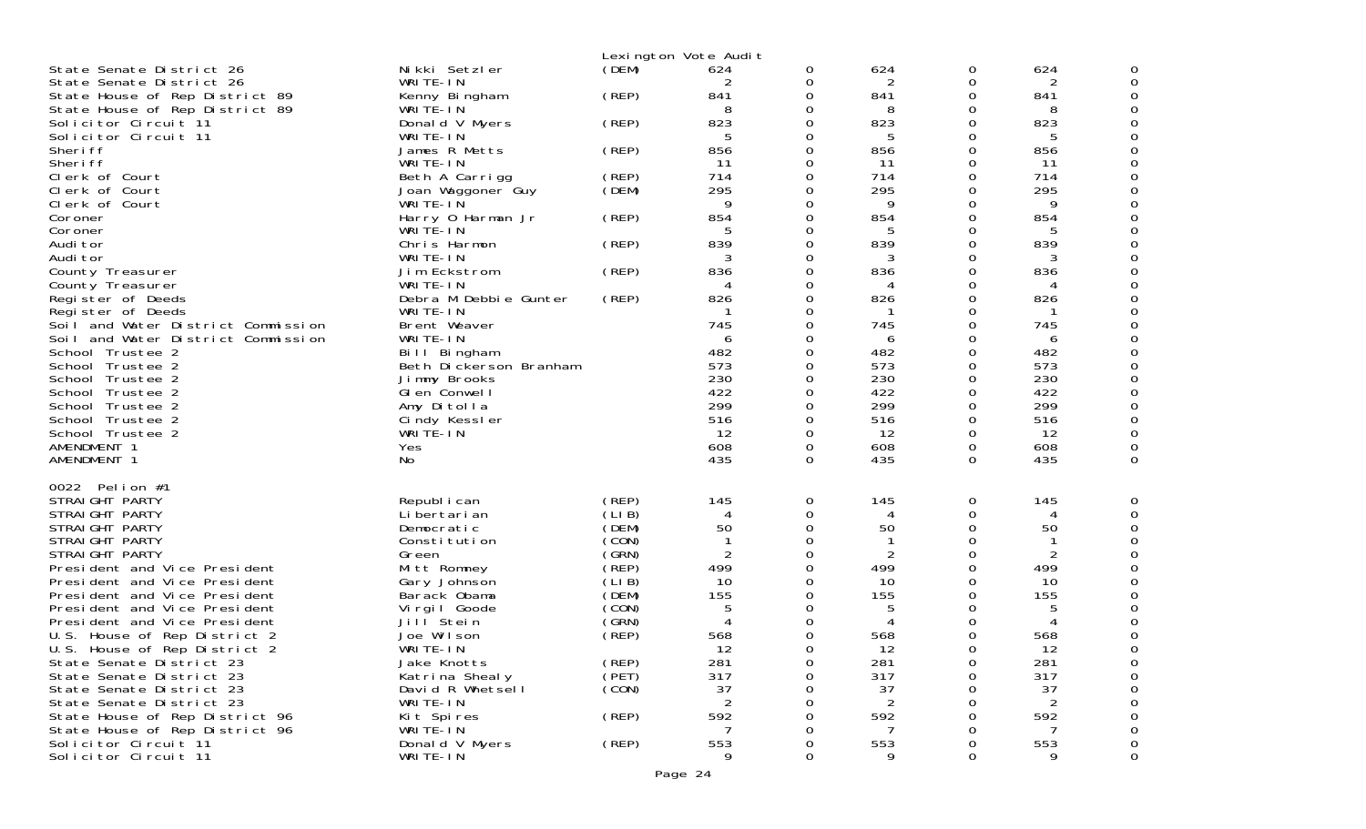Lexington Vote Audit

| | | | | | | | | |
|---|---|---|---|---|---|---|---|---|
| State Senate District 26 | Nikki Setzler | (DEM) | 624 | 0 | 624 | 0 | 624 | 0 |
| State Senate District 26 | WRITE-IN | | 2 | 0 | 2 | 0 | 2 | 0 |
| State House of Rep District 89 | Kenny Bingham | (REP) | 841 | 0 | 841 | 0 | 841 | 0 |
| State House of Rep District 89 | WRITE-IN | | 8 | 0 | 8 | 0 | 8 | 0 |
| Solicitor Circuit 11 | Donald V Myers | (REP) | 823 | 0 | 823 | 0 | 823 | 0 |
| Solicitor Circuit 11 | WRITE-IN | | 5 | 0 | 5 | 0 | 5 | 0 |
| Sheriff | James R Metts | (REP) | 856 | 0 | 856 | 0 | 856 | 0 |
| Sheriff | WRITE-IN | | 11 | 0 | 11 | 0 | 11 | 0 |
| Clerk of Court | Beth A Carrigg | (REP) | 714 | 0 | 714 | 0 | 714 | 0 |
| Clerk of Court | Joan Waggoner Guy | (DEM) | 295 | 0 | 295 | 0 | 295 | 0 |
| Clerk of Court | WRITE-IN | | 9 | 0 | 9 | 0 | 9 | 0 |
| Coroner | Harry O Harman Jr | (REP) | 854 | 0 | 854 | 0 | 854 | 0 |
| Coroner | WRITE-IN | | 5 | 0 | 5 | 0 | 5 | 0 |
| Auditor | Chris Harmon | (REP) | 839 | 0 | 839 | 0 | 839 | 0 |
| Auditor | WRITE-IN | | 3 | 0 | 3 | 0 | 3 | 0 |
| County Treasurer | Jim Eckstrom | (REP) | 836 | 0 | 836 | 0 | 836 | 0 |
| County Treasurer | WRITE-IN | | 4 | 0 | 4 | 0 | 4 | 0 |
| Register of Deeds | Debra M Debbie Gunter | (REP) | 826 | 0 | 826 | 0 | 826 | 0 |
| Register of Deeds | WRITE-IN | | 1 | 0 | 1 | 0 | 1 | 0 |
| Soil and Water District Commission | Brent Weaver | | 745 | 0 | 745 | 0 | 745 | 0 |
| Soil and Water District Commission | WRITE-IN | | 6 | 0 | 6 | 0 | 6 | 0 |
| School Trustee 2 | Bill Bingham | | 482 | 0 | 482 | 0 | 482 | 0 |
| School Trustee 2 | Beth Dickerson Branham | | 573 | 0 | 573 | 0 | 573 | 0 |
| School Trustee 2 | Jimmy Brooks | | 230 | 0 | 230 | 0 | 230 | 0 |
| School Trustee 2 | Glen Conwell | | 422 | 0 | 422 | 0 | 422 | 0 |
| School Trustee 2 | Amy Ditolla | | 299 | 0 | 299 | 0 | 299 | 0 |
| School Trustee 2 | Cindy Kessler | | 516 | 0 | 516 | 0 | 516 | 0 |
| School Trustee 2 | WRITE-IN | | 12 | 0 | 12 | 0 | 12 | 0 |
| AMENDMENT 1 | Yes | | 608 | 0 | 608 | 0 | 608 | 0 |
| AMENDMENT 1 | No | | 435 | 0 | 435 | 0 | 435 | 0 |

0022 Pelion #1

| | | | | | | | | |
|---|---|---|---|---|---|---|---|---|
| STRAIGHT PARTY | Republican | (REP) | 145 | 0 | 145 | 0 | 145 | 0 |
| STRAIGHT PARTY | Libertarian | (LIB) | 4 | 0 | 4 | 0 | 4 | 0 |
| STRAIGHT PARTY | Democratic | (DEM) | 50 | 0 | 50 | 0 | 50 | 0 |
| STRAIGHT PARTY | Constitution | (CON) | 1 | 0 | 1 | 0 | 1 | 0 |
| STRAIGHT PARTY | Green | (GRN) | 2 | 0 | 2 | 0 | 2 | 0 |
| President and Vice President | Mitt Romney | (REP) | 499 | 0 | 499 | 0 | 499 | 0 |
| President and Vice President | Gary Johnson | (LIB) | 10 | 0 | 10 | 0 | 10 | 0 |
| President and Vice President | Barack Obama | (DEM) | 155 | 0 | 155 | 0 | 155 | 0 |
| President and Vice President | Virgil Goode | (CON) | 5 | 0 | 5 | 0 | 5 | 0 |
| President and Vice President | Jill Stein | (GRN) | 4 | 0 | 4 | 0 | 4 | 0 |
| U.S. House of Rep District 2 | Joe Wilson | (REP) | 568 | 0 | 568 | 0 | 568 | 0 |
| U.S. House of Rep District 2 | WRITE-IN | | 12 | 0 | 12 | 0 | 12 | 0 |
| State Senate District 23 | Jake Knotts | (REP) | 281 | 0 | 281 | 0 | 281 | 0 |
| State Senate District 23 | Katrina Shealy | (PET) | 317 | 0 | 317 | 0 | 317 | 0 |
| State Senate District 23 | David R Whetsell | (CON) | 37 | 0 | 37 | 0 | 37 | 0 |
| State Senate District 23 | WRITE-IN | | 2 | 0 | 2 | 0 | 2 | 0 |
| State House of Rep District 96 | Kit Spires | (REP) | 592 | 0 | 592 | 0 | 592 | 0 |
| State House of Rep District 96 | WRITE-IN | | 7 | 0 | 7 | 0 | 7 | 0 |
| Solicitor Circuit 11 | Donald V Myers | (REP) | 553 | 0 | 553 | 0 | 553 | 0 |
| Solicitor Circuit 11 | WRITE-IN | | 9 | 0 | 9 | 0 | 9 | 0 |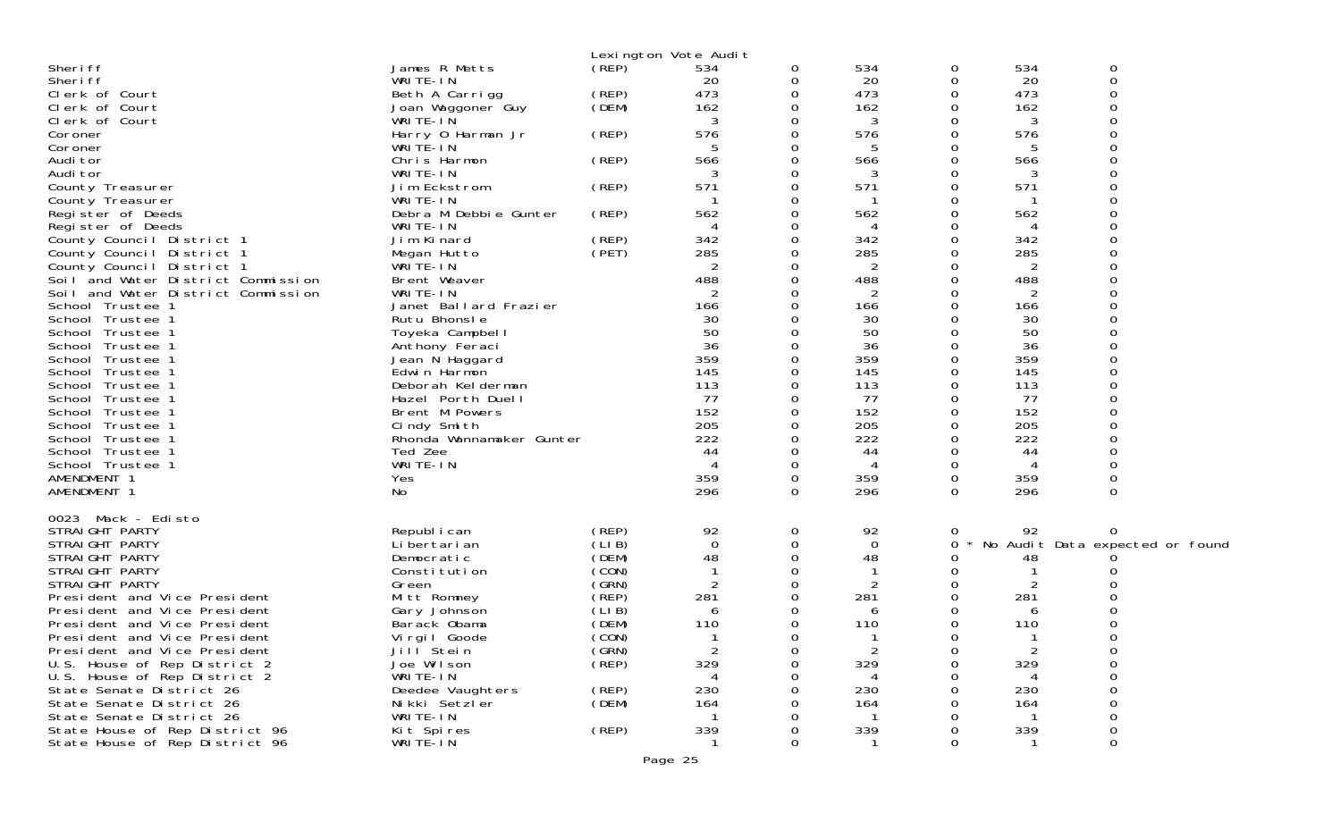Lexington Vote Audit

| | | | | | | | | |
|---|---|---|---|---|---|---|---|---|
| Sheriff | James R Metts | (REP) | 534 | 0 | 534 | 0 | 534 | 0 |
| Sheriff | WRITE-IN | | 20 | 0 | 20 | 0 | 20 | 0 |
| Clerk of Court | Beth A Carrigg | (REP) | 473 | 0 | 473 | 0 | 473 | 0 |
| Clerk of Court | Joan Waggoner Guy | (DEM) | 162 | 0 | 162 | 0 | 162 | 0 |
| Clerk of Court | WRITE-IN | | 3 | 0 | 3 | 0 | 3 | 0 |
| Coroner | Harry O Harman Jr | (REP) | 576 | 0 | 576 | 0 | 576 | 0 |
| Coroner | WRITE-IN | | 5 | 0 | 5 | 0 | 5 | 0 |
| Auditor | Chris Harmon | (REP) | 566 | 0 | 566 | 0 | 566 | 0 |
| Auditor | WRITE-IN | | 3 | 0 | 3 | 0 | 3 | 0 |
| County Treasurer | Jim Eckstrom | (REP) | 571 | 0 | 571 | 0 | 571 | 0 |
| County Treasurer | WRITE-IN | | 1 | 0 | 1 | 0 | 1 | 0 |
| Register of Deeds | Debra M Debbie Gunter | (REP) | 562 | 0 | 562 | 0 | 562 | 0 |
| Register of Deeds | WRITE-IN | | 4 | 0 | 4 | 0 | 4 | 0 |
| County Council District 1 | Jim Kinard | (REP) | 342 | 0 | 342 | 0 | 342 | 0 |
| County Council District 1 | Megan Hutto | (PET) | 285 | 0 | 285 | 0 | 285 | 0 |
| County Council District 1 | WRITE-IN | | 2 | 0 | 2 | 0 | 2 | 0 |
| Soil and Water District Commission | Brent Weaver | | 488 | 0 | 488 | 0 | 488 | 0 |
| Soil and Water District Commission | WRITE-IN | | 2 | 0 | 2 | 0 | 2 | 0 |
| School Trustee 1 | Janet Ballard Frazier | | 166 | 0 | 166 | 0 | 166 | 0 |
| School Trustee 1 | Rutu Bhonsle | | 30 | 0 | 30 | 0 | 30 | 0 |
| School Trustee 1 | Toyeka Campbell | | 50 | 0 | 50 | 0 | 50 | 0 |
| School Trustee 1 | Anthony Feraci | | 36 | 0 | 36 | 0 | 36 | 0 |
| School Trustee 1 | Jean N Haggard | | 359 | 0 | 359 | 0 | 359 | 0 |
| School Trustee 1 | Edwin Harmon | | 145 | 0 | 145 | 0 | 145 | 0 |
| School Trustee 1 | Deborah Kelderman | | 113 | 0 | 113 | 0 | 113 | 0 |
| School Trustee 1 | Hazel Porth Duell | | 77 | 0 | 77 | 0 | 77 | 0 |
| School Trustee 1 | Brent M Powers | | 152 | 0 | 152 | 0 | 152 | 0 |
| School Trustee 1 | Cindy Smith | | 205 | 0 | 205 | 0 | 205 | 0 |
| School Trustee 1 | Rhonda Wannamaker Gunter | | 222 | 0 | 222 | 0 | 222 | 0 |
| School Trustee 1 | Ted Zee | | 44 | 0 | 44 | 0 | 44 | 0 |
| School Trustee 1 | WRITE-IN | | 4 | 0 | 4 | 0 | 4 | 0 |
| AMENDMENT 1 | Yes | | 359 | 0 | 359 | 0 | 359 | 0 |
| AMENDMENT 1 | No | | 296 | 0 | 296 | 0 | 296 | 0 |

0023 Mack - Edisto

| | | | | | | | | |
|---|---|---|---|---|---|---|---|---|
| STRAIGHT PARTY | Republican | (REP) | 92 | 0 | 92 | 0 | 92 | 0 |
| STRAIGHT PARTY | Libertarian | (LIB) | 0 | 0 | 0 | 0 * | No Audit Data expected or found | |
| STRAIGHT PARTY | Democratic | (DEM) | 48 | 0 | 48 | 0 | 48 | 0 |
| STRAIGHT PARTY | Constitution | (CON) | 1 | 0 | 1 | 0 | 1 | 0 |
| STRAIGHT PARTY | Green | (GRN) | 2 | 0 | 2 | 0 | 2 | 0 |
| President and Vice President | Mitt Romney | (REP) | 281 | 0 | 281 | 0 | 281 | 0 |
| President and Vice President | Gary Johnson | (LIB) | 6 | 0 | 6 | 0 | 6 | 0 |
| President and Vice President | Barack Obama | (DEM) | 110 | 0 | 110 | 0 | 110 | 0 |
| President and Vice President | Virgil Goode | (CON) | 1 | 0 | 1 | 0 | 1 | 0 |
| President and Vice President | Jill Stein | (GRN) | 2 | 0 | 2 | 0 | 2 | 0 |
| U.S. House of Rep District 2 | Joe Wilson | (REP) | 329 | 0 | 329 | 0 | 329 | 0 |
| U.S. House of Rep District 2 | WRITE-IN | | 4 | 0 | 4 | 0 | 4 | 0 |
| State Senate District 26 | Deedee Vaughters | (REP) | 230 | 0 | 230 | 0 | 230 | 0 |
| State Senate District 26 | Nikki Setzler | (DEM) | 164 | 0 | 164 | 0 | 164 | 0 |
| State Senate District 26 | WRITE-IN | | 1 | 0 | 1 | 0 | 1 | 0 |
| State House of Rep District 96 | Kit Spires | (REP) | 339 | 0 | 339 | 0 | 339 | 0 |
| State House of Rep District 96 | WRITE-IN | | 1 | 0 | 1 | 0 | 1 | 0 |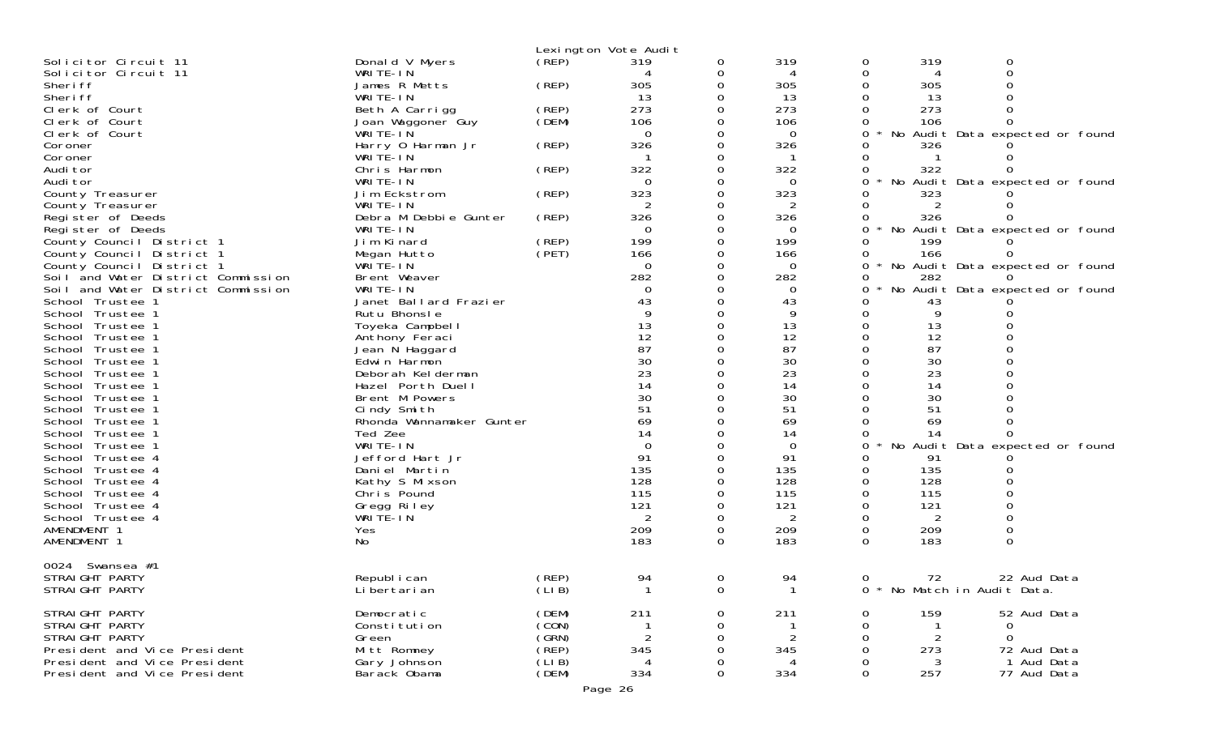Lexington Vote Audit

| Office | Candidate | Party | Votes | | | | Audit | Notes |
|---|---|---|---|---|---|---|---|---|
| Solicitor Circuit 11 | Donald V Myers | (REP) | 319 | 0 | 319 | 0 | 319 | 0 |
| Solicitor Circuit 11 | WRITE-IN | | 4 | 0 | 4 | 0 | 4 | 0 |
| Sheriff | James R Metts | (REP) | 305 | 0 | 305 | 0 | 305 | 0 |
| Sheriff | WRITE-IN | | 13 | 0 | 13 | 0 | 13 | 0 |
| Clerk of Court | Beth A Carrigg | (REP) | 273 | 0 | 273 | 0 | 273 | 0 |
| Clerk of Court | Joan Waggoner Guy | (DEM) | 106 | 0 | 106 | 0 | 106 | 0 |
| Clerk of Court | WRITE-IN | | 0 | 0 | 0 | 0 * | No Audit Data expected or found | |
| Coroner | Harry O Harman Jr | (REP) | 326 | 0 | 326 | 0 | 326 | 0 |
| Coroner | WRITE-IN | | 1 | 0 | 1 | 0 | 1 | 0 |
| Auditor | Chris Harmon | (REP) | 322 | 0 | 322 | 0 | 322 | 0 |
| Auditor | WRITE-IN | | 0 | 0 | 0 | 0 * | No Audit Data expected or found | |
| County Treasurer | Jim Eckstrom | (REP) | 323 | 0 | 323 | 0 | 323 | 0 |
| County Treasurer | WRITE-IN | | 2 | 0 | 2 | 0 | 2 | 0 |
| Register of Deeds | Debra M Debbie Gunter | (REP) | 326 | 0 | 326 | 0 | 326 | 0 |
| Register of Deeds | WRITE-IN | | 0 | 0 | 0 | 0 * | No Audit Data expected or found | |
| County Council District 1 | Jim Kinard | (REP) | 199 | 0 | 199 | 0 | 199 | 0 |
| County Council District 1 | Megan Hutto | (PET) | 166 | 0 | 166 | 0 | 166 | 0 |
| County Council District 1 | WRITE-IN | | 0 | 0 | 0 | 0 * | No Audit Data expected or found | |
| Soil and Water District Commission | Brent Weaver | | 282 | 0 | 282 | 0 | 282 | 0 |
| Soil and Water District Commission | WRITE-IN | | 0 | 0 | 0 | 0 * | No Audit Data expected or found | |
| School Trustee 1 | Janet Ballard Frazier | | 43 | 0 | 43 | 0 | 43 | 0 |
| School Trustee 1 | Rutu Bhonsle | | 9 | 0 | 9 | 0 | 9 | 0 |
| School Trustee 1 | Toyeka Campbell | | 13 | 0 | 13 | 0 | 13 | 0 |
| School Trustee 1 | Anthony Feraci | | 12 | 0 | 12 | 0 | 12 | 0 |
| School Trustee 1 | Jean N Haggard | | 87 | 0 | 87 | 0 | 87 | 0 |
| School Trustee 1 | Edwin Harmon | | 30 | 0 | 30 | 0 | 30 | 0 |
| School Trustee 1 | Deborah Kelderman | | 23 | 0 | 23 | 0 | 23 | 0 |
| School Trustee 1 | Hazel Porth Duell | | 14 | 0 | 14 | 0 | 14 | 0 |
| School Trustee 1 | Brent M Powers | | 30 | 0 | 30 | 0 | 30 | 0 |
| School Trustee 1 | Cindy Smith | | 51 | 0 | 51 | 0 | 51 | 0 |
| School Trustee 1 | Rhonda Wannamaker Gunter | | 69 | 0 | 69 | 0 | 69 | 0 |
| School Trustee 1 | Ted Zee | | 14 | 0 | 14 | 0 | 14 | 0 |
| School Trustee 1 | WRITE-IN | | 0 | 0 | 0 | 0 * | No Audit Data expected or found | |
| School Trustee 4 | Jefford Hart Jr | | 91 | 0 | 91 | 0 | 91 | 0 |
| School Trustee 4 | Daniel Martin | | 135 | 0 | 135 | 0 | 135 | 0 |
| School Trustee 4 | Kathy S Mixson | | 128 | 0 | 128 | 0 | 128 | 0 |
| School Trustee 4 | Chris Pound | | 115 | 0 | 115 | 0 | 115 | 0 |
| School Trustee 4 | Gregg Riley | | 121 | 0 | 121 | 0 | 121 | 0 |
| School Trustee 4 | WRITE-IN | | 2 | 0 | 2 | 0 | 2 | 0 |
| AMENDMENT 1 | Yes | | 209 | 0 | 209 | 0 | 209 | 0 |
| AMENDMENT 1 | No | | 183 | 0 | 183 | 0 | 183 | 0 |

0024 Swansea #1

| Office | Candidate | Party | Votes | | | | Audit | Notes |
|---|---|---|---|---|---|---|---|---|
| STRAIGHT PARTY | Republican | (REP) | 94 | 0 | 94 | 0 | 72 | 22 Aud Data |
| STRAIGHT PARTY | Libertarian | (LIB) | 1 | 0 | 1 | 0 * | No Match in Audit Data. | |
| STRAIGHT PARTY | Democratic | (DEM) | 211 | 0 | 211 | 0 | 159 | 52 Aud Data |
| STRAIGHT PARTY | Constitution | (CON) | 1 | 0 | 1 | 0 | 1 | 0 |
| STRAIGHT PARTY | Green | (GRN) | 2 | 0 | 2 | 0 | 2 | 0 |
| President and Vice President | Mitt Romney | (REP) | 345 | 0 | 345 | 0 | 273 | 72 Aud Data |
| President and Vice President | Gary Johnson | (LIB) | 4 | 0 | 4 | 0 | 3 | 1 Aud Data |
| President and Vice President | Barack Obama | (DEM) | 334 | 0 | 334 | 0 | 257 | 77 Aud Data |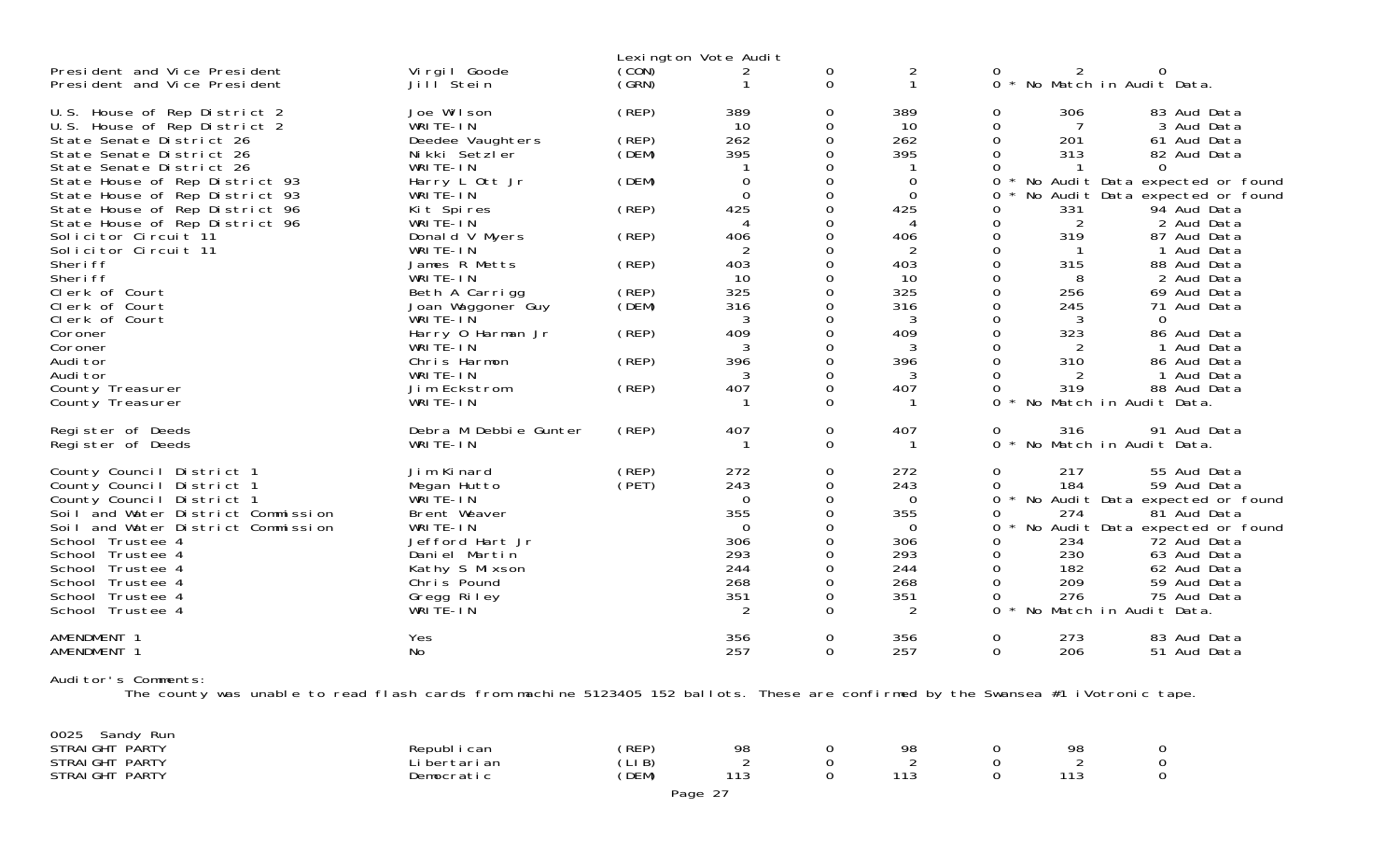Lexington Vote Audit

| Office | Candidate | Party | Col1 | Col2 | Col3 | Col4 | Col5 | Col6 |
|---|---|---|---|---|---|---|---|---|
| President and Vice President | Virgil Goode | (CON) | 2 | 0 | 2 | 0 | 2 | 0 |
| President and Vice President | Jill Stein | (GRN) | 1 | 0 | 1 | 0 * | No Match in Audit Data. | |
| U.S. House of Rep District 2 | Joe Wilson | (REP) | 389 | 0 | 389 | 0 | 306 | 83 Aud Data |
| U.S. House of Rep District 2 | WRITE-IN | | 10 | 0 | 10 | 0 | 7 | 3 Aud Data |
| State Senate District 26 | Deedee Vaughters | (REP) | 262 | 0 | 262 | 0 | 201 | 61 Aud Data |
| State Senate District 26 | Nikki Setzler | (DEM) | 395 | 0 | 395 | 0 | 313 | 82 Aud Data |
| State Senate District 26 | WRITE-IN | | 1 | 0 | 1 | 0 | 1 | 0 |
| State House of Rep District 93 | Harry L Ott Jr | (DEM) | 0 | 0 | 0 | 0 * | No Audit Data expected or found | |
| State House of Rep District 93 | WRITE-IN | | 0 | 0 | 0 | 0 * | No Audit Data expected or found | |
| State House of Rep District 96 | Kit Spires | (REP) | 425 | 0 | 425 | 0 | 331 | 94 Aud Data |
| State House of Rep District 96 | WRITE-IN | | 4 | 0 | 4 | 0 | 2 | 2 Aud Data |
| Solicitor Circuit 11 | Donald V Myers | (REP) | 406 | 0 | 406 | 0 | 319 | 87 Aud Data |
| Solicitor Circuit 11 | WRITE-IN | | 2 | 0 | 2 | 0 | 1 | 1 Aud Data |
| Sheriff | James R Metts | (REP) | 403 | 0 | 403 | 0 | 315 | 88 Aud Data |
| Sheriff | WRITE-IN | | 10 | 0 | 10 | 0 | 8 | 2 Aud Data |
| Clerk of Court | Beth A Carrigg | (REP) | 325 | 0 | 325 | 0 | 256 | 69 Aud Data |
| Clerk of Court | Joan Waggoner Guy | (DEM) | 316 | 0 | 316 | 0 | 245 | 71 Aud Data |
| Clerk of Court | WRITE-IN | | 3 | 0 | 3 | 0 | 3 | 0 |
| Coroner | Harry O Harman Jr | (REP) | 409 | 0 | 409 | 0 | 323 | 86 Aud Data |
| Coroner | WRITE-IN | | 3 | 0 | 3 | 0 | 2 | 1 Aud Data |
| Auditor | Chris Harmon | (REP) | 396 | 0 | 396 | 0 | 310 | 86 Aud Data |
| Auditor | WRITE-IN | | 3 | 0 | 3 | 0 | 2 | 1 Aud Data |
| County Treasurer | Jim Eckstrom | (REP) | 407 | 0 | 407 | 0 | 319 | 88 Aud Data |
| County Treasurer | WRITE-IN | | 1 | 0 | 1 | 0 * | No Match in Audit Data. | |
| Register of Deeds | Debra M Debbie Gunter | (REP) | 407 | 0 | 407 | 0 | 316 | 91 Aud Data |
| Register of Deeds | WRITE-IN | | 1 | 0 | 1 | 0 * | No Match in Audit Data. | |
| County Council District 1 | Jim Kinard | (REP) | 272 | 0 | 272 | 0 | 217 | 55 Aud Data |
| County Council District 1 | Megan Hutto | (PET) | 243 | 0 | 243 | 0 | 184 | 59 Aud Data |
| County Council District 1 | WRITE-IN | | 0 | 0 | 0 | 0 * | No Audit Data expected or found | |
| Soil and Water District Commission | Brent Weaver | | 355 | 0 | 355 | 0 | 274 | 81 Aud Data |
| Soil and Water District Commission | WRITE-IN | | 0 | 0 | 0 | 0 * | No Audit Data expected or found | |
| School Trustee 4 | Jefford Hart Jr | | 306 | 0 | 306 | 0 | 234 | 72 Aud Data |
| School Trustee 4 | Daniel Martin | | 293 | 0 | 293 | 0 | 230 | 63 Aud Data |
| School Trustee 4 | Kathy S Mixson | | 244 | 0 | 244 | 0 | 182 | 62 Aud Data |
| School Trustee 4 | Chris Pound | | 268 | 0 | 268 | 0 | 209 | 59 Aud Data |
| School Trustee 4 | Gregg Riley | | 351 | 0 | 351 | 0 | 276 | 75 Aud Data |
| School Trustee 4 | WRITE-IN | | 2 | 0 | 2 | 0 * | No Match in Audit Data. | |
| AMENDMENT 1 | Yes | | 356 | 0 | 356 | 0 | 273 | 83 Aud Data |
| AMENDMENT 1 | No | | 257 | 0 | 257 | 0 | 206 | 51 Aud Data |

Auditor's Comments:
The county was unable to read flash cards from machine 5123405 152 ballots. These are confirmed by the Swansea #1 iVotronic tape.

0025 Sandy Run

| Office | Candidate | Party | Col1 | Col2 | Col3 | Col4 | Col5 | Col6 |
|---|---|---|---|---|---|---|---|---|
| STRAIGHT PARTY | Republican | (REP) | 98 | 0 | 98 | 0 | 98 | 0 |
| STRAIGHT PARTY | Libertarian | (LIB) | 2 | 0 | 2 | 0 | 2 | 0 |
| STRAIGHT PARTY | Democratic | (DEM) | 113 | 0 | 113 | 0 | 113 | 0 |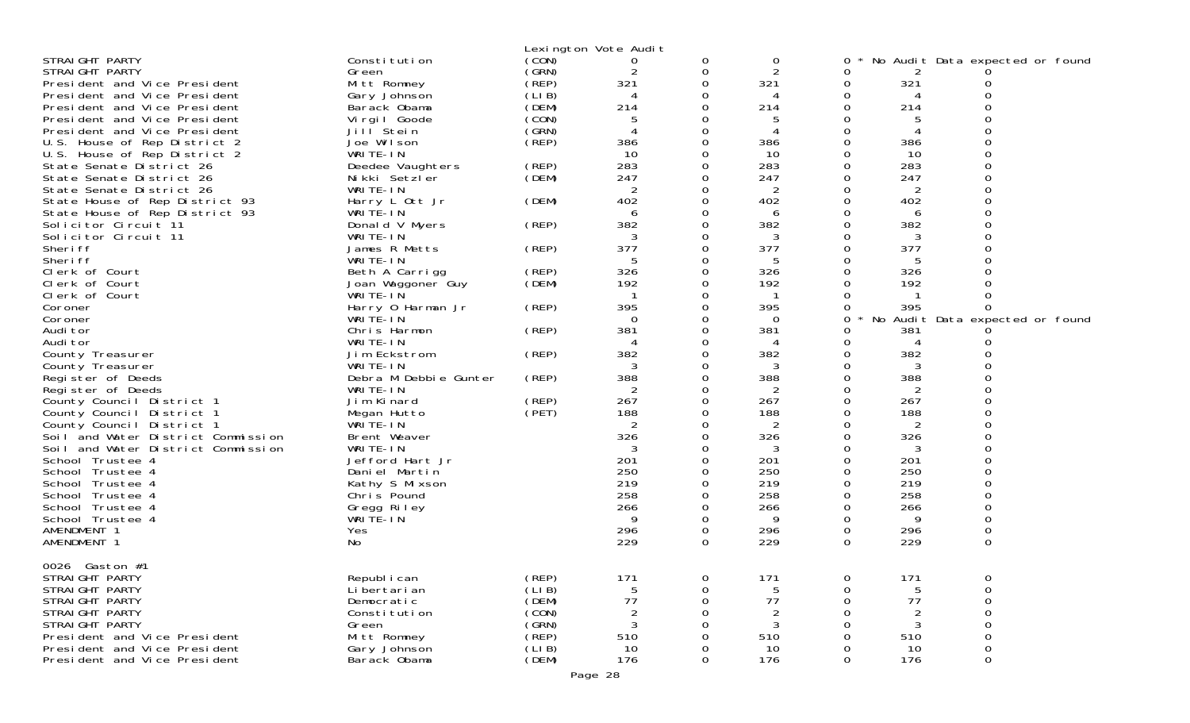Lexington Vote Audit

| Contest | Candidate | Party | | | | | | |
|---|---|---|---|---|---|---|---|---|
| STRAIGHT PARTY | Constitution | (CON) | 0 | 0 | 0 | 0 * No Audit Data expected or found | | |
| STRAIGHT PARTY | Green | (GRN) | 2 | 0 | 2 | 0 | 2 | 0 |
| President and Vice President | Mitt Romney | (REP) | 321 | 0 | 321 | 0 | 321 | 0 |
| President and Vice President | Gary Johnson | (LIB) | 4 | 0 | 4 | 0 | 4 | 0 |
| President and Vice President | Barack Obama | (DEM) | 214 | 0 | 214 | 0 | 214 | 0 |
| President and Vice President | Virgil Goode | (CON) | 5 | 0 | 5 | 0 | 5 | 0 |
| President and Vice President | Jill Stein | (GRN) | 4 | 0 | 4 | 0 | 4 | 0 |
| U.S. House of Rep District 2 | Joe Wilson | (REP) | 386 | 0 | 386 | 0 | 386 | 0 |
| U.S. House of Rep District 2 | WRITE-IN | | 10 | 0 | 10 | 0 | 10 | 0 |
| State Senate District 26 | Deedee Vaughters | (REP) | 283 | 0 | 283 | 0 | 283 | 0 |
| State Senate District 26 | Nikki Setzler | (DEM) | 247 | 0 | 247 | 0 | 247 | 0 |
| State Senate District 26 | WRITE-IN | | 2 | 0 | 2 | 0 | 2 | 0 |
| State House of Rep District 93 | Harry L Ott Jr | (DEM) | 402 | 0 | 402 | 0 | 402 | 0 |
| State House of Rep District 93 | WRITE-IN | | 6 | 0 | 6 | 0 | 6 | 0 |
| Solicitor Circuit 11 | Donald V Myers | (REP) | 382 | 0 | 382 | 0 | 382 | 0 |
| Solicitor Circuit 11 | WRITE-IN | | 3 | 0 | 3 | 0 | 3 | 0 |
| Sheriff | James R Metts | (REP) | 377 | 0 | 377 | 0 | 377 | 0 |
| Sheriff | WRITE-IN | | 5 | 0 | 5 | 0 | 5 | 0 |
| Clerk of Court | Beth A Carrigg | (REP) | 326 | 0 | 326 | 0 | 326 | 0 |
| Clerk of Court | Joan Waggoner Guy | (DEM) | 192 | 0 | 192 | 0 | 192 | 0 |
| Clerk of Court | WRITE-IN | | 1 | 0 | 1 | 0 | 1 | 0 |
| Coroner | Harry O Harman Jr | (REP) | 395 | 0 | 395 | 0 | 395 | 0 |
| Coroner | WRITE-IN | | 0 | 0 | 0 | 0 * No Audit Data expected or found | | |
| Auditor | Chris Harmon | (REP) | 381 | 0 | 381 | 0 | 381 | 0 |
| Auditor | WRITE-IN | | 4 | 0 | 4 | 0 | 4 | 0 |
| County Treasurer | Jim Eckstrom | (REP) | 382 | 0 | 382 | 0 | 382 | 0 |
| County Treasurer | WRITE-IN | | 3 | 0 | 3 | 0 | 3 | 0 |
| Register of Deeds | Debra M Debbie Gunter | (REP) | 388 | 0 | 388 | 0 | 388 | 0 |
| Register of Deeds | WRITE-IN | | 2 | 0 | 2 | 0 | 2 | 0 |
| County Council District 1 | Jim Kinard | (REP) | 267 | 0 | 267 | 0 | 267 | 0 |
| County Council District 1 | Megan Hutto | (PET) | 188 | 0 | 188 | 0 | 188 | 0 |
| County Council District 1 | WRITE-IN | | 2 | 0 | 2 | 0 | 2 | 0 |
| Soil and Water District Commission | Brent Weaver | | 326 | 0 | 326 | 0 | 326 | 0 |
| Soil and Water District Commission | WRITE-IN | | 3 | 0 | 3 | 0 | 3 | 0 |
| School Trustee 4 | Jefford Hart Jr | | 201 | 0 | 201 | 0 | 201 | 0 |
| School Trustee 4 | Daniel Martin | | 250 | 0 | 250 | 0 | 250 | 0 |
| School Trustee 4 | Kathy S Mixson | | 219 | 0 | 219 | 0 | 219 | 0 |
| School Trustee 4 | Chris Pound | | 258 | 0 | 258 | 0 | 258 | 0 |
| School Trustee 4 | Gregg Riley | | 266 | 0 | 266 | 0 | 266 | 0 |
| School Trustee 4 | WRITE-IN | | 9 | 0 | 9 | 0 | 9 | 0 |
| AMENDMENT 1 | Yes | | 296 | 0 | 296 | 0 | 296 | 0 |
| AMENDMENT 1 | No | | 229 | 0 | 229 | 0 | 229 | 0 |

0026 Gaston #1

| Contest | Candidate | Party | | | | | | |
|---|---|---|---|---|---|---|---|---|
| STRAIGHT PARTY | Republican | (REP) | 171 | 0 | 171 | 0 | 171 | 0 |
| STRAIGHT PARTY | Libertarian | (LIB) | 5 | 0 | 5 | 0 | 5 | 0 |
| STRAIGHT PARTY | Democratic | (DEM) | 77 | 0 | 77 | 0 | 77 | 0 |
| STRAIGHT PARTY | Constitution | (CON) | 2 | 0 | 2 | 0 | 2 | 0 |
| STRAIGHT PARTY | Green | (GRN) | 3 | 0 | 3 | 0 | 3 | 0 |
| President and Vice President | Mitt Romney | (REP) | 510 | 0 | 510 | 0 | 510 | 0 |
| President and Vice President | Gary Johnson | (LIB) | 10 | 0 | 10 | 0 | 10 | 0 |
| President and Vice President | Barack Obama | (DEM) | 176 | 0 | 176 | 0 | 176 | 0 |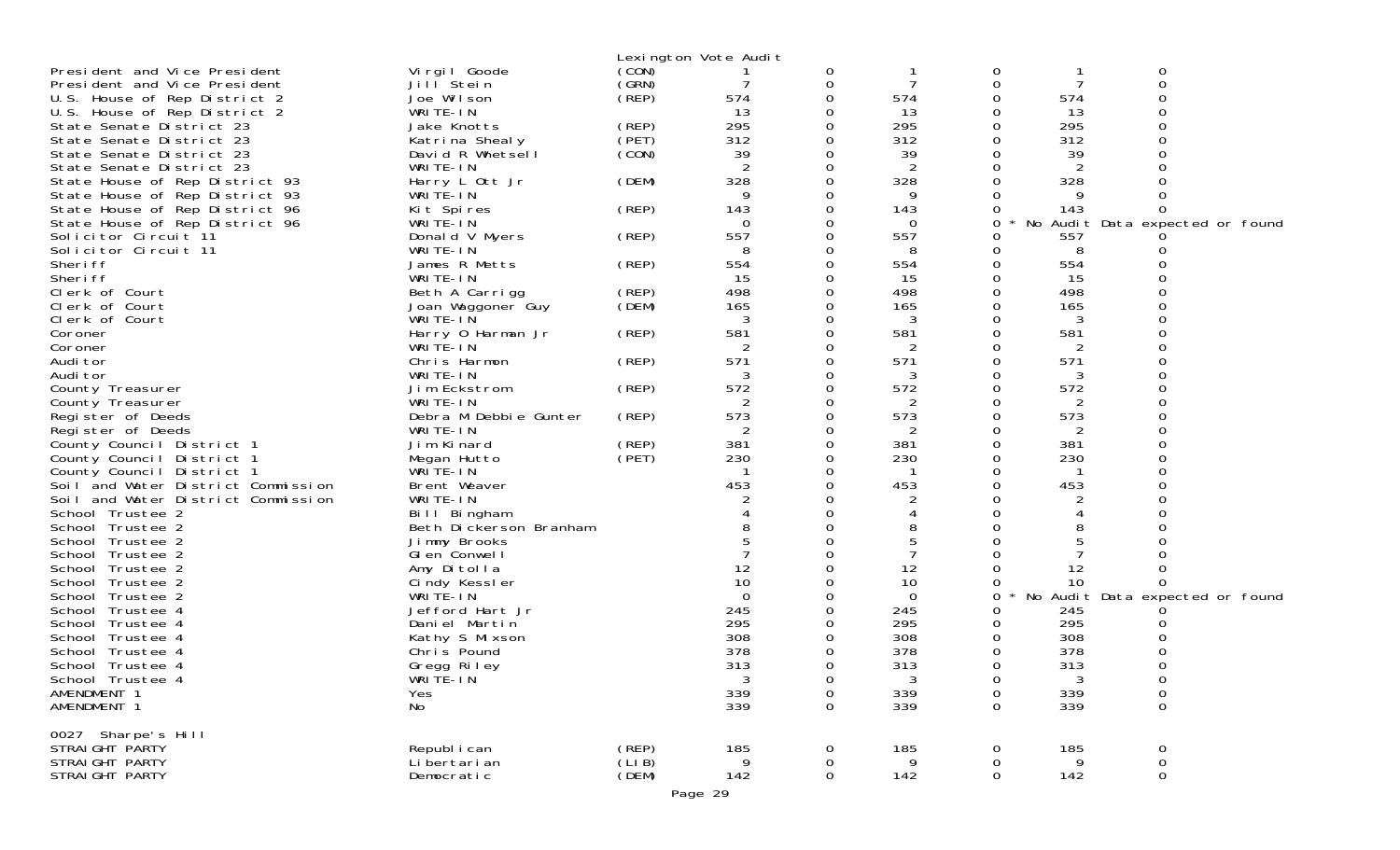Lexington Vote Audit

| Office | Candidate | Party | | | | | | |
|---|---|---|---|---|---|---|---|---|
| President and Vice President | Virgil Goode | (CON) | 1 | 0 | 1 | 0 | 1 | 0 |
| President and Vice President | Jill Stein | (GRN) | 7 | 0 | 7 | 0 | 7 | 0 |
| U.S. House of Rep District 2 | Joe Wilson | (REP) | 574 | 0 | 574 | 0 | 574 | 0 |
| U.S. House of Rep District 2 | WRITE-IN | | 13 | 0 | 13 | 0 | 13 | 0 |
| State Senate District 23 | Jake Knotts | (REP) | 295 | 0 | 295 | 0 | 295 | 0 |
| State Senate District 23 | Katrina Shealy | (PET) | 312 | 0 | 312 | 0 | 312 | 0 |
| State Senate District 23 | David R Whetsell | (CON) | 39 | 0 | 39 | 0 | 39 | 0 |
| State Senate District 23 | WRITE-IN | | 2 | 0 | 2 | 0 | 2 | 0 |
| State House of Rep District 93 | Harry L Ott Jr | (DEM) | 328 | 0 | 328 | 0 | 328 | 0 |
| State House of Rep District 93 | WRITE-IN | | 9 | 0 | 9 | 0 | 9 | 0 |
| State House of Rep District 96 | Kit Spires | (REP) | 143 | 0 | 143 | 0 | 143 | 0 |
| State House of Rep District 96 | WRITE-IN | | 0 | 0 | 0 | 0 * No Audit Data expected or found | | |
| Solicitor Circuit 11 | Donald V Myers | (REP) | 557 | 0 | 557 | 0 | 557 | 0 |
| Solicitor Circuit 11 | WRITE-IN | | 8 | 0 | 8 | 0 | 8 | 0 |
| Sheriff | James R Metts | (REP) | 554 | 0 | 554 | 0 | 554 | 0 |
| Sheriff | WRITE-IN | | 15 | 0 | 15 | 0 | 15 | 0 |
| Clerk of Court | Beth A Carrigg | (REP) | 498 | 0 | 498 | 0 | 498 | 0 |
| Clerk of Court | Joan Waggoner Guy | (DEM) | 165 | 0 | 165 | 0 | 165 | 0 |
| Clerk of Court | WRITE-IN | | 3 | 0 | 3 | 0 | 3 | 0 |
| Coroner | Harry O Harman Jr | (REP) | 581 | 0 | 581 | 0 | 581 | 0 |
| Coroner | WRITE-IN | | 2 | 0 | 2 | 0 | 2 | 0 |
| Auditor | Chris Harmon | (REP) | 571 | 0 | 571 | 0 | 571 | 0 |
| Auditor | WRITE-IN | | 3 | 0 | 3 | 0 | 3 | 0 |
| County Treasurer | Jim Eckstrom | (REP) | 572 | 0 | 572 | 0 | 572 | 0 |
| County Treasurer | WRITE-IN | | 2 | 0 | 2 | 0 | 2 | 0 |
| Register of Deeds | Debra M Debbie Gunter | (REP) | 573 | 0 | 573 | 0 | 573 | 0 |
| Register of Deeds | WRITE-IN | | 2 | 0 | 2 | 0 | 2 | 0 |
| County Council District 1 | Jim Kinard | (REP) | 381 | 0 | 381 | 0 | 381 | 0 |
| County Council District 1 | Megan Hutto | (PET) | 230 | 0 | 230 | 0 | 230 | 0 |
| County Council District 1 | WRITE-IN | | 1 | 0 | 1 | 0 | 1 | 0 |
| Soil and Water District Commission | Brent Weaver | | 453 | 0 | 453 | 0 | 453 | 0 |
| Soil and Water District Commission | WRITE-IN | | 2 | 0 | 2 | 0 | 2 | 0 |
| School Trustee 2 | Bill Bingham | | 4 | 0 | 4 | 0 | 4 | 0 |
| School Trustee 2 | Beth Dickerson Branham | | 8 | 0 | 8 | 0 | 8 | 0 |
| School Trustee 2 | Jimmy Brooks | | 5 | 0 | 5 | 0 | 5 | 0 |
| School Trustee 2 | Glen Conwell | | 7 | 0 | 7 | 0 | 7 | 0 |
| School Trustee 2 | Amy Ditolla | | 12 | 0 | 12 | 0 | 12 | 0 |
| School Trustee 2 | Cindy Kessler | | 10 | 0 | 10 | 0 | 10 | 0 |
| School Trustee 2 | WRITE-IN | | 0 | 0 | 0 | 0 * No Audit Data expected or found | | |
| School Trustee 4 | Jefford Hart Jr | | 245 | 0 | 245 | 0 | 245 | 0 |
| School Trustee 4 | Daniel Martin | | 295 | 0 | 295 | 0 | 295 | 0 |
| School Trustee 4 | Kathy S Mixson | | 308 | 0 | 308 | 0 | 308 | 0 |
| School Trustee 4 | Chris Pound | | 378 | 0 | 378 | 0 | 378 | 0 |
| School Trustee 4 | Gregg Riley | | 313 | 0 | 313 | 0 | 313 | 0 |
| School Trustee 4 | WRITE-IN | | 3 | 0 | 3 | 0 | 3 | 0 |
| AMENDMENT 1 | Yes | | 339 | 0 | 339 | 0 | 339 | 0 |
| AMENDMENT 1 | No | | 339 | 0 | 339 | 0 | 339 | 0 |

0027 Sharpe's Hill

| Office | Candidate | Party | | | | | | |
|---|---|---|---|---|---|---|---|---|
| STRAIGHT PARTY | Republican | (REP) | 185 | 0 | 185 | 0 | 185 | 0 |
| STRAIGHT PARTY | Libertarian | (LIB) | 9 | 0 | 9 | 0 | 9 | 0 |
| STRAIGHT PARTY | Democratic | (DEM) | 142 | 0 | 142 | 0 | 142 | 0 |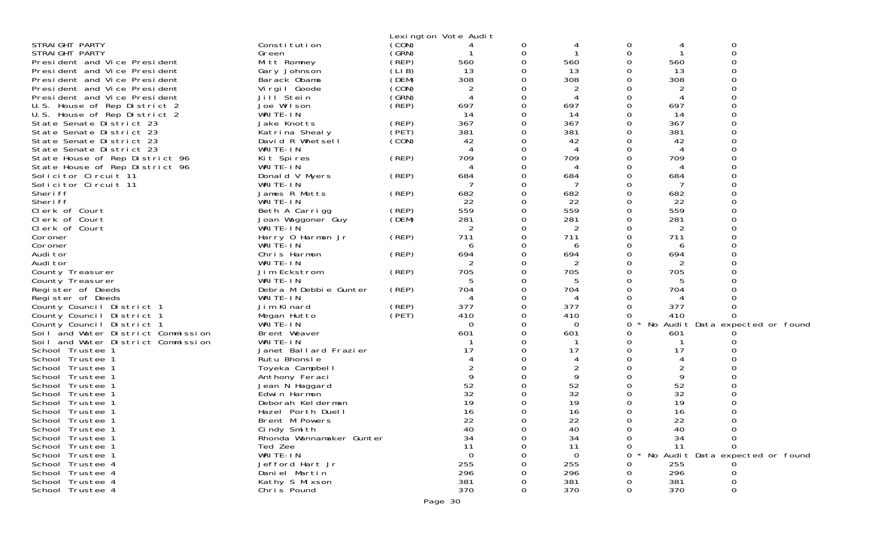Lexington Vote Audit

| Office | Candidate | Party | | | | | | |
|---|---|---|---|---|---|---|---|---|
| STRAIGHT PARTY | Constitution | (CON) | 4 | 0 | 4 | 0 | 4 | 0 |
| STRAIGHT PARTY | Green | (GRN) | 1 | 0 | 1 | 0 | 1 | 0 |
| President and Vice President | Mitt Romney | (REP) | 560 | 0 | 560 | 0 | 560 | 0 |
| President and Vice President | Gary Johnson | (LIB) | 13 | 0 | 13 | 0 | 13 | 0 |
| President and Vice President | Barack Obama | (DEM) | 308 | 0 | 308 | 0 | 308 | 0 |
| President and Vice President | Virgil Goode | (CON) | 2 | 0 | 2 | 0 | 2 | 0 |
| President and Vice President | Jill Stein | (GRN) | 4 | 0 | 4 | 0 | 4 | 0 |
| U.S. House of Rep District 2 | Joe Wilson | (REP) | 697 | 0 | 697 | 0 | 697 | 0 |
| U.S. House of Rep District 2 | WRITE-IN | | 14 | 0 | 14 | 0 | 14 | 0 |
| State Senate District 23 | Jake Knotts | (REP) | 367 | 0 | 367 | 0 | 367 | 0 |
| State Senate District 23 | Katrina Shealy | (PET) | 381 | 0 | 381 | 0 | 381 | 0 |
| State Senate District 23 | David R Whetsell | (CON) | 42 | 0 | 42 | 0 | 42 | 0 |
| State Senate District 23 | WRITE-IN | | 4 | 0 | 4 | 0 | 4 | 0 |
| State House of Rep District 96 | Kit Spires | (REP) | 709 | 0 | 709 | 0 | 709 | 0 |
| State House of Rep District 96 | WRITE-IN | | 4 | 0 | 4 | 0 | 4 | 0 |
| Solicitor Circuit 11 | Donald V Myers | (REP) | 684 | 0 | 684 | 0 | 684 | 0 |
| Solicitor Circuit 11 | WRITE-IN | | 7 | 0 | 7 | 0 | 7 | 0 |
| Sheriff | James R Metts | (REP) | 682 | 0 | 682 | 0 | 682 | 0 |
| Sheriff | WRITE-IN | | 22 | 0 | 22 | 0 | 22 | 0 |
| Clerk of Court | Beth A Carrigg | (REP) | 559 | 0 | 559 | 0 | 559 | 0 |
| Clerk of Court | Joan Waggoner Guy | (DEM) | 281 | 0 | 281 | 0 | 281 | 0 |
| Clerk of Court | WRITE-IN | | 2 | 0 | 2 | 0 | 2 | 0 |
| Coroner | Harry O Harman Jr | (REP) | 711 | 0 | 711 | 0 | 711 | 0 |
| Coroner | WRITE-IN | | 6 | 0 | 6 | 0 | 6 | 0 |
| Auditor | Chris Harmon | (REP) | 694 | 0 | 694 | 0 | 694 | 0 |
| Auditor | WRITE-IN | | 2 | 0 | 2 | 0 | 2 | 0 |
| County Treasurer | Jim Eckstrom | (REP) | 705 | 0 | 705 | 0 | 705 | 0 |
| County Treasurer | WRITE-IN | | 5 | 0 | 5 | 0 | 5 | 0 |
| Register of Deeds | Debra M Debbie Gunter | (REP) | 704 | 0 | 704 | 0 | 704 | 0 |
| Register of Deeds | WRITE-IN | | 4 | 0 | 4 | 0 | 4 | 0 |
| County Council District 1 | Jim Kinard | (REP) | 377 | 0 | 377 | 0 | 377 | 0 |
| County Council District 1 | Megan Hutto | (PET) | 410 | 0 | 410 | 0 | 410 | 0 |
| County Council District 1 | WRITE-IN | | 0 | 0 | 0 | 0 * No Audit Data expected or found | | |
| Soil and Water District Commission | Brent Weaver | | 601 | 0 | 601 | 0 | 601 | 0 |
| Soil and Water District Commission | WRITE-IN | | 1 | 0 | 1 | 0 | 1 | 0 |
| School Trustee 1 | Janet Ballard Frazier | | 17 | 0 | 17 | 0 | 17 | 0 |
| School Trustee 1 | Rutu Bhonsle | | 4 | 0 | 4 | 0 | 4 | 0 |
| School Trustee 1 | Toyeka Campbell | | 2 | 0 | 2 | 0 | 2 | 0 |
| School Trustee 1 | Anthony Feraci | | 9 | 0 | 9 | 0 | 9 | 0 |
| School Trustee 1 | Jean N Haggard | | 52 | 0 | 52 | 0 | 52 | 0 |
| School Trustee 1 | Edwin Harmon | | 32 | 0 | 32 | 0 | 32 | 0 |
| School Trustee 1 | Deborah Kelderman | | 19 | 0 | 19 | 0 | 19 | 0 |
| School Trustee 1 | Hazel Porth Duell | | 16 | 0 | 16 | 0 | 16 | 0 |
| School Trustee 1 | Brent M Powers | | 22 | 0 | 22 | 0 | 22 | 0 |
| School Trustee 1 | Cindy Smith | | 40 | 0 | 40 | 0 | 40 | 0 |
| School Trustee 1 | Rhonda Wannamaker Gunter | | 34 | 0 | 34 | 0 | 34 | 0 |
| School Trustee 1 | Ted Zee | | 11 | 0 | 11 | 0 | 11 | 0 |
| School Trustee 1 | WRITE-IN | | 0 | 0 | 0 | 0 * No Audit Data expected or found | | |
| School Trustee 4 | Jefford Hart Jr | | 255 | 0 | 255 | 0 | 255 | 0 |
| School Trustee 4 | Daniel Martin | | 296 | 0 | 296 | 0 | 296 | 0 |
| School Trustee 4 | Kathy S Mixson | | 381 | 0 | 381 | 0 | 381 | 0 |
| School Trustee 4 | Chris Pound | | 370 | 0 | 370 | 0 | 370 | 0 |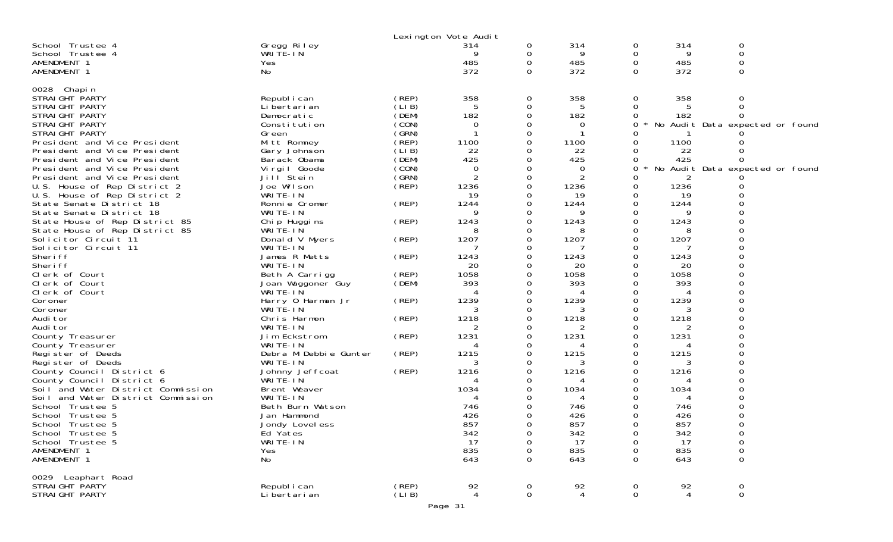Lexington Vote Audit

| | | | | | | | | |
|---|---|---|---|---|---|---|---|---|
| School Trustee 4 | Gregg Riley | | 314 | 0 | 314 | 0 | 314 | 0 |
| School Trustee 4 | WRITE-IN | | 9 | 0 | 9 | 0 | 9 | 0 |
| AMENDMENT 1 | Yes | | 485 | 0 | 485 | 0 | 485 | 0 |
| AMENDMENT 1 | No | | 372 | 0 | 372 | 0 | 372 | 0 |

0028 Chapin

| | | | | | | | | |
|---|---|---|---|---|---|---|---|---|
| STRAIGHT PARTY | Republican | (REP) | 358 | 0 | 358 | 0 | 358 | 0 |
| STRAIGHT PARTY | Libertarian | (LIB) | 5 | 0 | 5 | 0 | 5 | 0 |
| STRAIGHT PARTY | Democratic | (DEM) | 182 | 0 | 182 | 0 | 182 | 0 |
| STRAIGHT PARTY | Constitution | (CON) | 0 | 0 | 0 | 0 * | No Audit Data expected or found | |
| STRAIGHT PARTY | Green | (GRN) | 1 | 0 | 1 | 0 | 1 | 0 |
| President and Vice President | Mitt Romney | (REP) | 1100 | 0 | 1100 | 0 | 1100 | 0 |
| President and Vice President | Gary Johnson | (LIB) | 22 | 0 | 22 | 0 | 22 | 0 |
| President and Vice President | Barack Obama | (DEM) | 425 | 0 | 425 | 0 | 425 | 0 |
| President and Vice President | Virgil Goode | (CON) | 0 | 0 | 0 | 0 * | No Audit Data expected or found | |
| President and Vice President | Jill Stein | (GRN) | 2 | 0 | 2 | 0 | 2 | 0 |
| U.S. House of Rep District 2 | Joe Wilson | (REP) | 1236 | 0 | 1236 | 0 | 1236 | 0 |
| U.S. House of Rep District 2 | WRITE-IN | | 19 | 0 | 19 | 0 | 19 | 0 |
| State Senate District 18 | Ronnie Cromer | (REP) | 1244 | 0 | 1244 | 0 | 1244 | 0 |
| State Senate District 18 | WRITE-IN | | 9 | 0 | 9 | 0 | 9 | 0 |
| State House of Rep District 85 | Chip Huggins | (REP) | 1243 | 0 | 1243 | 0 | 1243 | 0 |
| State House of Rep District 85 | WRITE-IN | | 8 | 0 | 8 | 0 | 8 | 0 |
| Solicitor Circuit 11 | Donald V Myers | (REP) | 1207 | 0 | 1207 | 0 | 1207 | 0 |
| Solicitor Circuit 11 | WRITE-IN | | 7 | 0 | 7 | 0 | 7 | 0 |
| Sheriff | James R Metts | (REP) | 1243 | 0 | 1243 | 0 | 1243 | 0 |
| Sheriff | WRITE-IN | | 20 | 0 | 20 | 0 | 20 | 0 |
| Clerk of Court | Beth A Carrigg | (REP) | 1058 | 0 | 1058 | 0 | 1058 | 0 |
| Clerk of Court | Joan Waggoner Guy | (DEM) | 393 | 0 | 393 | 0 | 393 | 0 |
| Clerk of Court | WRITE-IN | | 4 | 0 | 4 | 0 | 4 | 0 |
| Coroner | Harry O Harman Jr | (REP) | 1239 | 0 | 1239 | 0 | 1239 | 0 |
| Coroner | WRITE-IN | | 3 | 0 | 3 | 0 | 3 | 0 |
| Auditor | Chris Harmon | (REP) | 1218 | 0 | 1218 | 0 | 1218 | 0 |
| Auditor | WRITE-IN | | 2 | 0 | 2 | 0 | 2 | 0 |
| County Treasurer | Jim Eckstrom | (REP) | 1231 | 0 | 1231 | 0 | 1231 | 0 |
| County Treasurer | WRITE-IN | | 4 | 0 | 4 | 0 | 4 | 0 |
| Register of Deeds | Debra M Debbie Gunter | (REP) | 1215 | 0 | 1215 | 0 | 1215 | 0 |
| Register of Deeds | WRITE-IN | | 3 | 0 | 3 | 0 | 3 | 0 |
| County Council District 6 | Johnny Jeffcoat | (REP) | 1216 | 0 | 1216 | 0 | 1216 | 0 |
| County Council District 6 | WRITE-IN | | 4 | 0 | 4 | 0 | 4 | 0 |
| Soil and Water District Commission | Brent Weaver | | 1034 | 0 | 1034 | 0 | 1034 | 0 |
| Soil and Water District Commission | WRITE-IN | | 4 | 0 | 4 | 0 | 4 | 0 |
| School Trustee 5 | Beth Burn Watson | | 746 | 0 | 746 | 0 | 746 | 0 |
| School Trustee 5 | Jan Hammond | | 426 | 0 | 426 | 0 | 426 | 0 |
| School Trustee 5 | Jondy Loveless | | 857 | 0 | 857 | 0 | 857 | 0 |
| School Trustee 5 | Ed Yates | | 342 | 0 | 342 | 0 | 342 | 0 |
| School Trustee 5 | WRITE-IN | | 17 | 0 | 17 | 0 | 17 | 0 |
| AMENDMENT 1 | Yes | | 835 | 0 | 835 | 0 | 835 | 0 |
| AMENDMENT 1 | No | | 643 | 0 | 643 | 0 | 643 | 0 |

0029 Leaphart Road

| | | | | | | | | |
|---|---|---|---|---|---|---|---|---|
| STRAIGHT PARTY | Republican | (REP) | 92 | 0 | 92 | 0 | 92 | 0 |
| STRAIGHT PARTY | Libertarian | (LIB) | 4 | 0 | 4 | 0 | 4 | 0 |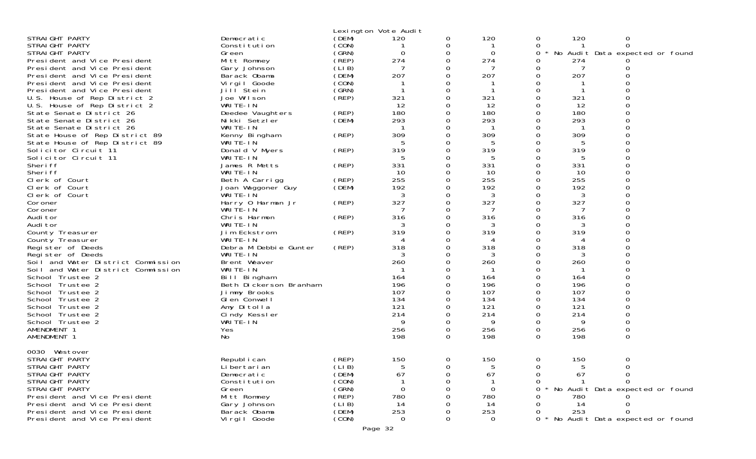Lexington Vote Audit

| | | | | | | | | |
|---|---|---|---|---|---|---|---|---|
| STRAIGHT PARTY | Democratic | (DEM) | 120 | 0 | 120 | 0 | 120 | 0 |
| STRAIGHT PARTY | Constitution | (CON) | 1 | 0 | 1 | 0 | 1 | 0 |
| STRAIGHT PARTY | Green | (GRN) | 0 | 0 | 0 | 0 * | No Audit Data expected or found | |
| President and Vice President | Mitt Romney | (REP) | 274 | 0 | 274 | 0 | 274 | 0 |
| President and Vice President | Gary Johnson | (LIB) | 7 | 0 | 7 | 0 | 7 | 0 |
| President and Vice President | Barack Obama | (DEM) | 207 | 0 | 207 | 0 | 207 | 0 |
| President and Vice President | Virgil Goode | (CON) | 1 | 0 | 1 | 0 | 1 | 0 |
| President and Vice President | Jill Stein | (GRN) | 1 | 0 | 1 | 0 | 1 | 0 |
| U.S. House of Rep District 2 | Joe Wilson | (REP) | 321 | 0 | 321 | 0 | 321 | 0 |
| U.S. House of Rep District 2 | WRITE-IN | | 12 | 0 | 12 | 0 | 12 | 0 |
| State Senate District 26 | Deedee Vaughters | (REP) | 180 | 0 | 180 | 0 | 180 | 0 |
| State Senate District 26 | Nikki Setzler | (DEM) | 293 | 0 | 293 | 0 | 293 | 0 |
| State Senate District 26 | WRITE-IN | | 1 | 0 | 1 | 0 | 1 | 0 |
| State House of Rep District 89 | Kenny Bingham | (REP) | 309 | 0 | 309 | 0 | 309 | 0 |
| State House of Rep District 89 | WRITE-IN | | 5 | 0 | 5 | 0 | 5 | 0 |
| Solicitor Circuit 11 | Donald V Myers | (REP) | 319 | 0 | 319 | 0 | 319 | 0 |
| Solicitor Circuit 11 | WRITE-IN | | 5 | 0 | 5 | 0 | 5 | 0 |
| Sheriff | James R Metts | (REP) | 331 | 0 | 331 | 0 | 331 | 0 |
| Sheriff | WRITE-IN | | 10 | 0 | 10 | 0 | 10 | 0 |
| Clerk of Court | Beth A Carrigg | (REP) | 255 | 0 | 255 | 0 | 255 | 0 |
| Clerk of Court | Joan Waggoner Guy | (DEM) | 192 | 0 | 192 | 0 | 192 | 0 |
| Clerk of Court | WRITE-IN | | 3 | 0 | 3 | 0 | 3 | 0 |
| Coroner | Harry O Harman Jr | (REP) | 327 | 0 | 327 | 0 | 327 | 0 |
| Coroner | WRITE-IN | | 7 | 0 | 7 | 0 | 7 | 0 |
| Auditor | Chris Harmon | (REP) | 316 | 0 | 316 | 0 | 316 | 0 |
| Auditor | WRITE-IN | | 3 | 0 | 3 | 0 | 3 | 0 |
| County Treasurer | Jim Eckstrom | (REP) | 319 | 0 | 319 | 0 | 319 | 0 |
| County Treasurer | WRITE-IN | | 4 | 0 | 4 | 0 | 4 | 0 |
| Register of Deeds | Debra M Debbie Gunter | (REP) | 318 | 0 | 318 | 0 | 318 | 0 |
| Register of Deeds | WRITE-IN | | 3 | 0 | 3 | 0 | 3 | 0 |
| Soil and Water District Commission | Brent Weaver | | 260 | 0 | 260 | 0 | 260 | 0 |
| Soil and Water District Commission | WRITE-IN | | 1 | 0 | 1 | 0 | 1 | 0 |
| School Trustee 2 | Bill Bingham | | 164 | 0 | 164 | 0 | 164 | 0 |
| School Trustee 2 | Beth Dickerson Branham | | 196 | 0 | 196 | 0 | 196 | 0 |
| School Trustee 2 | Jimmy Brooks | | 107 | 0 | 107 | 0 | 107 | 0 |
| School Trustee 2 | Glen Conwell | | 134 | 0 | 134 | 0 | 134 | 0 |
| School Trustee 2 | Amy Ditolla | | 121 | 0 | 121 | 0 | 121 | 0 |
| School Trustee 2 | Cindy Kessler | | 214 | 0 | 214 | 0 | 214 | 0 |
| School Trustee 2 | WRITE-IN | | 9 | 0 | 9 | 0 | 9 | 0 |
| AMENDMENT 1 | Yes | | 256 | 0 | 256 | 0 | 256 | 0 |
| AMENDMENT 1 | No | | 198 | 0 | 198 | 0 | 198 | 0 |

0030 Westover

| | | | | | | | | |
|---|---|---|---|---|---|---|---|---|
| STRAIGHT PARTY | Republican | (REP) | 150 | 0 | 150 | 0 | 150 | 0 |
| STRAIGHT PARTY | Libertarian | (LIB) | 5 | 0 | 5 | 0 | 5 | 0 |
| STRAIGHT PARTY | Democratic | (DEM) | 67 | 0 | 67 | 0 | 67 | 0 |
| STRAIGHT PARTY | Constitution | (CON) | 1 | 0 | 1 | 0 | 1 | 0 |
| STRAIGHT PARTY | Green | (GRN) | 0 | 0 | 0 | 0 * | No Audit Data expected or found | |
| President and Vice President | Mitt Romney | (REP) | 780 | 0 | 780 | 0 | 780 | 0 |
| President and Vice President | Gary Johnson | (LIB) | 14 | 0 | 14 | 0 | 14 | 0 |
| President and Vice President | Barack Obama | (DEM) | 253 | 0 | 253 | 0 | 253 | 0 |
| President and Vice President | Virgil Goode | (CON) | 0 | 0 | 0 | 0 * | No Audit Data expected or found | |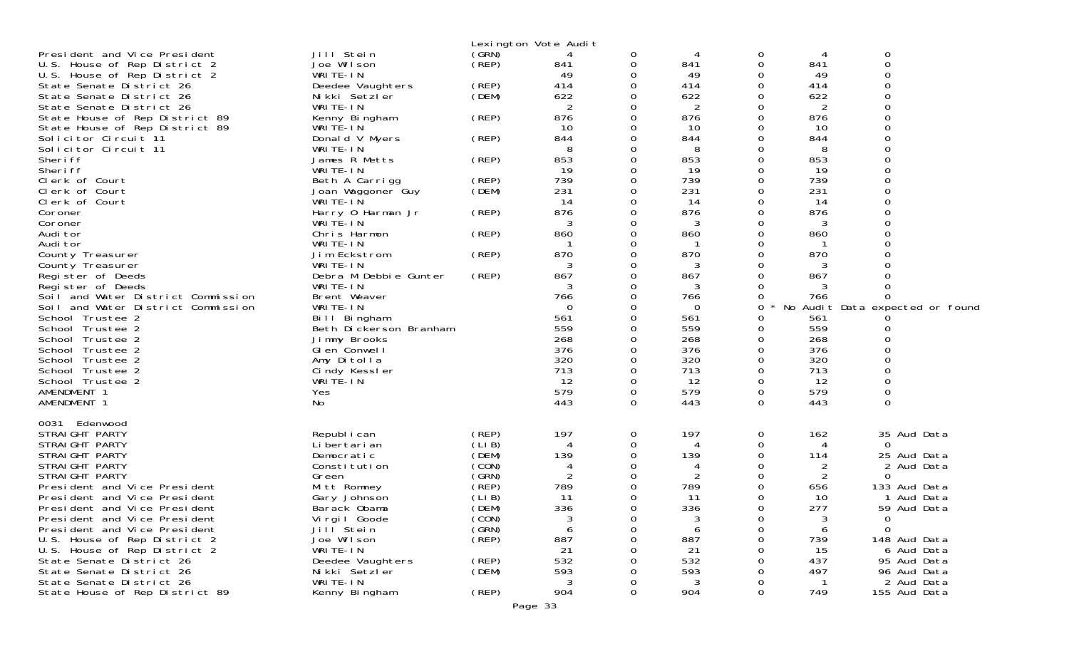Lexington Vote Audit

| Contest | Candidate | Party | | | | | | |
|---|---|---|---|---|---|---|---|---|
| President and Vice President | Jill Stein | (GRN) | 4 | 0 | 4 | 0 | 4 | 0 |
| U.S. House of Rep District 2 | Joe Wilson | (REP) | 841 | 0 | 841 | 0 | 841 | 0 |
| U.S. House of Rep District 2 | WRITE-IN | | 49 | 0 | 49 | 0 | 49 | 0 |
| State Senate District 26 | Deedee Vaughters | (REP) | 414 | 0 | 414 | 0 | 414 | 0 |
| State Senate District 26 | Nikki Setzler | (DEM) | 622 | 0 | 622 | 0 | 622 | 0 |
| State Senate District 26 | WRITE-IN | | 2 | 0 | 2 | 0 | 2 | 0 |
| State House of Rep District 89 | Kenny Bingham | (REP) | 876 | 0 | 876 | 0 | 876 | 0 |
| State House of Rep District 89 | WRITE-IN | | 10 | 0 | 10 | 0 | 10 | 0 |
| Solicitor Circuit 11 | Donald V Myers | (REP) | 844 | 0 | 844 | 0 | 844 | 0 |
| Solicitor Circuit 11 | WRITE-IN | | 8 | 0 | 8 | 0 | 8 | 0 |
| Sheriff | James R Metts | (REP) | 853 | 0 | 853 | 0 | 853 | 0 |
| Sheriff | WRITE-IN | | 19 | 0 | 19 | 0 | 19 | 0 |
| Clerk of Court | Beth A Carrigg | (REP) | 739 | 0 | 739 | 0 | 739 | 0 |
| Clerk of Court | Joan Waggoner Guy | (DEM) | 231 | 0 | 231 | 0 | 231 | 0 |
| Clerk of Court | WRITE-IN | | 14 | 0 | 14 | 0 | 14 | 0 |
| Coroner | Harry O Harman Jr | (REP) | 876 | 0 | 876 | 0 | 876 | 0 |
| Coroner | WRITE-IN | | 3 | 0 | 3 | 0 | 3 | 0 |
| Auditor | Chris Harmon | (REP) | 860 | 0 | 860 | 0 | 860 | 0 |
| Auditor | WRITE-IN | | 1 | 0 | 1 | 0 | 1 | 0 |
| County Treasurer | Jim Eckstrom | (REP) | 870 | 0 | 870 | 0 | 870 | 0 |
| County Treasurer | WRITE-IN | | 3 | 0 | 3 | 0 | 3 | 0 |
| Register of Deeds | Debra M Debbie Gunter | (REP) | 867 | 0 | 867 | 0 | 867 | 0 |
| Register of Deeds | WRITE-IN | | 3 | 0 | 3 | 0 | 3 | 0 |
| Soil and Water District Commission | Brent Weaver | | 766 | 0 | 766 | 0 | 766 | 0 |
| Soil and Water District Commission | WRITE-IN | | 0 | 0 | 0 | 0 * | No Audit Data expected or found | |
| School Trustee 2 | Bill Bingham | | 561 | 0 | 561 | 0 | 561 | 0 |
| School Trustee 2 | Beth Dickerson Branham | | 559 | 0 | 559 | 0 | 559 | 0 |
| School Trustee 2 | Jimmy Brooks | | 268 | 0 | 268 | 0 | 268 | 0 |
| School Trustee 2 | Glen Conwell | | 376 | 0 | 376 | 0 | 376 | 0 |
| School Trustee 2 | Amy Ditolla | | 320 | 0 | 320 | 0 | 320 | 0 |
| School Trustee 2 | Cindy Kessler | | 713 | 0 | 713 | 0 | 713 | 0 |
| School Trustee 2 | WRITE-IN | | 12 | 0 | 12 | 0 | 12 | 0 |
| AMENDMENT 1 | Yes | | 579 | 0 | 579 | 0 | 579 | 0 |
| AMENDMENT 1 | No | | 443 | 0 | 443 | 0 | 443 | 0 |

0031 Edenwood

| Contest | Candidate | Party | | | | | | |
|---|---|---|---|---|---|---|---|---|
| STRAIGHT PARTY | Republican | (REP) | 197 | 0 | 197 | 0 | 162 | 35 Aud Data |
| STRAIGHT PARTY | Libertarian | (LIB) | 4 | 0 | 4 | 0 | 4 | 0 |
| STRAIGHT PARTY | Democratic | (DEM) | 139 | 0 | 139 | 0 | 114 | 25 Aud Data |
| STRAIGHT PARTY | Constitution | (CON) | 4 | 0 | 4 | 0 | 2 | 2 Aud Data |
| STRAIGHT PARTY | Green | (GRN) | 2 | 0 | 2 | 0 | 2 | 0 |
| President and Vice President | Mitt Romney | (REP) | 789 | 0 | 789 | 0 | 656 | 133 Aud Data |
| President and Vice President | Gary Johnson | (LIB) | 11 | 0 | 11 | 0 | 10 | 1 Aud Data |
| President and Vice President | Barack Obama | (DEM) | 336 | 0 | 336 | 0 | 277 | 59 Aud Data |
| President and Vice President | Virgil Goode | (CON) | 3 | 0 | 3 | 0 | 3 | 0 |
| President and Vice President | Jill Stein | (GRN) | 6 | 0 | 6 | 0 | 6 | 0 |
| U.S. House of Rep District 2 | Joe Wilson | (REP) | 887 | 0 | 887 | 0 | 739 | 148 Aud Data |
| U.S. House of Rep District 2 | WRITE-IN | | 21 | 0 | 21 | 0 | 15 | 6 Aud Data |
| State Senate District 26 | Deedee Vaughters | (REP) | 532 | 0 | 532 | 0 | 437 | 95 Aud Data |
| State Senate District 26 | Nikki Setzler | (DEM) | 593 | 0 | 593 | 0 | 497 | 96 Aud Data |
| State Senate District 26 | WRITE-IN | | 3 | 0 | 3 | 0 | 1 | 2 Aud Data |
| State House of Rep District 89 | Kenny Bingham | (REP) | 904 | 0 | 904 | 0 | 749 | 155 Aud Data |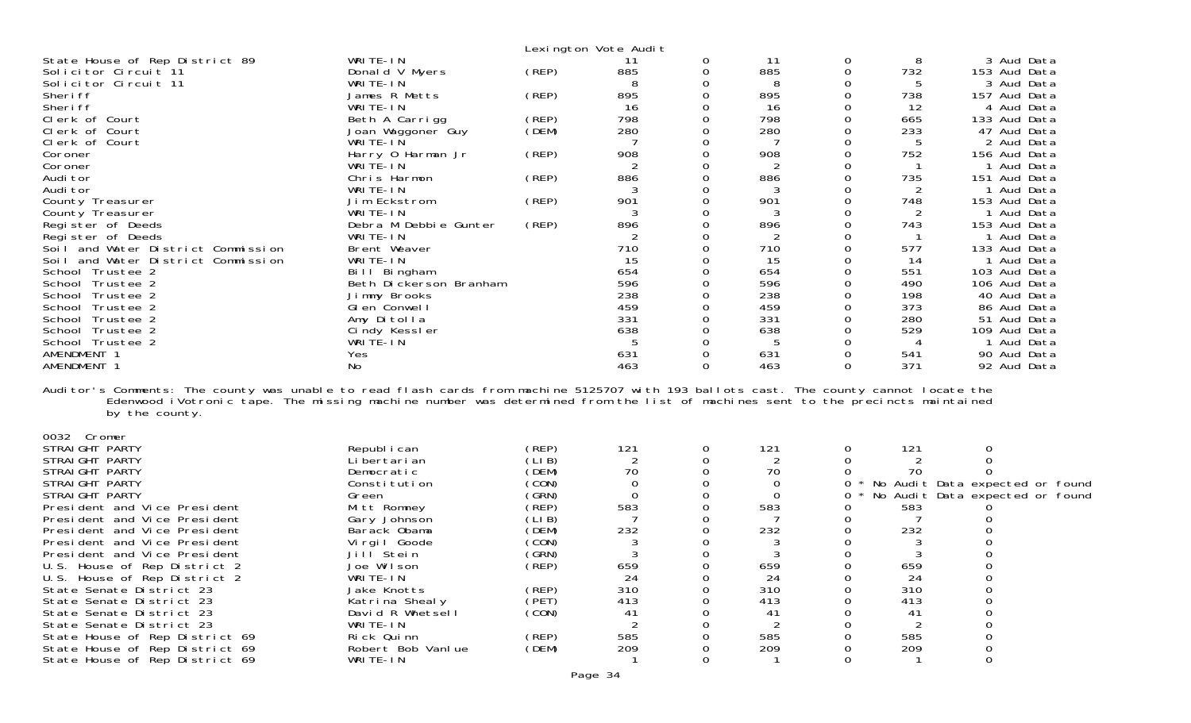Lexington Vote Audit

| Contest | Candidate | Party | | | | | | |
|---|---|---|---|---|---|---|---|---|
| State House of Rep District 89 | WRITE-IN | | 11 | 0 | 11 | 0 | 8 | 3 Aud Data |
| Solicitor Circuit 11 | Donald V Myers | (REP) | 885 | 0 | 885 | 0 | 732 | 153 Aud Data |
| Solicitor Circuit 11 | WRITE-IN | | 8 | 0 | 8 | 0 | 5 | 3 Aud Data |
| Sheriff | James R Metts | (REP) | 895 | 0 | 895 | 0 | 738 | 157 Aud Data |
| Sheriff | WRITE-IN | | 16 | 0 | 16 | 0 | 12 | 4 Aud Data |
| Clerk of Court | Beth A Carrigg | (REP) | 798 | 0 | 798 | 0 | 665 | 133 Aud Data |
| Clerk of Court | Joan Waggoner Guy | (DEM) | 280 | 0 | 280 | 0 | 233 | 47 Aud Data |
| Clerk of Court | WRITE-IN | | 7 | 0 | 7 | 0 | 5 | 2 Aud Data |
| Coroner | Harry O Harman Jr | (REP) | 908 | 0 | 908 | 0 | 752 | 156 Aud Data |
| Coroner | WRITE-IN | | 2 | 0 | 2 | 0 | 1 | 1 Aud Data |
| Auditor | Chris Harmon | (REP) | 886 | 0 | 886 | 0 | 735 | 151 Aud Data |
| Auditor | WRITE-IN | | 3 | 0 | 3 | 0 | 2 | 1 Aud Data |
| County Treasurer | Jim Eckstrom | (REP) | 901 | 0 | 901 | 0 | 748 | 153 Aud Data |
| County Treasurer | WRITE-IN | | 3 | 0 | 3 | 0 | 2 | 1 Aud Data |
| Register of Deeds | Debra M Debbie Gunter | (REP) | 896 | 0 | 896 | 0 | 743 | 153 Aud Data |
| Register of Deeds | WRITE-IN | | 2 | 0 | 2 | 0 | 1 | 1 Aud Data |
| Soil and Water District Commission | Brent Weaver | | 710 | 0 | 710 | 0 | 577 | 133 Aud Data |
| Soil and Water District Commission | WRITE-IN | | 15 | 0 | 15 | 0 | 14 | 1 Aud Data |
| School Trustee 2 | Bill Bingham | | 654 | 0 | 654 | 0 | 551 | 103 Aud Data |
| School Trustee 2 | Beth Dickerson Branham | | 596 | 0 | 596 | 0 | 490 | 106 Aud Data |
| School Trustee 2 | Jimmy Brooks | | 238 | 0 | 238 | 0 | 198 | 40 Aud Data |
| School Trustee 2 | Glen Conwell | | 459 | 0 | 459 | 0 | 373 | 86 Aud Data |
| School Trustee 2 | Amy Ditolla | | 331 | 0 | 331 | 0 | 280 | 51 Aud Data |
| School Trustee 2 | Cindy Kessler | | 638 | 0 | 638 | 0 | 529 | 109 Aud Data |
| School Trustee 2 | WRITE-IN | | 5 | 0 | 5 | 0 | 4 | 1 Aud Data |
| AMENDMENT 1 | Yes | | 631 | 0 | 631 | 0 | 541 | 90 Aud Data |
| AMENDMENT 1 | No | | 463 | 0 | 463 | 0 | 371 | 92 Aud Data |

Auditor's Comments: The county was unable to read flash cards from machine 5125707 with 193 ballots cast. The county cannot locate the Edenwood iVotronic tape. The missing machine number was determined from the list of machines sent to the precincts maintained by the county.

0032 Cromer

| Contest | Candidate | Party | | | | | | |
|---|---|---|---|---|---|---|---|---|
| STRAIGHT PARTY | Republican | (REP) | 121 | 0 | 121 | 0 | 121 | 0 |
| STRAIGHT PARTY | Libertarian | (LIB) | 2 | 0 | 2 | 0 | 2 | 0 |
| STRAIGHT PARTY | Democratic | (DEM) | 70 | 0 | 70 | 0 | 70 | 0 |
| STRAIGHT PARTY | Constitution | (CON) | 0 | 0 | 0 | 0 * | No Audit Data expected or found | |
| STRAIGHT PARTY | Green | (GRN) | 0 | 0 | 0 | 0 * | No Audit Data expected or found | |
| President and Vice President | Mitt Romney | (REP) | 583 | 0 | 583 | 0 | 583 | 0 |
| President and Vice President | Gary Johnson | (LIB) | 7 | 0 | 7 | 0 | 7 | 0 |
| President and Vice President | Barack Obama | (DEM) | 232 | 0 | 232 | 0 | 232 | 0 |
| President and Vice President | Virgil Goode | (CON) | 3 | 0 | 3 | 0 | 3 | 0 |
| President and Vice President | Jill Stein | (GRN) | 3 | 0 | 3 | 0 | 3 | 0 |
| U.S. House of Rep District 2 | Joe Wilson | (REP) | 659 | 0 | 659 | 0 | 659 | 0 |
| U.S. House of Rep District 2 | WRITE-IN | | 24 | 0 | 24 | 0 | 24 | 0 |
| State Senate District 23 | Jake Knotts | (REP) | 310 | 0 | 310 | 0 | 310 | 0 |
| State Senate District 23 | Katrina Shealy | (PET) | 413 | 0 | 413 | 0 | 413 | 0 |
| State Senate District 23 | David R Whetsell | (CON) | 41 | 0 | 41 | 0 | 41 | 0 |
| State Senate District 23 | WRITE-IN | | 2 | 0 | 2 | 0 | 2 | 0 |
| State House of Rep District 69 | Rick Quinn | (REP) | 585 | 0 | 585 | 0 | 585 | 0 |
| State House of Rep District 69 | Robert Bob VanLue | (DEM) | 209 | 0 | 209 | 0 | 209 | 0 |
| State House of Rep District 69 | WRITE-IN | | 1 | 0 | 1 | 0 | 1 | 0 |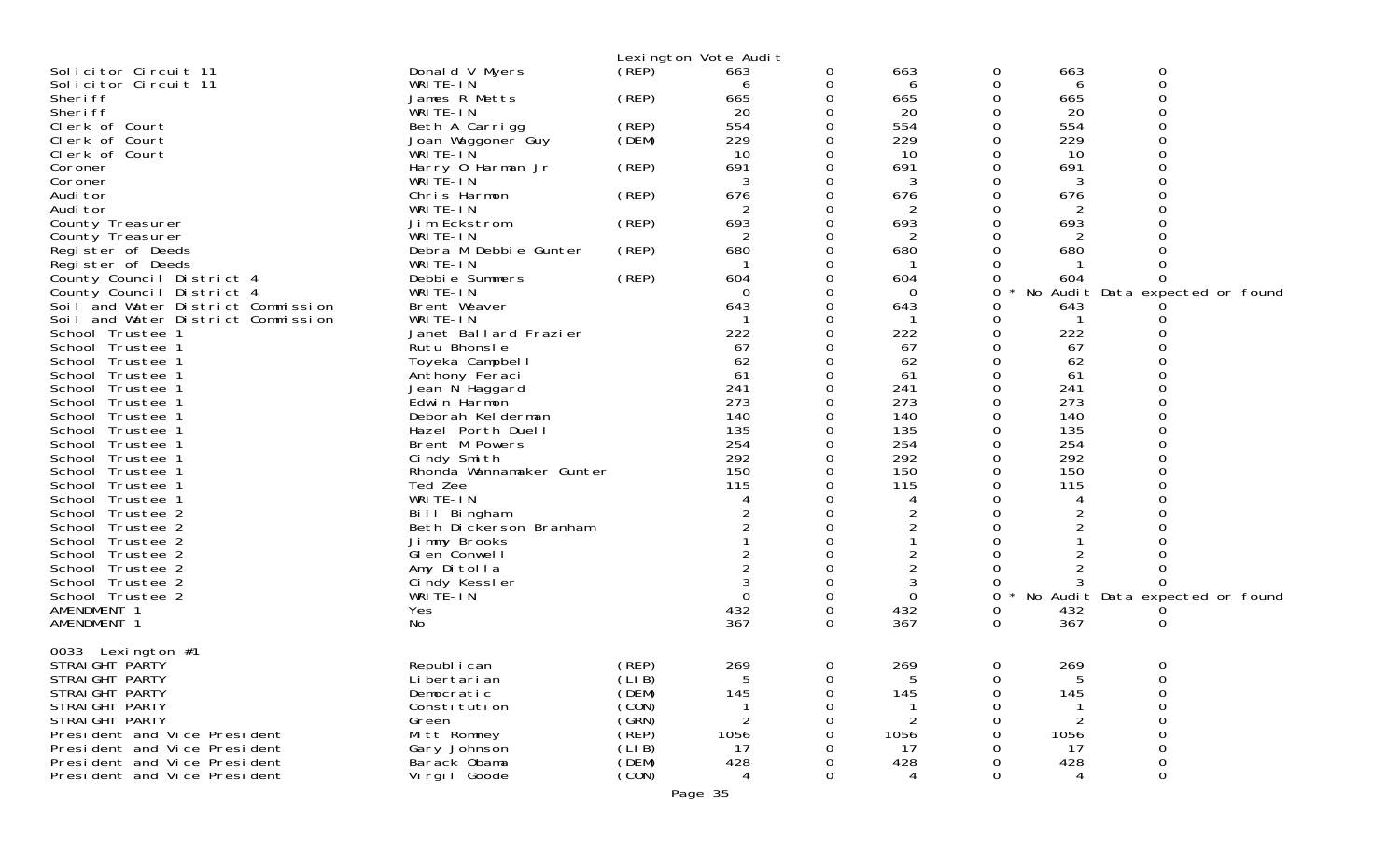Lexington Vote Audit

| Contest | Candidate | Party | | | | | | | |
|---|---|---|---|---|---|---|---|---|---|
| Solicitor Circuit 11 | Donald V Myers | (REP) | 663 | 0 | 663 | 0 | 663 | 0 | |
| Solicitor Circuit 11 | WRITE-IN | | 6 | 0 | 6 | 0 | 6 | 0 | |
| Sheriff | James R Metts | (REP) | 665 | 0 | 665 | 0 | 665 | 0 | |
| Sheriff | WRITE-IN | | 20 | 0 | 20 | 0 | 20 | 0 | |
| Clerk of Court | Beth A Carrigg | (REP) | 554 | 0 | 554 | 0 | 554 | 0 | |
| Clerk of Court | Joan Waggoner Guy | (DEM) | 229 | 0 | 229 | 0 | 229 | 0 | |
| Clerk of Court | WRITE-IN | | 10 | 0 | 10 | 0 | 10 | 0 | |
| Coroner | Harry O Harman Jr | (REP) | 691 | 0 | 691 | 0 | 691 | 0 | |
| Coroner | WRITE-IN | | 3 | 0 | 3 | 0 | 3 | 0 | |
| Auditor | Chris Harmon | (REP) | 676 | 0 | 676 | 0 | 676 | 0 | |
| Auditor | WRITE-IN | | 2 | 0 | 2 | 0 | 2 | 0 | |
| County Treasurer | Jim Eckstrom | (REP) | 693 | 0 | 693 | 0 | 693 | 0 | |
| County Treasurer | WRITE-IN | | 2 | 0 | 2 | 0 | 2 | 0 | |
| Register of Deeds | Debra M Debbie Gunter | (REP) | 680 | 0 | 680 | 0 | 680 | 0 | |
| Register of Deeds | WRITE-IN | | 1 | 0 | 1 | 0 | 1 | 0 | |
| County Council District 4 | Debbie Summers | (REP) | 604 | 0 | 604 | 0 | 604 | 0 | |
| County Council District 4 | WRITE-IN | | 0 | 0 | 0 | 0 | * No Audit Data expected or found | | |
| Soil and Water District Commission | Brent Weaver | | 643 | 0 | 643 | 0 | 643 | 0 | |
| Soil and Water District Commission | WRITE-IN | | 1 | 0 | 1 | 0 | 1 | 0 | |
| School Trustee 1 | Janet Ballard Frazier | | 222 | 0 | 222 | 0 | 222 | 0 | |
| School Trustee 1 | Rutu Bhonsle | | 67 | 0 | 67 | 0 | 67 | 0 | |
| School Trustee 1 | Toyeka Campbell | | 62 | 0 | 62 | 0 | 62 | 0 | |
| School Trustee 1 | Anthony Feraci | | 61 | 0 | 61 | 0 | 61 | 0 | |
| School Trustee 1 | Jean N Haggard | | 241 | 0 | 241 | 0 | 241 | 0 | |
| School Trustee 1 | Edwin Harmon | | 273 | 0 | 273 | 0 | 273 | 0 | |
| School Trustee 1 | Deborah Kelderman | | 140 | 0 | 140 | 0 | 140 | 0 | |
| School Trustee 1 | Hazel Porth Duell | | 135 | 0 | 135 | 0 | 135 | 0 | |
| School Trustee 1 | Brent M Powers | | 254 | 0 | 254 | 0 | 254 | 0 | |
| School Trustee 1 | Cindy Smith | | 292 | 0 | 292 | 0 | 292 | 0 | |
| School Trustee 1 | Rhonda Wannamaker Gunter | | 150 | 0 | 150 | 0 | 150 | 0 | |
| School Trustee 1 | Ted Zee | | 115 | 0 | 115 | 0 | 115 | 0 | |
| School Trustee 1 | WRITE-IN | | 4 | 0 | 4 | 0 | 4 | 0 | |
| School Trustee 2 | Bill Bingham | | 2 | 0 | 2 | 0 | 2 | 0 | |
| School Trustee 2 | Beth Dickerson Branham | | 2 | 0 | 2 | 0 | 2 | 0 | |
| School Trustee 2 | Jimmy Brooks | | 1 | 0 | 1 | 0 | 1 | 0 | |
| School Trustee 2 | Glen Conwell | | 2 | 0 | 2 | 0 | 2 | 0 | |
| School Trustee 2 | Amy Ditolla | | 2 | 0 | 2 | 0 | 2 | 0 | |
| School Trustee 2 | Cindy Kessler | | 3 | 0 | 3 | 0 | 3 | 0 | |
| School Trustee 2 | WRITE-IN | | 0 | 0 | 0 | 0 | * No Audit Data expected or found | | |
| AMENDMENT 1 | Yes | | 432 | 0 | 432 | 0 | 432 | 0 | |
| AMENDMENT 1 | No | | 367 | 0 | 367 | 0 | 367 | 0 | |

0033 Lexington #1

| Contest | Candidate | Party | | | | | | |
|---|---|---|---|---|---|---|---|---|
| STRAIGHT PARTY | Republican | (REP) | 269 | 0 | 269 | 0 | 269 | 0 |
| STRAIGHT PARTY | Libertarian | (LIB) | 5 | 0 | 5 | 0 | 5 | 0 |
| STRAIGHT PARTY | Democratic | (DEM) | 145 | 0 | 145 | 0 | 145 | 0 |
| STRAIGHT PARTY | Constitution | (CON) | 1 | 0 | 1 | 0 | 1 | 0 |
| STRAIGHT PARTY | Green | (GRN) | 2 | 0 | 2 | 0 | 2 | 0 |
| President and Vice President | Mitt Romney | (REP) | 1056 | 0 | 1056 | 0 | 1056 | 0 |
| President and Vice President | Gary Johnson | (LIB) | 17 | 0 | 17 | 0 | 17 | 0 |
| President and Vice President | Barack Obama | (DEM) | 428 | 0 | 428 | 0 | 428 | 0 |
| President and Vice President | Virgil Goode | (CON) | 4 | 0 | 4 | 0 | 4 | 0 |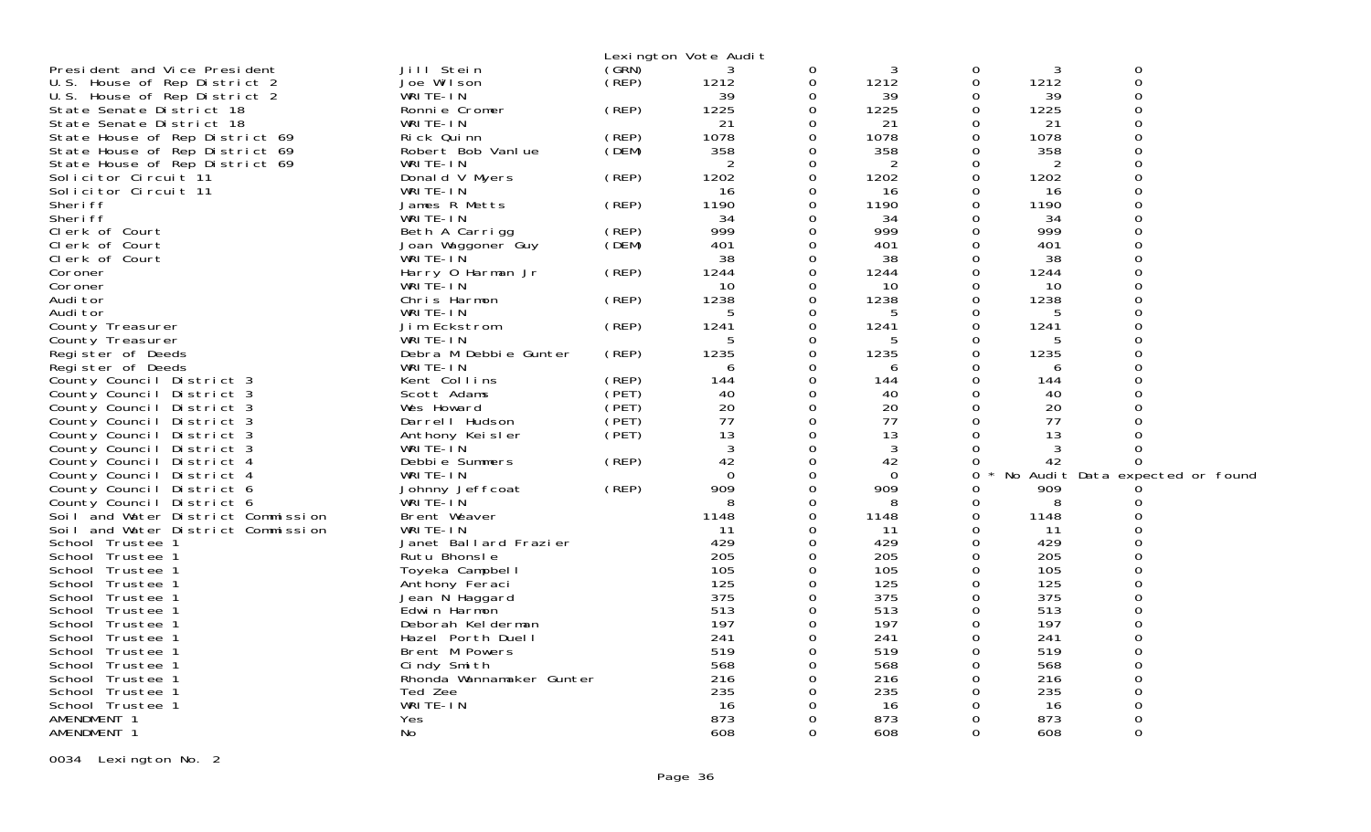Lexington Vote Audit

| Office | Candidate | Party | | | | | | |
|---|---|---|---|---|---|---|---|---|
| President and Vice President | Jill Stein | (GRN) | 3 | 0 | 3 | 0 | 3 | 0 |
| U.S. House of Rep District 2 | Joe Wilson | (REP) | 1212 | 0 | 1212 | 0 | 1212 | 0 |
| U.S. House of Rep District 2 | WRITE-IN | | 39 | 0 | 39 | 0 | 39 | 0 |
| State Senate District 18 | Ronnie Cromer | (REP) | 1225 | 0 | 1225 | 0 | 1225 | 0 |
| State Senate District 18 | WRITE-IN | | 21 | 0 | 21 | 0 | 21 | 0 |
| State House of Rep District 69 | Rick Quinn | (REP) | 1078 | 0 | 1078 | 0 | 1078 | 0 |
| State House of Rep District 69 | Robert Bob Vanlue | (DEM) | 358 | 0 | 358 | 0 | 358 | 0 |
| State House of Rep District 69 | WRITE-IN | | 2 | 0 | 2 | 0 | 2 | 0 |
| Solicitor Circuit 11 | Donald V Myers | (REP) | 1202 | 0 | 1202 | 0 | 1202 | 0 |
| Solicitor Circuit 11 | WRITE-IN | | 16 | 0 | 16 | 0 | 16 | 0 |
| Sheriff | James R Metts | (REP) | 1190 | 0 | 1190 | 0 | 1190 | 0 |
| Sheriff | WRITE-IN | | 34 | 0 | 34 | 0 | 34 | 0 |
| Clerk of Court | Beth A Carrigg | (REP) | 999 | 0 | 999 | 0 | 999 | 0 |
| Clerk of Court | Joan Waggoner Guy | (DEM) | 401 | 0 | 401 | 0 | 401 | 0 |
| Clerk of Court | WRITE-IN | | 38 | 0 | 38 | 0 | 38 | 0 |
| Coroner | Harry O Harman Jr | (REP) | 1244 | 0 | 1244 | 0 | 1244 | 0 |
| Coroner | WRITE-IN | | 10 | 0 | 10 | 0 | 10 | 0 |
| Auditor | Chris Harmon | (REP) | 1238 | 0 | 1238 | 0 | 1238 | 0 |
| Auditor | WRITE-IN | | 5 | 0 | 5 | 0 | 5 | 0 |
| County Treasurer | Jim Eckstrom | (REP) | 1241 | 0 | 1241 | 0 | 1241 | 0 |
| County Treasurer | WRITE-IN | | 5 | 0 | 5 | 0 | 5 | 0 |
| Register of Deeds | Debra M Debbie Gunter | (REP) | 1235 | 0 | 1235 | 0 | 1235 | 0 |
| Register of Deeds | WRITE-IN | | 6 | 0 | 6 | 0 | 6 | 0 |
| County Council District 3 | Kent Collins | (REP) | 144 | 0 | 144 | 0 | 144 | 0 |
| County Council District 3 | Scott Adams | (PET) | 40 | 0 | 40 | 0 | 40 | 0 |
| County Council District 3 | Wes Howard | (PET) | 20 | 0 | 20 | 0 | 20 | 0 |
| County Council District 3 | Darrell Hudson | (PET) | 77 | 0 | 77 | 0 | 77 | 0 |
| County Council District 3 | Anthony Keisler | (PET) | 13 | 0 | 13 | 0 | 13 | 0 |
| County Council District 3 | WRITE-IN | | 3 | 0 | 3 | 0 | 3 | 0 |
| County Council District 4 | Debbie Summers | (REP) | 42 | 0 | 42 | 0 | 42 | 0 |
| County Council District 4 | WRITE-IN | | 0 | 0 | 0 | 0 * No Audit Data expected or found | | |
| County Council District 6 | Johnny Jeffcoat | (REP) | 909 | 0 | 909 | 0 | 909 | 0 |
| County Council District 6 | WRITE-IN | | 8 | 0 | 8 | 0 | 8 | 0 |
| Soil and Water District Commission | Brent Weaver | | 1148 | 0 | 1148 | 0 | 1148 | 0 |
| Soil and Water District Commission | WRITE-IN | | 11 | 0 | 11 | 0 | 11 | 0 |
| School Trustee 1 | Janet Ballard Frazier | | 429 | 0 | 429 | 0 | 429 | 0 |
| School Trustee 1 | Rutu Bhonsle | | 205 | 0 | 205 | 0 | 205 | 0 |
| School Trustee 1 | Toyeka Campbell | | 105 | 0 | 105 | 0 | 105 | 0 |
| School Trustee 1 | Anthony Feraci | | 125 | 0 | 125 | 0 | 125 | 0 |
| School Trustee 1 | Jean N Haggard | | 375 | 0 | 375 | 0 | 375 | 0 |
| School Trustee 1 | Edwin Harmon | | 513 | 0 | 513 | 0 | 513 | 0 |
| School Trustee 1 | Deborah Kelderman | | 197 | 0 | 197 | 0 | 197 | 0 |
| School Trustee 1 | Hazel Porth Duell | | 241 | 0 | 241 | 0 | 241 | 0 |
| School Trustee 1 | Brent M Powers | | 519 | 0 | 519 | 0 | 519 | 0 |
| School Trustee 1 | Cindy Smith | | 568 | 0 | 568 | 0 | 568 | 0 |
| School Trustee 1 | Rhonda Wannamaker Gunter | | 216 | 0 | 216 | 0 | 216 | 0 |
| School Trustee 1 | Ted Zee | | 235 | 0 | 235 | 0 | 235 | 0 |
| School Trustee 1 | WRITE-IN | | 16 | 0 | 16 | 0 | 16 | 0 |
| AMENDMENT 1 | Yes | | 873 | 0 | 873 | 0 | 873 | 0 |
| AMENDMENT 1 | No | | 608 | 0 | 608 | 0 | 608 | 0 |

0034 Lexington No. 2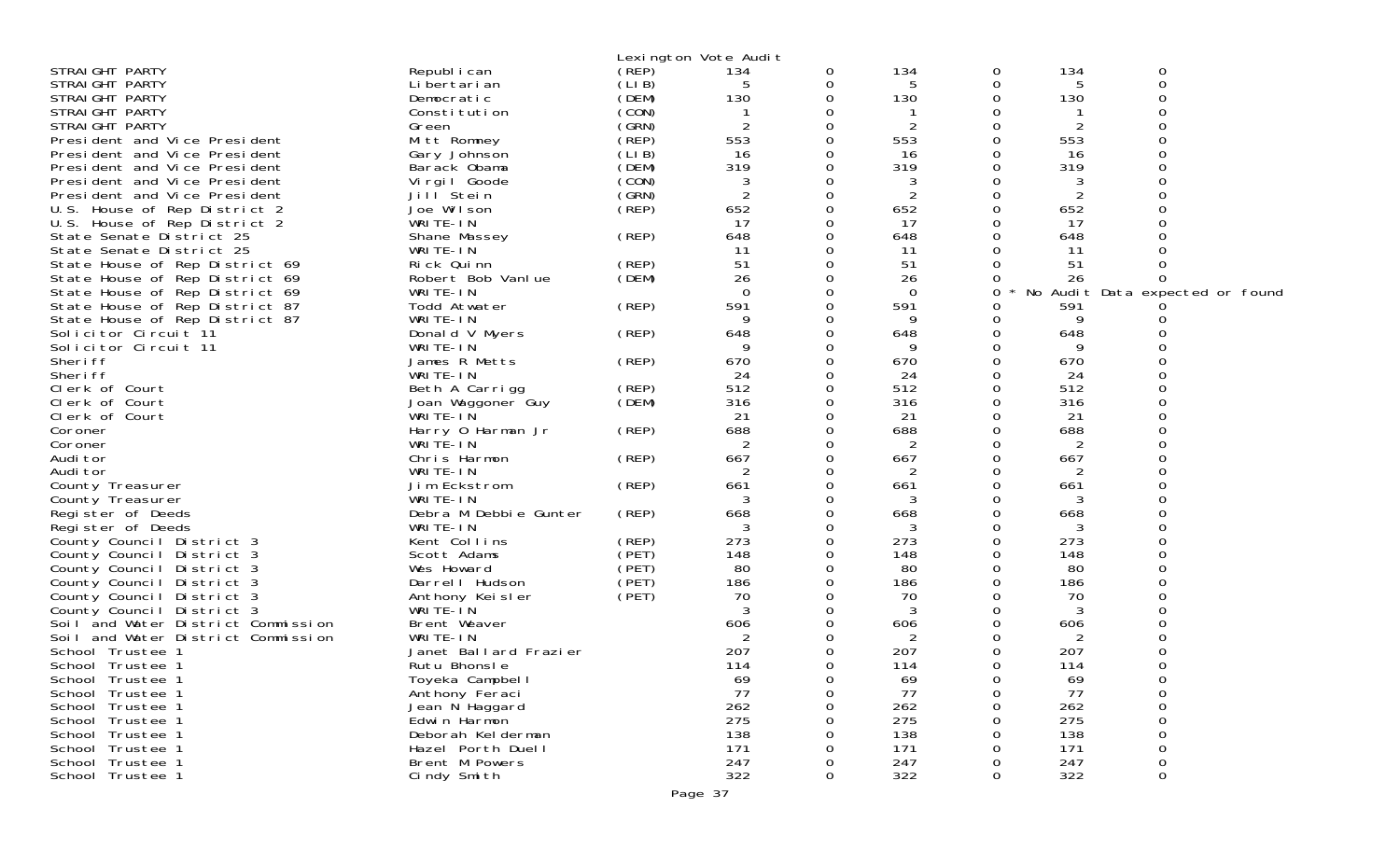Lexington Vote Audit

| | | | | | | | | |
|---|---|---|---|---|---|---|---|---|
| STRAIGHT PARTY | Republican | (REP) | 134 | 0 | 134 | 0 | 134 | 0 |
| STRAIGHT PARTY | Libertarian | (LIB) | 5 | 0 | 5 | 0 | 5 | 0 |
| STRAIGHT PARTY | Democratic | (DEM) | 130 | 0 | 130 | 0 | 130 | 0 |
| STRAIGHT PARTY | Constitution | (CON) | 1 | 0 | 1 | 0 | 1 | 0 |
| STRAIGHT PARTY | Green | (GRN) | 2 | 0 | 2 | 0 | 2 | 0 |
| President and Vice President | Mitt Romney | (REP) | 553 | 0 | 553 | 0 | 553 | 0 |
| President and Vice President | Gary Johnson | (LIB) | 16 | 0 | 16 | 0 | 16 | 0 |
| President and Vice President | Barack Obama | (DEM) | 319 | 0 | 319 | 0 | 319 | 0 |
| President and Vice President | Virgil Goode | (CON) | 3 | 0 | 3 | 0 | 3 | 0 |
| President and Vice President | Jill Stein | (GRN) | 2 | 0 | 2 | 0 | 2 | 0 |
| U.S. House of Rep District 2 | Joe Wilson | (REP) | 652 | 0 | 652 | 0 | 652 | 0 |
| U.S. House of Rep District 2 | WRITE-IN | | 17 | 0 | 17 | 0 | 17 | 0 |
| State Senate District 25 | Shane Massey | (REP) | 648 | 0 | 648 | 0 | 648 | 0 |
| State Senate District 25 | WRITE-IN | | 11 | 0 | 11 | 0 | 11 | 0 |
| State House of Rep District 69 | Rick Quinn | (REP) | 51 | 0 | 51 | 0 | 51 | 0 |
| State House of Rep District 69 | Robert Bob Vanlue | (DEM) | 26 | 0 | 26 | 0 | 26 | 0 |
| State House of Rep District 69 | WRITE-IN | | 0 | 0 | 0 | 0 * No Audit Data expected or found | | |
| State House of Rep District 87 | Todd Atwater | (REP) | 591 | 0 | 591 | 0 | 591 | 0 |
| State House of Rep District 87 | WRITE-IN | | 9 | 0 | 9 | 0 | 9 | 0 |
| Solicitor Circuit 11 | Donald V Myers | (REP) | 648 | 0 | 648 | 0 | 648 | 0 |
| Solicitor Circuit 11 | WRITE-IN | | 9 | 0 | 9 | 0 | 9 | 0 |
| Sheriff | James R Metts | (REP) | 670 | 0 | 670 | 0 | 670 | 0 |
| Sheriff | WRITE-IN | | 24 | 0 | 24 | 0 | 24 | 0 |
| Clerk of Court | Beth A Carrigg | (REP) | 512 | 0 | 512 | 0 | 512 | 0 |
| Clerk of Court | Joan Waggoner Guy | (DEM) | 316 | 0 | 316 | 0 | 316 | 0 |
| Clerk of Court | WRITE-IN | | 21 | 0 | 21 | 0 | 21 | 0 |
| Coroner | Harry O Harman Jr | (REP) | 688 | 0 | 688 | 0 | 688 | 0 |
| Coroner | WRITE-IN | | 2 | 0 | 2 | 0 | 2 | 0 |
| Auditor | Chris Harmon | (REP) | 667 | 0 | 667 | 0 | 667 | 0 |
| Auditor | WRITE-IN | | 2 | 0 | 2 | 0 | 2 | 0 |
| County Treasurer | Jim Eckstrom | (REP) | 661 | 0 | 661 | 0 | 661 | 0 |
| County Treasurer | WRITE-IN | | 3 | 0 | 3 | 0 | 3 | 0 |
| Register of Deeds | Debra M Debbie Gunter | (REP) | 668 | 0 | 668 | 0 | 668 | 0 |
| Register of Deeds | WRITE-IN | | 3 | 0 | 3 | 0 | 3 | 0 |
| County Council District 3 | Kent Collins | (REP) | 273 | 0 | 273 | 0 | 273 | 0 |
| County Council District 3 | Scott Adams | (PET) | 148 | 0 | 148 | 0 | 148 | 0 |
| County Council District 3 | Wes Howard | (PET) | 80 | 0 | 80 | 0 | 80 | 0 |
| County Council District 3 | Darrell Hudson | (PET) | 186 | 0 | 186 | 0 | 186 | 0 |
| County Council District 3 | Anthony Keisler | (PET) | 70 | 0 | 70 | 0 | 70 | 0 |
| County Council District 3 | WRITE-IN | | 3 | 0 | 3 | 0 | 3 | 0 |
| Soil and Water District Commission | Brent Weaver | | 606 | 0 | 606 | 0 | 606 | 0 |
| Soil and Water District Commission | WRITE-IN | | 2 | 0 | 2 | 0 | 2 | 0 |
| School Trustee 1 | Janet Ballard Frazier | | 207 | 0 | 207 | 0 | 207 | 0 |
| School Trustee 1 | Rutu Bhonsle | | 114 | 0 | 114 | 0 | 114 | 0 |
| School Trustee 1 | Toyeka Campbell | | 69 | 0 | 69 | 0 | 69 | 0 |
| School Trustee 1 | Anthony Feraci | | 77 | 0 | 77 | 0 | 77 | 0 |
| School Trustee 1 | Jean N Haggard | | 262 | 0 | 262 | 0 | 262 | 0 |
| School Trustee 1 | Edwin Harmon | | 275 | 0 | 275 | 0 | 275 | 0 |
| School Trustee 1 | Deborah Kelderman | | 138 | 0 | 138 | 0 | 138 | 0 |
| School Trustee 1 | Hazel Porth Duell | | 171 | 0 | 171 | 0 | 171 | 0 |
| School Trustee 1 | Brent M Powers | | 247 | 0 | 247 | 0 | 247 | 0 |
| School Trustee 1 | Cindy Smith | | 322 | 0 | 322 | 0 | 322 | 0 |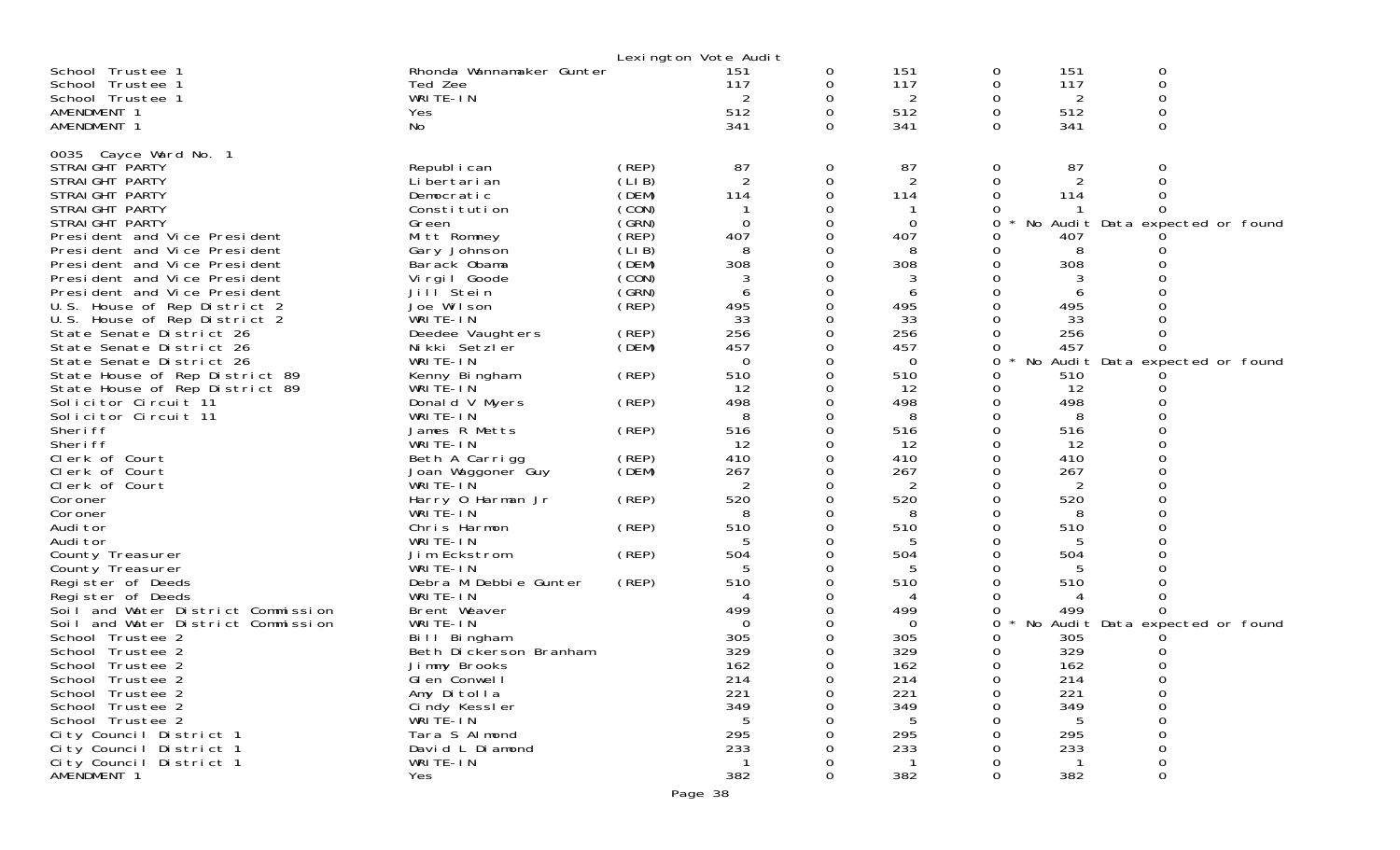Lexington Vote Audit

| | | | | | | | | |
|---|---|---|---|---|---|---|---|---|
| School Trustee 1 | Rhonda Wannamaker Gunter | | 151 | 0 | 151 | 0 | 151 | 0 |
| School Trustee 1 | Ted Zee | | 117 | 0 | 117 | 0 | 117 | 0 |
| School Trustee 1 | WRITE-IN | | 2 | 0 | 2 | 0 | 2 | 0 |
| AMENDMENT 1 | Yes | | 512 | 0 | 512 | 0 | 512 | 0 |
| AMENDMENT 1 | No | | 341 | 0 | 341 | 0 | 341 | 0 |

0035 Cayce Ward No. 1

| | | | | | | | | |
|---|---|---|---|---|---|---|---|---|
| STRAIGHT PARTY | Republican | (REP) | 87 | 0 | 87 | 0 | 87 | 0 |
| STRAIGHT PARTY | Libertarian | (LIB) | 2 | 0 | 2 | 0 | 2 | 0 |
| STRAIGHT PARTY | Democratic | (DEM) | 114 | 0 | 114 | 0 | 114 | 0 |
| STRAIGHT PARTY | Constitution | (CON) | 1 | 0 | 1 | 0 | 1 | 0 |
| STRAIGHT PARTY | Green | (GRN) | 0 | 0 | 0 | 0 * | No Audit Data expected or found | |
| President and Vice President | Mitt Romney | (REP) | 407 | 0 | 407 | 0 | 407 | 0 |
| President and Vice President | Gary Johnson | (LIB) | 8 | 0 | 8 | 0 | 8 | 0 |
| President and Vice President | Barack Obama | (DEM) | 308 | 0 | 308 | 0 | 308 | 0 |
| President and Vice President | Virgil Goode | (CON) | 3 | 0 | 3 | 0 | 3 | 0 |
| President and Vice President | Jill Stein | (GRN) | 6 | 0 | 6 | 0 | 6 | 0 |
| U.S. House of Rep District 2 | Joe Wilson | (REP) | 495 | 0 | 495 | 0 | 495 | 0 |
| U.S. House of Rep District 2 | WRITE-IN | | 33 | 0 | 33 | 0 | 33 | 0 |
| State Senate District 26 | Deedee Vaughters | (REP) | 256 | 0 | 256 | 0 | 256 | 0 |
| State Senate District 26 | Nikki Setzler | (DEM) | 457 | 0 | 457 | 0 | 457 | 0 |
| State Senate District 26 | WRITE-IN | | 0 | 0 | 0 | 0 * | No Audit Data expected or found | |
| State House of Rep District 89 | Kenny Bingham | (REP) | 510 | 0 | 510 | 0 | 510 | 0 |
| State House of Rep District 89 | WRITE-IN | | 12 | 0 | 12 | 0 | 12 | 0 |
| Solicitor Circuit 11 | Donald V Myers | (REP) | 498 | 0 | 498 | 0 | 498 | 0 |
| Solicitor Circuit 11 | WRITE-IN | | 8 | 0 | 8 | 0 | 8 | 0 |
| Sheriff | James R Metts | (REP) | 516 | 0 | 516 | 0 | 516 | 0 |
| Sheriff | WRITE-IN | | 12 | 0 | 12 | 0 | 12 | 0 |
| Clerk of Court | Beth A Carrigg | (REP) | 410 | 0 | 410 | 0 | 410 | 0 |
| Clerk of Court | Joan Waggoner Guy | (DEM) | 267 | 0 | 267 | 0 | 267 | 0 |
| Clerk of Court | WRITE-IN | | 2 | 0 | 2 | 0 | 2 | 0 |
| Coroner | Harry O Harman Jr | (REP) | 520 | 0 | 520 | 0 | 520 | 0 |
| Coroner | WRITE-IN | | 8 | 0 | 8 | 0 | 8 | 0 |
| Auditor | Chris Harmon | (REP) | 510 | 0 | 510 | 0 | 510 | 0 |
| Auditor | WRITE-IN | | 5 | 0 | 5 | 0 | 5 | 0 |
| County Treasurer | Jim Eckstrom | (REP) | 504 | 0 | 504 | 0 | 504 | 0 |
| County Treasurer | WRITE-IN | | 5 | 0 | 5 | 0 | 5 | 0 |
| Register of Deeds | Debra M Debbie Gunter | (REP) | 510 | 0 | 510 | 0 | 510 | 0 |
| Register of Deeds | WRITE-IN | | 4 | 0 | 4 | 0 | 4 | 0 |
| Soil and Water District Commission | Brent Weaver | | 499 | 0 | 499 | 0 | 499 | 0 |
| Soil and Water District Commission | WRITE-IN | | 0 | 0 | 0 | 0 * | No Audit Data expected or found | |
| School Trustee 2 | Bill Bingham | | 305 | 0 | 305 | 0 | 305 | 0 |
| School Trustee 2 | Beth Dickerson Branham | | 329 | 0 | 329 | 0 | 329 | 0 |
| School Trustee 2 | Jimmy Brooks | | 162 | 0 | 162 | 0 | 162 | 0 |
| School Trustee 2 | Glen Conwell | | 214 | 0 | 214 | 0 | 214 | 0 |
| School Trustee 2 | Amy Ditolla | | 221 | 0 | 221 | 0 | 221 | 0 |
| School Trustee 2 | Cindy Kessler | | 349 | 0 | 349 | 0 | 349 | 0 |
| School Trustee 2 | WRITE-IN | | 5 | 0 | 5 | 0 | 5 | 0 |
| City Council District 1 | Tara S Almond | | 295 | 0 | 295 | 0 | 295 | 0 |
| City Council District 1 | David L Diamond | | 233 | 0 | 233 | 0 | 233 | 0 |
| City Council District 1 | WRITE-IN | | 1 | 0 | 1 | 0 | 1 | 0 |
| AMENDMENT 1 | Yes | | 382 | 0 | 382 | 0 | 382 | 0 |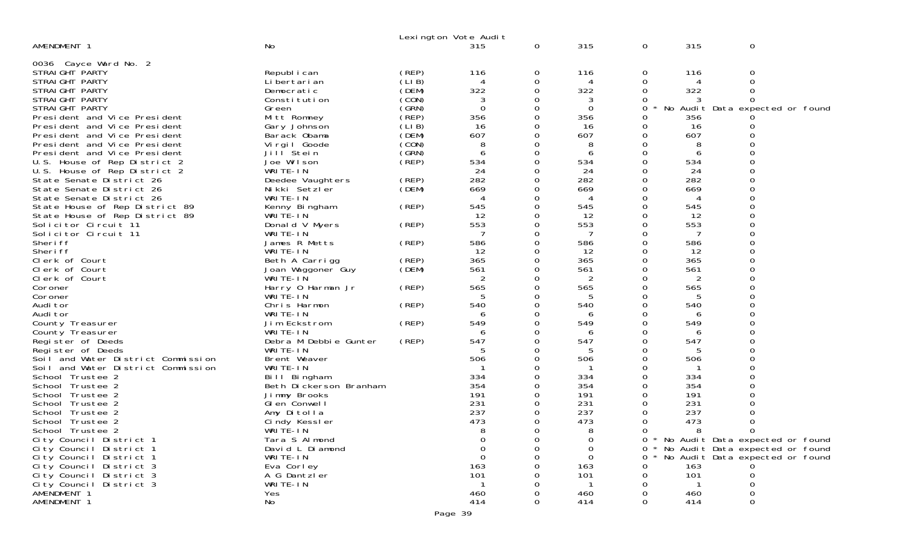Lexington Vote Audit

| | | | | | | | | |
|---|---|---|---|---|---|---|---|---|
| AMENDMENT 1 | No | | 315 | 0 | 315 | 0 | 315 | 0 |

0036 Cayce Ward No. 2

| | | | | | | | | |
|---|---|---|---|---|---|---|---|---|
| STRAIGHT PARTY | Republican | (REP) | 116 | 0 | 116 | 0 | 116 | 0 |
| STRAIGHT PARTY | Libertarian | (LIB) | 4 | 0 | 4 | 0 | 4 | 0 |
| STRAIGHT PARTY | Democratic | (DEM) | 322 | 0 | 322 | 0 | 322 | 0 |
| STRAIGHT PARTY | Constitution | (CON) | 3 | 0 | 3 | 0 | 3 | 0 |
| STRAIGHT PARTY | Green | (GRN) | 0 | 0 | 0 | 0 * | No Audit Data expected or found | |
| President and Vice President | Mitt Romney | (REP) | 356 | 0 | 356 | 0 | 356 | 0 |
| President and Vice President | Gary Johnson | (LIB) | 16 | 0 | 16 | 0 | 16 | 0 |
| President and Vice President | Barack Obama | (DEM) | 607 | 0 | 607 | 0 | 607 | 0 |
| President and Vice President | Virgil Goode | (CON) | 8 | 0 | 8 | 0 | 8 | 0 |
| President and Vice President | Jill Stein | (GRN) | 6 | 0 | 6 | 0 | 6 | 0 |
| U.S. House of Rep District 2 | Joe Wilson | (REP) | 534 | 0 | 534 | 0 | 534 | 0 |
| U.S. House of Rep District 2 | WRITE-IN | | 24 | 0 | 24 | 0 | 24 | 0 |
| State Senate District 26 | Deedee Vaughters | (REP) | 282 | 0 | 282 | 0 | 282 | 0 |
| State Senate District 26 | Nikki Setzler | (DEM) | 669 | 0 | 669 | 0 | 669 | 0 |
| State Senate District 26 | WRITE-IN | | 4 | 0 | 4 | 0 | 4 | 0 |
| State House of Rep District 89 | Kenny Bingham | (REP) | 545 | 0 | 545 | 0 | 545 | 0 |
| State House of Rep District 89 | WRITE-IN | | 12 | 0 | 12 | 0 | 12 | 0 |
| Solicitor Circuit 11 | Donald V Myers | (REP) | 553 | 0 | 553 | 0 | 553 | 0 |
| Solicitor Circuit 11 | WRITE-IN | | 7 | 0 | 7 | 0 | 7 | 0 |
| Sheriff | James R Metts | (REP) | 586 | 0 | 586 | 0 | 586 | 0 |
| Sheriff | WRITE-IN | | 12 | 0 | 12 | 0 | 12 | 0 |
| Clerk of Court | Beth A Carrigg | (REP) | 365 | 0 | 365 | 0 | 365 | 0 |
| Clerk of Court | Joan Waggoner Guy | (DEM) | 561 | 0 | 561 | 0 | 561 | 0 |
| Clerk of Court | WRITE-IN | | 2 | 0 | 2 | 0 | 2 | 0 |
| Coroner | Harry O Harman Jr | (REP) | 565 | 0 | 565 | 0 | 565 | 0 |
| Coroner | WRITE-IN | | 5 | 0 | 5 | 0 | 5 | 0 |
| Auditor | Chris Harmon | (REP) | 540 | 0 | 540 | 0 | 540 | 0 |
| Auditor | WRITE-IN | | 6 | 0 | 6 | 0 | 6 | 0 |
| County Treasurer | Jim Eckstrom | (REP) | 549 | 0 | 549 | 0 | 549 | 0 |
| County Treasurer | WRITE-IN | | 6 | 0 | 6 | 0 | 6 | 0 |
| Register of Deeds | Debra M Debbie Gunter | (REP) | 547 | 0 | 547 | 0 | 547 | 0 |
| Register of Deeds | WRITE-IN | | 5 | 0 | 5 | 0 | 5 | 0 |
| Soil and Water District Commission | Brent Weaver | | 506 | 0 | 506 | 0 | 506 | 0 |
| Soil and Water District Commission | WRITE-IN | | 1 | 0 | 1 | 0 | 1 | 0 |
| School Trustee 2 | Bill Bingham | | 334 | 0 | 334 | 0 | 334 | 0 |
| School Trustee 2 | Beth Dickerson Branham | | 354 | 0 | 354 | 0 | 354 | 0 |
| School Trustee 2 | Jimmy Brooks | | 191 | 0 | 191 | 0 | 191 | 0 |
| School Trustee 2 | Glen Conwell | | 231 | 0 | 231 | 0 | 231 | 0 |
| School Trustee 2 | Amy Ditolla | | 237 | 0 | 237 | 0 | 237 | 0 |
| School Trustee 2 | Cindy Kessler | | 473 | 0 | 473 | 0 | 473 | 0 |
| School Trustee 2 | WRITE-IN | | 8 | 0 | 8 | 0 | 8 | 0 |
| City Council District 1 | Tara S Almond | | 0 | 0 | 0 | 0 * | No Audit Data expected or found | |
| City Council District 1 | David L Diamond | | 0 | 0 | 0 | 0 * | No Audit Data expected or found | |
| City Council District 1 | WRITE-IN | | 0 | 0 | 0 | 0 * | No Audit Data expected or found | |
| City Council District 3 | Eva Corley | | 163 | 0 | 163 | 0 | 163 | 0 |
| City Council District 3 | A G Dantzler | | 101 | 0 | 101 | 0 | 101 | 0 |
| City Council District 3 | WRITE-IN | | 1 | 0 | 1 | 0 | 1 | 0 |
| AMENDMENT 1 | Yes | | 460 | 0 | 460 | 0 | 460 | 0 |
| AMENDMENT 1 | No | | 414 | 0 | 414 | 0 | 414 | 0 |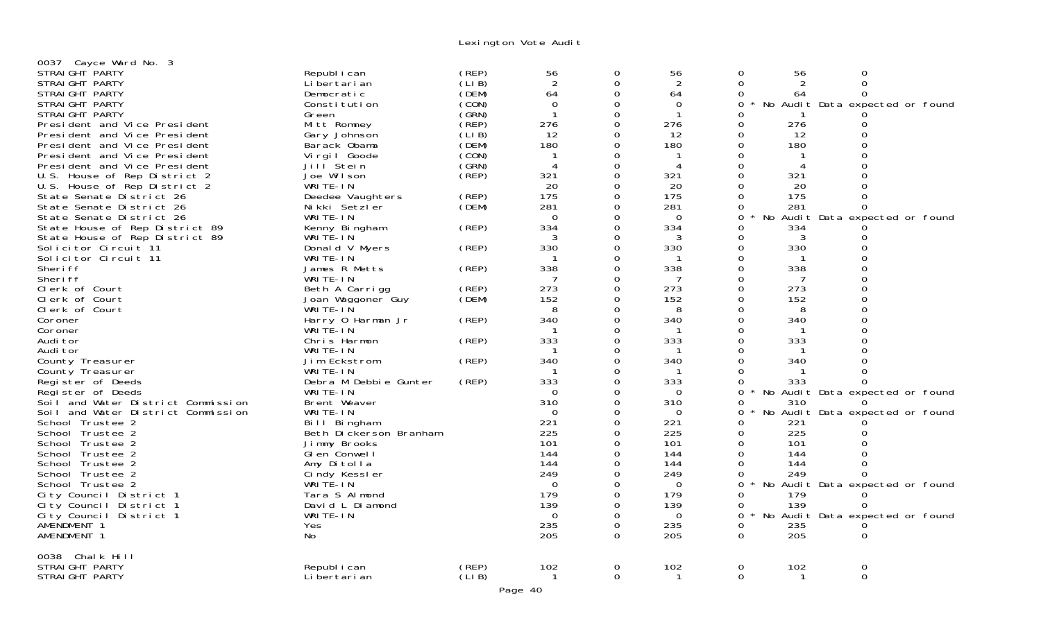Lexington Vote Audit

**0037 Cayce Ward No. 3**

| Contest | Candidate | Party | | | | | | |
|---|---|---|---|---|---|---|---|---|
| STRAIGHT PARTY | Republican | (REP) | 56 | 0 | 56 | 0 | 56 | 0 |
| STRAIGHT PARTY | Libertarian | (LIB) | 2 | 0 | 2 | 0 | 2 | 0 |
| STRAIGHT PARTY | Democratic | (DEM) | 64 | 0 | 64 | 0 | 64 | 0 |
| STRAIGHT PARTY | Constitution | (CON) | 0 | 0 | 0 | 0 * | No Audit Data expected or found | |
| STRAIGHT PARTY | Green | (GRN) | 1 | 0 | 1 | 0 | 1 | 0 |
| President and Vice President | Mitt Romney | (REP) | 276 | 0 | 276 | 0 | 276 | 0 |
| President and Vice President | Gary Johnson | (LIB) | 12 | 0 | 12 | 0 | 12 | 0 |
| President and Vice President | Barack Obama | (DEM) | 180 | 0 | 180 | 0 | 180 | 0 |
| President and Vice President | Virgil Goode | (CON) | 1 | 0 | 1 | 0 | 1 | 0 |
| President and Vice President | Jill Stein | (GRN) | 4 | 0 | 4 | 0 | 4 | 0 |
| U.S. House of Rep District 2 | Joe Wilson | (REP) | 321 | 0 | 321 | 0 | 321 | 0 |
| U.S. House of Rep District 2 | WRITE-IN | | 20 | 0 | 20 | 0 | 20 | 0 |
| State Senate District 26 | Deedee Vaughters | (REP) | 175 | 0 | 175 | 0 | 175 | 0 |
| State Senate District 26 | Nikki Setzler | (DEM) | 281 | 0 | 281 | 0 | 281 | 0 |
| State Senate District 26 | WRITE-IN | | 0 | 0 | 0 | 0 * | No Audit Data expected or found | |
| State House of Rep District 89 | Kenny Bingham | (REP) | 334 | 0 | 334 | 0 | 334 | 0 |
| State House of Rep District 89 | WRITE-IN | | 3 | 0 | 3 | 0 | 3 | 0 |
| Solicitor Circuit 11 | Donald V Myers | (REP) | 330 | 0 | 330 | 0 | 330 | 0 |
| Solicitor Circuit 11 | WRITE-IN | | 1 | 0 | 1 | 0 | 1 | 0 |
| Sheriff | James R Metts | (REP) | 338 | 0 | 338 | 0 | 338 | 0 |
| Sheriff | WRITE-IN | | 7 | 0 | 7 | 0 | 7 | 0 |
| Clerk of Court | Beth A Carrigg | (REP) | 273 | 0 | 273 | 0 | 273 | 0 |
| Clerk of Court | Joan Waggoner Guy | (DEM) | 152 | 0 | 152 | 0 | 152 | 0 |
| Clerk of Court | WRITE-IN | | 8 | 0 | 8 | 0 | 8 | 0 |
| Coroner | Harry O Harman Jr | (REP) | 340 | 0 | 340 | 0 | 340 | 0 |
| Coroner | WRITE-IN | | 1 | 0 | 1 | 0 | 1 | 0 |
| Auditor | Chris Harmon | (REP) | 333 | 0 | 333 | 0 | 333 | 0 |
| Auditor | WRITE-IN | | 1 | 0 | 1 | 0 | 1 | 0 |
| County Treasurer | Jim Eckstrom | (REP) | 340 | 0 | 340 | 0 | 340 | 0 |
| County Treasurer | WRITE-IN | | 1 | 0 | 1 | 0 | 1 | 0 |
| Register of Deeds | Debra M Debbie Gunter | (REP) | 333 | 0 | 333 | 0 | 333 | 0 |
| Register of Deeds | WRITE-IN | | 0 | 0 | 0 | 0 * | No Audit Data expected or found | |
| Soil and Water District Commission | Brent Weaver | | 310 | 0 | 310 | 0 | 310 | 0 |
| Soil and Water District Commission | WRITE-IN | | 0 | 0 | 0 | 0 * | No Audit Data expected or found | |
| School Trustee 2 | Bill Bingham | | 221 | 0 | 221 | 0 | 221 | 0 |
| School Trustee 2 | Beth Dickerson Branham | | 225 | 0 | 225 | 0 | 225 | 0 |
| School Trustee 2 | Jimmy Brooks | | 101 | 0 | 101 | 0 | 101 | 0 |
| School Trustee 2 | Glen Conwell | | 144 | 0 | 144 | 0 | 144 | 0 |
| School Trustee 2 | Amy Ditolla | | 144 | 0 | 144 | 0 | 144 | 0 |
| School Trustee 2 | Cindy Kessler | | 249 | 0 | 249 | 0 | 249 | 0 |
| School Trustee 2 | WRITE-IN | | 0 | 0 | 0 | 0 * | No Audit Data expected or found | |
| City Council District 1 | Tara S Almond | | 179 | 0 | 179 | 0 | 179 | 0 |
| City Council District 1 | David L Diamond | | 139 | 0 | 139 | 0 | 139 | 0 |
| City Council District 1 | WRITE-IN | | 0 | 0 | 0 | 0 * | No Audit Data expected or found | |
| AMENDMENT 1 | Yes | | 235 | 0 | 235 | 0 | 235 | 0 |
| AMENDMENT 1 | No | | 205 | 0 | 205 | 0 | 205 | 0 |

**0038 Chalk Hill**

| Contest | Candidate | Party | | | | | | |
|---|---|---|---|---|---|---|---|---|
| STRAIGHT PARTY | Republican | (REP) | 102 | 0 | 102 | 0 | 102 | 0 |
| STRAIGHT PARTY | Libertarian | (LIB) | 1 | 0 | 1 | 0 | 1 | 0 |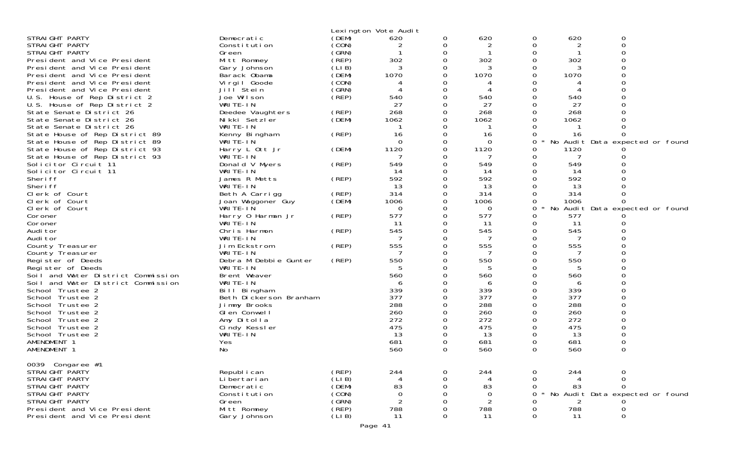Lexington Vote Audit

| | | | | | | | | |
|---|---|---|---|---|---|---|---|---|
| STRAIGHT PARTY | Democratic | (DEM) | 620 | 0 | 620 | 0 | 620 | 0 |
| STRAIGHT PARTY | Constitution | (CON) | 2 | 0 | 2 | 0 | 2 | 0 |
| STRAIGHT PARTY | Green | (GRN) | 1 | 0 | 1 | 0 | 1 | 0 |
| President and Vice President | Mitt Romney | (REP) | 302 | 0 | 302 | 0 | 302 | 0 |
| President and Vice President | Gary Johnson | (LIB) | 3 | 0 | 3 | 0 | 3 | 0 |
| President and Vice President | Barack Obama | (DEM) | 1070 | 0 | 1070 | 0 | 1070 | 0 |
| President and Vice President | Virgil Goode | (CON) | 4 | 0 | 4 | 0 | 4 | 0 |
| President and Vice President | Jill Stein | (GRN) | 4 | 0 | 4 | 0 | 4 | 0 |
| U.S. House of Rep District 2 | Joe Wilson | (REP) | 540 | 0 | 540 | 0 | 540 | 0 |
| U.S. House of Rep District 2 | WRITE-IN | | 27 | 0 | 27 | 0 | 27 | 0 |
| State Senate District 26 | Deedee Vaughters | (REP) | 268 | 0 | 268 | 0 | 268 | 0 |
| State Senate District 26 | Nikki Setzler | (DEM) | 1062 | 0 | 1062 | 0 | 1062 | 0 |
| State Senate District 26 | WRITE-IN | | 1 | 0 | 1 | 0 | 1 | 0 |
| State House of Rep District 89 | Kenny Bingham | (REP) | 16 | 0 | 16 | 0 | 16 | 0 |
| State House of Rep District 89 | WRITE-IN | | 0 | 0 | 0 | 0 * No Audit Data expected or found | | |
| State House of Rep District 93 | Harry L Ott Jr | (DEM) | 1120 | 0 | 1120 | 0 | 1120 | 0 |
| State House of Rep District 93 | WRITE-IN | | 7 | 0 | 7 | 0 | 7 | 0 |
| Solicitor Circuit 11 | Donald V Myers | (REP) | 549 | 0 | 549 | 0 | 549 | 0 |
| Solicitor Circuit 11 | WRITE-IN | | 14 | 0 | 14 | 0 | 14 | 0 |
| Sheriff | James R Metts | (REP) | 592 | 0 | 592 | 0 | 592 | 0 |
| Sheriff | WRITE-IN | | 13 | 0 | 13 | 0 | 13 | 0 |
| Clerk of Court | Beth A Carrigg | (REP) | 314 | 0 | 314 | 0 | 314 | 0 |
| Clerk of Court | Joan Waggoner Guy | (DEM) | 1006 | 0 | 1006 | 0 | 1006 | 0 |
| Clerk of Court | WRITE-IN | | 0 | 0 | 0 | 0 * No Audit Data expected or found | | |
| Coroner | Harry O Harman Jr | (REP) | 577 | 0 | 577 | 0 | 577 | 0 |
| Coroner | WRITE-IN | | 11 | 0 | 11 | 0 | 11 | 0 |
| Auditor | Chris Harmon | (REP) | 545 | 0 | 545 | 0 | 545 | 0 |
| Auditor | WRITE-IN | | 7 | 0 | 7 | 0 | 7 | 0 |
| County Treasurer | Jim Eckstrom | (REP) | 555 | 0 | 555 | 0 | 555 | 0 |
| County Treasurer | WRITE-IN | | 7 | 0 | 7 | 0 | 7 | 0 |
| Register of Deeds | Debra M Debbie Gunter | (REP) | 550 | 0 | 550 | 0 | 550 | 0 |
| Register of Deeds | WRITE-IN | | 5 | 0 | 5 | 0 | 5 | 0 |
| Soil and Water District Commission | Brent Weaver | | 560 | 0 | 560 | 0 | 560 | 0 |
| Soil and Water District Commission | WRITE-IN | | 6 | 0 | 6 | 0 | 6 | 0 |
| School Trustee 2 | Bill Bingham | | 339 | 0 | 339 | 0 | 339 | 0 |
| School Trustee 2 | Beth Dickerson Branham | | 377 | 0 | 377 | 0 | 377 | 0 |
| School Trustee 2 | Jimmy Brooks | | 288 | 0 | 288 | 0 | 288 | 0 |
| School Trustee 2 | Glen Conwell | | 260 | 0 | 260 | 0 | 260 | 0 |
| School Trustee 2 | Amy Ditolla | | 272 | 0 | 272 | 0 | 272 | 0 |
| School Trustee 2 | Cindy Kessler | | 475 | 0 | 475 | 0 | 475 | 0 |
| School Trustee 2 | WRITE-IN | | 13 | 0 | 13 | 0 | 13 | 0 |
| AMENDMENT 1 | Yes | | 681 | 0 | 681 | 0 | 681 | 0 |
| AMENDMENT 1 | No | | 560 | 0 | 560 | 0 | 560 | 0 |

0039 Congaree #1

| | | | | | | | | |
|---|---|---|---|---|---|---|---|---|
| STRAIGHT PARTY | Republican | (REP) | 244 | 0 | 244 | 0 | 244 | 0 |
| STRAIGHT PARTY | Libertarian | (LIB) | 4 | 0 | 4 | 0 | 4 | 0 |
| STRAIGHT PARTY | Democratic | (DEM) | 83 | 0 | 83 | 0 | 83 | 0 |
| STRAIGHT PARTY | Constitution | (CON) | 0 | 0 | 0 | 0 * No Audit Data expected or found | | |
| STRAIGHT PARTY | Green | (GRN) | 2 | 0 | 2 | 0 | 2 | 0 |
| President and Vice President | Mitt Romney | (REP) | 788 | 0 | 788 | 0 | 788 | 0 |
| President and Vice President | Gary Johnson | (LIB) | 11 | 0 | 11 | 0 | 11 | 0 |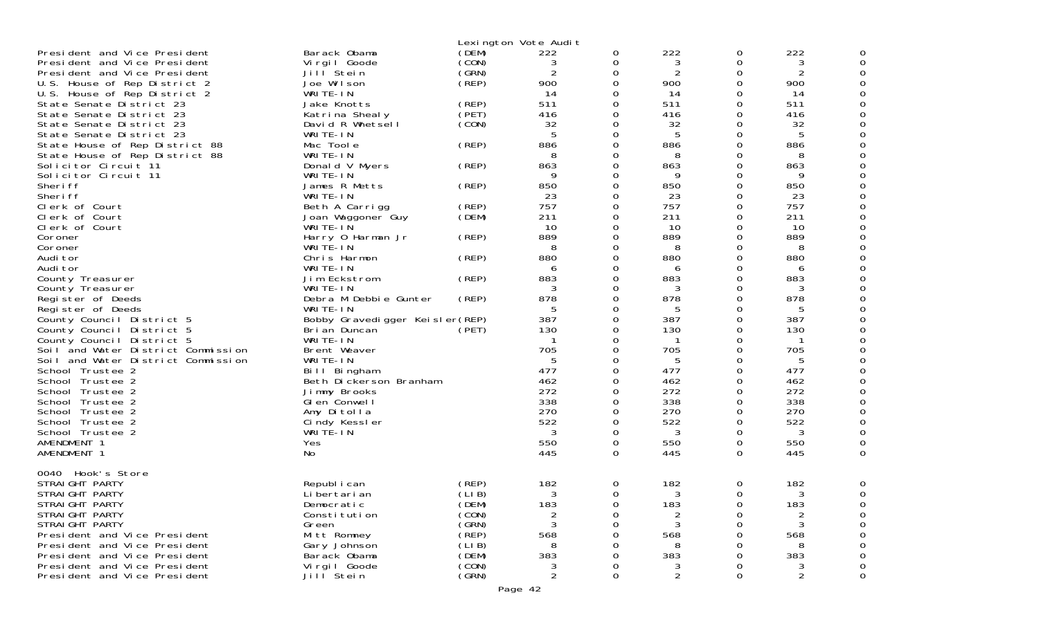Lexington Vote Audit

| | | | | | | | | |
|---|---|---|---|---|---|---|---|---|
| President and Vice President | Barack Obama | (DEM) | 222 | 0 | 222 | 0 | 222 | 0 |
| President and Vice President | Virgil Goode | (CON) | 3 | 0 | 3 | 0 | 3 | 0 |
| President and Vice President | Jill Stein | (GRN) | 2 | 0 | 2 | 0 | 2 | 0 |
| U.S. House of Rep District 2 | Joe Wilson | (REP) | 900 | 0 | 900 | 0 | 900 | 0 |
| U.S. House of Rep District 2 | WRITE-IN | | 14 | 0 | 14 | 0 | 14 | 0 |
| State Senate District 23 | Jake Knotts | (REP) | 511 | 0 | 511 | 0 | 511 | 0 |
| State Senate District 23 | Katrina Shealy | (PET) | 416 | 0 | 416 | 0 | 416 | 0 |
| State Senate District 23 | David R Whetsell | (CON) | 32 | 0 | 32 | 0 | 32 | 0 |
| State Senate District 23 | WRITE-IN | | 5 | 0 | 5 | 0 | 5 | 0 |
| State House of Rep District 88 | Mac Toole | (REP) | 886 | 0 | 886 | 0 | 886 | 0 |
| State House of Rep District 88 | WRITE-IN | | 8 | 0 | 8 | 0 | 8 | 0 |
| Solicitor Circuit 11 | Donald V Myers | (REP) | 863 | 0 | 863 | 0 | 863 | 0 |
| Solicitor Circuit 11 | WRITE-IN | | 9 | 0 | 9 | 0 | 9 | 0 |
| Sheriff | James R Metts | (REP) | 850 | 0 | 850 | 0 | 850 | 0 |
| Sheriff | WRITE-IN | | 23 | 0 | 23 | 0 | 23 | 0 |
| Clerk of Court | Beth A Carrigg | (REP) | 757 | 0 | 757 | 0 | 757 | 0 |
| Clerk of Court | Joan Waggoner Guy | (DEM) | 211 | 0 | 211 | 0 | 211 | 0 |
| Clerk of Court | WRITE-IN | | 10 | 0 | 10 | 0 | 10 | 0 |
| Coroner | Harry O Harman Jr | (REP) | 889 | 0 | 889 | 0 | 889 | 0 |
| Coroner | WRITE-IN | | 8 | 0 | 8 | 0 | 8 | 0 |
| Auditor | Chris Harmon | (REP) | 880 | 0 | 880 | 0 | 880 | 0 |
| Auditor | WRITE-IN | | 6 | 0 | 6 | 0 | 6 | 0 |
| County Treasurer | Jim Eckstrom | (REP) | 883 | 0 | 883 | 0 | 883 | 0 |
| County Treasurer | WRITE-IN | | 3 | 0 | 3 | 0 | 3 | 0 |
| Register of Deeds | Debra M Debbie Gunter | (REP) | 878 | 0 | 878 | 0 | 878 | 0 |
| Register of Deeds | WRITE-IN | | 5 | 0 | 5 | 0 | 5 | 0 |
| County Council District 5 | Bobby Gravedigger Keisler | (REP) | 387 | 0 | 387 | 0 | 387 | 0 |
| County Council District 5 | Brian Duncan | (PET) | 130 | 0 | 130 | 0 | 130 | 0 |
| County Council District 5 | WRITE-IN | | 1 | 0 | 1 | 0 | 1 | 0 |
| Soil and Water District Commission | Brent Weaver | | 705 | 0 | 705 | 0 | 705 | 0 |
| Soil and Water District Commission | WRITE-IN | | 5 | 0 | 5 | 0 | 5 | 0 |
| School Trustee 2 | Bill Bingham | | 477 | 0 | 477 | 0 | 477 | 0 |
| School Trustee 2 | Beth Dickerson Branham | | 462 | 0 | 462 | 0 | 462 | 0 |
| School Trustee 2 | Jimmy Brooks | | 272 | 0 | 272 | 0 | 272 | 0 |
| School Trustee 2 | Glen Conwell | | 338 | 0 | 338 | 0 | 338 | 0 |
| School Trustee 2 | Amy Ditolla | | 270 | 0 | 270 | 0 | 270 | 0 |
| School Trustee 2 | Cindy Kessler | | 522 | 0 | 522 | 0 | 522 | 0 |
| School Trustee 2 | WRITE-IN | | 3 | 0 | 3 | 0 | 3 | 0 |
| AMENDMENT 1 | Yes | | 550 | 0 | 550 | 0 | 550 | 0 |
| AMENDMENT 1 | No | | 445 | 0 | 445 | 0 | 445 | 0 |

0040 Hook's Store

| | | | | | | | | |
|---|---|---|---|---|---|---|---|---|
| STRAIGHT PARTY | Republican | (REP) | 182 | 0 | 182 | 0 | 182 | 0 |
| STRAIGHT PARTY | Libertarian | (LIB) | 3 | 0 | 3 | 0 | 3 | 0 |
| STRAIGHT PARTY | Democratic | (DEM) | 183 | 0 | 183 | 0 | 183 | 0 |
| STRAIGHT PARTY | Constitution | (CON) | 2 | 0 | 2 | 0 | 2 | 0 |
| STRAIGHT PARTY | Green | (GRN) | 3 | 0 | 3 | 0 | 3 | 0 |
| President and Vice President | Mitt Romney | (REP) | 568 | 0 | 568 | 0 | 568 | 0 |
| President and Vice President | Gary Johnson | (LIB) | 8 | 0 | 8 | 0 | 8 | 0 |
| President and Vice President | Barack Obama | (DEM) | 383 | 0 | 383 | 0 | 383 | 0 |
| President and Vice President | Virgil Goode | (CON) | 3 | 0 | 3 | 0 | 3 | 0 |
| President and Vice President | Jill Stein | (GRN) | 2 | 0 | 2 | 0 | 2 | 0 |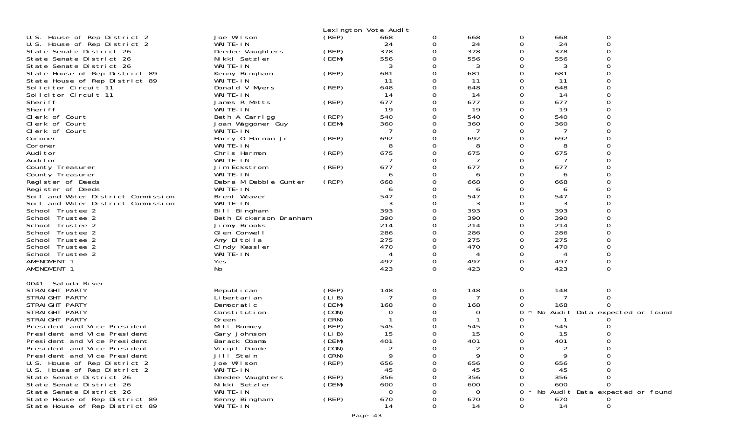Lexington Vote Audit

| | | | | | | | | |
|---|---|---|---|---|---|---|---|---|
| U.S. House of Rep District 2 | Joe Wilson | (REP) | 668 | 0 | 668 | 0 | 668 | 0 |
| U.S. House of Rep District 2 | WRITE-IN | | 24 | 0 | 24 | 0 | 24 | 0 |
| State Senate District 26 | Deedee Vaughters | (REP) | 378 | 0 | 378 | 0 | 378 | 0 |
| State Senate District 26 | Nikki Setzler | (DEM) | 556 | 0 | 556 | 0 | 556 | 0 |
| State Senate District 26 | WRITE-IN | | 3 | 0 | 3 | 0 | 3 | 0 |
| State House of Rep District 89 | Kenny Bingham | (REP) | 681 | 0 | 681 | 0 | 681 | 0 |
| State House of Rep District 89 | WRITE-IN | | 11 | 0 | 11 | 0 | 11 | 0 |
| Solicitor Circuit 11 | Donald V Myers | (REP) | 648 | 0 | 648 | 0 | 648 | 0 |
| Solicitor Circuit 11 | WRITE-IN | | 14 | 0 | 14 | 0 | 14 | 0 |
| Sheriff | James R Metts | (REP) | 677 | 0 | 677 | 0 | 677 | 0 |
| Sheriff | WRITE-IN | | 19 | 0 | 19 | 0 | 19 | 0 |
| Clerk of Court | Beth A Carrigg | (REP) | 540 | 0 | 540 | 0 | 540 | 0 |
| Clerk of Court | Joan Waggoner Guy | (DEM) | 360 | 0 | 360 | 0 | 360 | 0 |
| Clerk of Court | WRITE-IN | | 7 | 0 | 7 | 0 | 7 | 0 |
| Coroner | Harry O Harman Jr | (REP) | 692 | 0 | 692 | 0 | 692 | 0 |
| Coroner | WRITE-IN | | 8 | 0 | 8 | 0 | 8 | 0 |
| Auditor | Chris Harmon | (REP) | 675 | 0 | 675 | 0 | 675 | 0 |
| Auditor | WRITE-IN | | 7 | 0 | 7 | 0 | 7 | 0 |
| County Treasurer | Jim Eckstrom | (REP) | 677 | 0 | 677 | 0 | 677 | 0 |
| County Treasurer | WRITE-IN | | 6 | 0 | 6 | 0 | 6 | 0 |
| Register of Deeds | Debra M Debbie Gunter | (REP) | 668 | 0 | 668 | 0 | 668 | 0 |
| Register of Deeds | WRITE-IN | | 6 | 0 | 6 | 0 | 6 | 0 |
| Soil and Water District Commission | Brent Weaver | | 547 | 0 | 547 | 0 | 547 | 0 |
| Soil and Water District Commission | WRITE-IN | | 3 | 0 | 3 | 0 | 3 | 0 |
| School Trustee 2 | Bill Bingham | | 393 | 0 | 393 | 0 | 393 | 0 |
| School Trustee 2 | Beth Dickerson Branham | | 390 | 0 | 390 | 0 | 390 | 0 |
| School Trustee 2 | Jimmy Brooks | | 214 | 0 | 214 | 0 | 214 | 0 |
| School Trustee 2 | Glen Conwell | | 286 | 0 | 286 | 0 | 286 | 0 |
| School Trustee 2 | Amy Ditolla | | 275 | 0 | 275 | 0 | 275 | 0 |
| School Trustee 2 | Cindy Kessler | | 470 | 0 | 470 | 0 | 470 | 0 |
| School Trustee 2 | WRITE-IN | | 4 | 0 | 4 | 0 | 4 | 0 |
| AMENDMENT 1 | Yes | | 497 | 0 | 497 | 0 | 497 | 0 |
| AMENDMENT 1 | No | | 423 | 0 | 423 | 0 | 423 | 0 |

0041 Saluda River

| | | | | | | | | |
|---|---|---|---|---|---|---|---|---|
| STRAIGHT PARTY | Republican | (REP) | 148 | 0 | 148 | 0 | 148 | 0 |
| STRAIGHT PARTY | Libertarian | (LIB) | 7 | 0 | 7 | 0 | 7 | 0 |
| STRAIGHT PARTY | Democratic | (DEM) | 168 | 0 | 168 | 0 | 168 | 0 |
| STRAIGHT PARTY | Constitution | (CON) | 0 | 0 | 0 | 0 * No Audit Data expected or found | | |
| STRAIGHT PARTY | Green | (GRN) | 1 | 0 | 1 | 0 | 1 | 0 |
| President and Vice President | Mitt Romney | (REP) | 545 | 0 | 545 | 0 | 545 | 0 |
| President and Vice President | Gary Johnson | (LIB) | 15 | 0 | 15 | 0 | 15 | 0 |
| President and Vice President | Barack Obama | (DEM) | 401 | 0 | 401 | 0 | 401 | 0 |
| President and Vice President | Virgil Goode | (CON) | 2 | 0 | 2 | 0 | 2 | 0 |
| President and Vice President | Jill Stein | (GRN) | 9 | 0 | 9 | 0 | 9 | 0 |
| U.S. House of Rep District 2 | Joe Wilson | (REP) | 656 | 0 | 656 | 0 | 656 | 0 |
| U.S. House of Rep District 2 | WRITE-IN | | 45 | 0 | 45 | 0 | 45 | 0 |
| State Senate District 26 | Deedee Vaughters | (REP) | 356 | 0 | 356 | 0 | 356 | 0 |
| State Senate District 26 | Nikki Setzler | (DEM) | 600 | 0 | 600 | 0 | 600 | 0 |
| State Senate District 26 | WRITE-IN | | 0 | 0 | 0 | 0 * No Audit Data expected or found | | |
| State House of Rep District 89 | Kenny Bingham | (REP) | 670 | 0 | 670 | 0 | 670 | 0 |
| State House of Rep District 89 | WRITE-IN | | 14 | 0 | 14 | 0 | 14 | 0 |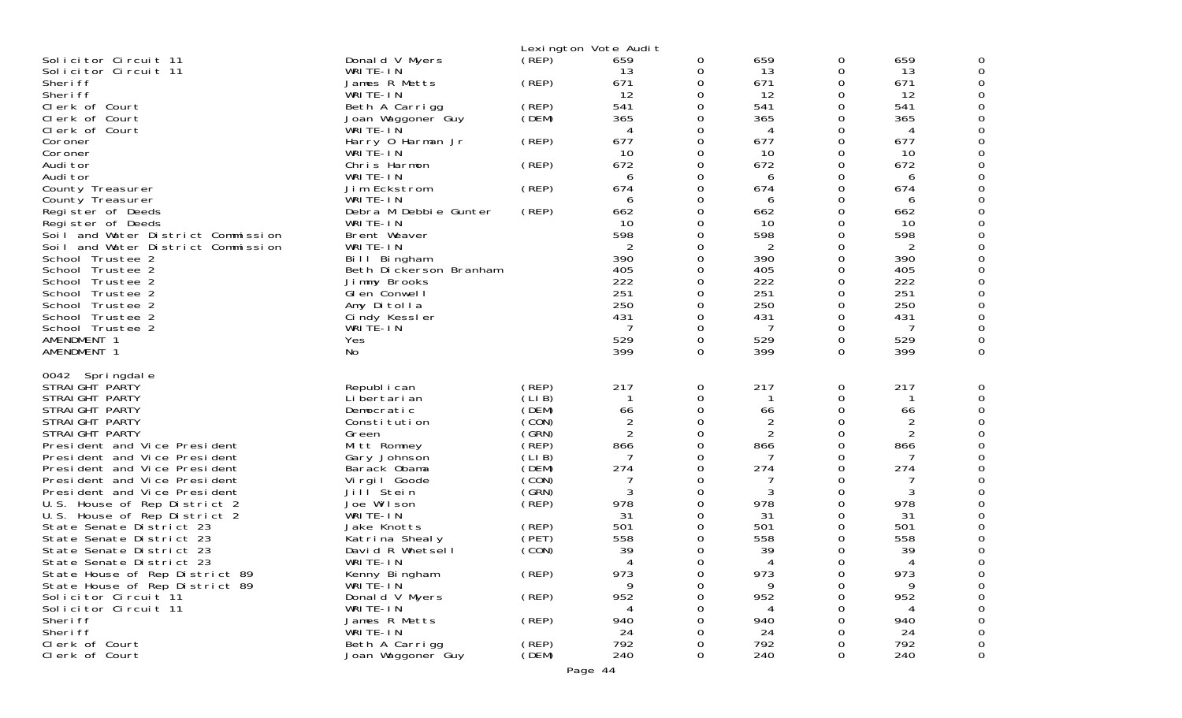Lexington Vote Audit

| | | | | | | | | |
|---|---|---|---|---|---|---|---|---|
| Solicitor Circuit 11 | Donald V Myers | (REP) | 659 | 0 | 659 | 0 | 659 | 0 |
| Solicitor Circuit 11 | WRITE-IN | | 13 | 0 | 13 | 0 | 13 | 0 |
| Sheriff | James R Metts | (REP) | 671 | 0 | 671 | 0 | 671 | 0 |
| Sheriff | WRITE-IN | | 12 | 0 | 12 | 0 | 12 | 0 |
| Clerk of Court | Beth A Carrigg | (REP) | 541 | 0 | 541 | 0 | 541 | 0 |
| Clerk of Court | Joan Waggoner Guy | (DEM) | 365 | 0 | 365 | 0 | 365 | 0 |
| Clerk of Court | WRITE-IN | | 4 | 0 | 4 | 0 | 4 | 0 |
| Coroner | Harry O Harman Jr | (REP) | 677 | 0 | 677 | 0 | 677 | 0 |
| Coroner | WRITE-IN | | 10 | 0 | 10 | 0 | 10 | 0 |
| Auditor | Chris Harmon | (REP) | 672 | 0 | 672 | 0 | 672 | 0 |
| Auditor | WRITE-IN | | 6 | 0 | 6 | 0 | 6 | 0 |
| County Treasurer | Jim Eckstrom | (REP) | 674 | 0 | 674 | 0 | 674 | 0 |
| County Treasurer | WRITE-IN | | 6 | 0 | 6 | 0 | 6 | 0 |
| Register of Deeds | Debra M Debbie Gunter | (REP) | 662 | 0 | 662 | 0 | 662 | 0 |
| Register of Deeds | WRITE-IN | | 10 | 0 | 10 | 0 | 10 | 0 |
| Soil and Water District Commission | Brent Weaver | | 598 | 0 | 598 | 0 | 598 | 0 |
| Soil and Water District Commission | WRITE-IN | | 2 | 0 | 2 | 0 | 2 | 0 |
| School Trustee 2 | Bill Bingham | | 390 | 0 | 390 | 0 | 390 | 0 |
| School Trustee 2 | Beth Dickerson Branham | | 405 | 0 | 405 | 0 | 405 | 0 |
| School Trustee 2 | Jimmy Brooks | | 222 | 0 | 222 | 0 | 222 | 0 |
| School Trustee 2 | Glen Conwell | | 251 | 0 | 251 | 0 | 251 | 0 |
| School Trustee 2 | Amy Ditolla | | 250 | 0 | 250 | 0 | 250 | 0 |
| School Trustee 2 | Cindy Kessler | | 431 | 0 | 431 | 0 | 431 | 0 |
| School Trustee 2 | WRITE-IN | | 7 | 0 | 7 | 0 | 7 | 0 |
| AMENDMENT 1 | Yes | | 529 | 0 | 529 | 0 | 529 | 0 |
| AMENDMENT 1 | No | | 399 | 0 | 399 | 0 | 399 | 0 |

0042 Springdale

| | | | | | | | | |
|---|---|---|---|---|---|---|---|---|
| STRAIGHT PARTY | Republican | (REP) | 217 | 0 | 217 | 0 | 217 | 0 |
| STRAIGHT PARTY | Libertarian | (LIB) | 1 | 0 | 1 | 0 | 1 | 0 |
| STRAIGHT PARTY | Democratic | (DEM) | 66 | 0 | 66 | 0 | 66 | 0 |
| STRAIGHT PARTY | Constitution | (CON) | 2 | 0 | 2 | 0 | 2 | 0 |
| STRAIGHT PARTY | Green | (GRN) | 2 | 0 | 2 | 0 | 2 | 0 |
| President and Vice President | Mitt Romney | (REP) | 866 | 0 | 866 | 0 | 866 | 0 |
| President and Vice President | Gary Johnson | (LIB) | 7 | 0 | 7 | 0 | 7 | 0 |
| President and Vice President | Barack Obama | (DEM) | 274 | 0 | 274 | 0 | 274 | 0 |
| President and Vice President | Virgil Goode | (CON) | 7 | 0 | 7 | 0 | 7 | 0 |
| President and Vice President | Jill Stein | (GRN) | 3 | 0 | 3 | 0 | 3 | 0 |
| U.S. House of Rep District 2 | Joe Wilson | (REP) | 978 | 0 | 978 | 0 | 978 | 0 |
| U.S. House of Rep District 2 | WRITE-IN | | 31 | 0 | 31 | 0 | 31 | 0 |
| State Senate District 23 | Jake Knotts | (REP) | 501 | 0 | 501 | 0 | 501 | 0 |
| State Senate District 23 | Katrina Shealy | (PET) | 558 | 0 | 558 | 0 | 558 | 0 |
| State Senate District 23 | David R Whetsell | (CON) | 39 | 0 | 39 | 0 | 39 | 0 |
| State Senate District 23 | WRITE-IN | | 4 | 0 | 4 | 0 | 4 | 0 |
| State House of Rep District 89 | Kenny Bingham | (REP) | 973 | 0 | 973 | 0 | 973 | 0 |
| State House of Rep District 89 | WRITE-IN | | 9 | 0 | 9 | 0 | 9 | 0 |
| Solicitor Circuit 11 | Donald V Myers | (REP) | 952 | 0 | 952 | 0 | 952 | 0 |
| Solicitor Circuit 11 | WRITE-IN | | 4 | 0 | 4 | 0 | 4 | 0 |
| Sheriff | James R Metts | (REP) | 940 | 0 | 940 | 0 | 940 | 0 |
| Sheriff | WRITE-IN | | 24 | 0 | 24 | 0 | 24 | 0 |
| Clerk of Court | Beth A Carrigg | (REP) | 792 | 0 | 792 | 0 | 792 | 0 |
| Clerk of Court | Joan Waggoner Guy | (DEM) | 240 | 0 | 240 | 0 | 240 | 0 |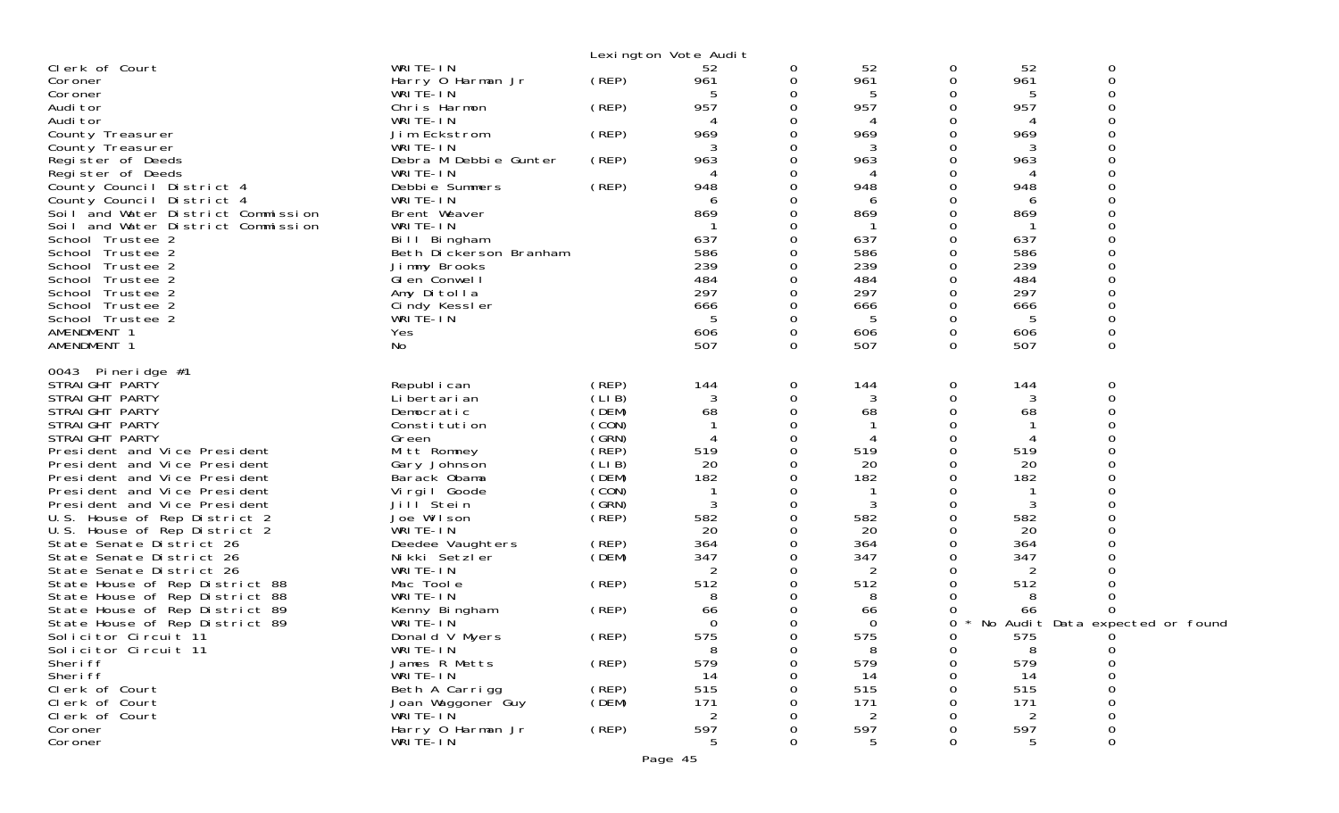Lexington Vote Audit

| Office | Candidate | Party | | | | | | |
|---|---|---|---|---|---|---|---|---|
| Clerk of Court | WRITE-IN | | 52 | 0 | 52 | 0 | 52 | 0 |
| Coroner | Harry O Harman Jr | (REP) | 961 | 0 | 961 | 0 | 961 | 0 |
| Coroner | WRITE-IN | | 5 | 0 | 5 | 0 | 5 | 0 |
| Auditor | Chris Harmon | (REP) | 957 | 0 | 957 | 0 | 957 | 0 |
| Auditor | WRITE-IN | | 4 | 0 | 4 | 0 | 4 | 0 |
| County Treasurer | Jim Eckstrom | (REP) | 969 | 0 | 969 | 0 | 969 | 0 |
| County Treasurer | WRITE-IN | | 3 | 0 | 3 | 0 | 3 | 0 |
| Register of Deeds | Debra M Debbie Gunter | (REP) | 963 | 0 | 963 | 0 | 963 | 0 |
| Register of Deeds | WRITE-IN | | 4 | 0 | 4 | 0 | 4 | 0 |
| County Council District 4 | Debbie Summers | (REP) | 948 | 0 | 948 | 0 | 948 | 0 |
| County Council District 4 | WRITE-IN | | 6 | 0 | 6 | 0 | 6 | 0 |
| Soil and Water District Commission | Brent Weaver | | 869 | 0 | 869 | 0 | 869 | 0 |
| Soil and Water District Commission | WRITE-IN | | 1 | 0 | 1 | 0 | 1 | 0 |
| School Trustee 2 | Bill Bingham | | 637 | 0 | 637 | 0 | 637 | 0 |
| School Trustee 2 | Beth Dickerson Branham | | 586 | 0 | 586 | 0 | 586 | 0 |
| School Trustee 2 | Jimmy Brooks | | 239 | 0 | 239 | 0 | 239 | 0 |
| School Trustee 2 | Glen Conwell | | 484 | 0 | 484 | 0 | 484 | 0 |
| School Trustee 2 | Amy Ditolla | | 297 | 0 | 297 | 0 | 297 | 0 |
| School Trustee 2 | Cindy Kessler | | 666 | 0 | 666 | 0 | 666 | 0 |
| School Trustee 2 | WRITE-IN | | 5 | 0 | 5 | 0 | 5 | 0 |
| AMENDMENT 1 | Yes | | 606 | 0 | 606 | 0 | 606 | 0 |
| AMENDMENT 1 | No | | 507 | 0 | 507 | 0 | 507 | 0 |

0043 Pineridge #1

| Office | Candidate | Party | | | | | | |
|---|---|---|---|---|---|---|---|---|
| STRAIGHT PARTY | Republican | (REP) | 144 | 0 | 144 | 0 | 144 | 0 |
| STRAIGHT PARTY | Libertarian | (LIB) | 3 | 0 | 3 | 0 | 3 | 0 |
| STRAIGHT PARTY | Democratic | (DEM) | 68 | 0 | 68 | 0 | 68 | 0 |
| STRAIGHT PARTY | Constitution | (CON) | 1 | 0 | 1 | 0 | 1 | 0 |
| STRAIGHT PARTY | Green | (GRN) | 4 | 0 | 4 | 0 | 4 | 0 |
| President and Vice President | Mitt Romney | (REP) | 519 | 0 | 519 | 0 | 519 | 0 |
| President and Vice President | Gary Johnson | (LIB) | 20 | 0 | 20 | 0 | 20 | 0 |
| President and Vice President | Barack Obama | (DEM) | 182 | 0 | 182 | 0 | 182 | 0 |
| President and Vice President | Virgil Goode | (CON) | 1 | 0 | 1 | 0 | 1 | 0 |
| President and Vice President | Jill Stein | (GRN) | 3 | 0 | 3 | 0 | 3 | 0 |
| U.S. House of Rep District 2 | Joe Wilson | (REP) | 582 | 0 | 582 | 0 | 582 | 0 |
| U.S. House of Rep District 2 | WRITE-IN | | 20 | 0 | 20 | 0 | 20 | 0 |
| State Senate District 26 | Deedee Vaughters | (REP) | 364 | 0 | 364 | 0 | 364 | 0 |
| State Senate District 26 | Nikki Setzler | (DEM) | 347 | 0 | 347 | 0 | 347 | 0 |
| State Senate District 26 | WRITE-IN | | 2 | 0 | 2 | 0 | 2 | 0 |
| State House of Rep District 88 | Mac Toole | (REP) | 512 | 0 | 512 | 0 | 512 | 0 |
| State House of Rep District 88 | WRITE-IN | | 8 | 0 | 8 | 0 | 8 | 0 |
| State House of Rep District 89 | Kenny Bingham | (REP) | 66 | 0 | 66 | 0 | 66 | 0 |
| State House of Rep District 89 | WRITE-IN | | 0 | 0 | 0 | 0 * No Audit Data expected or found | | |
| Solicitor Circuit 11 | Donald V Myers | (REP) | 575 | 0 | 575 | 0 | 575 | 0 |
| Solicitor Circuit 11 | WRITE-IN | | 8 | 0 | 8 | 0 | 8 | 0 |
| Sheriff | James R Metts | (REP) | 579 | 0 | 579 | 0 | 579 | 0 |
| Sheriff | WRITE-IN | | 14 | 0 | 14 | 0 | 14 | 0 |
| Clerk of Court | Beth A Carrigg | (REP) | 515 | 0 | 515 | 0 | 515 | 0 |
| Clerk of Court | Joan Waggoner Guy | (DEM) | 171 | 0 | 171 | 0 | 171 | 0 |
| Clerk of Court | WRITE-IN | | 2 | 0 | 2 | 0 | 2 | 0 |
| Coroner | Harry O Harman Jr | (REP) | 597 | 0 | 597 | 0 | 597 | 0 |
| Coroner | WRITE-IN | | 5 | 0 | 5 | 0 | 5 | 0 |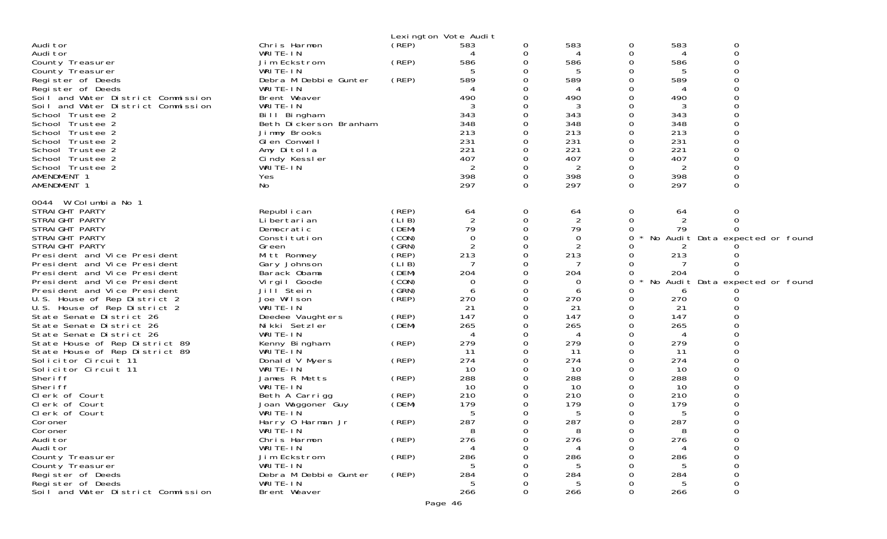Lexington Vote Audit

| | | | | | | | | |
|---|---|---|---|---|---|---|---|---|
| Auditor | Chris Harmon | (REP) | 583 | 0 | 583 | 0 | 583 | 0 |
| Auditor | WRITE-IN | | 4 | 0 | 4 | 0 | 4 | 0 |
| County Treasurer | Jim Eckstrom | (REP) | 586 | 0 | 586 | 0 | 586 | 0 |
| County Treasurer | WRITE-IN | | 5 | 0 | 5 | 0 | 5 | 0 |
| Register of Deeds | Debra M Debbie Gunter | (REP) | 589 | 0 | 589 | 0 | 589 | 0 |
| Register of Deeds | WRITE-IN | | 4 | 0 | 4 | 0 | 4 | 0 |
| Soil and Water District Commission | Brent Weaver | | 490 | 0 | 490 | 0 | 490 | 0 |
| Soil and Water District Commission | WRITE-IN | | 3 | 0 | 3 | 0 | 3 | 0 |
| School Trustee 2 | Bill Bingham | | 343 | 0 | 343 | 0 | 343 | 0 |
| School Trustee 2 | Beth Dickerson Branham | | 348 | 0 | 348 | 0 | 348 | 0 |
| School Trustee 2 | Jimmy Brooks | | 213 | 0 | 213 | 0 | 213 | 0 |
| School Trustee 2 | Glen Conwell | | 231 | 0 | 231 | 0 | 231 | 0 |
| School Trustee 2 | Amy Ditolla | | 221 | 0 | 221 | 0 | 221 | 0 |
| School Trustee 2 | Cindy Kessler | | 407 | 0 | 407 | 0 | 407 | 0 |
| School Trustee 2 | WRITE-IN | | 2 | 0 | 2 | 0 | 2 | 0 |
| AMENDMENT 1 | Yes | | 398 | 0 | 398 | 0 | 398 | 0 |
| AMENDMENT 1 | No | | 297 | 0 | 297 | 0 | 297 | 0 |
| **0044 W Columbia No 1** | | | | | | | | |
| STRAIGHT PARTY | Republican | (REP) | 64 | 0 | 64 | 0 | 64 | 0 |
| STRAIGHT PARTY | Libertarian | (LIB) | 2 | 0 | 2 | 0 | 2 | 0 |
| STRAIGHT PARTY | Democratic | (DEM) | 79 | 0 | 79 | 0 | 79 | 0 |
| STRAIGHT PARTY | Constitution | (CON) | 0 | 0 | 0 | 0 * | No Audit Data expected or found | |
| STRAIGHT PARTY | Green | (GRN) | 2 | 0 | 2 | 0 | 2 | 0 |
| President and Vice President | Mitt Romney | (REP) | 213 | 0 | 213 | 0 | 213 | 0 |
| President and Vice President | Gary Johnson | (LIB) | 7 | 0 | 7 | 0 | 7 | 0 |
| President and Vice President | Barack Obama | (DEM) | 204 | 0 | 204 | 0 | 204 | 0 |
| President and Vice President | Virgil Goode | (CON) | 0 | 0 | 0 | 0 * | No Audit Data expected or found | |
| President and Vice President | Jill Stein | (GRN) | 6 | 0 | 6 | 0 | 6 | 0 |
| U.S. House of Rep District 2 | Joe Wilson | (REP) | 270 | 0 | 270 | 0 | 270 | 0 |
| U.S. House of Rep District 2 | WRITE-IN | | 21 | 0 | 21 | 0 | 21 | 0 |
| State Senate District 26 | Deedee Vaughters | (REP) | 147 | 0 | 147 | 0 | 147 | 0 |
| State Senate District 26 | Nikki Setzler | (DEM) | 265 | 0 | 265 | 0 | 265 | 0 |
| State Senate District 26 | WRITE-IN | | 4 | 0 | 4 | 0 | 4 | 0 |
| State House of Rep District 89 | Kenny Bingham | (REP) | 279 | 0 | 279 | 0 | 279 | 0 |
| State House of Rep District 89 | WRITE-IN | | 11 | 0 | 11 | 0 | 11 | 0 |
| Solicitor Circuit 11 | Donald V Myers | (REP) | 274 | 0 | 274 | 0 | 274 | 0 |
| Solicitor Circuit 11 | WRITE-IN | | 10 | 0 | 10 | 0 | 10 | 0 |
| Sheriff | James R Metts | (REP) | 288 | 0 | 288 | 0 | 288 | 0 |
| Sheriff | WRITE-IN | | 10 | 0 | 10 | 0 | 10 | 0 |
| Clerk of Court | Beth A Carrigg | (REP) | 210 | 0 | 210 | 0 | 210 | 0 |
| Clerk of Court | Joan Waggoner Guy | (DEM) | 179 | 0 | 179 | 0 | 179 | 0 |
| Clerk of Court | WRITE-IN | | 5 | 0 | 5 | 0 | 5 | 0 |
| Coroner | Harry O Harman Jr | (REP) | 287 | 0 | 287 | 0 | 287 | 0 |
| Coroner | WRITE-IN | | 8 | 0 | 8 | 0 | 8 | 0 |
| Auditor | Chris Harmon | (REP) | 276 | 0 | 276 | 0 | 276 | 0 |
| Auditor | WRITE-IN | | 4 | 0 | 4 | 0 | 4 | 0 |
| County Treasurer | Jim Eckstrom | (REP) | 286 | 0 | 286 | 0 | 286 | 0 |
| County Treasurer | WRITE-IN | | 5 | 0 | 5 | 0 | 5 | 0 |
| Register of Deeds | Debra M Debbie Gunter | (REP) | 284 | 0 | 284 | 0 | 284 | 0 |
| Register of Deeds | WRITE-IN | | 5 | 0 | 5 | 0 | 5 | 0 |
| Soil and Water District Commission | Brent Weaver | | 266 | 0 | 266 | 0 | 266 | 0 |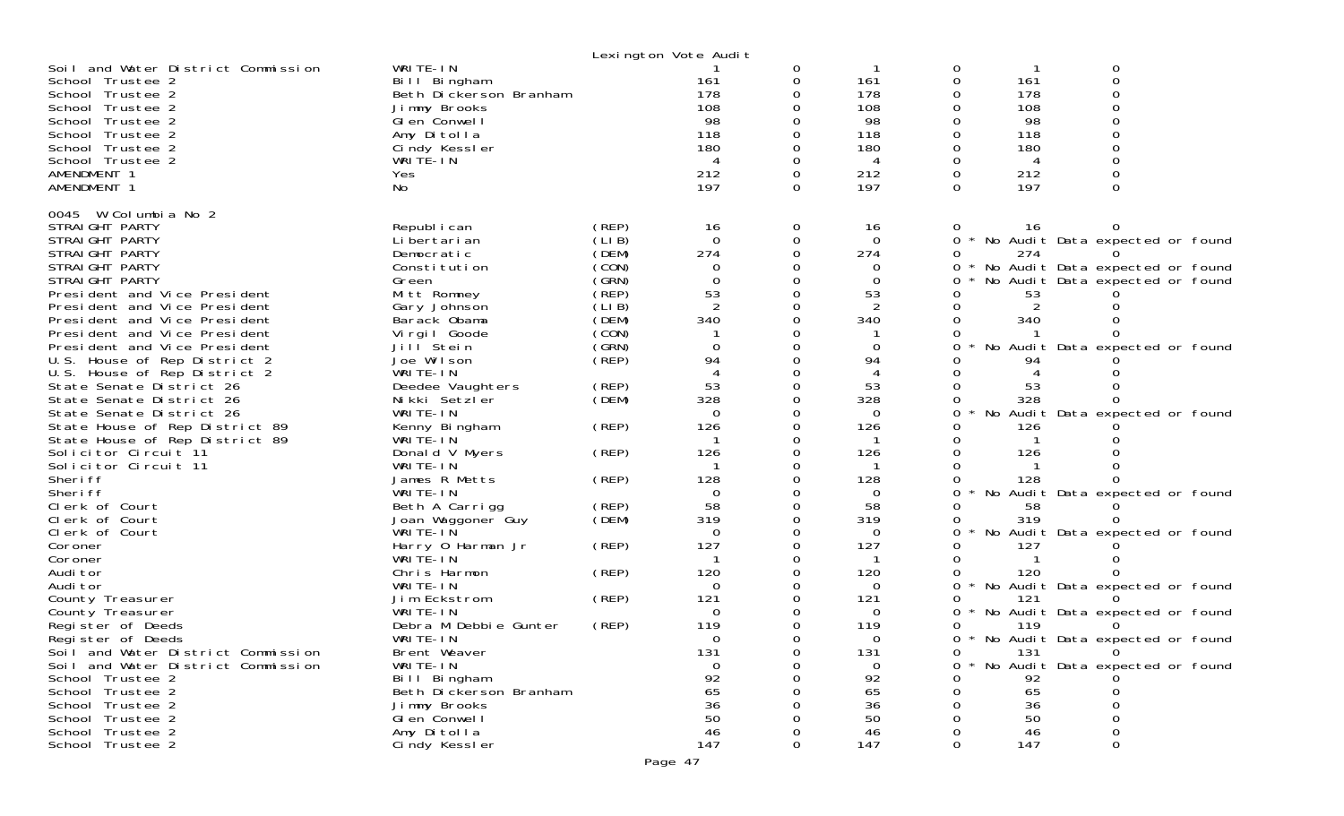Lexington Vote Audit

| | | | | | | | | |
|---|---|---|---|---|---|---|---|---|
| Soil and Water District Commission | WRITE-IN | | 1 | 0 | 1 | 0 | 1 | 0 |
| School Trustee 2 | Bill Bingham | | 161 | 0 | 161 | 0 | 161 | 0 |
| School Trustee 2 | Beth Dickerson Branham | | 178 | 0 | 178 | 0 | 178 | 0 |
| School Trustee 2 | Jimmy Brooks | | 108 | 0 | 108 | 0 | 108 | 0 |
| School Trustee 2 | Glen Conwell | | 98 | 0 | 98 | 0 | 98 | 0 |
| School Trustee 2 | Amy Ditolla | | 118 | 0 | 118 | 0 | 118 | 0 |
| School Trustee 2 | Cindy Kessler | | 180 | 0 | 180 | 0 | 180 | 0 |
| School Trustee 2 | WRITE-IN | | 4 | 0 | 4 | 0 | 4 | 0 |
| AMENDMENT 1 | Yes | | 212 | 0 | 212 | 0 | 212 | 0 |
| AMENDMENT 1 | No | | 197 | 0 | 197 | 0 | 197 | 0 |

0045 W Columbia No 2

| | | | | | | | | |
|---|---|---|---|---|---|---|---|---|
| STRAIGHT PARTY | Republican | (REP) | 16 | 0 | 16 | 0 | 16 | 0 |
| STRAIGHT PARTY | Libertarian | (LIB) | 0 | 0 | 0 | 0 * | No Audit Data expected or found | |
| STRAIGHT PARTY | Democratic | (DEM) | 274 | 0 | 274 | 0 | 274 | 0 |
| STRAIGHT PARTY | Constitution | (CON) | 0 | 0 | 0 | 0 * | No Audit Data expected or found | |
| STRAIGHT PARTY | Green | (GRN) | 0 | 0 | 0 | 0 * | No Audit Data expected or found | |
| President and Vice President | Mitt Romney | (REP) | 53 | 0 | 53 | 0 | 53 | 0 |
| President and Vice President | Gary Johnson | (LIB) | 2 | 0 | 2 | 0 | 2 | 0 |
| President and Vice President | Barack Obama | (DEM) | 340 | 0 | 340 | 0 | 340 | 0 |
| President and Vice President | Virgil Goode | (CON) | 1 | 0 | 1 | 0 | 1 | 0 |
| President and Vice President | Jill Stein | (GRN) | 0 | 0 | 0 | 0 * | No Audit Data expected or found | |
| U.S. House of Rep District 2 | Joe Wilson | (REP) | 94 | 0 | 94 | 0 | 94 | 0 |
| U.S. House of Rep District 2 | WRITE-IN | | 4 | 0 | 4 | 0 | 4 | 0 |
| State Senate District 26 | Deedee Vaughters | (REP) | 53 | 0 | 53 | 0 | 53 | 0 |
| State Senate District 26 | Nikki Setzler | (DEM) | 328 | 0 | 328 | 0 | 328 | 0 |
| State Senate District 26 | WRITE-IN | | 0 | 0 | 0 | 0 * | No Audit Data expected or found | |
| State House of Rep District 89 | Kenny Bingham | (REP) | 126 | 0 | 126 | 0 | 126 | 0 |
| State House of Rep District 89 | WRITE-IN | | 1 | 0 | 1 | 0 | 1 | 0 |
| Solicitor Circuit 11 | Donald V Myers | (REP) | 126 | 0 | 126 | 0 | 126 | 0 |
| Solicitor Circuit 11 | WRITE-IN | | 1 | 0 | 1 | 0 | 1 | 0 |
| Sheriff | James R Metts | (REP) | 128 | 0 | 128 | 0 | 128 | 0 |
| Sheriff | WRITE-IN | | 0 | 0 | 0 | 0 * | No Audit Data expected or found | |
| Clerk of Court | Beth A Carrigg | (REP) | 58 | 0 | 58 | 0 | 58 | 0 |
| Clerk of Court | Joan Waggoner Guy | (DEM) | 319 | 0 | 319 | 0 | 319 | 0 |
| Clerk of Court | WRITE-IN | | 0 | 0 | 0 | 0 * | No Audit Data expected or found | |
| Coroner | Harry O Harman Jr | (REP) | 127 | 0 | 127 | 0 | 127 | 0 |
| Coroner | WRITE-IN | | 1 | 0 | 1 | 0 | 1 | 0 |
| Auditor | Chris Harmon | (REP) | 120 | 0 | 120 | 0 | 120 | 0 |
| Auditor | WRITE-IN | | 0 | 0 | 0 | 0 * | No Audit Data expected or found | |
| County Treasurer | Jim Eckstrom | (REP) | 121 | 0 | 121 | 0 | 121 | 0 |
| County Treasurer | WRITE-IN | | 0 | 0 | 0 | 0 * | No Audit Data expected or found | |
| Register of Deeds | Debra M Debbie Gunter | (REP) | 119 | 0 | 119 | 0 | 119 | 0 |
| Register of Deeds | WRITE-IN | | 0 | 0 | 0 | 0 * | No Audit Data expected or found | |
| Soil and Water District Commission | Brent Weaver | | 131 | 0 | 131 | 0 | 131 | 0 |
| Soil and Water District Commission | WRITE-IN | | 0 | 0 | 0 | 0 * | No Audit Data expected or found | |
| School Trustee 2 | Bill Bingham | | 92 | 0 | 92 | 0 | 92 | 0 |
| School Trustee 2 | Beth Dickerson Branham | | 65 | 0 | 65 | 0 | 65 | 0 |
| School Trustee 2 | Jimmy Brooks | | 36 | 0 | 36 | 0 | 36 | 0 |
| School Trustee 2 | Glen Conwell | | 50 | 0 | 50 | 0 | 50 | 0 |
| School Trustee 2 | Amy Ditolla | | 46 | 0 | 46 | 0 | 46 | 0 |
| School Trustee 2 | Cindy Kessler | | 147 | 0 | 147 | 0 | 147 | 0 |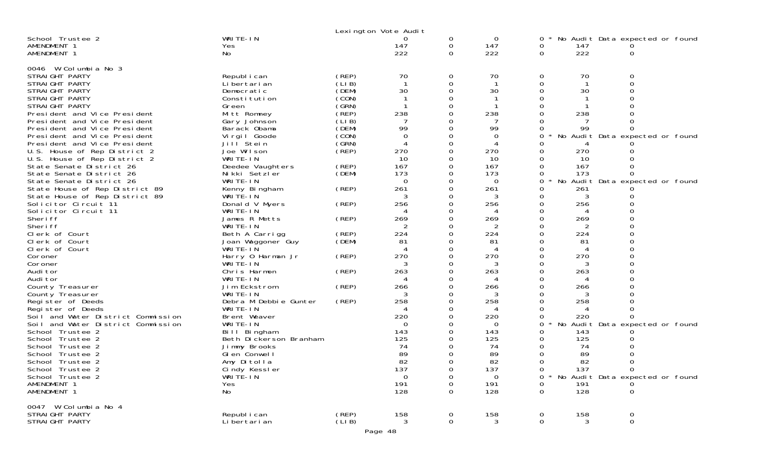Lexington Vote Audit

| Contest | Candidate | Party | | | | | | | |
|---|---|---|---|---|---|---|---|---|---|
| School Trustee 2 | WRITE-IN | | 0 | 0 | 0 | 0 * No Audit Data expected or found | | | |
| AMENDMENT 1 | Yes | | 147 | 0 | 147 | 0 | 147 | 0 | |
| AMENDMENT 1 | No | | 222 | 0 | 222 | 0 | 222 | 0 | |

0046 W Columbia No 3

| Contest | Candidate | Party | | | | | | |
|---|---|---|---|---|---|---|---|---|
| STRAIGHT PARTY | Republican | (REP) | 70 | 0 | 70 | 0 | 70 | 0 |
| STRAIGHT PARTY | Libertarian | (LIB) | 1 | 0 | 1 | 0 | 1 | 0 |
| STRAIGHT PARTY | Democratic | (DEM) | 30 | 0 | 30 | 0 | 30 | 0 |
| STRAIGHT PARTY | Constitution | (CON) | 1 | 0 | 1 | 0 | 1 | 0 |
| STRAIGHT PARTY | Green | (GRN) | 1 | 0 | 1 | 0 | 1 | 0 |
| President and Vice President | Mitt Romney | (REP) | 238 | 0 | 238 | 0 | 238 | 0 |
| President and Vice President | Gary Johnson | (LIB) | 7 | 0 | 7 | 0 | 7 | 0 |
| President and Vice President | Barack Obama | (DEM) | 99 | 0 | 99 | 0 | 99 | 0 |
| President and Vice President | Virgil Goode | (CON) | 0 | 0 | 0 | 0 * No Audit Data expected or found | | |
| President and Vice President | Jill Stein | (GRN) | 4 | 0 | 4 | 0 | 4 | 0 |
| U.S. House of Rep District 2 | Joe Wilson | (REP) | 270 | 0 | 270 | 0 | 270 | 0 |
| U.S. House of Rep District 2 | WRITE-IN | | 10 | 0 | 10 | 0 | 10 | 0 |
| State Senate District 26 | Deedee Vaughters | (REP) | 167 | 0 | 167 | 0 | 167 | 0 |
| State Senate District 26 | Nikki Setzler | (DEM) | 173 | 0 | 173 | 0 | 173 | 0 |
| State Senate District 26 | WRITE-IN | | 0 | 0 | 0 | 0 * No Audit Data expected or found | | |
| State House of Rep District 89 | Kenny Bingham | (REP) | 261 | 0 | 261 | 0 | 261 | 0 |
| State House of Rep District 89 | WRITE-IN | | 3 | 0 | 3 | 0 | 3 | 0 |
| Solicitor Circuit 11 | Donald V Myers | (REP) | 256 | 0 | 256 | 0 | 256 | 0 |
| Solicitor Circuit 11 | WRITE-IN | | 4 | 0 | 4 | 0 | 4 | 0 |
| Sheriff | James R Metts | (REP) | 269 | 0 | 269 | 0 | 269 | 0 |
| Sheriff | WRITE-IN | | 2 | 0 | 2 | 0 | 2 | 0 |
| Clerk of Court | Beth A Carrigg | (REP) | 224 | 0 | 224 | 0 | 224 | 0 |
| Clerk of Court | Joan Waggoner Guy | (DEM) | 81 | 0 | 81 | 0 | 81 | 0 |
| Clerk of Court | WRITE-IN | | 4 | 0 | 4 | 0 | 4 | 0 |
| Coroner | Harry O Harman Jr | (REP) | 270 | 0 | 270 | 0 | 270 | 0 |
| Coroner | WRITE-IN | | 3 | 0 | 3 | 0 | 3 | 0 |
| Auditor | Chris Harmon | (REP) | 263 | 0 | 263 | 0 | 263 | 0 |
| Auditor | WRITE-IN | | 4 | 0 | 4 | 0 | 4 | 0 |
| County Treasurer | Jim Eckstrom | (REP) | 266 | 0 | 266 | 0 | 266 | 0 |
| County Treasurer | WRITE-IN | | 3 | 0 | 3 | 0 | 3 | 0 |
| Register of Deeds | Debra M Debbie Gunter | (REP) | 258 | 0 | 258 | 0 | 258 | 0 |
| Register of Deeds | WRITE-IN | | 4 | 0 | 4 | 0 | 4 | 0 |
| Soil and Water District Commission | Brent Weaver | | 220 | 0 | 220 | 0 | 220 | 0 |
| Soil and Water District Commission | WRITE-IN | | 0 | 0 | 0 | 0 * No Audit Data expected or found | | |
| School Trustee 2 | Bill Bingham | | 143 | 0 | 143 | 0 | 143 | 0 |
| School Trustee 2 | Beth Dickerson Branham | | 125 | 0 | 125 | 0 | 125 | 0 |
| School Trustee 2 | Jimmy Brooks | | 74 | 0 | 74 | 0 | 74 | 0 |
| School Trustee 2 | Glen Conwell | | 89 | 0 | 89 | 0 | 89 | 0 |
| School Trustee 2 | Amy Ditolla | | 82 | 0 | 82 | 0 | 82 | 0 |
| School Trustee 2 | Cindy Kessler | | 137 | 0 | 137 | 0 | 137 | 0 |
| School Trustee 2 | WRITE-IN | | 0 | 0 | 0 | 0 * No Audit Data expected or found | | |
| AMENDMENT 1 | Yes | | 191 | 0 | 191 | 0 | 191 | 0 |
| AMENDMENT 1 | No | | 128 | 0 | 128 | 0 | 128 | 0 |

0047 W Columbia No 4

| Contest | Candidate | Party | | | | | | |
|---|---|---|---|---|---|---|---|---|
| STRAIGHT PARTY | Republican | (REP) | 158 | 0 | 158 | 0 | 158 | 0 |
| STRAIGHT PARTY | Libertarian | (LIB) | 3 | 0 | 3 | 0 | 3 | 0 |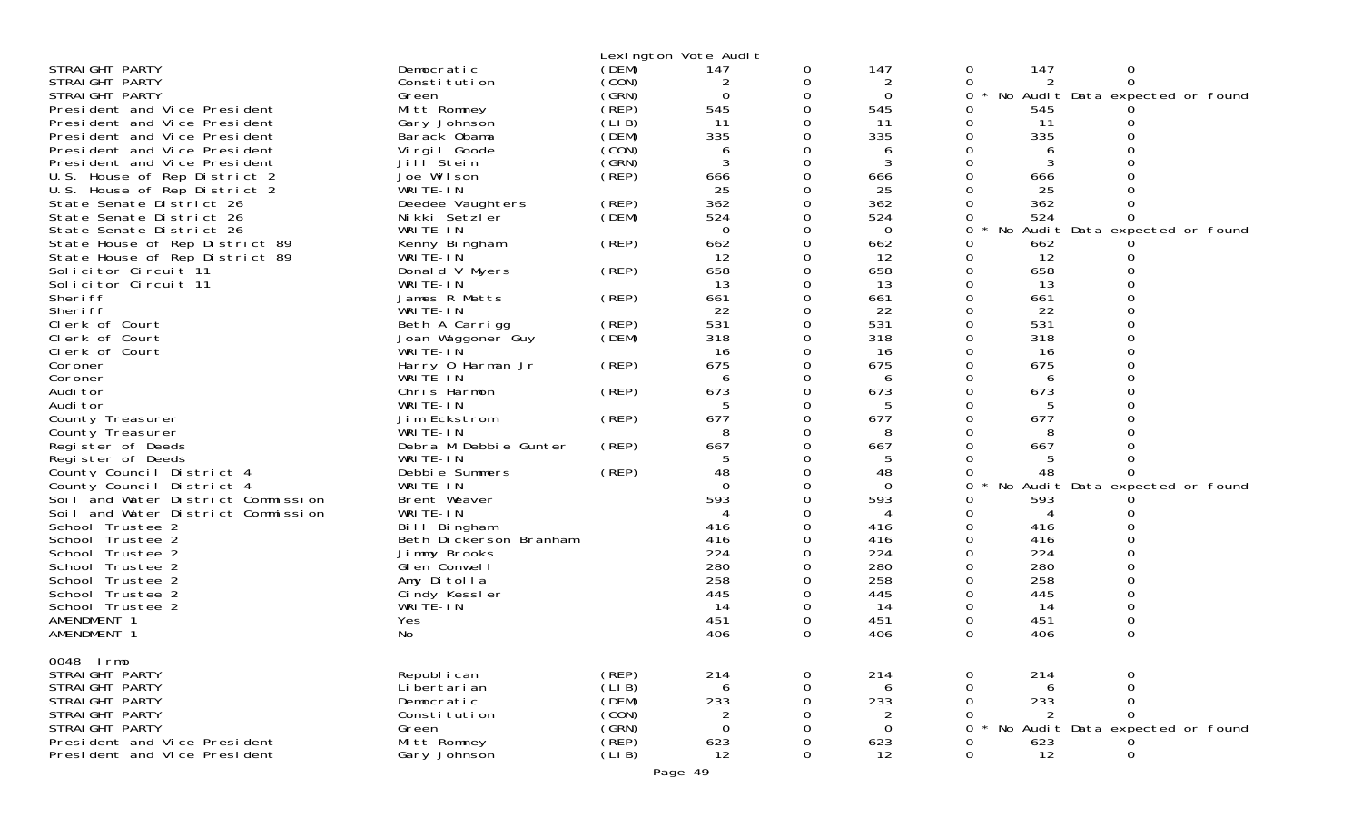Lexington Vote Audit

| | | | | | | | | |
|---|---|---|---|---|---|---|---|---|
| STRAIGHT PARTY | Democratic | (DEM) | 147 | 0 | 147 | 0 | 147 | 0 |
| STRAIGHT PARTY | Constitution | (CON) | 2 | 0 | 2 | 0 | 2 | 0 |
| STRAIGHT PARTY | Green | (GRN) | 0 | 0 | 0 | 0 * | No Audit Data expected or found | |
| President and Vice President | Mitt Romney | (REP) | 545 | 0 | 545 | 0 | 545 | 0 |
| President and Vice President | Gary Johnson | (LIB) | 11 | 0 | 11 | 0 | 11 | 0 |
| President and Vice President | Barack Obama | (DEM) | 335 | 0 | 335 | 0 | 335 | 0 |
| President and Vice President | Virgil Goode | (CON) | 6 | 0 | 6 | 0 | 6 | 0 |
| President and Vice President | Jill Stein | (GRN) | 3 | 0 | 3 | 0 | 3 | 0 |
| U.S. House of Rep District 2 | Joe Wilson | (REP) | 666 | 0 | 666 | 0 | 666 | 0 |
| U.S. House of Rep District 2 | WRITE-IN | | 25 | 0 | 25 | 0 | 25 | 0 |
| State Senate District 26 | Deedee Vaughters | (REP) | 362 | 0 | 362 | 0 | 362 | 0 |
| State Senate District 26 | Nikki Setzler | (DEM) | 524 | 0 | 524 | 0 | 524 | 0 |
| State Senate District 26 | WRITE-IN | | 0 | 0 | 0 | 0 * | No Audit Data expected or found | |
| State House of Rep District 89 | Kenny Bingham | (REP) | 662 | 0 | 662 | 0 | 662 | 0 |
| State House of Rep District 89 | WRITE-IN | | 12 | 0 | 12 | 0 | 12 | 0 |
| Solicitor Circuit 11 | Donald V Myers | (REP) | 658 | 0 | 658 | 0 | 658 | 0 |
| Solicitor Circuit 11 | WRITE-IN | | 13 | 0 | 13 | 0 | 13 | 0 |
| Sheriff | James R Metts | (REP) | 661 | 0 | 661 | 0 | 661 | 0 |
| Sheriff | WRITE-IN | | 22 | 0 | 22 | 0 | 22 | 0 |
| Clerk of Court | Beth A Carrigg | (REP) | 531 | 0 | 531 | 0 | 531 | 0 |
| Clerk of Court | Joan Waggoner Guy | (DEM) | 318 | 0 | 318 | 0 | 318 | 0 |
| Clerk of Court | WRITE-IN | | 16 | 0 | 16 | 0 | 16 | 0 |
| Coroner | Harry O Harman Jr | (REP) | 675 | 0 | 675 | 0 | 675 | 0 |
| Coroner | WRITE-IN | | 6 | 0 | 6 | 0 | 6 | 0 |
| Auditor | Chris Harmon | (REP) | 673 | 0 | 673 | 0 | 673 | 0 |
| Auditor | WRITE-IN | | 5 | 0 | 5 | 0 | 5 | 0 |
| County Treasurer | Jim Eckstrom | (REP) | 677 | 0 | 677 | 0 | 677 | 0 |
| County Treasurer | WRITE-IN | | 8 | 0 | 8 | 0 | 8 | 0 |
| Register of Deeds | Debra M Debbie Gunter | (REP) | 667 | 0 | 667 | 0 | 667 | 0 |
| Register of Deeds | WRITE-IN | | 5 | 0 | 5 | 0 | 5 | 0 |
| County Council District 4 | Debbie Summers | (REP) | 48 | 0 | 48 | 0 | 48 | 0 |
| County Council District 4 | WRITE-IN | | 0 | 0 | 0 | 0 * | No Audit Data expected or found | |
| Soil and Water District Commission | Brent Weaver | | 593 | 0 | 593 | 0 | 593 | 0 |
| Soil and Water District Commission | WRITE-IN | | 4 | 0 | 4 | 0 | 4 | 0 |
| School Trustee 2 | Bill Bingham | | 416 | 0 | 416 | 0 | 416 | 0 |
| School Trustee 2 | Beth Dickerson Branham | | 416 | 0 | 416 | 0 | 416 | 0 |
| School Trustee 2 | Jimmy Brooks | | 224 | 0 | 224 | 0 | 224 | 0 |
| School Trustee 2 | Glen Conwell | | 280 | 0 | 280 | 0 | 280 | 0 |
| School Trustee 2 | Amy Ditolla | | 258 | 0 | 258 | 0 | 258 | 0 |
| School Trustee 2 | Cindy Kessler | | 445 | 0 | 445 | 0 | 445 | 0 |
| School Trustee 2 | WRITE-IN | | 14 | 0 | 14 | 0 | 14 | 0 |
| AMENDMENT 1 | Yes | | 451 | 0 | 451 | 0 | 451 | 0 |
| AMENDMENT 1 | No | | 406 | 0 | 406 | 0 | 406 | 0 |

0048 Irmo

| | | | | | | | | |
|---|---|---|---|---|---|---|---|---|
| STRAIGHT PARTY | Republican | (REP) | 214 | 0 | 214 | 0 | 214 | 0 |
| STRAIGHT PARTY | Libertarian | (LIB) | 6 | 0 | 6 | 0 | 6 | 0 |
| STRAIGHT PARTY | Democratic | (DEM) | 233 | 0 | 233 | 0 | 233 | 0 |
| STRAIGHT PARTY | Constitution | (CON) | 2 | 0 | 2 | 0 | 2 | 0 |
| STRAIGHT PARTY | Green | (GRN) | 0 | 0 | 0 | 0 * | No Audit Data expected or found | |
| President and Vice President | Mitt Romney | (REP) | 623 | 0 | 623 | 0 | 623 | 0 |
| President and Vice President | Gary Johnson | (LIB) | 12 | 0 | 12 | 0 | 12 | 0 |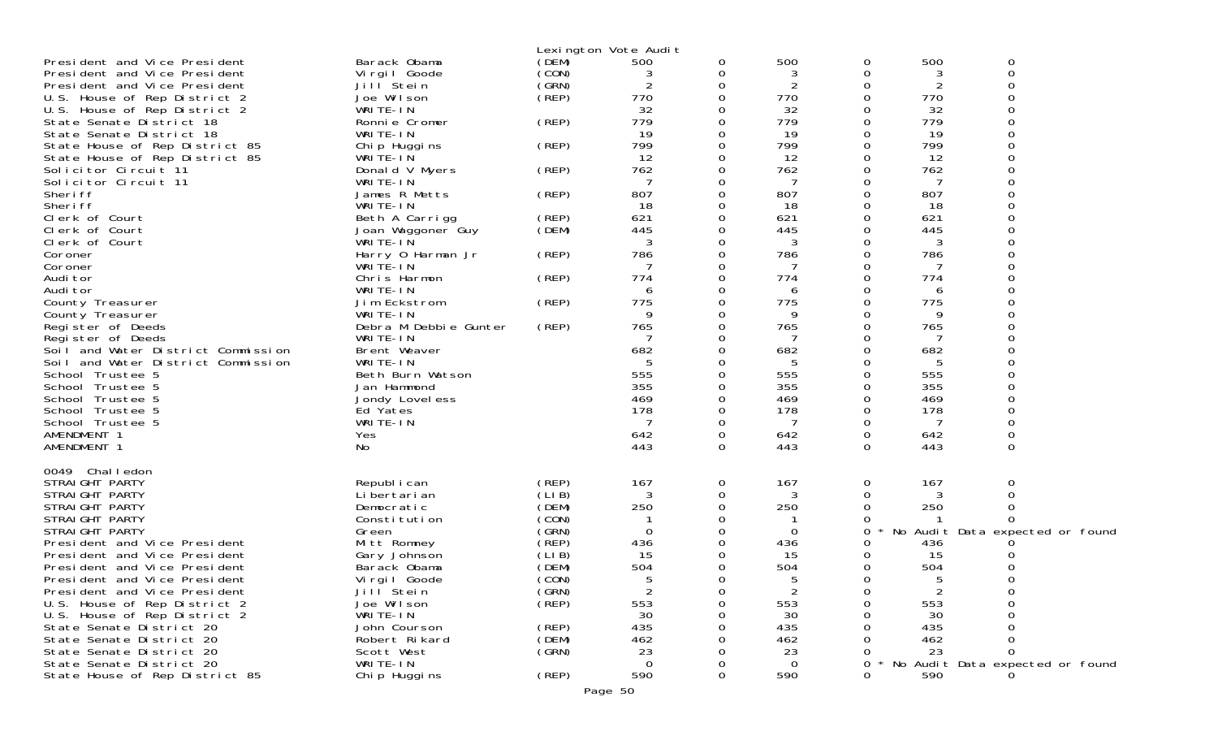Lexington Vote Audit

| | | | | | | | | | |
|---|---|---|---|---|---|---|---|---|---|
| President and Vice President | Barack Obama | (DEM) | 500 | 0 | 500 | 0 | 500 | 0 |
| President and Vice President | Virgil Goode | (CON) | 3 | 0 | 3 | 0 | 3 | 0 |
| President and Vice President | Jill Stein | (GRN) | 2 | 0 | 2 | 0 | 2 | 0 |
| U.S. House of Rep District 2 | Joe Wilson | (REP) | 770 | 0 | 770 | 0 | 770 | 0 |
| U.S. House of Rep District 2 | WRITE-IN | | 32 | 0 | 32 | 0 | 32 | 0 |
| State Senate District 18 | Ronnie Cromer | (REP) | 779 | 0 | 779 | 0 | 779 | 0 |
| State Senate District 18 | WRITE-IN | | 19 | 0 | 19 | 0 | 19 | 0 |
| State House of Rep District 85 | Chip Huggins | (REP) | 799 | 0 | 799 | 0 | 799 | 0 |
| State House of Rep District 85 | WRITE-IN | | 12 | 0 | 12 | 0 | 12 | 0 |
| Solicitor Circuit 11 | Donald V Myers | (REP) | 762 | 0 | 762 | 0 | 762 | 0 |
| Solicitor Circuit 11 | WRITE-IN | | 7 | 0 | 7 | 0 | 7 | 0 |
| Sheriff | James R Metts | (REP) | 807 | 0 | 807 | 0 | 807 | 0 |
| Sheriff | WRITE-IN | | 18 | 0 | 18 | 0 | 18 | 0 |
| Clerk of Court | Beth A Carrigg | (REP) | 621 | 0 | 621 | 0 | 621 | 0 |
| Clerk of Court | Joan Waggoner Guy | (DEM) | 445 | 0 | 445 | 0 | 445 | 0 |
| Clerk of Court | WRITE-IN | | 3 | 0 | 3 | 0 | 3 | 0 |
| Coroner | Harry O Harman Jr | (REP) | 786 | 0 | 786 | 0 | 786 | 0 |
| Coroner | WRITE-IN | | 7 | 0 | 7 | 0 | 7 | 0 |
| Auditor | Chris Harmon | (REP) | 774 | 0 | 774 | 0 | 774 | 0 |
| Auditor | WRITE-IN | | 6 | 0 | 6 | 0 | 6 | 0 |
| County Treasurer | Jim Eckstrom | (REP) | 775 | 0 | 775 | 0 | 775 | 0 |
| County Treasurer | WRITE-IN | | 9 | 0 | 9 | 0 | 9 | 0 |
| Register of Deeds | Debra M Debbie Gunter | (REP) | 765 | 0 | 765 | 0 | 765 | 0 |
| Register of Deeds | WRITE-IN | | 7 | 0 | 7 | 0 | 7 | 0 |
| Soil and Water District Commission | Brent Weaver | | 682 | 0 | 682 | 0 | 682 | 0 |
| Soil and Water District Commission | WRITE-IN | | 5 | 0 | 5 | 0 | 5 | 0 |
| School Trustee 5 | Beth Burn Watson | | 555 | 0 | 555 | 0 | 555 | 0 |
| School Trustee 5 | Jan Hammond | | 355 | 0 | 355 | 0 | 355 | 0 |
| School Trustee 5 | Jondy Loveless | | 469 | 0 | 469 | 0 | 469 | 0 |
| School Trustee 5 | Ed Yates | | 178 | 0 | 178 | 0 | 178 | 0 |
| School Trustee 5 | WRITE-IN | | 7 | 0 | 7 | 0 | 7 | 0 |
| AMENDMENT 1 | Yes | | 642 | 0 | 642 | 0 | 642 | 0 |
| AMENDMENT 1 | No | | 443 | 0 | 443 | 0 | 443 | 0 |

0049 Challedon

| | | | | | | | | | |
|---|---|---|---|---|---|---|---|---|---|
| STRAIGHT PARTY | Republican | (REP) | 167 | 0 | 167 | 0 | 167 | 0 |
| STRAIGHT PARTY | Libertarian | (LIB) | 3 | 0 | 3 | 0 | 3 | 0 |
| STRAIGHT PARTY | Democratic | (DEM) | 250 | 0 | 250 | 0 | 250 | 0 |
| STRAIGHT PARTY | Constitution | (CON) | 1 | 0 | 1 | 0 | 1 | 0 |
| STRAIGHT PARTY | Green | (GRN) | 0 | 0 | 0 | 0 * | No Audit Data expected or found | |
| President and Vice President | Mitt Romney | (REP) | 436 | 0 | 436 | 0 | 436 | 0 |
| President and Vice President | Gary Johnson | (LIB) | 15 | 0 | 15 | 0 | 15 | 0 |
| President and Vice President | Barack Obama | (DEM) | 504 | 0 | 504 | 0 | 504 | 0 |
| President and Vice President | Virgil Goode | (CON) | 5 | 0 | 5 | 0 | 5 | 0 |
| President and Vice President | Jill Stein | (GRN) | 2 | 0 | 2 | 0 | 2 | 0 |
| U.S. House of Rep District 2 | Joe Wilson | (REP) | 553 | 0 | 553 | 0 | 553 | 0 |
| U.S. House of Rep District 2 | WRITE-IN | | 30 | 0 | 30 | 0 | 30 | 0 |
| State Senate District 20 | John Courson | (REP) | 435 | 0 | 435 | 0 | 435 | 0 |
| State Senate District 20 | Robert Rikard | (DEM) | 462 | 0 | 462 | 0 | 462 | 0 |
| State Senate District 20 | Scott West | (GRN) | 23 | 0 | 23 | 0 | 23 | 0 |
| State Senate District 20 | WRITE-IN | | 0 | 0 | 0 | 0 * | No Audit Data expected or found | |
| State House of Rep District 85 | Chip Huggins | (REP) | 590 | 0 | 590 | 0 | 590 | 0 |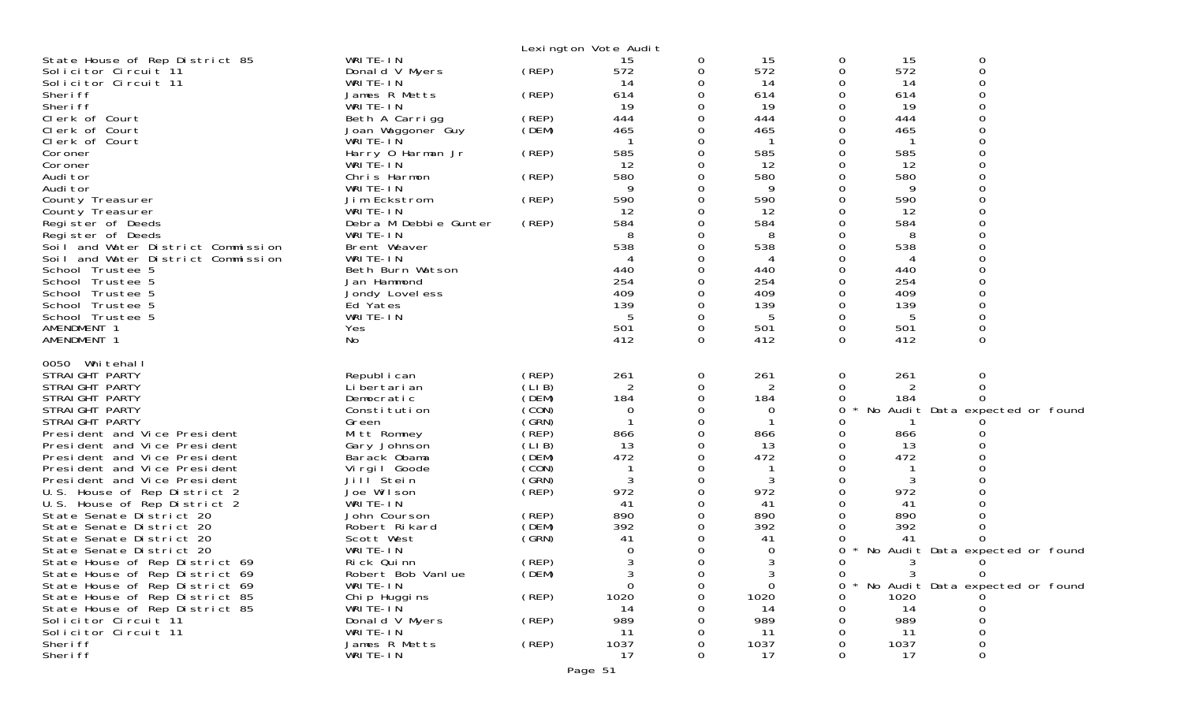Lexington Vote Audit

| Contest | Candidate | Party | | | | | | |
|---|---|---|---|---|---|---|---|---|
| State House of Rep District 85 | WRITE-IN | | 15 | 0 | 15 | 0 | 15 | 0 |
| Solicitor Circuit 11 | Donald V Myers | (REP) | 572 | 0 | 572 | 0 | 572 | 0 |
| Solicitor Circuit 11 | WRITE-IN | | 14 | 0 | 14 | 0 | 14 | 0 |
| Sheriff | James R Metts | (REP) | 614 | 0 | 614 | 0 | 614 | 0 |
| Sheriff | WRITE-IN | | 19 | 0 | 19 | 0 | 19 | 0 |
| Clerk of Court | Beth A Carrigg | (REP) | 444 | 0 | 444 | 0 | 444 | 0 |
| Clerk of Court | Joan Waggoner Guy | (DEM) | 465 | 0 | 465 | 0 | 465 | 0 |
| Clerk of Court | WRITE-IN | | 1 | 0 | 1 | 0 | 1 | 0 |
| Coroner | Harry O Harman Jr | (REP) | 585 | 0 | 585 | 0 | 585 | 0 |
| Coroner | WRITE-IN | | 12 | 0 | 12 | 0 | 12 | 0 |
| Auditor | Chris Harmon | (REP) | 580 | 0 | 580 | 0 | 580 | 0 |
| Auditor | WRITE-IN | | 9 | 0 | 9 | 0 | 9 | 0 |
| County Treasurer | Jim Eckstrom | (REP) | 590 | 0 | 590 | 0 | 590 | 0 |
| County Treasurer | WRITE-IN | | 12 | 0 | 12 | 0 | 12 | 0 |
| Register of Deeds | Debra M Debbie Gunter | (REP) | 584 | 0 | 584 | 0 | 584 | 0 |
| Register of Deeds | WRITE-IN | | 8 | 0 | 8 | 0 | 8 | 0 |
| Soil and Water District Commission | Brent Weaver | | 538 | 0 | 538 | 0 | 538 | 0 |
| Soil and Water District Commission | WRITE-IN | | 4 | 0 | 4 | 0 | 4 | 0 |
| School Trustee 5 | Beth Burn Watson | | 440 | 0 | 440 | 0 | 440 | 0 |
| School Trustee 5 | Jan Hammond | | 254 | 0 | 254 | 0 | 254 | 0 |
| School Trustee 5 | Jondy Loveless | | 409 | 0 | 409 | 0 | 409 | 0 |
| School Trustee 5 | Ed Yates | | 139 | 0 | 139 | 0 | 139 | 0 |
| School Trustee 5 | WRITE-IN | | 5 | 0 | 5 | 0 | 5 | 0 |
| AMENDMENT 1 | Yes | | 501 | 0 | 501 | 0 | 501 | 0 |
| AMENDMENT 1 | No | | 412 | 0 | 412 | 0 | 412 | 0 |

0050 Whitehall

| Contest | Candidate | Party | | | | | | |
|---|---|---|---|---|---|---|---|---|
| STRAIGHT PARTY | Republican | (REP) | 261 | 0 | 261 | 0 | 261 | 0 |
| STRAIGHT PARTY | Libertarian | (LIB) | 2 | 0 | 2 | 0 | 2 | 0 |
| STRAIGHT PARTY | Democratic | (DEM) | 184 | 0 | 184 | 0 | 184 | 0 |
| STRAIGHT PARTY | Constitution | (CON) | 0 | 0 | 0 | 0 * | No Audit Data expected or found | |
| STRAIGHT PARTY | Green | (GRN) | 1 | 0 | 1 | 0 | 1 | 0 |
| President and Vice President | Mitt Romney | (REP) | 866 | 0 | 866 | 0 | 866 | 0 |
| President and Vice President | Gary Johnson | (LIB) | 13 | 0 | 13 | 0 | 13 | 0 |
| President and Vice President | Barack Obama | (DEM) | 472 | 0 | 472 | 0 | 472 | 0 |
| President and Vice President | Virgil Goode | (CON) | 1 | 0 | 1 | 0 | 1 | 0 |
| President and Vice President | Jill Stein | (GRN) | 3 | 0 | 3 | 0 | 3 | 0 |
| U.S. House of Rep District 2 | Joe Wilson | (REP) | 972 | 0 | 972 | 0 | 972 | 0 |
| U.S. House of Rep District 2 | WRITE-IN | | 41 | 0 | 41 | 0 | 41 | 0 |
| State Senate District 20 | John Courson | (REP) | 890 | 0 | 890 | 0 | 890 | 0 |
| State Senate District 20 | Robert Rikard | (DEM) | 392 | 0 | 392 | 0 | 392 | 0 |
| State Senate District 20 | Scott West | (GRN) | 41 | 0 | 41 | 0 | 41 | 0 |
| State Senate District 20 | WRITE-IN | | 0 | 0 | 0 | 0 * | No Audit Data expected or found | |
| State House of Rep District 69 | Rick Quinn | (REP) | 3 | 0 | 3 | 0 | 3 | 0 |
| State House of Rep District 69 | Robert Bob Vanlue | (DEM) | 3 | 0 | 3 | 0 | 3 | 0 |
| State House of Rep District 69 | WRITE-IN | | 0 | 0 | 0 | 0 * | No Audit Data expected or found | |
| State House of Rep District 85 | Chip Huggins | (REP) | 1020 | 0 | 1020 | 0 | 1020 | 0 |
| State House of Rep District 85 | WRITE-IN | | 14 | 0 | 14 | 0 | 14 | 0 |
| Solicitor Circuit 11 | Donald V Myers | (REP) | 989 | 0 | 989 | 0 | 989 | 0 |
| Solicitor Circuit 11 | WRITE-IN | | 11 | 0 | 11 | 0 | 11 | 0 |
| Sheriff | James R Metts | (REP) | 1037 | 0 | 1037 | 0 | 1037 | 0 |
| Sheriff | WRITE-IN | | 17 | 0 | 17 | 0 | 17 | 0 |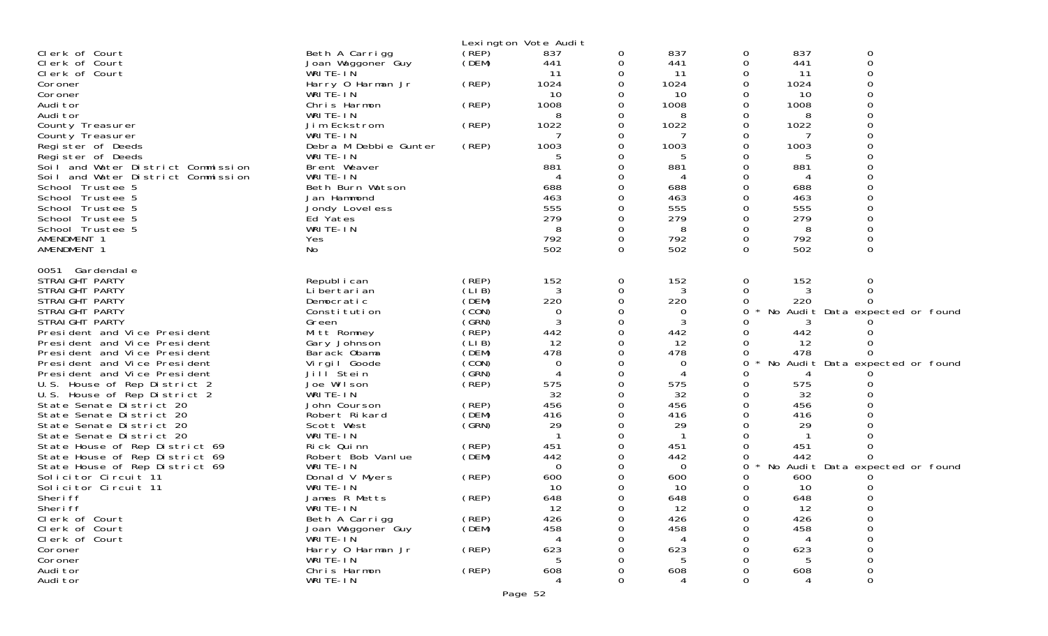Lexington Vote Audit

| | | | | | | | | | |
|---|---|---|---|---|---|---|---|---|---|
| Clerk of Court | Beth A Carrigg | (REP) | 837 | 0 | 837 | 0 | 837 | 0 | |
| Clerk of Court | Joan Waggoner Guy | (DEM) | 441 | 0 | 441 | 0 | 441 | 0 | |
| Clerk of Court | WRITE-IN | | 11 | 0 | 11 | 0 | 11 | 0 | |
| Coroner | Harry O Harman Jr | (REP) | 1024 | 0 | 1024 | 0 | 1024 | 0 | |
| Coroner | WRITE-IN | | 10 | 0 | 10 | 0 | 10 | 0 | |
| Auditor | Chris Harmon | (REP) | 1008 | 0 | 1008 | 0 | 1008 | 0 | |
| Auditor | WRITE-IN | | 8 | 0 | 8 | 0 | 8 | 0 | |
| County Treasurer | Jim Eckstrom | (REP) | 1022 | 0 | 1022 | 0 | 1022 | 0 | |
| County Treasurer | WRITE-IN | | 7 | 0 | 7 | 0 | 7 | 0 | |
| Register of Deeds | Debra M Debbie Gunter | (REP) | 1003 | 0 | 1003 | 0 | 1003 | 0 | |
| Register of Deeds | WRITE-IN | | 5 | 0 | 5 | 0 | 5 | 0 | |
| Soil and Water District Commission | Brent Weaver | | 881 | 0 | 881 | 0 | 881 | 0 | |
| Soil and Water District Commission | WRITE-IN | | 4 | 0 | 4 | 0 | 4 | 0 | |
| School Trustee 5 | Beth Burn Watson | | 688 | 0 | 688 | 0 | 688 | 0 | |
| School Trustee 5 | Jan Hammond | | 463 | 0 | 463 | 0 | 463 | 0 | |
| School Trustee 5 | Jondy Loveless | | 555 | 0 | 555 | 0 | 555 | 0 | |
| School Trustee 5 | Ed Yates | | 279 | 0 | 279 | 0 | 279 | 0 | |
| School Trustee 5 | WRITE-IN | | 8 | 0 | 8 | 0 | 8 | 0 | |
| AMENDMENT 1 | Yes | | 792 | 0 | 792 | 0 | 792 | 0 | |
| AMENDMENT 1 | No | | 502 | 0 | 502 | 0 | 502 | 0 | |

0051 Gardendale

| | | | | | | | | | |
|---|---|---|---|---|---|---|---|---|---|
| STRAIGHT PARTY | Republican | (REP) | 152 | 0 | 152 | 0 | 152 | 0 | |
| STRAIGHT PARTY | Libertarian | (LIB) | 3 | 0 | 3 | 0 | 3 | 0 | |
| STRAIGHT PARTY | Democratic | (DEM) | 220 | 0 | 220 | 0 | 220 | 0 | |
| STRAIGHT PARTY | Constitution | (CON) | 0 | 0 | 0 | 0 | * No Audit Data expected or found | | |
| STRAIGHT PARTY | Green | (GRN) | 3 | 0 | 3 | 0 | 3 | 0 | |
| President and Vice President | Mitt Romney | (REP) | 442 | 0 | 442 | 0 | 442 | 0 | |
| President and Vice President | Gary Johnson | (LIB) | 12 | 0 | 12 | 0 | 12 | 0 | |
| President and Vice President | Barack Obama | (DEM) | 478 | 0 | 478 | 0 | 478 | 0 | |
| President and Vice President | Virgil Goode | (CON) | 0 | 0 | 0 | 0 | * No Audit Data expected or found | | |
| President and Vice President | Jill Stein | (GRN) | 4 | 0 | 4 | 0 | 4 | 0 | |
| U.S. House of Rep District 2 | Joe Wilson | (REP) | 575 | 0 | 575 | 0 | 575 | 0 | |
| U.S. House of Rep District 2 | WRITE-IN | | 32 | 0 | 32 | 0 | 32 | 0 | |
| State Senate District 20 | John Courson | (REP) | 456 | 0 | 456 | 0 | 456 | 0 | |
| State Senate District 20 | Robert Rikard | (DEM) | 416 | 0 | 416 | 0 | 416 | 0 | |
| State Senate District 20 | Scott West | (GRN) | 29 | 0 | 29 | 0 | 29 | 0 | |
| State Senate District 20 | WRITE-IN | | 1 | 0 | 1 | 0 | 1 | 0 | |
| State House of Rep District 69 | Rick Quinn | (REP) | 451 | 0 | 451 | 0 | 451 | 0 | |
| State House of Rep District 69 | Robert Bob Vanlue | (DEM) | 442 | 0 | 442 | 0 | 442 | 0 | |
| State House of Rep District 69 | WRITE-IN | | 0 | 0 | 0 | 0 | * No Audit Data expected or found | | |
| Solicitor Circuit 11 | Donald V Myers | (REP) | 600 | 0 | 600 | 0 | 600 | 0 | |
| Solicitor Circuit 11 | WRITE-IN | | 10 | 0 | 10 | 0 | 10 | 0 | |
| Sheriff | James R Metts | (REP) | 648 | 0 | 648 | 0 | 648 | 0 | |
| Sheriff | WRITE-IN | | 12 | 0 | 12 | 0 | 12 | 0 | |
| Clerk of Court | Beth A Carrigg | (REP) | 426 | 0 | 426 | 0 | 426 | 0 | |
| Clerk of Court | Joan Waggoner Guy | (DEM) | 458 | 0 | 458 | 0 | 458 | 0 | |
| Clerk of Court | WRITE-IN | | 4 | 0 | 4 | 0 | 4 | 0 | |
| Coroner | Harry O Harman Jr | (REP) | 623 | 0 | 623 | 0 | 623 | 0 | |
| Coroner | WRITE-IN | | 5 | 0 | 5 | 0 | 5 | 0 | |
| Auditor | Chris Harmon | (REP) | 608 | 0 | 608 | 0 | 608 | 0 | |
| Auditor | WRITE-IN | | 4 | 0 | 4 | 0 | 4 | 0 | |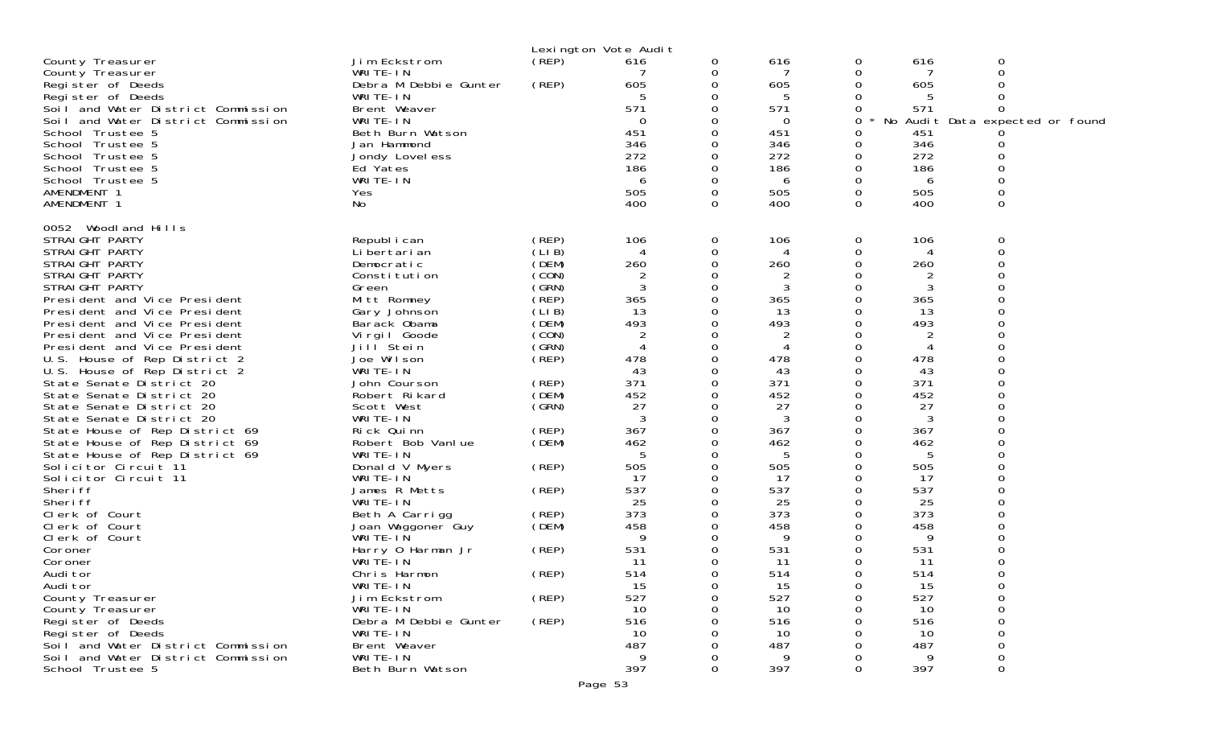Lexington Vote Audit

| | | | | | | | | |
|---|---|---|---|---|---|---|---|---|
| County Treasurer | Jim Eckstrom | (REP) | 616 | 0 | 616 | 0 | 616 | 0 |
| County Treasurer | WRITE-IN | | 7 | 0 | 7 | 0 | 7 | 0 |
| Register of Deeds | Debra M Debbie Gunter | (REP) | 605 | 0 | 605 | 0 | 605 | 0 |
| Register of Deeds | WRITE-IN | | 5 | 0 | 5 | 0 | 5 | 0 |
| Soil and Water District Commission | Brent Weaver | | 571 | 0 | 571 | 0 | 571 | 0 |
| Soil and Water District Commission | WRITE-IN | | 0 | 0 | 0 | 0 * | No Audit Data expected or found | |
| School Trustee 5 | Beth Burn Watson | | 451 | 0 | 451 | 0 | 451 | 0 |
| School Trustee 5 | Jan Hammond | | 346 | 0 | 346 | 0 | 346 | 0 |
| School Trustee 5 | Jondy Loveless | | 272 | 0 | 272 | 0 | 272 | 0 |
| School Trustee 5 | Ed Yates | | 186 | 0 | 186 | 0 | 186 | 0 |
| School Trustee 5 | WRITE-IN | | 6 | 0 | 6 | 0 | 6 | 0 |
| AMENDMENT 1 | Yes | | 505 | 0 | 505 | 0 | 505 | 0 |
| AMENDMENT 1 | No | | 400 | 0 | 400 | 0 | 400 | 0 |

0052 Woodland Hills

| | | | | | | | | |
|---|---|---|---|---|---|---|---|---|
| STRAIGHT PARTY | Republican | (REP) | 106 | 0 | 106 | 0 | 106 | 0 |
| STRAIGHT PARTY | Libertarian | (LIB) | 4 | 0 | 4 | 0 | 4 | 0 |
| STRAIGHT PARTY | Democratic | (DEM) | 260 | 0 | 260 | 0 | 260 | 0 |
| STRAIGHT PARTY | Constitution | (CON) | 2 | 0 | 2 | 0 | 2 | 0 |
| STRAIGHT PARTY | Green | (GRN) | 3 | 0 | 3 | 0 | 3 | 0 |
| President and Vice President | Mitt Romney | (REP) | 365 | 0 | 365 | 0 | 365 | 0 |
| President and Vice President | Gary Johnson | (LIB) | 13 | 0 | 13 | 0 | 13 | 0 |
| President and Vice President | Barack Obama | (DEM) | 493 | 0 | 493 | 0 | 493 | 0 |
| President and Vice President | Virgil Goode | (CON) | 2 | 0 | 2 | 0 | 2 | 0 |
| President and Vice President | Jill Stein | (GRN) | 4 | 0 | 4 | 0 | 4 | 0 |
| U.S. House of Rep District 2 | Joe Wilson | (REP) | 478 | 0 | 478 | 0 | 478 | 0 |
| U.S. House of Rep District 2 | WRITE-IN | | 43 | 0 | 43 | 0 | 43 | 0 |
| State Senate District 20 | John Courson | (REP) | 371 | 0 | 371 | 0 | 371 | 0 |
| State Senate District 20 | Robert Rikard | (DEM) | 452 | 0 | 452 | 0 | 452 | 0 |
| State Senate District 20 | Scott West | (GRN) | 27 | 0 | 27 | 0 | 27 | 0 |
| State Senate District 20 | WRITE-IN | | 3 | 0 | 3 | 0 | 3 | 0 |
| State House of Rep District 69 | Rick Quinn | (REP) | 367 | 0 | 367 | 0 | 367 | 0 |
| State House of Rep District 69 | Robert Bob Vanlue | (DEM) | 462 | 0 | 462 | 0 | 462 | 0 |
| State House of Rep District 69 | WRITE-IN | | 5 | 0 | 5 | 0 | 5 | 0 |
| Solicitor Circuit 11 | Donald V Myers | (REP) | 505 | 0 | 505 | 0 | 505 | 0 |
| Solicitor Circuit 11 | WRITE-IN | | 17 | 0 | 17 | 0 | 17 | 0 |
| Sheriff | James R Metts | (REP) | 537 | 0 | 537 | 0 | 537 | 0 |
| Sheriff | WRITE-IN | | 25 | 0 | 25 | 0 | 25 | 0 |
| Clerk of Court | Beth A Carrigg | (REP) | 373 | 0 | 373 | 0 | 373 | 0 |
| Clerk of Court | Joan Waggoner Guy | (DEM) | 458 | 0 | 458 | 0 | 458 | 0 |
| Clerk of Court | WRITE-IN | | 9 | 0 | 9 | 0 | 9 | 0 |
| Coroner | Harry O Harman Jr | (REP) | 531 | 0 | 531 | 0 | 531 | 0 |
| Coroner | WRITE-IN | | 11 | 0 | 11 | 0 | 11 | 0 |
| Auditor | Chris Harmon | (REP) | 514 | 0 | 514 | 0 | 514 | 0 |
| Auditor | WRITE-IN | | 15 | 0 | 15 | 0 | 15 | 0 |
| County Treasurer | Jim Eckstrom | (REP) | 527 | 0 | 527 | 0 | 527 | 0 |
| County Treasurer | WRITE-IN | | 10 | 0 | 10 | 0 | 10 | 0 |
| Register of Deeds | Debra M Debbie Gunter | (REP) | 516 | 0 | 516 | 0 | 516 | 0 |
| Register of Deeds | WRITE-IN | | 10 | 0 | 10 | 0 | 10 | 0 |
| Soil and Water District Commission | Brent Weaver | | 487 | 0 | 487 | 0 | 487 | 0 |
| Soil and Water District Commission | WRITE-IN | | 9 | 0 | 9 | 0 | 9 | 0 |
| School Trustee 5 | Beth Burn Watson | | 397 | 0 | 397 | 0 | 397 | 0 |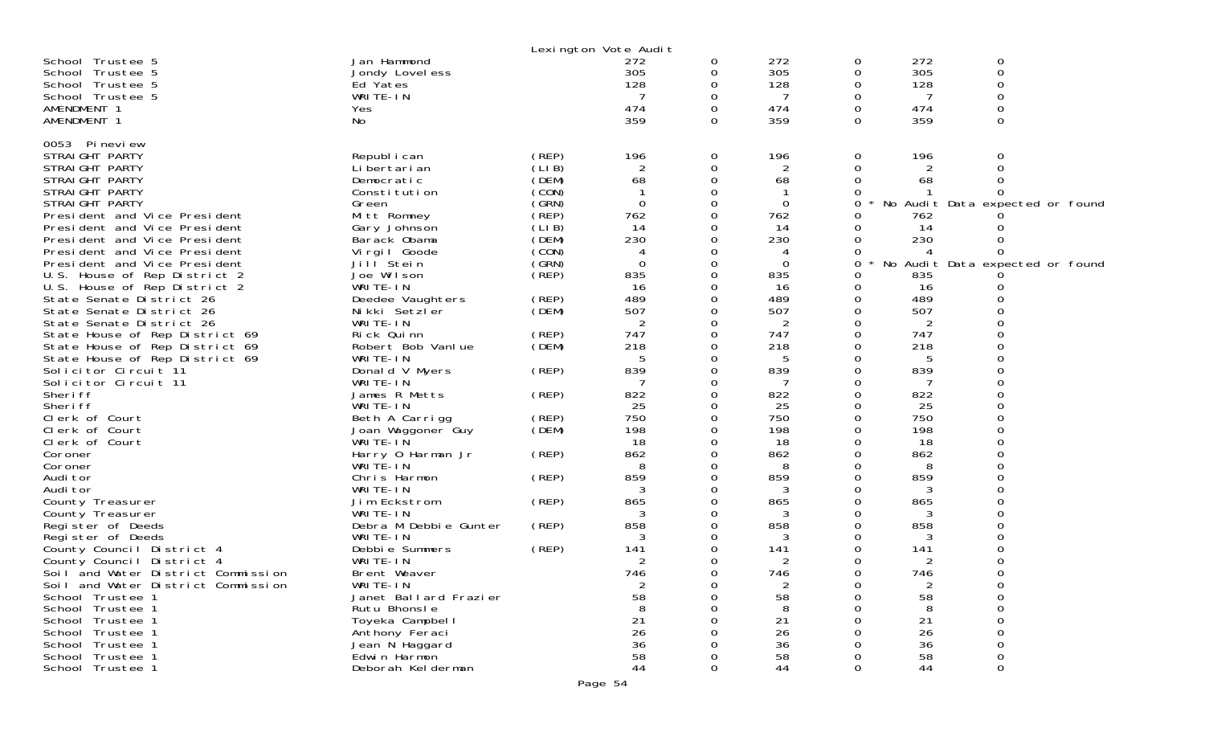Lexington Vote Audit

| | | | | | | | | |
|---|---|---|---|---|---|---|---|---|
| School Trustee 5 | Jan Hammond | | 272 | 0 | 272 | 0 | 272 | 0 |
| School Trustee 5 | Jondy Loveless | | 305 | 0 | 305 | 0 | 305 | 0 |
| School Trustee 5 | Ed Yates | | 128 | 0 | 128 | 0 | 128 | 0 |
| School Trustee 5 | WRITE-IN | | 7 | 0 | 7 | 0 | 7 | 0 |
| AMENDMENT 1 | Yes | | 474 | 0 | 474 | 0 | 474 | 0 |
| AMENDMENT 1 | No | | 359 | 0 | 359 | 0 | 359 | 0 |

0053 Pineview

| | | | | | | | | |
|---|---|---|---|---|---|---|---|---|
| STRAIGHT PARTY | Republican | (REP) | 196 | 0 | 196 | 0 | 196 | 0 |
| STRAIGHT PARTY | Libertarian | (LIB) | 2 | 0 | 2 | 0 | 2 | 0 |
| STRAIGHT PARTY | Democratic | (DEM) | 68 | 0 | 68 | 0 | 68 | 0 |
| STRAIGHT PARTY | Constitution | (CON) | 1 | 0 | 1 | 0 | 1 | 0 |
| STRAIGHT PARTY | Green | (GRN) | 0 | 0 | 0 | 0 * | No Audit Data expected or found | |
| President and Vice President | Mitt Romney | (REP) | 762 | 0 | 762 | 0 | 762 | 0 |
| President and Vice President | Gary Johnson | (LIB) | 14 | 0 | 14 | 0 | 14 | 0 |
| President and Vice President | Barack Obama | (DEM) | 230 | 0 | 230 | 0 | 230 | 0 |
| President and Vice President | Virgil Goode | (CON) | 4 | 0 | 4 | 0 | 4 | 0 |
| President and Vice President | Jill Stein | (GRN) | 0 | 0 | 0 | 0 * | No Audit Data expected or found | |
| U.S. House of Rep District 2 | Joe Wilson | (REP) | 835 | 0 | 835 | 0 | 835 | 0 |
| U.S. House of Rep District 2 | WRITE-IN | | 16 | 0 | 16 | 0 | 16 | 0 |
| State Senate District 26 | Deedee Vaughters | (REP) | 489 | 0 | 489 | 0 | 489 | 0 |
| State Senate District 26 | Nikki Setzler | (DEM) | 507 | 0 | 507 | 0 | 507 | 0 |
| State Senate District 26 | WRITE-IN | | 2 | 0 | 2 | 0 | 2 | 0 |
| State House of Rep District 69 | Rick Quinn | (REP) | 747 | 0 | 747 | 0 | 747 | 0 |
| State House of Rep District 69 | Robert Bob Vanlue | (DEM) | 218 | 0 | 218 | 0 | 218 | 0 |
| State House of Rep District 69 | WRITE-IN | | 5 | 0 | 5 | 0 | 5 | 0 |
| Solicitor Circuit 11 | Donald V Myers | (REP) | 839 | 0 | 839 | 0 | 839 | 0 |
| Solicitor Circuit 11 | WRITE-IN | | 7 | 0 | 7 | 0 | 7 | 0 |
| Sheriff | James R Metts | (REP) | 822 | 0 | 822 | 0 | 822 | 0 |
| Sheriff | WRITE-IN | | 25 | 0 | 25 | 0 | 25 | 0 |
| Clerk of Court | Beth A Carrigg | (REP) | 750 | 0 | 750 | 0 | 750 | 0 |
| Clerk of Court | Joan Waggoner Guy | (DEM) | 198 | 0 | 198 | 0 | 198 | 0 |
| Clerk of Court | WRITE-IN | | 18 | 0 | 18 | 0 | 18 | 0 |
| Coroner | Harry O Harman Jr | (REP) | 862 | 0 | 862 | 0 | 862 | 0 |
| Coroner | WRITE-IN | | 8 | 0 | 8 | 0 | 8 | 0 |
| Auditor | Chris Harmon | (REP) | 859 | 0 | 859 | 0 | 859 | 0 |
| Auditor | WRITE-IN | | 3 | 0 | 3 | 0 | 3 | 0 |
| County Treasurer | Jim Eckstrom | (REP) | 865 | 0 | 865 | 0 | 865 | 0 |
| County Treasurer | WRITE-IN | | 3 | 0 | 3 | 0 | 3 | 0 |
| Register of Deeds | Debra M Debbie Gunter | (REP) | 858 | 0 | 858 | 0 | 858 | 0 |
| Register of Deeds | WRITE-IN | | 3 | 0 | 3 | 0 | 3 | 0 |
| County Council District 4 | Debbie Summers | (REP) | 141 | 0 | 141 | 0 | 141 | 0 |
| County Council District 4 | WRITE-IN | | 2 | 0 | 2 | 0 | 2 | 0 |
| Soil and Water District Commission | Brent Weaver | | 746 | 0 | 746 | 0 | 746 | 0 |
| Soil and Water District Commission | WRITE-IN | | 2 | 0 | 2 | 0 | 2 | 0 |
| School Trustee 1 | Janet Ballard Frazier | | 58 | 0 | 58 | 0 | 58 | 0 |
| School Trustee 1 | Rutu Bhonsle | | 8 | 0 | 8 | 0 | 8 | 0 |
| School Trustee 1 | Toyeka Campbell | | 21 | 0 | 21 | 0 | 21 | 0 |
| School Trustee 1 | Anthony Feraci | | 26 | 0 | 26 | 0 | 26 | 0 |
| School Trustee 1 | Jean N Haggard | | 36 | 0 | 36 | 0 | 36 | 0 |
| School Trustee 1 | Edwin Harmon | | 58 | 0 | 58 | 0 | 58 | 0 |
| School Trustee 1 | Deborah Kelderman | | 44 | 0 | 44 | 0 | 44 | 0 |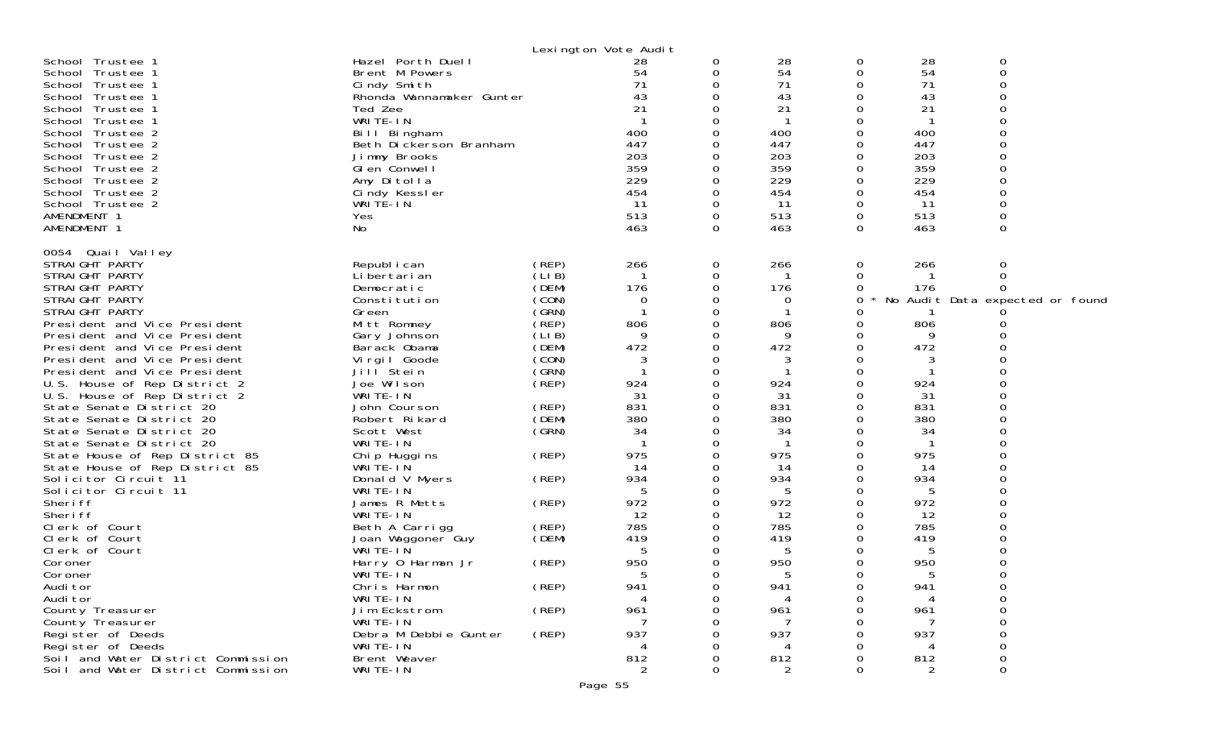Lexington Vote Audit

| | | | | | | | | |
|---|---|---|---|---|---|---|---|---|
| School Trustee 1 | Hazel Porth Duell | | 28 | 0 | 28 | 0 | 28 | 0 |
| School Trustee 1 | Brent M Powers | | 54 | 0 | 54 | 0 | 54 | 0 |
| School Trustee 1 | Cindy Smith | | 71 | 0 | 71 | 0 | 71 | 0 |
| School Trustee 1 | Rhonda Wannamaker Gunter | | 43 | 0 | 43 | 0 | 43 | 0 |
| School Trustee 1 | Ted Zee | | 21 | 0 | 21 | 0 | 21 | 0 |
| School Trustee 1 | WRITE-IN | | 1 | 0 | 1 | 0 | 1 | 0 |
| School Trustee 2 | Bill Bingham | | 400 | 0 | 400 | 0 | 400 | 0 |
| School Trustee 2 | Beth Dickerson Branham | | 447 | 0 | 447 | 0 | 447 | 0 |
| School Trustee 2 | Jimmy Brooks | | 203 | 0 | 203 | 0 | 203 | 0 |
| School Trustee 2 | Glen Conwell | | 359 | 0 | 359 | 0 | 359 | 0 |
| School Trustee 2 | Amy Ditolla | | 229 | 0 | 229 | 0 | 229 | 0 |
| School Trustee 2 | Cindy Kessler | | 454 | 0 | 454 | 0 | 454 | 0 |
| School Trustee 2 | WRITE-IN | | 11 | 0 | 11 | 0 | 11 | 0 |
| AMENDMENT 1 | Yes | | 513 | 0 | 513 | 0 | 513 | 0 |
| AMENDMENT 1 | No | | 463 | 0 | 463 | 0 | 463 | 0 |

0054 Quail Valley

| | | | | | | | | |
|---|---|---|---|---|---|---|---|---|
| STRAIGHT PARTY | Republican | (REP) | 266 | 0 | 266 | 0 | 266 | 0 |
| STRAIGHT PARTY | Libertarian | (LIB) | 1 | 0 | 1 | 0 | 1 | 0 |
| STRAIGHT PARTY | Democratic | (DEM) | 176 | 0 | 176 | 0 | 176 | 0 |
| STRAIGHT PARTY | Constitution | (CON) | 0 | 0 | 0 | 0 * | No Audit Data expected or found | |
| STRAIGHT PARTY | Green | (GRN) | 1 | 0 | 1 | 0 | 1 | 0 |
| President and Vice President | Mitt Romney | (REP) | 806 | 0 | 806 | 0 | 806 | 0 |
| President and Vice President | Gary Johnson | (LIB) | 9 | 0 | 9 | 0 | 9 | 0 |
| President and Vice President | Barack Obama | (DEM) | 472 | 0 | 472 | 0 | 472 | 0 |
| President and Vice President | Virgil Goode | (CON) | 3 | 0 | 3 | 0 | 3 | 0 |
| President and Vice President | Jill Stein | (GRN) | 1 | 0 | 1 | 0 | 1 | 0 |
| U.S. House of Rep District 2 | Joe Wilson | (REP) | 924 | 0 | 924 | 0 | 924 | 0 |
| U.S. House of Rep District 2 | WRITE-IN | | 31 | 0 | 31 | 0 | 31 | 0 |
| State Senate District 20 | John Courson | (REP) | 831 | 0 | 831 | 0 | 831 | 0 |
| State Senate District 20 | Robert Rikard | (DEM) | 380 | 0 | 380 | 0 | 380 | 0 |
| State Senate District 20 | Scott West | (GRN) | 34 | 0 | 34 | 0 | 34 | 0 |
| State Senate District 20 | WRITE-IN | | 1 | 0 | 1 | 0 | 1 | 0 |
| State House of Rep District 85 | Chip Huggins | (REP) | 975 | 0 | 975 | 0 | 975 | 0 |
| State House of Rep District 85 | WRITE-IN | | 14 | 0 | 14 | 0 | 14 | 0 |
| Solicitor Circuit 11 | Donald V Myers | (REP) | 934 | 0 | 934 | 0 | 934 | 0 |
| Solicitor Circuit 11 | WRITE-IN | | 5 | 0 | 5 | 0 | 5 | 0 |
| Sheriff | James R Metts | (REP) | 972 | 0 | 972 | 0 | 972 | 0 |
| Sheriff | WRITE-IN | | 12 | 0 | 12 | 0 | 12 | 0 |
| Clerk of Court | Beth A Carrigg | (REP) | 785 | 0 | 785 | 0 | 785 | 0 |
| Clerk of Court | Joan Waggoner Guy | (DEM) | 419 | 0 | 419 | 0 | 419 | 0 |
| Clerk of Court | WRITE-IN | | 5 | 0 | 5 | 0 | 5 | 0 |
| Coroner | Harry O Harman Jr | (REP) | 950 | 0 | 950 | 0 | 950 | 0 |
| Coroner | WRITE-IN | | 5 | 0 | 5 | 0 | 5 | 0 |
| Auditor | Chris Harmon | (REP) | 941 | 0 | 941 | 0 | 941 | 0 |
| Auditor | WRITE-IN | | 4 | 0 | 4 | 0 | 4 | 0 |
| County Treasurer | Jim Eckstrom | (REP) | 961 | 0 | 961 | 0 | 961 | 0 |
| County Treasurer | WRITE-IN | | 7 | 0 | 7 | 0 | 7 | 0 |
| Register of Deeds | Debra M Debbie Gunter | (REP) | 937 | 0 | 937 | 0 | 937 | 0 |
| Register of Deeds | WRITE-IN | | 4 | 0 | 4 | 0 | 4 | 0 |
| Soil and Water District Commission | Brent Weaver | | 812 | 0 | 812 | 0 | 812 | 0 |
| Soil and Water District Commission | WRITE-IN | | 2 | 0 | 2 | 0 | 2 | 0 |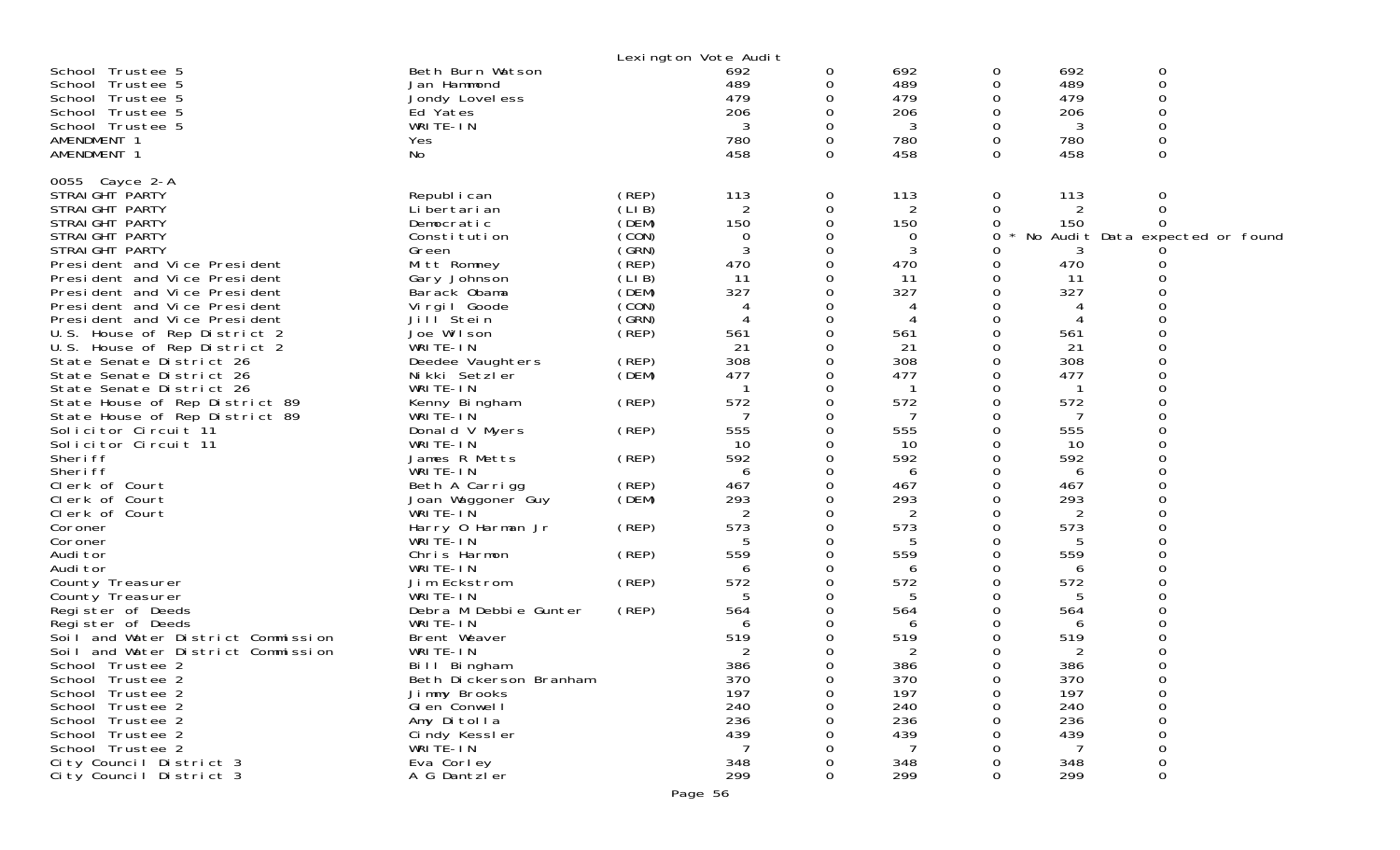| | | | | | | | | |
|---|---|---|---|---|---|---|---|---|
| School Trustee 5 | Beth Burn Watson | | 692 | 0 | 692 | 0 | 692 | 0 |
| School Trustee 5 | Jan Hammond | | 489 | 0 | 489 | 0 | 489 | 0 |
| School Trustee 5 | Jondy Loveless | | 479 | 0 | 479 | 0 | 479 | 0 |
| School Trustee 5 | Ed Yates | | 206 | 0 | 206 | 0 | 206 | 0 |
| School Trustee 5 | WRITE-IN | | 3 | 0 | 3 | 0 | 3 | 0 |
| AMENDMENT 1 | Yes | | 780 | 0 | 780 | 0 | 780 | 0 |
| AMENDMENT 1 | No | | 458 | 0 | 458 | 0 | 458 | 0 |

0055 Cayce 2-A

| | | | | | | | | |
|---|---|---|---|---|---|---|---|---|
| STRAIGHT PARTY | Republican | (REP) | 113 | 0 | 113 | 0 | 113 | 0 |
| STRAIGHT PARTY | Libertarian | (LIB) | 2 | 0 | 2 | 0 | 2 | 0 |
| STRAIGHT PARTY | Democratic | (DEM) | 150 | 0 | 150 | 0 | 150 | 0 |
| STRAIGHT PARTY | Constitution | (CON) | 0 | 0 | 0 | 0 | * No Audit Data expected or found | |
| STRAIGHT PARTY | Green | (GRN) | 3 | 0 | 3 | 0 | 3 | 0 |
| President and Vice President | Mitt Romney | (REP) | 470 | 0 | 470 | 0 | 470 | 0 |
| President and Vice President | Gary Johnson | (LIB) | 11 | 0 | 11 | 0 | 11 | 0 |
| President and Vice President | Barack Obama | (DEM) | 327 | 0 | 327 | 0 | 327 | 0 |
| President and Vice President | Virgil Goode | (CON) | 4 | 0 | 4 | 0 | 4 | 0 |
| President and Vice President | Jill Stein | (GRN) | 4 | 0 | 4 | 0 | 4 | 0 |
| U.S. House of Rep District 2 | Joe Wilson | (REP) | 561 | 0 | 561 | 0 | 561 | 0 |
| U.S. House of Rep District 2 | WRITE-IN | | 21 | 0 | 21 | 0 | 21 | 0 |
| State Senate District 26 | Deedee Vaughters | (REP) | 308 | 0 | 308 | 0 | 308 | 0 |
| State Senate District 26 | Nikki Setzler | (DEM) | 477 | 0 | 477 | 0 | 477 | 0 |
| State Senate District 26 | WRITE-IN | | 1 | 0 | 1 | 0 | 1 | 0 |
| State House of Rep District 89 | Kenny Bingham | (REP) | 572 | 0 | 572 | 0 | 572 | 0 |
| State House of Rep District 89 | WRITE-IN | | 7 | 0 | 7 | 0 | 7 | 0 |
| Solicitor Circuit 11 | Donald V Myers | (REP) | 555 | 0 | 555 | 0 | 555 | 0 |
| Solicitor Circuit 11 | WRITE-IN | | 10 | 0 | 10 | 0 | 10 | 0 |
| Sheriff | James R Metts | (REP) | 592 | 0 | 592 | 0 | 592 | 0 |
| Sheriff | WRITE-IN | | 6 | 0 | 6 | 0 | 6 | 0 |
| Clerk of Court | Beth A Carrigg | (REP) | 467 | 0 | 467 | 0 | 467 | 0 |
| Clerk of Court | Joan Waggoner Guy | (DEM) | 293 | 0 | 293 | 0 | 293 | 0 |
| Clerk of Court | WRITE-IN | | 2 | 0 | 2 | 0 | 2 | 0 |
| Coroner | Harry O Harman Jr | (REP) | 573 | 0 | 573 | 0 | 573 | 0 |
| Coroner | WRITE-IN | | 5 | 0 | 5 | 0 | 5 | 0 |
| Auditor | Chris Harmon | (REP) | 559 | 0 | 559 | 0 | 559 | 0 |
| Auditor | WRITE-IN | | 6 | 0 | 6 | 0 | 6 | 0 |
| County Treasurer | Jim Eckstrom | (REP) | 572 | 0 | 572 | 0 | 572 | 0 |
| County Treasurer | WRITE-IN | | 5 | 0 | 5 | 0 | 5 | 0 |
| Register of Deeds | Debra M Debbie Gunter | (REP) | 564 | 0 | 564 | 0 | 564 | 0 |
| Register of Deeds | WRITE-IN | | 6 | 0 | 6 | 0 | 6 | 0 |
| Soil and Water District Commission | Brent Weaver | | 519 | 0 | 519 | 0 | 519 | 0 |
| Soil and Water District Commission | WRITE-IN | | 2 | 0 | 2 | 0 | 2 | 0 |
| School Trustee 2 | Bill Bingham | | 386 | 0 | 386 | 0 | 386 | 0 |
| School Trustee 2 | Beth Dickerson Branham | | 370 | 0 | 370 | 0 | 370 | 0 |
| School Trustee 2 | Jimmy Brooks | | 197 | 0 | 197 | 0 | 197 | 0 |
| School Trustee 2 | Glen Conwell | | 240 | 0 | 240 | 0 | 240 | 0 |
| School Trustee 2 | Amy Ditolla | | 236 | 0 | 236 | 0 | 236 | 0 |
| School Trustee 2 | Cindy Kessler | | 439 | 0 | 439 | 0 | 439 | 0 |
| School Trustee 2 | WRITE-IN | | 7 | 0 | 7 | 0 | 7 | 0 |
| City Council District 3 | Eva Corley | | 348 | 0 | 348 | 0 | 348 | 0 |
| City Council District 3 | A G Dantzler | | 299 | 0 | 299 | 0 | 299 | 0 |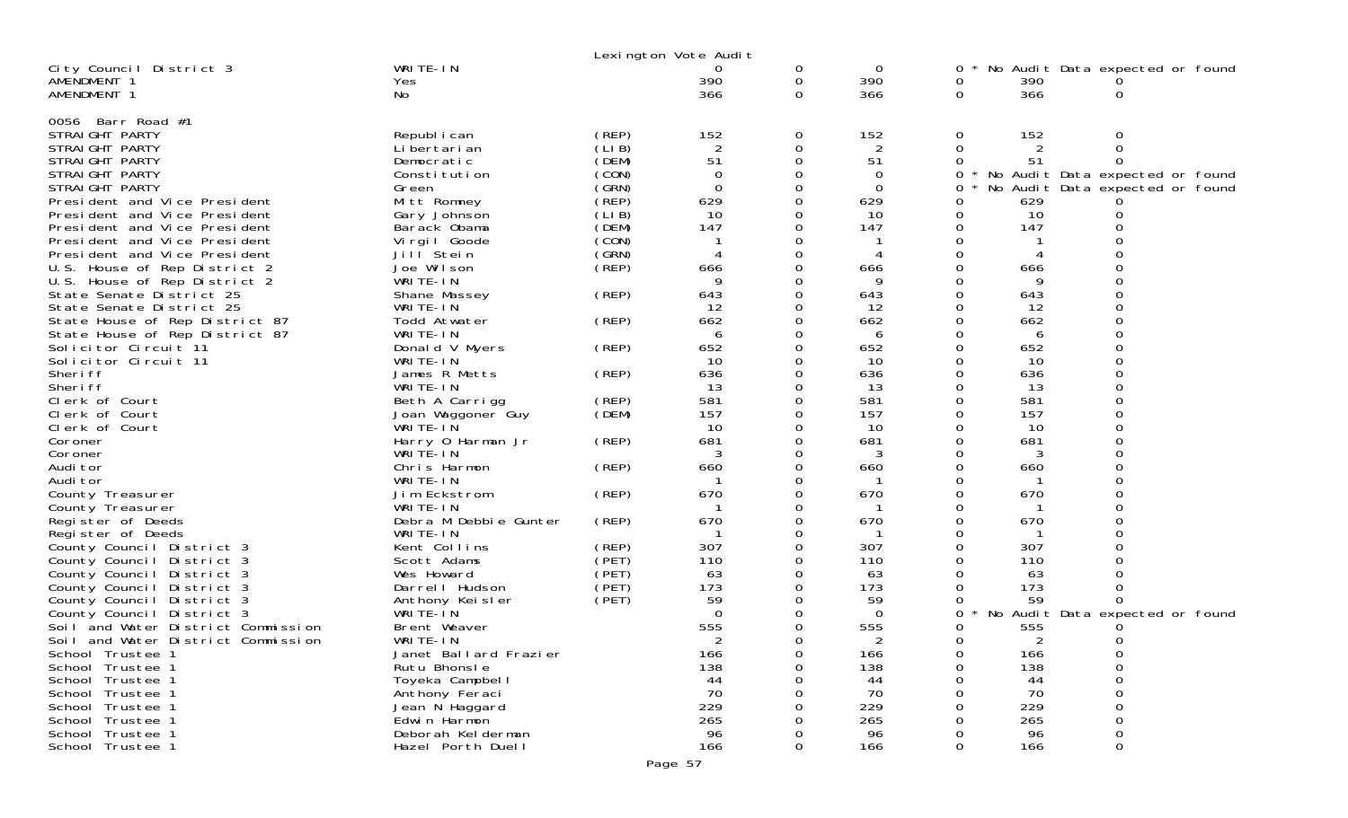Lexington Vote Audit

| | | | | | | | | | |
|---|---|---|---|---|---|---|---|---|---|
| City Council District 3 | WRITE-IN | | 0 | 0 | 0 | 0 * | No Audit Data expected or found | | |
| AMENDMENT 1 | Yes | | 390 | 0 | 390 | 0 | 390 | 0 | |
| AMENDMENT 1 | No | | 366 | 0 | 366 | 0 | 366 | 0 | |
| | | | | | | | | | |
| 0056 Barr Road #1 | | | | | | | | | |
| STRAIGHT PARTY | Republican | (REP) | 152 | 0 | 152 | 0 | 152 | 0 | |
| STRAIGHT PARTY | Libertarian | (LIB) | 2 | 0 | 2 | 0 | 2 | 0 | |
| STRAIGHT PARTY | Democratic | (DEM) | 51 | 0 | 51 | 0 | 51 | 0 | |
| STRAIGHT PARTY | Constitution | (CON) | 0 | 0 | 0 | 0 * | No Audit Data expected or found | | |
| STRAIGHT PARTY | Green | (GRN) | 0 | 0 | 0 | 0 * | No Audit Data expected or found | | |
| President and Vice President | Mitt Romney | (REP) | 629 | 0 | 629 | 0 | 629 | 0 | |
| President and Vice President | Gary Johnson | (LIB) | 10 | 0 | 10 | 0 | 10 | 0 | |
| President and Vice President | Barack Obama | (DEM) | 147 | 0 | 147 | 0 | 147 | 0 | |
| President and Vice President | Virgil Goode | (CON) | 1 | 0 | 1 | 0 | 1 | 0 | |
| President and Vice President | Jill Stein | (GRN) | 4 | 0 | 4 | 0 | 4 | 0 | |
| U.S. House of Rep District 2 | Joe Wilson | (REP) | 666 | 0 | 666 | 0 | 666 | 0 | |
| U.S. House of Rep District 2 | WRITE-IN | | 9 | 0 | 9 | 0 | 9 | 0 | |
| State Senate District 25 | Shane Massey | (REP) | 643 | 0 | 643 | 0 | 643 | 0 | |
| State Senate District 25 | WRITE-IN | | 12 | 0 | 12 | 0 | 12 | 0 | |
| State House of Rep District 87 | Todd Atwater | (REP) | 662 | 0 | 662 | 0 | 662 | 0 | |
| State House of Rep District 87 | WRITE-IN | | 6 | 0 | 6 | 0 | 6 | 0 | |
| Solicitor Circuit 11 | Donald V Myers | (REP) | 652 | 0 | 652 | 0 | 652 | 0 | |
| Solicitor Circuit 11 | WRITE-IN | | 10 | 0 | 10 | 0 | 10 | 0 | |
| Sheriff | James R Metts | (REP) | 636 | 0 | 636 | 0 | 636 | 0 | |
| Sheriff | WRITE-IN | | 13 | 0 | 13 | 0 | 13 | 0 | |
| Clerk of Court | Beth A Carrigg | (REP) | 581 | 0 | 581 | 0 | 581 | 0 | |
| Clerk of Court | Joan Waggoner Guy | (DEM) | 157 | 0 | 157 | 0 | 157 | 0 | |
| Clerk of Court | WRITE-IN | | 10 | 0 | 10 | 0 | 10 | 0 | |
| Coroner | Harry O Harman Jr | (REP) | 681 | 0 | 681 | 0 | 681 | 0 | |
| Coroner | WRITE-IN | | 3 | 0 | 3 | 0 | 3 | 0 | |
| Auditor | Chris Harmon | (REP) | 660 | 0 | 660 | 0 | 660 | 0 | |
| Auditor | WRITE-IN | | 1 | 0 | 1 | 0 | 1 | 0 | |
| County Treasurer | Jim Eckstrom | (REP) | 670 | 0 | 670 | 0 | 670 | 0 | |
| County Treasurer | WRITE-IN | | 1 | 0 | 1 | 0 | 1 | 0 | |
| Register of Deeds | Debra M Debbie Gunter | (REP) | 670 | 0 | 670 | 0 | 670 | 0 | |
| Register of Deeds | WRITE-IN | | 1 | 0 | 1 | 0 | 1 | 0 | |
| County Council District 3 | Kent Collins | (REP) | 307 | 0 | 307 | 0 | 307 | 0 | |
| County Council District 3 | Scott Adams | (PET) | 110 | 0 | 110 | 0 | 110 | 0 | |
| County Council District 3 | Wes Howard | (PET) | 63 | 0 | 63 | 0 | 63 | 0 | |
| County Council District 3 | Darrell Hudson | (PET) | 173 | 0 | 173 | 0 | 173 | 0 | |
| County Council District 3 | Anthony Keisler | (PET) | 59 | 0 | 59 | 0 | 59 | 0 | |
| County Council District 3 | WRITE-IN | | 0 | 0 | 0 | 0 * | No Audit Data expected or found | | |
| Soil and Water District Commission | Brent Weaver | | 555 | 0 | 555 | 0 | 555 | 0 | |
| Soil and Water District Commission | WRITE-IN | | 2 | 0 | 2 | 0 | 2 | 0 | |
| School Trustee 1 | Janet Ballard Frazier | | 166 | 0 | 166 | 0 | 166 | 0 | |
| School Trustee 1 | Rutu Bhonsle | | 138 | 0 | 138 | 0 | 138 | 0 | |
| School Trustee 1 | Toyeka Campbell | | 44 | 0 | 44 | 0 | 44 | 0 | |
| School Trustee 1 | Anthony Feraci | | 70 | 0 | 70 | 0 | 70 | 0 | |
| School Trustee 1 | Jean N Haggard | | 229 | 0 | 229 | 0 | 229 | 0 | |
| School Trustee 1 | Edwin Harmon | | 265 | 0 | 265 | 0 | 265 | 0 | |
| School Trustee 1 | Deborah Kelderman | | 96 | 0 | 96 | 0 | 96 | 0 | |
| School Trustee 1 | Hazel Porth Duell | | 166 | 0 | 166 | 0 | 166 | 0 | |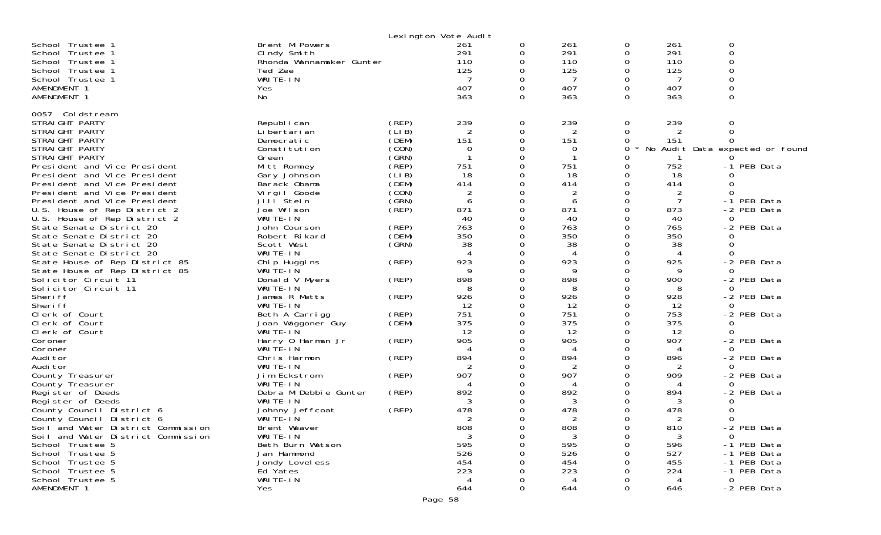Lexington Vote Audit

| Contest | Candidate | Party | | | | | | |
|---|---|---|---|---|---|---|---|---|
| School Trustee 1 | Brent M Powers | | 261 | 0 | 261 | 0 | 261 | 0 |
| School Trustee 1 | Cindy Smith | | 291 | 0 | 291 | 0 | 291 | 0 |
| School Trustee 1 | Rhonda Wannamaker Gunter | | 110 | 0 | 110 | 0 | 110 | 0 |
| School Trustee 1 | Ted Zee | | 125 | 0 | 125 | 0 | 125 | 0 |
| School Trustee 1 | WRITE-IN | | 7 | 0 | 7 | 0 | 7 | 0 |
| AMENDMENT 1 | Yes | | 407 | 0 | 407 | 0 | 407 | 0 |
| AMENDMENT 1 | No | | 363 | 0 | 363 | 0 | 363 | 0 |

0057 Coldstream

| Contest | Candidate | Party | | | | | | |
|---|---|---|---|---|---|---|---|---|
| STRAIGHT PARTY | Republican | (REP) | 239 | 0 | 239 | 0 | 239 | 0 |
| STRAIGHT PARTY | Libertarian | (LIB) | 2 | 0 | 2 | 0 | 2 | 0 |
| STRAIGHT PARTY | Democratic | (DEM) | 151 | 0 | 151 | 0 | 151 | 0 |
| STRAIGHT PARTY | Constitution | (CON) | 0 | 0 | 0 | 0 * | No Audit Data expected or found | |
| STRAIGHT PARTY | Green | (GRN) | 1 | 0 | 1 | 0 | 1 | 0 |
| President and Vice President | Mitt Romney | (REP) | 751 | 0 | 751 | 0 | 752 | -1 PEB Data |
| President and Vice President | Gary Johnson | (LIB) | 18 | 0 | 18 | 0 | 18 | 0 |
| President and Vice President | Barack Obama | (DEM) | 414 | 0 | 414 | 0 | 414 | 0 |
| President and Vice President | Virgil Goode | (CON) | 2 | 0 | 2 | 0 | 2 | 0 |
| President and Vice President | Jill Stein | (GRN) | 6 | 0 | 6 | 0 | 7 | -1 PEB Data |
| U.S. House of Rep District 2 | Joe Wilson | (REP) | 871 | 0 | 871 | 0 | 873 | -2 PEB Data |
| U.S. House of Rep District 2 | WRITE-IN | | 40 | 0 | 40 | 0 | 40 | 0 |
| State Senate District 20 | John Courson | (REP) | 763 | 0 | 763 | 0 | 765 | -2 PEB Data |
| State Senate District 20 | Robert Rikard | (DEM) | 350 | 0 | 350 | 0 | 350 | 0 |
| State Senate District 20 | Scott West | (GRN) | 38 | 0 | 38 | 0 | 38 | 0 |
| State Senate District 20 | WRITE-IN | | 4 | 0 | 4 | 0 | 4 | 0 |
| State House of Rep District 85 | Chip Huggins | (REP) | 923 | 0 | 923 | 0 | 925 | -2 PEB Data |
| State House of Rep District 85 | WRITE-IN | | 9 | 0 | 9 | 0 | 9 | 0 |
| Solicitor Circuit 11 | Donald V Myers | (REP) | 898 | 0 | 898 | 0 | 900 | -2 PEB Data |
| Solicitor Circuit 11 | WRITE-IN | | 8 | 0 | 8 | 0 | 8 | 0 |
| Sheriff | James R Metts | (REP) | 926 | 0 | 926 | 0 | 928 | -2 PEB Data |
| Sheriff | WRITE-IN | | 12 | 0 | 12 | 0 | 12 | 0 |
| Clerk of Court | Beth A Carrigg | (REP) | 751 | 0 | 751 | 0 | 753 | -2 PEB Data |
| Clerk of Court | Joan Waggoner Guy | (DEM) | 375 | 0 | 375 | 0 | 375 | 0 |
| Clerk of Court | WRITE-IN | | 12 | 0 | 12 | 0 | 12 | 0 |
| Coroner | Harry O Harman Jr | (REP) | 905 | 0 | 905 | 0 | 907 | -2 PEB Data |
| Coroner | WRITE-IN | | 4 | 0 | 4 | 0 | 4 | 0 |
| Auditor | Chris Harmon | (REP) | 894 | 0 | 894 | 0 | 896 | -2 PEB Data |
| Auditor | WRITE-IN | | 2 | 0 | 2 | 0 | 2 | 0 |
| County Treasurer | Jim Eckstrom | (REP) | 907 | 0 | 907 | 0 | 909 | -2 PEB Data |
| County Treasurer | WRITE-IN | | 4 | 0 | 4 | 0 | 4 | 0 |
| Register of Deeds | Debra M Debbie Gunter | (REP) | 892 | 0 | 892 | 0 | 894 | -2 PEB Data |
| Register of Deeds | WRITE-IN | | 3 | 0 | 3 | 0 | 3 | 0 |
| County Council District 6 | Johnny Jeffcoat | (REP) | 478 | 0 | 478 | 0 | 478 | 0 |
| County Council District 6 | WRITE-IN | | 2 | 0 | 2 | 0 | 2 | 0 |
| Soil and Water District Commission | Brent Weaver | | 808 | 0 | 808 | 0 | 810 | -2 PEB Data |
| Soil and Water District Commission | WRITE-IN | | 3 | 0 | 3 | 0 | 3 | 0 |
| School Trustee 5 | Beth Burn Watson | | 595 | 0 | 595 | 0 | 596 | -1 PEB Data |
| School Trustee 5 | Jan Hammond | | 526 | 0 | 526 | 0 | 527 | -1 PEB Data |
| School Trustee 5 | Jondy Loveless | | 454 | 0 | 454 | 0 | 455 | -1 PEB Data |
| School Trustee 5 | Ed Yates | | 223 | 0 | 223 | 0 | 224 | -1 PEB Data |
| School Trustee 5 | WRITE-IN | | 4 | 0 | 4 | 0 | 4 | 0 |
| AMENDMENT 1 | Yes | | 644 | 0 | 644 | 0 | 646 | -2 PEB Data |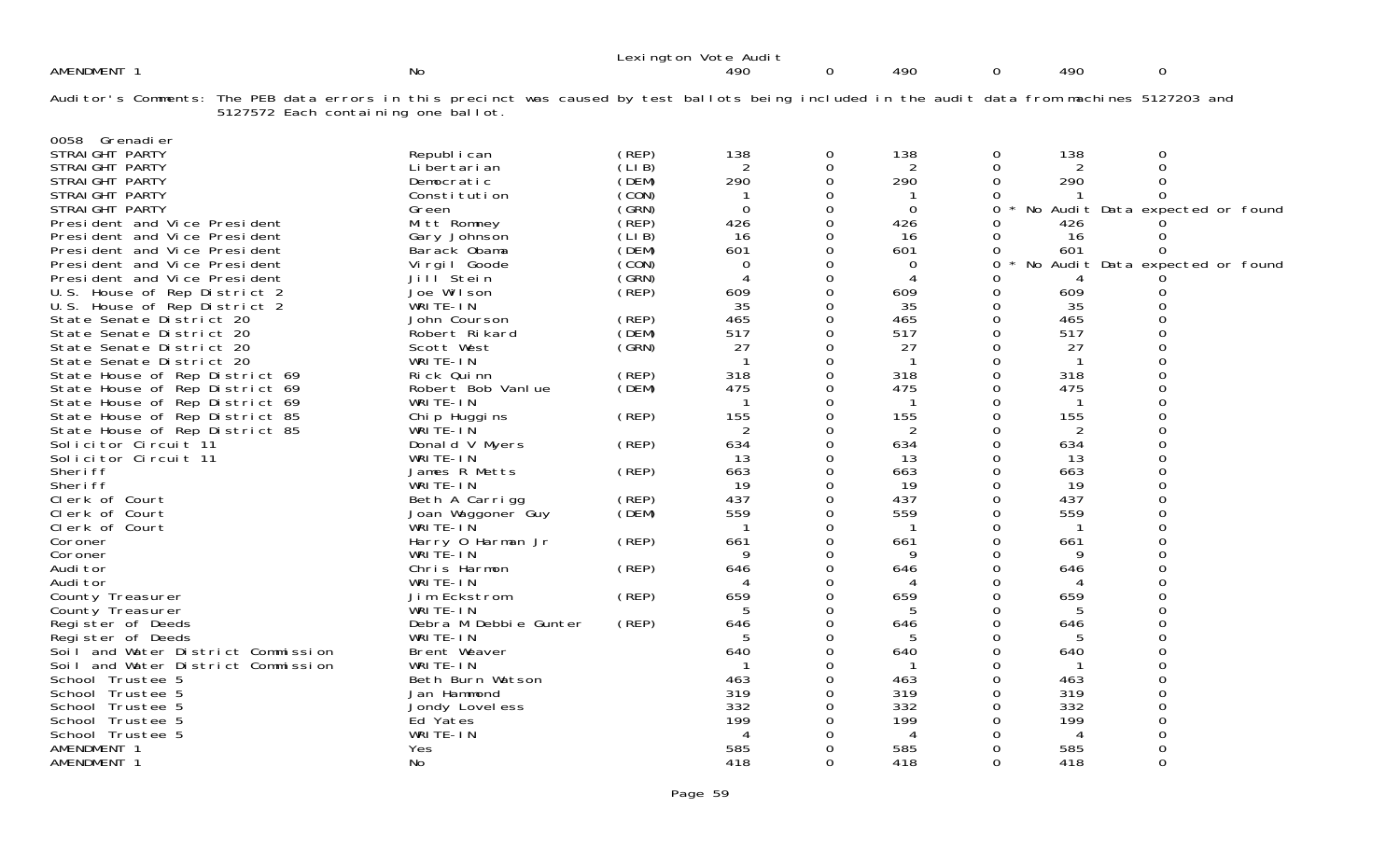Lexington Vote Audit

| AMENDMENT 1 | No | | 490 | 0 | 490 | 0 | 490 | 0 |
|---|---|---|---|---|---|---|---|---|

Auditor's Comments: The PEB data errors in this precinct was caused by test ballots being included in the audit data from machines 5127203 and 5127572 Each containing one ballot.

0058 Grenadier

| | | | | | | | | |
|---|---|---|---|---|---|---|---|---|
| STRAIGHT PARTY | Republican | (REP) | 138 | 0 | 138 | 0 | 138 | 0 |
| STRAIGHT PARTY | Libertarian | (LIB) | 2 | 0 | 2 | 0 | 2 | 0 |
| STRAIGHT PARTY | Democratic | (DEM) | 290 | 0 | 290 | 0 | 290 | 0 |
| STRAIGHT PARTY | Constitution | (CON) | 1 | 0 | 1 | 0 | 1 | 0 |
| STRAIGHT PARTY | Green | (GRN) | 0 | 0 | 0 | 0 * | No Audit Data expected or found | |
| President and Vice President | Mitt Romney | (REP) | 426 | 0 | 426 | 0 | 426 | 0 |
| President and Vice President | Gary Johnson | (LIB) | 16 | 0 | 16 | 0 | 16 | 0 |
| President and Vice President | Barack Obama | (DEM) | 601 | 0 | 601 | 0 | 601 | 0 |
| President and Vice President | Virgil Goode | (CON) | 0 | 0 | 0 | 0 * | No Audit Data expected or found | |
| President and Vice President | Jill Stein | (GRN) | 4 | 0 | 4 | 0 | 4 | 0 |
| U.S. House of Rep District 2 | Joe Wilson | (REP) | 609 | 0 | 609 | 0 | 609 | 0 |
| U.S. House of Rep District 2 | WRITE-IN | | 35 | 0 | 35 | 0 | 35 | 0 |
| State Senate District 20 | John Courson | (REP) | 465 | 0 | 465 | 0 | 465 | 0 |
| State Senate District 20 | Robert Rikard | (DEM) | 517 | 0 | 517 | 0 | 517 | 0 |
| State Senate District 20 | Scott West | (GRN) | 27 | 0 | 27 | 0 | 27 | 0 |
| State Senate District 20 | WRITE-IN | | 1 | 0 | 1 | 0 | 1 | 0 |
| State House of Rep District 69 | Rick Quinn | (REP) | 318 | 0 | 318 | 0 | 318 | 0 |
| State House of Rep District 69 | Robert Bob Vanlue | (DEM) | 475 | 0 | 475 | 0 | 475 | 0 |
| State House of Rep District 69 | WRITE-IN | | 1 | 0 | 1 | 0 | 1 | 0 |
| State House of Rep District 85 | Chip Huggins | (REP) | 155 | 0 | 155 | 0 | 155 | 0 |
| State House of Rep District 85 | WRITE-IN | | 2 | 0 | 2 | 0 | 2 | 0 |
| Solicitor Circuit 11 | Donald V Myers | (REP) | 634 | 0 | 634 | 0 | 634 | 0 |
| Solicitor Circuit 11 | WRITE-IN | | 13 | 0 | 13 | 0 | 13 | 0 |
| Sheriff | James R Metts | (REP) | 663 | 0 | 663 | 0 | 663 | 0 |
| Sheriff | WRITE-IN | | 19 | 0 | 19 | 0 | 19 | 0 |
| Clerk of Court | Beth A Carrigg | (REP) | 437 | 0 | 437 | 0 | 437 | 0 |
| Clerk of Court | Joan Waggoner Guy | (DEM) | 559 | 0 | 559 | 0 | 559 | 0 |
| Clerk of Court | WRITE-IN | | 1 | 0 | 1 | 0 | 1 | 0 |
| Coroner | Harry O Harman Jr | (REP) | 661 | 0 | 661 | 0 | 661 | 0 |
| Coroner | WRITE-IN | | 9 | 0 | 9 | 0 | 9 | 0 |
| Auditor | Chris Harmon | (REP) | 646 | 0 | 646 | 0 | 646 | 0 |
| Auditor | WRITE-IN | | 4 | 0 | 4 | 0 | 4 | 0 |
| County Treasurer | Jim Eckstrom | (REP) | 659 | 0 | 659 | 0 | 659 | 0 |
| County Treasurer | WRITE-IN | | 5 | 0 | 5 | 0 | 5 | 0 |
| Register of Deeds | Debra M Debbie Gunter | (REP) | 646 | 0 | 646 | 0 | 646 | 0 |
| Register of Deeds | WRITE-IN | | 5 | 0 | 5 | 0 | 5 | 0 |
| Soil and Water District Commission | Brent Weaver | | 640 | 0 | 640 | 0 | 640 | 0 |
| Soil and Water District Commission | WRITE-IN | | 1 | 0 | 1 | 0 | 1 | 0 |
| School Trustee 5 | Beth Burn Watson | | 463 | 0 | 463 | 0 | 463 | 0 |
| School Trustee 5 | Jan Hammond | | 319 | 0 | 319 | 0 | 319 | 0 |
| School Trustee 5 | Jondy Loveless | | 332 | 0 | 332 | 0 | 332 | 0 |
| School Trustee 5 | Ed Yates | | 199 | 0 | 199 | 0 | 199 | 0 |
| School Trustee 5 | WRITE-IN | | 4 | 0 | 4 | 0 | 4 | 0 |
| AMENDMENT 1 | Yes | | 585 | 0 | 585 | 0 | 585 | 0 |
| AMENDMENT 1 | No | | 418 | 0 | 418 | 0 | 418 | 0 |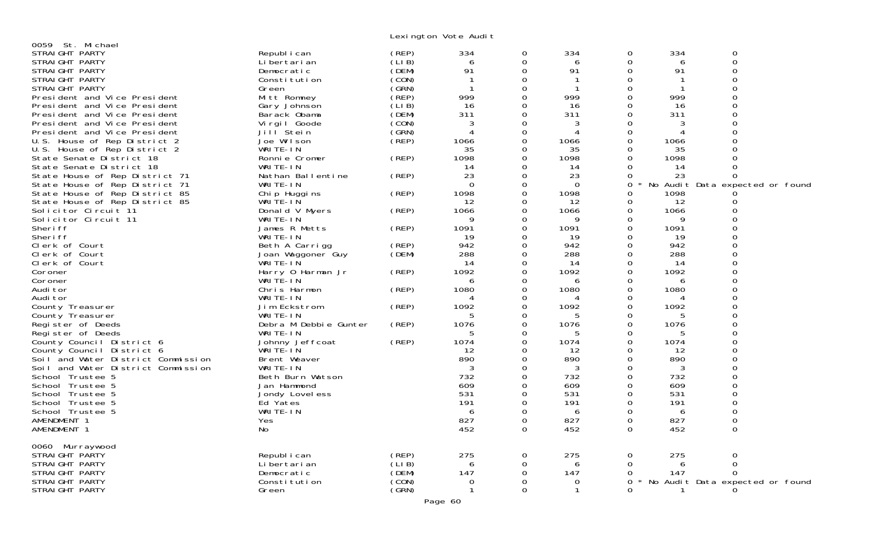Lexington Vote Audit

0059 St. Michael

| Contest | Candidate | Party | | | | | | |
|---|---|---|---|---|---|---|---|---|
| STRAIGHT PARTY | Republican | (REP) | 334 | 0 | 334 | 0 | 334 | 0 |
| STRAIGHT PARTY | Libertarian | (LIB) | 6 | 0 | 6 | 0 | 6 | 0 |
| STRAIGHT PARTY | Democratic | (DEM) | 91 | 0 | 91 | 0 | 91 | 0 |
| STRAIGHT PARTY | Constitution | (CON) | 1 | 0 | 1 | 0 | 1 | 0 |
| STRAIGHT PARTY | Green | (GRN) | 1 | 0 | 1 | 0 | 1 | 0 |
| President and Vice President | Mitt Romney | (REP) | 999 | 0 | 999 | 0 | 999 | 0 |
| President and Vice President | Gary Johnson | (LIB) | 16 | 0 | 16 | 0 | 16 | 0 |
| President and Vice President | Barack Obama | (DEM) | 311 | 0 | 311 | 0 | 311 | 0 |
| President and Vice President | Virgil Goode | (CON) | 3 | 0 | 3 | 0 | 3 | 0 |
| President and Vice President | Jill Stein | (GRN) | 4 | 0 | 4 | 0 | 4 | 0 |
| U.S. House of Rep District 2 | Joe Wilson | (REP) | 1066 | 0 | 1066 | 0 | 1066 | 0 |
| U.S. House of Rep District 2 | WRITE-IN | | 35 | 0 | 35 | 0 | 35 | 0 |
| State Senate District 18 | Ronnie Cromer | (REP) | 1098 | 0 | 1098 | 0 | 1098 | 0 |
| State Senate District 18 | WRITE-IN | | 14 | 0 | 14 | 0 | 14 | 0 |
| State House of Rep District 71 | Nathan Ballentine | (REP) | 23 | 0 | 23 | 0 | 23 | 0 |
| State House of Rep District 71 | WRITE-IN | | 0 | 0 | 0 | 0 * No Audit Data expected or found | | |
| State House of Rep District 85 | Chip Huggins | (REP) | 1098 | 0 | 1098 | 0 | 1098 | 0 |
| State House of Rep District 85 | WRITE-IN | | 12 | 0 | 12 | 0 | 12 | 0 |
| Solicitor Circuit 11 | Donald V Myers | (REP) | 1066 | 0 | 1066 | 0 | 1066 | 0 |
| Solicitor Circuit 11 | WRITE-IN | | 9 | 0 | 9 | 0 | 9 | 0 |
| Sheriff | James R Metts | (REP) | 1091 | 0 | 1091 | 0 | 1091 | 0 |
| Sheriff | WRITE-IN | | 19 | 0 | 19 | 0 | 19 | 0 |
| Clerk of Court | Beth A Carrigg | (REP) | 942 | 0 | 942 | 0 | 942 | 0 |
| Clerk of Court | Joan Waggoner Guy | (DEM) | 288 | 0 | 288 | 0 | 288 | 0 |
| Clerk of Court | WRITE-IN | | 14 | 0 | 14 | 0 | 14 | 0 |
| Coroner | Harry O Harman Jr | (REP) | 1092 | 0 | 1092 | 0 | 1092 | 0 |
| Coroner | WRITE-IN | | 6 | 0 | 6 | 0 | 6 | 0 |
| Auditor | Chris Harmon | (REP) | 1080 | 0 | 1080 | 0 | 1080 | 0 |
| Auditor | WRITE-IN | | 4 | 0 | 4 | 0 | 4 | 0 |
| County Treasurer | Jim Eckstrom | (REP) | 1092 | 0 | 1092 | 0 | 1092 | 0 |
| County Treasurer | WRITE-IN | | 5 | 0 | 5 | 0 | 5 | 0 |
| Register of Deeds | Debra M Debbie Gunter | (REP) | 1076 | 0 | 1076 | 0 | 1076 | 0 |
| Register of Deeds | WRITE-IN | | 5 | 0 | 5 | 0 | 5 | 0 |
| County Council District 6 | Johnny Jeffcoat | (REP) | 1074 | 0 | 1074 | 0 | 1074 | 0 |
| County Council District 6 | WRITE-IN | | 12 | 0 | 12 | 0 | 12 | 0 |
| Soil and Water District Commission | Brent Weaver | | 890 | 0 | 890 | 0 | 890 | 0 |
| Soil and Water District Commission | WRITE-IN | | 3 | 0 | 3 | 0 | 3 | 0 |
| School Trustee 5 | Beth Burn Watson | | 732 | 0 | 732 | 0 | 732 | 0 |
| School Trustee 5 | Jan Hammond | | 609 | 0 | 609 | 0 | 609 | 0 |
| School Trustee 5 | Jondy Loveless | | 531 | 0 | 531 | 0 | 531 | 0 |
| School Trustee 5 | Ed Yates | | 191 | 0 | 191 | 0 | 191 | 0 |
| School Trustee 5 | WRITE-IN | | 6 | 0 | 6 | 0 | 6 | 0 |
| AMENDMENT 1 | Yes | | 827 | 0 | 827 | 0 | 827 | 0 |
| AMENDMENT 1 | No | | 452 | 0 | 452 | 0 | 452 | 0 |

0060 Murraywood

| Contest | Candidate | Party | | | | | | |
|---|---|---|---|---|---|---|---|---|
| STRAIGHT PARTY | Republican | (REP) | 275 | 0 | 275 | 0 | 275 | 0 |
| STRAIGHT PARTY | Libertarian | (LIB) | 6 | 0 | 6 | 0 | 6 | 0 |
| STRAIGHT PARTY | Democratic | (DEM) | 147 | 0 | 147 | 0 | 147 | 0 |
| STRAIGHT PARTY | Constitution | (CON) | 0 | 0 | 0 | 0 * No Audit Data expected or found | | |
| STRAIGHT PARTY | Green | (GRN) | 1 | 0 | 1 | 0 | 1 | 0 |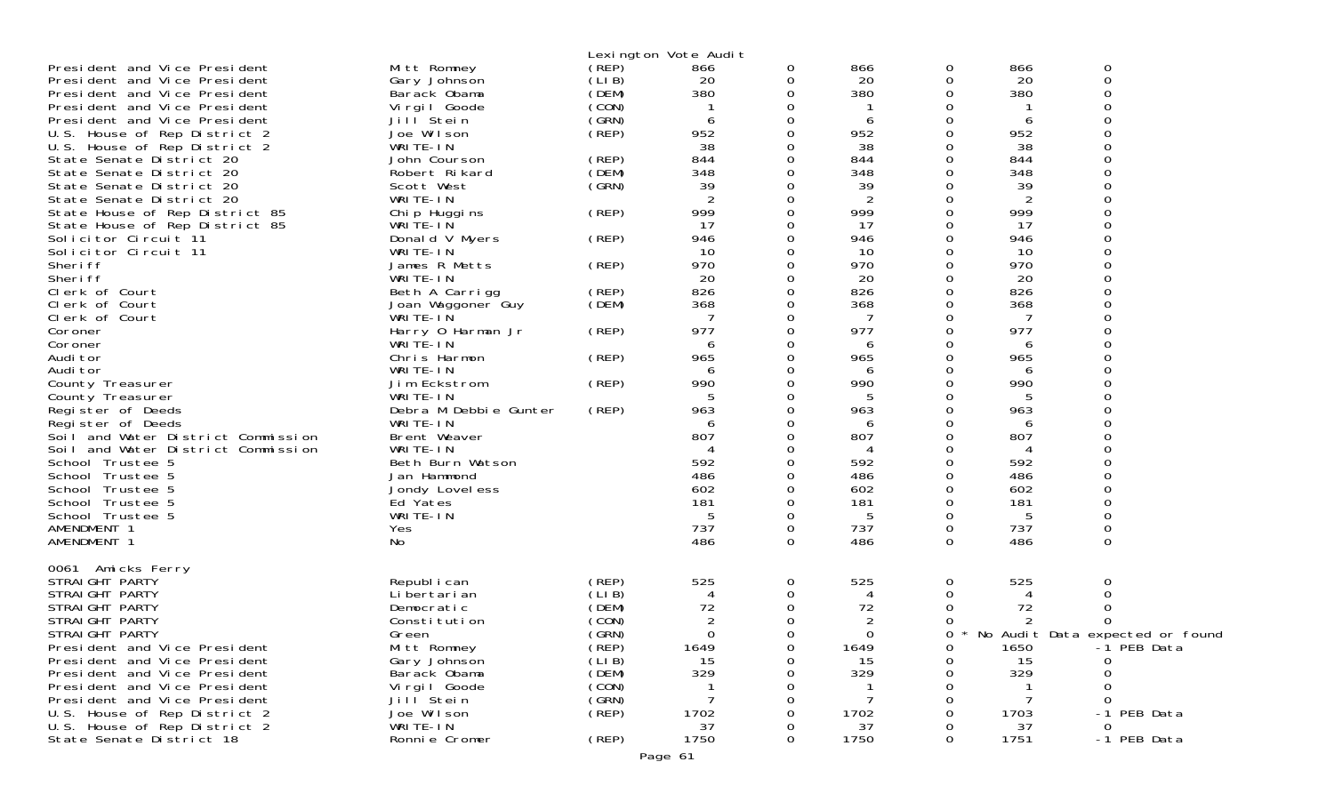Lexington Vote Audit

| | | | | | | | | |
|---|---|---|---|---|---|---|---|---|
| President and Vice President | Mitt Romney | (REP) | 866 | 0 | 866 | 0 | 866 | 0 |
| President and Vice President | Gary Johnson | (LIB) | 20 | 0 | 20 | 0 | 20 | 0 |
| President and Vice President | Barack Obama | (DEM) | 380 | 0 | 380 | 0 | 380 | 0 |
| President and Vice President | Virgil Goode | (CON) | 1 | 0 | 1 | 0 | 1 | 0 |
| President and Vice President | Jill Stein | (GRN) | 6 | 0 | 6 | 0 | 6 | 0 |
| U.S. House of Rep District 2 | Joe Wilson | (REP) | 952 | 0 | 952 | 0 | 952 | 0 |
| U.S. House of Rep District 2 | WRITE-IN | | 38 | 0 | 38 | 0 | 38 | 0 |
| State Senate District 20 | John Courson | (REP) | 844 | 0 | 844 | 0 | 844 | 0 |
| State Senate District 20 | Robert Rikard | (DEM) | 348 | 0 | 348 | 0 | 348 | 0 |
| State Senate District 20 | Scott West | (GRN) | 39 | 0 | 39 | 0 | 39 | 0 |
| State Senate District 20 | WRITE-IN | | 2 | 0 | 2 | 0 | 2 | 0 |
| State House of Rep District 85 | Chip Huggins | (REP) | 999 | 0 | 999 | 0 | 999 | 0 |
| State House of Rep District 85 | WRITE-IN | | 17 | 0 | 17 | 0 | 17 | 0 |
| Solicitor Circuit 11 | Donald V Myers | (REP) | 946 | 0 | 946 | 0 | 946 | 0 |
| Solicitor Circuit 11 | WRITE-IN | | 10 | 0 | 10 | 0 | 10 | 0 |
| Sheriff | James R Metts | (REP) | 970 | 0 | 970 | 0 | 970 | 0 |
| Sheriff | WRITE-IN | | 20 | 0 | 20 | 0 | 20 | 0 |
| Clerk of Court | Beth A Carrigg | (REP) | 826 | 0 | 826 | 0 | 826 | 0 |
| Clerk of Court | Joan Waggoner Guy | (DEM) | 368 | 0 | 368 | 0 | 368 | 0 |
| Clerk of Court | WRITE-IN | | 7 | 0 | 7 | 0 | 7 | 0 |
| Coroner | Harry O Harman Jr | (REP) | 977 | 0 | 977 | 0 | 977 | 0 |
| Coroner | WRITE-IN | | 6 | 0 | 6 | 0 | 6 | 0 |
| Auditor | Chris Harmon | (REP) | 965 | 0 | 965 | 0 | 965 | 0 |
| Auditor | WRITE-IN | | 6 | 0 | 6 | 0 | 6 | 0 |
| County Treasurer | Jim Eckstrom | (REP) | 990 | 0 | 990 | 0 | 990 | 0 |
| County Treasurer | WRITE-IN | | 5 | 0 | 5 | 0 | 5 | 0 |
| Register of Deeds | Debra M Debbie Gunter | (REP) | 963 | 0 | 963 | 0 | 963 | 0 |
| Register of Deeds | WRITE-IN | | 6 | 0 | 6 | 0 | 6 | 0 |
| Soil and Water District Commission | Brent Weaver | | 807 | 0 | 807 | 0 | 807 | 0 |
| Soil and Water District Commission | WRITE-IN | | 4 | 0 | 4 | 0 | 4 | 0 |
| School Trustee 5 | Beth Burn Watson | | 592 | 0 | 592 | 0 | 592 | 0 |
| School Trustee 5 | Jan Hammond | | 486 | 0 | 486 | 0 | 486 | 0 |
| School Trustee 5 | Jondy Loveless | | 602 | 0 | 602 | 0 | 602 | 0 |
| School Trustee 5 | Ed Yates | | 181 | 0 | 181 | 0 | 181 | 0 |
| School Trustee 5 | WRITE-IN | | 5 | 0 | 5 | 0 | 5 | 0 |
| AMENDMENT 1 | Yes | | 737 | 0 | 737 | 0 | 737 | 0 |
| AMENDMENT 1 | No | | 486 | 0 | 486 | 0 | 486 | 0 |

0061 Amicks Ferry

| | | | | | | | | |
|---|---|---|---|---|---|---|---|---|
| STRAIGHT PARTY | Republican | (REP) | 525 | 0 | 525 | 0 | 525 | 0 |
| STRAIGHT PARTY | Libertarian | (LIB) | 4 | 0 | 4 | 0 | 4 | 0 |
| STRAIGHT PARTY | Democratic | (DEM) | 72 | 0 | 72 | 0 | 72 | 0 |
| STRAIGHT PARTY | Constitution | (CON) | 2 | 0 | 2 | 0 | 2 | 0 |
| STRAIGHT PARTY | Green | (GRN) | 0 | 0 | 0 | 0 * | No Audit Data expected or found | |
| President and Vice President | Mitt Romney | (REP) | 1649 | 0 | 1649 | 0 | 1650 | -1 PEB Data |
| President and Vice President | Gary Johnson | (LIB) | 15 | 0 | 15 | 0 | 15 | 0 |
| President and Vice President | Barack Obama | (DEM) | 329 | 0 | 329 | 0 | 329 | 0 |
| President and Vice President | Virgil Goode | (CON) | 1 | 0 | 1 | 0 | 1 | 0 |
| President and Vice President | Jill Stein | (GRN) | 7 | 0 | 7 | 0 | 7 | 0 |
| U.S. House of Rep District 2 | Joe Wilson | (REP) | 1702 | 0 | 1702 | 0 | 1703 | -1 PEB Data |
| U.S. House of Rep District 2 | WRITE-IN | | 37 | 0 | 37 | 0 | 37 | 0 |
| State Senate District 18 | Ronnie Cromer | (REP) | 1750 | 0 | 1750 | 0 | 1751 | -1 PEB Data |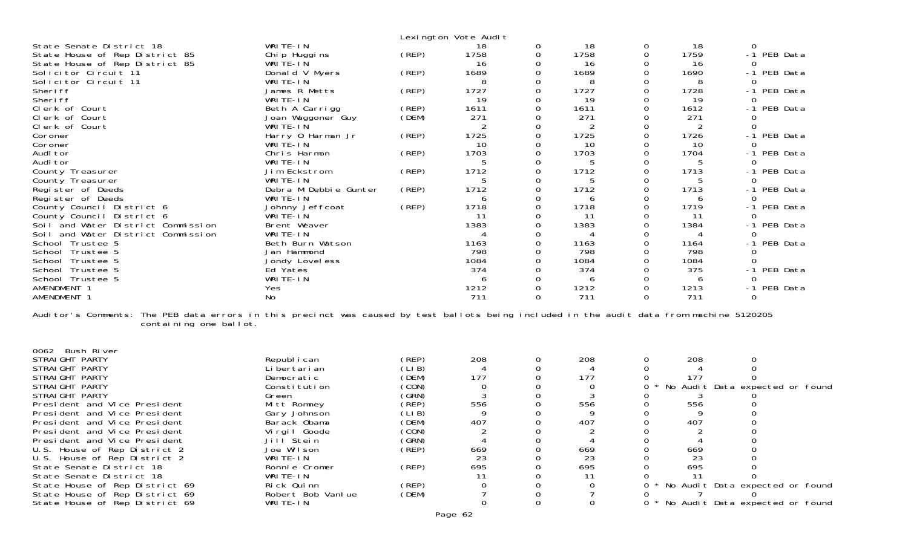Lexington Vote Audit

| Contest | Candidate | Party | | | | | | | |
|---|---|---|---|---|---|---|---|---|---|
| State Senate District 18 | WRITE-IN | | 18 | 0 | 18 | 0 | 18 | 0 | |
| State House of Rep District 85 | Chip Huggins | (REP) | 1758 | 0 | 1758 | 0 | 1759 | -1 | PEB Data |
| State House of Rep District 85 | WRITE-IN | | 16 | 0 | 16 | 0 | 16 | 0 | |
| Solicitor Circuit 11 | Donald V Myers | (REP) | 1689 | 0 | 1689 | 0 | 1690 | -1 | PEB Data |
| Solicitor Circuit 11 | WRITE-IN | | 8 | 0 | 8 | 0 | 8 | 0 | |
| Sheriff | James R Metts | (REP) | 1727 | 0 | 1727 | 0 | 1728 | -1 | PEB Data |
| Sheriff | WRITE-IN | | 19 | 0 | 19 | 0 | 19 | 0 | |
| Clerk of Court | Beth A Carrigg | (REP) | 1611 | 0 | 1611 | 0 | 1612 | -1 | PEB Data |
| Clerk of Court | Joan Waggoner Guy | (DEM) | 271 | 0 | 271 | 0 | 271 | 0 | |
| Clerk of Court | WRITE-IN | | 2 | 0 | 2 | 0 | 2 | 0 | |
| Coroner | Harry O Harman Jr | (REP) | 1725 | 0 | 1725 | 0 | 1726 | -1 | PEB Data |
| Coroner | WRITE-IN | | 10 | 0 | 10 | 0 | 10 | 0 | |
| Auditor | Chris Harmon | (REP) | 1703 | 0 | 1703 | 0 | 1704 | -1 | PEB Data |
| Auditor | WRITE-IN | | 5 | 0 | 5 | 0 | 5 | 0 | |
| County Treasurer | Jim Eckstrom | (REP) | 1712 | 0 | 1712 | 0 | 1713 | -1 | PEB Data |
| County Treasurer | WRITE-IN | | 5 | 0 | 5 | 0 | 5 | 0 | |
| Register of Deeds | Debra M Debbie Gunter | (REP) | 1712 | 0 | 1712 | 0 | 1713 | -1 | PEB Data |
| Register of Deeds | WRITE-IN | | 6 | 0 | 6 | 0 | 6 | 0 | |
| County Council District 6 | Johnny Jeffcoat | (REP) | 1718 | 0 | 1718 | 0 | 1719 | -1 | PEB Data |
| County Council District 6 | WRITE-IN | | 11 | 0 | 11 | 0 | 11 | 0 | |
| Soil and Water District Commission | Brent Weaver | | 1383 | 0 | 1383 | 0 | 1384 | -1 | PEB Data |
| Soil and Water District Commission | WRITE-IN | | 4 | 0 | 4 | 0 | 4 | 0 | |
| School Trustee 5 | Beth Burn Watson | | 1163 | 0 | 1163 | 0 | 1164 | -1 | PEB Data |
| School Trustee 5 | Jan Hammond | | 798 | 0 | 798 | 0 | 798 | 0 | |
| School Trustee 5 | Jondy Loveless | | 1084 | 0 | 1084 | 0 | 1084 | 0 | |
| School Trustee 5 | Ed Yates | | 374 | 0 | 374 | 0 | 375 | -1 | PEB Data |
| School Trustee 5 | WRITE-IN | | 6 | 0 | 6 | 0 | 6 | 0 | |
| AMENDMENT 1 | Yes | | 1212 | 0 | 1212 | 0 | 1213 | -1 | PEB Data |
| AMENDMENT 1 | No | | 711 | 0 | 711 | 0 | 711 | 0 | |

Auditor's Comments: The PEB data errors in this precinct was caused by test ballots being included in the audit data from machine 5120205 containing one ballot.

0062 Bush River

| Contest | Candidate | Party | | | | | | | |
|---|---|---|---|---|---|---|---|---|---|
| STRAIGHT PARTY | Republican | (REP) | 208 | 0 | 208 | 0 | 208 | 0 | |
| STRAIGHT PARTY | Libertarian | (LIB) | 4 | 0 | 4 | 0 | 4 | 0 | |
| STRAIGHT PARTY | Democratic | (DEM) | 177 | 0 | 177 | 0 | 177 | 0 | |
| STRAIGHT PARTY | Constitution | (CON) | 0 | 0 | 0 | 0 * | | | No Audit Data expected or found |
| STRAIGHT PARTY | Green | (GRN) | 3 | 0 | 3 | 0 | 3 | 0 | |
| President and Vice President | Mitt Romney | (REP) | 556 | 0 | 556 | 0 | 556 | 0 | |
| President and Vice President | Gary Johnson | (LIB) | 9 | 0 | 9 | 0 | 9 | 0 | |
| President and Vice President | Barack Obama | (DEM) | 407 | 0 | 407 | 0 | 407 | 0 | |
| President and Vice President | Virgil Goode | (CON) | 2 | 0 | 2 | 0 | 2 | 0 | |
| President and Vice President | Jill Stein | (GRN) | 4 | 0 | 4 | 0 | 4 | 0 | |
| U.S. House of Rep District 2 | Joe Wilson | (REP) | 669 | 0 | 669 | 0 | 669 | 0 | |
| U.S. House of Rep District 2 | WRITE-IN | | 23 | 0 | 23 | 0 | 23 | 0 | |
| State Senate District 18 | Ronnie Cromer | (REP) | 695 | 0 | 695 | 0 | 695 | 0 | |
| State Senate District 18 | WRITE-IN | | 11 | 0 | 11 | 0 | 11 | 0 | |
| State House of Rep District 69 | Rick Quinn | (REP) | 0 | 0 | 0 | 0 * | | | No Audit Data expected or found |
| State House of Rep District 69 | Robert Bob Vanlue | (DEM) | 7 | 0 | 7 | 0 | 7 | 0 | |
| State House of Rep District 69 | WRITE-IN | | 0 | 0 | 0 | 0 * | | | No Audit Data expected or found |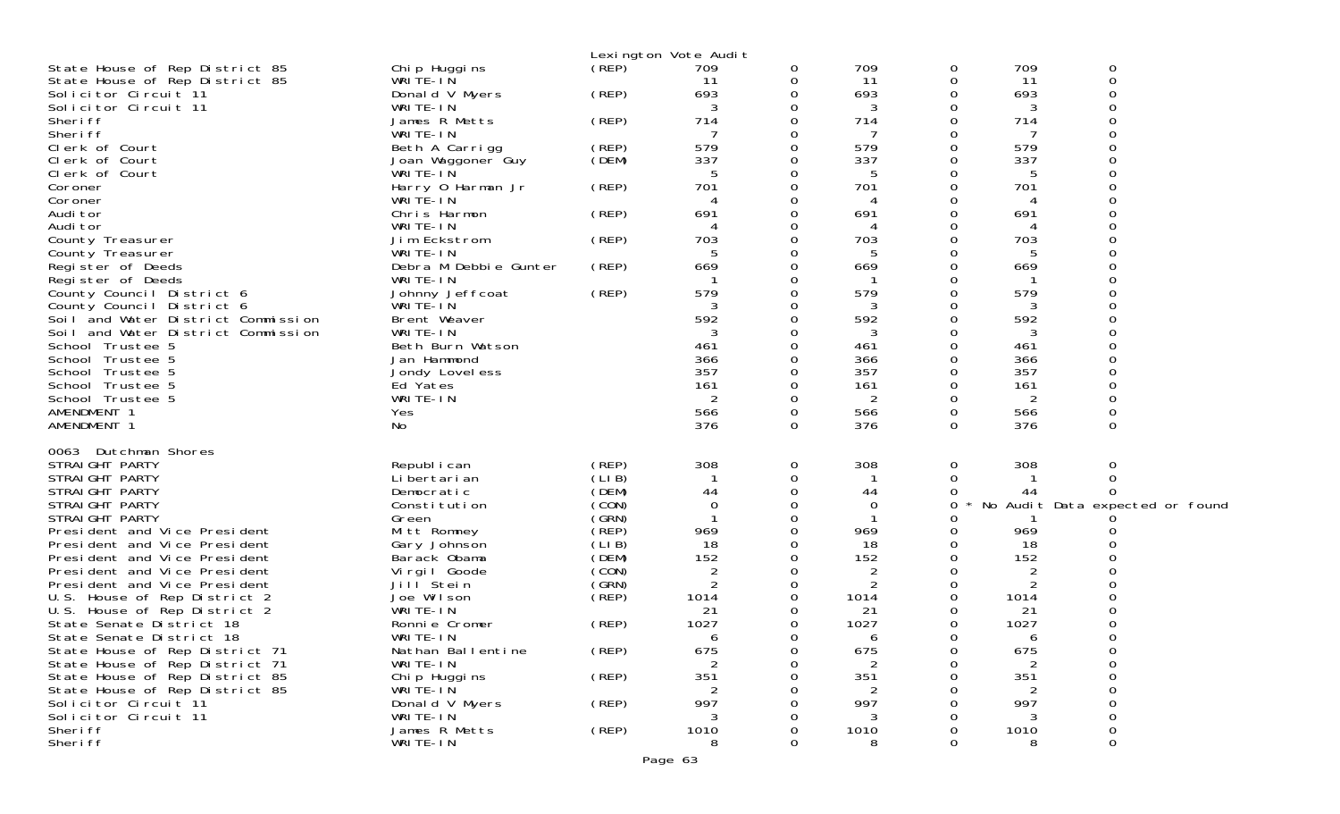Lexington Vote Audit

| Contest | Candidate | Party | | | | | | |
|---|---|---|---|---|---|---|---|---|
| State House of Rep District 85 | Chip Huggins | (REP) | 709 | 0 | 709 | 0 | 709 | 0 |
| State House of Rep District 85 | WRITE-IN | | 11 | 0 | 11 | 0 | 11 | 0 |
| Solicitor Circuit 11 | Donald V Myers | (REP) | 693 | 0 | 693 | 0 | 693 | 0 |
| Solicitor Circuit 11 | WRITE-IN | | 3 | 0 | 3 | 0 | 3 | 0 |
| Sheriff | James R Metts | (REP) | 714 | 0 | 714 | 0 | 714 | 0 |
| Sheriff | WRITE-IN | | 7 | 0 | 7 | 0 | 7 | 0 |
| Clerk of Court | Beth A Carrigg | (REP) | 579 | 0 | 579 | 0 | 579 | 0 |
| Clerk of Court | Joan Waggoner Guy | (DEM) | 337 | 0 | 337 | 0 | 337 | 0 |
| Clerk of Court | WRITE-IN | | 5 | 0 | 5 | 0 | 5 | 0 |
| Coroner | Harry O Harman Jr | (REP) | 701 | 0 | 701 | 0 | 701 | 0 |
| Coroner | WRITE-IN | | 4 | 0 | 4 | 0 | 4 | 0 |
| Auditor | Chris Harmon | (REP) | 691 | 0 | 691 | 0 | 691 | 0 |
| Auditor | WRITE-IN | | 4 | 0 | 4 | 0 | 4 | 0 |
| County Treasurer | Jim Eckstrom | (REP) | 703 | 0 | 703 | 0 | 703 | 0 |
| County Treasurer | WRITE-IN | | 5 | 0 | 5 | 0 | 5 | 0 |
| Register of Deeds | Debra M Debbie Gunter | (REP) | 669 | 0 | 669 | 0 | 669 | 0 |
| Register of Deeds | WRITE-IN | | 1 | 0 | 1 | 0 | 1 | 0 |
| County Council District 6 | Johnny Jeffcoat | (REP) | 579 | 0 | 579 | 0 | 579 | 0 |
| County Council District 6 | WRITE-IN | | 3 | 0 | 3 | 0 | 3 | 0 |
| Soil and Water District Commission | Brent Weaver | | 592 | 0 | 592 | 0 | 592 | 0 |
| Soil and Water District Commission | WRITE-IN | | 3 | 0 | 3 | 0 | 3 | 0 |
| School Trustee 5 | Beth Burn Watson | | 461 | 0 | 461 | 0 | 461 | 0 |
| School Trustee 5 | Jan Hammond | | 366 | 0 | 366 | 0 | 366 | 0 |
| School Trustee 5 | Jondy Loveless | | 357 | 0 | 357 | 0 | 357 | 0 |
| School Trustee 5 | Ed Yates | | 161 | 0 | 161 | 0 | 161 | 0 |
| School Trustee 5 | WRITE-IN | | 2 | 0 | 2 | 0 | 2 | 0 |
| AMENDMENT 1 | Yes | | 566 | 0 | 566 | 0 | 566 | 0 |
| AMENDMENT 1 | No | | 376 | 0 | 376 | 0 | 376 | 0 |

0063 Dutchman Shores

| Contest | Candidate | Party | | | | | | |
|---|---|---|---|---|---|---|---|---|
| STRAIGHT PARTY | Republican | (REP) | 308 | 0 | 308 | 0 | 308 | 0 |
| STRAIGHT PARTY | Libertarian | (LIB) | 1 | 0 | 1 | 0 | 1 | 0 |
| STRAIGHT PARTY | Democratic | (DEM) | 44 | 0 | 44 | 0 | 44 | 0 |
| STRAIGHT PARTY | Constitution | (CON) | 0 | 0 | 0 | 0 * | No Audit Data expected or found | |
| STRAIGHT PARTY | Green | (GRN) | 1 | 0 | 1 | 0 | 1 | 0 |
| President and Vice President | Mitt Romney | (REP) | 969 | 0 | 969 | 0 | 969 | 0 |
| President and Vice President | Gary Johnson | (LIB) | 18 | 0 | 18 | 0 | 18 | 0 |
| President and Vice President | Barack Obama | (DEM) | 152 | 0 | 152 | 0 | 152 | 0 |
| President and Vice President | Virgil Goode | (CON) | 2 | 0 | 2 | 0 | 2 | 0 |
| President and Vice President | Jill Stein | (GRN) | 2 | 0 | 2 | 0 | 2 | 0 |
| U.S. House of Rep District 2 | Joe Wilson | (REP) | 1014 | 0 | 1014 | 0 | 1014 | 0 |
| U.S. House of Rep District 2 | WRITE-IN | | 21 | 0 | 21 | 0 | 21 | 0 |
| State Senate District 18 | Ronnie Cromer | (REP) | 1027 | 0 | 1027 | 0 | 1027 | 0 |
| State Senate District 18 | WRITE-IN | | 6 | 0 | 6 | 0 | 6 | 0 |
| State House of Rep District 71 | Nathan Ballentine | (REP) | 675 | 0 | 675 | 0 | 675 | 0 |
| State House of Rep District 71 | WRITE-IN | | 2 | 0 | 2 | 0 | 2 | 0 |
| State House of Rep District 85 | Chip Huggins | (REP) | 351 | 0 | 351 | 0 | 351 | 0 |
| State House of Rep District 85 | WRITE-IN | | 2 | 0 | 2 | 0 | 2 | 0 |
| Solicitor Circuit 11 | Donald V Myers | (REP) | 997 | 0 | 997 | 0 | 997 | 0 |
| Solicitor Circuit 11 | WRITE-IN | | 3 | 0 | 3 | 0 | 3 | 0 |
| Sheriff | James R Metts | (REP) | 1010 | 0 | 1010 | 0 | 1010 | 0 |
| Sheriff | WRITE-IN | | 8 | 0 | 8 | 0 | 8 | 0 |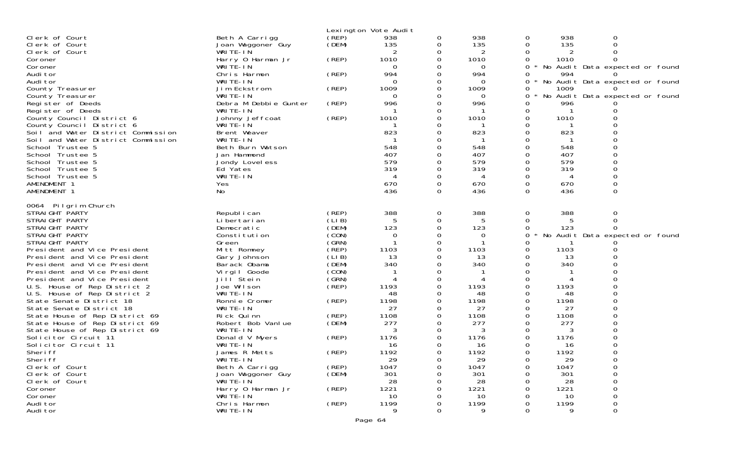Lexington Vote Audit

| Contest | Candidate | Party | | | | | | | |
|---|---|---|---|---|---|---|---|---|---|
| Clerk of Court | Beth A Carrigg | (REP) | 938 | 0 | 938 | 0 | 938 | 0 | |
| Clerk of Court | Joan Waggoner Guy | (DEM) | 135 | 0 | 135 | 0 | 135 | 0 | |
| Clerk of Court | WRITE-IN | | 2 | 0 | 2 | 0 | 2 | 0 | |
| Coroner | Harry O Harman Jr | (REP) | 1010 | 0 | 1010 | 0 | 1010 | 0 | |
| Coroner | WRITE-IN | | 0 | 0 | 0 | 0 | | | * No Audit Data expected or found |
| Auditor | Chris Harmon | (REP) | 994 | 0 | 994 | 0 | 994 | 0 | |
| Auditor | WRITE-IN | | 0 | 0 | 0 | 0 | | | * No Audit Data expected or found |
| County Treasurer | Jim Eckstrom | (REP) | 1009 | 0 | 1009 | 0 | 1009 | 0 | |
| County Treasurer | WRITE-IN | | 0 | 0 | 0 | 0 | | | * No Audit Data expected or found |
| Register of Deeds | Debra M Debbie Gunter | (REP) | 996 | 0 | 996 | 0 | 996 | 0 | |
| Register of Deeds | WRITE-IN | | 1 | 0 | 1 | 0 | 1 | 0 | |
| County Council District 6 | Johnny Jeffcoat | (REP) | 1010 | 0 | 1010 | 0 | 1010 | 0 | |
| County Council District 6 | WRITE-IN | | 1 | 0 | 1 | 0 | 1 | 0 | |
| Soil and Water District Commission | Brent Weaver | | 823 | 0 | 823 | 0 | 823 | 0 | |
| Soil and Water District Commission | WRITE-IN | | 1 | 0 | 1 | 0 | 1 | 0 | |
| School Trustee 5 | Beth Burn Watson | | 548 | 0 | 548 | 0 | 548 | 0 | |
| School Trustee 5 | Jan Hammond | | 407 | 0 | 407 | 0 | 407 | 0 | |
| School Trustee 5 | Jondy Loveless | | 579 | 0 | 579 | 0 | 579 | 0 | |
| School Trustee 5 | Ed Yates | | 319 | 0 | 319 | 0 | 319 | 0 | |
| School Trustee 5 | WRITE-IN | | 4 | 0 | 4 | 0 | 4 | 0 | |
| AMENDMENT 1 | Yes | | 670 | 0 | 670 | 0 | 670 | 0 | |
| AMENDMENT 1 | No | | 436 | 0 | 436 | 0 | 436 | 0 | |

0064 Pilgrim Church

| Contest | Candidate | Party | | | | | | | |
|---|---|---|---|---|---|---|---|---|---|
| STRAIGHT PARTY | Republican | (REP) | 388 | 0 | 388 | 0 | 388 | 0 | |
| STRAIGHT PARTY | Libertarian | (LIB) | 5 | 0 | 5 | 0 | 5 | 0 | |
| STRAIGHT PARTY | Democratic | (DEM) | 123 | 0 | 123 | 0 | 123 | 0 | |
| STRAIGHT PARTY | Constitution | (CON) | 0 | 0 | 0 | 0 | | | * No Audit Data expected or found |
| STRAIGHT PARTY | Green | (GRN) | 1 | 0 | 1 | 0 | 1 | 0 | |
| President and Vice President | Mitt Romney | (REP) | 1103 | 0 | 1103 | 0 | 1103 | 0 | |
| President and Vice President | Gary Johnson | (LIB) | 13 | 0 | 13 | 0 | 13 | 0 | |
| President and Vice President | Barack Obama | (DEM) | 340 | 0 | 340 | 0 | 340 | 0 | |
| President and Vice President | Virgil Goode | (CON) | 1 | 0 | 1 | 0 | 1 | 0 | |
| President and Vice President | Jill Stein | (GRN) | 4 | 0 | 4 | 0 | 4 | 0 | |
| U.S. House of Rep District 2 | Joe Wilson | (REP) | 1193 | 0 | 1193 | 0 | 1193 | 0 | |
| U.S. House of Rep District 2 | WRITE-IN | | 48 | 0 | 48 | 0 | 48 | 0 | |
| State Senate District 18 | Ronnie Cromer | (REP) | 1198 | 0 | 1198 | 0 | 1198 | 0 | |
| State Senate District 18 | WRITE-IN | | 27 | 0 | 27 | 0 | 27 | 0 | |
| State House of Rep District 69 | Rick Quinn | (REP) | 1108 | 0 | 1108 | 0 | 1108 | 0 | |
| State House of Rep District 69 | Robert Bob Vanlue | (DEM) | 277 | 0 | 277 | 0 | 277 | 0 | |
| State House of Rep District 69 | WRITE-IN | | 3 | 0 | 3 | 0 | 3 | 0 | |
| Solicitor Circuit 11 | Donald V Myers | (REP) | 1176 | 0 | 1176 | 0 | 1176 | 0 | |
| Solicitor Circuit 11 | WRITE-IN | | 16 | 0 | 16 | 0 | 16 | 0 | |
| Sheriff | James R Metts | (REP) | 1192 | 0 | 1192 | 0 | 1192 | 0 | |
| Sheriff | WRITE-IN | | 29 | 0 | 29 | 0 | 29 | 0 | |
| Clerk of Court | Beth A Carrigg | (REP) | 1047 | 0 | 1047 | 0 | 1047 | 0 | |
| Clerk of Court | Joan Waggoner Guy | (DEM) | 301 | 0 | 301 | 0 | 301 | 0 | |
| Clerk of Court | WRITE-IN | | 28 | 0 | 28 | 0 | 28 | 0 | |
| Coroner | Harry O Harman Jr | (REP) | 1221 | 0 | 1221 | 0 | 1221 | 0 | |
| Coroner | WRITE-IN | | 10 | 0 | 10 | 0 | 10 | 0 | |
| Auditor | Chris Harmon | (REP) | 1199 | 0 | 1199 | 0 | 1199 | 0 | |
| Auditor | WRITE-IN | | 9 | 0 | 9 | 0 | 9 | 0 | |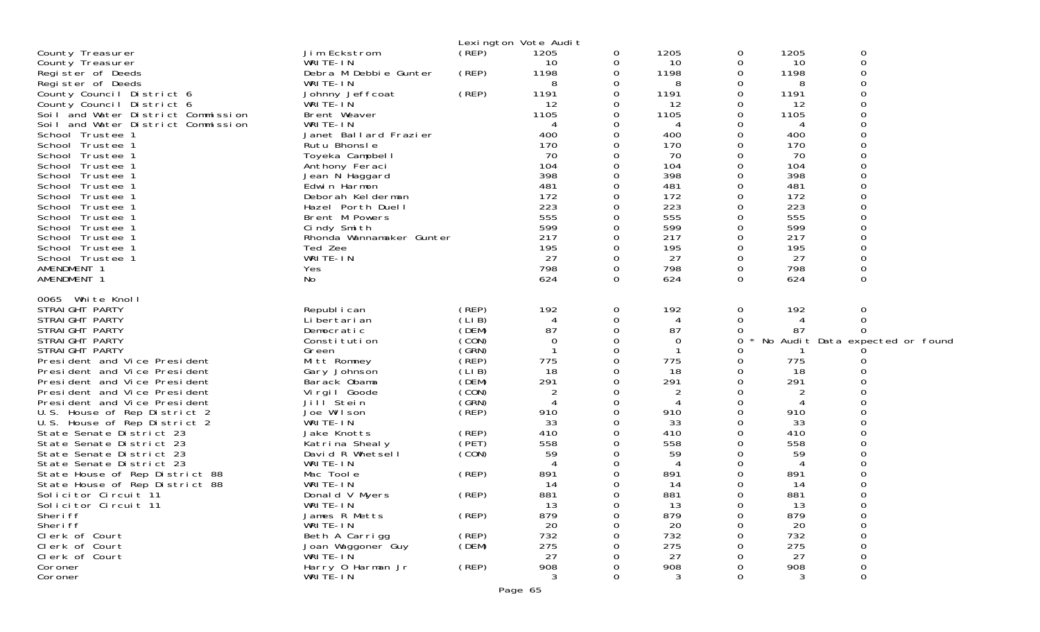Lexington Vote Audit

| | | | | | | | | |
|---|---|---|---|---|---|---|---|---|
| County Treasurer | Jim Eckstrom | (REP) | 1205 | 0 | 1205 | 0 | 1205 | 0 |
| County Treasurer | WRITE-IN | | 10 | 0 | 10 | 0 | 10 | 0 |
| Register of Deeds | Debra M Debbie Gunter | (REP) | 1198 | 0 | 1198 | 0 | 1198 | 0 |
| Register of Deeds | WRITE-IN | | 8 | 0 | 8 | 0 | 8 | 0 |
| County Council District 6 | Johnny Jeffcoat | (REP) | 1191 | 0 | 1191 | 0 | 1191 | 0 |
| County Council District 6 | WRITE-IN | | 12 | 0 | 12 | 0 | 12 | 0 |
| Soil and Water District Commission | Brent Weaver | | 1105 | 0 | 1105 | 0 | 1105 | 0 |
| Soil and Water District Commission | WRITE-IN | | 4 | 0 | 4 | 0 | 4 | 0 |
| School Trustee 1 | Janet Ballard Frazier | | 400 | 0 | 400 | 0 | 400 | 0 |
| School Trustee 1 | Rutu Bhonsle | | 170 | 0 | 170 | 0 | 170 | 0 |
| School Trustee 1 | Toyeka Campbell | | 70 | 0 | 70 | 0 | 70 | 0 |
| School Trustee 1 | Anthony Feraci | | 104 | 0 | 104 | 0 | 104 | 0 |
| School Trustee 1 | Jean N Haggard | | 398 | 0 | 398 | 0 | 398 | 0 |
| School Trustee 1 | Edwin Harmon | | 481 | 0 | 481 | 0 | 481 | 0 |
| School Trustee 1 | Deborah Kelderman | | 172 | 0 | 172 | 0 | 172 | 0 |
| School Trustee 1 | Hazel Porth Duell | | 223 | 0 | 223 | 0 | 223 | 0 |
| School Trustee 1 | Brent M Powers | | 555 | 0 | 555 | 0 | 555 | 0 |
| School Trustee 1 | Cindy Smith | | 599 | 0 | 599 | 0 | 599 | 0 |
| School Trustee 1 | Rhonda Wannamaker Gunter | | 217 | 0 | 217 | 0 | 217 | 0 |
| School Trustee 1 | Ted Zee | | 195 | 0 | 195 | 0 | 195 | 0 |
| School Trustee 1 | WRITE-IN | | 27 | 0 | 27 | 0 | 27 | 0 |
| AMENDMENT 1 | Yes | | 798 | 0 | 798 | 0 | 798 | 0 |
| AMENDMENT 1 | No | | 624 | 0 | 624 | 0 | 624 | 0 |

0065 White Knoll

| | | | | | | | | |
|---|---|---|---|---|---|---|---|---|
| STRAIGHT PARTY | Republican | (REP) | 192 | 0 | 192 | 0 | 192 | 0 |
| STRAIGHT PARTY | Libertarian | (LIB) | 4 | 0 | 4 | 0 | 4 | 0 |
| STRAIGHT PARTY | Democratic | (DEM) | 87 | 0 | 87 | 0 | 87 | 0 |
| STRAIGHT PARTY | Constitution | (CON) | 0 | 0 | 0 | 0 * No Audit Data expected or found | | |
| STRAIGHT PARTY | Green | (GRN) | 1 | 0 | 1 | 0 | 1 | 0 |
| President and Vice President | Mitt Romney | (REP) | 775 | 0 | 775 | 0 | 775 | 0 |
| President and Vice President | Gary Johnson | (LIB) | 18 | 0 | 18 | 0 | 18 | 0 |
| President and Vice President | Barack Obama | (DEM) | 291 | 0 | 291 | 0 | 291 | 0 |
| President and Vice President | Virgil Goode | (CON) | 2 | 0 | 2 | 0 | 2 | 0 |
| President and Vice President | Jill Stein | (GRN) | 4 | 0 | 4 | 0 | 4 | 0 |
| U.S. House of Rep District 2 | Joe Wilson | (REP) | 910 | 0 | 910 | 0 | 910 | 0 |
| U.S. House of Rep District 2 | WRITE-IN | | 33 | 0 | 33 | 0 | 33 | 0 |
| State Senate District 23 | Jake Knotts | (REP) | 410 | 0 | 410 | 0 | 410 | 0 |
| State Senate District 23 | Katrina Shealy | (PET) | 558 | 0 | 558 | 0 | 558 | 0 |
| State Senate District 23 | David R Whetsell | (CON) | 59 | 0 | 59 | 0 | 59 | 0 |
| State Senate District 23 | WRITE-IN | | 4 | 0 | 4 | 0 | 4 | 0 |
| State House of Rep District 88 | Mac Toole | (REP) | 891 | 0 | 891 | 0 | 891 | 0 |
| State House of Rep District 88 | WRITE-IN | | 14 | 0 | 14 | 0 | 14 | 0 |
| Solicitor Circuit 11 | Donald V Myers | (REP) | 881 | 0 | 881 | 0 | 881 | 0 |
| Solicitor Circuit 11 | WRITE-IN | | 13 | 0 | 13 | 0 | 13 | 0 |
| Sheriff | James R Metts | (REP) | 879 | 0 | 879 | 0 | 879 | 0 |
| Sheriff | WRITE-IN | | 20 | 0 | 20 | 0 | 20 | 0 |
| Clerk of Court | Beth A Carrigg | (REP) | 732 | 0 | 732 | 0 | 732 | 0 |
| Clerk of Court | Joan Waggoner Guy | (DEM) | 275 | 0 | 275 | 0 | 275 | 0 |
| Clerk of Court | WRITE-IN | | 27 | 0 | 27 | 0 | 27 | 0 |
| Coroner | Harry O Harman Jr | (REP) | 908 | 0 | 908 | 0 | 908 | 0 |
| Coroner | WRITE-IN | | 3 | 0 | 3 | 0 | 3 | 0 |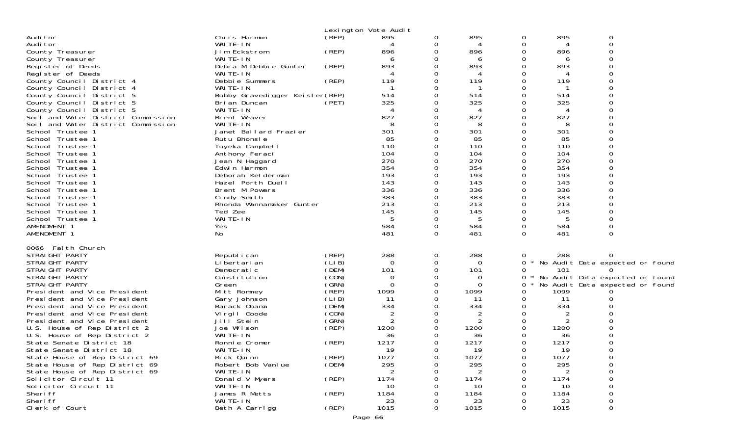Lexington Vote Audit

| | | | | | | | | | |
|---|---|---|---|---|---|---|---|---|---|
| Auditor | Chris Harmon | (REP) | 895 | 0 | 895 | 0 | 895 | 0 | |
| Auditor | WRITE-IN | | 4 | 0 | 4 | 0 | 4 | 0 | |
| County Treasurer | Jim Eckstrom | (REP) | 896 | 0 | 896 | 0 | 896 | 0 | |
| County Treasurer | WRITE-IN | | 6 | 0 | 6 | 0 | 6 | 0 | |
| Register of Deeds | Debra M Debbie Gunter | (REP) | 893 | 0 | 893 | 0 | 893 | 0 | |
| Register of Deeds | WRITE-IN | | 4 | 0 | 4 | 0 | 4 | 0 | |
| County Council District 4 | Debbie Summers | (REP) | 119 | 0 | 119 | 0 | 119 | 0 | |
| County Council District 4 | WRITE-IN | | 1 | 0 | 1 | 0 | 1 | 0 | |
| County Council District 5 | Bobby Gravedigger Keisler | (REP) | 514 | 0 | 514 | 0 | 514 | 0 | |
| County Council District 5 | Brian Duncan | (PET) | 325 | 0 | 325 | 0 | 325 | 0 | |
| County Council District 5 | WRITE-IN | | 4 | 0 | 4 | 0 | 4 | 0 | |
| Soil and Water District Commission | Brent Weaver | | 827 | 0 | 827 | 0 | 827 | 0 | |
| Soil and Water District Commission | WRITE-IN | | 8 | 0 | 8 | 0 | 8 | 0 | |
| School Trustee 1 | Janet Ballard Frazier | | 301 | 0 | 301 | 0 | 301 | 0 | |
| School Trustee 1 | Rutu Bhonsle | | 85 | 0 | 85 | 0 | 85 | 0 | |
| School Trustee 1 | Toyeka Campbell | | 110 | 0 | 110 | 0 | 110 | 0 | |
| School Trustee 1 | Anthony Feraci | | 104 | 0 | 104 | 0 | 104 | 0 | |
| School Trustee 1 | Jean N Haggard | | 270 | 0 | 270 | 0 | 270 | 0 | |
| School Trustee 1 | Edwin Harmon | | 354 | 0 | 354 | 0 | 354 | 0 | |
| School Trustee 1 | Deborah Kelderman | | 193 | 0 | 193 | 0 | 193 | 0 | |
| School Trustee 1 | Hazel Porth Duell | | 143 | 0 | 143 | 0 | 143 | 0 | |
| School Trustee 1 | Brent M Powers | | 336 | 0 | 336 | 0 | 336 | 0 | |
| School Trustee 1 | Cindy Smith | | 383 | 0 | 383 | 0 | 383 | 0 | |
| School Trustee 1 | Rhonda Wannamaker Gunter | | 213 | 0 | 213 | 0 | 213 | 0 | |
| School Trustee 1 | Ted Zee | | 145 | 0 | 145 | 0 | 145 | 0 | |
| School Trustee 1 | WRITE-IN | | 5 | 0 | 5 | 0 | 5 | 0 | |
| AMENDMENT 1 | Yes | | 584 | 0 | 584 | 0 | 584 | 0 | |
| AMENDMENT 1 | No | | 481 | 0 | 481 | 0 | 481 | 0 | |

0066 Faith Church

| | | | | | | | | | |
|---|---|---|---|---|---|---|---|---|---|
| STRAIGHT PARTY | Republican | (REP) | 288 | 0 | 288 | 0 | 288 | 0 | |
| STRAIGHT PARTY | Libertarian | (LIB) | 0 | 0 | 0 | 0 * | No Audit Data expected or found | | |
| STRAIGHT PARTY | Democratic | (DEM) | 101 | 0 | 101 | 0 | 101 | 0 | |
| STRAIGHT PARTY | Constitution | (CON) | 0 | 0 | 0 | 0 * | No Audit Data expected or found | | |
| STRAIGHT PARTY | Green | (GRN) | 0 | 0 | 0 | 0 * | No Audit Data expected or found | | |
| President and Vice President | Mitt Romney | (REP) | 1099 | 0 | 1099 | 0 | 1099 | 0 | |
| President and Vice President | Gary Johnson | (LIB) | 11 | 0 | 11 | 0 | 11 | 0 | |
| President and Vice President | Barack Obama | (DEM) | 334 | 0 | 334 | 0 | 334 | 0 | |
| President and Vice President | Virgil Goode | (CON) | 2 | 0 | 2 | 0 | 2 | 0 | |
| President and Vice President | Jill Stein | (GRN) | 2 | 0 | 2 | 0 | 2 | 0 | |
| U.S. House of Rep District 2 | Joe Wilson | (REP) | 1200 | 0 | 1200 | 0 | 1200 | 0 | |
| U.S. House of Rep District 2 | WRITE-IN | | 36 | 0 | 36 | 0 | 36 | 0 | |
| State Senate District 18 | Ronnie Cromer | (REP) | 1217 | 0 | 1217 | 0 | 1217 | 0 | |
| State Senate District 18 | WRITE-IN | | 19 | 0 | 19 | 0 | 19 | 0 | |
| State House of Rep District 69 | Rick Quinn | (REP) | 1077 | 0 | 1077 | 0 | 1077 | 0 | |
| State House of Rep District 69 | Robert Bob Vanlue | (DEM) | 295 | 0 | 295 | 0 | 295 | 0 | |
| State House of Rep District 69 | WRITE-IN | | 2 | 0 | 2 | 0 | 2 | 0 | |
| Solicitor Circuit 11 | Donald V Myers | (REP) | 1174 | 0 | 1174 | 0 | 1174 | 0 | |
| Solicitor Circuit 11 | WRITE-IN | | 10 | 0 | 10 | 0 | 10 | 0 | |
| Sheriff | James R Metts | (REP) | 1184 | 0 | 1184 | 0 | 1184 | 0 | |
| Sheriff | WRITE-IN | | 23 | 0 | 23 | 0 | 23 | 0 | |
| Clerk of Court | Beth A Carrigg | (REP) | 1015 | 0 | 1015 | 0 | 1015 | 0 | |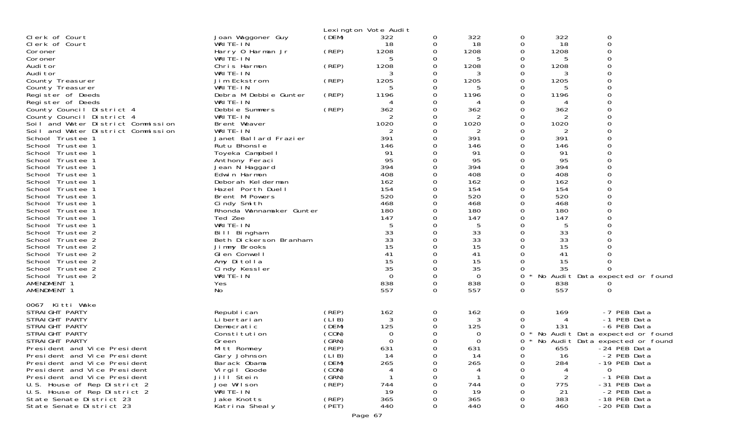Lexington Vote Audit

| | | | | | | | | | |
|---|---|---|---|---|---|---|---|---|---|
| Clerk of Court | Joan Waggoner Guy | (DEM) | 322 | 0 | 322 | 0 | 322 | 0 | |
| Clerk of Court | WRITE-IN | | 18 | 0 | 18 | 0 | 18 | 0 | |
| Coroner | Harry O Harman Jr | (REP) | 1208 | 0 | 1208 | 0 | 1208 | 0 | |
| Coroner | WRITE-IN | | 5 | 0 | 5 | 0 | 5 | 0 | |
| Auditor | Chris Harmon | (REP) | 1208 | 0 | 1208 | 0 | 1208 | 0 | |
| Auditor | WRITE-IN | | 3 | 0 | 3 | 0 | 3 | 0 | |
| County Treasurer | Jim Eckstrom | (REP) | 1205 | 0 | 1205 | 0 | 1205 | 0 | |
| County Treasurer | WRITE-IN | | 5 | 0 | 5 | 0 | 5 | 0 | |
| Register of Deeds | Debra M Debbie Gunter | (REP) | 1196 | 0 | 1196 | 0 | 1196 | 0 | |
| Register of Deeds | WRITE-IN | | 4 | 0 | 4 | 0 | 4 | 0 | |
| County Council District 4 | Debbie Summers | (REP) | 362 | 0 | 362 | 0 | 362 | 0 | |
| County Council District 4 | WRITE-IN | | 2 | 0 | 2 | 0 | 2 | 0 | |
| Soil and Water District Commission | Brent Weaver | | 1020 | 0 | 1020 | 0 | 1020 | 0 | |
| Soil and Water District Commission | WRITE-IN | | 2 | 0 | 2 | 0 | 2 | 0 | |
| School Trustee 1 | Janet Ballard Frazier | | 391 | 0 | 391 | 0 | 391 | 0 | |
| School Trustee 1 | Rutu Bhonsle | | 146 | 0 | 146 | 0 | 146 | 0 | |
| School Trustee 1 | Toyeka Campbell | | 91 | 0 | 91 | 0 | 91 | 0 | |
| School Trustee 1 | Anthony Feraci | | 95 | 0 | 95 | 0 | 95 | 0 | |
| School Trustee 1 | Jean N Haggard | | 394 | 0 | 394 | 0 | 394 | 0 | |
| School Trustee 1 | Edwin Harmon | | 408 | 0 | 408 | 0 | 408 | 0 | |
| School Trustee 1 | Deborah Kelderman | | 162 | 0 | 162 | 0 | 162 | 0 | |
| School Trustee 1 | Hazel Porth Duell | | 154 | 0 | 154 | 0 | 154 | 0 | |
| School Trustee 1 | Brent M Powers | | 520 | 0 | 520 | 0 | 520 | 0 | |
| School Trustee 1 | Cindy Smith | | 468 | 0 | 468 | 0 | 468 | 0 | |
| School Trustee 1 | Rhonda Wannamaker Gunter | | 180 | 0 | 180 | 0 | 180 | 0 | |
| School Trustee 1 | Ted Zee | | 147 | 0 | 147 | 0 | 147 | 0 | |
| School Trustee 1 | WRITE-IN | | 5 | 0 | 5 | 0 | 5 | 0 | |
| School Trustee 2 | Bill Bingham | | 33 | 0 | 33 | 0 | 33 | 0 | |
| School Trustee 2 | Beth Dickerson Branham | | 33 | 0 | 33 | 0 | 33 | 0 | |
| School Trustee 2 | Jimmy Brooks | | 15 | 0 | 15 | 0 | 15 | 0 | |
| School Trustee 2 | Glen Conwell | | 41 | 0 | 41 | 0 | 41 | 0 | |
| School Trustee 2 | Amy Ditolla | | 15 | 0 | 15 | 0 | 15 | 0 | |
| School Trustee 2 | Cindy Kessler | | 35 | 0 | 35 | 0 | 35 | 0 | |
| School Trustee 2 | WRITE-IN | | 0 | 0 | 0 | 0 * | No Audit Data expected or found | | |
| AMENDMENT 1 | Yes | | 838 | 0 | 838 | 0 | 838 | 0 | |
| AMENDMENT 1 | No | | 557 | 0 | 557 | 0 | 557 | 0 | |
| **0067 Kitti Wake** | | | | | | | | | |
| STRAIGHT PARTY | Republican | (REP) | 162 | 0 | 162 | 0 | 169 | -7 | PEB Data |
| STRAIGHT PARTY | Libertarian | (LIB) | 3 | 0 | 3 | 0 | 4 | -1 | PEB Data |
| STRAIGHT PARTY | Democratic | (DEM) | 125 | 0 | 125 | 0 | 131 | -6 | PEB Data |
| STRAIGHT PARTY | Constitution | (CON) | 0 | 0 | 0 | 0 * | No Audit Data expected or found | | |
| STRAIGHT PARTY | Green | (GRN) | 0 | 0 | 0 | 0 * | No Audit Data expected or found | | |
| President and Vice President | Mitt Romney | (REP) | 631 | 0 | 631 | 0 | 655 | -24 | PEB Data |
| President and Vice President | Gary Johnson | (LIB) | 14 | 0 | 14 | 0 | 16 | -2 | PEB Data |
| President and Vice President | Barack Obama | (DEM) | 265 | 0 | 265 | 0 | 284 | -19 | PEB Data |
| President and Vice President | Virgil Goode | (CON) | 4 | 0 | 4 | 0 | 4 | 0 | |
| President and Vice President | Jill Stein | (GRN) | 1 | 0 | 1 | 0 | 2 | -1 | PEB Data |
| U.S. House of Rep District 2 | Joe Wilson | (REP) | 744 | 0 | 744 | 0 | 775 | -31 | PEB Data |
| U.S. House of Rep District 2 | WRITE-IN | | 19 | 0 | 19 | 0 | 21 | -2 | PEB Data |
| State Senate District 23 | Jake Knotts | (REP) | 365 | 0 | 365 | 0 | 383 | -18 | PEB Data |
| State Senate District 23 | Katrina Shealy | (PET) | 440 | 0 | 440 | 0 | 460 | -20 | PEB Data |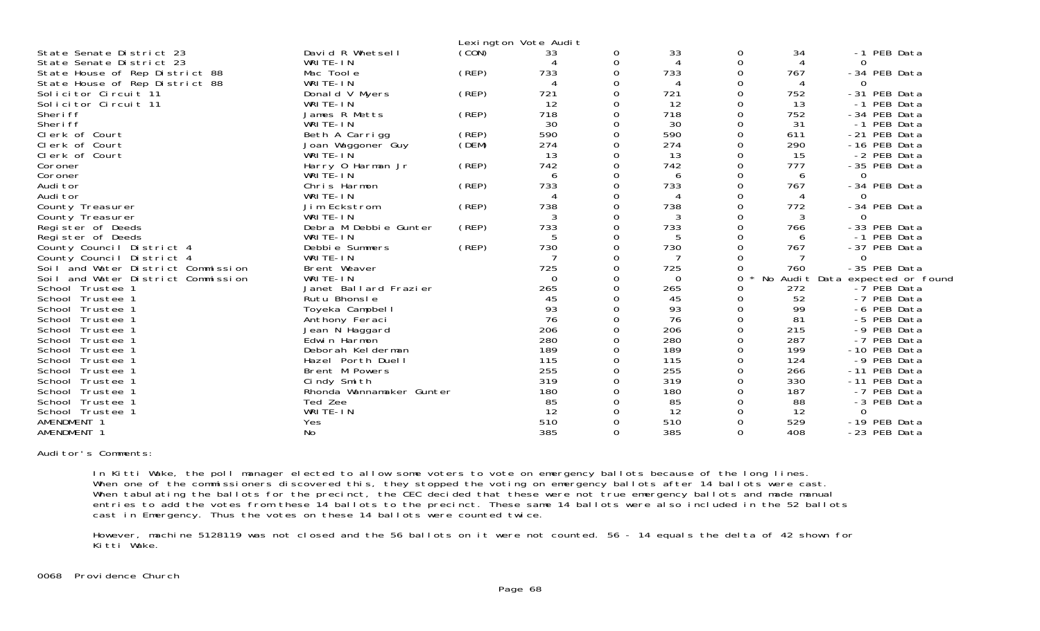Lexington Vote Audit

| | | | | | | | | |
|---|---|---|---|---|---|---|---|---|
| State Senate District 23 | David R Whetsell | (CON) | 33 | 0 | 33 | 0 | 34 | -1 PEB Data |
| State Senate District 23 | WRITE-IN | | 4 | 0 | 4 | 0 | 4 | 0 |
| State House of Rep District 88 | Mac Toole | (REP) | 733 | 0 | 733 | 0 | 767 | -34 PEB Data |
| State House of Rep District 88 | WRITE-IN | | 4 | 0 | 4 | 0 | 4 | 0 |
| Solicitor Circuit 11 | Donald V Myers | (REP) | 721 | 0 | 721 | 0 | 752 | -31 PEB Data |
| Solicitor Circuit 11 | WRITE-IN | | 12 | 0 | 12 | 0 | 13 | -1 PEB Data |
| Sheriff | James R Metts | (REP) | 718 | 0 | 718 | 0 | 752 | -34 PEB Data |
| Sheriff | WRITE-IN | | 30 | 0 | 30 | 0 | 31 | -1 PEB Data |
| Clerk of Court | Beth A Carrigg | (REP) | 590 | 0 | 590 | 0 | 611 | -21 PEB Data |
| Clerk of Court | Joan Waggoner Guy | (DEM) | 274 | 0 | 274 | 0 | 290 | -16 PEB Data |
| Clerk of Court | WRITE-IN | | 13 | 0 | 13 | 0 | 15 | -2 PEB Data |
| Coroner | Harry O Harman Jr | (REP) | 742 | 0 | 742 | 0 | 777 | -35 PEB Data |
| Coroner | WRITE-IN | | 6 | 0 | 6 | 0 | 6 | 0 |
| Auditor | Chris Harmon | (REP) | 733 | 0 | 733 | 0 | 767 | -34 PEB Data |
| Auditor | WRITE-IN | | 4 | 0 | 4 | 0 | 4 | 0 |
| County Treasurer | Jim Eckstrom | (REP) | 738 | 0 | 738 | 0 | 772 | -34 PEB Data |
| County Treasurer | WRITE-IN | | 3 | 0 | 3 | 0 | 3 | 0 |
| Register of Deeds | Debra M Debbie Gunter | (REP) | 733 | 0 | 733 | 0 | 766 | -33 PEB Data |
| Register of Deeds | WRITE-IN | | 5 | 0 | 5 | 0 | 6 | -1 PEB Data |
| County Council District 4 | Debbie Summers | (REP) | 730 | 0 | 730 | 0 | 767 | -37 PEB Data |
| County Council District 4 | WRITE-IN | | 7 | 0 | 7 | 0 | 7 | 0 |
| Soil and Water District Commission | Brent Weaver | | 725 | 0 | 725 | 0 | 760 | -35 PEB Data |
| Soil and Water District Commission | WRITE-IN | | 0 | 0 | 0 | 0 * | No Audit Data expected or found | |
| School Trustee 1 | Janet Ballard Frazier | | 265 | 0 | 265 | 0 | 272 | -7 PEB Data |
| School Trustee 1 | Rutu Bhonsle | | 45 | 0 | 45 | 0 | 52 | -7 PEB Data |
| School Trustee 1 | Toyeka Campbell | | 93 | 0 | 93 | 0 | 99 | -6 PEB Data |
| School Trustee 1 | Anthony Feraci | | 76 | 0 | 76 | 0 | 81 | -5 PEB Data |
| School Trustee 1 | Jean N Haggard | | 206 | 0 | 206 | 0 | 215 | -9 PEB Data |
| School Trustee 1 | Edwin Harmon | | 280 | 0 | 280 | 0 | 287 | -7 PEB Data |
| School Trustee 1 | Deborah Kelderman | | 189 | 0 | 189 | 0 | 199 | -10 PEB Data |
| School Trustee 1 | Hazel Porth Duell | | 115 | 0 | 115 | 0 | 124 | -9 PEB Data |
| School Trustee 1 | Brent M Powers | | 255 | 0 | 255 | 0 | 266 | -11 PEB Data |
| School Trustee 1 | Cindy Smith | | 319 | 0 | 319 | 0 | 330 | -11 PEB Data |
| School Trustee 1 | Rhonda Wannamaker Gunter | | 180 | 0 | 180 | 0 | 187 | -7 PEB Data |
| School Trustee 1 | Ted Zee | | 85 | 0 | 85 | 0 | 88 | -3 PEB Data |
| School Trustee 1 | WRITE-IN | | 12 | 0 | 12 | 0 | 12 | 0 |
| AMENDMENT 1 | Yes | | 510 | 0 | 510 | 0 | 529 | -19 PEB Data |
| AMENDMENT 1 | No | | 385 | 0 | 385 | 0 | 408 | -23 PEB Data |

Auditor's Comments:

In Kitti Wake, the poll manager elected to allow some voters to vote on emergency ballots because of the long lines. When one of the commissioners discovered this, they stopped the voting on emergency ballots after 14 ballots were cast. When tabulating the ballots for the precinct, the CEC decided that these were not true emergency ballots and made manual entries to add the votes from these 14 ballots to the precinct. These same 14 ballots were also included in the 52 ballots cast in Emergency. Thus the votes on these 14 ballots were counted twice.

However, machine 5128119 was not closed and the 56 ballots on it were not counted. 56 - 14 equals the delta of 42 shown for Kitti Wake.

0068 Providence Church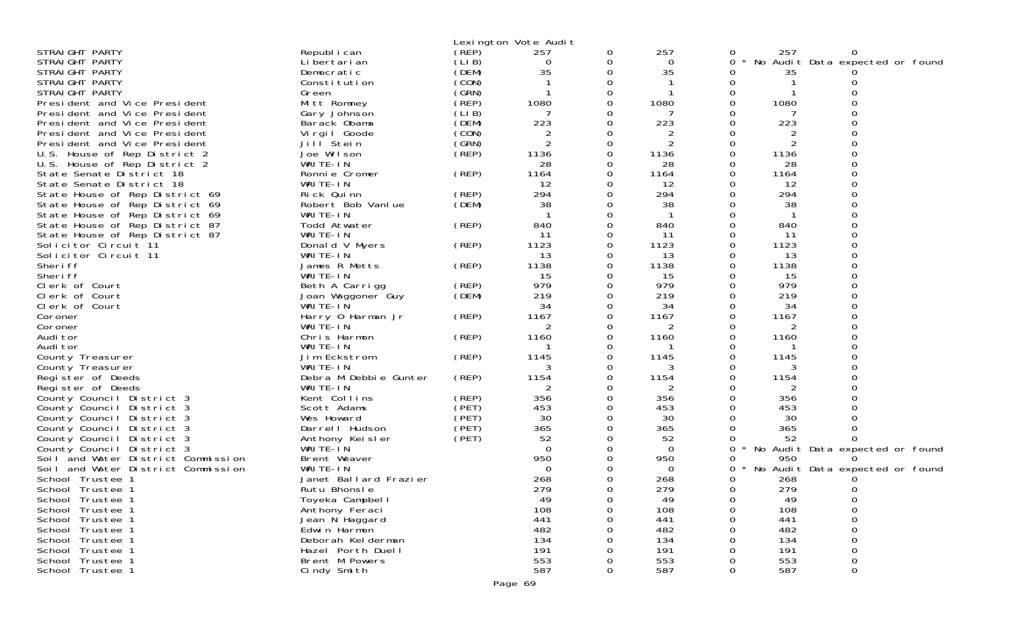Lexington Vote Audit

| | | | | | | | | |
|---|---|---|---|---|---|---|---|---|
| STRAIGHT PARTY | Republican | (REP) | 257 | 0 | 257 | 0 | 257 | 0 |
| STRAIGHT PARTY | Libertarian | (LIB) | 0 | 0 | 0 | 0 * | No Audit Data expected or found | |
| STRAIGHT PARTY | Democratic | (DEM) | 35 | 0 | 35 | 0 | 35 | 0 |
| STRAIGHT PARTY | Constitution | (CON) | 1 | 0 | 1 | 0 | 1 | 0 |
| STRAIGHT PARTY | Green | (GRN) | 1 | 0 | 1 | 0 | 1 | 0 |
| President and Vice President | Mitt Romney | (REP) | 1080 | 0 | 1080 | 0 | 1080 | 0 |
| President and Vice President | Gary Johnson | (LIB) | 7 | 0 | 7 | 0 | 7 | 0 |
| President and Vice President | Barack Obama | (DEM) | 223 | 0 | 223 | 0 | 223 | 0 |
| President and Vice President | Virgil Goode | (CON) | 2 | 0 | 2 | 0 | 2 | 0 |
| President and Vice President | Jill Stein | (GRN) | 2 | 0 | 2 | 0 | 2 | 0 |
| U.S. House of Rep District 2 | Joe Wilson | (REP) | 1136 | 0 | 1136 | 0 | 1136 | 0 |
| U.S. House of Rep District 2 | WRITE-IN | | 28 | 0 | 28 | 0 | 28 | 0 |
| State Senate District 18 | Ronnie Cromer | (REP) | 1164 | 0 | 1164 | 0 | 1164 | 0 |
| State Senate District 18 | WRITE-IN | | 12 | 0 | 12 | 0 | 12 | 0 |
| State House of Rep District 69 | Rick Quinn | (REP) | 294 | 0 | 294 | 0 | 294 | 0 |
| State House of Rep District 69 | Robert Bob Vanlue | (DEM) | 38 | 0 | 38 | 0 | 38 | 0 |
| State House of Rep District 69 | WRITE-IN | | 1 | 0 | 1 | 0 | 1 | 0 |
| State House of Rep District 87 | Todd Atwater | (REP) | 840 | 0 | 840 | 0 | 840 | 0 |
| State House of Rep District 87 | WRITE-IN | | 11 | 0 | 11 | 0 | 11 | 0 |
| Solicitor Circuit 11 | Donald V Myers | (REP) | 1123 | 0 | 1123 | 0 | 1123 | 0 |
| Solicitor Circuit 11 | WRITE-IN | | 13 | 0 | 13 | 0 | 13 | 0 |
| Sheriff | James R Metts | (REP) | 1138 | 0 | 1138 | 0 | 1138 | 0 |
| Sheriff | WRITE-IN | | 15 | 0 | 15 | 0 | 15 | 0 |
| Clerk of Court | Beth A Carrigg | (REP) | 979 | 0 | 979 | 0 | 979 | 0 |
| Clerk of Court | Joan Waggoner Guy | (DEM) | 219 | 0 | 219 | 0 | 219 | 0 |
| Clerk of Court | WRITE-IN | | 34 | 0 | 34 | 0 | 34 | 0 |
| Coroner | Harry O Harman Jr | (REP) | 1167 | 0 | 1167 | 0 | 1167 | 0 |
| Coroner | WRITE-IN | | 2 | 0 | 2 | 0 | 2 | 0 |
| Auditor | Chris Harmon | (REP) | 1160 | 0 | 1160 | 0 | 1160 | 0 |
| Auditor | WRITE-IN | | 1 | 0 | 1 | 0 | 1 | 0 |
| County Treasurer | Jim Eckstrom | (REP) | 1145 | 0 | 1145 | 0 | 1145 | 0 |
| County Treasurer | WRITE-IN | | 3 | 0 | 3 | 0 | 3 | 0 |
| Register of Deeds | Debra M Debbie Gunter | (REP) | 1154 | 0 | 1154 | 0 | 1154 | 0 |
| Register of Deeds | WRITE-IN | | 2 | 0 | 2 | 0 | 2 | 0 |
| County Council District 3 | Kent Collins | (REP) | 356 | 0 | 356 | 0 | 356 | 0 |
| County Council District 3 | Scott Adams | (PET) | 453 | 0 | 453 | 0 | 453 | 0 |
| County Council District 3 | Wes Howard | (PET) | 30 | 0 | 30 | 0 | 30 | 0 |
| County Council District 3 | Darrell Hudson | (PET) | 365 | 0 | 365 | 0 | 365 | 0 |
| County Council District 3 | Anthony Keisler | (PET) | 52 | 0 | 52 | 0 | 52 | 0 |
| County Council District 3 | WRITE-IN | | 0 | 0 | 0 | 0 * | No Audit Data expected or found | |
| Soil and Water District Commission | Brent Weaver | | 950 | 0 | 950 | 0 | 950 | 0 |
| Soil and Water District Commission | WRITE-IN | | 0 | 0 | 0 | 0 * | No Audit Data expected or found | |
| School Trustee 1 | Janet Ballard Frazier | | 268 | 0 | 268 | 0 | 268 | 0 |
| School Trustee 1 | Rutu Bhonsle | | 279 | 0 | 279 | 0 | 279 | 0 |
| School Trustee 1 | Toyeka Campbell | | 49 | 0 | 49 | 0 | 49 | 0 |
| School Trustee 1 | Anthony Feraci | | 108 | 0 | 108 | 0 | 108 | 0 |
| School Trustee 1 | Jean N Haggard | | 441 | 0 | 441 | 0 | 441 | 0 |
| School Trustee 1 | Edwin Harmon | | 482 | 0 | 482 | 0 | 482 | 0 |
| School Trustee 1 | Deborah Kelderman | | 134 | 0 | 134 | 0 | 134 | 0 |
| School Trustee 1 | Hazel Porth Duell | | 191 | 0 | 191 | 0 | 191 | 0 |
| School Trustee 1 | Brent M Powers | | 553 | 0 | 553 | 0 | 553 | 0 |
| School Trustee 1 | Cindy Smith | | 587 | 0 | 587 | 0 | 587 | 0 |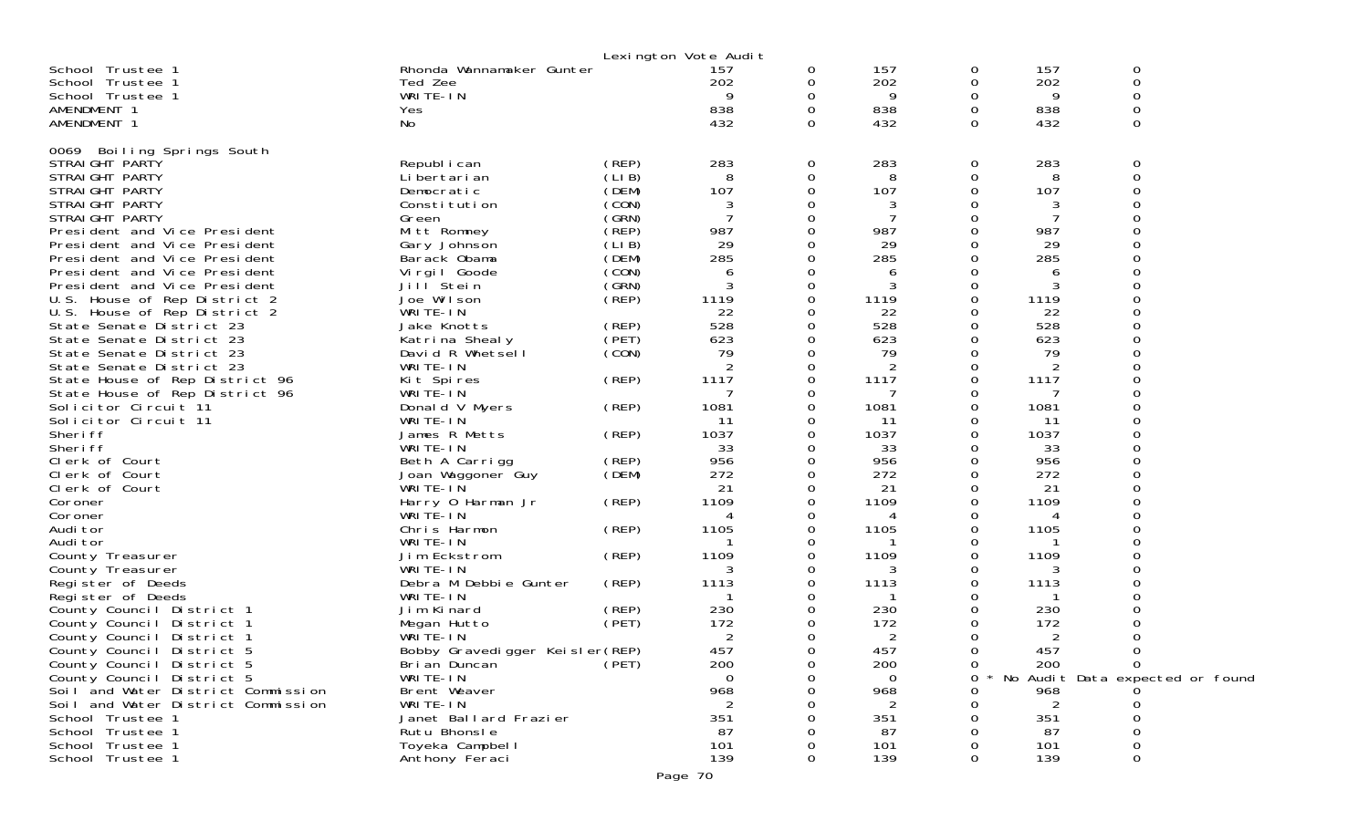Lexington Vote Audit

| | | | | | | | | |
|---|---|---|---|---|---|---|---|---|
| School Trustee 1 | Rhonda Wannamaker Gunter | | 157 | 0 | 157 | 0 | 157 | 0 |
| School Trustee 1 | Ted Zee | | 202 | 0 | 202 | 0 | 202 | 0 |
| School Trustee 1 | WRITE-IN | | 9 | 0 | 9 | 0 | 9 | 0 |
| AMENDMENT 1 | Yes | | 838 | 0 | 838 | 0 | 838 | 0 |
| AMENDMENT 1 | No | | 432 | 0 | 432 | 0 | 432 | 0 |

0069 Boiling Springs South

| | | | | | | | | |
|---|---|---|---|---|---|---|---|---|
| STRAIGHT PARTY | Republican | (REP) | 283 | 0 | 283 | 0 | 283 | 0 |
| STRAIGHT PARTY | Libertarian | (LIB) | 8 | 0 | 8 | 0 | 8 | 0 |
| STRAIGHT PARTY | Democratic | (DEM) | 107 | 0 | 107 | 0 | 107 | 0 |
| STRAIGHT PARTY | Constitution | (CON) | 3 | 0 | 3 | 0 | 3 | 0 |
| STRAIGHT PARTY | Green | (GRN) | 7 | 0 | 7 | 0 | 7 | 0 |
| President and Vice President | Mitt Romney | (REP) | 987 | 0 | 987 | 0 | 987 | 0 |
| President and Vice President | Gary Johnson | (LIB) | 29 | 0 | 29 | 0 | 29 | 0 |
| President and Vice President | Barack Obama | (DEM) | 285 | 0 | 285 | 0 | 285 | 0 |
| President and Vice President | Virgil Goode | (CON) | 6 | 0 | 6 | 0 | 6 | 0 |
| President and Vice President | Jill Stein | (GRN) | 3 | 0 | 3 | 0 | 3 | 0 |
| U.S. House of Rep District 2 | Joe Wilson | (REP) | 1119 | 0 | 1119 | 0 | 1119 | 0 |
| U.S. House of Rep District 2 | WRITE-IN | | 22 | 0 | 22 | 0 | 22 | 0 |
| State Senate District 23 | Jake Knotts | (REP) | 528 | 0 | 528 | 0 | 528 | 0 |
| State Senate District 23 | Katrina Shealy | (PET) | 623 | 0 | 623 | 0 | 623 | 0 |
| State Senate District 23 | David R Whetsell | (CON) | 79 | 0 | 79 | 0 | 79 | 0 |
| State Senate District 23 | WRITE-IN | | 2 | 0 | 2 | 0 | 2 | 0 |
| State House of Rep District 96 | Kit Spires | (REP) | 1117 | 0 | 1117 | 0 | 1117 | 0 |
| State House of Rep District 96 | WRITE-IN | | 7 | 0 | 7 | 0 | 7 | 0 |
| Solicitor Circuit 11 | Donald V Myers | (REP) | 1081 | 0 | 1081 | 0 | 1081 | 0 |
| Solicitor Circuit 11 | WRITE-IN | | 11 | 0 | 11 | 0 | 11 | 0 |
| Sheriff | James R Metts | (REP) | 1037 | 0 | 1037 | 0 | 1037 | 0 |
| Sheriff | WRITE-IN | | 33 | 0 | 33 | 0 | 33 | 0 |
| Clerk of Court | Beth A Carrigg | (REP) | 956 | 0 | 956 | 0 | 956 | 0 |
| Clerk of Court | Joan Waggoner Guy | (DEM) | 272 | 0 | 272 | 0 | 272 | 0 |
| Clerk of Court | WRITE-IN | | 21 | 0 | 21 | 0 | 21 | 0 |
| Coroner | Harry O Harman Jr | (REP) | 1109 | 0 | 1109 | 0 | 1109 | 0 |
| Coroner | WRITE-IN | | 4 | 0 | 4 | 0 | 4 | 0 |
| Auditor | Chris Harmon | (REP) | 1105 | 0 | 1105 | 0 | 1105 | 0 |
| Auditor | WRITE-IN | | 1 | 0 | 1 | 0 | 1 | 0 |
| County Treasurer | Jim Eckstrom | (REP) | 1109 | 0 | 1109 | 0 | 1109 | 0 |
| County Treasurer | WRITE-IN | | 3 | 0 | 3 | 0 | 3 | 0 |
| Register of Deeds | Debra M Debbie Gunter | (REP) | 1113 | 0 | 1113 | 0 | 1113 | 0 |
| Register of Deeds | WRITE-IN | | 1 | 0 | 1 | 0 | 1 | 0 |
| County Council District 1 | Jim Kinard | (REP) | 230 | 0 | 230 | 0 | 230 | 0 |
| County Council District 1 | Megan Hutto | (PET) | 172 | 0 | 172 | 0 | 172 | 0 |
| County Council District 1 | WRITE-IN | | 2 | 0 | 2 | 0 | 2 | 0 |
| County Council District 5 | Bobby Gravedigger Keisler | (REP) | 457 | 0 | 457 | 0 | 457 | 0 |
| County Council District 5 | Brian Duncan | (PET) | 200 | 0 | 200 | 0 | 200 | 0 |
| County Council District 5 | WRITE-IN | | 0 | 0 | 0 | 0 * No Audit Data expected or found | | |
| Soil and Water District Commission | Brent Weaver | | 968 | 0 | 968 | 0 | 968 | 0 |
| Soil and Water District Commission | WRITE-IN | | 2 | 0 | 2 | 0 | 2 | 0 |
| School Trustee 1 | Janet Ballard Frazier | | 351 | 0 | 351 | 0 | 351 | 0 |
| School Trustee 1 | Rutu Bhonsle | | 87 | 0 | 87 | 0 | 87 | 0 |
| School Trustee 1 | Toyeka Campbell | | 101 | 0 | 101 | 0 | 101 | 0 |
| School Trustee 1 | Anthony Feraci | | 139 | 0 | 139 | 0 | 139 | 0 |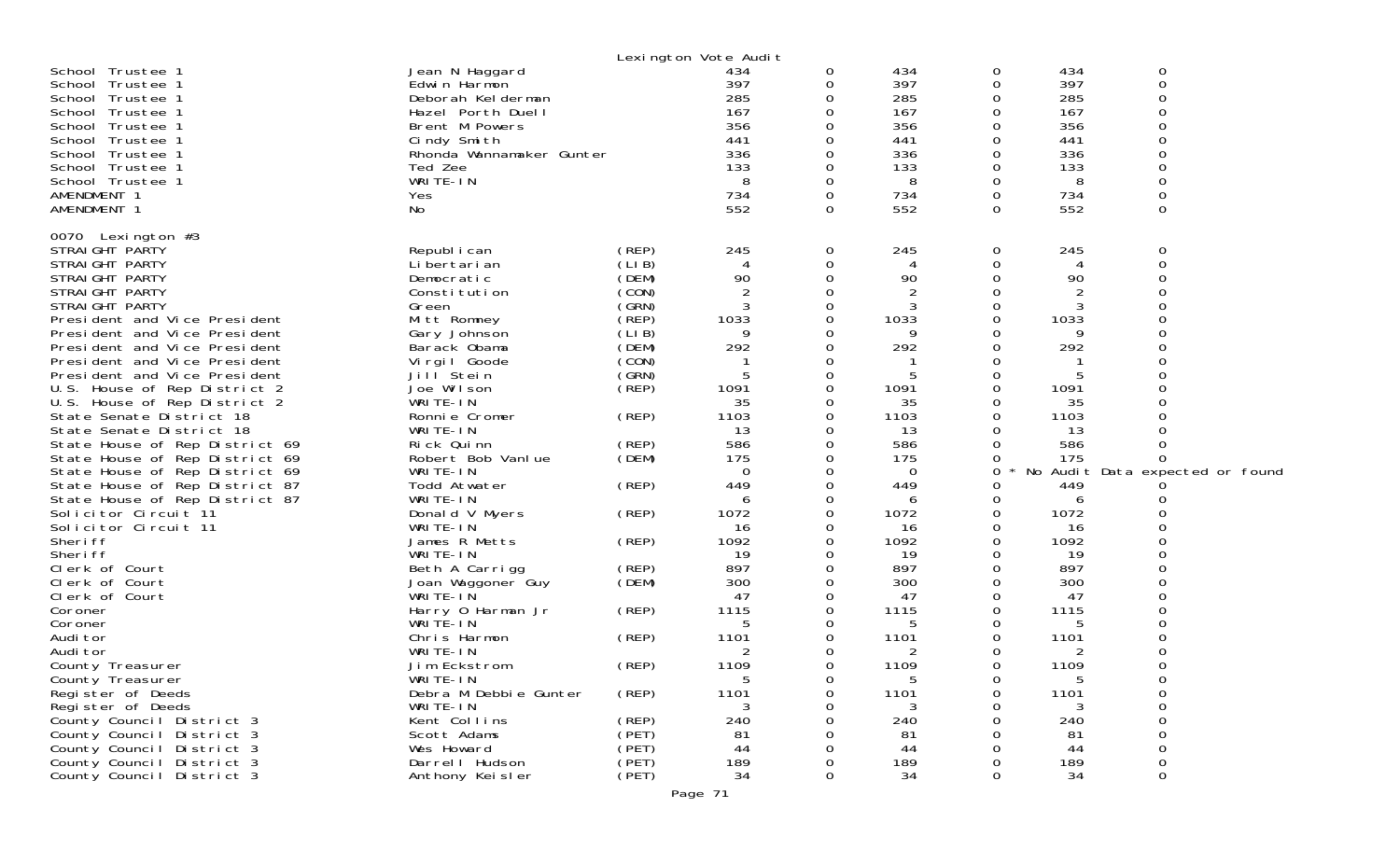Lexington Vote Audit

| Contest | Candidate | Party | Votes | | | | | |
|---|---|---|---|---|---|---|---|---|
| School Trustee 1 | Jean N Haggard | | 434 | 0 | 434 | 0 | 434 | 0 |
| School Trustee 1 | Edwin Harmon | | 397 | 0 | 397 | 0 | 397 | 0 |
| School Trustee 1 | Deborah Kelderman | | 285 | 0 | 285 | 0 | 285 | 0 |
| School Trustee 1 | Hazel Porth Duell | | 167 | 0 | 167 | 0 | 167 | 0 |
| School Trustee 1 | Brent M Powers | | 356 | 0 | 356 | 0 | 356 | 0 |
| School Trustee 1 | Cindy Smith | | 441 | 0 | 441 | 0 | 441 | 0 |
| School Trustee 1 | Rhonda Wannamaker Gunter | | 336 | 0 | 336 | 0 | 336 | 0 |
| School Trustee 1 | Ted Zee | | 133 | 0 | 133 | 0 | 133 | 0 |
| School Trustee 1 | WRITE-IN | | 8 | 0 | 8 | 0 | 8 | 0 |
| AMENDMENT 1 | Yes | | 734 | 0 | 734 | 0 | 734 | 0 |
| AMENDMENT 1 | No | | 552 | 0 | 552 | 0 | 552 | 0 |

0070 Lexington #3

| Contest | Candidate | Party | Votes | | | | | |
|---|---|---|---|---|---|---|---|---|
| STRAIGHT PARTY | Republican | (REP) | 245 | 0 | 245 | 0 | 245 | 0 |
| STRAIGHT PARTY | Libertarian | (LIB) | 4 | 0 | 4 | 0 | 4 | 0 |
| STRAIGHT PARTY | Democratic | (DEM) | 90 | 0 | 90 | 0 | 90 | 0 |
| STRAIGHT PARTY | Constitution | (CON) | 2 | 0 | 2 | 0 | 2 | 0 |
| STRAIGHT PARTY | Green | (GRN) | 3 | 0 | 3 | 0 | 3 | 0 |
| President and Vice President | Mitt Romney | (REP) | 1033 | 0 | 1033 | 0 | 1033 | 0 |
| President and Vice President | Gary Johnson | (LIB) | 9 | 0 | 9 | 0 | 9 | 0 |
| President and Vice President | Barack Obama | (DEM) | 292 | 0 | 292 | 0 | 292 | 0 |
| President and Vice President | Virgil Goode | (CON) | 1 | 0 | 1 | 0 | 1 | 0 |
| President and Vice President | Jill Stein | (GRN) | 5 | 0 | 5 | 0 | 5 | 0 |
| U.S. House of Rep District 2 | Joe Wilson | (REP) | 1091 | 0 | 1091 | 0 | 1091 | 0 |
| U.S. House of Rep District 2 | WRITE-IN | | 35 | 0 | 35 | 0 | 35 | 0 |
| State Senate District 18 | Ronnie Cromer | (REP) | 1103 | 0 | 1103 | 0 | 1103 | 0 |
| State Senate District 18 | WRITE-IN | | 13 | 0 | 13 | 0 | 13 | 0 |
| State House of Rep District 69 | Rick Quinn | (REP) | 586 | 0 | 586 | 0 | 586 | 0 |
| State House of Rep District 69 | Robert Bob Vanlue | (DEM) | 175 | 0 | 175 | 0 | 175 | 0 |
| State House of Rep District 69 | WRITE-IN | | 0 | 0 | 0 | 0 * No Audit Data expected or found | | |
| State House of Rep District 87 | Todd Atwater | (REP) | 449 | 0 | 449 | 0 | 449 | 0 |
| State House of Rep District 87 | WRITE-IN | | 6 | 0 | 6 | 0 | 6 | 0 |
| Solicitor Circuit 11 | Donald V Myers | (REP) | 1072 | 0 | 1072 | 0 | 1072 | 0 |
| Solicitor Circuit 11 | WRITE-IN | | 16 | 0 | 16 | 0 | 16 | 0 |
| Sheriff | James R Metts | (REP) | 1092 | 0 | 1092 | 0 | 1092 | 0 |
| Sheriff | WRITE-IN | | 19 | 0 | 19 | 0 | 19 | 0 |
| Clerk of Court | Beth A Carrigg | (REP) | 897 | 0 | 897 | 0 | 897 | 0 |
| Clerk of Court | Joan Waggoner Guy | (DEM) | 300 | 0 | 300 | 0 | 300 | 0 |
| Clerk of Court | WRITE-IN | | 47 | 0 | 47 | 0 | 47 | 0 |
| Coroner | Harry O Harman Jr | (REP) | 1115 | 0 | 1115 | 0 | 1115 | 0 |
| Coroner | WRITE-IN | | 5 | 0 | 5 | 0 | 5 | 0 |
| Auditor | Chris Harmon | (REP) | 1101 | 0 | 1101 | 0 | 1101 | 0 |
| Auditor | WRITE-IN | | 2 | 0 | 2 | 0 | 2 | 0 |
| County Treasurer | Jim Eckstrom | (REP) | 1109 | 0 | 1109 | 0 | 1109 | 0 |
| County Treasurer | WRITE-IN | | 5 | 0 | 5 | 0 | 5 | 0 |
| Register of Deeds | Debra M Debbie Gunter | (REP) | 1101 | 0 | 1101 | 0 | 1101 | 0 |
| Register of Deeds | WRITE-IN | | 3 | 0 | 3 | 0 | 3 | 0 |
| County Council District 3 | Kent Collins | (REP) | 240 | 0 | 240 | 0 | 240 | 0 |
| County Council District 3 | Scott Adams | (PET) | 81 | 0 | 81 | 0 | 81 | 0 |
| County Council District 3 | Wes Howard | (PET) | 44 | 0 | 44 | 0 | 44 | 0 |
| County Council District 3 | Darrell Hudson | (PET) | 189 | 0 | 189 | 0 | 189 | 0 |
| County Council District 3 | Anthony Keisler | (PET) | 34 | 0 | 34 | 0 | 34 | 0 |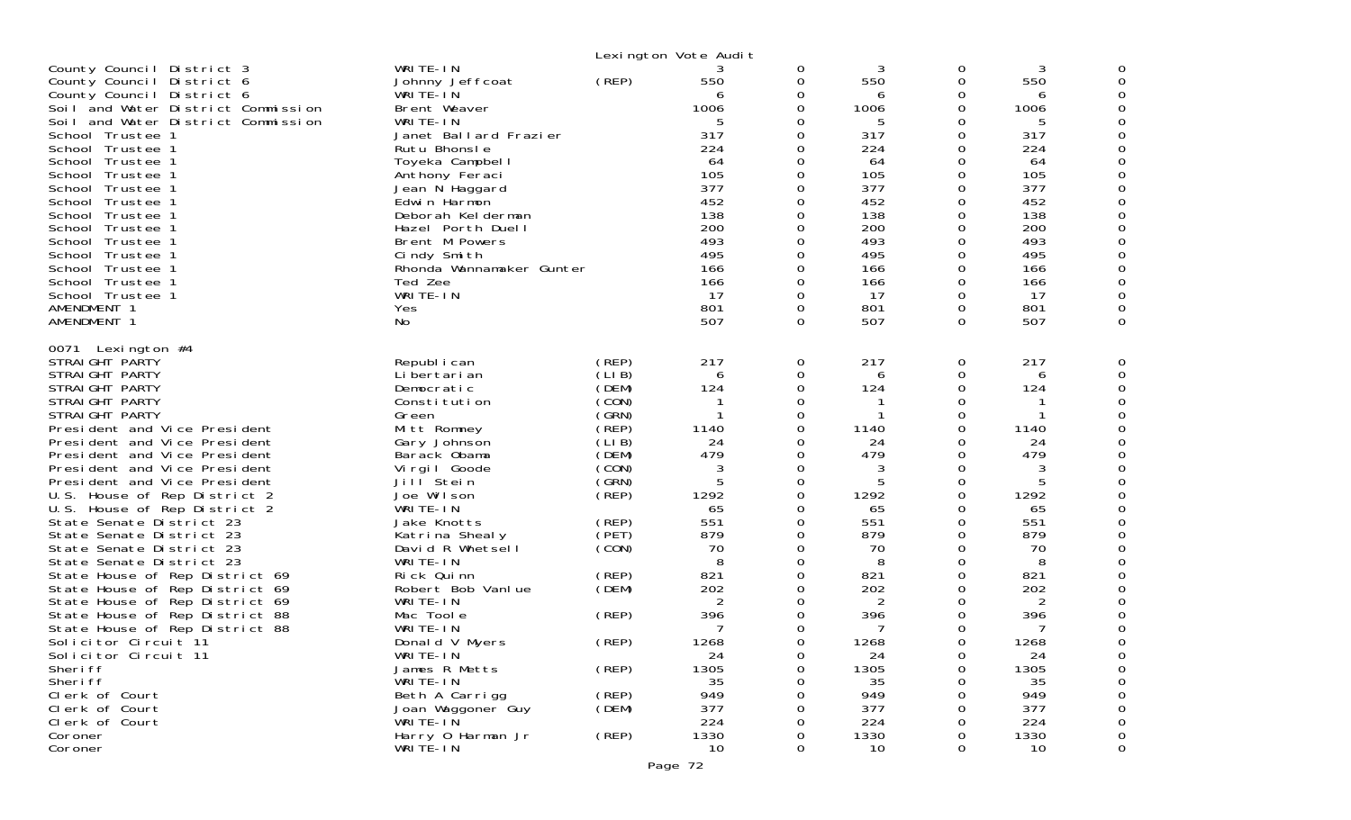Lexington Vote Audit

| | | | | | | | | |
|---|---|---|---|---|---|---|---|---|
| County Council District 3 | WRITE-IN | | 3 | 0 | 3 | 0 | 3 | 0 |
| County Council District 6 | Johnny Jeffcoat | (REP) | 550 | 0 | 550 | 0 | 550 | 0 |
| County Council District 6 | WRITE-IN | | 6 | 0 | 6 | 0 | 6 | 0 |
| Soil and Water District Commission | Brent Weaver | | 1006 | 0 | 1006 | 0 | 1006 | 0 |
| Soil and Water District Commission | WRITE-IN | | 5 | 0 | 5 | 0 | 5 | 0 |
| School Trustee 1 | Janet Ballard Frazier | | 317 | 0 | 317 | 0 | 317 | 0 |
| School Trustee 1 | Rutu Bhonsle | | 224 | 0 | 224 | 0 | 224 | 0 |
| School Trustee 1 | Toyeka Campbell | | 64 | 0 | 64 | 0 | 64 | 0 |
| School Trustee 1 | Anthony Feraci | | 105 | 0 | 105 | 0 | 105 | 0 |
| School Trustee 1 | Jean N Haggard | | 377 | 0 | 377 | 0 | 377 | 0 |
| School Trustee 1 | Edwin Harmon | | 452 | 0 | 452 | 0 | 452 | 0 |
| School Trustee 1 | Deborah Kelderman | | 138 | 0 | 138 | 0 | 138 | 0 |
| School Trustee 1 | Hazel Porth Duell | | 200 | 0 | 200 | 0 | 200 | 0 |
| School Trustee 1 | Brent M Powers | | 493 | 0 | 493 | 0 | 493 | 0 |
| School Trustee 1 | Cindy Smith | | 495 | 0 | 495 | 0 | 495 | 0 |
| School Trustee 1 | Rhonda Wannamaker Gunter | | 166 | 0 | 166 | 0 | 166 | 0 |
| School Trustee 1 | Ted Zee | | 166 | 0 | 166 | 0 | 166 | 0 |
| School Trustee 1 | WRITE-IN | | 17 | 0 | 17 | 0 | 17 | 0 |
| AMENDMENT 1 | Yes | | 801 | 0 | 801 | 0 | 801 | 0 |
| AMENDMENT 1 | No | | 507 | 0 | 507 | 0 | 507 | 0 |

0071 Lexington #4

| | | | | | | | | |
|---|---|---|---|---|---|---|---|---|
| STRAIGHT PARTY | Republican | (REP) | 217 | 0 | 217 | 0 | 217 | 0 |
| STRAIGHT PARTY | Libertarian | (LIB) | 6 | 0 | 6 | 0 | 6 | 0 |
| STRAIGHT PARTY | Democratic | (DEM) | 124 | 0 | 124 | 0 | 124 | 0 |
| STRAIGHT PARTY | Constitution | (CON) | 1 | 0 | 1 | 0 | 1 | 0 |
| STRAIGHT PARTY | Green | (GRN) | 1 | 0 | 1 | 0 | 1 | 0 |
| President and Vice President | Mitt Romney | (REP) | 1140 | 0 | 1140 | 0 | 1140 | 0 |
| President and Vice President | Gary Johnson | (LIB) | 24 | 0 | 24 | 0 | 24 | 0 |
| President and Vice President | Barack Obama | (DEM) | 479 | 0 | 479 | 0 | 479 | 0 |
| President and Vice President | Virgil Goode | (CON) | 3 | 0 | 3 | 0 | 3 | 0 |
| President and Vice President | Jill Stein | (GRN) | 5 | 0 | 5 | 0 | 5 | 0 |
| U.S. House of Rep District 2 | Joe Wilson | (REP) | 1292 | 0 | 1292 | 0 | 1292 | 0 |
| U.S. House of Rep District 2 | WRITE-IN | | 65 | 0 | 65 | 0 | 65 | 0 |
| State Senate District 23 | Jake Knotts | (REP) | 551 | 0 | 551 | 0 | 551 | 0 |
| State Senate District 23 | Katrina Shealy | (PET) | 879 | 0 | 879 | 0 | 879 | 0 |
| State Senate District 23 | David R Whetsell | (CON) | 70 | 0 | 70 | 0 | 70 | 0 |
| State Senate District 23 | WRITE-IN | | 8 | 0 | 8 | 0 | 8 | 0 |
| State House of Rep District 69 | Rick Quinn | (REP) | 821 | 0 | 821 | 0 | 821 | 0 |
| State House of Rep District 69 | Robert Bob Vanlue | (DEM) | 202 | 0 | 202 | 0 | 202 | 0 |
| State House of Rep District 69 | WRITE-IN | | 2 | 0 | 2 | 0 | 2 | 0 |
| State House of Rep District 88 | Mac Toole | (REP) | 396 | 0 | 396 | 0 | 396 | 0 |
| State House of Rep District 88 | WRITE-IN | | 7 | 0 | 7 | 0 | 7 | 0 |
| Solicitor Circuit 11 | Donald V Myers | (REP) | 1268 | 0 | 1268 | 0 | 1268 | 0 |
| Solicitor Circuit 11 | WRITE-IN | | 24 | 0 | 24 | 0 | 24 | 0 |
| Sheriff | James R Metts | (REP) | 1305 | 0 | 1305 | 0 | 1305 | 0 |
| Sheriff | WRITE-IN | | 35 | 0 | 35 | 0 | 35 | 0 |
| Clerk of Court | Beth A Carrigg | (REP) | 949 | 0 | 949 | 0 | 949 | 0 |
| Clerk of Court | Joan Waggoner Guy | (DEM) | 377 | 0 | 377 | 0 | 377 | 0 |
| Clerk of Court | WRITE-IN | | 224 | 0 | 224 | 0 | 224 | 0 |
| Coroner | Harry O Harman Jr | (REP) | 1330 | 0 | 1330 | 0 | 1330 | 0 |
| Coroner | WRITE-IN | | 10 | 0 | 10 | 0 | 10 | 0 |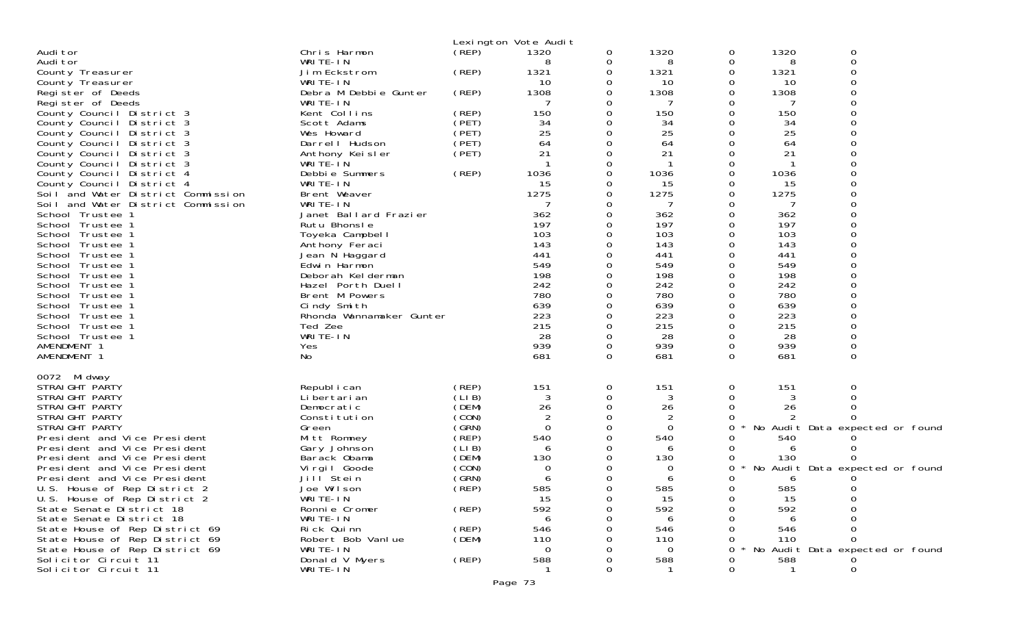Lexington Vote Audit

| | | | | | | | | |
|---|---|---|---|---|---|---|---|---|
| Auditor | Chris Harmon | (REP) | 1320 | 0 | 1320 | 0 | 1320 | 0 |
| Auditor | WRITE-IN | | 8 | 0 | 8 | 0 | 8 | 0 |
| County Treasurer | Jim Eckstrom | (REP) | 1321 | 0 | 1321 | 0 | 1321 | 0 |
| County Treasurer | WRITE-IN | | 10 | 0 | 10 | 0 | 10 | 0 |
| Register of Deeds | Debra M Debbie Gunter | (REP) | 1308 | 0 | 1308 | 0 | 1308 | 0 |
| Register of Deeds | WRITE-IN | | 7 | 0 | 7 | 0 | 7 | 0 |
| County Council District 3 | Kent Collins | (REP) | 150 | 0 | 150 | 0 | 150 | 0 |
| County Council District 3 | Scott Adams | (PET) | 34 | 0 | 34 | 0 | 34 | 0 |
| County Council District 3 | Wes Howard | (PET) | 25 | 0 | 25 | 0 | 25 | 0 |
| County Council District 3 | Darrell Hudson | (PET) | 64 | 0 | 64 | 0 | 64 | 0 |
| County Council District 3 | Anthony Keisler | (PET) | 21 | 0 | 21 | 0 | 21 | 0 |
| County Council District 3 | WRITE-IN | | 1 | 0 | 1 | 0 | 1 | 0 |
| County Council District 4 | Debbie Summers | (REP) | 1036 | 0 | 1036 | 0 | 1036 | 0 |
| County Council District 4 | WRITE-IN | | 15 | 0 | 15 | 0 | 15 | 0 |
| Soil and Water District Commission | Brent Weaver | | 1275 | 0 | 1275 | 0 | 1275 | 0 |
| Soil and Water District Commission | WRITE-IN | | 7 | 0 | 7 | 0 | 7 | 0 |
| School Trustee 1 | Janet Ballard Frazier | | 362 | 0 | 362 | 0 | 362 | 0 |
| School Trustee 1 | Rutu Bhonsle | | 197 | 0 | 197 | 0 | 197 | 0 |
| School Trustee 1 | Toyeka Campbell | | 103 | 0 | 103 | 0 | 103 | 0 |
| School Trustee 1 | Anthony Feraci | | 143 | 0 | 143 | 0 | 143 | 0 |
| School Trustee 1 | Jean N Haggard | | 441 | 0 | 441 | 0 | 441 | 0 |
| School Trustee 1 | Edwin Harmon | | 549 | 0 | 549 | 0 | 549 | 0 |
| School Trustee 1 | Deborah Kelderman | | 198 | 0 | 198 | 0 | 198 | 0 |
| School Trustee 1 | Hazel Porth Duell | | 242 | 0 | 242 | 0 | 242 | 0 |
| School Trustee 1 | Brent M Powers | | 780 | 0 | 780 | 0 | 780 | 0 |
| School Trustee 1 | Cindy Smith | | 639 | 0 | 639 | 0 | 639 | 0 |
| School Trustee 1 | Rhonda Wannamaker Gunter | | 223 | 0 | 223 | 0 | 223 | 0 |
| School Trustee 1 | Ted Zee | | 215 | 0 | 215 | 0 | 215 | 0 |
| School Trustee 1 | WRITE-IN | | 28 | 0 | 28 | 0 | 28 | 0 |
| AMENDMENT 1 | Yes | | 939 | 0 | 939 | 0 | 939 | 0 |
| AMENDMENT 1 | No | | 681 | 0 | 681 | 0 | 681 | 0 |

0072 Midway

| | | | | | | | | |
|---|---|---|---|---|---|---|---|---|
| STRAIGHT PARTY | Republican | (REP) | 151 | 0 | 151 | 0 | 151 | 0 |
| STRAIGHT PARTY | Libertarian | (LIB) | 3 | 0 | 3 | 0 | 3 | 0 |
| STRAIGHT PARTY | Democratic | (DEM) | 26 | 0 | 26 | 0 | 26 | 0 |
| STRAIGHT PARTY | Constitution | (CON) | 2 | 0 | 2 | 0 | 2 | 0 |
| STRAIGHT PARTY | Green | (GRN) | 0 | 0 | 0 | 0 * | No Audit Data expected or found | |
| President and Vice President | Mitt Romney | (REP) | 540 | 0 | 540 | 0 | 540 | 0 |
| President and Vice President | Gary Johnson | (LIB) | 6 | 0 | 6 | 0 | 6 | 0 |
| President and Vice President | Barack Obama | (DEM) | 130 | 0 | 130 | 0 | 130 | 0 |
| President and Vice President | Virgil Goode | (CON) | 0 | 0 | 0 | 0 * | No Audit Data expected or found | |
| President and Vice President | Jill Stein | (GRN) | 6 | 0 | 6 | 0 | 6 | 0 |
| U.S. House of Rep District 2 | Joe Wilson | (REP) | 585 | 0 | 585 | 0 | 585 | 0 |
| U.S. House of Rep District 2 | WRITE-IN | | 15 | 0 | 15 | 0 | 15 | 0 |
| State Senate District 18 | Ronnie Cromer | (REP) | 592 | 0 | 592 | 0 | 592 | 0 |
| State Senate District 18 | WRITE-IN | | 6 | 0 | 6 | 0 | 6 | 0 |
| State House of Rep District 69 | Rick Quinn | (REP) | 546 | 0 | 546 | 0 | 546 | 0 |
| State House of Rep District 69 | Robert Bob Vanlue | (DEM) | 110 | 0 | 110 | 0 | 110 | 0 |
| State House of Rep District 69 | WRITE-IN | | 0 | 0 | 0 | 0 * | No Audit Data expected or found | |
| Solicitor Circuit 11 | Donald V Myers | (REP) | 588 | 0 | 588 | 0 | 588 | 0 |
| Solicitor Circuit 11 | WRITE-IN | | 1 | 0 | 1 | 0 | 1 | 0 |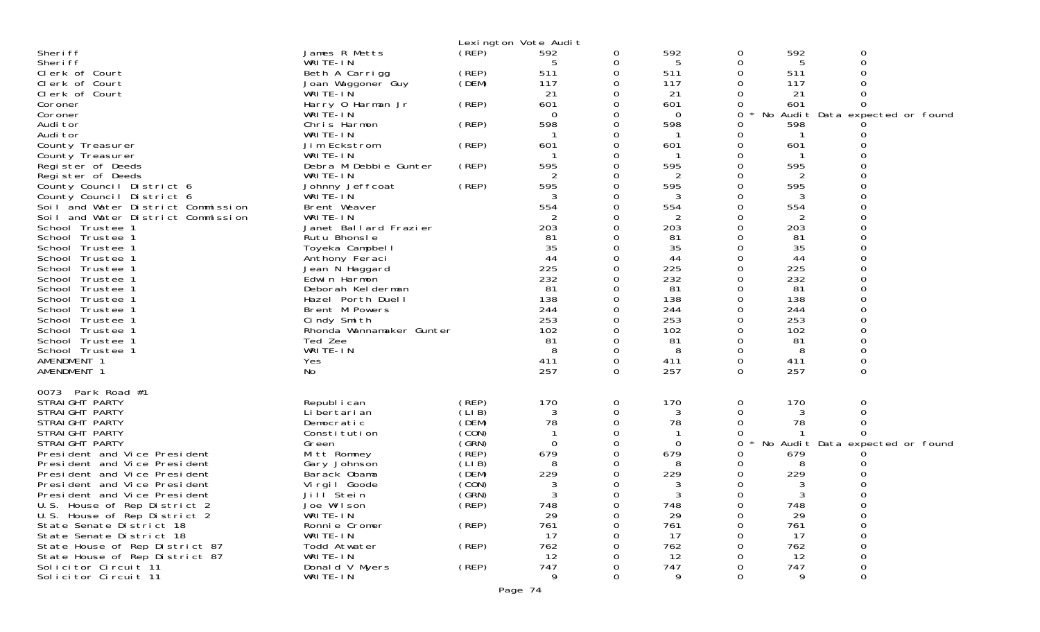Lexington Vote Audit

| | | | | | | | | |
|---|---|---|---|---|---|---|---|---|
| Sheriff | James R Metts | (REP) | 592 | 0 | 592 | 0 | 592 | 0 |
| Sheriff | WRITE-IN | | 5 | 0 | 5 | 0 | 5 | 0 |
| Clerk of Court | Beth A Carrigg | (REP) | 511 | 0 | 511 | 0 | 511 | 0 |
| Clerk of Court | Joan Waggoner Guy | (DEM) | 117 | 0 | 117 | 0 | 117 | 0 |
| Clerk of Court | WRITE-IN | | 21 | 0 | 21 | 0 | 21 | 0 |
| Coroner | Harry O Harman Jr | (REP) | 601 | 0 | 601 | 0 | 601 | 0 |
| Coroner | WRITE-IN | | 0 | 0 | 0 | 0 * | No Audit Data expected or found | |
| Auditor | Chris Harmon | (REP) | 598 | 0 | 598 | 0 | 598 | 0 |
| Auditor | WRITE-IN | | 1 | 0 | 1 | 0 | 1 | 0 |
| County Treasurer | Jim Eckstrom | (REP) | 601 | 0 | 601 | 0 | 601 | 0 |
| County Treasurer | WRITE-IN | | 1 | 0 | 1 | 0 | 1 | 0 |
| Register of Deeds | Debra M Debbie Gunter | (REP) | 595 | 0 | 595 | 0 | 595 | 0 |
| Register of Deeds | WRITE-IN | | 2 | 0 | 2 | 0 | 2 | 0 |
| County Council District 6 | Johnny Jeffcoat | (REP) | 595 | 0 | 595 | 0 | 595 | 0 |
| County Council District 6 | WRITE-IN | | 3 | 0 | 3 | 0 | 3 | 0 |
| Soil and Water District Commission | Brent Weaver | | 554 | 0 | 554 | 0 | 554 | 0 |
| Soil and Water District Commission | WRITE-IN | | 2 | 0 | 2 | 0 | 2 | 0 |
| School Trustee 1 | Janet Ballard Frazier | | 203 | 0 | 203 | 0 | 203 | 0 |
| School Trustee 1 | Rutu Bhonsle | | 81 | 0 | 81 | 0 | 81 | 0 |
| School Trustee 1 | Toyeka Campbell | | 35 | 0 | 35 | 0 | 35 | 0 |
| School Trustee 1 | Anthony Feraci | | 44 | 0 | 44 | 0 | 44 | 0 |
| School Trustee 1 | Jean N Haggard | | 225 | 0 | 225 | 0 | 225 | 0 |
| School Trustee 1 | Edwin Harmon | | 232 | 0 | 232 | 0 | 232 | 0 |
| School Trustee 1 | Deborah Kelderman | | 81 | 0 | 81 | 0 | 81 | 0 |
| School Trustee 1 | Hazel Porth Duell | | 138 | 0 | 138 | 0 | 138 | 0 |
| School Trustee 1 | Brent M Powers | | 244 | 0 | 244 | 0 | 244 | 0 |
| School Trustee 1 | Cindy Smith | | 253 | 0 | 253 | 0 | 253 | 0 |
| School Trustee 1 | Rhonda Wannamaker Gunter | | 102 | 0 | 102 | 0 | 102 | 0 |
| School Trustee 1 | Ted Zee | | 81 | 0 | 81 | 0 | 81 | 0 |
| School Trustee 1 | WRITE-IN | | 8 | 0 | 8 | 0 | 8 | 0 |
| AMENDMENT 1 | Yes | | 411 | 0 | 411 | 0 | 411 | 0 |
| AMENDMENT 1 | No | | 257 | 0 | 257 | 0 | 257 | 0 |

0073 Park Road #1

| | | | | | | | | |
|---|---|---|---|---|---|---|---|---|
| STRAIGHT PARTY | Republican | (REP) | 170 | 0 | 170 | 0 | 170 | 0 |
| STRAIGHT PARTY | Libertarian | (LIB) | 3 | 0 | 3 | 0 | 3 | 0 |
| STRAIGHT PARTY | Democratic | (DEM) | 78 | 0 | 78 | 0 | 78 | 0 |
| STRAIGHT PARTY | Constitution | (CON) | 1 | 0 | 1 | 0 | 1 | 0 |
| STRAIGHT PARTY | Green | (GRN) | 0 | 0 | 0 | 0 * | No Audit Data expected or found | |
| President and Vice President | Mitt Romney | (REP) | 679 | 0 | 679 | 0 | 679 | 0 |
| President and Vice President | Gary Johnson | (LIB) | 8 | 0 | 8 | 0 | 8 | 0 |
| President and Vice President | Barack Obama | (DEM) | 229 | 0 | 229 | 0 | 229 | 0 |
| President and Vice President | Virgil Goode | (CON) | 3 | 0 | 3 | 0 | 3 | 0 |
| President and Vice President | Jill Stein | (GRN) | 3 | 0 | 3 | 0 | 3 | 0 |
| U.S. House of Rep District 2 | Joe Wilson | (REP) | 748 | 0 | 748 | 0 | 748 | 0 |
| U.S. House of Rep District 2 | WRITE-IN | | 29 | 0 | 29 | 0 | 29 | 0 |
| State Senate District 18 | Ronnie Cromer | (REP) | 761 | 0 | 761 | 0 | 761 | 0 |
| State Senate District 18 | WRITE-IN | | 17 | 0 | 17 | 0 | 17 | 0 |
| State House of Rep District 87 | Todd Atwater | (REP) | 762 | 0 | 762 | 0 | 762 | 0 |
| State House of Rep District 87 | WRITE-IN | | 12 | 0 | 12 | 0 | 12 | 0 |
| Solicitor Circuit 11 | Donald V Myers | (REP) | 747 | 0 | 747 | 0 | 747 | 0 |
| Solicitor Circuit 11 | WRITE-IN | | 9 | 0 | 9 | 0 | 9 | 0 |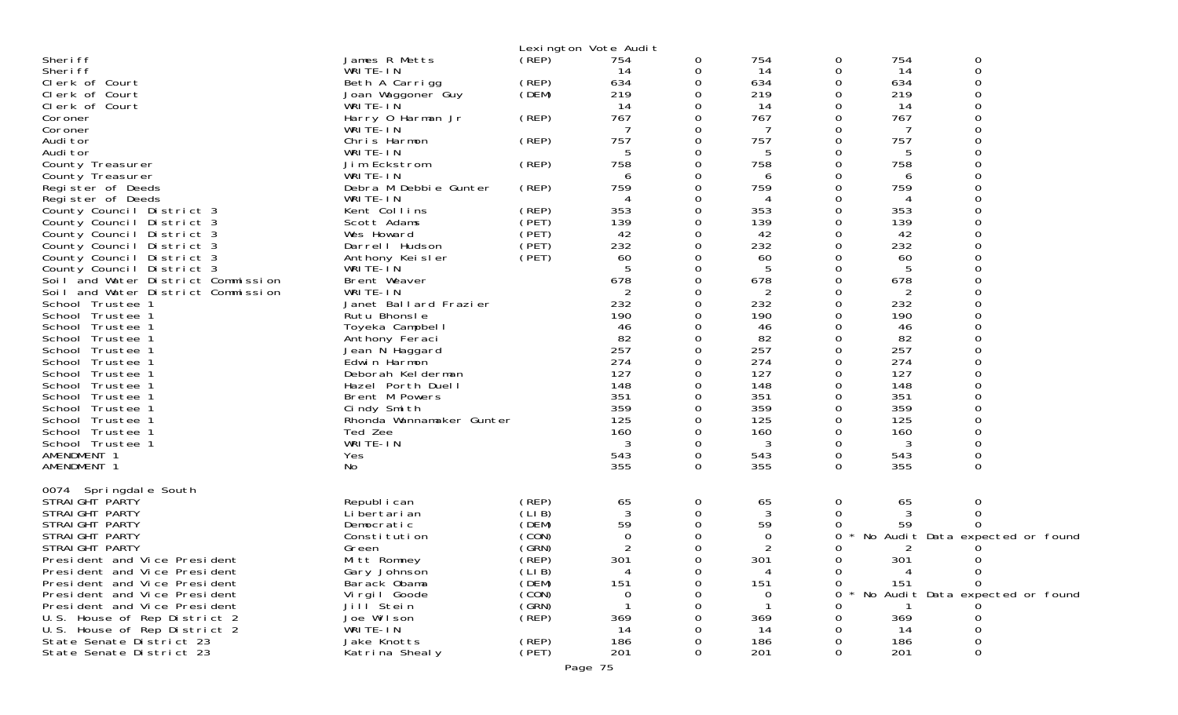Lexington Vote Audit

| | | | | | | | | |
|---|---|---|---|---|---|---|---|---|
| Sheriff | James R Metts | (REP) | 754 | 0 | 754 | 0 | 754 | 0 |
| Sheriff | WRITE-IN | | 14 | 0 | 14 | 0 | 14 | 0 |
| Clerk of Court | Beth A Carrigg | (REP) | 634 | 0 | 634 | 0 | 634 | 0 |
| Clerk of Court | Joan Waggoner Guy | (DEM) | 219 | 0 | 219 | 0 | 219 | 0 |
| Clerk of Court | WRITE-IN | | 14 | 0 | 14 | 0 | 14 | 0 |
| Coroner | Harry O Harman Jr | (REP) | 767 | 0 | 767 | 0 | 767 | 0 |
| Coroner | WRITE-IN | | 7 | 0 | 7 | 0 | 7 | 0 |
| Auditor | Chris Harmon | (REP) | 757 | 0 | 757 | 0 | 757 | 0 |
| Auditor | WRITE-IN | | 5 | 0 | 5 | 0 | 5 | 0 |
| County Treasurer | Jim Eckstrom | (REP) | 758 | 0 | 758 | 0 | 758 | 0 |
| County Treasurer | WRITE-IN | | 6 | 0 | 6 | 0 | 6 | 0 |
| Register of Deeds | Debra M Debbie Gunter | (REP) | 759 | 0 | 759 | 0 | 759 | 0 |
| Register of Deeds | WRITE-IN | | 4 | 0 | 4 | 0 | 4 | 0 |
| County Council District 3 | Kent Collins | (REP) | 353 | 0 | 353 | 0 | 353 | 0 |
| County Council District 3 | Scott Adams | (PET) | 139 | 0 | 139 | 0 | 139 | 0 |
| County Council District 3 | Wes Howard | (PET) | 42 | 0 | 42 | 0 | 42 | 0 |
| County Council District 3 | Darrell Hudson | (PET) | 232 | 0 | 232 | 0 | 232 | 0 |
| County Council District 3 | Anthony Keisler | (PET) | 60 | 0 | 60 | 0 | 60 | 0 |
| County Council District 3 | WRITE-IN | | 5 | 0 | 5 | 0 | 5 | 0 |
| Soil and Water District Commission | Brent Weaver | | 678 | 0 | 678 | 0 | 678 | 0 |
| Soil and Water District Commission | WRITE-IN | | 2 | 0 | 2 | 0 | 2 | 0 |
| School Trustee 1 | Janet Ballard Frazier | | 232 | 0 | 232 | 0 | 232 | 0 |
| School Trustee 1 | Rutu Bhonsle | | 190 | 0 | 190 | 0 | 190 | 0 |
| School Trustee 1 | Toyeka Campbell | | 46 | 0 | 46 | 0 | 46 | 0 |
| School Trustee 1 | Anthony Feraci | | 82 | 0 | 82 | 0 | 82 | 0 |
| School Trustee 1 | Jean N Haggard | | 257 | 0 | 257 | 0 | 257 | 0 |
| School Trustee 1 | Edwin Harmon | | 274 | 0 | 274 | 0 | 274 | 0 |
| School Trustee 1 | Deborah Kelderman | | 127 | 0 | 127 | 0 | 127 | 0 |
| School Trustee 1 | Hazel Porth Duell | | 148 | 0 | 148 | 0 | 148 | 0 |
| School Trustee 1 | Brent M Powers | | 351 | 0 | 351 | 0 | 351 | 0 |
| School Trustee 1 | Cindy Smith | | 359 | 0 | 359 | 0 | 359 | 0 |
| School Trustee 1 | Rhonda Wannamaker Gunter | | 125 | 0 | 125 | 0 | 125 | 0 |
| School Trustee 1 | Ted Zee | | 160 | 0 | 160 | 0 | 160 | 0 |
| School Trustee 1 | WRITE-IN | | 3 | 0 | 3 | 0 | 3 | 0 |
| AMENDMENT 1 | Yes | | 543 | 0 | 543 | 0 | 543 | 0 |
| AMENDMENT 1 | No | | 355 | 0 | 355 | 0 | 355 | 0 |

0074 Springdale South

| | | | | | | | | |
|---|---|---|---|---|---|---|---|---|
| STRAIGHT PARTY | Republican | (REP) | 65 | 0 | 65 | 0 | 65 | 0 |
| STRAIGHT PARTY | Libertarian | (LIB) | 3 | 0 | 3 | 0 | 3 | 0 |
| STRAIGHT PARTY | Democratic | (DEM) | 59 | 0 | 59 | 0 | 59 | 0 |
| STRAIGHT PARTY | Constitution | (CON) | 0 | 0 | 0 | 0 | * No Audit Data expected or found | |
| STRAIGHT PARTY | Green | (GRN) | 2 | 0 | 2 | 0 | 2 | 0 |
| President and Vice President | Mitt Romney | (REP) | 301 | 0 | 301 | 0 | 301 | 0 |
| President and Vice President | Gary Johnson | (LIB) | 4 | 0 | 4 | 0 | 4 | 0 |
| President and Vice President | Barack Obama | (DEM) | 151 | 0 | 151 | 0 | 151 | 0 |
| President and Vice President | Virgil Goode | (CON) | 0 | 0 | 0 | 0 | * No Audit Data expected or found | |
| President and Vice President | Jill Stein | (GRN) | 1 | 0 | 1 | 0 | 1 | 0 |
| U.S. House of Rep District 2 | Joe Wilson | (REP) | 369 | 0 | 369 | 0 | 369 | 0 |
| U.S. House of Rep District 2 | WRITE-IN | | 14 | 0 | 14 | 0 | 14 | 0 |
| State Senate District 23 | Jake Knotts | (REP) | 186 | 0 | 186 | 0 | 186 | 0 |
| State Senate District 23 | Katrina Shealy | (PET) | 201 | 0 | 201 | 0 | 201 | 0 |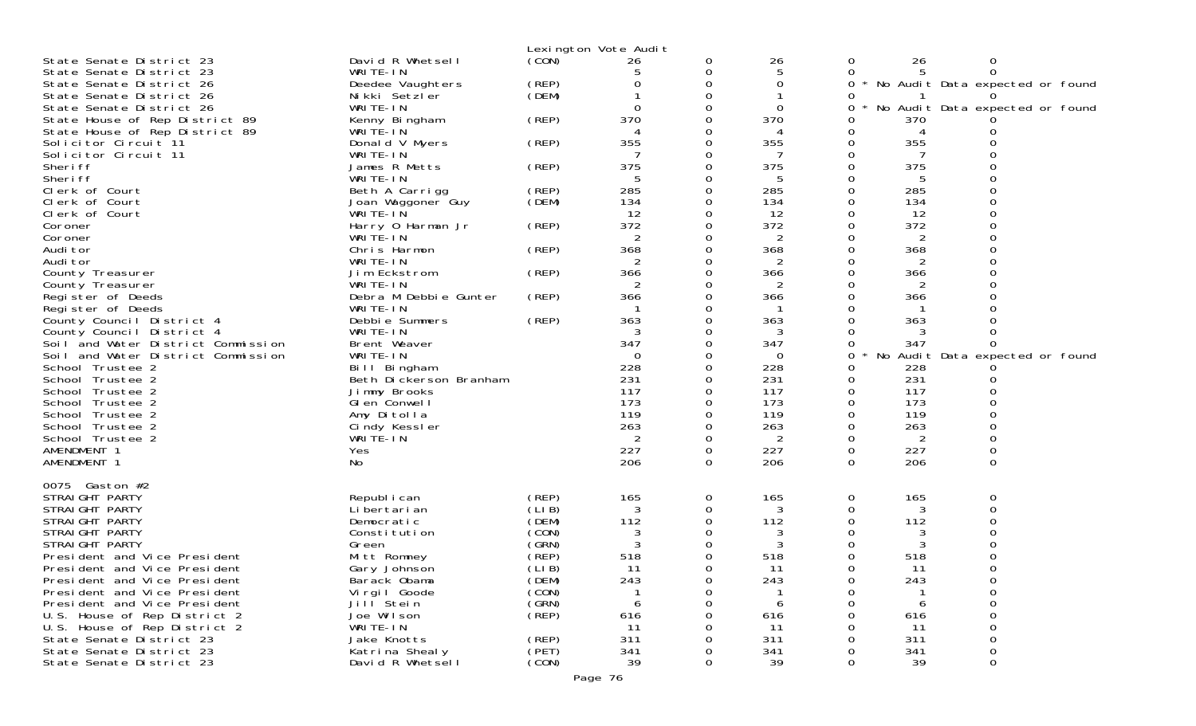Lexington Vote Audit

| Office | Candidate | Party | | | | | | |
|---|---|---|---|---|---|---|---|---|
| State Senate District 23 | David R Whetsell | (CON) | 26 | 0 | 26 | 0 | 26 | 0 |
| State Senate District 23 | WRITE-IN | | 5 | 0 | 5 | 0 | 5 | 0 |
| State Senate District 26 | Deedee Vaughters | (REP) | 0 | 0 | 0 | 0 * | No Audit Data expected or found | |
| State Senate District 26 | Nikki Setzler | (DEM) | 1 | 0 | 1 | 0 | 1 | 0 |
| State Senate District 26 | WRITE-IN | | 0 | 0 | 0 | 0 * | No Audit Data expected or found | |
| State House of Rep District 89 | Kenny Bingham | (REP) | 370 | 0 | 370 | 0 | 370 | 0 |
| State House of Rep District 89 | WRITE-IN | | 4 | 0 | 4 | 0 | 4 | 0 |
| Solicitor Circuit 11 | Donald V Myers | (REP) | 355 | 0 | 355 | 0 | 355 | 0 |
| Solicitor Circuit 11 | WRITE-IN | | 7 | 0 | 7 | 0 | 7 | 0 |
| Sheriff | James R Metts | (REP) | 375 | 0 | 375 | 0 | 375 | 0 |
| Sheriff | WRITE-IN | | 5 | 0 | 5 | 0 | 5 | 0 |
| Clerk of Court | Beth A Carrigg | (REP) | 285 | 0 | 285 | 0 | 285 | 0 |
| Clerk of Court | Joan Waggoner Guy | (DEM) | 134 | 0 | 134 | 0 | 134 | 0 |
| Clerk of Court | WRITE-IN | | 12 | 0 | 12 | 0 | 12 | 0 |
| Coroner | Harry O Harman Jr | (REP) | 372 | 0 | 372 | 0 | 372 | 0 |
| Coroner | WRITE-IN | | 2 | 0 | 2 | 0 | 2 | 0 |
| Auditor | Chris Harmon | (REP) | 368 | 0 | 368 | 0 | 368 | 0 |
| Auditor | WRITE-IN | | 2 | 0 | 2 | 0 | 2 | 0 |
| County Treasurer | Jim Eckstrom | (REP) | 366 | 0 | 366 | 0 | 366 | 0 |
| County Treasurer | WRITE-IN | | 2 | 0 | 2 | 0 | 2 | 0 |
| Register of Deeds | Debra M Debbie Gunter | (REP) | 366 | 0 | 366 | 0 | 366 | 0 |
| Register of Deeds | WRITE-IN | | 1 | 0 | 1 | 0 | 1 | 0 |
| County Council District 4 | Debbie Summers | (REP) | 363 | 0 | 363 | 0 | 363 | 0 |
| County Council District 4 | WRITE-IN | | 3 | 0 | 3 | 0 | 3 | 0 |
| Soil and Water District Commission | Brent Weaver | | 347 | 0 | 347 | 0 | 347 | 0 |
| Soil and Water District Commission | WRITE-IN | | 0 | 0 | 0 | 0 * | No Audit Data expected or found | |
| School Trustee 2 | Bill Bingham | | 228 | 0 | 228 | 0 | 228 | 0 |
| School Trustee 2 | Beth Dickerson Branham | | 231 | 0 | 231 | 0 | 231 | 0 |
| School Trustee 2 | Jimmy Brooks | | 117 | 0 | 117 | 0 | 117 | 0 |
| School Trustee 2 | Glen Conwell | | 173 | 0 | 173 | 0 | 173 | 0 |
| School Trustee 2 | Amy Ditolla | | 119 | 0 | 119 | 0 | 119 | 0 |
| School Trustee 2 | Cindy Kessler | | 263 | 0 | 263 | 0 | 263 | 0 |
| School Trustee 2 | WRITE-IN | | 2 | 0 | 2 | 0 | 2 | 0 |
| AMENDMENT 1 | Yes | | 227 | 0 | 227 | 0 | 227 | 0 |
| AMENDMENT 1 | No | | 206 | 0 | 206 | 0 | 206 | 0 |

0075 Gaston #2

| Office | Candidate | Party | | | | | | |
|---|---|---|---|---|---|---|---|---|
| STRAIGHT PARTY | Republican | (REP) | 165 | 0 | 165 | 0 | 165 | 0 |
| STRAIGHT PARTY | Libertarian | (LIB) | 3 | 0 | 3 | 0 | 3 | 0 |
| STRAIGHT PARTY | Democratic | (DEM) | 112 | 0 | 112 | 0 | 112 | 0 |
| STRAIGHT PARTY | Constitution | (CON) | 3 | 0 | 3 | 0 | 3 | 0 |
| STRAIGHT PARTY | Green | (GRN) | 3 | 0 | 3 | 0 | 3 | 0 |
| President and Vice President | Mitt Romney | (REP) | 518 | 0 | 518 | 0 | 518 | 0 |
| President and Vice President | Gary Johnson | (LIB) | 11 | 0 | 11 | 0 | 11 | 0 |
| President and Vice President | Barack Obama | (DEM) | 243 | 0 | 243 | 0 | 243 | 0 |
| President and Vice President | Virgil Goode | (CON) | 1 | 0 | 1 | 0 | 1 | 0 |
| President and Vice President | Jill Stein | (GRN) | 6 | 0 | 6 | 0 | 6 | 0 |
| U.S. House of Rep District 2 | Joe Wilson | (REP) | 616 | 0 | 616 | 0 | 616 | 0 |
| U.S. House of Rep District 2 | WRITE-IN | | 11 | 0 | 11 | 0 | 11 | 0 |
| State Senate District 23 | Jake Knotts | (REP) | 311 | 0 | 311 | 0 | 311 | 0 |
| State Senate District 23 | Katrina Shealy | (PET) | 341 | 0 | 341 | 0 | 341 | 0 |
| State Senate District 23 | David R Whetsell | (CON) | 39 | 0 | 39 | 0 | 39 | 0 |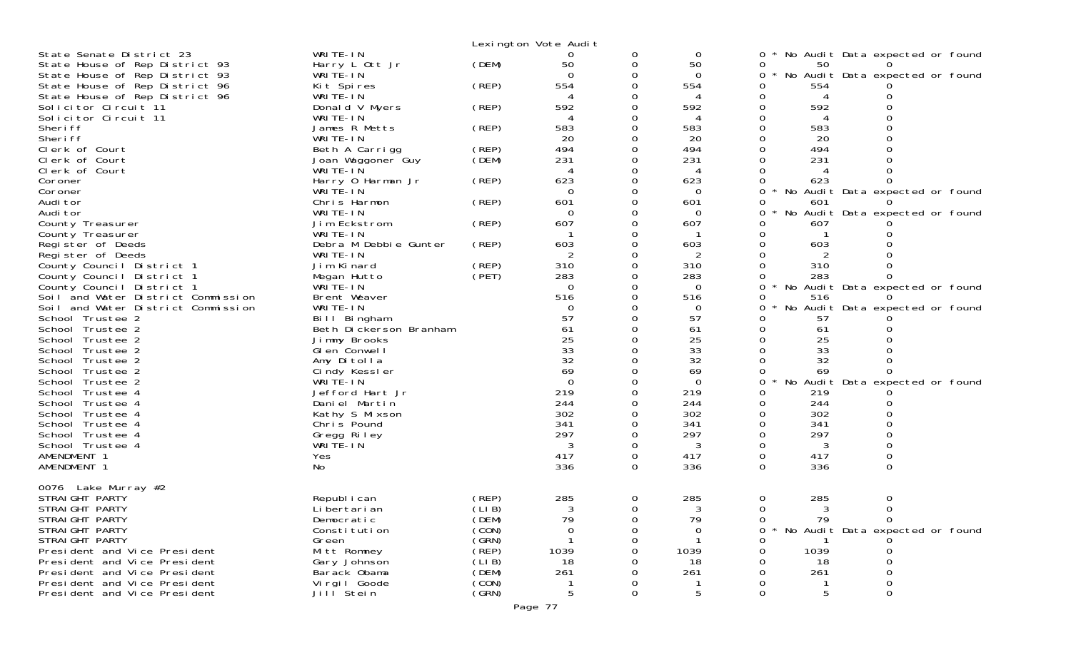Lexington Vote Audit

| Contest | Candidate | Party | | | | | | |
|---|---|---|---|---|---|---|---|---|
| State Senate District 23 | WRITE-IN | | 0 | 0 | 0 | 0 * No Audit Data expected or found | | |
| State House of Rep District 93 | Harry L Ott Jr | (DEM) | 50 | 0 | 50 | 0 | 50 | 0 |
| State House of Rep District 93 | WRITE-IN | | 0 | 0 | 0 | 0 * No Audit Data expected or found | | |
| State House of Rep District 96 | Kit Spires | (REP) | 554 | 0 | 554 | 0 | 554 | 0 |
| State House of Rep District 96 | WRITE-IN | | 4 | 0 | 4 | 0 | 4 | 0 |
| Solicitor Circuit 11 | Donald V Myers | (REP) | 592 | 0 | 592 | 0 | 592 | 0 |
| Solicitor Circuit 11 | WRITE-IN | | 4 | 0 | 4 | 0 | 4 | 0 |
| Sheriff | James R Metts | (REP) | 583 | 0 | 583 | 0 | 583 | 0 |
| Sheriff | WRITE-IN | | 20 | 0 | 20 | 0 | 20 | 0 |
| Clerk of Court | Beth A Carrigg | (REP) | 494 | 0 | 494 | 0 | 494 | 0 |
| Clerk of Court | Joan Waggoner Guy | (DEM) | 231 | 0 | 231 | 0 | 231 | 0 |
| Clerk of Court | WRITE-IN | | 4 | 0 | 4 | 0 | 4 | 0 |
| Coroner | Harry O Harman Jr | (REP) | 623 | 0 | 623 | 0 | 623 | 0 |
| Coroner | WRITE-IN | | 0 | 0 | 0 | 0 * No Audit Data expected or found | | |
| Auditor | Chris Harmon | (REP) | 601 | 0 | 601 | 0 | 601 | 0 |
| Auditor | WRITE-IN | | 0 | 0 | 0 | 0 * No Audit Data expected or found | | |
| County Treasurer | Jim Eckstrom | (REP) | 607 | 0 | 607 | 0 | 607 | 0 |
| County Treasurer | WRITE-IN | | 1 | 0 | 1 | 0 | 1 | 0 |
| Register of Deeds | Debra M Debbie Gunter | (REP) | 603 | 0 | 603 | 0 | 603 | 0 |
| Register of Deeds | WRITE-IN | | 2 | 0 | 2 | 0 | 2 | 0 |
| County Council District 1 | Jim Kinard | (REP) | 310 | 0 | 310 | 0 | 310 | 0 |
| County Council District 1 | Megan Hutto | (PET) | 283 | 0 | 283 | 0 | 283 | 0 |
| County Council District 1 | WRITE-IN | | 0 | 0 | 0 | 0 * No Audit Data expected or found | | |
| Soil and Water District Commission | Brent Weaver | | 516 | 0 | 516 | 0 | 516 | 0 |
| Soil and Water District Commission | WRITE-IN | | 0 | 0 | 0 | 0 * No Audit Data expected or found | | |
| School Trustee 2 | Bill Bingham | | 57 | 0 | 57 | 0 | 57 | 0 |
| School Trustee 2 | Beth Dickerson Branham | | 61 | 0 | 61 | 0 | 61 | 0 |
| School Trustee 2 | Jimmy Brooks | | 25 | 0 | 25 | 0 | 25 | 0 |
| School Trustee 2 | Glen Conwell | | 33 | 0 | 33 | 0 | 33 | 0 |
| School Trustee 2 | Amy Ditolla | | 32 | 0 | 32 | 0 | 32 | 0 |
| School Trustee 2 | Cindy Kessler | | 69 | 0 | 69 | 0 | 69 | 0 |
| School Trustee 2 | WRITE-IN | | 0 | 0 | 0 | 0 * No Audit Data expected or found | | |
| School Trustee 4 | Jefford Hart Jr | | 219 | 0 | 219 | 0 | 219 | 0 |
| School Trustee 4 | Daniel Martin | | 244 | 0 | 244 | 0 | 244 | 0 |
| School Trustee 4 | Kathy S Mixson | | 302 | 0 | 302 | 0 | 302 | 0 |
| School Trustee 4 | Chris Pound | | 341 | 0 | 341 | 0 | 341 | 0 |
| School Trustee 4 | Gregg Riley | | 297 | 0 | 297 | 0 | 297 | 0 |
| School Trustee 4 | WRITE-IN | | 3 | 0 | 3 | 0 | 3 | 0 |
| AMENDMENT 1 | Yes | | 417 | 0 | 417 | 0 | 417 | 0 |
| AMENDMENT 1 | No | | 336 | 0 | 336 | 0 | 336 | 0 |

0076 Lake Murray #2

| Contest | Candidate | Party | | | | | | |
|---|---|---|---|---|---|---|---|---|
| STRAIGHT PARTY | Republican | (REP) | 285 | 0 | 285 | 0 | 285 | 0 |
| STRAIGHT PARTY | Libertarian | (LIB) | 3 | 0 | 3 | 0 | 3 | 0 |
| STRAIGHT PARTY | Democratic | (DEM) | 79 | 0 | 79 | 0 | 79 | 0 |
| STRAIGHT PARTY | Constitution | (CON) | 0 | 0 | 0 | 0 * No Audit Data expected or found | | |
| STRAIGHT PARTY | Green | (GRN) | 1 | 0 | 1 | 0 | 1 | 0 |
| President and Vice President | Mitt Romney | (REP) | 1039 | 0 | 1039 | 0 | 1039 | 0 |
| President and Vice President | Gary Johnson | (LIB) | 18 | 0 | 18 | 0 | 18 | 0 |
| President and Vice President | Barack Obama | (DEM) | 261 | 0 | 261 | 0 | 261 | 0 |
| President and Vice President | Virgil Goode | (CON) | 1 | 0 | 1 | 0 | 1 | 0 |
| President and Vice President | Jill Stein | (GRN) | 5 | 0 | 5 | 0 | 5 | 0 |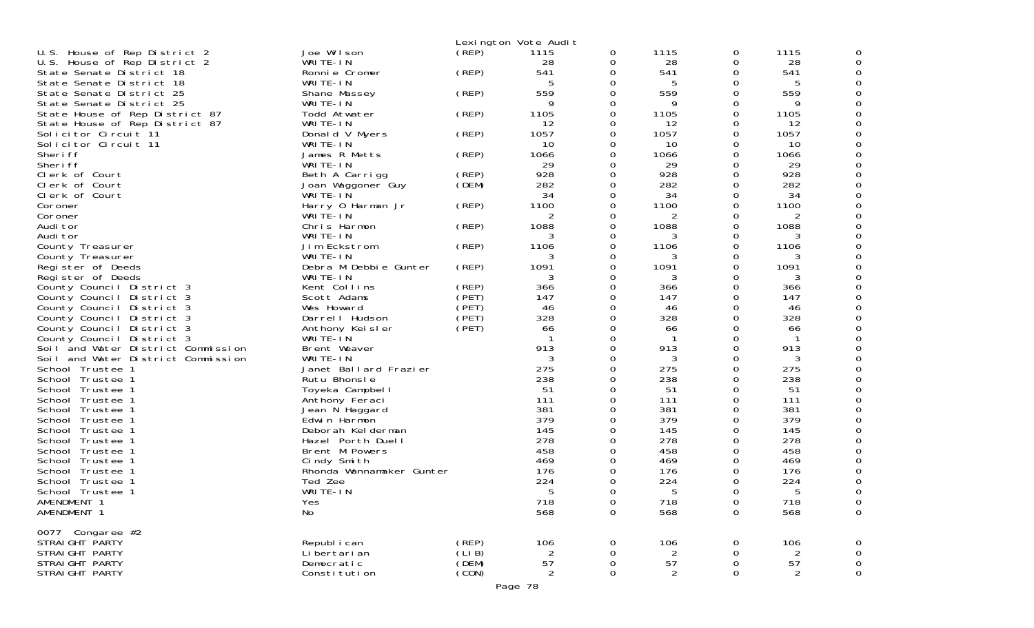Lexington Vote Audit

| | | | | | | | | |
|---|---|---|---|---|---|---|---|---|
| U.S. House of Rep District 2 | Joe Wilson | (REP) | 1115 | 0 | 1115 | 0 | 1115 | 0 |
| U.S. House of Rep District 2 | WRITE-IN | | 28 | 0 | 28 | 0 | 28 | 0 |
| State Senate District 18 | Ronnie Cromer | (REP) | 541 | 0 | 541 | 0 | 541 | 0 |
| State Senate District 18 | WRITE-IN | | 5 | 0 | 5 | 0 | 5 | 0 |
| State Senate District 25 | Shane Massey | (REP) | 559 | 0 | 559 | 0 | 559 | 0 |
| State Senate District 25 | WRITE-IN | | 9 | 0 | 9 | 0 | 9 | 0 |
| State House of Rep District 87 | Todd Atwater | (REP) | 1105 | 0 | 1105 | 0 | 1105 | 0 |
| State House of Rep District 87 | WRITE-IN | | 12 | 0 | 12 | 0 | 12 | 0 |
| Solicitor Circuit 11 | Donald V Myers | (REP) | 1057 | 0 | 1057 | 0 | 1057 | 0 |
| Solicitor Circuit 11 | WRITE-IN | | 10 | 0 | 10 | 0 | 10 | 0 |
| Sheriff | James R Metts | (REP) | 1066 | 0 | 1066 | 0 | 1066 | 0 |
| Sheriff | WRITE-IN | | 29 | 0 | 29 | 0 | 29 | 0 |
| Clerk of Court | Beth A Carrigg | (REP) | 928 | 0 | 928 | 0 | 928 | 0 |
| Clerk of Court | Joan Waggoner Guy | (DEM) | 282 | 0 | 282 | 0 | 282 | 0 |
| Clerk of Court | WRITE-IN | | 34 | 0 | 34 | 0 | 34 | 0 |
| Coroner | Harry O Harman Jr | (REP) | 1100 | 0 | 1100 | 0 | 1100 | 0 |
| Coroner | WRITE-IN | | 2 | 0 | 2 | 0 | 2 | 0 |
| Auditor | Chris Harmon | (REP) | 1088 | 0 | 1088 | 0 | 1088 | 0 |
| Auditor | WRITE-IN | | 3 | 0 | 3 | 0 | 3 | 0 |
| County Treasurer | Jim Eckstrom | (REP) | 1106 | 0 | 1106 | 0 | 1106 | 0 |
| County Treasurer | WRITE-IN | | 3 | 0 | 3 | 0 | 3 | 0 |
| Register of Deeds | Debra M Debbie Gunter | (REP) | 1091 | 0 | 1091 | 0 | 1091 | 0 |
| Register of Deeds | WRITE-IN | | 3 | 0 | 3 | 0 | 3 | 0 |
| County Council District 3 | Kent Collins | (REP) | 366 | 0 | 366 | 0 | 366 | 0 |
| County Council District 3 | Scott Adams | (PET) | 147 | 0 | 147 | 0 | 147 | 0 |
| County Council District 3 | Wes Howard | (PET) | 46 | 0 | 46 | 0 | 46 | 0 |
| County Council District 3 | Darrell Hudson | (PET) | 328 | 0 | 328 | 0 | 328 | 0 |
| County Council District 3 | Anthony Keisler | (PET) | 66 | 0 | 66 | 0 | 66 | 0 |
| County Council District 3 | WRITE-IN | | 1 | 0 | 1 | 0 | 1 | 0 |
| Soil and Water District Commission | Brent Weaver | | 913 | 0 | 913 | 0 | 913 | 0 |
| Soil and Water District Commission | WRITE-IN | | 3 | 0 | 3 | 0 | 3 | 0 |
| School Trustee 1 | Janet Ballard Frazier | | 275 | 0 | 275 | 0 | 275 | 0 |
| School Trustee 1 | Rutu Bhonsle | | 238 | 0 | 238 | 0 | 238 | 0 |
| School Trustee 1 | Toyeka Campbell | | 51 | 0 | 51 | 0 | 51 | 0 |
| School Trustee 1 | Anthony Feraci | | 111 | 0 | 111 | 0 | 111 | 0 |
| School Trustee 1 | Jean N Haggard | | 381 | 0 | 381 | 0 | 381 | 0 |
| School Trustee 1 | Edwin Harmon | | 379 | 0 | 379 | 0 | 379 | 0 |
| School Trustee 1 | Deborah Kelderman | | 145 | 0 | 145 | 0 | 145 | 0 |
| School Trustee 1 | Hazel Porth Duell | | 278 | 0 | 278 | 0 | 278 | 0 |
| School Trustee 1 | Brent M Powers | | 458 | 0 | 458 | 0 | 458 | 0 |
| School Trustee 1 | Cindy Smith | | 469 | 0 | 469 | 0 | 469 | 0 |
| School Trustee 1 | Rhonda Wannamaker Gunter | | 176 | 0 | 176 | 0 | 176 | 0 |
| School Trustee 1 | Ted Zee | | 224 | 0 | 224 | 0 | 224 | 0 |
| School Trustee 1 | WRITE-IN | | 5 | 0 | 5 | 0 | 5 | 0 |
| AMENDMENT 1 | Yes | | 718 | 0 | 718 | 0 | 718 | 0 |
| AMENDMENT 1 | No | | 568 | 0 | 568 | 0 | 568 | 0 |

0077 Congaree #2

| | | | | | | | | |
|---|---|---|---|---|---|---|---|---|
| STRAIGHT PARTY | Republican | (REP) | 106 | 0 | 106 | 0 | 106 | 0 |
| STRAIGHT PARTY | Libertarian | (LIB) | 2 | 0 | 2 | 0 | 2 | 0 |
| STRAIGHT PARTY | Democratic | (DEM) | 57 | 0 | 57 | 0 | 57 | 0 |
| STRAIGHT PARTY | Constitution | (CON) | 2 | 0 | 2 | 0 | 2 | 0 |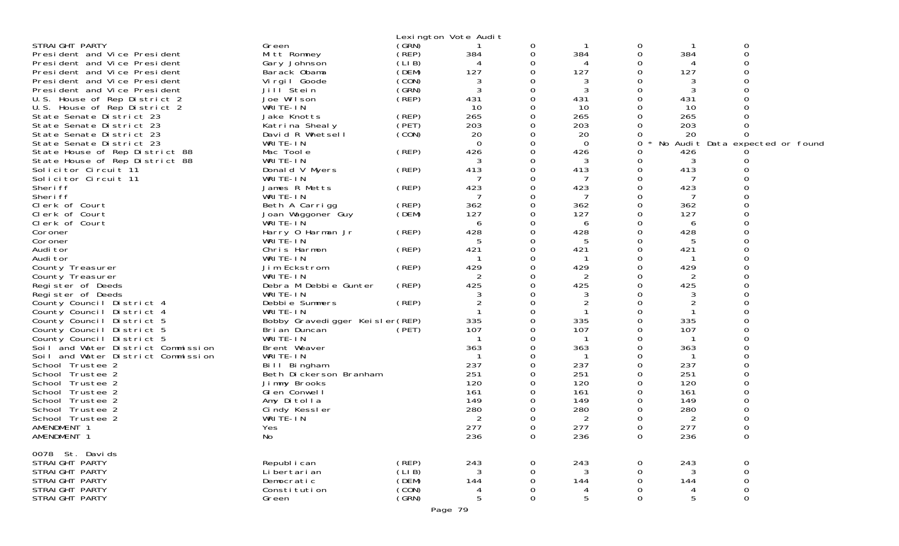Lexington Vote Audit

| Office | Candidate | Party | | | | | | |
|---|---|---|---|---|---|---|---|---|
| STRAIGHT PARTY | Green | (GRN) | 1 | 0 | 1 | 0 | 1 | 0 |
| President and Vice President | Mitt Romney | (REP) | 384 | 0 | 384 | 0 | 384 | 0 |
| President and Vice President | Gary Johnson | (LIB) | 4 | 0 | 4 | 0 | 4 | 0 |
| President and Vice President | Barack Obama | (DEM) | 127 | 0 | 127 | 0 | 127 | 0 |
| President and Vice President | Virgil Goode | (CON) | 3 | 0 | 3 | 0 | 3 | 0 |
| President and Vice President | Jill Stein | (GRN) | 3 | 0 | 3 | 0 | 3 | 0 |
| U.S. House of Rep District 2 | Joe Wilson | (REP) | 431 | 0 | 431 | 0 | 431 | 0 |
| U.S. House of Rep District 2 | WRITE-IN | | 10 | 0 | 10 | 0 | 10 | 0 |
| State Senate District 23 | Jake Knotts | (REP) | 265 | 0 | 265 | 0 | 265 | 0 |
| State Senate District 23 | Katrina Shealy | (PET) | 203 | 0 | 203 | 0 | 203 | 0 |
| State Senate District 23 | David R Whetsell | (CON) | 20 | 0 | 20 | 0 | 20 | 0 |
| State Senate District 23 | WRITE-IN | | 0 | 0 | 0 | 0 * No Audit Data expected or found | | |
| State House of Rep District 88 | Mac Toole | (REP) | 426 | 0 | 426 | 0 | 426 | 0 |
| State House of Rep District 88 | WRITE-IN | | 3 | 0 | 3 | 0 | 3 | 0 |
| Solicitor Circuit 11 | Donald V Myers | (REP) | 413 | 0 | 413 | 0 | 413 | 0 |
| Solicitor Circuit 11 | WRITE-IN | | 7 | 0 | 7 | 0 | 7 | 0 |
| Sheriff | James R Metts | (REP) | 423 | 0 | 423 | 0 | 423 | 0 |
| Sheriff | WRITE-IN | | 7 | 0 | 7 | 0 | 7 | 0 |
| Clerk of Court | Beth A Carrigg | (REP) | 362 | 0 | 362 | 0 | 362 | 0 |
| Clerk of Court | Joan Waggoner Guy | (DEM) | 127 | 0 | 127 | 0 | 127 | 0 |
| Clerk of Court | WRITE-IN | | 6 | 0 | 6 | 0 | 6 | 0 |
| Coroner | Harry O Harman Jr | (REP) | 428 | 0 | 428 | 0 | 428 | 0 |
| Coroner | WRITE-IN | | 5 | 0 | 5 | 0 | 5 | 0 |
| Auditor | Chris Harmon | (REP) | 421 | 0 | 421 | 0 | 421 | 0 |
| Auditor | WRITE-IN | | 1 | 0 | 1 | 0 | 1 | 0 |
| County Treasurer | Jim Eckstrom | (REP) | 429 | 0 | 429 | 0 | 429 | 0 |
| County Treasurer | WRITE-IN | | 2 | 0 | 2 | 0 | 2 | 0 |
| Register of Deeds | Debra M Debbie Gunter | (REP) | 425 | 0 | 425 | 0 | 425 | 0 |
| Register of Deeds | WRITE-IN | | 3 | 0 | 3 | 0 | 3 | 0 |
| County Council District 4 | Debbie Summers | (REP) | 2 | 0 | 2 | 0 | 2 | 0 |
| County Council District 4 | WRITE-IN | | 1 | 0 | 1 | 0 | 1 | 0 |
| County Council District 5 | Bobby Gravedigger Keisler | (REP) | 335 | 0 | 335 | 0 | 335 | 0 |
| County Council District 5 | Brian Duncan | (PET) | 107 | 0 | 107 | 0 | 107 | 0 |
| County Council District 5 | WRITE-IN | | 1 | 0 | 1 | 0 | 1 | 0 |
| Soil and Water District Commission | Brent Weaver | | 363 | 0 | 363 | 0 | 363 | 0 |
| Soil and Water District Commission | WRITE-IN | | 1 | 0 | 1 | 0 | 1 | 0 |
| School Trustee 2 | Bill Bingham | | 237 | 0 | 237 | 0 | 237 | 0 |
| School Trustee 2 | Beth Dickerson Branham | | 251 | 0 | 251 | 0 | 251 | 0 |
| School Trustee 2 | Jimmy Brooks | | 120 | 0 | 120 | 0 | 120 | 0 |
| School Trustee 2 | Glen Conwell | | 161 | 0 | 161 | 0 | 161 | 0 |
| School Trustee 2 | Amy Ditolla | | 149 | 0 | 149 | 0 | 149 | 0 |
| School Trustee 2 | Cindy Kessler | | 280 | 0 | 280 | 0 | 280 | 0 |
| School Trustee 2 | WRITE-IN | | 2 | 0 | 2 | 0 | 2 | 0 |
| AMENDMENT 1 | Yes | | 277 | 0 | 277 | 0 | 277 | 0 |
| AMENDMENT 1 | No | | 236 | 0 | 236 | 0 | 236 | 0 |

0078 St. Davids

| Office | Candidate | Party | | | | | | |
|---|---|---|---|---|---|---|---|---|
| STRAIGHT PARTY | Republican | (REP) | 243 | 0 | 243 | 0 | 243 | 0 |
| STRAIGHT PARTY | Libertarian | (LIB) | 3 | 0 | 3 | 0 | 3 | 0 |
| STRAIGHT PARTY | Democratic | (DEM) | 144 | 0 | 144 | 0 | 144 | 0 |
| STRAIGHT PARTY | Constitution | (CON) | 4 | 0 | 4 | 0 | 4 | 0 |
| STRAIGHT PARTY | Green | (GRN) | 5 | 0 | 5 | 0 | 5 | 0 |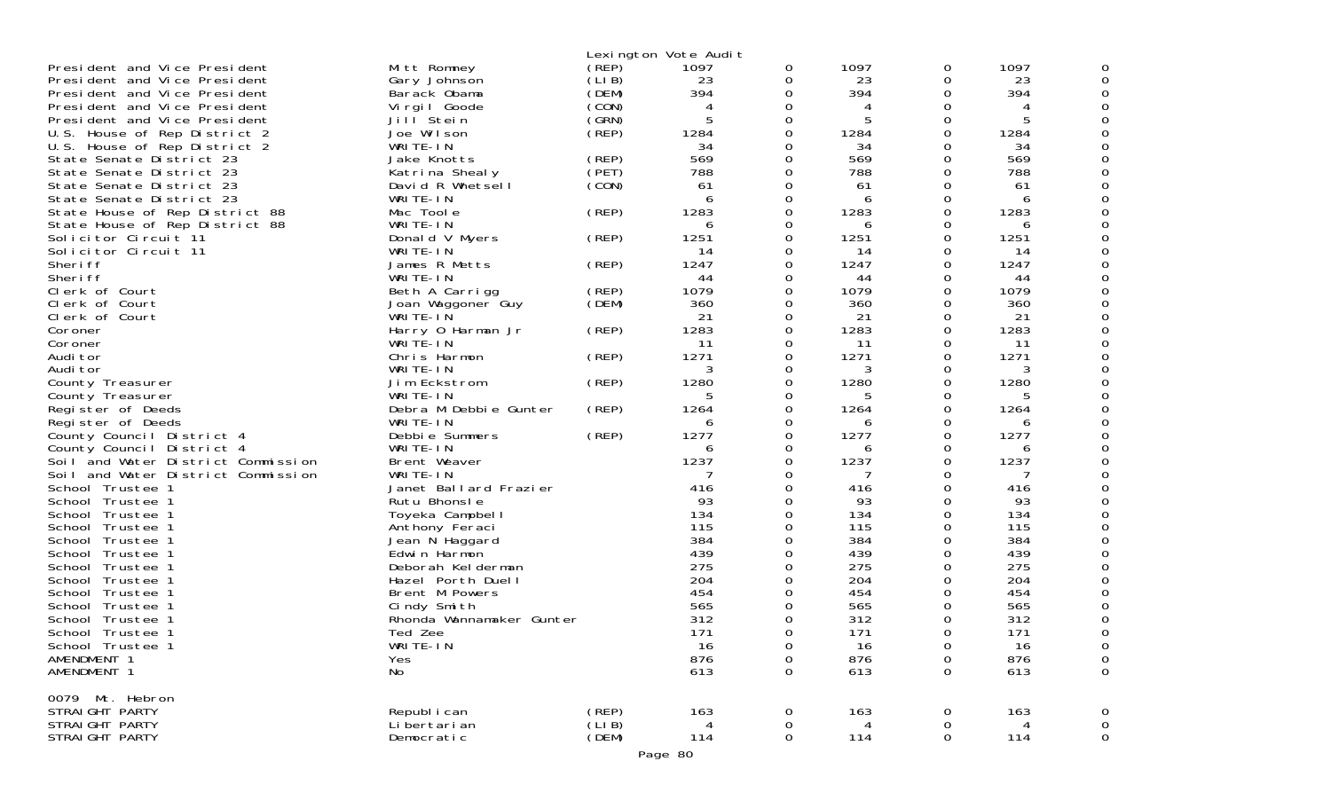Lexington Vote Audit

| Office | Candidate | Party | | | | | | |
|---|---|---|---|---|---|---|---|---|
| President and Vice President | Mitt Romney | (REP) | 1097 | 0 | 1097 | 0 | 1097 | 0 |
| President and Vice President | Gary Johnson | (LIB) | 23 | 0 | 23 | 0 | 23 | 0 |
| President and Vice President | Barack Obama | (DEM) | 394 | 0 | 394 | 0 | 394 | 0 |
| President and Vice President | Virgil Goode | (CON) | 4 | 0 | 4 | 0 | 4 | 0 |
| President and Vice President | Jill Stein | (GRN) | 5 | 0 | 5 | 0 | 5 | 0 |
| U.S. House of Rep District 2 | Joe Wilson | (REP) | 1284 | 0 | 1284 | 0 | 1284 | 0 |
| U.S. House of Rep District 2 | WRITE-IN | | 34 | 0 | 34 | 0 | 34 | 0 |
| State Senate District 23 | Jake Knotts | (REP) | 569 | 0 | 569 | 0 | 569 | 0 |
| State Senate District 23 | Katrina Shealy | (PET) | 788 | 0 | 788 | 0 | 788 | 0 |
| State Senate District 23 | David R Whetsell | (CON) | 61 | 0 | 61 | 0 | 61 | 0 |
| State Senate District 23 | WRITE-IN | | 6 | 0 | 6 | 0 | 6 | 0 |
| State House of Rep District 88 | Mac Toole | (REP) | 1283 | 0 | 1283 | 0 | 1283 | 0 |
| State House of Rep District 88 | WRITE-IN | | 6 | 0 | 6 | 0 | 6 | 0 |
| Solicitor Circuit 11 | Donald V Myers | (REP) | 1251 | 0 | 1251 | 0 | 1251 | 0 |
| Solicitor Circuit 11 | WRITE-IN | | 14 | 0 | 14 | 0 | 14 | 0 |
| Sheriff | James R Metts | (REP) | 1247 | 0 | 1247 | 0 | 1247 | 0 |
| Sheriff | WRITE-IN | | 44 | 0 | 44 | 0 | 44 | 0 |
| Clerk of Court | Beth A Carrigg | (REP) | 1079 | 0 | 1079 | 0 | 1079 | 0 |
| Clerk of Court | Joan Waggoner Guy | (DEM) | 360 | 0 | 360 | 0 | 360 | 0 |
| Clerk of Court | WRITE-IN | | 21 | 0 | 21 | 0 | 21 | 0 |
| Coroner | Harry O Harman Jr | (REP) | 1283 | 0 | 1283 | 0 | 1283 | 0 |
| Coroner | WRITE-IN | | 11 | 0 | 11 | 0 | 11 | 0 |
| Auditor | Chris Harmon | (REP) | 1271 | 0 | 1271 | 0 | 1271 | 0 |
| Auditor | WRITE-IN | | 3 | 0 | 3 | 0 | 3 | 0 |
| County Treasurer | Jim Eckstrom | (REP) | 1280 | 0 | 1280 | 0 | 1280 | 0 |
| County Treasurer | WRITE-IN | | 5 | 0 | 5 | 0 | 5 | 0 |
| Register of Deeds | Debra M Debbie Gunter | (REP) | 1264 | 0 | 1264 | 0 | 1264 | 0 |
| Register of Deeds | WRITE-IN | | 6 | 0 | 6 | 0 | 6 | 0 |
| County Council District 4 | Debbie Summers | (REP) | 1277 | 0 | 1277 | 0 | 1277 | 0 |
| County Council District 4 | WRITE-IN | | 6 | 0 | 6 | 0 | 6 | 0 |
| Soil and Water District Commission | Brent Weaver | | 1237 | 0 | 1237 | 0 | 1237 | 0 |
| Soil and Water District Commission | WRITE-IN | | 7 | 0 | 7 | 0 | 7 | 0 |
| School Trustee 1 | Janet Ballard Frazier | | 416 | 0 | 416 | 0 | 416 | 0 |
| School Trustee 1 | Rutu Bhonsle | | 93 | 0 | 93 | 0 | 93 | 0 |
| School Trustee 1 | Toyeka Campbell | | 134 | 0 | 134 | 0 | 134 | 0 |
| School Trustee 1 | Anthony Feraci | | 115 | 0 | 115 | 0 | 115 | 0 |
| School Trustee 1 | Jean N Haggard | | 384 | 0 | 384 | 0 | 384 | 0 |
| School Trustee 1 | Edwin Harmon | | 439 | 0 | 439 | 0 | 439 | 0 |
| School Trustee 1 | Deborah Kelderman | | 275 | 0 | 275 | 0 | 275 | 0 |
| School Trustee 1 | Hazel Porth Duell | | 204 | 0 | 204 | 0 | 204 | 0 |
| School Trustee 1 | Brent M Powers | | 454 | 0 | 454 | 0 | 454 | 0 |
| School Trustee 1 | Cindy Smith | | 565 | 0 | 565 | 0 | 565 | 0 |
| School Trustee 1 | Rhonda Wannamaker Gunter | | 312 | 0 | 312 | 0 | 312 | 0 |
| School Trustee 1 | Ted Zee | | 171 | 0 | 171 | 0 | 171 | 0 |
| School Trustee 1 | WRITE-IN | | 16 | 0 | 16 | 0 | 16 | 0 |
| AMENDMENT 1 | Yes | | 876 | 0 | 876 | 0 | 876 | 0 |
| AMENDMENT 1 | No | | 613 | 0 | 613 | 0 | 613 | 0 |

0079 Mt. Hebron

| Office | Candidate | Party | | | | | | |
|---|---|---|---|---|---|---|---|---|
| STRAIGHT PARTY | Republican | (REP) | 163 | 0 | 163 | 0 | 163 | 0 |
| STRAIGHT PARTY | Libertarian | (LIB) | 4 | 0 | 4 | 0 | 4 | 0 |
| STRAIGHT PARTY | Democratic | (DEM) | 114 | 0 | 114 | 0 | 114 | 0 |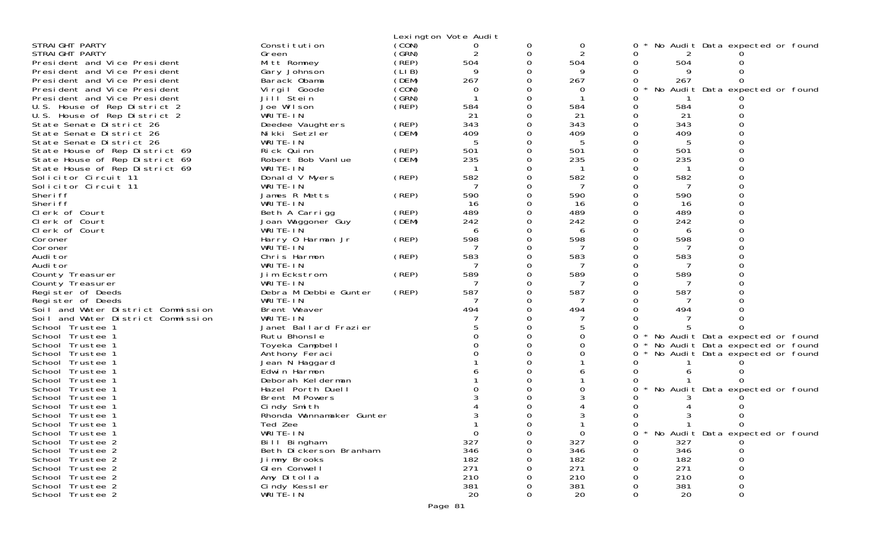Lexington Vote Audit

| Office | Candidate | Party | | | | | | | |
|---|---|---|---|---|---|---|---|---|---|
| STRAIGHT PARTY | Constitution | (CON) | 0 | 0 | 0 | 0 * | No Audit Data expected or found | | |
| STRAIGHT PARTY | Green | (GRN) | 2 | 0 | 2 | 0 | 2 | 0 | |
| President and Vice President | Mitt Romney | (REP) | 504 | 0 | 504 | 0 | 504 | 0 | |
| President and Vice President | Gary Johnson | (LIB) | 9 | 0 | 9 | 0 | 9 | 0 | |
| President and Vice President | Barack Obama | (DEM) | 267 | 0 | 267 | 0 | 267 | 0 | |
| President and Vice President | Virgil Goode | (CON) | 0 | 0 | 0 | 0 * | No Audit Data expected or found | | |
| President and Vice President | Jill Stein | (GRN) | 1 | 0 | 1 | 0 | 1 | 0 | |
| U.S. House of Rep District 2 | Joe Wilson | (REP) | 584 | 0 | 584 | 0 | 584 | 0 | |
| U.S. House of Rep District 2 | WRITE-IN | | 21 | 0 | 21 | 0 | 21 | 0 | |
| State Senate District 26 | Deedee Vaughters | (REP) | 343 | 0 | 343 | 0 | 343 | 0 | |
| State Senate District 26 | Nikki Setzler | (DEM) | 409 | 0 | 409 | 0 | 409 | 0 | |
| State Senate District 26 | WRITE-IN | | 5 | 0 | 5 | 0 | 5 | 0 | |
| State House of Rep District 69 | Rick Quinn | (REP) | 501 | 0 | 501 | 0 | 501 | 0 | |
| State House of Rep District 69 | Robert Bob Vanlue | (DEM) | 235 | 0 | 235 | 0 | 235 | 0 | |
| State House of Rep District 69 | WRITE-IN | | 1 | 0 | 1 | 0 | 1 | 0 | |
| Solicitor Circuit 11 | Donald V Myers | (REP) | 582 | 0 | 582 | 0 | 582 | 0 | |
| Solicitor Circuit 11 | WRITE-IN | | 7 | 0 | 7 | 0 | 7 | 0 | |
| Sheriff | James R Metts | (REP) | 590 | 0 | 590 | 0 | 590 | 0 | |
| Sheriff | WRITE-IN | | 16 | 0 | 16 | 0 | 16 | 0 | |
| Clerk of Court | Beth A Carrigg | (REP) | 489 | 0 | 489 | 0 | 489 | 0 | |
| Clerk of Court | Joan Waggoner Guy | (DEM) | 242 | 0 | 242 | 0 | 242 | 0 | |
| Clerk of Court | WRITE-IN | | 6 | 0 | 6 | 0 | 6 | 0 | |
| Coroner | Harry O Harman Jr | (REP) | 598 | 0 | 598 | 0 | 598 | 0 | |
| Coroner | WRITE-IN | | 7 | 0 | 7 | 0 | 7 | 0 | |
| Auditor | Chris Harmon | (REP) | 583 | 0 | 583 | 0 | 583 | 0 | |
| Auditor | WRITE-IN | | 7 | 0 | 7 | 0 | 7 | 0 | |
| County Treasurer | Jim Eckstrom | (REP) | 589 | 0 | 589 | 0 | 589 | 0 | |
| County Treasurer | WRITE-IN | | 7 | 0 | 7 | 0 | 7 | 0 | |
| Register of Deeds | Debra M Debbie Gunter | (REP) | 587 | 0 | 587 | 0 | 587 | 0 | |
| Register of Deeds | WRITE-IN | | 7 | 0 | 7 | 0 | 7 | 0 | |
| Soil and Water District Commission | Brent Weaver | | 494 | 0 | 494 | 0 | 494 | 0 | |
| Soil and Water District Commission | WRITE-IN | | 7 | 0 | 7 | 0 | 7 | 0 | |
| School Trustee 1 | Janet Ballard Frazier | | 5 | 0 | 5 | 0 | 5 | 0 | |
| School Trustee 1 | Rutu Bhonsle | | 0 | 0 | 0 | 0 * | No Audit Data expected or found | | |
| School Trustee 1 | Toyeka Campbell | | 0 | 0 | 0 | 0 * | No Audit Data expected or found | | |
| School Trustee 1 | Anthony Feraci | | 0 | 0 | 0 | 0 * | No Audit Data expected or found | | |
| School Trustee 1 | Jean N Haggard | | 1 | 0 | 1 | 0 | 1 | 0 | |
| School Trustee 1 | Edwin Harmon | | 6 | 0 | 6 | 0 | 6 | 0 | |
| School Trustee 1 | Deborah Kelderman | | 1 | 0 | 1 | 0 | 1 | 0 | |
| School Trustee 1 | Hazel Porth Duell | | 0 | 0 | 0 | 0 * | No Audit Data expected or found | | |
| School Trustee 1 | Brent M Powers | | 3 | 0 | 3 | 0 | 3 | 0 | |
| School Trustee 1 | Cindy Smith | | 4 | 0 | 4 | 0 | 4 | 0 | |
| School Trustee 1 | Rhonda Wannamaker Gunter | | 3 | 0 | 3 | 0 | 3 | 0 | |
| School Trustee 1 | Ted Zee | | 1 | 0 | 1 | 0 | 1 | 0 | |
| School Trustee 1 | WRITE-IN | | 0 | 0 | 0 | 0 * | No Audit Data expected or found | | |
| School Trustee 2 | Bill Bingham | | 327 | 0 | 327 | 0 | 327 | 0 | |
| School Trustee 2 | Beth Dickerson Branham | | 346 | 0 | 346 | 0 | 346 | 0 | |
| School Trustee 2 | Jimmy Brooks | | 182 | 0 | 182 | 0 | 182 | 0 | |
| School Trustee 2 | Glen Conwell | | 271 | 0 | 271 | 0 | 271 | 0 | |
| School Trustee 2 | Amy Ditolla | | 210 | 0 | 210 | 0 | 210 | 0 | |
| School Trustee 2 | Cindy Kessler | | 381 | 0 | 381 | 0 | 381 | 0 | |
| School Trustee 2 | WRITE-IN | | 20 | 0 | 20 | 0 | 20 | 0 | |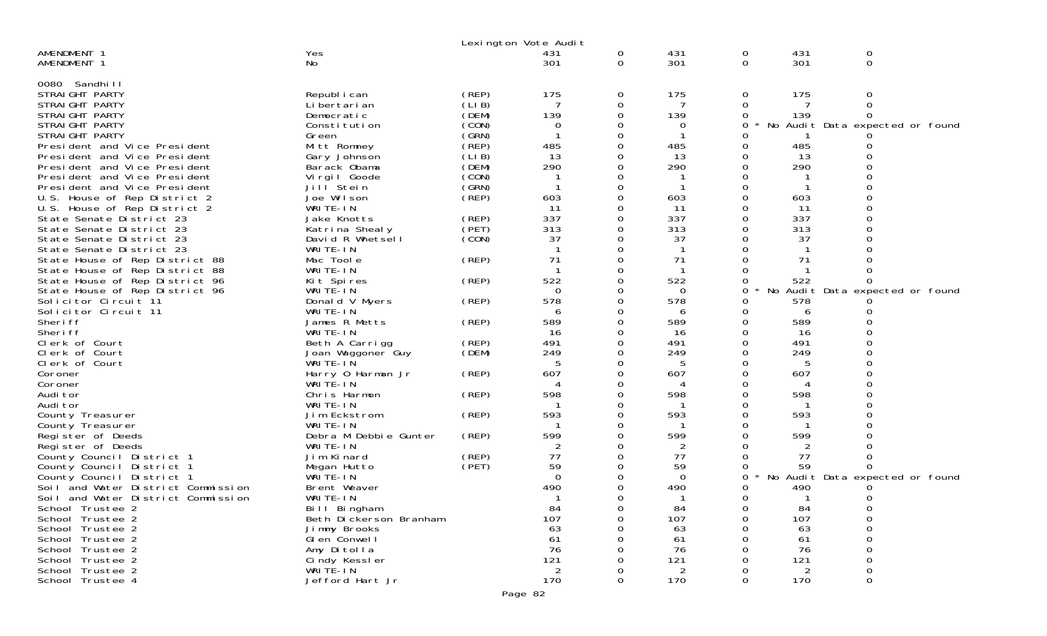Lexington Vote Audit

| | | | | | | | | |
|---|---|---|---|---|---|---|---|---|
| AMENDMENT 1 | Yes | | 431 | 0 | 431 | 0 | 431 | 0 |
| AMENDMENT 1 | No | | 301 | 0 | 301 | 0 | 301 | 0 |

0080 Sandhill

| | | | | | | | | |
|---|---|---|---|---|---|---|---|---|
| STRAIGHT PARTY | Republican | (REP) | 175 | 0 | 175 | 0 | 175 | 0 |
| STRAIGHT PARTY | Libertarian | (LIB) | 7 | 0 | 7 | 0 | 7 | 0 |
| STRAIGHT PARTY | Democratic | (DEM) | 139 | 0 | 139 | 0 | 139 | 0 |
| STRAIGHT PARTY | Constitution | (CON) | 0 | 0 | 0 | 0 * | No Audit Data expected or found | |
| STRAIGHT PARTY | Green | (GRN) | 1 | 0 | 1 | 0 | 1 | 0 |
| President and Vice President | Mitt Romney | (REP) | 485 | 0 | 485 | 0 | 485 | 0 |
| President and Vice President | Gary Johnson | (LIB) | 13 | 0 | 13 | 0 | 13 | 0 |
| President and Vice President | Barack Obama | (DEM) | 290 | 0 | 290 | 0 | 290 | 0 |
| President and Vice President | Virgil Goode | (CON) | 1 | 0 | 1 | 0 | 1 | 0 |
| President and Vice President | Jill Stein | (GRN) | 1 | 0 | 1 | 0 | 1 | 0 |
| U.S. House of Rep District 2 | Joe Wilson | (REP) | 603 | 0 | 603 | 0 | 603 | 0 |
| U.S. House of Rep District 2 | WRITE-IN | | 11 | 0 | 11 | 0 | 11 | 0 |
| State Senate District 23 | Jake Knotts | (REP) | 337 | 0 | 337 | 0 | 337 | 0 |
| State Senate District 23 | Katrina Shealy | (PET) | 313 | 0 | 313 | 0 | 313 | 0 |
| State Senate District 23 | David R Whetsell | (CON) | 37 | 0 | 37 | 0 | 37 | 0 |
| State Senate District 23 | WRITE-IN | | 1 | 0 | 1 | 0 | 1 | 0 |
| State House of Rep District 88 | Mac Toole | (REP) | 71 | 0 | 71 | 0 | 71 | 0 |
| State House of Rep District 88 | WRITE-IN | | 1 | 0 | 1 | 0 | 1 | 0 |
| State House of Rep District 96 | Kit Spires | (REP) | 522 | 0 | 522 | 0 | 522 | 0 |
| State House of Rep District 96 | WRITE-IN | | 0 | 0 | 0 | 0 * | No Audit Data expected or found | |
| Solicitor Circuit 11 | Donald V Myers | (REP) | 578 | 0 | 578 | 0 | 578 | 0 |
| Solicitor Circuit 11 | WRITE-IN | | 6 | 0 | 6 | 0 | 6 | 0 |
| Sheriff | James R Metts | (REP) | 589 | 0 | 589 | 0 | 589 | 0 |
| Sheriff | WRITE-IN | | 16 | 0 | 16 | 0 | 16 | 0 |
| Clerk of Court | Beth A Carrigg | (REP) | 491 | 0 | 491 | 0 | 491 | 0 |
| Clerk of Court | Joan Waggoner Guy | (DEM) | 249 | 0 | 249 | 0 | 249 | 0 |
| Clerk of Court | WRITE-IN | | 5 | 0 | 5 | 0 | 5 | 0 |
| Coroner | Harry O Harman Jr | (REP) | 607 | 0 | 607 | 0 | 607 | 0 |
| Coroner | WRITE-IN | | 4 | 0 | 4 | 0 | 4 | 0 |
| Auditor | Chris Harmon | (REP) | 598 | 0 | 598 | 0 | 598 | 0 |
| Auditor | WRITE-IN | | 1 | 0 | 1 | 0 | 1 | 0 |
| County Treasurer | Jim Eckstrom | (REP) | 593 | 0 | 593 | 0 | 593 | 0 |
| County Treasurer | WRITE-IN | | 1 | 0 | 1 | 0 | 1 | 0 |
| Register of Deeds | Debra M Debbie Gunter | (REP) | 599 | 0 | 599 | 0 | 599 | 0 |
| Register of Deeds | WRITE-IN | | 2 | 0 | 2 | 0 | 2 | 0 |
| County Council District 1 | Jim Kinard | (REP) | 77 | 0 | 77 | 0 | 77 | 0 |
| County Council District 1 | Megan Hutto | (PET) | 59 | 0 | 59 | 0 | 59 | 0 |
| County Council District 1 | WRITE-IN | | 0 | 0 | 0 | 0 * | No Audit Data expected or found | |
| Soil and Water District Commission | Brent Weaver | | 490 | 0 | 490 | 0 | 490 | 0 |
| Soil and Water District Commission | WRITE-IN | | 1 | 0 | 1 | 0 | 1 | 0 |
| School Trustee 2 | Bill Bingham | | 84 | 0 | 84 | 0 | 84 | 0 |
| School Trustee 2 | Beth Dickerson Branham | | 107 | 0 | 107 | 0 | 107 | 0 |
| School Trustee 2 | Jimmy Brooks | | 63 | 0 | 63 | 0 | 63 | 0 |
| School Trustee 2 | Glen Conwell | | 61 | 0 | 61 | 0 | 61 | 0 |
| School Trustee 2 | Amy Ditolla | | 76 | 0 | 76 | 0 | 76 | 0 |
| School Trustee 2 | Cindy Kessler | | 121 | 0 | 121 | 0 | 121 | 0 |
| School Trustee 2 | WRITE-IN | | 2 | 0 | 2 | 0 | 2 | 0 |
| School Trustee 4 | Jefford Hart Jr | | 170 | 0 | 170 | 0 | 170 | 0 |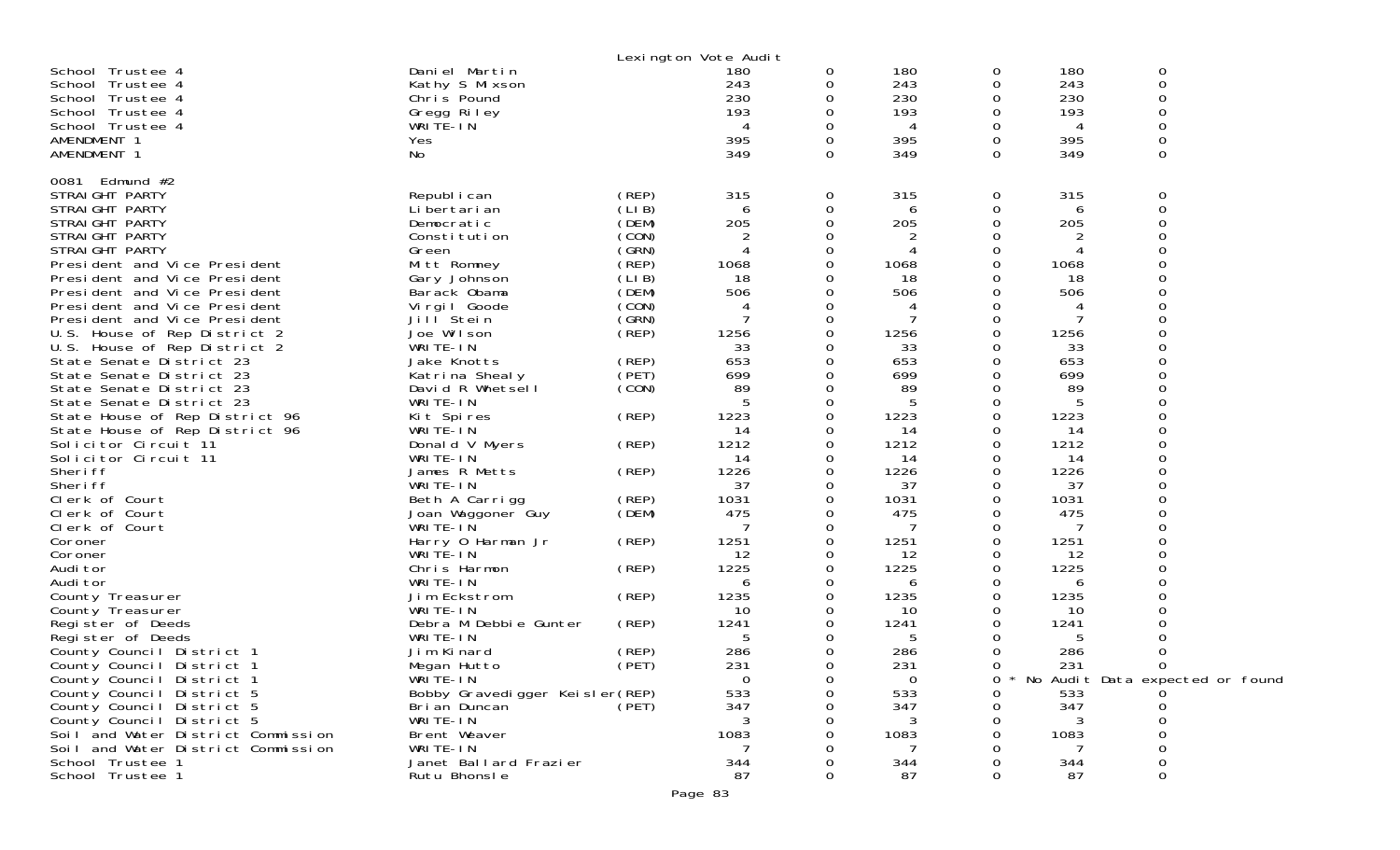Lexington Vote Audit

| | | | | | | | | |
|---|---|---|---|---|---|---|---|---|
| School Trustee 4 | Daniel Martin | | 180 | 0 | 180 | 0 | 180 | 0 |
| School Trustee 4 | Kathy S Mixson | | 243 | 0 | 243 | 0 | 243 | 0 |
| School Trustee 4 | Chris Pound | | 230 | 0 | 230 | 0 | 230 | 0 |
| School Trustee 4 | Gregg Riley | | 193 | 0 | 193 | 0 | 193 | 0 |
| School Trustee 4 | WRITE-IN | | 4 | 0 | 4 | 0 | 4 | 0 |
| AMENDMENT 1 | Yes | | 395 | 0 | 395 | 0 | 395 | 0 |
| AMENDMENT 1 | No | | 349 | 0 | 349 | 0 | 349 | 0 |

0081 Edmund #2

| | | | | | | | | |
|---|---|---|---|---|---|---|---|---|
| STRAIGHT PARTY | Republican | (REP) | 315 | 0 | 315 | 0 | 315 | 0 |
| STRAIGHT PARTY | Libertarian | (LIB) | 6 | 0 | 6 | 0 | 6 | 0 |
| STRAIGHT PARTY | Democratic | (DEM) | 205 | 0 | 205 | 0 | 205 | 0 |
| STRAIGHT PARTY | Constitution | (CON) | 2 | 0 | 2 | 0 | 2 | 0 |
| STRAIGHT PARTY | Green | (GRN) | 4 | 0 | 4 | 0 | 4 | 0 |
| President and Vice President | Mitt Romney | (REP) | 1068 | 0 | 1068 | 0 | 1068 | 0 |
| President and Vice President | Gary Johnson | (LIB) | 18 | 0 | 18 | 0 | 18 | 0 |
| President and Vice President | Barack Obama | (DEM) | 506 | 0 | 506 | 0 | 506 | 0 |
| President and Vice President | Virgil Goode | (CON) | 4 | 0 | 4 | 0 | 4 | 0 |
| President and Vice President | Jill Stein | (GRN) | 7 | 0 | 7 | 0 | 7 | 0 |
| U.S. House of Rep District 2 | Joe Wilson | (REP) | 1256 | 0 | 1256 | 0 | 1256 | 0 |
| U.S. House of Rep District 2 | WRITE-IN | | 33 | 0 | 33 | 0 | 33 | 0 |
| State Senate District 23 | Jake Knotts | (REP) | 653 | 0 | 653 | 0 | 653 | 0 |
| State Senate District 23 | Katrina Shealy | (PET) | 699 | 0 | 699 | 0 | 699 | 0 |
| State Senate District 23 | David R Whetsell | (CON) | 89 | 0 | 89 | 0 | 89 | 0 |
| State Senate District 23 | WRITE-IN | | 5 | 0 | 5 | 0 | 5 | 0 |
| State House of Rep District 96 | Kit Spires | (REP) | 1223 | 0 | 1223 | 0 | 1223 | 0 |
| State House of Rep District 96 | WRITE-IN | | 14 | 0 | 14 | 0 | 14 | 0 |
| Solicitor Circuit 11 | Donald V Myers | (REP) | 1212 | 0 | 1212 | 0 | 1212 | 0 |
| Solicitor Circuit 11 | WRITE-IN | | 14 | 0 | 14 | 0 | 14 | 0 |
| Sheriff | James R Metts | (REP) | 1226 | 0 | 1226 | 0 | 1226 | 0 |
| Sheriff | WRITE-IN | | 37 | 0 | 37 | 0 | 37 | 0 |
| Clerk of Court | Beth A Carrigg | (REP) | 1031 | 0 | 1031 | 0 | 1031 | 0 |
| Clerk of Court | Joan Waggoner Guy | (DEM) | 475 | 0 | 475 | 0 | 475 | 0 |
| Clerk of Court | WRITE-IN | | 7 | 0 | 7 | 0 | 7 | 0 |
| Coroner | Harry O Harman Jr | (REP) | 1251 | 0 | 1251 | 0 | 1251 | 0 |
| Coroner | WRITE-IN | | 12 | 0 | 12 | 0 | 12 | 0 |
| Auditor | Chris Harmon | (REP) | 1225 | 0 | 1225 | 0 | 1225 | 0 |
| Auditor | WRITE-IN | | 6 | 0 | 6 | 0 | 6 | 0 |
| County Treasurer | Jim Eckstrom | (REP) | 1235 | 0 | 1235 | 0 | 1235 | 0 |
| County Treasurer | WRITE-IN | | 10 | 0 | 10 | 0 | 10 | 0 |
| Register of Deeds | Debra M Debbie Gunter | (REP) | 1241 | 0 | 1241 | 0 | 1241 | 0 |
| Register of Deeds | WRITE-IN | | 5 | 0 | 5 | 0 | 5 | 0 |
| County Council District 1 | Jim Kinard | (REP) | 286 | 0 | 286 | 0 | 286 | 0 |
| County Council District 1 | Megan Hutto | (PET) | 231 | 0 | 231 | 0 | 231 | 0 |
| County Council District 1 | WRITE-IN | | 0 | 0 | 0 | 0 * | No Audit Data expected or found | |
| County Council District 5 | Bobby Gravedigger Keisler | (REP) | 533 | 0 | 533 | 0 | 533 | 0 |
| County Council District 5 | Brian Duncan | (PET) | 347 | 0 | 347 | 0 | 347 | 0 |
| County Council District 5 | WRITE-IN | | 3 | 0 | 3 | 0 | 3 | 0 |
| Soil and Water District Commission | Brent Weaver | | 1083 | 0 | 1083 | 0 | 1083 | 0 |
| Soil and Water District Commission | WRITE-IN | | 7 | 0 | 7 | 0 | 7 | 0 |
| School Trustee 1 | Janet Ballard Frazier | | 344 | 0 | 344 | 0 | 344 | 0 |
| School Trustee 1 | Rutu Bhonsle | | 87 | 0 | 87 | 0 | 87 | 0 |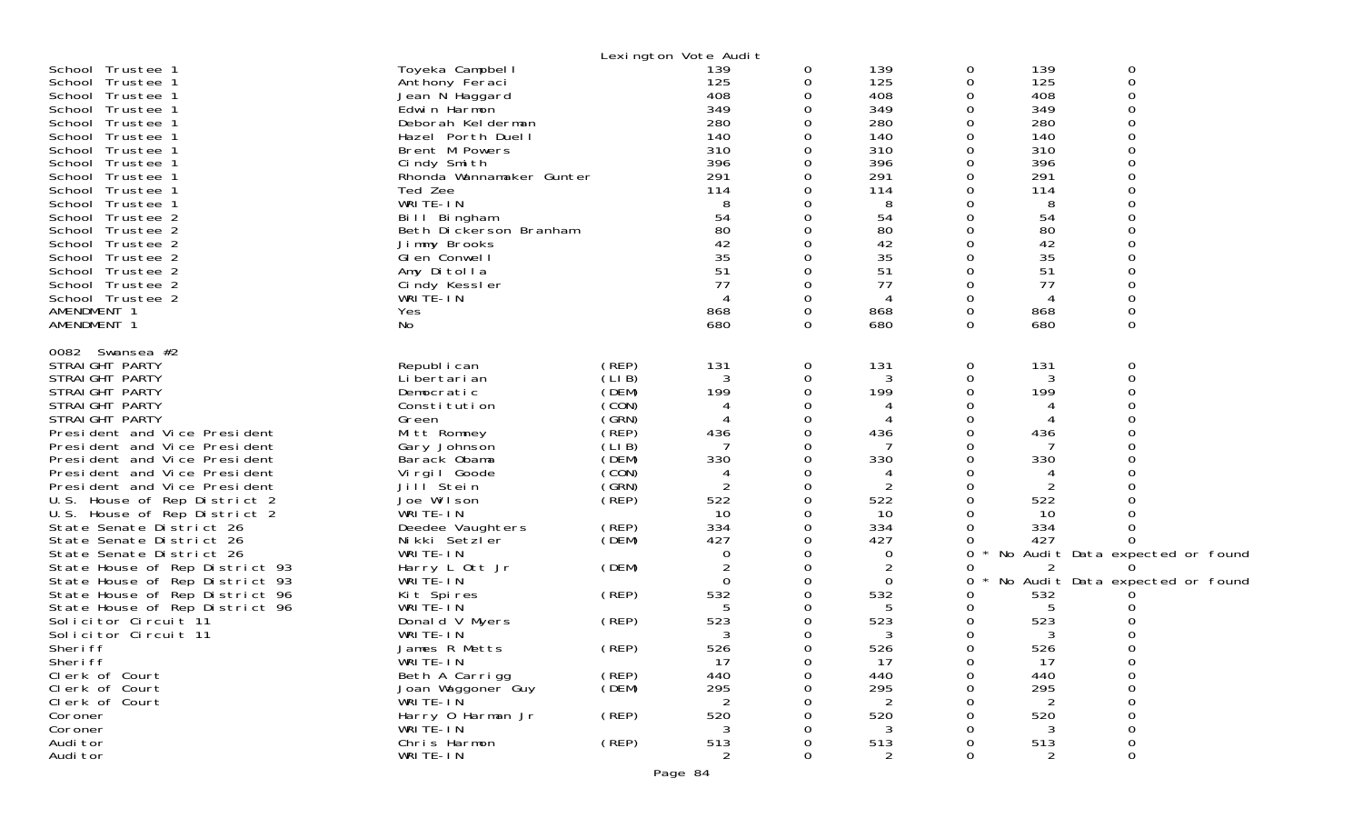Lexington Vote Audit

| | | | | | | | | |
|---|---|---|---|---|---|---|---|---|
| School Trustee 1 | Toyeka Campbell | | 139 | 0 | 139 | 0 | 139 | 0 |
| School Trustee 1 | Anthony Feraci | | 125 | 0 | 125 | 0 | 125 | 0 |
| School Trustee 1 | Jean N Haggard | | 408 | 0 | 408 | 0 | 408 | 0 |
| School Trustee 1 | Edwin Harmon | | 349 | 0 | 349 | 0 | 349 | 0 |
| School Trustee 1 | Deborah Kelderman | | 280 | 0 | 280 | 0 | 280 | 0 |
| School Trustee 1 | Hazel Porth Duell | | 140 | 0 | 140 | 0 | 140 | 0 |
| School Trustee 1 | Brent M Powers | | 310 | 0 | 310 | 0 | 310 | 0 |
| School Trustee 1 | Cindy Smith | | 396 | 0 | 396 | 0 | 396 | 0 |
| School Trustee 1 | Rhonda Wannamaker Gunter | | 291 | 0 | 291 | 0 | 291 | 0 |
| School Trustee 1 | Ted Zee | | 114 | 0 | 114 | 0 | 114 | 0 |
| School Trustee 1 | WRITE-IN | | 8 | 0 | 8 | 0 | 8 | 0 |
| School Trustee 2 | Bill Bingham | | 54 | 0 | 54 | 0 | 54 | 0 |
| School Trustee 2 | Beth Dickerson Branham | | 80 | 0 | 80 | 0 | 80 | 0 |
| School Trustee 2 | Jimmy Brooks | | 42 | 0 | 42 | 0 | 42 | 0 |
| School Trustee 2 | Glen Conwell | | 35 | 0 | 35 | 0 | 35 | 0 |
| School Trustee 2 | Amy Ditolla | | 51 | 0 | 51 | 0 | 51 | 0 |
| School Trustee 2 | Cindy Kessler | | 77 | 0 | 77 | 0 | 77 | 0 |
| School Trustee 2 | WRITE-IN | | 4 | 0 | 4 | 0 | 4 | 0 |
| AMENDMENT 1 | Yes | | 868 | 0 | 868 | 0 | 868 | 0 |
| AMENDMENT 1 | No | | 680 | 0 | 680 | 0 | 680 | 0 |

0082 Swansea #2

| | | | | | | | | |
|---|---|---|---|---|---|---|---|---|
| STRAIGHT PARTY | Republican | (REP) | 131 | 0 | 131 | 0 | 131 | 0 |
| STRAIGHT PARTY | Libertarian | (LIB) | 3 | 0 | 3 | 0 | 3 | 0 |
| STRAIGHT PARTY | Democratic | (DEM) | 199 | 0 | 199 | 0 | 199 | 0 |
| STRAIGHT PARTY | Constitution | (CON) | 4 | 0 | 4 | 0 | 4 | 0 |
| STRAIGHT PARTY | Green | (GRN) | 4 | 0 | 4 | 0 | 4 | 0 |
| President and Vice President | Mitt Romney | (REP) | 436 | 0 | 436 | 0 | 436 | 0 |
| President and Vice President | Gary Johnson | (LIB) | 7 | 0 | 7 | 0 | 7 | 0 |
| President and Vice President | Barack Obama | (DEM) | 330 | 0 | 330 | 0 | 330 | 0 |
| President and Vice President | Virgil Goode | (CON) | 4 | 0 | 4 | 0 | 4 | 0 |
| President and Vice President | Jill Stein | (GRN) | 2 | 0 | 2 | 0 | 2 | 0 |
| U.S. House of Rep District 2 | Joe Wilson | (REP) | 522 | 0 | 522 | 0 | 522 | 0 |
| U.S. House of Rep District 2 | WRITE-IN | | 10 | 0 | 10 | 0 | 10 | 0 |
| State Senate District 26 | Deedee Vaughters | (REP) | 334 | 0 | 334 | 0 | 334 | 0 |
| State Senate District 26 | Nikki Setzler | (DEM) | 427 | 0 | 427 | 0 | 427 | 0 |
| State Senate District 26 | WRITE-IN | | 0 | 0 | 0 | 0 * No Audit Data expected or found | | |
| State House of Rep District 93 | Harry L Ott Jr | (DEM) | 2 | 0 | 2 | 0 | 2 | 0 |
| State House of Rep District 93 | WRITE-IN | | 0 | 0 | 0 | 0 * No Audit Data expected or found | | |
| State House of Rep District 96 | Kit Spires | (REP) | 532 | 0 | 532 | 0 | 532 | 0 |
| State House of Rep District 96 | WRITE-IN | | 5 | 0 | 5 | 0 | 5 | 0 |
| Solicitor Circuit 11 | Donald V Myers | (REP) | 523 | 0 | 523 | 0 | 523 | 0 |
| Solicitor Circuit 11 | WRITE-IN | | 3 | 0 | 3 | 0 | 3 | 0 |
| Sheriff | James R Metts | (REP) | 526 | 0 | 526 | 0 | 526 | 0 |
| Sheriff | WRITE-IN | | 17 | 0 | 17 | 0 | 17 | 0 |
| Clerk of Court | Beth A Carrigg | (REP) | 440 | 0 | 440 | 0 | 440 | 0 |
| Clerk of Court | Joan Waggoner Guy | (DEM) | 295 | 0 | 295 | 0 | 295 | 0 |
| Clerk of Court | WRITE-IN | | 2 | 0 | 2 | 0 | 2 | 0 |
| Coroner | Harry O Harman Jr | (REP) | 520 | 0 | 520 | 0 | 520 | 0 |
| Coroner | WRITE-IN | | 3 | 0 | 3 | 0 | 3 | 0 |
| Auditor | Chris Harmon | (REP) | 513 | 0 | 513 | 0 | 513 | 0 |
| Auditor | WRITE-IN | | 2 | 0 | 2 | 0 | 2 | 0 |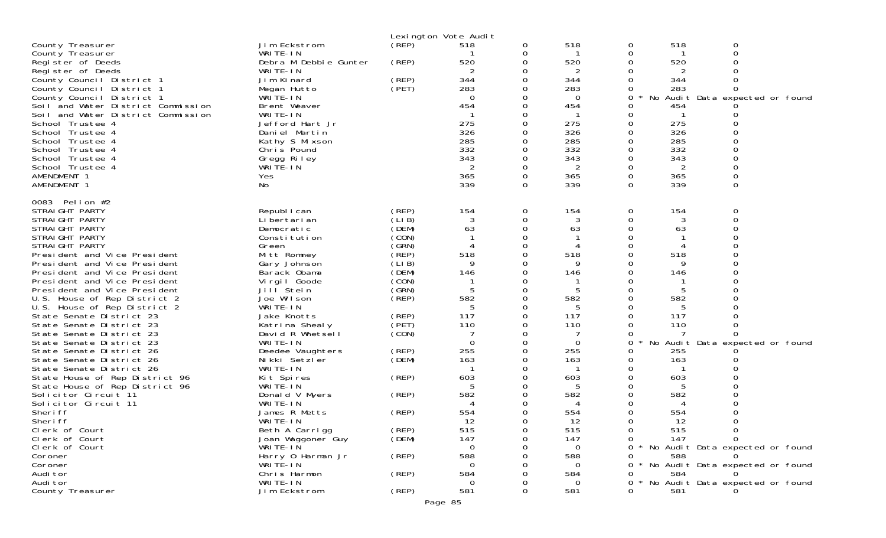Lexington Vote Audit

| | | | | | | | | |
|---|---|---|---|---|---|---|---|---|
| County Treasurer | Jim Eckstrom | (REP) | 518 | 0 | 518 | 0 | 518 | 0 |
| County Treasurer | WRITE-IN | | 1 | 0 | 1 | 0 | 1 | 0 |
| Register of Deeds | Debra M Debbie Gunter | (REP) | 520 | 0 | 520 | 0 | 520 | 0 |
| Register of Deeds | WRITE-IN | | 2 | 0 | 2 | 0 | 2 | 0 |
| County Council District 1 | Jim Kinard | (REP) | 344 | 0 | 344 | 0 | 344 | 0 |
| County Council District 1 | Megan Hutto | (PET) | 283 | 0 | 283 | 0 | 283 | 0 |
| County Council District 1 | WRITE-IN | | 0 | 0 | 0 | 0 * | No Audit Data expected or found | |
| Soil and Water District Commission | Brent Weaver | | 454 | 0 | 454 | 0 | 454 | 0 |
| Soil and Water District Commission | WRITE-IN | | 1 | 0 | 1 | 0 | 1 | 0 |
| School Trustee 4 | Jefford Hart Jr | | 275 | 0 | 275 | 0 | 275 | 0 |
| School Trustee 4 | Daniel Martin | | 326 | 0 | 326 | 0 | 326 | 0 |
| School Trustee 4 | Kathy S Mixson | | 285 | 0 | 285 | 0 | 285 | 0 |
| School Trustee 4 | Chris Pound | | 332 | 0 | 332 | 0 | 332 | 0 |
| School Trustee 4 | Gregg Riley | | 343 | 0 | 343 | 0 | 343 | 0 |
| School Trustee 4 | WRITE-IN | | 2 | 0 | 2 | 0 | 2 | 0 |
| AMENDMENT 1 | Yes | | 365 | 0 | 365 | 0 | 365 | 0 |
| AMENDMENT 1 | No | | 339 | 0 | 339 | 0 | 339 | 0 |

0083 Pelion #2

| | | | | | | | | |
|---|---|---|---|---|---|---|---|---|
| STRAIGHT PARTY | Republican | (REP) | 154 | 0 | 154 | 0 | 154 | 0 |
| STRAIGHT PARTY | Libertarian | (LIB) | 3 | 0 | 3 | 0 | 3 | 0 |
| STRAIGHT PARTY | Democratic | (DEM) | 63 | 0 | 63 | 0 | 63 | 0 |
| STRAIGHT PARTY | Constitution | (CON) | 1 | 0 | 1 | 0 | 1 | 0 |
| STRAIGHT PARTY | Green | (GRN) | 4 | 0 | 4 | 0 | 4 | 0 |
| President and Vice President | Mitt Romney | (REP) | 518 | 0 | 518 | 0 | 518 | 0 |
| President and Vice President | Gary Johnson | (LIB) | 9 | 0 | 9 | 0 | 9 | 0 |
| President and Vice President | Barack Obama | (DEM) | 146 | 0 | 146 | 0 | 146 | 0 |
| President and Vice President | Virgil Goode | (CON) | 1 | 0 | 1 | 0 | 1 | 0 |
| President and Vice President | Jill Stein | (GRN) | 5 | 0 | 5 | 0 | 5 | 0 |
| U.S. House of Rep District 2 | Joe Wilson | (REP) | 582 | 0 | 582 | 0 | 582 | 0 |
| U.S. House of Rep District 2 | WRITE-IN | | 5 | 0 | 5 | 0 | 5 | 0 |
| State Senate District 23 | Jake Knotts | (REP) | 117 | 0 | 117 | 0 | 117 | 0 |
| State Senate District 23 | Katrina Shealy | (PET) | 110 | 0 | 110 | 0 | 110 | 0 |
| State Senate District 23 | David R Whetsell | (CON) | 7 | 0 | 7 | 0 | 7 | 0 |
| State Senate District 23 | WRITE-IN | | 0 | 0 | 0 | 0 * | No Audit Data expected or found | |
| State Senate District 26 | Deedee Vaughters | (REP) | 255 | 0 | 255 | 0 | 255 | 0 |
| State Senate District 26 | Nikki Setzler | (DEM) | 163 | 0 | 163 | 0 | 163 | 0 |
| State Senate District 26 | WRITE-IN | | 1 | 0 | 1 | 0 | 1 | 0 |
| State House of Rep District 96 | Kit Spires | (REP) | 603 | 0 | 603 | 0 | 603 | 0 |
| State House of Rep District 96 | WRITE-IN | | 5 | 0 | 5 | 0 | 5 | 0 |
| Solicitor Circuit 11 | Donald V Myers | (REP) | 582 | 0 | 582 | 0 | 582 | 0 |
| Solicitor Circuit 11 | WRITE-IN | | 4 | 0 | 4 | 0 | 4 | 0 |
| Sheriff | James R Metts | (REP) | 554 | 0 | 554 | 0 | 554 | 0 |
| Sheriff | WRITE-IN | | 12 | 0 | 12 | 0 | 12 | 0 |
| Clerk of Court | Beth A Carrigg | (REP) | 515 | 0 | 515 | 0 | 515 | 0 |
| Clerk of Court | Joan Waggoner Guy | (DEM) | 147 | 0 | 147 | 0 | 147 | 0 |
| Clerk of Court | WRITE-IN | | 0 | 0 | 0 | 0 * | No Audit Data expected or found | |
| Coroner | Harry O Harman Jr | (REP) | 588 | 0 | 588 | 0 | 588 | 0 |
| Coroner | WRITE-IN | | 0 | 0 | 0 | 0 * | No Audit Data expected or found | |
| Auditor | Chris Harmon | (REP) | 584 | 0 | 584 | 0 | 584 | 0 |
| Auditor | WRITE-IN | | 0 | 0 | 0 | 0 * | No Audit Data expected or found | |
| County Treasurer | Jim Eckstrom | (REP) | 581 | 0 | 581 | 0 | 581 | 0 |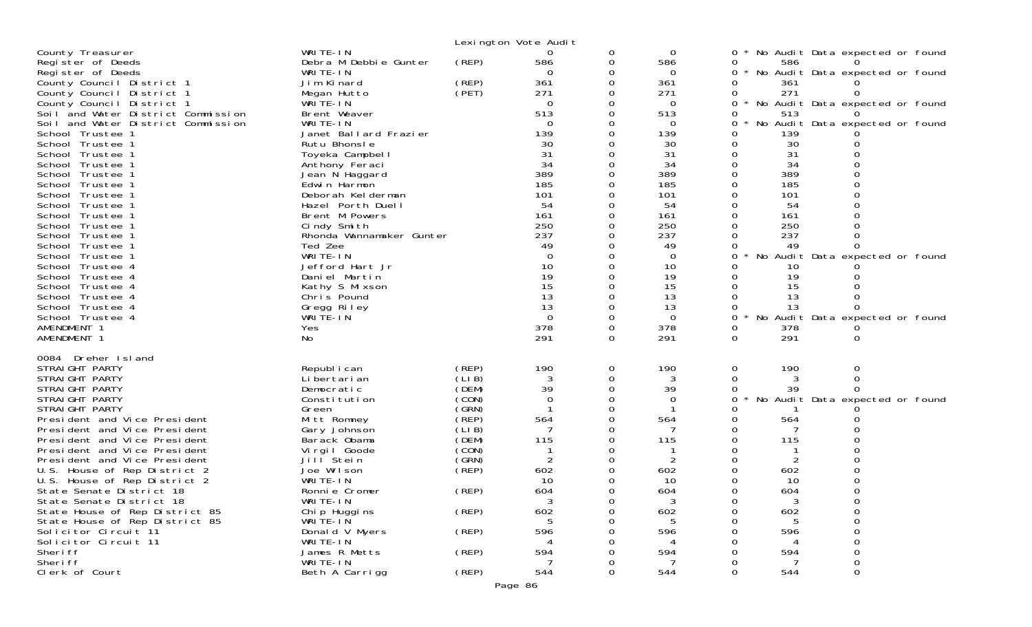Lexington Vote Audit

| Office | Candidate | Party | | | | | | | |
|---|---|---|---|---|---|---|---|---|---|
| County Treasurer | WRITE-IN | | 0 | 0 | 0 | 0 * | No Audit Data expected or found | | |
| Register of Deeds | Debra M Debbie Gunter | (REP) | 586 | 0 | 586 | 0 | 586 | 0 | |
| Register of Deeds | WRITE-IN | | 0 | 0 | 0 | 0 * | No Audit Data expected or found | | |
| County Council District 1 | Jim Kinard | (REP) | 361 | 0 | 361 | 0 | 361 | 0 | |
| County Council District 1 | Megan Hutto | (PET) | 271 | 0 | 271 | 0 | 271 | 0 | |
| County Council District 1 | WRITE-IN | | 0 | 0 | 0 | 0 * | No Audit Data expected or found | | |
| Soil and Water District Commission | Brent Weaver | | 513 | 0 | 513 | 0 | 513 | 0 | |
| Soil and Water District Commission | WRITE-IN | | 0 | 0 | 0 | 0 * | No Audit Data expected or found | | |
| School Trustee 1 | Janet Ballard Frazier | | 139 | 0 | 139 | 0 | 139 | 0 | |
| School Trustee 1 | Rutu Bhonsle | | 30 | 0 | 30 | 0 | 30 | 0 | |
| School Trustee 1 | Toyeka Campbell | | 31 | 0 | 31 | 0 | 31 | 0 | |
| School Trustee 1 | Anthony Feraci | | 34 | 0 | 34 | 0 | 34 | 0 | |
| School Trustee 1 | Jean N Haggard | | 389 | 0 | 389 | 0 | 389 | 0 | |
| School Trustee 1 | Edwin Harmon | | 185 | 0 | 185 | 0 | 185 | 0 | |
| School Trustee 1 | Deborah Kelderman | | 101 | 0 | 101 | 0 | 101 | 0 | |
| School Trustee 1 | Hazel Porth Duell | | 54 | 0 | 54 | 0 | 54 | 0 | |
| School Trustee 1 | Brent M Powers | | 161 | 0 | 161 | 0 | 161 | 0 | |
| School Trustee 1 | Cindy Smith | | 250 | 0 | 250 | 0 | 250 | 0 | |
| School Trustee 1 | Rhonda Wannamaker Gunter | | 237 | 0 | 237 | 0 | 237 | 0 | |
| School Trustee 1 | Ted Zee | | 49 | 0 | 49 | 0 | 49 | 0 | |
| School Trustee 1 | WRITE-IN | | 0 | 0 | 0 | 0 * | No Audit Data expected or found | | |
| School Trustee 4 | Jefford Hart Jr | | 10 | 0 | 10 | 0 | 10 | 0 | |
| School Trustee 4 | Daniel Martin | | 19 | 0 | 19 | 0 | 19 | 0 | |
| School Trustee 4 | Kathy S Mixson | | 15 | 0 | 15 | 0 | 15 | 0 | |
| School Trustee 4 | Chris Pound | | 13 | 0 | 13 | 0 | 13 | 0 | |
| School Trustee 4 | Gregg Riley | | 13 | 0 | 13 | 0 | 13 | 0 | |
| School Trustee 4 | WRITE-IN | | 0 | 0 | 0 | 0 * | No Audit Data expected or found | | |
| AMENDMENT 1 | Yes | | 378 | 0 | 378 | 0 | 378 | 0 | |
| AMENDMENT 1 | No | | 291 | 0 | 291 | 0 | 291 | 0 | |

0084 Dreher Island

| Office | Candidate | Party | | | | | | | |
|---|---|---|---|---|---|---|---|---|---|
| STRAIGHT PARTY | Republican | (REP) | 190 | 0 | 190 | 0 | 190 | 0 | |
| STRAIGHT PARTY | Libertarian | (LIB) | 3 | 0 | 3 | 0 | 3 | 0 | |
| STRAIGHT PARTY | Democratic | (DEM) | 39 | 0 | 39 | 0 | 39 | 0 | |
| STRAIGHT PARTY | Constitution | (CON) | 0 | 0 | 0 | 0 * | No Audit Data expected or found | | |
| STRAIGHT PARTY | Green | (GRN) | 1 | 0 | 1 | 0 | 1 | 0 | |
| President and Vice President | Mitt Romney | (REP) | 564 | 0 | 564 | 0 | 564 | 0 | |
| President and Vice President | Gary Johnson | (LIB) | 7 | 0 | 7 | 0 | 7 | 0 | |
| President and Vice President | Barack Obama | (DEM) | 115 | 0 | 115 | 0 | 115 | 0 | |
| President and Vice President | Virgil Goode | (CON) | 1 | 0 | 1 | 0 | 1 | 0 | |
| President and Vice President | Jill Stein | (GRN) | 2 | 0 | 2 | 0 | 2 | 0 | |
| U.S. House of Rep District 2 | Joe Wilson | (REP) | 602 | 0 | 602 | 0 | 602 | 0 | |
| U.S. House of Rep District 2 | WRITE-IN | | 10 | 0 | 10 | 0 | 10 | 0 | |
| State Senate District 18 | Ronnie Cromer | (REP) | 604 | 0 | 604 | 0 | 604 | 0 | |
| State Senate District 18 | WRITE-IN | | 3 | 0 | 3 | 0 | 3 | 0 | |
| State House of Rep District 85 | Chip Huggins | (REP) | 602 | 0 | 602 | 0 | 602 | 0 | |
| State House of Rep District 85 | WRITE-IN | | 5 | 0 | 5 | 0 | 5 | 0 | |
| Solicitor Circuit 11 | Donald V Myers | (REP) | 596 | 0 | 596 | 0 | 596 | 0 | |
| Solicitor Circuit 11 | WRITE-IN | | 4 | 0 | 4 | 0 | 4 | 0 | |
| Sheriff | James R Metts | (REP) | 594 | 0 | 594 | 0 | 594 | 0 | |
| Sheriff | WRITE-IN | | 7 | 0 | 7 | 0 | 7 | 0 | |
| Clerk of Court | Beth A Carrigg | (REP) | 544 | 0 | 544 | 0 | 544 | 0 | |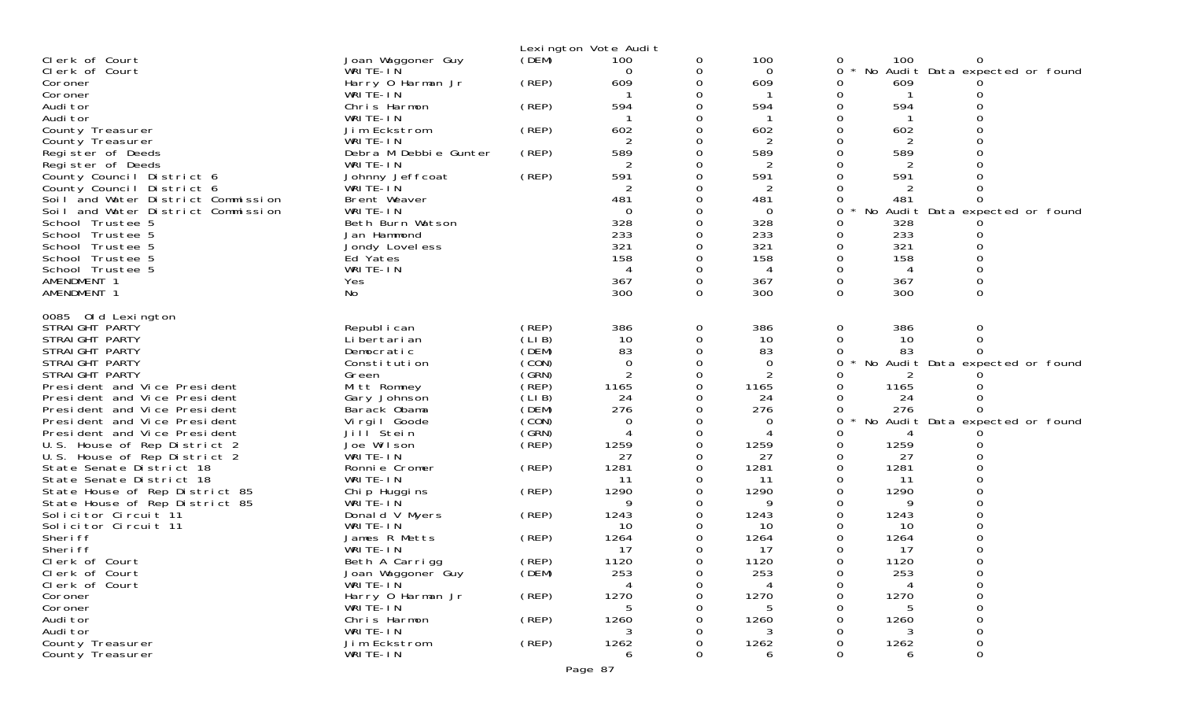Lexington Vote Audit

| | | | | | | | | |
|---|---|---|---|---|---|---|---|---|
| Clerk of Court | Joan Waggoner Guy | (DEM) | 100 | 0 | 100 | 0 | 100 | 0 |
| Clerk of Court | WRITE-IN | | 0 | 0 | 0 | 0 | * No Audit Data expected or found | |
| Coroner | Harry O Harman Jr | (REP) | 609 | 0 | 609 | 0 | 609 | 0 |
| Coroner | WRITE-IN | | 1 | 0 | 1 | 0 | 1 | 0 |
| Auditor | Chris Harmon | (REP) | 594 | 0 | 594 | 0 | 594 | 0 |
| Auditor | WRITE-IN | | 1 | 0 | 1 | 0 | 1 | 0 |
| County Treasurer | Jim Eckstrom | (REP) | 602 | 0 | 602 | 0 | 602 | 0 |
| County Treasurer | WRITE-IN | | 2 | 0 | 2 | 0 | 2 | 0 |
| Register of Deeds | Debra M Debbie Gunter | (REP) | 589 | 0 | 589 | 0 | 589 | 0 |
| Register of Deeds | WRITE-IN | | 2 | 0 | 2 | 0 | 2 | 0 |
| County Council District 6 | Johnny Jeffcoat | (REP) | 591 | 0 | 591 | 0 | 591 | 0 |
| County Council District 6 | WRITE-IN | | 2 | 0 | 2 | 0 | 2 | 0 |
| Soil and Water District Commission | Brent Weaver | | 481 | 0 | 481 | 0 | 481 | 0 |
| Soil and Water District Commission | WRITE-IN | | 0 | 0 | 0 | 0 | * No Audit Data expected or found | |
| School Trustee 5 | Beth Burn Watson | | 328 | 0 | 328 | 0 | 328 | 0 |
| School Trustee 5 | Jan Hammond | | 233 | 0 | 233 | 0 | 233 | 0 |
| School Trustee 5 | Jondy Loveless | | 321 | 0 | 321 | 0 | 321 | 0 |
| School Trustee 5 | Ed Yates | | 158 | 0 | 158 | 0 | 158 | 0 |
| School Trustee 5 | WRITE-IN | | 4 | 0 | 4 | 0 | 4 | 0 |
| AMENDMENT 1 | Yes | | 367 | 0 | 367 | 0 | 367 | 0 |
| AMENDMENT 1 | No | | 300 | 0 | 300 | 0 | 300 | 0 |

0085 Old Lexington

| | | | | | | | | |
|---|---|---|---|---|---|---|---|---|
| STRAIGHT PARTY | Republican | (REP) | 386 | 0 | 386 | 0 | 386 | 0 |
| STRAIGHT PARTY | Libertarian | (LIB) | 10 | 0 | 10 | 0 | 10 | 0 |
| STRAIGHT PARTY | Democratic | (DEM) | 83 | 0 | 83 | 0 | 83 | 0 |
| STRAIGHT PARTY | Constitution | (CON) | 0 | 0 | 0 | 0 | * No Audit Data expected or found | |
| STRAIGHT PARTY | Green | (GRN) | 2 | 0 | 2 | 0 | 2 | 0 |
| President and Vice President | Mitt Romney | (REP) | 1165 | 0 | 1165 | 0 | 1165 | 0 |
| President and Vice President | Gary Johnson | (LIB) | 24 | 0 | 24 | 0 | 24 | 0 |
| President and Vice President | Barack Obama | (DEM) | 276 | 0 | 276 | 0 | 276 | 0 |
| President and Vice President | Virgil Goode | (CON) | 0 | 0 | 0 | 0 | * No Audit Data expected or found | |
| President and Vice President | Jill Stein | (GRN) | 4 | 0 | 4 | 0 | 4 | 0 |
| U.S. House of Rep District 2 | Joe Wilson | (REP) | 1259 | 0 | 1259 | 0 | 1259 | 0 |
| U.S. House of Rep District 2 | WRITE-IN | | 27 | 0 | 27 | 0 | 27 | 0 |
| State Senate District 18 | Ronnie Cromer | (REP) | 1281 | 0 | 1281 | 0 | 1281 | 0 |
| State Senate District 18 | WRITE-IN | | 11 | 0 | 11 | 0 | 11 | 0 |
| State House of Rep District 85 | Chip Huggins | (REP) | 1290 | 0 | 1290 | 0 | 1290 | 0 |
| State House of Rep District 85 | WRITE-IN | | 9 | 0 | 9 | 0 | 9 | 0 |
| Solicitor Circuit 11 | Donald V Myers | (REP) | 1243 | 0 | 1243 | 0 | 1243 | 0 |
| Solicitor Circuit 11 | WRITE-IN | | 10 | 0 | 10 | 0 | 10 | 0 |
| Sheriff | James R Metts | (REP) | 1264 | 0 | 1264 | 0 | 1264 | 0 |
| Sheriff | WRITE-IN | | 17 | 0 | 17 | 0 | 17 | 0 |
| Clerk of Court | Beth A Carrigg | (REP) | 1120 | 0 | 1120 | 0 | 1120 | 0 |
| Clerk of Court | Joan Waggoner Guy | (DEM) | 253 | 0 | 253 | 0 | 253 | 0 |
| Clerk of Court | WRITE-IN | | 4 | 0 | 4 | 0 | 4 | 0 |
| Coroner | Harry O Harman Jr | (REP) | 1270 | 0 | 1270 | 0 | 1270 | 0 |
| Coroner | WRITE-IN | | 5 | 0 | 5 | 0 | 5 | 0 |
| Auditor | Chris Harmon | (REP) | 1260 | 0 | 1260 | 0 | 1260 | 0 |
| Auditor | WRITE-IN | | 3 | 0 | 3 | 0 | 3 | 0 |
| County Treasurer | Jim Eckstrom | (REP) | 1262 | 0 | 1262 | 0 | 1262 | 0 |
| County Treasurer | WRITE-IN | | 6 | 0 | 6 | 0 | 6 | 0 |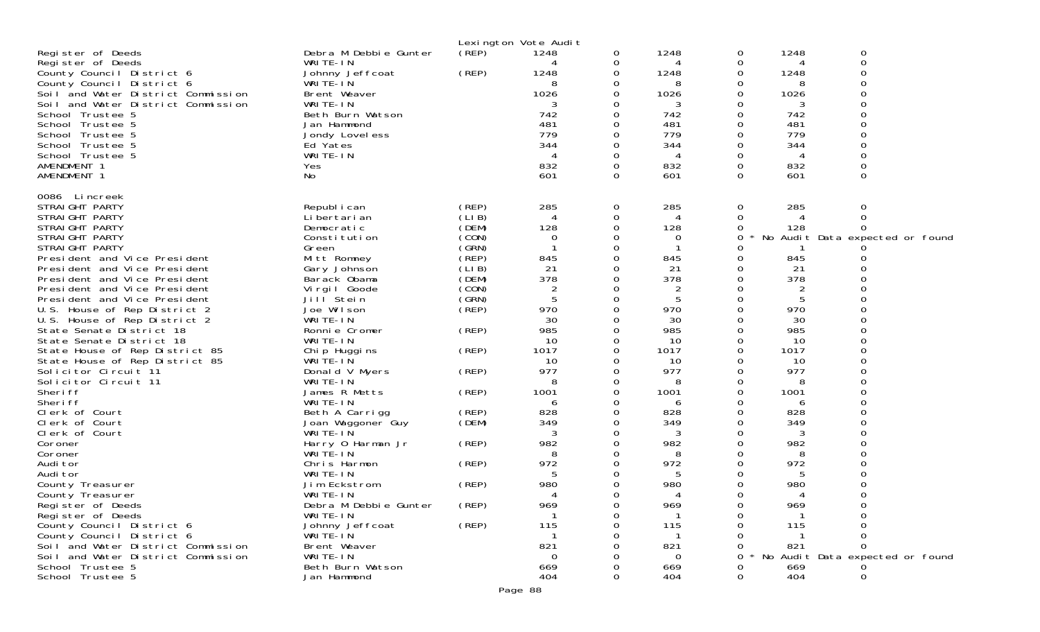Lexington Vote Audit

| Office | Candidate | Party | | | | | | |
|---|---|---|---|---|---|---|---|---|
| Register of Deeds | Debra M Debbie Gunter | (REP) | 1248 | 0 | 1248 | 0 | 1248 | 0 |
| Register of Deeds | WRITE-IN | | 4 | 0 | 4 | 0 | 4 | 0 |
| County Council District 6 | Johnny Jeffcoat | (REP) | 1248 | 0 | 1248 | 0 | 1248 | 0 |
| County Council District 6 | WRITE-IN | | 8 | 0 | 8 | 0 | 8 | 0 |
| Soil and Water District Commission | Brent Weaver | | 1026 | 0 | 1026 | 0 | 1026 | 0 |
| Soil and Water District Commission | WRITE-IN | | 3 | 0 | 3 | 0 | 3 | 0 |
| School Trustee 5 | Beth Burn Watson | | 742 | 0 | 742 | 0 | 742 | 0 |
| School Trustee 5 | Jan Hammond | | 481 | 0 | 481 | 0 | 481 | 0 |
| School Trustee 5 | Jondy Loveless | | 779 | 0 | 779 | 0 | 779 | 0 |
| School Trustee 5 | Ed Yates | | 344 | 0 | 344 | 0 | 344 | 0 |
| School Trustee 5 | WRITE-IN | | 4 | 0 | 4 | 0 | 4 | 0 |
| AMENDMENT 1 | Yes | | 832 | 0 | 832 | 0 | 832 | 0 |
| AMENDMENT 1 | No | | 601 | 0 | 601 | 0 | 601 | 0 |

0086 Lincreek

| Office | Candidate | Party | | | | | | |
|---|---|---|---|---|---|---|---|---|
| STRAIGHT PARTY | Republican | (REP) | 285 | 0 | 285 | 0 | 285 | 0 |
| STRAIGHT PARTY | Libertarian | (LIB) | 4 | 0 | 4 | 0 | 4 | 0 |
| STRAIGHT PARTY | Democratic | (DEM) | 128 | 0 | 128 | 0 | 128 | 0 |
| STRAIGHT PARTY | Constitution | (CON) | 0 | 0 | 0 | 0 * No Audit Data expected or found | | |
| STRAIGHT PARTY | Green | (GRN) | 1 | 0 | 1 | 0 | 1 | 0 |
| President and Vice President | Mitt Romney | (REP) | 845 | 0 | 845 | 0 | 845 | 0 |
| President and Vice President | Gary Johnson | (LIB) | 21 | 0 | 21 | 0 | 21 | 0 |
| President and Vice President | Barack Obama | (DEM) | 378 | 0 | 378 | 0 | 378 | 0 |
| President and Vice President | Virgil Goode | (CON) | 2 | 0 | 2 | 0 | 2 | 0 |
| President and Vice President | Jill Stein | (GRN) | 5 | 0 | 5 | 0 | 5 | 0 |
| U.S. House of Rep District 2 | Joe Wilson | (REP) | 970 | 0 | 970 | 0 | 970 | 0 |
| U.S. House of Rep District 2 | WRITE-IN | | 30 | 0 | 30 | 0 | 30 | 0 |
| State Senate District 18 | Ronnie Cromer | (REP) | 985 | 0 | 985 | 0 | 985 | 0 |
| State Senate District 18 | WRITE-IN | | 10 | 0 | 10 | 0 | 10 | 0 |
| State House of Rep District 85 | Chip Huggins | (REP) | 1017 | 0 | 1017 | 0 | 1017 | 0 |
| State House of Rep District 85 | WRITE-IN | | 10 | 0 | 10 | 0 | 10 | 0 |
| Solicitor Circuit 11 | Donald V Myers | (REP) | 977 | 0 | 977 | 0 | 977 | 0 |
| Solicitor Circuit 11 | WRITE-IN | | 8 | 0 | 8 | 0 | 8 | 0 |
| Sheriff | James R Metts | (REP) | 1001 | 0 | 1001 | 0 | 1001 | 0 |
| Sheriff | WRITE-IN | | 6 | 0 | 6 | 0 | 6 | 0 |
| Clerk of Court | Beth A Carrigg | (REP) | 828 | 0 | 828 | 0 | 828 | 0 |
| Clerk of Court | Joan Waggoner Guy | (DEM) | 349 | 0 | 349 | 0 | 349 | 0 |
| Clerk of Court | WRITE-IN | | 3 | 0 | 3 | 0 | 3 | 0 |
| Coroner | Harry O Harman Jr | (REP) | 982 | 0 | 982 | 0 | 982 | 0 |
| Coroner | WRITE-IN | | 8 | 0 | 8 | 0 | 8 | 0 |
| Auditor | Chris Harmon | (REP) | 972 | 0 | 972 | 0 | 972 | 0 |
| Auditor | WRITE-IN | | 5 | 0 | 5 | 0 | 5 | 0 |
| County Treasurer | Jim Eckstrom | (REP) | 980 | 0 | 980 | 0 | 980 | 0 |
| County Treasurer | WRITE-IN | | 4 | 0 | 4 | 0 | 4 | 0 |
| Register of Deeds | Debra M Debbie Gunter | (REP) | 969 | 0 | 969 | 0 | 969 | 0 |
| Register of Deeds | WRITE-IN | | 1 | 0 | 1 | 0 | 1 | 0 |
| County Council District 6 | Johnny Jeffcoat | (REP) | 115 | 0 | 115 | 0 | 115 | 0 |
| County Council District 6 | WRITE-IN | | 1 | 0 | 1 | 0 | 1 | 0 |
| Soil and Water District Commission | Brent Weaver | | 821 | 0 | 821 | 0 | 821 | 0 |
| Soil and Water District Commission | WRITE-IN | | 0 | 0 | 0 | 0 * No Audit Data expected or found | | |
| School Trustee 5 | Beth Burn Watson | | 669 | 0 | 669 | 0 | 669 | 0 |
| School Trustee 5 | Jan Hammond | | 404 | 0 | 404 | 0 | 404 | 0 |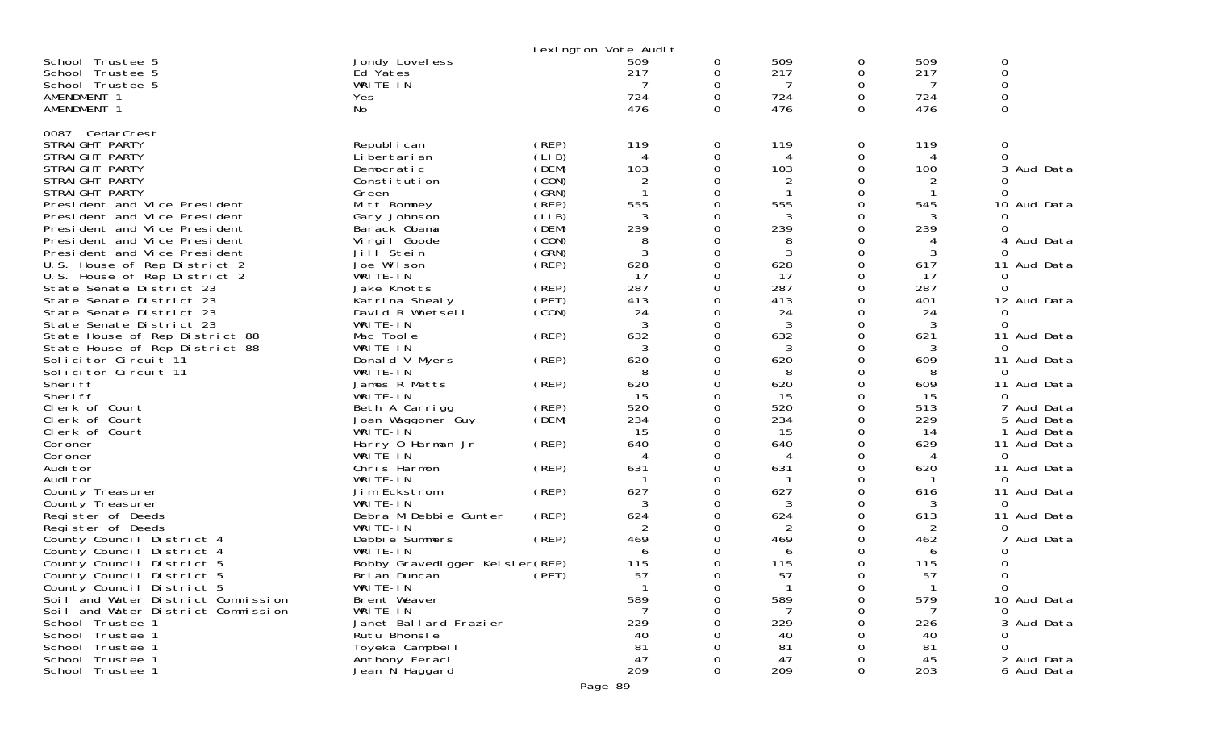Lexington Vote Audit

| | | | | | | | | |
|---|---|---|---|---|---|---|---|---|
| School Trustee 5 | Jondy Loveless | | 509 | 0 | 509 | 0 | 509 | 0 |
| School Trustee 5 | Ed Yates | | 217 | 0 | 217 | 0 | 217 | 0 |
| School Trustee 5 | WRITE-IN | | 7 | 0 | 7 | 0 | 7 | 0 |
| AMENDMENT 1 | Yes | | 724 | 0 | 724 | 0 | 724 | 0 |
| AMENDMENT 1 | No | | 476 | 0 | 476 | 0 | 476 | 0 |

0087 CedarCrest

| | | | | | | | | |
|---|---|---|---|---|---|---|---|---|
| STRAIGHT PARTY | Republican | (REP) | 119 | 0 | 119 | 0 | 119 | 0 |
| STRAIGHT PARTY | Libertarian | (LIB) | 4 | 0 | 4 | 0 | 4 | 0 |
| STRAIGHT PARTY | Democratic | (DEM) | 103 | 0 | 103 | 0 | 100 | 3 Aud Data |
| STRAIGHT PARTY | Constitution | (CON) | 2 | 0 | 2 | 0 | 2 | 0 |
| STRAIGHT PARTY | Green | (GRN) | 1 | 0 | 1 | 0 | 1 | 0 |
| President and Vice President | Mitt Romney | (REP) | 555 | 0 | 555 | 0 | 545 | 10 Aud Data |
| President and Vice President | Gary Johnson | (LIB) | 3 | 0 | 3 | 0 | 3 | 0 |
| President and Vice President | Barack Obama | (DEM) | 239 | 0 | 239 | 0 | 239 | 0 |
| President and Vice President | Virgil Goode | (CON) | 8 | 0 | 8 | 0 | 4 | 4 Aud Data |
| President and Vice President | Jill Stein | (GRN) | 3 | 0 | 3 | 0 | 3 | 0 |
| U.S. House of Rep District 2 | Joe Wilson | (REP) | 628 | 0 | 628 | 0 | 617 | 11 Aud Data |
| U.S. House of Rep District 2 | WRITE-IN | | 17 | 0 | 17 | 0 | 17 | 0 |
| State Senate District 23 | Jake Knotts | (REP) | 287 | 0 | 287 | 0 | 287 | 0 |
| State Senate District 23 | Katrina Shealy | (PET) | 413 | 0 | 413 | 0 | 401 | 12 Aud Data |
| State Senate District 23 | David R Whetsell | (CON) | 24 | 0 | 24 | 0 | 24 | 0 |
| State Senate District 23 | WRITE-IN | | 3 | 0 | 3 | 0 | 3 | 0 |
| State House of Rep District 88 | Mac Toole | (REP) | 632 | 0 | 632 | 0 | 621 | 11 Aud Data |
| State House of Rep District 88 | WRITE-IN | | 3 | 0 | 3 | 0 | 3 | 0 |
| Solicitor Circuit 11 | Donald V Myers | (REP) | 620 | 0 | 620 | 0 | 609 | 11 Aud Data |
| Solicitor Circuit 11 | WRITE-IN | | 8 | 0 | 8 | 0 | 8 | 0 |
| Sheriff | James R Metts | (REP) | 620 | 0 | 620 | 0 | 609 | 11 Aud Data |
| Sheriff | WRITE-IN | | 15 | 0 | 15 | 0 | 15 | 0 |
| Clerk of Court | Beth A Carrigg | (REP) | 520 | 0 | 520 | 0 | 513 | 7 Aud Data |
| Clerk of Court | Joan Waggoner Guy | (DEM) | 234 | 0 | 234 | 0 | 229 | 5 Aud Data |
| Clerk of Court | WRITE-IN | | 15 | 0 | 15 | 0 | 14 | 1 Aud Data |
| Coroner | Harry O Harman Jr | (REP) | 640 | 0 | 640 | 0 | 629 | 11 Aud Data |
| Coroner | WRITE-IN | | 4 | 0 | 4 | 0 | 4 | 0 |
| Auditor | Chris Harmon | (REP) | 631 | 0 | 631 | 0 | 620 | 11 Aud Data |
| Auditor | WRITE-IN | | 1 | 0 | 1 | 0 | 1 | 0 |
| County Treasurer | Jim Eckstrom | (REP) | 627 | 0 | 627 | 0 | 616 | 11 Aud Data |
| County Treasurer | WRITE-IN | | 3 | 0 | 3 | 0 | 3 | 0 |
| Register of Deeds | Debra M Debbie Gunter | (REP) | 624 | 0 | 624 | 0 | 613 | 11 Aud Data |
| Register of Deeds | WRITE-IN | | 2 | 0 | 2 | 0 | 2 | 0 |
| County Council District 4 | Debbie Summers | (REP) | 469 | 0 | 469 | 0 | 462 | 7 Aud Data |
| County Council District 4 | WRITE-IN | | 6 | 0 | 6 | 0 | 6 | 0 |
| County Council District 5 | Bobby Gravedigger Keisler | (REP) | 115 | 0 | 115 | 0 | 115 | 0 |
| County Council District 5 | Brian Duncan | (PET) | 57 | 0 | 57 | 0 | 57 | 0 |
| County Council District 5 | WRITE-IN | | 1 | 0 | 1 | 0 | 1 | 0 |
| Soil and Water District Commission | Brent Weaver | | 589 | 0 | 589 | 0 | 579 | 10 Aud Data |
| Soil and Water District Commission | WRITE-IN | | 7 | 0 | 7 | 0 | 7 | 0 |
| School Trustee 1 | Janet Ballard Frazier | | 229 | 0 | 229 | 0 | 226 | 3 Aud Data |
| School Trustee 1 | Rutu Bhonsle | | 40 | 0 | 40 | 0 | 40 | 0 |
| School Trustee 1 | Toyeka Campbell | | 81 | 0 | 81 | 0 | 81 | 0 |
| School Trustee 1 | Anthony Feraci | | 47 | 0 | 47 | 0 | 45 | 2 Aud Data |
| School Trustee 1 | Jean N Haggard | | 209 | 0 | 209 | 0 | 203 | 6 Aud Data |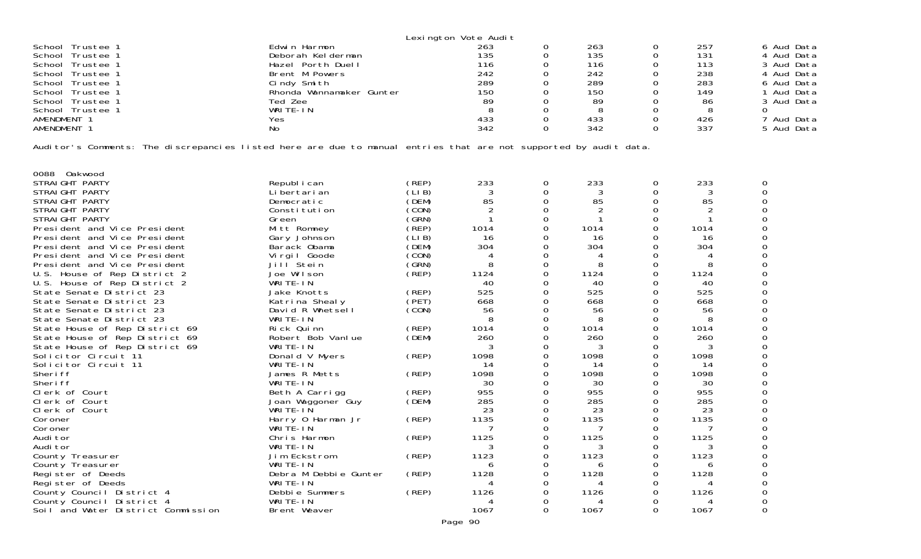Lexington Vote Audit

| | | | | | | | | |
|---|---|---|---|---|---|---|---|---|
| School Trustee 1 | Edwin Harmon | | 263 | 0 | 263 | 0 | 257 | 6 Aud Data |
| School Trustee 1 | Deborah Kelderman | | 135 | 0 | 135 | 0 | 131 | 4 Aud Data |
| School Trustee 1 | Hazel Porth Duell | | 116 | 0 | 116 | 0 | 113 | 3 Aud Data |
| School Trustee 1 | Brent M Powers | | 242 | 0 | 242 | 0 | 238 | 4 Aud Data |
| School Trustee 1 | Cindy Smith | | 289 | 0 | 289 | 0 | 283 | 6 Aud Data |
| School Trustee 1 | Rhonda Wannamaker Gunter | | 150 | 0 | 150 | 0 | 149 | 1 Aud Data |
| School Trustee 1 | Ted Zee | | 89 | 0 | 89 | 0 | 86 | 3 Aud Data |
| School Trustee 1 | WRITE-IN | | 8 | 0 | 8 | 0 | 8 | 0 |
| AMENDMENT 1 | Yes | | 433 | 0 | 433 | 0 | 426 | 7 Aud Data |
| AMENDMENT 1 | No | | 342 | 0 | 342 | 0 | 337 | 5 Aud Data |

Auditor's Comments: The discrepancies listed here are due to manual entries that are not supported by audit data.

0088 Oakwood

| | | | | | | | | |
|---|---|---|---|---|---|---|---|---|
| STRAIGHT PARTY | Republican | (REP) | 233 | 0 | 233 | 0 | 233 | 0 |
| STRAIGHT PARTY | Libertarian | (LIB) | 3 | 0 | 3 | 0 | 3 | 0 |
| STRAIGHT PARTY | Democratic | (DEM) | 85 | 0 | 85 | 0 | 85 | 0 |
| STRAIGHT PARTY | Constitution | (CON) | 2 | 0 | 2 | 0 | 2 | 0 |
| STRAIGHT PARTY | Green | (GRN) | 1 | 0 | 1 | 0 | 1 | 0 |
| President and Vice President | Mitt Romney | (REP) | 1014 | 0 | 1014 | 0 | 1014 | 0 |
| President and Vice President | Gary Johnson | (LIB) | 16 | 0 | 16 | 0 | 16 | 0 |
| President and Vice President | Barack Obama | (DEM) | 304 | 0 | 304 | 0 | 304 | 0 |
| President and Vice President | Virgil Goode | (CON) | 4 | 0 | 4 | 0 | 4 | 0 |
| President and Vice President | Jill Stein | (GRN) | 8 | 0 | 8 | 0 | 8 | 0 |
| U.S. House of Rep District 2 | Joe Wilson | (REP) | 1124 | 0 | 1124 | 0 | 1124 | 0 |
| U.S. House of Rep District 2 | WRITE-IN | | 40 | 0 | 40 | 0 | 40 | 0 |
| State Senate District 23 | Jake Knotts | (REP) | 525 | 0 | 525 | 0 | 525 | 0 |
| State Senate District 23 | Katrina Shealy | (PET) | 668 | 0 | 668 | 0 | 668 | 0 |
| State Senate District 23 | David R Whetsell | (CON) | 56 | 0 | 56 | 0 | 56 | 0 |
| State Senate District 23 | WRITE-IN | | 8 | 0 | 8 | 0 | 8 | 0 |
| State House of Rep District 69 | Rick Quinn | (REP) | 1014 | 0 | 1014 | 0 | 1014 | 0 |
| State House of Rep District 69 | Robert Bob Vanlue | (DEM) | 260 | 0 | 260 | 0 | 260 | 0 |
| State House of Rep District 69 | WRITE-IN | | 3 | 0 | 3 | 0 | 3 | 0 |
| Solicitor Circuit 11 | Donald V Myers | (REP) | 1098 | 0 | 1098 | 0 | 1098 | 0 |
| Solicitor Circuit 11 | WRITE-IN | | 14 | 0 | 14 | 0 | 14 | 0 |
| Sheriff | James R Metts | (REP) | 1098 | 0 | 1098 | 0 | 1098 | 0 |
| Sheriff | WRITE-IN | | 30 | 0 | 30 | 0 | 30 | 0 |
| Clerk of Court | Beth A Carrigg | (REP) | 955 | 0 | 955 | 0 | 955 | 0 |
| Clerk of Court | Joan Waggoner Guy | (DEM) | 285 | 0 | 285 | 0 | 285 | 0 |
| Clerk of Court | WRITE-IN | | 23 | 0 | 23 | 0 | 23 | 0 |
| Coroner | Harry O Harman Jr | (REP) | 1135 | 0 | 1135 | 0 | 1135 | 0 |
| Coroner | WRITE-IN | | 7 | 0 | 7 | 0 | 7 | 0 |
| Auditor | Chris Harmon | (REP) | 1125 | 0 | 1125 | 0 | 1125 | 0 |
| Auditor | WRITE-IN | | 3 | 0 | 3 | 0 | 3 | 0 |
| County Treasurer | Jim Eckstrom | (REP) | 1123 | 0 | 1123 | 0 | 1123 | 0 |
| County Treasurer | WRITE-IN | | 6 | 0 | 6 | 0 | 6 | 0 |
| Register of Deeds | Debra M Debbie Gunter | (REP) | 1128 | 0 | 1128 | 0 | 1128 | 0 |
| Register of Deeds | WRITE-IN | | 4 | 0 | 4 | 0 | 4 | 0 |
| County Council District 4 | Debbie Summers | (REP) | 1126 | 0 | 1126 | 0 | 1126 | 0 |
| County Council District 4 | WRITE-IN | | 4 | 0 | 4 | 0 | 4 | 0 |
| Soil and Water District Commission | Brent Weaver | | 1067 | 0 | 1067 | 0 | 1067 | 0 |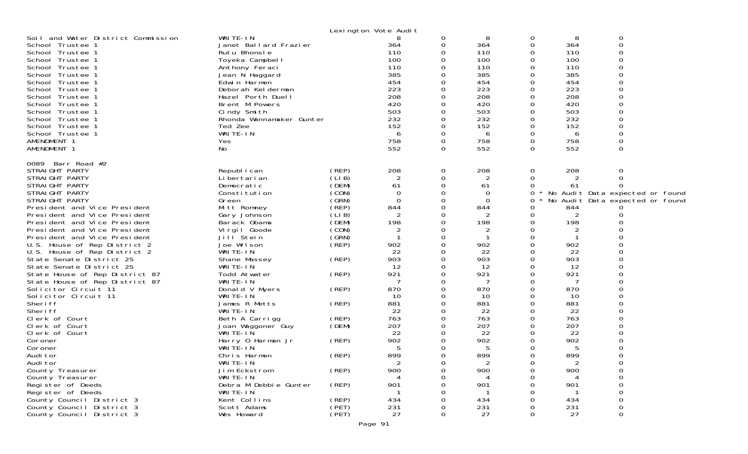Lexington Vote Audit

| | | | | | | | | |
|---|---|---|---|---|---|---|---|---|
| Soil and Water District Commission | WRITE-IN | | 8 | 0 | 8 | 0 | 8 | 0 |
| School Trustee 1 | Janet Ballard Frazier | | 364 | 0 | 364 | 0 | 364 | 0 |
| School Trustee 1 | Rutu Bhonsle | | 110 | 0 | 110 | 0 | 110 | 0 |
| School Trustee 1 | Toyeka Campbell | | 100 | 0 | 100 | 0 | 100 | 0 |
| School Trustee 1 | Anthony Feraci | | 110 | 0 | 110 | 0 | 110 | 0 |
| School Trustee 1 | Jean N Haggard | | 385 | 0 | 385 | 0 | 385 | 0 |
| School Trustee 1 | Edwin Harmon | | 454 | 0 | 454 | 0 | 454 | 0 |
| School Trustee 1 | Deborah Kelderman | | 223 | 0 | 223 | 0 | 223 | 0 |
| School Trustee 1 | Hazel Porth Duell | | 208 | 0 | 208 | 0 | 208 | 0 |
| School Trustee 1 | Brent M Powers | | 420 | 0 | 420 | 0 | 420 | 0 |
| School Trustee 1 | Cindy Smith | | 503 | 0 | 503 | 0 | 503 | 0 |
| School Trustee 1 | Rhonda Wannamaker Gunter | | 232 | 0 | 232 | 0 | 232 | 0 |
| School Trustee 1 | Ted Zee | | 152 | 0 | 152 | 0 | 152 | 0 |
| School Trustee 1 | WRITE-IN | | 6 | 0 | 6 | 0 | 6 | 0 |
| AMENDMENT 1 | Yes | | 758 | 0 | 758 | 0 | 758 | 0 |
| AMENDMENT 1 | No | | 552 | 0 | 552 | 0 | 552 | 0 |

0089 Barr Road #2

| | | | | | | | | |
|---|---|---|---|---|---|---|---|---|
| STRAIGHT PARTY | Republican | (REP) | 208 | 0 | 208 | 0 | 208 | 0 |
| STRAIGHT PARTY | Libertarian | (LIB) | 2 | 0 | 2 | 0 | 2 | 0 |
| STRAIGHT PARTY | Democratic | (DEM) | 61 | 0 | 61 | 0 | 61 | 0 |
| STRAIGHT PARTY | Constitution | (CON) | 0 | 0 | 0 | 0 * | No Audit Data expected or found | |
| STRAIGHT PARTY | Green | (GRN) | 0 | 0 | 0 | 0 * | No Audit Data expected or found | |
| President and Vice President | Mitt Romney | (REP) | 844 | 0 | 844 | 0 | 844 | 0 |
| President and Vice President | Gary Johnson | (LIB) | 2 | 0 | 2 | 0 | 2 | 0 |
| President and Vice President | Barack Obama | (DEM) | 198 | 0 | 198 | 0 | 198 | 0 |
| President and Vice President | Virgil Goode | (CON) | 2 | 0 | 2 | 0 | 2 | 0 |
| President and Vice President | Jill Stein | (GRN) | 1 | 0 | 1 | 0 | 1 | 0 |
| U.S. House of Rep District 2 | Joe Wilson | (REP) | 902 | 0 | 902 | 0 | 902 | 0 |
| U.S. House of Rep District 2 | WRITE-IN | | 22 | 0 | 22 | 0 | 22 | 0 |
| State Senate District 25 | Shane Massey | (REP) | 903 | 0 | 903 | 0 | 903 | 0 |
| State Senate District 25 | WRITE-IN | | 12 | 0 | 12 | 0 | 12 | 0 |
| State House of Rep District 87 | Todd Atwater | (REP) | 921 | 0 | 921 | 0 | 921 | 0 |
| State House of Rep District 87 | WRITE-IN | | 7 | 0 | 7 | 0 | 7 | 0 |
| Solicitor Circuit 11 | Donald V Myers | (REP) | 870 | 0 | 870 | 0 | 870 | 0 |
| Solicitor Circuit 11 | WRITE-IN | | 10 | 0 | 10 | 0 | 10 | 0 |
| Sheriff | James R Metts | (REP) | 881 | 0 | 881 | 0 | 881 | 0 |
| Sheriff | WRITE-IN | | 22 | 0 | 22 | 0 | 22 | 0 |
| Clerk of Court | Beth A Carrigg | (REP) | 763 | 0 | 763 | 0 | 763 | 0 |
| Clerk of Court | Joan Waggoner Guy | (DEM) | 207 | 0 | 207 | 0 | 207 | 0 |
| Clerk of Court | WRITE-IN | | 22 | 0 | 22 | 0 | 22 | 0 |
| Coroner | Harry O Harman Jr | (REP) | 902 | 0 | 902 | 0 | 902 | 0 |
| Coroner | WRITE-IN | | 5 | 0 | 5 | 0 | 5 | 0 |
| Auditor | Chris Harmon | (REP) | 899 | 0 | 899 | 0 | 899 | 0 |
| Auditor | WRITE-IN | | 2 | 0 | 2 | 0 | 2 | 0 |
| County Treasurer | Jim Eckstrom | (REP) | 900 | 0 | 900 | 0 | 900 | 0 |
| County Treasurer | WRITE-IN | | 4 | 0 | 4 | 0 | 4 | 0 |
| Register of Deeds | Debra M Debbie Gunter | (REP) | 901 | 0 | 901 | 0 | 901 | 0 |
| Register of Deeds | WRITE-IN | | 1 | 0 | 1 | 0 | 1 | 0 |
| County Council District 3 | Kent Collins | (REP) | 434 | 0 | 434 | 0 | 434 | 0 |
| County Council District 3 | Scott Adams | (PET) | 231 | 0 | 231 | 0 | 231 | 0 |
| County Council District 3 | Wes Howard | (PET) | 27 | 0 | 27 | 0 | 27 | 0 |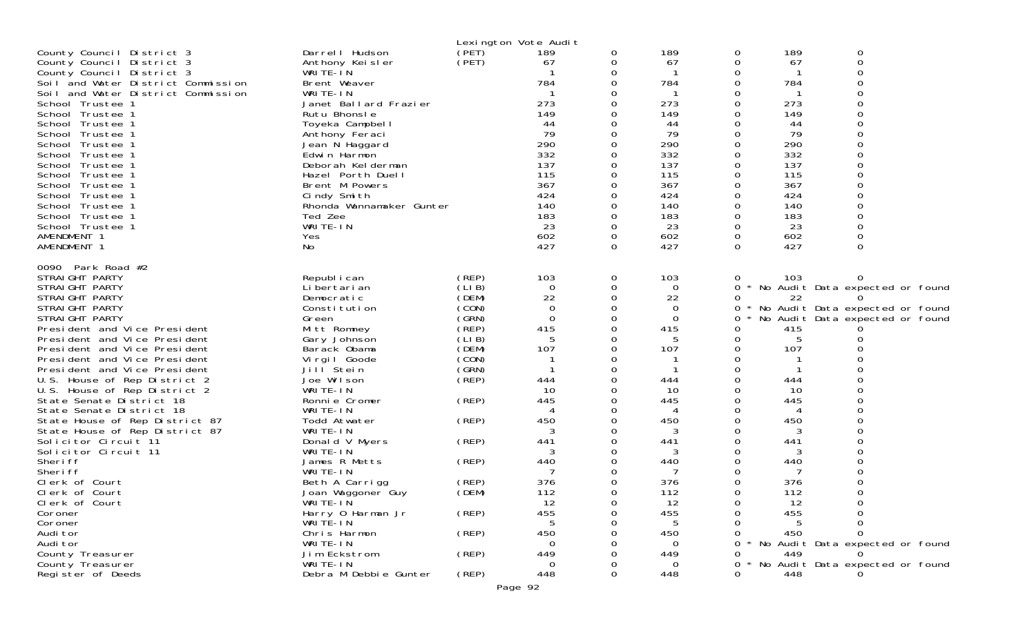Lexington Vote Audit

| | | | | | | | | | |
|---|---|---|---|---|---|---|---|---|---|
| County Council District 3 | Darrell Hudson | (PET) | 189 | 0 | 189 | 0 | 189 | 0 |
| County Council District 3 | Anthony Keisler | (PET) | 67 | 0 | 67 | 0 | 67 | 0 |
| County Council District 3 | WRITE-IN | | 1 | 0 | 1 | 0 | 1 | 0 |
| Soil and Water District Commission | Brent Weaver | | 784 | 0 | 784 | 0 | 784 | 0 |
| Soil and Water District Commission | WRITE-IN | | 1 | 0 | 1 | 0 | 1 | 0 |
| School Trustee 1 | Janet Ballard Frazier | | 273 | 0 | 273 | 0 | 273 | 0 |
| School Trustee 1 | Rutu Bhonsle | | 149 | 0 | 149 | 0 | 149 | 0 |
| School Trustee 1 | Toyeka Campbell | | 44 | 0 | 44 | 0 | 44 | 0 |
| School Trustee 1 | Anthony Feraci | | 79 | 0 | 79 | 0 | 79 | 0 |
| School Trustee 1 | Jean N Haggard | | 290 | 0 | 290 | 0 | 290 | 0 |
| School Trustee 1 | Edwin Harmon | | 332 | 0 | 332 | 0 | 332 | 0 |
| School Trustee 1 | Deborah Kelderman | | 137 | 0 | 137 | 0 | 137 | 0 |
| School Trustee 1 | Hazel Porth Duell | | 115 | 0 | 115 | 0 | 115 | 0 |
| School Trustee 1 | Brent M Powers | | 367 | 0 | 367 | 0 | 367 | 0 |
| School Trustee 1 | Cindy Smith | | 424 | 0 | 424 | 0 | 424 | 0 |
| School Trustee 1 | Rhonda Wannamaker Gunter | | 140 | 0 | 140 | 0 | 140 | 0 |
| School Trustee 1 | Ted Zee | | 183 | 0 | 183 | 0 | 183 | 0 |
| School Trustee 1 | WRITE-IN | | 23 | 0 | 23 | 0 | 23 | 0 |
| AMENDMENT 1 | Yes | | 602 | 0 | 602 | 0 | 602 | 0 |
| AMENDMENT 1 | No | | 427 | 0 | 427 | 0 | 427 | 0 |

0090 Park Road #2

| | | | | | | | | |
|---|---|---|---|---|---|---|---|---|
| STRAIGHT PARTY | Republican | (REP) | 103 | 0 | 103 | 0 | 103 | 0 |
| STRAIGHT PARTY | Libertarian | (LIB) | 0 | 0 | 0 | 0 * | No Audit Data expected or found | |
| STRAIGHT PARTY | Democratic | (DEM) | 22 | 0 | 22 | 0 | 22 | 0 |
| STRAIGHT PARTY | Constitution | (CON) | 0 | 0 | 0 | 0 * | No Audit Data expected or found | |
| STRAIGHT PARTY | Green | (GRN) | 0 | 0 | 0 | 0 * | No Audit Data expected or found | |
| President and Vice President | Mitt Romney | (REP) | 415 | 0 | 415 | 0 | 415 | 0 |
| President and Vice President | Gary Johnson | (LIB) | 5 | 0 | 5 | 0 | 5 | 0 |
| President and Vice President | Barack Obama | (DEM) | 107 | 0 | 107 | 0 | 107 | 0 |
| President and Vice President | Virgil Goode | (CON) | 1 | 0 | 1 | 0 | 1 | 0 |
| President and Vice President | Jill Stein | (GRN) | 1 | 0 | 1 | 0 | 1 | 0 |
| U.S. House of Rep District 2 | Joe Wilson | (REP) | 444 | 0 | 444 | 0 | 444 | 0 |
| U.S. House of Rep District 2 | WRITE-IN | | 10 | 0 | 10 | 0 | 10 | 0 |
| State Senate District 18 | Ronnie Cromer | (REP) | 445 | 0 | 445 | 0 | 445 | 0 |
| State Senate District 18 | WRITE-IN | | 4 | 0 | 4 | 0 | 4 | 0 |
| State House of Rep District 87 | Todd Atwater | (REP) | 450 | 0 | 450 | 0 | 450 | 0 |
| State House of Rep District 87 | WRITE-IN | | 3 | 0 | 3 | 0 | 3 | 0 |
| Solicitor Circuit 11 | Donald V Myers | (REP) | 441 | 0 | 441 | 0 | 441 | 0 |
| Solicitor Circuit 11 | WRITE-IN | | 3 | 0 | 3 | 0 | 3 | 0 |
| Sheriff | James R Metts | (REP) | 440 | 0 | 440 | 0 | 440 | 0 |
| Sheriff | WRITE-IN | | 7 | 0 | 7 | 0 | 7 | 0 |
| Clerk of Court | Beth A Carrigg | (REP) | 376 | 0 | 376 | 0 | 376 | 0 |
| Clerk of Court | Joan Waggoner Guy | (DEM) | 112 | 0 | 112 | 0 | 112 | 0 |
| Clerk of Court | WRITE-IN | | 12 | 0 | 12 | 0 | 12 | 0 |
| Coroner | Harry O Harman Jr | (REP) | 455 | 0 | 455 | 0 | 455 | 0 |
| Coroner | WRITE-IN | | 5 | 0 | 5 | 0 | 5 | 0 |
| Auditor | Chris Harmon | (REP) | 450 | 0 | 450 | 0 | 450 | 0 |
| Auditor | WRITE-IN | | 0 | 0 | 0 | 0 * | No Audit Data expected or found | |
| County Treasurer | Jim Eckstrom | (REP) | 449 | 0 | 449 | 0 | 449 | 0 |
| County Treasurer | WRITE-IN | | 0 | 0 | 0 | 0 * | No Audit Data expected or found | |
| Register of Deeds | Debra M Debbie Gunter | (REP) | 448 | 0 | 448 | 0 | 448 | 0 |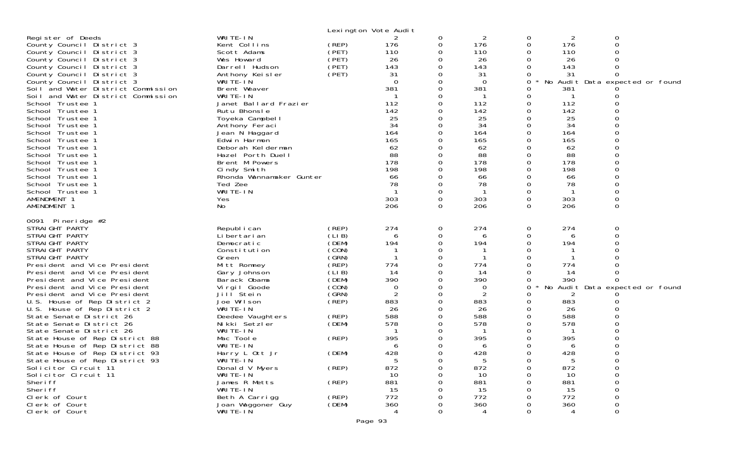Lexington Vote Audit

| | | | | | | | | |
|---|---|---|---|---|---|---|---|---|
| Register of Deeds | WRITE-IN | | 2 | 0 | 2 | 0 | 2 | 0 |
| County Council District 3 | Kent Collins | (REP) | 176 | 0 | 176 | 0 | 176 | 0 |
| County Council District 3 | Scott Adams | (PET) | 110 | 0 | 110 | 0 | 110 | 0 |
| County Council District 3 | Wes Howard | (PET) | 26 | 0 | 26 | 0 | 26 | 0 |
| County Council District 3 | Darrell Hudson | (PET) | 143 | 0 | 143 | 0 | 143 | 0 |
| County Council District 3 | Anthony Keisler | (PET) | 31 | 0 | 31 | 0 | 31 | 0 |
| County Council District 3 | WRITE-IN | | 0 | 0 | 0 | 0 * | No Audit Data expected or found | |
| Soil and Water District Commission | Brent Weaver | | 381 | 0 | 381 | 0 | 381 | 0 |
| Soil and Water District Commission | WRITE-IN | | 1 | 0 | 1 | 0 | 1 | 0 |
| School Trustee 1 | Janet Ballard Frazier | | 112 | 0 | 112 | 0 | 112 | 0 |
| School Trustee 1 | Rutu Bhonsle | | 142 | 0 | 142 | 0 | 142 | 0 |
| School Trustee 1 | Toyeka Campbell | | 25 | 0 | 25 | 0 | 25 | 0 |
| School Trustee 1 | Anthony Feraci | | 34 | 0 | 34 | 0 | 34 | 0 |
| School Trustee 1 | Jean N Haggard | | 164 | 0 | 164 | 0 | 164 | 0 |
| School Trustee 1 | Edwin Harmon | | 165 | 0 | 165 | 0 | 165 | 0 |
| School Trustee 1 | Deborah Kelderman | | 62 | 0 | 62 | 0 | 62 | 0 |
| School Trustee 1 | Hazel Porth Duell | | 88 | 0 | 88 | 0 | 88 | 0 |
| School Trustee 1 | Brent M Powers | | 178 | 0 | 178 | 0 | 178 | 0 |
| School Trustee 1 | Cindy Smith | | 198 | 0 | 198 | 0 | 198 | 0 |
| School Trustee 1 | Rhonda Wannamaker Gunter | | 66 | 0 | 66 | 0 | 66 | 0 |
| School Trustee 1 | Ted Zee | | 78 | 0 | 78 | 0 | 78 | 0 |
| School Trustee 1 | WRITE-IN | | 1 | 0 | 1 | 0 | 1 | 0 |
| AMENDMENT 1 | Yes | | 303 | 0 | 303 | 0 | 303 | 0 |
| AMENDMENT 1 | No | | 206 | 0 | 206 | 0 | 206 | 0 |

0091 Pineridge #2

| | | | | | | | | |
|---|---|---|---|---|---|---|---|---|
| STRAIGHT PARTY | Republican | (REP) | 274 | 0 | 274 | 0 | 274 | 0 |
| STRAIGHT PARTY | Libertarian | (LIB) | 6 | 0 | 6 | 0 | 6 | 0 |
| STRAIGHT PARTY | Democratic | (DEM) | 194 | 0 | 194 | 0 | 194 | 0 |
| STRAIGHT PARTY | Constitution | (CON) | 1 | 0 | 1 | 0 | 1 | 0 |
| STRAIGHT PARTY | Green | (GRN) | 1 | 0 | 1 | 0 | 1 | 0 |
| President and Vice President | Mitt Romney | (REP) | 774 | 0 | 774 | 0 | 774 | 0 |
| President and Vice President | Gary Johnson | (LIB) | 14 | 0 | 14 | 0 | 14 | 0 |
| President and Vice President | Barack Obama | (DEM) | 390 | 0 | 390 | 0 | 390 | 0 |
| President and Vice President | Virgil Goode | (CON) | 0 | 0 | 0 | 0 * | No Audit Data expected or found | |
| President and Vice President | Jill Stein | (GRN) | 2 | 0 | 2 | 0 | 2 | 0 |
| U.S. House of Rep District 2 | Joe Wilson | (REP) | 883 | 0 | 883 | 0 | 883 | 0 |
| U.S. House of Rep District 2 | WRITE-IN | | 26 | 0 | 26 | 0 | 26 | 0 |
| State Senate District 26 | Deedee Vaughters | (REP) | 588 | 0 | 588 | 0 | 588 | 0 |
| State Senate District 26 | Nikki Setzler | (DEM) | 578 | 0 | 578 | 0 | 578 | 0 |
| State Senate District 26 | WRITE-IN | | 1 | 0 | 1 | 0 | 1 | 0 |
| State House of Rep District 88 | Mac Toole | (REP) | 395 | 0 | 395 | 0 | 395 | 0 |
| State House of Rep District 88 | WRITE-IN | | 6 | 0 | 6 | 0 | 6 | 0 |
| State House of Rep District 93 | Harry L Ott Jr | (DEM) | 428 | 0 | 428 | 0 | 428 | 0 |
| State House of Rep District 93 | WRITE-IN | | 5 | 0 | 5 | 0 | 5 | 0 |
| Solicitor Circuit 11 | Donald V Myers | (REP) | 872 | 0 | 872 | 0 | 872 | 0 |
| Solicitor Circuit 11 | WRITE-IN | | 10 | 0 | 10 | 0 | 10 | 0 |
| Sheriff | James R Metts | (REP) | 881 | 0 | 881 | 0 | 881 | 0 |
| Sheriff | WRITE-IN | | 15 | 0 | 15 | 0 | 15 | 0 |
| Clerk of Court | Beth A Carrigg | (REP) | 772 | 0 | 772 | 0 | 772 | 0 |
| Clerk of Court | Joan Waggoner Guy | (DEM) | 360 | 0 | 360 | 0 | 360 | 0 |
| Clerk of Court | WRITE-IN | | 4 | 0 | 4 | 0 | 4 | 0 |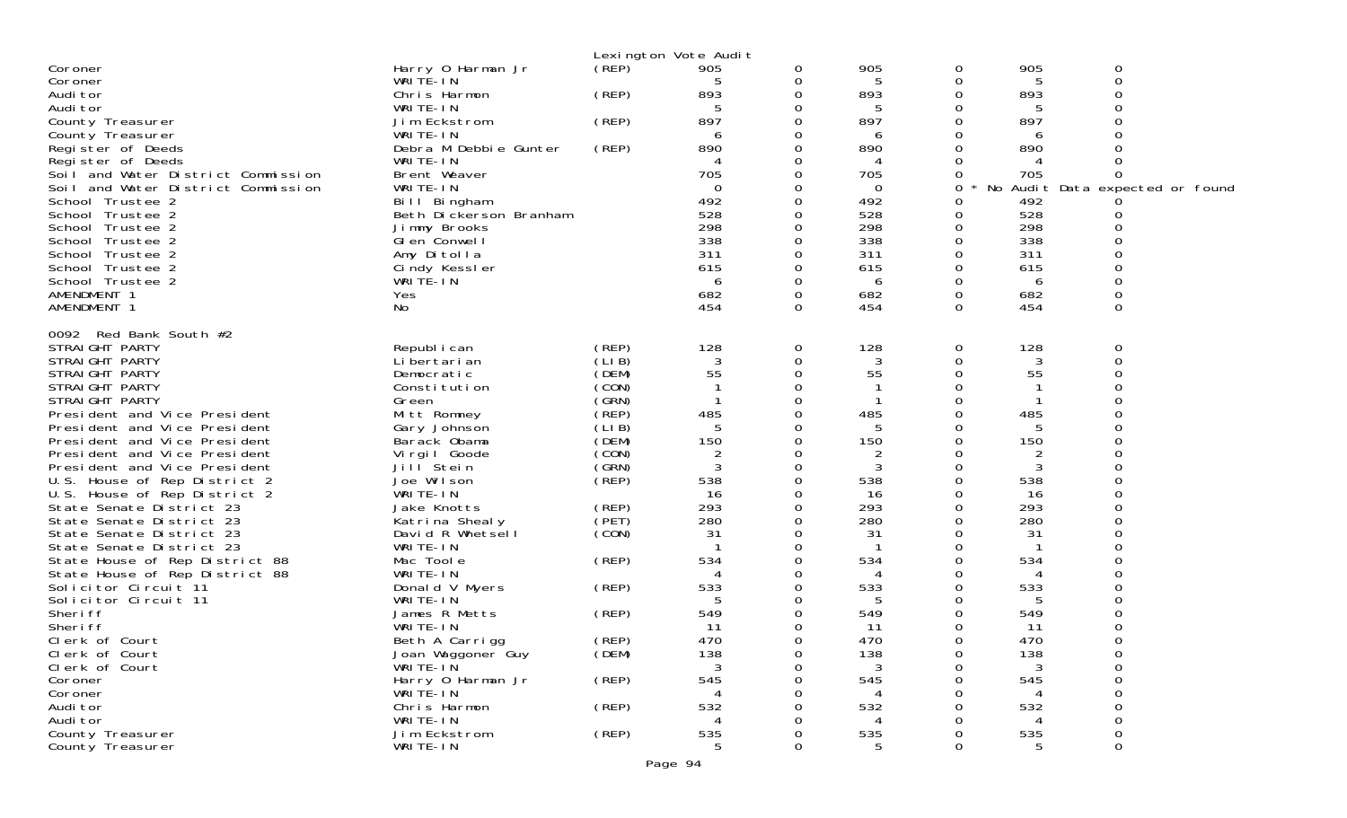Lexington Vote Audit

| Office | Candidate | Party | Votes | | | | | |
|---|---|---|---|---|---|---|---|---|
| Coroner | Harry O Harman Jr | (REP) | 905 | 0 | 905 | 0 | 905 | 0 |
| Coroner | WRITE-IN | | 5 | 0 | 5 | 0 | 5 | 0 |
| Auditor | Chris Harmon | (REP) | 893 | 0 | 893 | 0 | 893 | 0 |
| Auditor | WRITE-IN | | 5 | 0 | 5 | 0 | 5 | 0 |
| County Treasurer | Jim Eckstrom | (REP) | 897 | 0 | 897 | 0 | 897 | 0 |
| County Treasurer | WRITE-IN | | 6 | 0 | 6 | 0 | 6 | 0 |
| Register of Deeds | Debra M Debbie Gunter | (REP) | 890 | 0 | 890 | 0 | 890 | 0 |
| Register of Deeds | WRITE-IN | | 4 | 0 | 4 | 0 | 4 | 0 |
| Soil and Water District Commission | Brent Weaver | | 705 | 0 | 705 | 0 | 705 | 0 |
| Soil and Water District Commission | WRITE-IN | | 0 | 0 | 0 | 0 * No Audit Data expected or found | | |
| School Trustee 2 | Bill Bingham | | 492 | 0 | 492 | 0 | 492 | 0 |
| School Trustee 2 | Beth Dickerson Branham | | 528 | 0 | 528 | 0 | 528 | 0 |
| School Trustee 2 | Jimmy Brooks | | 298 | 0 | 298 | 0 | 298 | 0 |
| School Trustee 2 | Glen Conwell | | 338 | 0 | 338 | 0 | 338 | 0 |
| School Trustee 2 | Amy Ditolla | | 311 | 0 | 311 | 0 | 311 | 0 |
| School Trustee 2 | Cindy Kessler | | 615 | 0 | 615 | 0 | 615 | 0 |
| School Trustee 2 | WRITE-IN | | 6 | 0 | 6 | 0 | 6 | 0 |
| AMENDMENT 1 | Yes | | 682 | 0 | 682 | 0 | 682 | 0 |
| AMENDMENT 1 | No | | 454 | 0 | 454 | 0 | 454 | 0 |

0092 Red Bank South #2

| Office | Candidate | Party | Votes | | | | | |
|---|---|---|---|---|---|---|---|---|
| STRAIGHT PARTY | Republican | (REP) | 128 | 0 | 128 | 0 | 128 | 0 |
| STRAIGHT PARTY | Libertarian | (LIB) | 3 | 0 | 3 | 0 | 3 | 0 |
| STRAIGHT PARTY | Democratic | (DEM) | 55 | 0 | 55 | 0 | 55 | 0 |
| STRAIGHT PARTY | Constitution | (CON) | 1 | 0 | 1 | 0 | 1 | 0 |
| STRAIGHT PARTY | Green | (GRN) | 1 | 0 | 1 | 0 | 1 | 0 |
| President and Vice President | Mitt Romney | (REP) | 485 | 0 | 485 | 0 | 485 | 0 |
| President and Vice President | Gary Johnson | (LIB) | 5 | 0 | 5 | 0 | 5 | 0 |
| President and Vice President | Barack Obama | (DEM) | 150 | 0 | 150 | 0 | 150 | 0 |
| President and Vice President | Virgil Goode | (CON) | 2 | 0 | 2 | 0 | 2 | 0 |
| President and Vice President | Jill Stein | (GRN) | 3 | 0 | 3 | 0 | 3 | 0 |
| U.S. House of Rep District 2 | Joe Wilson | (REP) | 538 | 0 | 538 | 0 | 538 | 0 |
| U.S. House of Rep District 2 | WRITE-IN | | 16 | 0 | 16 | 0 | 16 | 0 |
| State Senate District 23 | Jake Knotts | (REP) | 293 | 0 | 293 | 0 | 293 | 0 |
| State Senate District 23 | Katrina Shealy | (PET) | 280 | 0 | 280 | 0 | 280 | 0 |
| State Senate District 23 | David R Whetsell | (CON) | 31 | 0 | 31 | 0 | 31 | 0 |
| State Senate District 23 | WRITE-IN | | 1 | 0 | 1 | 0 | 1 | 0 |
| State House of Rep District 88 | Mac Toole | (REP) | 534 | 0 | 534 | 0 | 534 | 0 |
| State House of Rep District 88 | WRITE-IN | | 4 | 0 | 4 | 0 | 4 | 0 |
| Solicitor Circuit 11 | Donald V Myers | (REP) | 533 | 0 | 533 | 0 | 533 | 0 |
| Solicitor Circuit 11 | WRITE-IN | | 5 | 0 | 5 | 0 | 5 | 0 |
| Sheriff | James R Metts | (REP) | 549 | 0 | 549 | 0 | 549 | 0 |
| Sheriff | WRITE-IN | | 11 | 0 | 11 | 0 | 11 | 0 |
| Clerk of Court | Beth A Carrigg | (REP) | 470 | 0 | 470 | 0 | 470 | 0 |
| Clerk of Court | Joan Waggoner Guy | (DEM) | 138 | 0 | 138 | 0 | 138 | 0 |
| Clerk of Court | WRITE-IN | | 3 | 0 | 3 | 0 | 3 | 0 |
| Coroner | Harry O Harman Jr | (REP) | 545 | 0 | 545 | 0 | 545 | 0 |
| Coroner | WRITE-IN | | 4 | 0 | 4 | 0 | 4 | 0 |
| Auditor | Chris Harmon | (REP) | 532 | 0 | 532 | 0 | 532 | 0 |
| Auditor | WRITE-IN | | 4 | 0 | 4 | 0 | 4 | 0 |
| County Treasurer | Jim Eckstrom | (REP) | 535 | 0 | 535 | 0 | 535 | 0 |
| County Treasurer | WRITE-IN | | 5 | 0 | 5 | 0 | 5 | 0 |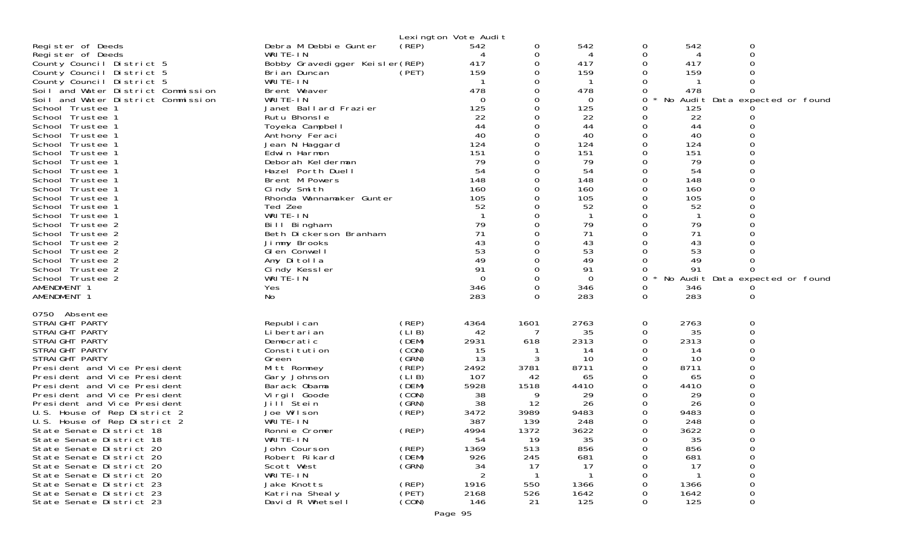Lexington Vote Audit

| | | | | | | | | |
|---|---|---|---|---|---|---|---|---|
| Register of Deeds | Debra M Debbie Gunter | (REP) | 542 | 0 | 542 | 0 | 542 | 0 |
| Register of Deeds | WRITE-IN | | 4 | 0 | 4 | 0 | 4 | 0 |
| County Council District 5 | Bobby Gravedigger Keisler | (REP) | 417 | 0 | 417 | 0 | 417 | 0 |
| County Council District 5 | Brian Duncan | (PET) | 159 | 0 | 159 | 0 | 159 | 0 |
| County Council District 5 | WRITE-IN | | 1 | 0 | 1 | 0 | 1 | 0 |
| Soil and Water District Commission | Brent Weaver | | 478 | 0 | 478 | 0 | 478 | 0 |
| Soil and Water District Commission | WRITE-IN | | 0 | 0 | 0 | 0 * No Audit Data expected or found | | |
| School Trustee 1 | Janet Ballard Frazier | | 125 | 0 | 125 | 0 | 125 | 0 |
| School Trustee 1 | Rutu Bhonsle | | 22 | 0 | 22 | 0 | 22 | 0 |
| School Trustee 1 | Toyeka Campbell | | 44 | 0 | 44 | 0 | 44 | 0 |
| School Trustee 1 | Anthony Feraci | | 40 | 0 | 40 | 0 | 40 | 0 |
| School Trustee 1 | Jean N Haggard | | 124 | 0 | 124 | 0 | 124 | 0 |
| School Trustee 1 | Edwin Harmon | | 151 | 0 | 151 | 0 | 151 | 0 |
| School Trustee 1 | Deborah Kelderman | | 79 | 0 | 79 | 0 | 79 | 0 |
| School Trustee 1 | Hazel Porth Duell | | 54 | 0 | 54 | 0 | 54 | 0 |
| School Trustee 1 | Brent M Powers | | 148 | 0 | 148 | 0 | 148 | 0 |
| School Trustee 1 | Cindy Smith | | 160 | 0 | 160 | 0 | 160 | 0 |
| School Trustee 1 | Rhonda Wannamaker Gunter | | 105 | 0 | 105 | 0 | 105 | 0 |
| School Trustee 1 | Ted Zee | | 52 | 0 | 52 | 0 | 52 | 0 |
| School Trustee 1 | WRITE-IN | | 1 | 0 | 1 | 0 | 1 | 0 |
| School Trustee 2 | Bill Bingham | | 79 | 0 | 79 | 0 | 79 | 0 |
| School Trustee 2 | Beth Dickerson Branham | | 71 | 0 | 71 | 0 | 71 | 0 |
| School Trustee 2 | Jimmy Brooks | | 43 | 0 | 43 | 0 | 43 | 0 |
| School Trustee 2 | Glen Conwell | | 53 | 0 | 53 | 0 | 53 | 0 |
| School Trustee 2 | Amy Ditolla | | 49 | 0 | 49 | 0 | 49 | 0 |
| School Trustee 2 | Cindy Kessler | | 91 | 0 | 91 | 0 | 91 | 0 |
| School Trustee 2 | WRITE-IN | | 0 | 0 | 0 | 0 * No Audit Data expected or found | | |
| AMENDMENT 1 | Yes | | 346 | 0 | 346 | 0 | 346 | 0 |
| AMENDMENT 1 | No | | 283 | 0 | 283 | 0 | 283 | 0 |

0750 Absentee

| | | | | | | | | |
|---|---|---|---|---|---|---|---|---|
| STRAIGHT PARTY | Republican | (REP) | 4364 | 1601 | 2763 | 0 | 2763 | 0 |
| STRAIGHT PARTY | Libertarian | (LIB) | 42 | 7 | 35 | 0 | 35 | 0 |
| STRAIGHT PARTY | Democratic | (DEM) | 2931 | 618 | 2313 | 0 | 2313 | 0 |
| STRAIGHT PARTY | Constitution | (CON) | 15 | 1 | 14 | 0 | 14 | 0 |
| STRAIGHT PARTY | Green | (GRN) | 13 | 3 | 10 | 0 | 10 | 0 |
| President and Vice President | Mitt Romney | (REP) | 2492 | 3781 | 8711 | 0 | 8711 | 0 |
| President and Vice President | Gary Johnson | (LIB) | 107 | 42 | 65 | 0 | 65 | 0 |
| President and Vice President | Barack Obama | (DEM) | 5928 | 1518 | 4410 | 0 | 4410 | 0 |
| President and Vice President | Virgil Goode | (CON) | 38 | 9 | 29 | 0 | 29 | 0 |
| President and Vice President | Jill Stein | (GRN) | 38 | 12 | 26 | 0 | 26 | 0 |
| U.S. House of Rep District 2 | Joe Wilson | (REP) | 3472 | 3989 | 9483 | 0 | 9483 | 0 |
| U.S. House of Rep District 2 | WRITE-IN | | 387 | 139 | 248 | 0 | 248 | 0 |
| State Senate District 18 | Ronnie Cromer | (REP) | 4994 | 1372 | 3622 | 0 | 3622 | 0 |
| State Senate District 18 | WRITE-IN | | 54 | 19 | 35 | 0 | 35 | 0 |
| State Senate District 20 | John Courson | (REP) | 1369 | 513 | 856 | 0 | 856 | 0 |
| State Senate District 20 | Robert Rikard | (DEM) | 926 | 245 | 681 | 0 | 681 | 0 |
| State Senate District 20 | Scott West | (GRN) | 34 | 17 | 17 | 0 | 17 | 0 |
| State Senate District 20 | WRITE-IN | | 2 | 1 | 1 | 0 | 1 | 0 |
| State Senate District 23 | Jake Knotts | (REP) | 1916 | 550 | 1366 | 0 | 1366 | 0 |
| State Senate District 23 | Katrina Shealy | (PET) | 2168 | 526 | 1642 | 0 | 1642 | 0 |
| State Senate District 23 | David R Whetsell | (CON) | 146 | 21 | 125 | 0 | 125 | 0 |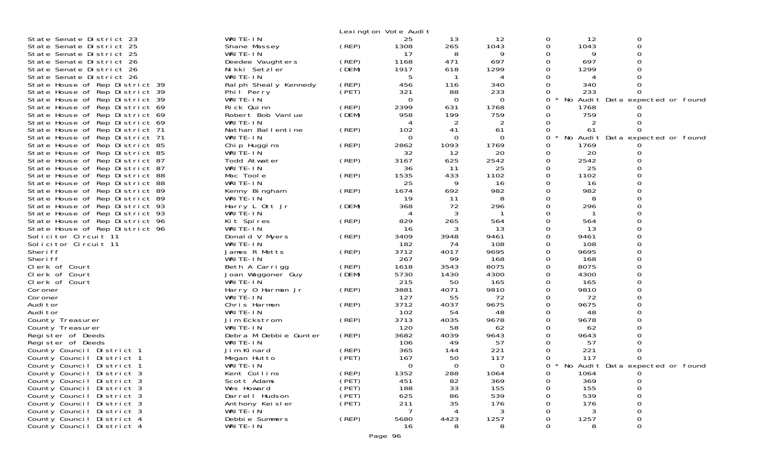Lexington Vote Audit

| | | | | | | | | |
|---|---|---|---|---|---|---|---|---|
| State Senate District 23 | WRITE-IN | | 25 | 13 | 12 | 0 | 12 | 0 |
| State Senate District 25 | Shane Massey | (REP) | 1308 | 265 | 1043 | 0 | 1043 | 0 |
| State Senate District 25 | WRITE-IN | | 17 | 8 | 9 | 0 | 9 | 0 |
| State Senate District 26 | Deedee Vaughters | (REP) | 1168 | 471 | 697 | 0 | 697 | 0 |
| State Senate District 26 | Nikki Setzler | (DEM) | 1917 | 618 | 1299 | 0 | 1299 | 0 |
| State Senate District 26 | WRITE-IN | | 5 | 1 | 4 | 0 | 4 | 0 |
| State House of Rep District 39 | Ralph Shealy Kennedy | (REP) | 456 | 116 | 340 | 0 | 340 | 0 |
| State House of Rep District 39 | Phil Perry | (PET) | 321 | 88 | 233 | 0 | 233 | 0 |
| State House of Rep District 39 | WRITE-IN | | 0 | 0 | 0 | 0 * | No Audit Data expected or found | |
| State House of Rep District 69 | Rick Quinn | (REP) | 2399 | 631 | 1768 | 0 | 1768 | 0 |
| State House of Rep District 69 | Robert Bob Vanlue | (DEM) | 958 | 199 | 759 | 0 | 759 | 0 |
| State House of Rep District 69 | WRITE-IN | | 4 | 2 | 2 | 0 | 2 | 0 |
| State House of Rep District 71 | Nathan Ballentine | (REP) | 102 | 41 | 61 | 0 | 61 | 0 |
| State House of Rep District 71 | WRITE-IN | | 0 | 0 | 0 | 0 * | No Audit Data expected or found | |
| State House of Rep District 85 | Chip Huggins | (REP) | 2862 | 1093 | 1769 | 0 | 1769 | 0 |
| State House of Rep District 85 | WRITE-IN | | 32 | 12 | 20 | 0 | 20 | 0 |
| State House of Rep District 87 | Todd Atwater | (REP) | 3167 | 625 | 2542 | 0 | 2542 | 0 |
| State House of Rep District 87 | WRITE-IN | | 36 | 11 | 25 | 0 | 25 | 0 |
| State House of Rep District 88 | Mac Toole | (REP) | 1535 | 433 | 1102 | 0 | 1102 | 0 |
| State House of Rep District 88 | WRITE-IN | | 25 | 9 | 16 | 0 | 16 | 0 |
| State House of Rep District 89 | Kenny Bingham | (REP) | 1674 | 692 | 982 | 0 | 982 | 0 |
| State House of Rep District 89 | WRITE-IN | | 19 | 11 | 8 | 0 | 8 | 0 |
| State House of Rep District 93 | Harry L Ott Jr | (DEM) | 368 | 72 | 296 | 0 | 296 | 0 |
| State House of Rep District 93 | WRITE-IN | | 4 | 3 | 1 | 0 | 1 | 0 |
| State House of Rep District 96 | Kit Spires | (REP) | 829 | 265 | 564 | 0 | 564 | 0 |
| State House of Rep District 96 | WRITE-IN | | 16 | 3 | 13 | 0 | 13 | 0 |
| Solicitor Circuit 11 | Donald V Myers | (REP) | 3409 | 3948 | 9461 | 0 | 9461 | 0 |
| Solicitor Circuit 11 | WRITE-IN | | 182 | 74 | 108 | 0 | 108 | 0 |
| Sheriff | James R Metts | (REP) | 3712 | 4017 | 9695 | 0 | 9695 | 0 |
| Sheriff | WRITE-IN | | 267 | 99 | 168 | 0 | 168 | 0 |
| Clerk of Court | Beth A Carrigg | (REP) | 1618 | 3543 | 8075 | 0 | 8075 | 0 |
| Clerk of Court | Joan Waggoner Guy | (DEM) | 5730 | 1430 | 4300 | 0 | 4300 | 0 |
| Clerk of Court | WRITE-IN | | 215 | 50 | 165 | 0 | 165 | 0 |
| Coroner | Harry O Harman Jr | (REP) | 3881 | 4071 | 9810 | 0 | 9810 | 0 |
| Coroner | WRITE-IN | | 127 | 55 | 72 | 0 | 72 | 0 |
| Auditor | Chris Harmon | (REP) | 3712 | 4037 | 9675 | 0 | 9675 | 0 |
| Auditor | WRITE-IN | | 102 | 54 | 48 | 0 | 48 | 0 |
| County Treasurer | Jim Eckstrom | (REP) | 3713 | 4035 | 9678 | 0 | 9678 | 0 |
| County Treasurer | WRITE-IN | | 120 | 58 | 62 | 0 | 62 | 0 |
| Register of Deeds | Debra M Debbie Gunter | (REP) | 3682 | 4039 | 9643 | 0 | 9643 | 0 |
| Register of Deeds | WRITE-IN | | 106 | 49 | 57 | 0 | 57 | 0 |
| County Council District 1 | Jim Kinard | (REP) | 365 | 144 | 221 | 0 | 221 | 0 |
| County Council District 1 | Megan Hutto | (PET) | 167 | 50 | 117 | 0 | 117 | 0 |
| County Council District 1 | WRITE-IN | | 0 | 0 | 0 | 0 * | No Audit Data expected or found | |
| County Council District 3 | Kent Collins | (REP) | 1352 | 288 | 1064 | 0 | 1064 | 0 |
| County Council District 3 | Scott Adams | (PET) | 451 | 82 | 369 | 0 | 369 | 0 |
| County Council District 3 | Wes Howard | (PET) | 188 | 33 | 155 | 0 | 155 | 0 |
| County Council District 3 | Darrell Hudson | (PET) | 625 | 86 | 539 | 0 | 539 | 0 |
| County Council District 3 | Anthony Keisler | (PET) | 211 | 35 | 176 | 0 | 176 | 0 |
| County Council District 3 | WRITE-IN | | 7 | 4 | 3 | 0 | 3 | 0 |
| County Council District 4 | Debbie Summers | (REP) | 5680 | 4423 | 1257 | 0 | 1257 | 0 |
| County Council District 4 | WRITE-IN | | 16 | 8 | 8 | 0 | 8 | 0 |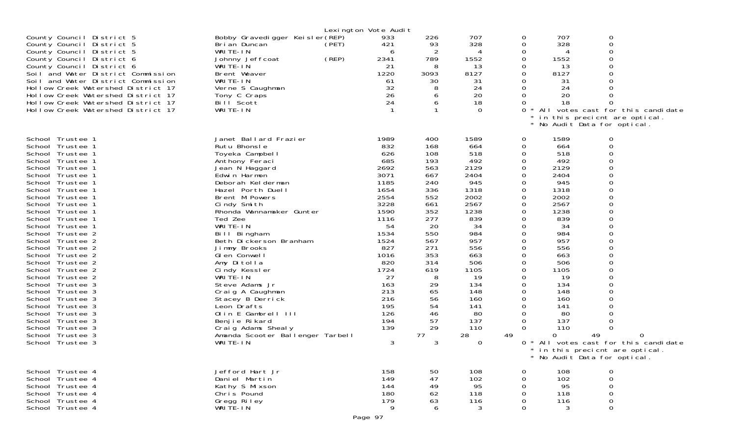Lexington Vote Audit

| Contest | Candidate | | | | | | |
|---|---|---|---|---|---|---|---|
| County Council District 5 | Bobby Gravedigger Keisler(REP) | 933 | 226 | 707 | 0 | 707 | 0 |
| County Council District 5 | Brian Duncan (PET) | 421 | 93 | 328 | 0 | 328 | 0 |
| County Council District 5 | WRITE-IN | 6 | 2 | 4 | 0 | 4 | 0 |
| County Council District 6 | Johnny Jeffcoat (REP) | 2341 | 789 | 1552 | 0 | 1552 | 0 |
| County Council District 6 | WRITE-IN | 21 | 8 | 13 | 0 | 13 | 0 |
| Soil and Water District Commission | Brent Weaver | 1220 | 3093 | 8127 | 0 | 8127 | 0 |
| Soil and Water District Commission | WRITE-IN | 61 | 30 | 31 | 0 | 31 | 0 |
| Hollow Creek Watershed District 17 | Verne S Caughman | 32 | 8 | 24 | 0 | 24 | 0 |
| Hollow Creek Watershed District 17 | Tony C Craps | 26 | 6 | 20 | 0 | 20 | 0 |
| Hollow Creek Watershed District 17 | Bill Scott | 24 | 6 | 18 | 0 | 18 | 0 |
| Hollow Creek Watershed District 17 | WRITE-IN | 1 | 1 | 0 | 0 * All votes cast for this candidate * in this precicnt are optical. * No Audit Data for optical. | | |
| School Trustee 1 | Janet Ballard Frazier | 1989 | 400 | 1589 | 0 | 1589 | 0 |
| School Trustee 1 | Rutu Bhonsle | 832 | 168 | 664 | 0 | 664 | 0 |
| School Trustee 1 | Toyeka Campbell | 626 | 108 | 518 | 0 | 518 | 0 |
| School Trustee 1 | Anthony Feraci | 685 | 193 | 492 | 0 | 492 | 0 |
| School Trustee 1 | Jean N Haggard | 2692 | 563 | 2129 | 0 | 2129 | 0 |
| School Trustee 1 | Edwin Harmon | 3071 | 667 | 2404 | 0 | 2404 | 0 |
| School Trustee 1 | Deborah Kelderman | 1185 | 240 | 945 | 0 | 945 | 0 |
| School Trustee 1 | Hazel Porth Duell | 1654 | 336 | 1318 | 0 | 1318 | 0 |
| School Trustee 1 | Brent M Powers | 2554 | 552 | 2002 | 0 | 2002 | 0 |
| School Trustee 1 | Cindy Smith | 3228 | 661 | 2567 | 0 | 2567 | 0 |
| School Trustee 1 | Rhonda Wannamaker Gunter | 1590 | 352 | 1238 | 0 | 1238 | 0 |
| School Trustee 1 | Ted Zee | 1116 | 277 | 839 | 0 | 839 | 0 |
| School Trustee 1 | WRITE-IN | 54 | 20 | 34 | 0 | 34 | 0 |
| School Trustee 2 | Bill Bingham | 1534 | 550 | 984 | 0 | 984 | 0 |
| School Trustee 2 | Beth Dickerson Branham | 1524 | 567 | 957 | 0 | 957 | 0 |
| School Trustee 2 | Jimmy Brooks | 827 | 271 | 556 | 0 | 556 | 0 |
| School Trustee 2 | Glen Conwell | 1016 | 353 | 663 | 0 | 663 | 0 |
| School Trustee 2 | Amy Ditolla | 820 | 314 | 506 | 0 | 506 | 0 |
| School Trustee 2 | Cindy Kessler | 1724 | 619 | 1105 | 0 | 1105 | 0 |
| School Trustee 2 | WRITE-IN | 27 | 8 | 19 | 0 | 19 | 0 |
| School Trustee 3 | Steve Adams Jr | 163 | 29 | 134 | 0 | 134 | 0 |
| School Trustee 3 | Craig A Caughman | 213 | 65 | 148 | 0 | 148 | 0 |
| School Trustee 3 | Stacey B Derrick | 216 | 56 | 160 | 0 | 160 | 0 |
| School Trustee 3 | Leon Drafts | 195 | 54 | 141 | 0 | 141 | 0 |
| School Trustee 3 | Olin E Gambrell III | 126 | 46 | 80 | 0 | 80 | 0 |
| School Trustee 3 | Benjie Rikard | 194 | 57 | 137 | 0 | 137 | 0 |
| School Trustee 3 | Craig Adams Shealy | 139 | 29 | 110 | 0 | 110 | 0 |
| School Trustee 3 | Amanda Scooter Ballenger Tarbell | 77 | 28 | 49 | 0 | 49 | 0 |
| School Trustee 3 | WRITE-IN | 3 | 3 | 0 | 0 * All votes cast for this candidate * in this precicnt are optical. * No Audit Data for optical. | | |
| School Trustee 4 | Jefford Hart Jr | 158 | 50 | 108 | 0 | 108 | 0 |
| School Trustee 4 | Daniel Martin | 149 | 47 | 102 | 0 | 102 | 0 |
| School Trustee 4 | Kathy S Mixson | 144 | 49 | 95 | 0 | 95 | 0 |
| School Trustee 4 | Chris Pound | 180 | 62 | 118 | 0 | 118 | 0 |
| School Trustee 4 | Gregg Riley | 179 | 63 | 116 | 0 | 116 | 0 |
| School Trustee 4 | WRITE-IN | 9 | 6 | 3 | 0 | 3 | 0 |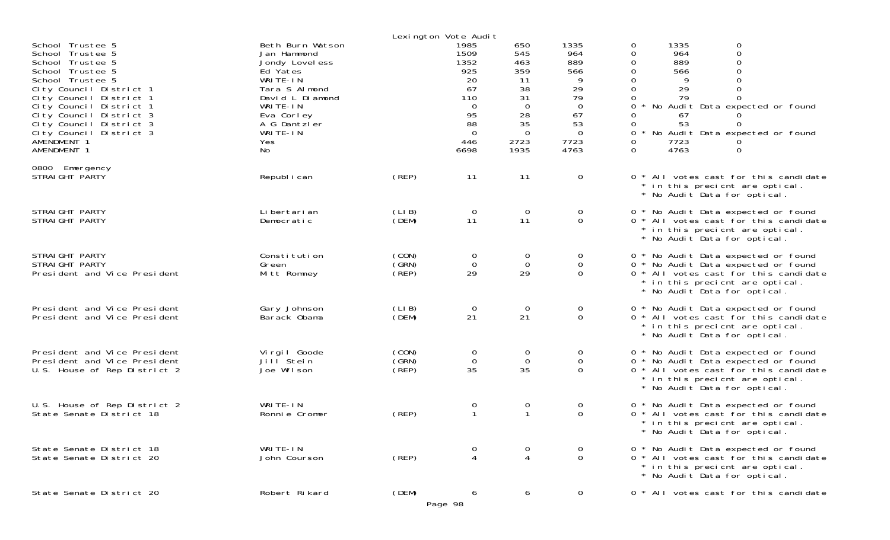Lexington Vote Audit

| | | | | | | | | |
|---|---|---|---|---|---|---|---|---|
| School Trustee 5 | Beth Burn Watson | | 1985 | 650 | 1335 | 0 | 1335 | 0 |
| School Trustee 5 | Jan Hammond | | 1509 | 545 | 964 | 0 | 964 | 0 |
| School Trustee 5 | Jondy Loveless | | 1352 | 463 | 889 | 0 | 889 | 0 |
| School Trustee 5 | Ed Yates | | 925 | 359 | 566 | 0 | 566 | 0 |
| School Trustee 5 | WRITE-IN | | 20 | 11 | 9 | 0 | 9 | 0 |
| City Council District 1 | Tara S Almond | | 67 | 38 | 29 | 0 | 29 | 0 |
| City Council District 1 | David L Diamond | | 110 | 31 | 79 | 0 | 79 | 0 |
| City Council District 1 | WRITE-IN | | 0 | 0 | 0 | 0 * No Audit Data expected or found | | |
| City Council District 3 | Eva Corley | | 95 | 28 | 67 | 0 | 67 | 0 |
| City Council District 3 | A G Dantzler | | 88 | 35 | 53 | 0 | 53 | 0 |
| City Council District 3 | WRITE-IN | | 0 | 0 | 0 | 0 * No Audit Data expected or found | | |
| AMENDMENT 1 | Yes | | 446 | 2723 | 7723 | 0 | 7723 | 0 |
| AMENDMENT 1 | No | | 6698 | 1935 | 4763 | 0 | 4763 | 0 |

0800 Emergency

| | | | | | | |
|---|---|---|---|---|---|---|
| STRAIGHT PARTY | Republican | (REP) | 11 | 11 | 0 | 0 * All votes cast for this candidate * in this precicnt are optical. * No Audit Data for optical. |
| STRAIGHT PARTY | Libertarian | (LIB) | 0 | 0 | 0 | 0 * No Audit Data expected or found |
| STRAIGHT PARTY | Democratic | (DEM) | 11 | 11 | 0 | 0 * All votes cast for this candidate * in this precicnt are optical. * No Audit Data for optical. |
| STRAIGHT PARTY | Constitution | (CON) | 0 | 0 | 0 | 0 * No Audit Data expected or found |
| STRAIGHT PARTY | Green | (GRN) | 0 | 0 | 0 | 0 * No Audit Data expected or found |
| President and Vice President | Mitt Romney | (REP) | 29 | 29 | 0 | 0 * All votes cast for this candidate * in this precicnt are optical. * No Audit Data for optical. |
| President and Vice President | Gary Johnson | (LIB) | 0 | 0 | 0 | 0 * No Audit Data expected or found |
| President and Vice President | Barack Obama | (DEM) | 21 | 21 | 0 | 0 * All votes cast for this candidate * in this precicnt are optical. * No Audit Data for optical. |
| President and Vice President | Virgil Goode | (CON) | 0 | 0 | 0 | 0 * No Audit Data expected or found |
| President and Vice President | Jill Stein | (GRN) | 0 | 0 | 0 | 0 * No Audit Data expected or found |
| U.S. House of Rep District 2 | Joe Wilson | (REP) | 35 | 35 | 0 | 0 * All votes cast for this candidate * in this precicnt are optical. * No Audit Data for optical. |
| U.S. House of Rep District 2 | WRITE-IN | | 0 | 0 | 0 | 0 * No Audit Data expected or found |
| State Senate District 18 | Ronnie Cromer | (REP) | 1 | 1 | 0 | 0 * All votes cast for this candidate * in this precicnt are optical. * No Audit Data for optical. |
| State Senate District 18 | WRITE-IN | | 0 | 0 | 0 | 0 * No Audit Data expected or found |
| State Senate District 20 | John Courson | (REP) | 4 | 4 | 0 | 0 * All votes cast for this candidate * in this precicnt are optical. * No Audit Data for optical. |
| State Senate District 20 | Robert Rikard | (DEM) | 6 | 6 | 0 | 0 * All votes cast for this candidate |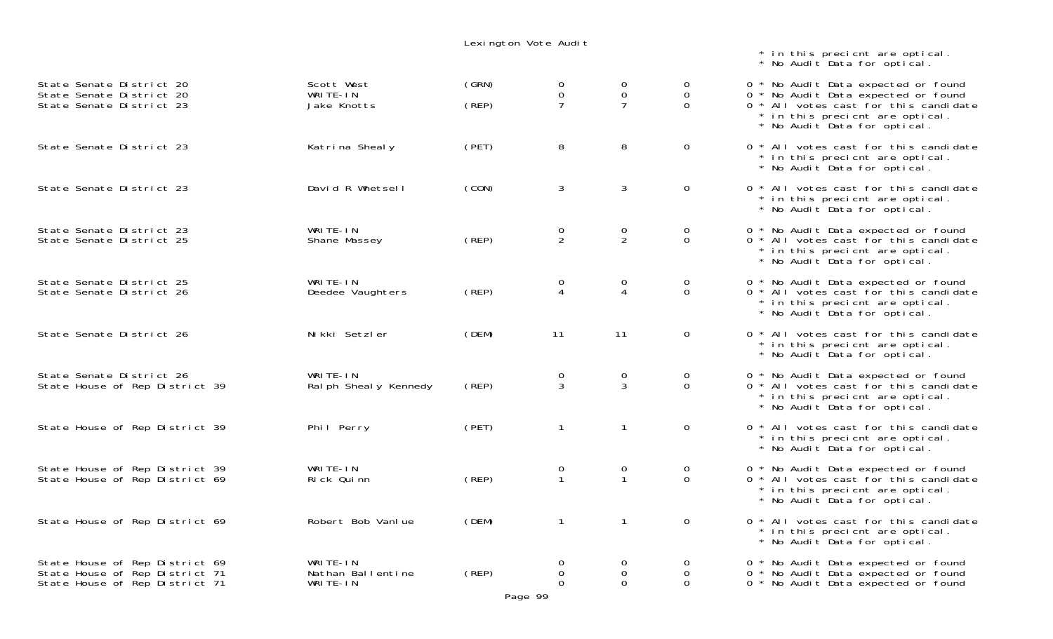Lexington Vote Audit

| | | | | | | |
|---|---|---|---|---|---|---|
| | | | | | | * in this precicnt are optical. * No Audit Data for optical. |
| State Senate District 20 | Scott West | (GRN) | 0 | 0 | 0 | 0 * No Audit Data expected or found |
| State Senate District 20 | WRITE-IN | | 0 | 0 | 0 | 0 * No Audit Data expected or found |
| State Senate District 23 | Jake Knotts | (REP) | 7 | 7 | 0 | 0 * All votes cast for this candidate * in this precicnt are optical. * No Audit Data for optical. |
| State Senate District 23 | Katrina Shealy | (PET) | 8 | 8 | 0 | 0 * All votes cast for this candidate * in this precicnt are optical. * No Audit Data for optical. |
| State Senate District 23 | David R Whetsell | (CON) | 3 | 3 | 0 | 0 * All votes cast for this candidate * in this precicnt are optical. * No Audit Data for optical. |
| State Senate District 23 | WRITE-IN | | 0 | 0 | 0 | 0 * No Audit Data expected or found |
| State Senate District 25 | Shane Massey | (REP) | 2 | 2 | 0 | 0 * All votes cast for this candidate * in this precicnt are optical. * No Audit Data for optical. |
| State Senate District 25 | WRITE-IN | | 0 | 0 | 0 | 0 * No Audit Data expected or found |
| State Senate District 26 | Deedee Vaughters | (REP) | 4 | 4 | 0 | 0 * All votes cast for this candidate * in this precicnt are optical. * No Audit Data for optical. |
| State Senate District 26 | Nikki Setzler | (DEM) | 11 | 11 | 0 | 0 * All votes cast for this candidate * in this precicnt are optical. * No Audit Data for optical. |
| State Senate District 26 | WRITE-IN | | 0 | 0 | 0 | 0 * No Audit Data expected or found |
| State House of Rep District 39 | Ralph Shealy Kennedy | (REP) | 3 | 3 | 0 | 0 * All votes cast for this candidate * in this precicnt are optical. * No Audit Data for optical. |
| State House of Rep District 39 | Phil Perry | (PET) | 1 | 1 | 0 | 0 * All votes cast for this candidate * in this precicnt are optical. * No Audit Data for optical. |
| State House of Rep District 39 | WRITE-IN | | 0 | 0 | 0 | 0 * No Audit Data expected or found |
| State House of Rep District 69 | Rick Quinn | (REP) | 1 | 1 | 0 | 0 * All votes cast for this candidate * in this precicnt are optical. * No Audit Data for optical. |
| State House of Rep District 69 | Robert Bob Vanlue | (DEM) | 1 | 1 | 0 | 0 * All votes cast for this candidate * in this precicnt are optical. * No Audit Data for optical. |
| State House of Rep District 69 | WRITE-IN | | 0 | 0 | 0 | 0 * No Audit Data expected or found |
| State House of Rep District 71 | Nathan Ballentine | (REP) | 0 | 0 | 0 | 0 * No Audit Data expected or found |
| State House of Rep District 71 | WRITE-IN | | 0 | 0 | 0 | 0 * No Audit Data expected or found |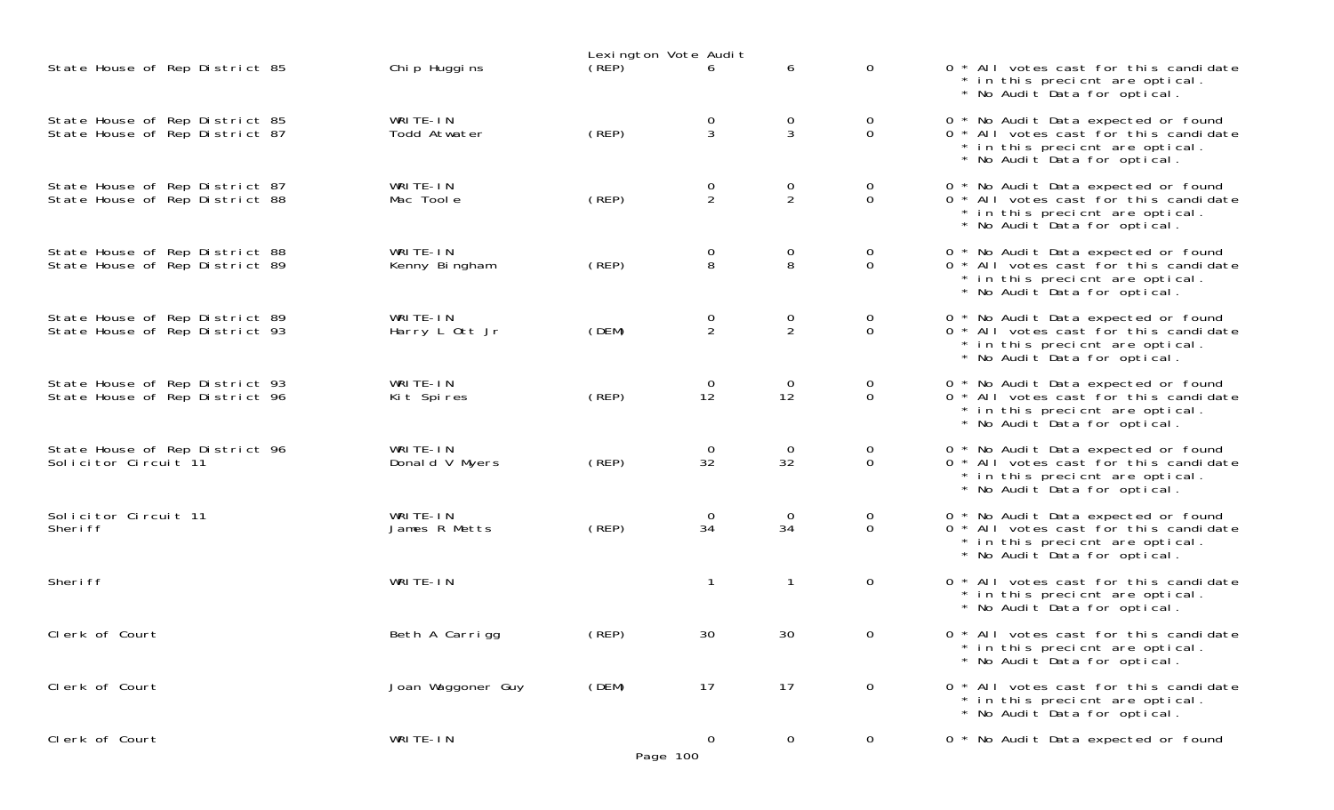Lexington Vote Audit

| Contest | Candidate | Party | | | | |
|---|---|---|---|---|---|---|
| State House of Rep District 85 | Chip Huggins | (REP) | 6 | 6 | 0 | 0 * All votes cast for this candidate * in this precicnt are optical. * No Audit Data for optical. |
| State House of Rep District 85 | WRITE-IN | | 0 | 0 | 0 | 0 * No Audit Data expected or found |
| State House of Rep District 87 | Todd Atwater | (REP) | 3 | 3 | 0 | 0 * All votes cast for this candidate * in this precicnt are optical. * No Audit Data for optical. |
| State House of Rep District 87 | WRITE-IN | | 0 | 0 | 0 | 0 * No Audit Data expected or found |
| State House of Rep District 88 | Mac Toole | (REP) | 2 | 2 | 0 | 0 * All votes cast for this candidate * in this precicnt are optical. * No Audit Data for optical. |
| State House of Rep District 88 | WRITE-IN | | 0 | 0 | 0 | 0 * No Audit Data expected or found |
| State House of Rep District 89 | Kenny Bingham | (REP) | 8 | 8 | 0 | 0 * All votes cast for this candidate * in this precicnt are optical. * No Audit Data for optical. |
| State House of Rep District 89 | WRITE-IN | | 0 | 0 | 0 | 0 * No Audit Data expected or found |
| State House of Rep District 93 | Harry L Ott Jr | (DEM) | 2 | 2 | 0 | 0 * All votes cast for this candidate * in this precicnt are optical. * No Audit Data for optical. |
| State House of Rep District 93 | WRITE-IN | | 0 | 0 | 0 | 0 * No Audit Data expected or found |
| State House of Rep District 96 | Kit Spires | (REP) | 12 | 12 | 0 | 0 * All votes cast for this candidate * in this precicnt are optical. * No Audit Data for optical. |
| State House of Rep District 96 | WRITE-IN | | 0 | 0 | 0 | 0 * No Audit Data expected or found |
| Solicitor Circuit 11 | Donald V Myers | (REP) | 32 | 32 | 0 | 0 * All votes cast for this candidate * in this precicnt are optical. * No Audit Data for optical. |
| Solicitor Circuit 11 | WRITE-IN | | 0 | 0 | 0 | 0 * No Audit Data expected or found |
| Sheriff | James R Metts | (REP) | 34 | 34 | 0 | 0 * All votes cast for this candidate * in this precicnt are optical. * No Audit Data for optical. |
| Sheriff | WRITE-IN | | 1 | 1 | 0 | 0 * All votes cast for this candidate * in this precicnt are optical. * No Audit Data for optical. |
| Clerk of Court | Beth A Carrigg | (REP) | 30 | 30 | 0 | 0 * All votes cast for this candidate * in this precicnt are optical. * No Audit Data for optical. |
| Clerk of Court | Joan Waggoner Guy | (DEM) | 17 | 17 | 0 | 0 * All votes cast for this candidate * in this precicnt are optical. * No Audit Data for optical. |
| Clerk of Court | WRITE-IN | | 0 | 0 | 0 | 0 * No Audit Data expected or found |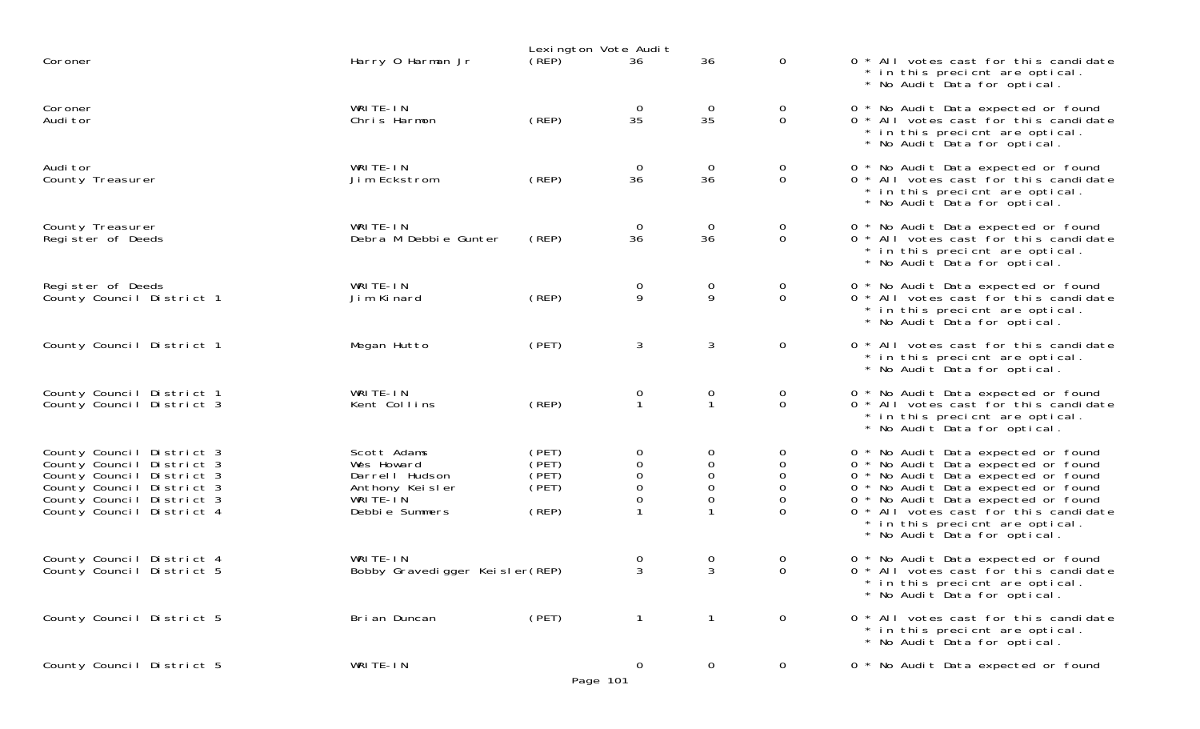Lexington Vote Audit

| Office | Candidate | Party | | | | | Notes |
|---|---|---|---|---|---|---|---|
| Coroner | Harry O Harman Jr | (REP) | 36 | 36 | 0 | 0 | * All votes cast for this candidate * in this precicnt are optical. * No Audit Data for optical. |
| Coroner | WRITE-IN | | 0 | 0 | 0 | 0 | * No Audit Data expected or found |
| Auditor | Chris Harmon | (REP) | 35 | 35 | 0 | 0 | * All votes cast for this candidate * in this precicnt are optical. * No Audit Data for optical. |
| Auditor | WRITE-IN | | 0 | 0 | 0 | 0 | * No Audit Data expected or found |
| County Treasurer | Jim Eckstrom | (REP) | 36 | 36 | 0 | 0 | * All votes cast for this candidate * in this precicnt are optical. * No Audit Data for optical. |
| County Treasurer | WRITE-IN | | 0 | 0 | 0 | 0 | * No Audit Data expected or found |
| Register of Deeds | Debra M Debbie Gunter | (REP) | 36 | 36 | 0 | 0 | * All votes cast for this candidate * in this precicnt are optical. * No Audit Data for optical. |
| Register of Deeds | WRITE-IN | | 0 | 0 | 0 | 0 | * No Audit Data expected or found |
| County Council District 1 | Jim Kinard | (REP) | 9 | 9 | 0 | 0 | * All votes cast for this candidate * in this precicnt are optical. * No Audit Data for optical. |
| County Council District 1 | Megan Hutto | (PET) | 3 | 3 | 0 | 0 | * All votes cast for this candidate * in this precicnt are optical. * No Audit Data for optical. |
| County Council District 1 | WRITE-IN | | 0 | 0 | 0 | 0 | * No Audit Data expected or found |
| County Council District 3 | Kent Collins | (REP) | 1 | 1 | 0 | 0 | * All votes cast for this candidate * in this precicnt are optical. * No Audit Data for optical. |
| County Council District 3 | Scott Adams | (PET) | 0 | 0 | 0 | 0 | * No Audit Data expected or found |
| County Council District 3 | Wes Howard | (PET) | 0 | 0 | 0 | 0 | * No Audit Data expected or found |
| County Council District 3 | Darrell Hudson | (PET) | 0 | 0 | 0 | 0 | * No Audit Data expected or found |
| County Council District 3 | Anthony Keisler | (PET) | 0 | 0 | 0 | 0 | * No Audit Data expected or found |
| County Council District 3 | WRITE-IN | | 0 | 0 | 0 | 0 | * No Audit Data expected or found |
| County Council District 4 | Debbie Summers | (REP) | 1 | 1 | 0 | 0 | * All votes cast for this candidate * in this precicnt are optical. * No Audit Data for optical. |
| County Council District 4 | WRITE-IN | | 0 | 0 | 0 | 0 | * No Audit Data expected or found |
| County Council District 5 | Bobby Gravedigger Keisler | (REP) | 3 | 3 | 0 | 0 | * All votes cast for this candidate * in this precicnt are optical. * No Audit Data for optical. |
| County Council District 5 | Brian Duncan | (PET) | 1 | 1 | 0 | 0 | * All votes cast for this candidate * in this precicnt are optical. * No Audit Data for optical. |
| County Council District 5 | WRITE-IN | | 0 | 0 | 0 | 0 | * No Audit Data expected or found |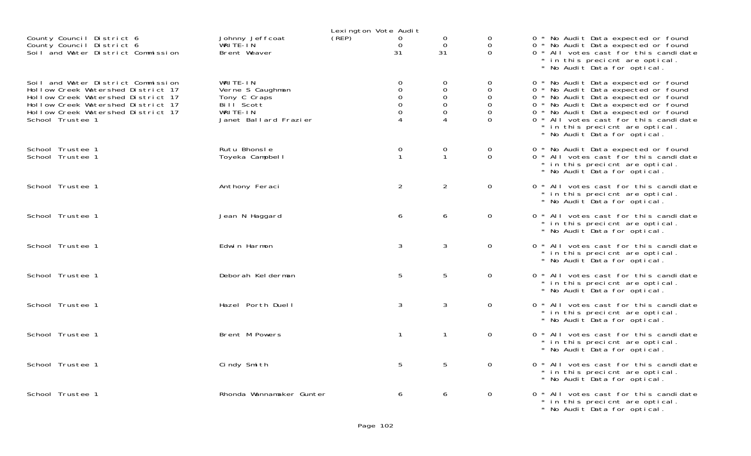Lexington Vote Audit

| Race | Candidate | Party | | | | | Notes |
|---|---|---|---|---|---|---|---|
| County Council District 6 | Johnny Jeffcoat | (REP) | 0 | 0 | 0 | 0 | * No Audit Data expected or found |
| County Council District 6 | WRITE-IN | | 0 | 0 | 0 | 0 | * No Audit Data expected or found |
| Soil and Water District Commission | Brent Weaver | | 31 | 31 | 0 | 0 | * All votes cast for this candidate * in this precicnt are optical. * No Audit Data for optical. |
| Soil and Water District Commission | WRITE-IN | | 0 | 0 | 0 | 0 | * No Audit Data expected or found |
| Hollow Creek Watershed District 17 | Verne S Caughman | | 0 | 0 | 0 | 0 | * No Audit Data expected or found |
| Hollow Creek Watershed District 17 | Tony C Craps | | 0 | 0 | 0 | 0 | * No Audit Data expected or found |
| Hollow Creek Watershed District 17 | Bill Scott | | 0 | 0 | 0 | 0 | * No Audit Data expected or found |
| Hollow Creek Watershed District 17 | WRITE-IN | | 0 | 0 | 0 | 0 | * No Audit Data expected or found |
| School Trustee 1 | Janet Ballard Frazier | | 4 | 4 | 0 | 0 | * All votes cast for this candidate * in this precicnt are optical. * No Audit Data for optical. |
| School Trustee 1 | Rutu Bhonsle | | 0 | 0 | 0 | 0 | * No Audit Data expected or found |
| School Trustee 1 | Toyeka Campbell | | 1 | 1 | 0 | 0 | * All votes cast for this candidate * in this precicnt are optical. * No Audit Data for optical. |
| School Trustee 1 | Anthony Feraci | | 2 | 2 | 0 | 0 | * All votes cast for this candidate * in this precicnt are optical. * No Audit Data for optical. |
| School Trustee 1 | Jean N Haggard | | 6 | 6 | 0 | 0 | * All votes cast for this candidate * in this precicnt are optical. * No Audit Data for optical. |
| School Trustee 1 | Edwin Harmon | | 3 | 3 | 0 | 0 | * All votes cast for this candidate * in this precicnt are optical. * No Audit Data for optical. |
| School Trustee 1 | Deborah Kelderman | | 5 | 5 | 0 | 0 | * All votes cast for this candidate * in this precicnt are optical. * No Audit Data for optical. |
| School Trustee 1 | Hazel Porth Duell | | 3 | 3 | 0 | 0 | * All votes cast for this candidate * in this precicnt are optical. * No Audit Data for optical. |
| School Trustee 1 | Brent M Powers | | 1 | 1 | 0 | 0 | * All votes cast for this candidate * in this precicnt are optical. * No Audit Data for optical. |
| School Trustee 1 | Cindy Smith | | 5 | 5 | 0 | 0 | * All votes cast for this candidate * in this precicnt are optical. * No Audit Data for optical. |
| School Trustee 1 | Rhonda Wannamaker Gunter | | 6 | 6 | 0 | 0 | * All votes cast for this candidate * in this precicnt are optical. * No Audit Data for optical. |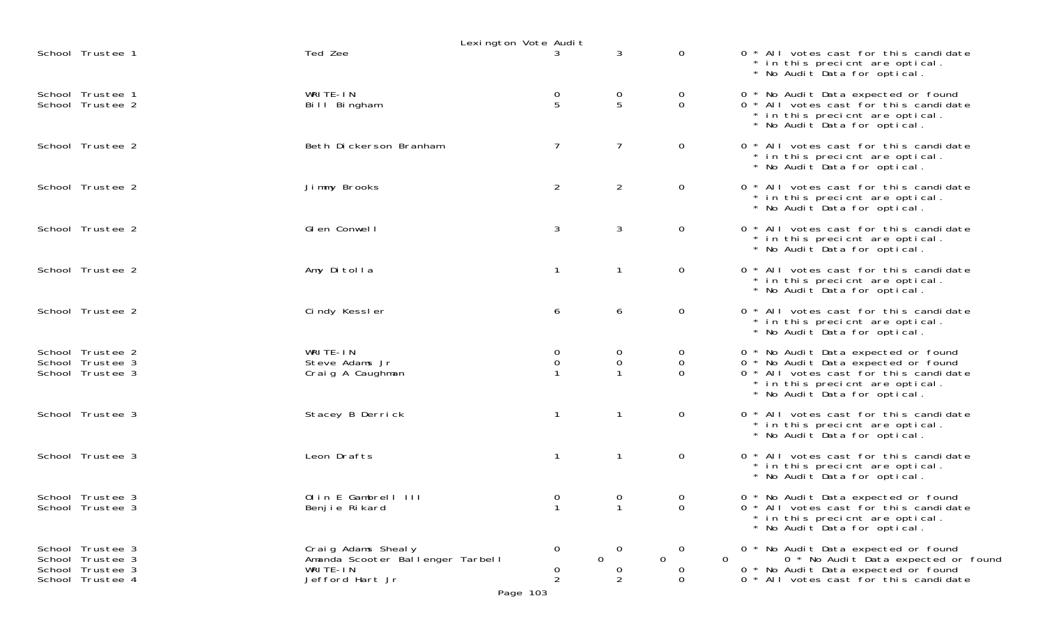Lexington Vote Audit

| Contest | Candidate | | | | Notes |
|---|---|---|---|---|---|
| School Trustee 1 | Ted Zee | 3 | 3 | 0 | 0 * All votes cast for this candidate * in this precicnt are optical. * No Audit Data for optical. |
| School Trustee 1 | WRITE-IN | 0 | 0 | 0 | 0 * No Audit Data expected or found |
| School Trustee 2 | Bill Bingham | 5 | 5 | 0 | 0 * All votes cast for this candidate * in this precicnt are optical. * No Audit Data for optical. |
| School Trustee 2 | Beth Dickerson Branham | 7 | 7 | 0 | 0 * All votes cast for this candidate * in this precicnt are optical. * No Audit Data for optical. |
| School Trustee 2 | Jimmy Brooks | 2 | 2 | 0 | 0 * All votes cast for this candidate * in this precicnt are optical. * No Audit Data for optical. |
| School Trustee 2 | Glen Conwell | 3 | 3 | 0 | 0 * All votes cast for this candidate * in this precicnt are optical. * No Audit Data for optical. |
| School Trustee 2 | Amy Ditolla | 1 | 1 | 0 | 0 * All votes cast for this candidate * in this precicnt are optical. * No Audit Data for optical. |
| School Trustee 2 | Cindy Kessler | 6 | 6 | 0 | 0 * All votes cast for this candidate * in this precicnt are optical. * No Audit Data for optical. |
| School Trustee 2 | WRITE-IN | 0 | 0 | 0 | 0 * No Audit Data expected or found |
| School Trustee 3 | Steve Adams Jr | 0 | 0 | 0 | 0 * No Audit Data expected or found |
| School Trustee 3 | Craig A Caughman | 1 | 1 | 0 | 0 * All votes cast for this candidate * in this precicnt are optical. * No Audit Data for optical. |
| School Trustee 3 | Stacey B Derrick | 1 | 1 | 0 | 0 * All votes cast for this candidate * in this precicnt are optical. * No Audit Data for optical. |
| School Trustee 3 | Leon Drafts | 1 | 1 | 0 | 0 * All votes cast for this candidate * in this precicnt are optical. * No Audit Data for optical. |
| School Trustee 3 | Olin E Gambrell III | 0 | 0 | 0 | 0 * No Audit Data expected or found |
| School Trustee 3 | Benjie Rikard | 1 | 1 | 0 | 0 * All votes cast for this candidate * in this precicnt are optical. * No Audit Data for optical. |
| School Trustee 3 | Craig Adams Shealy | 0 | 0 | 0 | 0 * No Audit Data expected or found |
| School Trustee 3 | Amanda Scooter Ballenger Tarbell | 0 | 0 | 0 | 0 * No Audit Data expected or found |
| School Trustee 3 | WRITE-IN | 0 | 0 | 0 | 0 * No Audit Data expected or found |
| School Trustee 4 | Jefford Hart Jr | 2 | 2 | 0 | 0 * All votes cast for this candidate |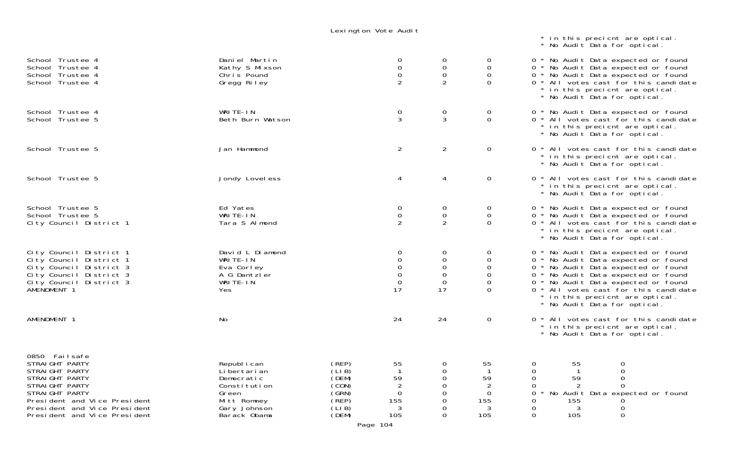Lexington Vote Audit

| | | | | | | | | | |
|---|---|---|---|---|---|---|---|---|---|
| | | | | | | | * in this precicnt are optical. | | |
| | | | | | | | * No Audit Data for optical. | | |
| School Trustee 4 | Daniel Martin | | 0 | 0 | 0 | 0 | * No Audit Data expected or found | | |
| School Trustee 4 | Kathy S Mixson | | 0 | 0 | 0 | 0 | * No Audit Data expected or found | | |
| School Trustee 4 | Chris Pound | | 0 | 0 | 0 | 0 | * No Audit Data expected or found | | |
| School Trustee 4 | Gregg Riley | | 2 | 2 | 0 | 0 | * All votes cast for this candidate | | |
| | | | | | | | * in this precicnt are optical. | | |
| | | | | | | | * No Audit Data for optical. | | |
| School Trustee 4 | WRITE-IN | | 0 | 0 | 0 | 0 | * No Audit Data expected or found | | |
| School Trustee 5 | Beth Burn Watson | | 3 | 3 | 0 | 0 | * All votes cast for this candidate | | |
| | | | | | | | * in this precicnt are optical. | | |
| | | | | | | | * No Audit Data for optical. | | |
| School Trustee 5 | Jan Hammond | | 2 | 2 | 0 | 0 | * All votes cast for this candidate | | |
| | | | | | | | * in this precicnt are optical. | | |
| | | | | | | | * No Audit Data for optical. | | |
| School Trustee 5 | Jondy Loveless | | 4 | 4 | 0 | 0 | * All votes cast for this candidate | | |
| | | | | | | | * in this precicnt are optical. | | |
| | | | | | | | * No Audit Data for optical. | | |
| School Trustee 5 | Ed Yates | | 0 | 0 | 0 | 0 | * No Audit Data expected or found | | |
| School Trustee 5 | WRITE-IN | | 0 | 0 | 0 | 0 | * No Audit Data expected or found | | |
| City Council District 1 | Tara S Almond | | 2 | 2 | 0 | 0 | * All votes cast for this candidate | | |
| | | | | | | | * in this precicnt are optical. | | |
| | | | | | | | * No Audit Data for optical. | | |
| City Council District 1 | David L Diamond | | 0 | 0 | 0 | 0 | * No Audit Data expected or found | | |
| City Council District 1 | WRITE-IN | | 0 | 0 | 0 | 0 | * No Audit Data expected or found | | |
| City Council District 3 | Eva Corley | | 0 | 0 | 0 | 0 | * No Audit Data expected or found | | |
| City Council District 3 | A G Dantzler | | 0 | 0 | 0 | 0 | * No Audit Data expected or found | | |
| City Council District 3 | WRITE-IN | | 0 | 0 | 0 | 0 | * No Audit Data expected or found | | |
| AMENDMENT 1 | Yes | | 17 | 17 | 0 | 0 | * All votes cast for this candidate | | |
| | | | | | | | * in this precicnt are optical. | | |
| | | | | | | | * No Audit Data for optical. | | |
| AMENDMENT 1 | No | | 24 | 24 | 0 | 0 | * All votes cast for this candidate | | |
| | | | | | | | * in this precicnt are optical. | | |
| | | | | | | | * No Audit Data for optical. | | |
| 0850 Failsafe | | | | | | | | | |
| STRAIGHT PARTY | Republican | (REP) | 55 | 0 | 55 | 0 | | 55 | 0 |
| STRAIGHT PARTY | Libertarian | (LIB) | 1 | 0 | 1 | 0 | | 1 | 0 |
| STRAIGHT PARTY | Democratic | (DEM) | 59 | 0 | 59 | 0 | | 59 | 0 |
| STRAIGHT PARTY | Constitution | (CON) | 2 | 0 | 2 | 0 | | 2 | 0 |
| STRAIGHT PARTY | Green | (GRN) | 0 | 0 | 0 | 0 | * No Audit Data expected or found | | |
| President and Vice President | Mitt Romney | (REP) | 155 | 0 | 155 | 0 | | 155 | 0 |
| President and Vice President | Gary Johnson | (LIB) | 3 | 0 | 3 | 0 | | 3 | 0 |
| President and Vice President | Barack Obama | (DEM) | 105 | 0 | 105 | 0 | | 105 | 0 |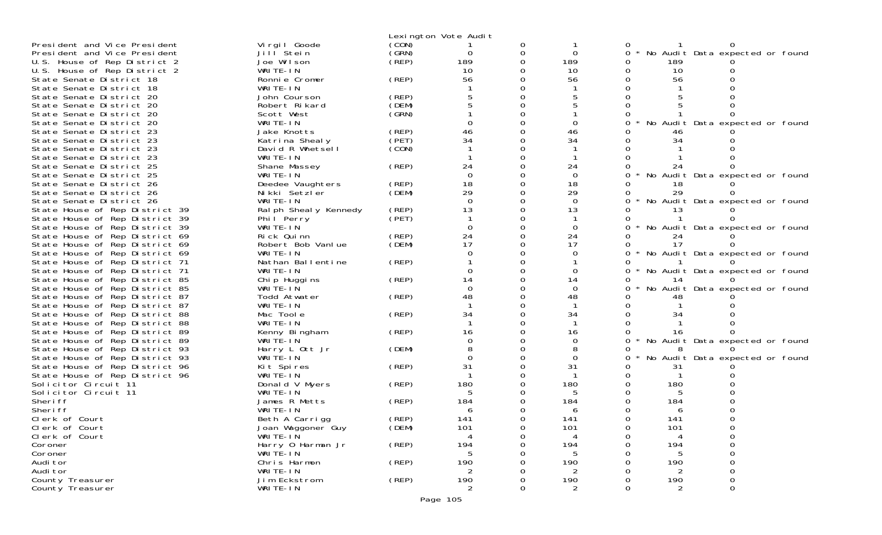Lexington Vote Audit

| Office | Candidate | Party | | | | | | | |
|---|---|---|---|---|---|---|---|---|---|
| President and Vice President | Virgil Goode | (CON) | 1 | 0 | 1 | 0 | 1 | 0 | |
| President and Vice President | Jill Stein | (GRN) | 0 | 0 | 0 | 0 | * No Audit Data expected or found | | |
| U.S. House of Rep District 2 | Joe Wilson | (REP) | 189 | 0 | 189 | 0 | 189 | 0 | |
| U.S. House of Rep District 2 | WRITE-IN | | 10 | 0 | 10 | 0 | 10 | 0 | |
| State Senate District 18 | Ronnie Cromer | (REP) | 56 | 0 | 56 | 0 | 56 | 0 | |
| State Senate District 18 | WRITE-IN | | 1 | 0 | 1 | 0 | 1 | 0 | |
| State Senate District 20 | John Courson | (REP) | 5 | 0 | 5 | 0 | 5 | 0 | |
| State Senate District 20 | Robert Rikard | (DEM) | 5 | 0 | 5 | 0 | 5 | 0 | |
| State Senate District 20 | Scott West | (GRN) | 1 | 0 | 1 | 0 | 1 | 0 | |
| State Senate District 20 | WRITE-IN | | 0 | 0 | 0 | 0 | * No Audit Data expected or found | | |
| State Senate District 23 | Jake Knotts | (REP) | 46 | 0 | 46 | 0 | 46 | 0 | |
| State Senate District 23 | Katrina Shealy | (PET) | 34 | 0 | 34 | 0 | 34 | 0 | |
| State Senate District 23 | David R Whetsell | (CON) | 1 | 0 | 1 | 0 | 1 | 0 | |
| State Senate District 23 | WRITE-IN | | 1 | 0 | 1 | 0 | 1 | 0 | |
| State Senate District 25 | Shane Massey | (REP) | 24 | 0 | 24 | 0 | 24 | 0 | |
| State Senate District 25 | WRITE-IN | | 0 | 0 | 0 | 0 | * No Audit Data expected or found | | |
| State Senate District 26 | Deedee Vaughters | (REP) | 18 | 0 | 18 | 0 | 18 | 0 | |
| State Senate District 26 | Nikki Setzler | (DEM) | 29 | 0 | 29 | 0 | 29 | 0 | |
| State Senate District 26 | WRITE-IN | | 0 | 0 | 0 | 0 | * No Audit Data expected or found | | |
| State House of Rep District 39 | Ralph Shealy Kennedy | (REP) | 13 | 0 | 13 | 0 | 13 | 0 | |
| State House of Rep District 39 | Phil Perry | (PET) | 1 | 0 | 1 | 0 | 1 | 0 | |
| State House of Rep District 39 | WRITE-IN | | 0 | 0 | 0 | 0 | * No Audit Data expected or found | | |
| State House of Rep District 69 | Rick Quinn | (REP) | 24 | 0 | 24 | 0 | 24 | 0 | |
| State House of Rep District 69 | Robert Bob Vanlue | (DEM) | 17 | 0 | 17 | 0 | 17 | 0 | |
| State House of Rep District 69 | WRITE-IN | | 0 | 0 | 0 | 0 | * No Audit Data expected or found | | |
| State House of Rep District 71 | Nathan Ballentine | (REP) | 1 | 0 | 1 | 0 | 1 | 0 | |
| State House of Rep District 71 | WRITE-IN | | 0 | 0 | 0 | 0 | * No Audit Data expected or found | | |
| State House of Rep District 85 | Chip Huggins | (REP) | 14 | 0 | 14 | 0 | 14 | 0 | |
| State House of Rep District 85 | WRITE-IN | | 0 | 0 | 0 | 0 | * No Audit Data expected or found | | |
| State House of Rep District 87 | Todd Atwater | (REP) | 48 | 0 | 48 | 0 | 48 | 0 | |
| State House of Rep District 87 | WRITE-IN | | 1 | 0 | 1 | 0 | 1 | 0 | |
| State House of Rep District 88 | Mac Toole | (REP) | 34 | 0 | 34 | 0 | 34 | 0 | |
| State House of Rep District 88 | WRITE-IN | | 1 | 0 | 1 | 0 | 1 | 0 | |
| State House of Rep District 89 | Kenny Bingham | (REP) | 16 | 0 | 16 | 0 | 16 | 0 | |
| State House of Rep District 89 | WRITE-IN | | 0 | 0 | 0 | 0 | * No Audit Data expected or found | | |
| State House of Rep District 93 | Harry L Ott Jr | (DEM) | 8 | 0 | 8 | 0 | 8 | 0 | |
| State House of Rep District 93 | WRITE-IN | | 0 | 0 | 0 | 0 | * No Audit Data expected or found | | |
| State House of Rep District 96 | Kit Spires | (REP) | 31 | 0 | 31 | 0 | 31 | 0 | |
| State House of Rep District 96 | WRITE-IN | | 1 | 0 | 1 | 0 | 1 | 0 | |
| Solicitor Circuit 11 | Donald V Myers | (REP) | 180 | 0 | 180 | 0 | 180 | 0 | |
| Solicitor Circuit 11 | WRITE-IN | | 5 | 0 | 5 | 0 | 5 | 0 | |
| Sheriff | James R Metts | (REP) | 184 | 0 | 184 | 0 | 184 | 0 | |
| Sheriff | WRITE-IN | | 6 | 0 | 6 | 0 | 6 | 0 | |
| Clerk of Court | Beth A Carrigg | (REP) | 141 | 0 | 141 | 0 | 141 | 0 | |
| Clerk of Court | Joan Waggoner Guy | (DEM) | 101 | 0 | 101 | 0 | 101 | 0 | |
| Clerk of Court | WRITE-IN | | 4 | 0 | 4 | 0 | 4 | 0 | |
| Coroner | Harry O Harman Jr | (REP) | 194 | 0 | 194 | 0 | 194 | 0 | |
| Coroner | WRITE-IN | | 5 | 0 | 5 | 0 | 5 | 0 | |
| Auditor | Chris Harmon | (REP) | 190 | 0 | 190 | 0 | 190 | 0 | |
| Auditor | WRITE-IN | | 2 | 0 | 2 | 0 | 2 | 0 | |
| County Treasurer | Jim Eckstrom | (REP) | 190 | 0 | 190 | 0 | 190 | 0 | |
| County Treasurer | WRITE-IN | | 2 | 0 | 2 | 0 | 2 | 0 | |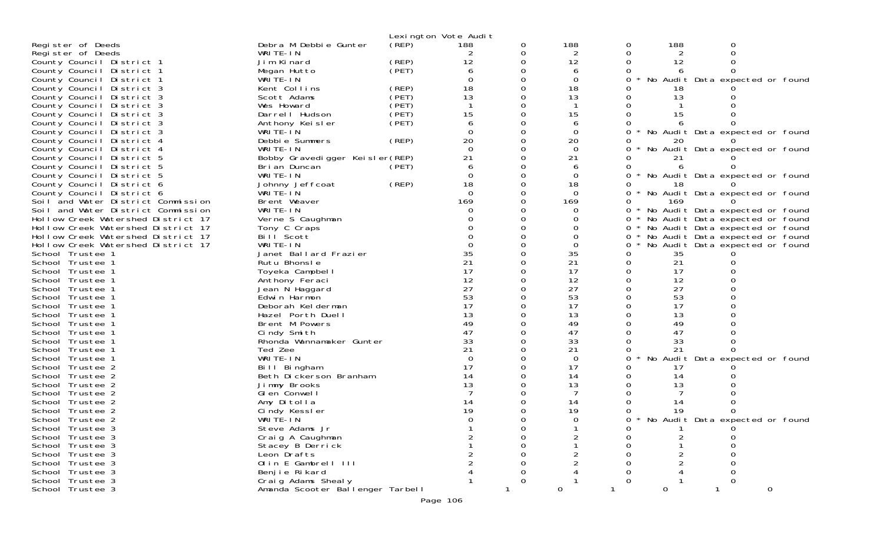Lexington Vote Audit

| Office | Candidate | Party | | | | | | |
|---|---|---|---|---|---|---|---|---|
| Register of Deeds | Debra M Debbie Gunter | (REP) | 188 | 0 | 188 | 0 | 188 | 0 |
| Register of Deeds | WRITE-IN | | 2 | 0 | 2 | 0 | 2 | 0 |
| County Council District 1 | Jim Kinard | (REP) | 12 | 0 | 12 | 0 | 12 | 0 |
| County Council District 1 | Megan Hutto | (PET) | 6 | 0 | 6 | 0 | 6 | 0 |
| County Council District 1 | WRITE-IN | | 0 | 0 | 0 | 0 * | No Audit Data expected or found | |
| County Council District 3 | Kent Collins | (REP) | 18 | 0 | 18 | 0 | 18 | 0 |
| County Council District 3 | Scott Adams | (PET) | 13 | 0 | 13 | 0 | 13 | 0 |
| County Council District 3 | Wes Howard | (PET) | 1 | 0 | 1 | 0 | 1 | 0 |
| County Council District 3 | Darrell Hudson | (PET) | 15 | 0 | 15 | 0 | 15 | 0 |
| County Council District 3 | Anthony Keisler | (PET) | 6 | 0 | 6 | 0 | 6 | 0 |
| County Council District 3 | WRITE-IN | | 0 | 0 | 0 | 0 * | No Audit Data expected or found | |
| County Council District 4 | Debbie Summers | (REP) | 20 | 0 | 20 | 0 | 20 | 0 |
| County Council District 4 | WRITE-IN | | 0 | 0 | 0 | 0 * | No Audit Data expected or found | |
| County Council District 5 | Bobby Gravedigger Keisler | (REP) | 21 | 0 | 21 | 0 | 21 | 0 |
| County Council District 5 | Brian Duncan | (PET) | 6 | 0 | 6 | 0 | 6 | 0 |
| County Council District 5 | WRITE-IN | | 0 | 0 | 0 | 0 * | No Audit Data expected or found | |
| County Council District 6 | Johnny Jeffcoat | (REP) | 18 | 0 | 18 | 0 | 18 | 0 |
| County Council District 6 | WRITE-IN | | 0 | 0 | 0 | 0 * | No Audit Data expected or found | |
| Soil and Water District Commission | Brent Weaver | | 169 | 0 | 169 | 0 | 169 | 0 |
| Soil and Water District Commission | WRITE-IN | | 0 | 0 | 0 | 0 * | No Audit Data expected or found | |
| Hollow Creek Watershed District 17 | Verne S Caughman | | 0 | 0 | 0 | 0 * | No Audit Data expected or found | |
| Hollow Creek Watershed District 17 | Tony C Craps | | 0 | 0 | 0 | 0 * | No Audit Data expected or found | |
| Hollow Creek Watershed District 17 | Bill Scott | | 0 | 0 | 0 | 0 * | No Audit Data expected or found | |
| Hollow Creek Watershed District 17 | WRITE-IN | | 0 | 0 | 0 | 0 * | No Audit Data expected or found | |
| School Trustee 1 | Janet Ballard Frazier | | 35 | 0 | 35 | 0 | 35 | 0 |
| School Trustee 1 | Rutu Bhonsle | | 21 | 0 | 21 | 0 | 21 | 0 |
| School Trustee 1 | Toyeka Campbell | | 17 | 0 | 17 | 0 | 17 | 0 |
| School Trustee 1 | Anthony Feraci | | 12 | 0 | 12 | 0 | 12 | 0 |
| School Trustee 1 | Jean N Haggard | | 27 | 0 | 27 | 0 | 27 | 0 |
| School Trustee 1 | Edwin Harmon | | 53 | 0 | 53 | 0 | 53 | 0 |
| School Trustee 1 | Deborah Kelderman | | 17 | 0 | 17 | 0 | 17 | 0 |
| School Trustee 1 | Hazel Porth Duell | | 13 | 0 | 13 | 0 | 13 | 0 |
| School Trustee 1 | Brent M Powers | | 49 | 0 | 49 | 0 | 49 | 0 |
| School Trustee 1 | Cindy Smith | | 47 | 0 | 47 | 0 | 47 | 0 |
| School Trustee 1 | Rhonda Wannamaker Gunter | | 33 | 0 | 33 | 0 | 33 | 0 |
| School Trustee 1 | Ted Zee | | 21 | 0 | 21 | 0 | 21 | 0 |
| School Trustee 1 | WRITE-IN | | 0 | 0 | 0 | 0 * | No Audit Data expected or found | |
| School Trustee 2 | Bill Bingham | | 17 | 0 | 17 | 0 | 17 | 0 |
| School Trustee 2 | Beth Dickerson Branham | | 14 | 0 | 14 | 0 | 14 | 0 |
| School Trustee 2 | Jimmy Brooks | | 13 | 0 | 13 | 0 | 13 | 0 |
| School Trustee 2 | Glen Conwell | | 7 | 0 | 7 | 0 | 7 | 0 |
| School Trustee 2 | Amy Ditolla | | 14 | 0 | 14 | 0 | 14 | 0 |
| School Trustee 2 | Cindy Kessler | | 19 | 0 | 19 | 0 | 19 | 0 |
| School Trustee 2 | WRITE-IN | | 0 | 0 | 0 | 0 * | No Audit Data expected or found | |
| School Trustee 3 | Steve Adams Jr | | 1 | 0 | 1 | 0 | 1 | 0 |
| School Trustee 3 | Craig A Caughman | | 2 | 0 | 2 | 0 | 2 | 0 |
| School Trustee 3 | Stacey B Derrick | | 1 | 0 | 1 | 0 | 1 | 0 |
| School Trustee 3 | Leon Drafts | | 2 | 0 | 2 | 0 | 2 | 0 |
| School Trustee 3 | Olin E Gambrell III | | 2 | 0 | 2 | 0 | 2 | 0 |
| School Trustee 3 | Benjie Rikard | | 4 | 0 | 4 | 0 | 4 | 0 |
| School Trustee 3 | Craig Adams Shealy | | 1 | 0 | 1 | 0 | 1 | 0 |
| School Trustee 3 | Amanda Scooter Ballenger Tarbell | | 1 | 0 | 1 | 0 | 1 | 0 |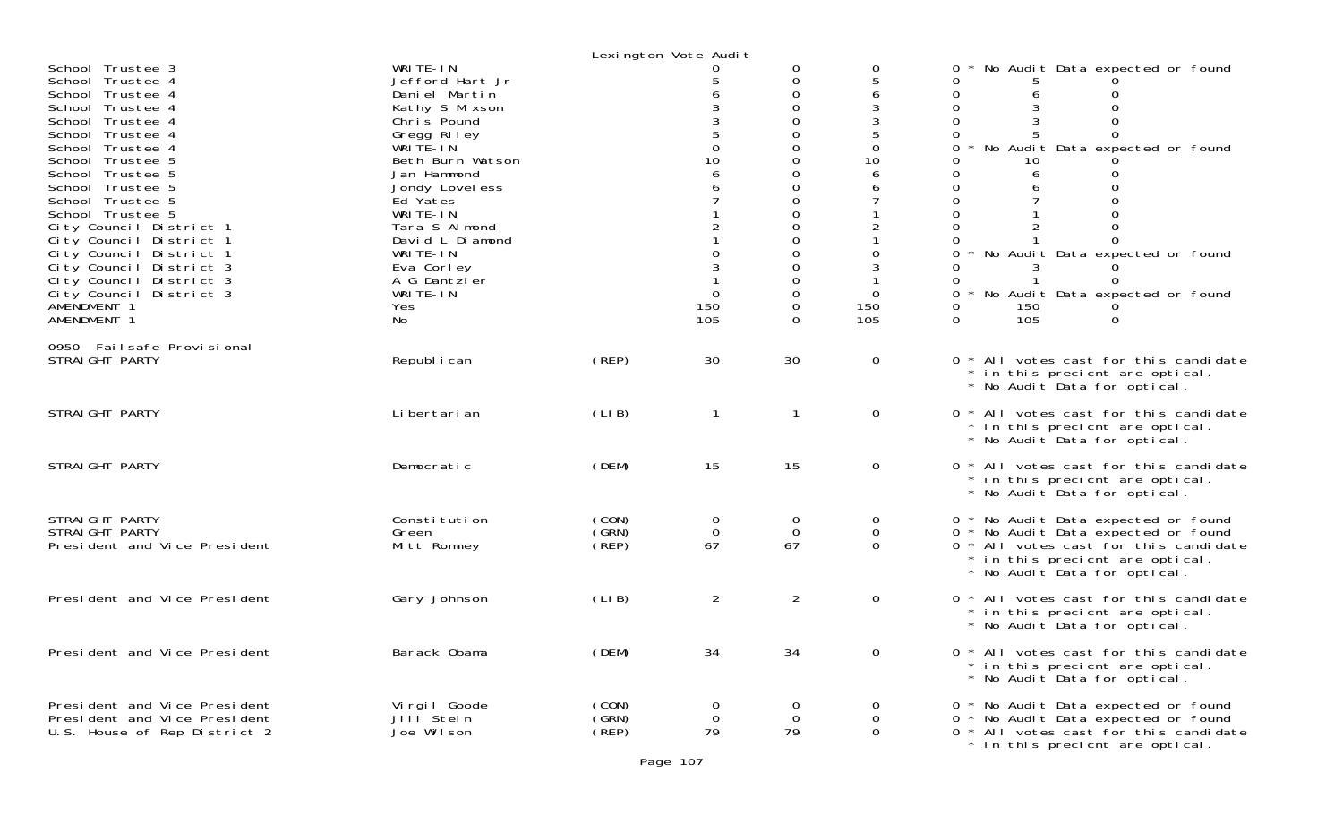Lexington Vote Audit

| Contest | Candidate | Party | Col1 | Col2 | Col3 | Col4 | Notes |
|---|---|---|---|---|---|---|---|
| School Trustee 3 | WRITE-IN | | 0 | 0 | 0 | 0 | * No Audit Data expected or found |
| School Trustee 4 | Jefford Hart Jr | | 5 | 0 | 5 | 0 | 5 0 |
| School Trustee 4 | Daniel Martin | | 6 | 0 | 6 | 0 | 6 0 |
| School Trustee 4 | Kathy S Mixson | | 3 | 0 | 3 | 0 | 3 0 |
| School Trustee 4 | Chris Pound | | 3 | 0 | 3 | 0 | 3 0 |
| School Trustee 4 | Gregg Riley | | 5 | 0 | 5 | 0 | 5 0 |
| School Trustee 4 | WRITE-IN | | 0 | 0 | 0 | 0 | * No Audit Data expected or found |
| School Trustee 5 | Beth Burn Watson | | 10 | 0 | 10 | 0 | 10 0 |
| School Trustee 5 | Jan Hammond | | 6 | 0 | 6 | 0 | 6 0 |
| School Trustee 5 | Jondy Loveless | | 6 | 0 | 6 | 0 | 6 0 |
| School Trustee 5 | Ed Yates | | 7 | 0 | 7 | 0 | 7 0 |
| School Trustee 5 | WRITE-IN | | 1 | 0 | 1 | 0 | 1 0 |
| City Council District 1 | Tara S Almond | | 2 | 0 | 2 | 0 | 2 0 |
| City Council District 1 | David L Diamond | | 1 | 0 | 1 | 0 | 1 0 |
| City Council District 1 | WRITE-IN | | 0 | 0 | 0 | 0 | * No Audit Data expected or found |
| City Council District 3 | Eva Corley | | 3 | 0 | 3 | 0 | 3 0 |
| City Council District 3 | A G Dantzler | | 1 | 0 | 1 | 0 | 1 0 |
| City Council District 3 | WRITE-IN | | 0 | 0 | 0 | 0 | * No Audit Data expected or found |
| AMENDMENT 1 | Yes | | 150 | 0 | 150 | 0 | 150 0 |
| AMENDMENT 1 | No | | 105 | 0 | 105 | 0 | 105 0 |

0950 Failsafe Provisional

| Contest | Candidate | Party | Col1 | Col2 | Col3 | Col4 | Notes |
|---|---|---|---|---|---|---|---|
| STRAIGHT PARTY | Republican | (REP) | 30 | 30 | 0 | 0 | * All votes cast for this candidate * in this precicnt are optical. * No Audit Data for optical. |
| STRAIGHT PARTY | Libertarian | (LIB) | 1 | 1 | 0 | 0 | * All votes cast for this candidate * in this precicnt are optical. * No Audit Data for optical. |
| STRAIGHT PARTY | Democratic | (DEM) | 15 | 15 | 0 | 0 | * All votes cast for this candidate * in this precicnt are optical. * No Audit Data for optical. |
| STRAIGHT PARTY | Constitution | (CON) | 0 | 0 | 0 | 0 | * No Audit Data expected or found |
| STRAIGHT PARTY | Green | (GRN) | 0 | 0 | 0 | 0 | * No Audit Data expected or found |
| President and Vice President | Mitt Romney | (REP) | 67 | 67 | 0 | 0 | * All votes cast for this candidate * in this precicnt are optical. * No Audit Data for optical. |
| President and Vice President | Gary Johnson | (LIB) | 2 | 2 | 0 | 0 | * All votes cast for this candidate * in this precicnt are optical. * No Audit Data for optical. |
| President and Vice President | Barack Obama | (DEM) | 34 | 34 | 0 | 0 | * All votes cast for this candidate * in this precicnt are optical. * No Audit Data for optical. |
| President and Vice President | Virgil Goode | (CON) | 0 | 0 | 0 | 0 | * No Audit Data expected or found |
| President and Vice President | Jill Stein | (GRN) | 0 | 0 | 0 | 0 | * No Audit Data expected or found |
| U.S. House of Rep District 2 | Joe Wilson | (REP) | 79 | 79 | 0 | 0 | * All votes cast for this candidate * in this precicnt are optical. |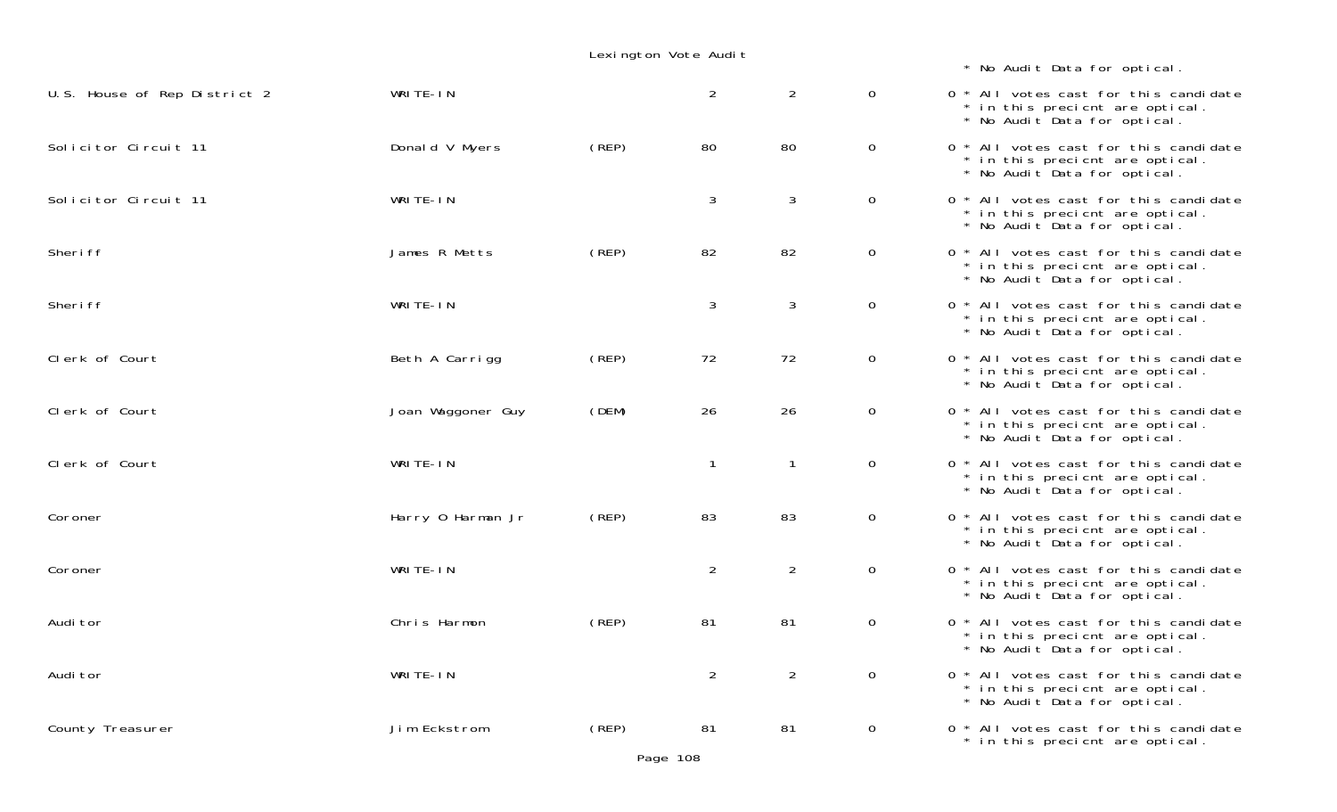Lexington Vote Audit

* No Audit Data for optical.

| | | | | | | |
|---|---|---|---|---|---|---|
| U.S. House of Rep District 2 | WRITE-IN | | 2 | 2 | 0 | 0 * All votes cast for this candidate * in this precicnt are optical. * No Audit Data for optical. |
| Solicitor Circuit 11 | Donald V Myers | (REP) | 80 | 80 | 0 | 0 * All votes cast for this candidate * in this precicnt are optical. * No Audit Data for optical. |
| Solicitor Circuit 11 | WRITE-IN | | 3 | 3 | 0 | 0 * All votes cast for this candidate * in this precicnt are optical. * No Audit Data for optical. |
| Sheriff | James R Metts | (REP) | 82 | 82 | 0 | 0 * All votes cast for this candidate * in this precicnt are optical. * No Audit Data for optical. |
| Sheriff | WRITE-IN | | 3 | 3 | 0 | 0 * All votes cast for this candidate * in this precicnt are optical. * No Audit Data for optical. |
| Clerk of Court | Beth A Carrigg | (REP) | 72 | 72 | 0 | 0 * All votes cast for this candidate * in this precicnt are optical. * No Audit Data for optical. |
| Clerk of Court | Joan Waggoner Guy | (DEM) | 26 | 26 | 0 | 0 * All votes cast for this candidate * in this precicnt are optical. * No Audit Data for optical. |
| Clerk of Court | WRITE-IN | | 1 | 1 | 0 | 0 * All votes cast for this candidate * in this precicnt are optical. * No Audit Data for optical. |
| Coroner | Harry O Harman Jr | (REP) | 83 | 83 | 0 | 0 * All votes cast for this candidate * in this precicnt are optical. * No Audit Data for optical. |
| Coroner | WRITE-IN | | 2 | 2 | 0 | 0 * All votes cast for this candidate * in this precicnt are optical. * No Audit Data for optical. |
| Auditor | Chris Harmon | (REP) | 81 | 81 | 0 | 0 * All votes cast for this candidate * in this precicnt are optical. * No Audit Data for optical. |
| Auditor | WRITE-IN | | 2 | 2 | 0 | 0 * All votes cast for this candidate * in this precicnt are optical. * No Audit Data for optical. |
| County Treasurer | Jim Eckstrom | (REP) | 81 | 81 | 0 | 0 * All votes cast for this candidate * in this precicnt are optical. |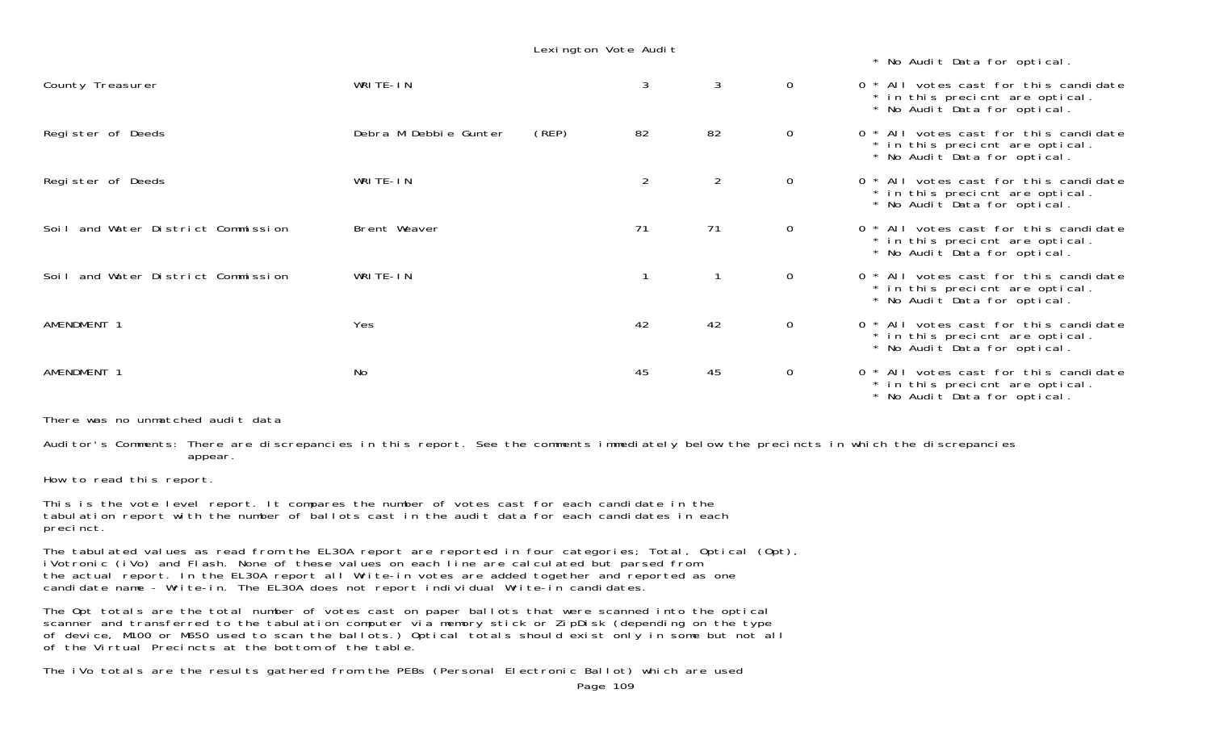Lexington Vote Audit

* No Audit Data for optical.

| | | | | | | | |
|---|---|---|---|---|---|---|---|
| County Treasurer | WRITE-IN | | 3 | 3 | 0 | 0 | * All votes cast for this candidate * in this precicnt are optical. * No Audit Data for optical. |
| Register of Deeds | Debra M Debbie Gunter | (REP) | 82 | 82 | 0 | 0 | * All votes cast for this candidate * in this precicnt are optical. * No Audit Data for optical. |
| Register of Deeds | WRITE-IN | | 2 | 2 | 0 | 0 | * All votes cast for this candidate * in this precicnt are optical. * No Audit Data for optical. |
| Soil and Water District Commission | Brent Weaver | | 71 | 71 | 0 | 0 | * All votes cast for this candidate * in this precicnt are optical. * No Audit Data for optical. |
| Soil and Water District Commission | WRITE-IN | | 1 | 1 | 0 | 0 | * All votes cast for this candidate * in this precicnt are optical. * No Audit Data for optical. |
| AMENDMENT 1 | Yes | | 42 | 42 | 0 | 0 | * All votes cast for this candidate * in this precicnt are optical. * No Audit Data for optical. |
| AMENDMENT 1 | No | | 45 | 45 | 0 | 0 | * All votes cast for this candidate * in this precicnt are optical. * No Audit Data for optical. |

There was no unmatched audit data

Auditor's Comments: There are discrepancies in this report. See the comments immediately below the precincts in which the discrepancies appear.

How to read this report.

This is the vote level report. It compares the number of votes cast for each candidate in the tabulation report with the number of ballots cast in the audit data for each candidates in each precinct.

The tabulated values as read from the EL30A report are reported in four categories; Total, Optical (Opt), iVotronic (iVo) and Flash. None of these values on each line are calculated but parsed from the actual report. In the EL30A report all Write-in votes are added together and reported as one candidate name - Write-in. The EL30A does not report individual Write-in candidates.

The Opt totals are the total number of votes cast on paper ballots that were scanned into the optical scanner and transferred to the tabulation computer via memory stick or ZipDisk (depending on the type of device, M100 or M650 used to scan the ballots.) Optical totals should exist only in some but not all of the Virtual Precincts at the bottom of the table.

The iVo totals are the results gathered from the PEBs (Personal Electronic Ballot) which are used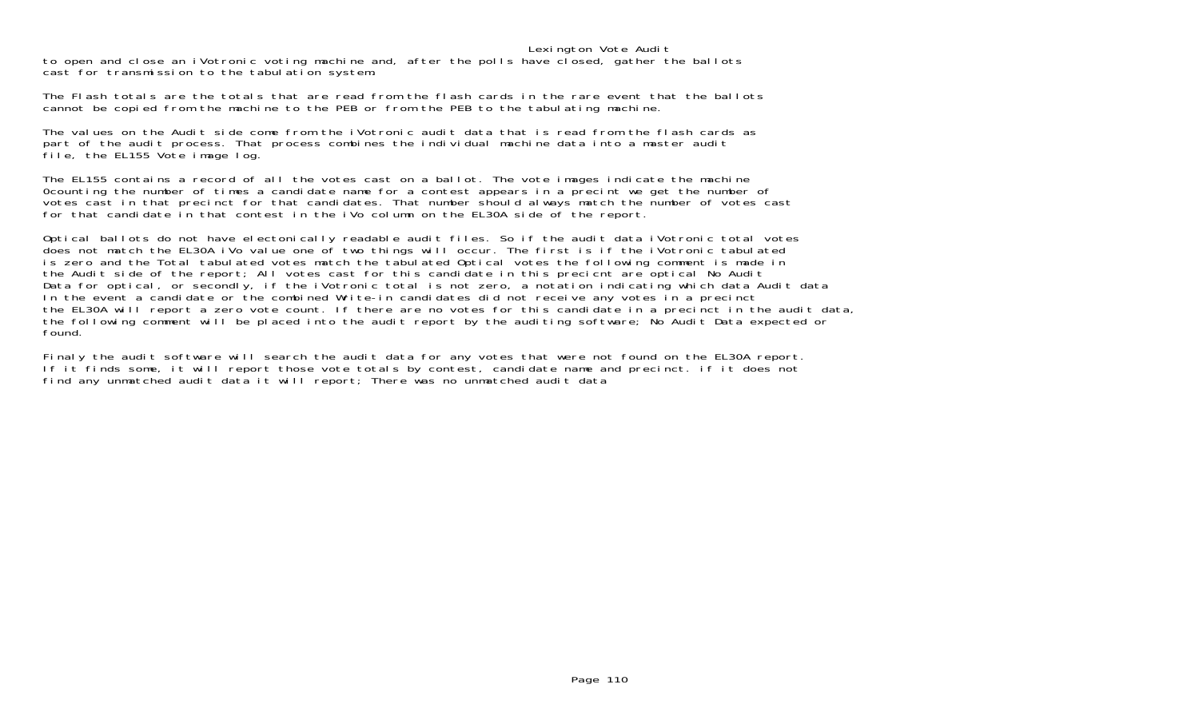to open and close an iVotronic voting machine and, after the polls have closed, gather the ballots cast for transmission to the tabulation system.

The Flash totals are the totals that are read from the flash cards in the rare event that the ballots cannot be copied from the machine to the PEB or from the PEB to the tabulating machine.

The values on the Audit side come from the iVotronic audit data that is read from the flash cards as part of the audit process. That process combines the individual machine data into a master audit file, the EL155 Vote image log.

The EL155 contains a record of all the votes cast on a ballot. The vote images indicate the machine 0counting the number of times a candidate name for a contest appears in a precint we get the number of votes cast in that precinct for that candidates. That number should always match the number of votes cast for that candidate in that contest in the iVo column on the EL30A side of the report.

Optical ballots do not have electonically readable audit files. So if the audit data iVotronic total votes does not match the EL30A iVo value one of two things will occur. The first is if the iVotronic tabulated is zero and the Total tabulated votes match the tabulated Optical votes the following comment is made in the Audit side of the report; All votes cast for this candidate in this precicnt are optical No Audit Data for optical, or secondly, if the iVotronic total is not zero, a notation indicating which data Audit data In the event a candidate or the combined Write-in candidates did not receive any votes in a precinct the EL30A will report a zero vote count. If there are no votes for this candidate in a precinct in the audit data, the following comment will be placed into the audit report by the auditing software; No Audit Data expected or found.

Finaly the audit software will search the audit data for any votes that were not found on the EL30A report. If it finds some, it will report those vote totals by contest, candidate name and precinct. if it does not find any unmatched audit data it will report; There was no unmatched audit data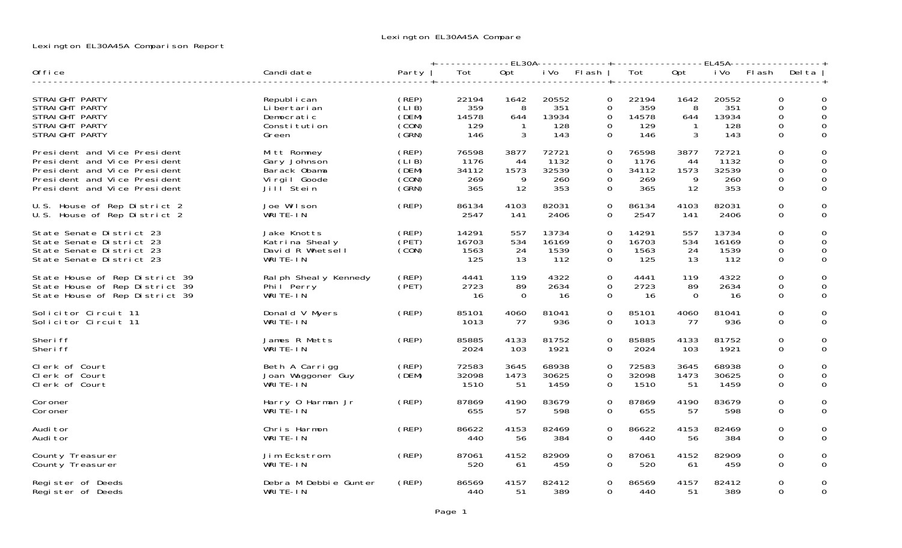Lexington EL30A45A Compare

Lexington EL30A45A Comparison Report

| Office | Candidate | Party | EL30A Tot | EL30A Opt | EL30A iVo | EL30A Flash | EL45A Tot | EL45A Opt | EL45A iVo | EL45A Flash | Delta |
|---|---|---|---|---|---|---|---|---|---|---|---|
| STRAIGHT PARTY | Republican | (REP) | 22194 | 1642 | 20552 | 0 | 22194 | 1642 | 20552 | 0 | 0 |
| STRAIGHT PARTY | Libertarian | (LIB) | 359 | 8 | 351 | 0 | 359 | 8 | 351 | 0 | 0 |
| STRAIGHT PARTY | Democratic | (DEM) | 14578 | 644 | 13934 | 0 | 14578 | 644 | 13934 | 0 | 0 |
| STRAIGHT PARTY | Constitution | (CON) | 129 | 1 | 128 | 0 | 129 | 1 | 128 | 0 | 0 |
| STRAIGHT PARTY | Green | (GRN) | 146 | 3 | 143 | 0 | 146 | 3 | 143 | 0 | 0 |
| President and Vice President | Mitt Romney | (REP) | 76598 | 3877 | 72721 | 0 | 76598 | 3877 | 72721 | 0 | 0 |
| President and Vice President | Gary Johnson | (LIB) | 1176 | 44 | 1132 | 0 | 1176 | 44 | 1132 | 0 | 0 |
| President and Vice President | Barack Obama | (DEM) | 34112 | 1573 | 32539 | 0 | 34112 | 1573 | 32539 | 0 | 0 |
| President and Vice President | Virgil Goode | (CON) | 269 | 9 | 260 | 0 | 269 | 9 | 260 | 0 | 0 |
| President and Vice President | Jill Stein | (GRN) | 365 | 12 | 353 | 0 | 365 | 12 | 353 | 0 | 0 |
| U.S. House of Rep District 2 | Joe Wilson | (REP) | 86134 | 4103 | 82031 | 0 | 86134 | 4103 | 82031 | 0 | 0 |
| U.S. House of Rep District 2 | WRITE-IN | | 2547 | 141 | 2406 | 0 | 2547 | 141 | 2406 | 0 | 0 |
| State Senate District 23 | Jake Knotts | (REP) | 14291 | 557 | 13734 | 0 | 14291 | 557 | 13734 | 0 | 0 |
| State Senate District 23 | Katrina Shealy | (PET) | 16703 | 534 | 16169 | 0 | 16703 | 534 | 16169 | 0 | 0 |
| State Senate District 23 | David R Whetsell | (CON) | 1563 | 24 | 1539 | 0 | 1563 | 24 | 1539 | 0 | 0 |
| State Senate District 23 | WRITE-IN | | 125 | 13 | 112 | 0 | 125 | 13 | 112 | 0 | 0 |
| State House of Rep District 39 | Ralph Shealy Kennedy | (REP) | 4441 | 119 | 4322 | 0 | 4441 | 119 | 4322 | 0 | 0 |
| State House of Rep District 39 | Phil Perry | (PET) | 2723 | 89 | 2634 | 0 | 2723 | 89 | 2634 | 0 | 0 |
| State House of Rep District 39 | WRITE-IN | | 16 | 0 | 16 | 0 | 16 | 0 | 16 | 0 | 0 |
| Solicitor Circuit 11 | Donald V Myers | (REP) | 85101 | 4060 | 81041 | 0 | 85101 | 4060 | 81041 | 0 | 0 |
| Solicitor Circuit 11 | WRITE-IN | | 1013 | 77 | 936 | 0 | 1013 | 77 | 936 | 0 | 0 |
| Sheriff | James R Metts | (REP) | 85885 | 4133 | 81752 | 0 | 85885 | 4133 | 81752 | 0 | 0 |
| Sheriff | WRITE-IN | | 2024 | 103 | 1921 | 0 | 2024 | 103 | 1921 | 0 | 0 |
| Clerk of Court | Beth A Carrigg | (REP) | 72583 | 3645 | 68938 | 0 | 72583 | 3645 | 68938 | 0 | 0 |
| Clerk of Court | Joan Waggoner Guy | (DEM) | 32098 | 1473 | 30625 | 0 | 32098 | 1473 | 30625 | 0 | 0 |
| Clerk of Court | WRITE-IN | | 1510 | 51 | 1459 | 0 | 1510 | 51 | 1459 | 0 | 0 |
| Coroner | Harry O Harman Jr | (REP) | 87869 | 4190 | 83679 | 0 | 87869 | 4190 | 83679 | 0 | 0 |
| Coroner | WRITE-IN | | 655 | 57 | 598 | 0 | 655 | 57 | 598 | 0 | 0 |
| Auditor | Chris Harmon | (REP) | 86622 | 4153 | 82469 | 0 | 86622 | 4153 | 82469 | 0 | 0 |
| Auditor | WRITE-IN | | 440 | 56 | 384 | 0 | 440 | 56 | 384 | 0 | 0 |
| County Treasurer | Jim Eckstrom | (REP) | 87061 | 4152 | 82909 | 0 | 87061 | 4152 | 82909 | 0 | 0 |
| County Treasurer | WRITE-IN | | 520 | 61 | 459 | 0 | 520 | 61 | 459 | 0 | 0 |
| Register of Deeds | Debra M Debbie Gunter | (REP) | 86569 | 4157 | 82412 | 0 | 86569 | 4157 | 82412 | 0 | 0 |
| Register of Deeds | WRITE-IN | | 440 | 51 | 389 | 0 | 440 | 51 | 389 | 0 | 0 |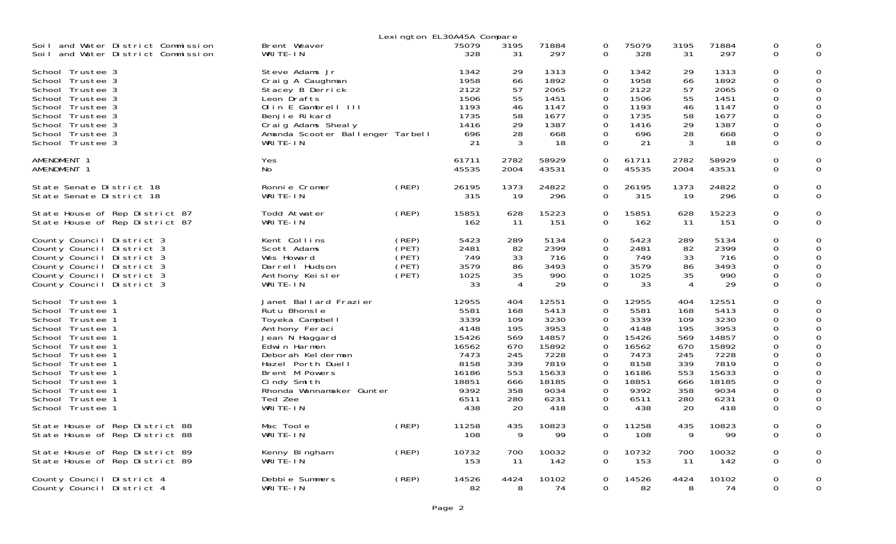Lexington EL30A45A Compare

| | | | | | | | | | | | |
|---|---|---|---|---|---|---|---|---|---|---|---|
| Soil and Water District Commission | Brent Weaver | | 75079 | 3195 | 71884 | 0 | 75079 | 3195 | 71884 | 0 | 0 |
| Soil and Water District Commission | WRITE-IN | | 328 | 31 | 297 | 0 | 328 | 31 | 297 | 0 | 0 |
| | | | | | | | | | | | |
| School Trustee 3 | Steve Adams Jr | | 1342 | 29 | 1313 | 0 | 1342 | 29 | 1313 | 0 | 0 |
| School Trustee 3 | Craig A Caughman | | 1958 | 66 | 1892 | 0 | 1958 | 66 | 1892 | 0 | 0 |
| School Trustee 3 | Stacey B Derrick | | 2122 | 57 | 2065 | 0 | 2122 | 57 | 2065 | 0 | 0 |
| School Trustee 3 | Leon Drafts | | 1506 | 55 | 1451 | 0 | 1506 | 55 | 1451 | 0 | 0 |
| School Trustee 3 | Olin E Gambrell III | | 1193 | 46 | 1147 | 0 | 1193 | 46 | 1147 | 0 | 0 |
| School Trustee 3 | Benjie Rikard | | 1735 | 58 | 1677 | 0 | 1735 | 58 | 1677 | 0 | 0 |
| School Trustee 3 | Craig Adams Shealy | | 1416 | 29 | 1387 | 0 | 1416 | 29 | 1387 | 0 | 0 |
| School Trustee 3 | Amanda Scooter Ballenger Tarbell | | 696 | 28 | 668 | 0 | 696 | 28 | 668 | 0 | 0 |
| School Trustee 3 | WRITE-IN | | 21 | 3 | 18 | 0 | 21 | 3 | 18 | 0 | 0 |
| | | | | | | | | | | | |
| AMENDMENT 1 | Yes | | 61711 | 2782 | 58929 | 0 | 61711 | 2782 | 58929 | 0 | 0 |
| AMENDMENT 1 | No | | 45535 | 2004 | 43531 | 0 | 45535 | 2004 | 43531 | 0 | 0 |
| | | | | | | | | | | | |
| State Senate District 18 | Ronnie Cromer | (REP) | 26195 | 1373 | 24822 | 0 | 26195 | 1373 | 24822 | 0 | 0 |
| State Senate District 18 | WRITE-IN | | 315 | 19 | 296 | 0 | 315 | 19 | 296 | 0 | 0 |
| | | | | | | | | | | | |
| State House of Rep District 87 | Todd Atwater | (REP) | 15851 | 628 | 15223 | 0 | 15851 | 628 | 15223 | 0 | 0 |
| State House of Rep District 87 | WRITE-IN | | 162 | 11 | 151 | 0 | 162 | 11 | 151 | 0 | 0 |
| | | | | | | | | | | | |
| County Council District 3 | Kent Collins | (REP) | 5423 | 289 | 5134 | 0 | 5423 | 289 | 5134 | 0 | 0 |
| County Council District 3 | Scott Adams | (PET) | 2481 | 82 | 2399 | 0 | 2481 | 82 | 2399 | 0 | 0 |
| County Council District 3 | Wes Howard | (PET) | 749 | 33 | 716 | 0 | 749 | 33 | 716 | 0 | 0 |
| County Council District 3 | Darrell Hudson | (PET) | 3579 | 86 | 3493 | 0 | 3579 | 86 | 3493 | 0 | 0 |
| County Council District 3 | Anthony Keisler | (PET) | 1025 | 35 | 990 | 0 | 1025 | 35 | 990 | 0 | 0 |
| County Council District 3 | WRITE-IN | | 33 | 4 | 29 | 0 | 33 | 4 | 29 | 0 | 0 |
| | | | | | | | | | | | |
| School Trustee 1 | Janet Ballard Frazier | | 12955 | 404 | 12551 | 0 | 12955 | 404 | 12551 | 0 | 0 |
| School Trustee 1 | Rutu Bhonsle | | 5581 | 168 | 5413 | 0 | 5581 | 168 | 5413 | 0 | 0 |
| School Trustee 1 | Toyeka Campbell | | 3339 | 109 | 3230 | 0 | 3339 | 109 | 3230 | 0 | 0 |
| School Trustee 1 | Anthony Feraci | | 4148 | 195 | 3953 | 0 | 4148 | 195 | 3953 | 0 | 0 |
| School Trustee 1 | Jean N Haggard | | 15426 | 569 | 14857 | 0 | 15426 | 569 | 14857 | 0 | 0 |
| School Trustee 1 | Edwin Harmon | | 16562 | 670 | 15892 | 0 | 16562 | 670 | 15892 | 0 | 0 |
| School Trustee 1 | Deborah Kelderman | | 7473 | 245 | 7228 | 0 | 7473 | 245 | 7228 | 0 | 0 |
| School Trustee 1 | Hazel Porth Duell | | 8158 | 339 | 7819 | 0 | 8158 | 339 | 7819 | 0 | 0 |
| School Trustee 1 | Brent M Powers | | 16186 | 553 | 15633 | 0 | 16186 | 553 | 15633 | 0 | 0 |
| School Trustee 1 | Cindy Smith | | 18851 | 666 | 18185 | 0 | 18851 | 666 | 18185 | 0 | 0 |
| School Trustee 1 | Rhonda Wannamaker Gunter | | 9392 | 358 | 9034 | 0 | 9392 | 358 | 9034 | 0 | 0 |
| School Trustee 1 | Ted Zee | | 6511 | 280 | 6231 | 0 | 6511 | 280 | 6231 | 0 | 0 |
| School Trustee 1 | WRITE-IN | | 438 | 20 | 418 | 0 | 438 | 20 | 418 | 0 | 0 |
| | | | | | | | | | | | |
| State House of Rep District 88 | Mac Toole | (REP) | 11258 | 435 | 10823 | 0 | 11258 | 435 | 10823 | 0 | 0 |
| State House of Rep District 88 | WRITE-IN | | 108 | 9 | 99 | 0 | 108 | 9 | 99 | 0 | 0 |
| | | | | | | | | | | | |
| State House of Rep District 89 | Kenny Bingham | (REP) | 10732 | 700 | 10032 | 0 | 10732 | 700 | 10032 | 0 | 0 |
| State House of Rep District 89 | WRITE-IN | | 153 | 11 | 142 | 0 | 153 | 11 | 142 | 0 | 0 |
| | | | | | | | | | | | |
| County Council District 4 | Debbie Summers | (REP) | 14526 | 4424 | 10102 | 0 | 14526 | 4424 | 10102 | 0 | 0 |
| County Council District 4 | WRITE-IN | | 82 | 8 | 74 | 0 | 82 | 8 | 74 | 0 | 0 |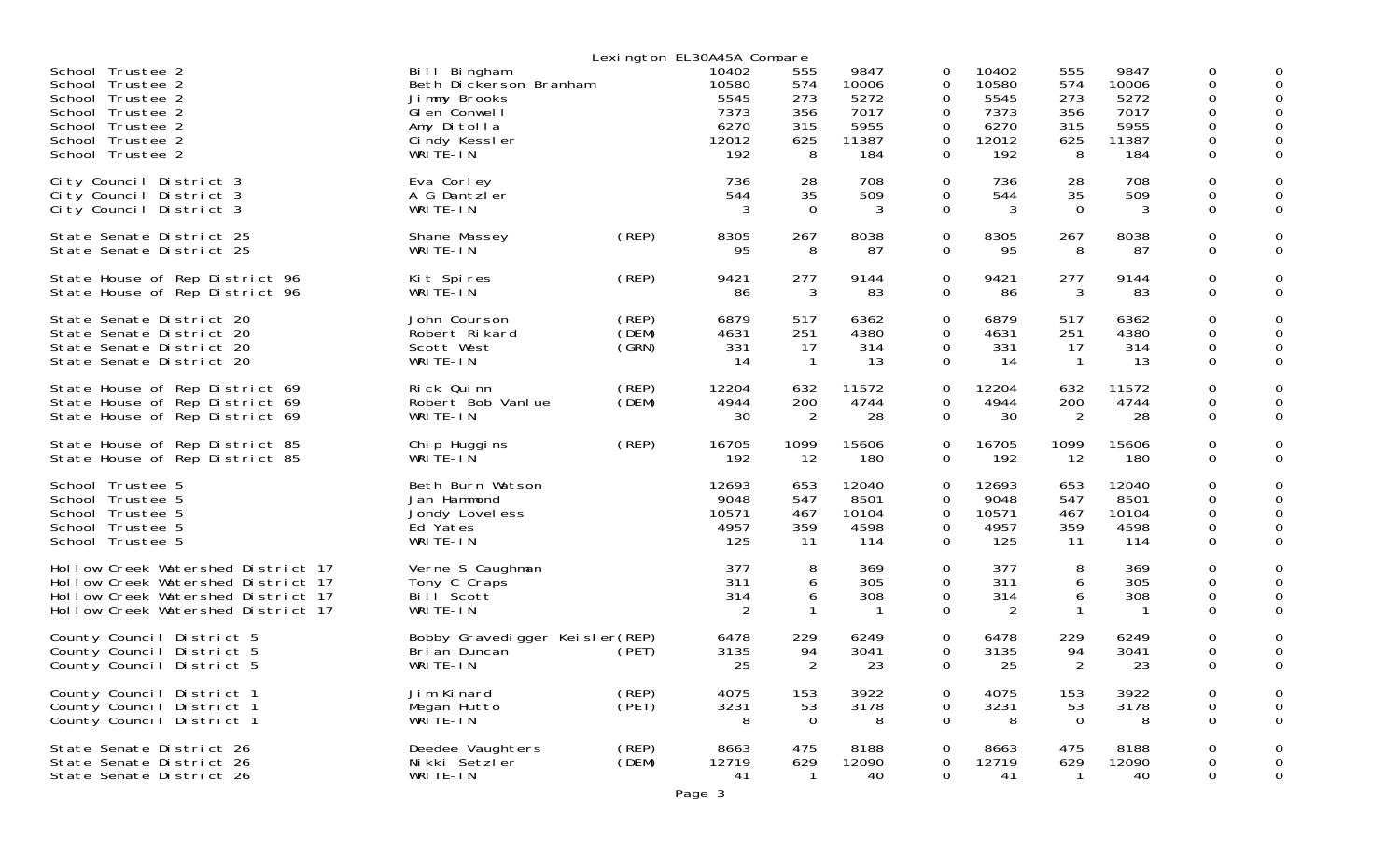Lexington EL30A45A Compare

| Contest | Candidate | Party | | | | | | | | | |
|---|---|---|---|---|---|---|---|---|---|---|---|
| School Trustee 2 | Bill Bingham | | 10402 | 555 | 9847 | 0 | 10402 | 555 | 9847 | 0 | 0 |
| School Trustee 2 | Beth Dickerson Branham | | 10580 | 574 | 10006 | 0 | 10580 | 574 | 10006 | 0 | 0 |
| School Trustee 2 | Jimmy Brooks | | 5545 | 273 | 5272 | 0 | 5545 | 273 | 5272 | 0 | 0 |
| School Trustee 2 | Glen Conwell | | 7373 | 356 | 7017 | 0 | 7373 | 356 | 7017 | 0 | 0 |
| School Trustee 2 | Amy Ditolla | | 6270 | 315 | 5955 | 0 | 6270 | 315 | 5955 | 0 | 0 |
| School Trustee 2 | Cindy Kessler | | 12012 | 625 | 11387 | 0 | 12012 | 625 | 11387 | 0 | 0 |
| School Trustee 2 | WRITE-IN | | 192 | 8 | 184 | 0 | 192 | 8 | 184 | 0 | 0 |
| City Council District 3 | Eva Corley | | 736 | 28 | 708 | 0 | 736 | 28 | 708 | 0 | 0 |
| City Council District 3 | A G Dantzler | | 544 | 35 | 509 | 0 | 544 | 35 | 509 | 0 | 0 |
| City Council District 3 | WRITE-IN | | 3 | 0 | 3 | 0 | 3 | 0 | 3 | 0 | 0 |
| State Senate District 25 | Shane Massey | (REP) | 8305 | 267 | 8038 | 0 | 8305 | 267 | 8038 | 0 | 0 |
| State Senate District 25 | WRITE-IN | | 95 | 8 | 87 | 0 | 95 | 8 | 87 | 0 | 0 |
| State House of Rep District 96 | Kit Spires | (REP) | 9421 | 277 | 9144 | 0 | 9421 | 277 | 9144 | 0 | 0 |
| State House of Rep District 96 | WRITE-IN | | 86 | 3 | 83 | 0 | 86 | 3 | 83 | 0 | 0 |
| State Senate District 20 | John Courson | (REP) | 6879 | 517 | 6362 | 0 | 6879 | 517 | 6362 | 0 | 0 |
| State Senate District 20 | Robert Rikard | (DEM) | 4631 | 251 | 4380 | 0 | 4631 | 251 | 4380 | 0 | 0 |
| State Senate District 20 | Scott West | (GRN) | 331 | 17 | 314 | 0 | 331 | 17 | 314 | 0 | 0 |
| State Senate District 20 | WRITE-IN | | 14 | 1 | 13 | 0 | 14 | 1 | 13 | 0 | 0 |
| State House of Rep District 69 | Rick Quinn | (REP) | 12204 | 632 | 11572 | 0 | 12204 | 632 | 11572 | 0 | 0 |
| State House of Rep District 69 | Robert Bob Vanlue | (DEM) | 4944 | 200 | 4744 | 0 | 4944 | 200 | 4744 | 0 | 0 |
| State House of Rep District 69 | WRITE-IN | | 30 | 2 | 28 | 0 | 30 | 2 | 28 | 0 | 0 |
| State House of Rep District 85 | Chip Huggins | (REP) | 16705 | 1099 | 15606 | 0 | 16705 | 1099 | 15606 | 0 | 0 |
| State House of Rep District 85 | WRITE-IN | | 192 | 12 | 180 | 0 | 192 | 12 | 180 | 0 | 0 |
| School Trustee 5 | Beth Burn Watson | | 12693 | 653 | 12040 | 0 | 12693 | 653 | 12040 | 0 | 0 |
| School Trustee 5 | Jan Hammond | | 9048 | 547 | 8501 | 0 | 9048 | 547 | 8501 | 0 | 0 |
| School Trustee 5 | Jondy Loveless | | 10571 | 467 | 10104 | 0 | 10571 | 467 | 10104 | 0 | 0 |
| School Trustee 5 | Ed Yates | | 4957 | 359 | 4598 | 0 | 4957 | 359 | 4598 | 0 | 0 |
| School Trustee 5 | WRITE-IN | | 125 | 11 | 114 | 0 | 125 | 11 | 114 | 0 | 0 |
| Hollow Creek Watershed District 17 | Verne S Caughman | | 377 | 8 | 369 | 0 | 377 | 8 | 369 | 0 | 0 |
| Hollow Creek Watershed District 17 | Tony C Craps | | 311 | 6 | 305 | 0 | 311 | 6 | 305 | 0 | 0 |
| Hollow Creek Watershed District 17 | Bill Scott | | 314 | 6 | 308 | 0 | 314 | 6 | 308 | 0 | 0 |
| Hollow Creek Watershed District 17 | WRITE-IN | | 2 | 1 | 1 | 0 | 2 | 1 | 1 | 0 | 0 |
| County Council District 5 | Bobby Gravedigger Keisler | (REP) | 6478 | 229 | 6249 | 0 | 6478 | 229 | 6249 | 0 | 0 |
| County Council District 5 | Brian Duncan | (PET) | 3135 | 94 | 3041 | 0 | 3135 | 94 | 3041 | 0 | 0 |
| County Council District 5 | WRITE-IN | | 25 | 2 | 23 | 0 | 25 | 2 | 23 | 0 | 0 |
| County Council District 1 | Jim Kinard | (REP) | 4075 | 153 | 3922 | 0 | 4075 | 153 | 3922 | 0 | 0 |
| County Council District 1 | Megan Hutto | (PET) | 3231 | 53 | 3178 | 0 | 3231 | 53 | 3178 | 0 | 0 |
| County Council District 1 | WRITE-IN | | 8 | 0 | 8 | 0 | 8 | 0 | 8 | 0 | 0 |
| State Senate District 26 | Deedee Vaughters | (REP) | 8663 | 475 | 8188 | 0 | 8663 | 475 | 8188 | 0 | 0 |
| State Senate District 26 | Nikki Setzler | (DEM) | 12719 | 629 | 12090 | 0 | 12719 | 629 | 12090 | 0 | 0 |
| State Senate District 26 | WRITE-IN | | 41 | 1 | 40 | 0 | 41 | 1 | 40 | 0 | 0 |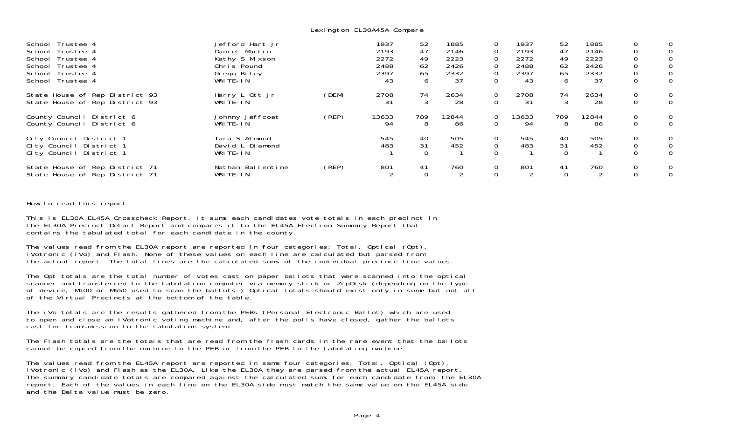Lexington EL30A45A Compare

| | | | | | | | | | | | |
|---|---|---|---|---|---|---|---|---|---|---|---|
| School Trustee 4 | Jefford Hart Jr | | 1937 | 52 | 1885 | 0 | 1937 | 52 | 1885 | 0 | 0 |
| School Trustee 4 | Daniel Martin | | 2193 | 47 | 2146 | 0 | 2193 | 47 | 2146 | 0 | 0 |
| School Trustee 4 | Kathy S Mixson | | 2272 | 49 | 2223 | 0 | 2272 | 49 | 2223 | 0 | 0 |
| School Trustee 4 | Chris Pound | | 2488 | 62 | 2426 | 0 | 2488 | 62 | 2426 | 0 | 0 |
| School Trustee 4 | Gregg Riley | | 2397 | 65 | 2332 | 0 | 2397 | 65 | 2332 | 0 | 0 |
| School Trustee 4 | WRITE-IN | | 43 | 6 | 37 | 0 | 43 | 6 | 37 | 0 | 0 |
| State House of Rep District 93 | Harry L Ott Jr | (DEM) | 2708 | 74 | 2634 | 0 | 2708 | 74 | 2634 | 0 | 0 |
| State House of Rep District 93 | WRITE-IN | | 31 | 3 | 28 | 0 | 31 | 3 | 28 | 0 | 0 |
| County Council District 6 | Johnny Jeffcoat | (REP) | 13633 | 789 | 12844 | 0 | 13633 | 789 | 12844 | 0 | 0 |
| County Council District 6 | WRITE-IN | | 94 | 8 | 86 | 0 | 94 | 8 | 86 | 0 | 0 |
| City Council District 1 | Tara S Almond | | 545 | 40 | 505 | 0 | 545 | 40 | 505 | 0 | 0 |
| City Council District 1 | David L Diamond | | 483 | 31 | 452 | 0 | 483 | 31 | 452 | 0 | 0 |
| City Council District 1 | WRITE-IN | | 1 | 0 | 1 | 0 | 1 | 0 | 1 | 0 | 0 |
| State House of Rep District 71 | Nathan Ballentine | (REP) | 801 | 41 | 760 | 0 | 801 | 41 | 760 | 0 | 0 |
| State House of Rep District 71 | WRITE-IN | | 2 | 0 | 2 | 0 | 2 | 0 | 2 | 0 | 0 |

How to read this report.

This is EL30A EL45A Crosscheck Report. It sums each candidates vote totals in each precinct in the EL30A Precinct Detail Report and compares it to the EL45A Election Summary Report that contains the tabulated total for each candidate in the county.

The values read from the EL30A report are reported in four categories; Total, Optical (Opt), iVotronic (iVo) and Flash. None of these values on each line are calculated but parsed from the actual report. The total lines are the calculated sums of the individual precince line values.

The Opt totals are the total number of votes cast on paper ballots that were scanned into the optical scanner and transferred to the tabulation computer via memory stick or ZipDisk (depending on the type of device, M100 or M650 used to scan the ballots.) Optical totals should exist only in some but not all of the Virtual Precincts at the bottom of the table.

The iVo totals are the results gathered from the PEBs (Personal Electronic Ballot) which are used to open and close an iVotronic voting machine and, after the polls have closed, gather the ballots cast for transmission to the tabulation system.

The Flash totals are the totals that are read from the flash cards in the rare event that the ballots cannot be copied from the machine to the PEB or from the PEB to the tabulating machine.

The values read from the EL45A report are reported in same four categories; Total, Optical (Opt), iVotronic (iVo) and Flash as the EL30A. Like the EL30A they are parsed from the actual EL45A report. The summary candidate totals are compared against the calculated sums for each candidate from, the EL30A report. Each of the values in each line on the EL30A side must match the same value on the EL45A side and the Delta value must be zero.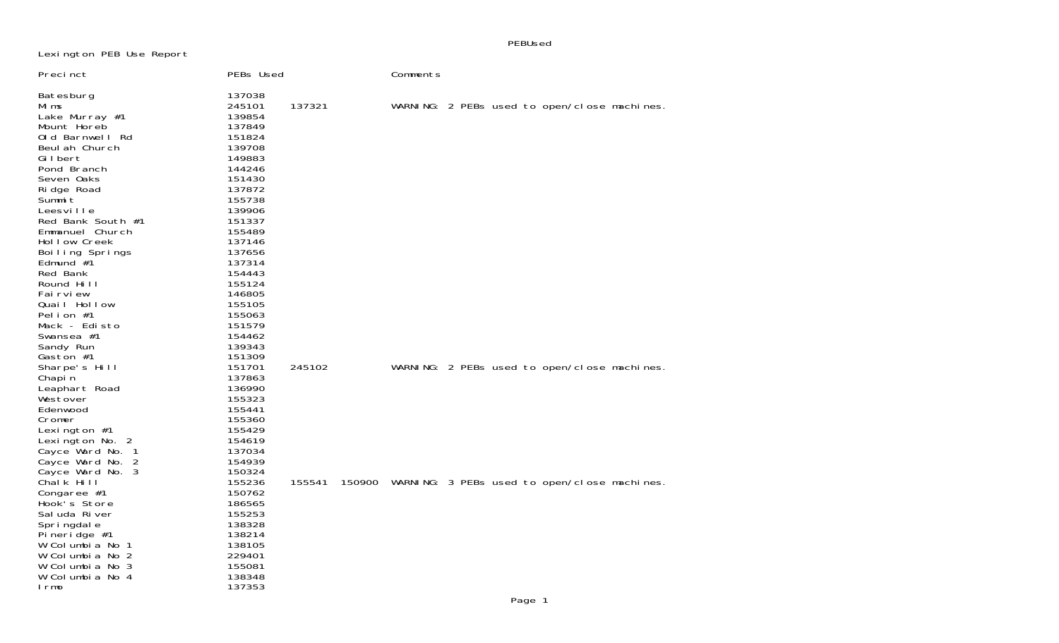Lexington PEB Use Report

| Precinct | PEBs Used | | | Comments |
|---|---|---|---|---|
| Batesburg | 137038 | | | |
| Mims | 245101 | 137321 | | WARNING: 2 PEBs used to open/close machines. |
| Lake Murray #1 | 139854 | | | |
| Mount Horeb | 137849 | | | |
| Old Barnwell Rd | 151824 | | | |
| Beulah Church | 139708 | | | |
| Gilbert | 149883 | | | |
| Pond Branch | 144246 | | | |
| Seven Oaks | 151430 | | | |
| Ridge Road | 137872 | | | |
| Summit | 155738 | | | |
| Leesville | 139906 | | | |
| Red Bank South #1 | 151337 | | | |
| Emmanuel Church | 155489 | | | |
| Hollow Creek | 137146 | | | |
| Boiling Springs | 137656 | | | |
| Edmund #1 | 137314 | | | |
| Red Bank | 154443 | | | |
| Round Hill | 155124 | | | |
| Fairview | 146805 | | | |
| Quail Hollow | 155105 | | | |
| Pelion #1 | 155063 | | | |
| Mack - Edisto | 151579 | | | |
| Swansea #1 | 154462 | | | |
| Sandy Run | 139343 | | | |
| Gaston #1 | 151309 | | | |
| Sharpe's Hill | 151701 | 245102 | | WARNING: 2 PEBs used to open/close machines. |
| Chapin | 137863 | | | |
| Leaphart Road | 136990 | | | |
| Westover | 155323 | | | |
| Edenwood | 155441 | | | |
| Cromer | 155360 | | | |
| Lexington #1 | 155429 | | | |
| Lexington No. 2 | 154619 | | | |
| Cayce Ward No. 1 | 137034 | | | |
| Cayce Ward No. 2 | 154939 | | | |
| Cayce Ward No. 3 | 150324 | | | |
| Chalk Hill | 155236 | 155541 | 150900 | WARNING: 3 PEBs used to open/close machines. |
| Congaree #1 | 150762 | | | |
| Hook's Store | 186565 | | | |
| Saluda River | 155253 | | | |
| Springdale | 138328 | | | |
| Pineridge #1 | 138214 | | | |
| W Columbia No 1 | 138105 | | | |
| W Columbia No 2 | 229401 | | | |
| W Columbia No 3 | 155081 | | | |
| W Columbia No 4 | 138348 | | | |
| Irmo | 137353 | | | |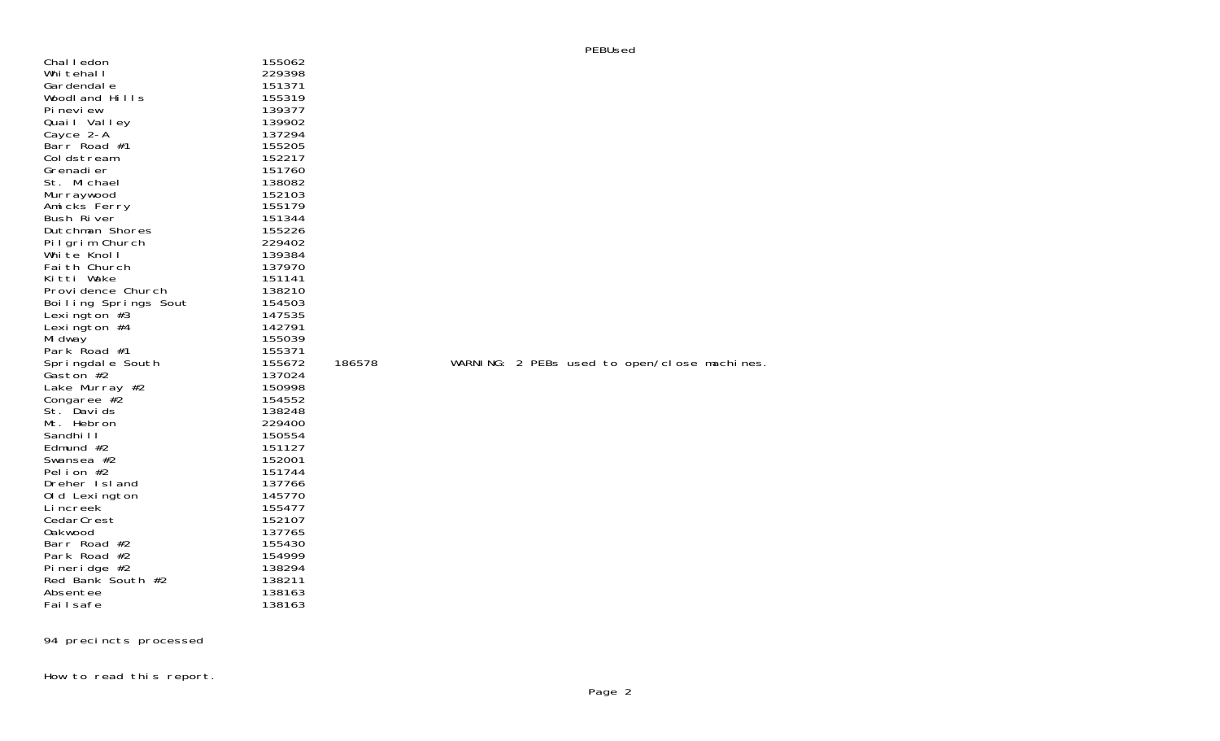PEBUsed

| | | | |
|---|---|---|---|
| Challedon | 155062 | | |
| Whitehall | 229398 | | |
| Gardendale | 151371 | | |
| Woodland Hills | 155319 | | |
| Pineview | 139377 | | |
| Quail Valley | 139902 | | |
| Cayce 2-A | 137294 | | |
| Barr Road #1 | 155205 | | |
| Coldstream | 152217 | | |
| Grenadier | 151760 | | |
| St. Michael | 138082 | | |
| Murraywood | 152103 | | |
| Amicks Ferry | 155179 | | |
| Bush River | 151344 | | |
| Dutchman Shores | 155226 | | |
| Pilgrim Church | 229402 | | |
| White Knoll | 139384 | | |
| Faith Church | 137970 | | |
| Kitti Wake | 151141 | | |
| Providence Church | 138210 | | |
| Boiling Springs Sout | 154503 | | |
| Lexington #3 | 147535 | | |
| Lexington #4 | 142791 | | |
| Midway | 155039 | | |
| Park Road #1 | 155371 | | |
| Springdale South | 155672 | 186578 | WARNING: 2 PEBs used to open/close machines. |
| Gaston #2 | 137024 | | |
| Lake Murray #2 | 150998 | | |
| Congaree #2 | 154552 | | |
| St. Davids | 138248 | | |
| Mt. Hebron | 229400 | | |
| Sandhill | 150554 | | |
| Edmund #2 | 151127 | | |
| Swansea #2 | 152001 | | |
| Pelion #2 | 151744 | | |
| Dreher Island | 137766 | | |
| Old Lexington | 145770 | | |
| Lincreek | 155477 | | |
| CedarCrest | 152107 | | |
| Oakwood | 137765 | | |
| Barr Road #2 | 155430 | | |
| Park Road #2 | 154999 | | |
| Pineridge #2 | 138294 | | |
| Red Bank South #2 | 138211 | | |
| Absentee | 138163 | | |
| Failsafe | 138163 | | |

94 precincts processed

How to read this report.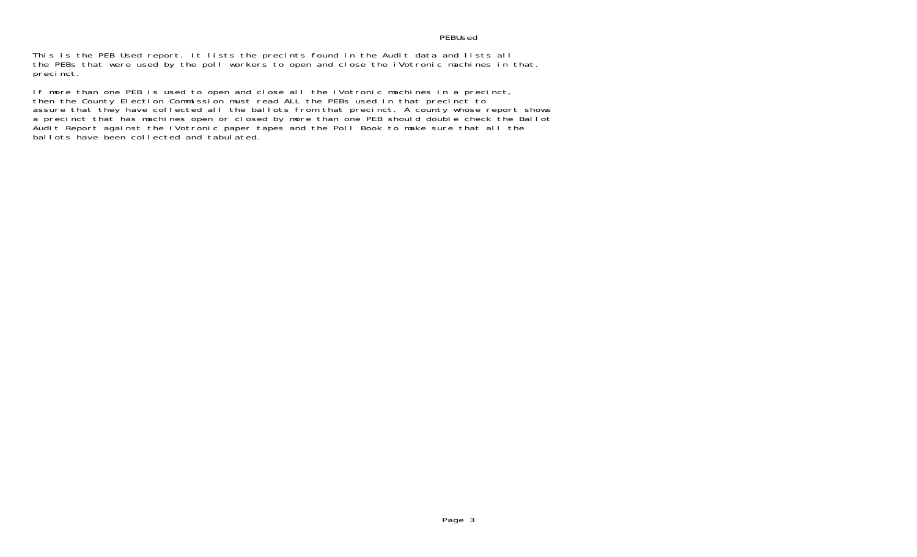This is the PEB Used report. It lists the precints found in the Audit data and lists all the PEBs that were used by the poll workers to open and close the iVotronic machines in that. precinct.

If more than one PEB is used to open and close all the iVotronic machines in a precinct, then the County Election Commission must read ALL the PEBs used in that precinct to assure that they have collected all the ballots from that precinct. A county whose report shows a precinct that has machines open or closed by more than one PEB should double check the Ballot Audit Report against the iVotronic paper tapes and the Poll Book to make sure that all the ballots have been collected and tabulated.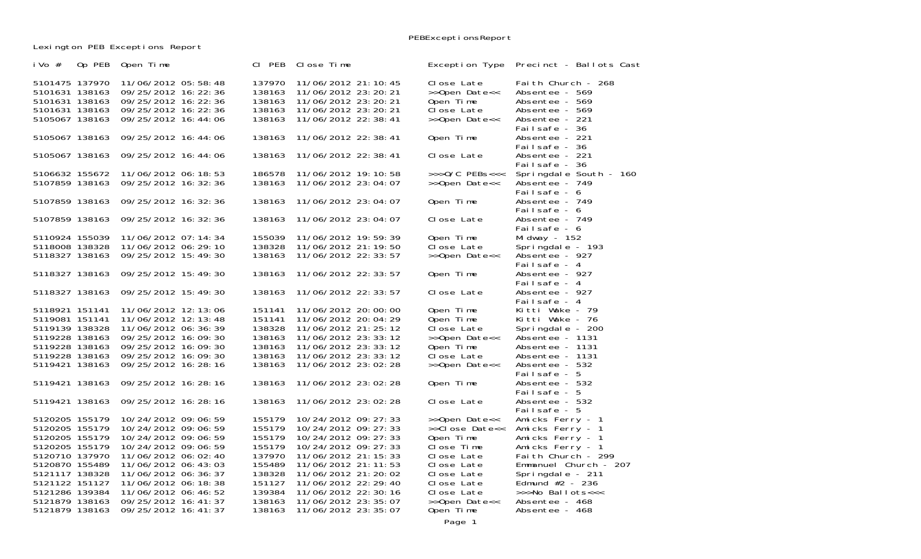PEBExceptionsReport

Lexington PEB Exceptions Report

| iVo # | Op PEB | Open Time | Cl PEB | Close Time | Exception Type | Precinct - Ballots Cast |
|---|---|---|---|---|---|---|
| 5101475 | 137970 | 11/06/2012 05:58:48 | 137970 | 11/06/2012 21:10:45 | Close Late | Faith Church - 268 |
| 5101631 | 138163 | 09/25/2012 16:22:36 | 138163 | 11/06/2012 23:20:21 | >>Open Date<< | Absentee - 569 |
| 5101631 | 138163 | 09/25/2012 16:22:36 | 138163 | 11/06/2012 23:20:21 | Open Time | Absentee - 569 |
| 5101631 | 138163 | 09/25/2012 16:22:36 | 138163 | 11/06/2012 23:20:21 | Close Late | Absentee - 569 |
| 5105067 | 138163 | 09/25/2012 16:44:06 | 138163 | 11/06/2012 22:38:41 | >>Open Date<< | Absentee - 221<br>Failsafe - 36 |
| 5105067 | 138163 | 09/25/2012 16:44:06 | 138163 | 11/06/2012 22:38:41 | Open Time | Absentee - 221<br>Failsafe - 36 |
| 5105067 | 138163 | 09/25/2012 16:44:06 | 138163 | 11/06/2012 22:38:41 | Close Late | Absentee - 221<br>Failsafe - 36 |
| 5106632 | 155672 | 11/06/2012 06:18:53 | 186578 | 11/06/2012 19:10:58 | >>>O/C PEBs<<< | Springdale South - 160 |
| 5107859 | 138163 | 09/25/2012 16:32:36 | 138163 | 11/06/2012 23:04:07 | >>Open Date<< | Absentee - 749<br>Failsafe - 6 |
| 5107859 | 138163 | 09/25/2012 16:32:36 | 138163 | 11/06/2012 23:04:07 | Open Time | Absentee - 749<br>Failsafe - 6 |
| 5107859 | 138163 | 09/25/2012 16:32:36 | 138163 | 11/06/2012 23:04:07 | Close Late | Absentee - 749<br>Failsafe - 6 |
| 5110924 | 155039 | 11/06/2012 07:14:34 | 155039 | 11/06/2012 19:59:39 | Open Time | Midway - 152 |
| 5118008 | 138328 | 11/06/2012 06:29:10 | 138328 | 11/06/2012 21:19:50 | Close Late | Springdale - 193 |
| 5118327 | 138163 | 09/25/2012 15:49:30 | 138163 | 11/06/2012 22:33:57 | >>Open Date<< | Absentee - 927<br>Failsafe - 4 |
| 5118327 | 138163 | 09/25/2012 15:49:30 | 138163 | 11/06/2012 22:33:57 | Open Time | Absentee - 927<br>Failsafe - 4 |
| 5118327 | 138163 | 09/25/2012 15:49:30 | 138163 | 11/06/2012 22:33:57 | Close Late | Absentee - 927<br>Failsafe - 4 |
| 5118921 | 151141 | 11/06/2012 12:13:06 | 151141 | 11/06/2012 20:00:00 | Open Time | Kitti Wake - 79 |
| 5119081 | 151141 | 11/06/2012 12:13:48 | 151141 | 11/06/2012 20:04:29 | Open Time | Kitti Wake - 76 |
| 5119139 | 138328 | 11/06/2012 06:36:39 | 138328 | 11/06/2012 21:25:12 | Close Late | Springdale - 200 |
| 5119228 | 138163 | 09/25/2012 16:09:30 | 138163 | 11/06/2012 23:33:12 | >>Open Date<< | Absentee - 1131 |
| 5119228 | 138163 | 09/25/2012 16:09:30 | 138163 | 11/06/2012 23:33:12 | Open Time | Absentee - 1131 |
| 5119228 | 138163 | 09/25/2012 16:09:30 | 138163 | 11/06/2012 23:33:12 | Close Late | Absentee - 1131 |
| 5119421 | 138163 | 09/25/2012 16:28:16 | 138163 | 11/06/2012 23:02:28 | >>Open Date<< | Absentee - 532<br>Failsafe - 5 |
| 5119421 | 138163 | 09/25/2012 16:28:16 | 138163 | 11/06/2012 23:02:28 | Open Time | Absentee - 532<br>Failsafe - 5 |
| 5119421 | 138163 | 09/25/2012 16:28:16 | 138163 | 11/06/2012 23:02:28 | Close Late | Absentee - 532<br>Failsafe - 5 |
| 5120205 | 155179 | 10/24/2012 09:06:59 | 155179 | 10/24/2012 09:27:33 | >>Open Date<< | Amicks Ferry - 1 |
| 5120205 | 155179 | 10/24/2012 09:06:59 | 155179 | 10/24/2012 09:27:33 | >>Close Date<< | Amicks Ferry - 1 |
| 5120205 | 155179 | 10/24/2012 09:06:59 | 155179 | 10/24/2012 09:27:33 | Open Time | Amicks Ferry - 1 |
| 5120205 | 155179 | 10/24/2012 09:06:59 | 155179 | 10/24/2012 09:27:33 | Close Time | Amicks Ferry - 1 |
| 5120710 | 137970 | 11/06/2012 06:02:40 | 137970 | 11/06/2012 21:15:33 | Close Late | Faith Church - 299 |
| 5120870 | 155489 | 11/06/2012 06:43:03 | 155489 | 11/06/2012 21:11:53 | Close Late | Emmanuel Church - 207 |
| 5121117 | 138328 | 11/06/2012 06:36:37 | 138328 | 11/06/2012 21:20:02 | Close Late | Springdale - 211 |
| 5121122 | 151127 | 11/06/2012 06:18:38 | 151127 | 11/06/2012 22:29:40 | Close Late | Edmund #2 - 236 |
| 5121286 | 139384 | 11/06/2012 06:46:52 | 139384 | 11/06/2012 22:30:16 | Close Late | >>>No Ballots<<< |
| 5121879 | 138163 | 09/25/2012 16:41:37 | 138163 | 11/06/2012 23:35:07 | >>Open Date<< | Absentee - 468 |
| 5121879 | 138163 | 09/25/2012 16:41:37 | 138163 | 11/06/2012 23:35:07 | Open Time | Absentee - 468 |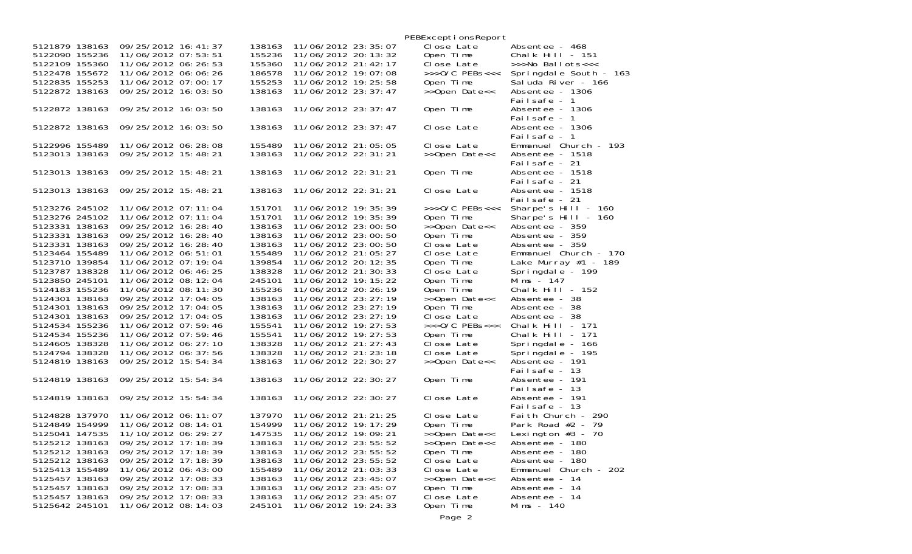# PEBExceptionsReport

| | | | | | | |
|---|---|---|---|---|---|---|
| 5121879 | 138163 | 09/25/2012 16:41:37 | 138163 | 11/06/2012 23:35:07 | Close Late | Absentee - 468 |
| 5122090 | 155236 | 11/06/2012 07:53:51 | 155236 | 11/06/2012 20:13:32 | Open Time | Chalk Hill - 151 |
| 5122109 | 155360 | 11/06/2012 06:26:53 | 155360 | 11/06/2012 21:42:17 | Close Late | >>>No Ballots<<< |
| 5122478 | 155672 | 11/06/2012 06:06:26 | 186578 | 11/06/2012 19:07:08 | >>>O/C PEBs<<< | Springdale South - 163 |
| 5122835 | 155253 | 11/06/2012 07:00:17 | 155253 | 11/06/2012 19:25:58 | Open Time | Saluda River - 166 |
| 5122872 | 138163 | 09/25/2012 16:03:50 | 138163 | 11/06/2012 23:37:47 | >>Open Date<< | Absentee - 1306 Failsafe - 1 |
| 5122872 | 138163 | 09/25/2012 16:03:50 | 138163 | 11/06/2012 23:37:47 | Open Time | Absentee - 1306 Failsafe - 1 |
| 5122872 | 138163 | 09/25/2012 16:03:50 | 138163 | 11/06/2012 23:37:47 | Close Late | Absentee - 1306 Failsafe - 1 |
| 5122996 | 155489 | 11/06/2012 06:28:08 | 155489 | 11/06/2012 21:05:05 | Close Late | Emmanuel Church - 193 |
| 5123013 | 138163 | 09/25/2012 15:48:21 | 138163 | 11/06/2012 22:31:21 | >>Open Date<< | Absentee - 1518 Failsafe - 21 |
| 5123013 | 138163 | 09/25/2012 15:48:21 | 138163 | 11/06/2012 22:31:21 | Open Time | Absentee - 1518 Failsafe - 21 |
| 5123013 | 138163 | 09/25/2012 15:48:21 | 138163 | 11/06/2012 22:31:21 | Close Late | Absentee - 1518 Failsafe - 21 |
| 5123276 | 245102 | 11/06/2012 07:11:04 | 151701 | 11/06/2012 19:35:39 | >>>O/C PEBs<<< | Sharpe's Hill - 160 |
| 5123276 | 245102 | 11/06/2012 07:11:04 | 151701 | 11/06/2012 19:35:39 | Open Time | Sharpe's Hill - 160 |
| 5123331 | 138163 | 09/25/2012 16:28:40 | 138163 | 11/06/2012 23:00:50 | >>Open Date<< | Absentee - 359 |
| 5123331 | 138163 | 09/25/2012 16:28:40 | 138163 | 11/06/2012 23:00:50 | Open Time | Absentee - 359 |
| 5123331 | 138163 | 09/25/2012 16:28:40 | 138163 | 11/06/2012 23:00:50 | Close Late | Absentee - 359 |
| 5123464 | 155489 | 11/06/2012 06:51:01 | 155489 | 11/06/2012 21:05:27 | Close Late | Emmanuel Church - 170 |
| 5123710 | 139854 | 11/06/2012 07:19:04 | 139854 | 11/06/2012 20:12:35 | Open Time | Lake Murray #1 - 189 |
| 5123787 | 138328 | 11/06/2012 06:46:25 | 138328 | 11/06/2012 21:30:33 | Close Late | Springdale - 199 |
| 5123850 | 245101 | 11/06/2012 08:12:04 | 245101 | 11/06/2012 19:15:22 | Open Time | Mims - 147 |
| 5124183 | 155236 | 11/06/2012 08:11:30 | 155236 | 11/06/2012 20:26:19 | Open Time | Chalk Hill - 152 |
| 5124301 | 138163 | 09/25/2012 17:04:05 | 138163 | 11/06/2012 23:27:19 | >>Open Date<< | Absentee - 38 |
| 5124301 | 138163 | 09/25/2012 17:04:05 | 138163 | 11/06/2012 23:27:19 | Open Time | Absentee - 38 |
| 5124301 | 138163 | 09/25/2012 17:04:05 | 138163 | 11/06/2012 23:27:19 | Close Late | Absentee - 38 |
| 5124534 | 155236 | 11/06/2012 07:59:46 | 155541 | 11/06/2012 19:27:53 | >>>O/C PEBs<<< | Chalk Hill - 171 |
| 5124534 | 155236 | 11/06/2012 07:59:46 | 155541 | 11/06/2012 19:27:53 | Open Time | Chalk Hill - 171 |
| 5124605 | 138328 | 11/06/2012 06:27:10 | 138328 | 11/06/2012 21:27:43 | Close Late | Springdale - 166 |
| 5124794 | 138328 | 11/06/2012 06:37:56 | 138328 | 11/06/2012 21:23:18 | Close Late | Springdale - 195 |
| 5124819 | 138163 | 09/25/2012 15:54:34 | 138163 | 11/06/2012 22:30:27 | >>Open Date<< | Absentee - 191 Failsafe - 13 |
| 5124819 | 138163 | 09/25/2012 15:54:34 | 138163 | 11/06/2012 22:30:27 | Open Time | Absentee - 191 Failsafe - 13 |
| 5124819 | 138163 | 09/25/2012 15:54:34 | 138163 | 11/06/2012 22:30:27 | Close Late | Absentee - 191 Failsafe - 13 |
| 5124828 | 137970 | 11/06/2012 06:11:07 | 137970 | 11/06/2012 21:21:25 | Close Late | Faith Church - 290 |
| 5124849 | 154999 | 11/06/2012 08:14:01 | 154999 | 11/06/2012 19:17:29 | Open Time | Park Road #2 - 79 |
| 5125041 | 147535 | 11/10/2012 06:29:27 | 147535 | 11/06/2012 19:09:21 | >>Open Date<< | Lexington #3 - 70 |
| 5125212 | 138163 | 09/25/2012 17:18:39 | 138163 | 11/06/2012 23:55:52 | >>Open Date<< | Absentee - 180 |
| 5125212 | 138163 | 09/25/2012 17:18:39 | 138163 | 11/06/2012 23:55:52 | Open Time | Absentee - 180 |
| 5125212 | 138163 | 09/25/2012 17:18:39 | 138163 | 11/06/2012 23:55:52 | Close Late | Absentee - 180 |
| 5125413 | 155489 | 11/06/2012 06:43:00 | 155489 | 11/06/2012 21:03:33 | Close Late | Emmanuel Church - 202 |
| 5125457 | 138163 | 09/25/2012 17:08:33 | 138163 | 11/06/2012 23:45:07 | >>Open Date<< | Absentee - 14 |
| 5125457 | 138163 | 09/25/2012 17:08:33 | 138163 | 11/06/2012 23:45:07 | Open Time | Absentee - 14 |
| 5125457 | 138163 | 09/25/2012 17:08:33 | 138163 | 11/06/2012 23:45:07 | Close Late | Absentee - 14 |
| 5125642 | 245101 | 11/06/2012 08:14:03 | 245101 | 11/06/2012 19:24:33 | Open Time | Mims - 140 |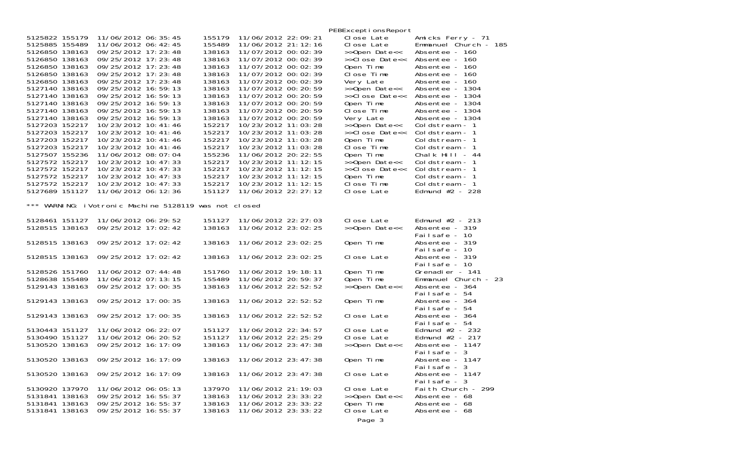PEBExceptionsReport

| | | | | | | |
|---|---|---|---|---|---|---|
| 5125822 | 155179 | 11/06/2012 06:35:45 | 155179 | 11/06/2012 22:09:21 | Close Late | Amicks Ferry - 71 |
| 5125885 | 155489 | 11/06/2012 06:42:45 | 155489 | 11/06/2012 21:12:16 | Close Late | Emmanuel Church - 185 |
| 5126850 | 138163 | 09/25/2012 17:23:48 | 138163 | 11/07/2012 00:02:39 | >>Open Date<< | Absentee - 160 |
| 5126850 | 138163 | 09/25/2012 17:23:48 | 138163 | 11/07/2012 00:02:39 | >>Close Date<< | Absentee - 160 |
| 5126850 | 138163 | 09/25/2012 17:23:48 | 138163 | 11/07/2012 00:02:39 | Open Time | Absentee - 160 |
| 5126850 | 138163 | 09/25/2012 17:23:48 | 138163 | 11/07/2012 00:02:39 | Close Time | Absentee - 160 |
| 5126850 | 138163 | 09/25/2012 17:23:48 | 138163 | 11/07/2012 00:02:39 | Very Late | Absentee - 160 |
| 5127140 | 138163 | 09/25/2012 16:59:13 | 138163 | 11/07/2012 00:20:59 | >>Open Date<< | Absentee - 1304 |
| 5127140 | 138163 | 09/25/2012 16:59:13 | 138163 | 11/07/2012 00:20:59 | >>Close Date<< | Absentee - 1304 |
| 5127140 | 138163 | 09/25/2012 16:59:13 | 138163 | 11/07/2012 00:20:59 | Open Time | Absentee - 1304 |
| 5127140 | 138163 | 09/25/2012 16:59:13 | 138163 | 11/07/2012 00:20:59 | Close Time | Absentee - 1304 |
| 5127140 | 138163 | 09/25/2012 16:59:13 | 138163 | 11/07/2012 00:20:59 | Very Late | Absentee - 1304 |
| 5127203 | 152217 | 10/23/2012 10:41:46 | 152217 | 10/23/2012 11:03:28 | >>Open Date<< | Coldstream - 1 |
| 5127203 | 152217 | 10/23/2012 10:41:46 | 152217 | 10/23/2012 11:03:28 | >>Close Date<< | Coldstream - 1 |
| 5127203 | 152217 | 10/23/2012 10:41:46 | 152217 | 10/23/2012 11:03:28 | Open Time | Coldstream - 1 |
| 5127203 | 152217 | 10/23/2012 10:41:46 | 152217 | 10/23/2012 11:03:28 | Close Time | Coldstream - 1 |
| 5127507 | 155236 | 11/06/2012 08:07:04 | 155236 | 11/06/2012 20:22:55 | Open Time | Chalk Hill - 44 |
| 5127572 | 152217 | 10/23/2012 10:47:33 | 152217 | 10/23/2012 11:12:15 | >>Open Date<< | Coldstream - 1 |
| 5127572 | 152217 | 10/23/2012 10:47:33 | 152217 | 10/23/2012 11:12:15 | >>Close Date<< | Coldstream - 1 |
| 5127572 | 152217 | 10/23/2012 10:47:33 | 152217 | 10/23/2012 11:12:15 | Open Time | Coldstream - 1 |
| 5127572 | 152217 | 10/23/2012 10:47:33 | 152217 | 10/23/2012 11:12:15 | Close Time | Coldstream - 1 |
| 5127689 | 151127 | 11/06/2012 06:12:36 | 151127 | 11/06/2012 22:27:12 | Close Late | Edmund #2 - 228 |

*** WARNING: iVotronic Machine 5128119 was not closed

| | | | | | | |
|---|---|---|---|---|---|---|
| 5128461 | 151127 | 11/06/2012 06:29:52 | 151127 | 11/06/2012 22:27:03 | Close Late | Edmund #2 - 213 |
| 5128515 | 138163 | 09/25/2012 17:02:42 | 138163 | 11/06/2012 23:02:25 | >>Open Date<< | Absentee - 319<br>Failsafe - 10 |
| 5128515 | 138163 | 09/25/2012 17:02:42 | 138163 | 11/06/2012 23:02:25 | Open Time | Absentee - 319<br>Failsafe - 10 |
| 5128515 | 138163 | 09/25/2012 17:02:42 | 138163 | 11/06/2012 23:02:25 | Close Late | Absentee - 319<br>Failsafe - 10 |
| 5128526 | 151760 | 11/06/2012 07:44:48 | 151760 | 11/06/2012 19:18:11 | Open Time | Grenadier - 141 |
| 5128638 | 155489 | 11/06/2012 07:13:15 | 155489 | 11/06/2012 20:59:37 | Open Time | Emmanuel Church - 23 |
| 5129143 | 138163 | 09/25/2012 17:00:35 | 138163 | 11/06/2012 22:52:52 | >>Open Date<< | Absentee - 364<br>Failsafe - 54 |
| 5129143 | 138163 | 09/25/2012 17:00:35 | 138163 | 11/06/2012 22:52:52 | Open Time | Absentee - 364<br>Failsafe - 54 |
| 5129143 | 138163 | 09/25/2012 17:00:35 | 138163 | 11/06/2012 22:52:52 | Close Late | Absentee - 364<br>Failsafe - 54 |
| 5130443 | 151127 | 11/06/2012 06:22:07 | 151127 | 11/06/2012 22:34:57 | Close Late | Edmund #2 - 232 |
| 5130490 | 151127 | 11/06/2012 06:20:52 | 151127 | 11/06/2012 22:25:29 | Close Late | Edmund #2 - 217 |
| 5130520 | 138163 | 09/25/2012 16:17:09 | 138163 | 11/06/2012 23:47:38 | >>Open Date<< | Absentee - 1147<br>Failsafe - 3 |
| 5130520 | 138163 | 09/25/2012 16:17:09 | 138163 | 11/06/2012 23:47:38 | Open Time | Absentee - 1147<br>Failsafe - 3 |
| 5130520 | 138163 | 09/25/2012 16:17:09 | 138163 | 11/06/2012 23:47:38 | Close Late | Absentee - 1147<br>Failsafe - 3 |
| 5130920 | 137970 | 11/06/2012 06:05:13 | 137970 | 11/06/2012 21:19:03 | Close Late | Faith Church - 299 |
| 5131841 | 138163 | 09/25/2012 16:55:37 | 138163 | 11/06/2012 23:33:22 | >>Open Date<< | Absentee - 68 |
| 5131841 | 138163 | 09/25/2012 16:55:37 | 138163 | 11/06/2012 23:33:22 | Open Time | Absentee - 68 |
| 5131841 | 138163 | 09/25/2012 16:55:37 | 138163 | 11/06/2012 23:33:22 | Close Late | Absentee - 68 |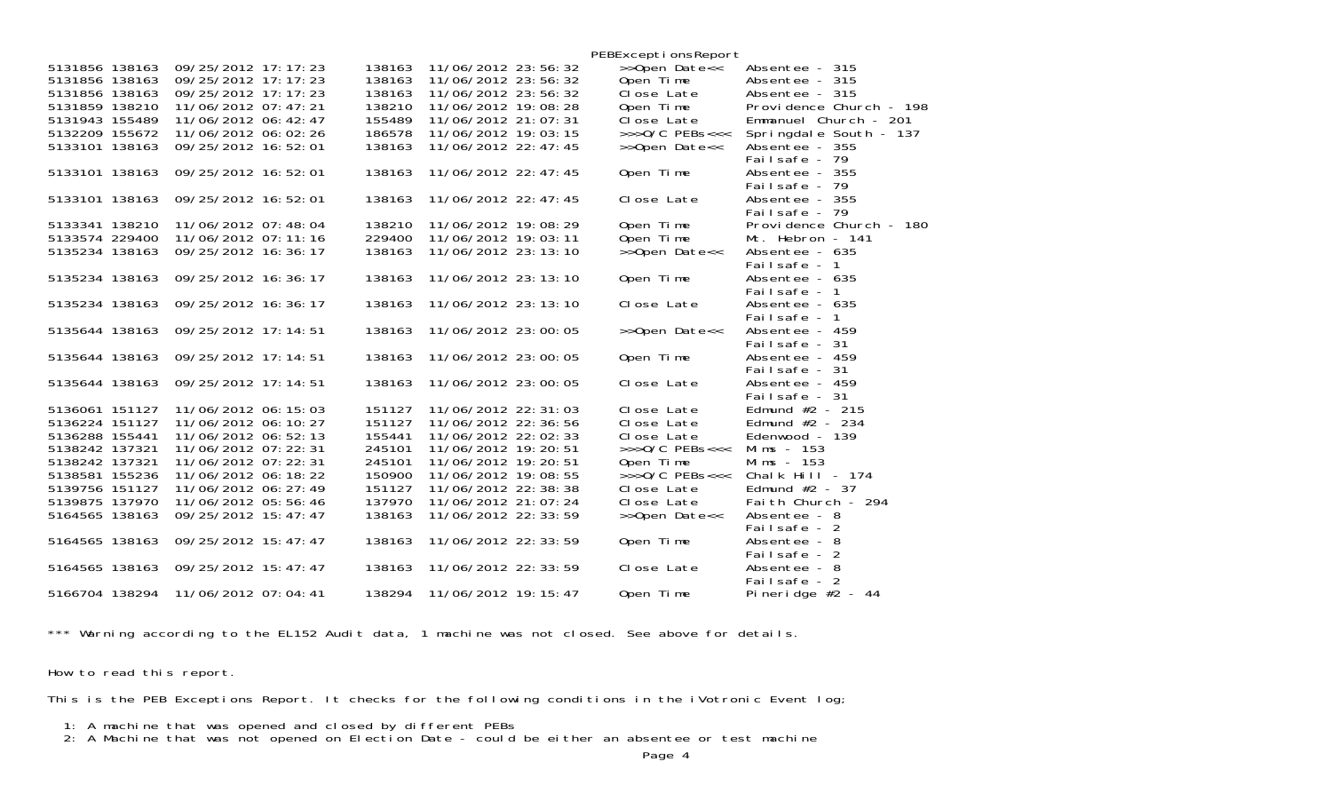PEBExceptionsReport

| | | | | | | |
|---|---|---|---|---|---|---|
| 5131856 | 138163 | 09/25/2012 17:17:23 | 138163 | 11/06/2012 23:56:32 | >>Open Date<< | Absentee - 315 |
| 5131856 | 138163 | 09/25/2012 17:17:23 | 138163 | 11/06/2012 23:56:32 | Open Time | Absentee - 315 |
| 5131856 | 138163 | 09/25/2012 17:17:23 | 138163 | 11/06/2012 23:56:32 | Close Late | Absentee - 315 |
| 5131859 | 138210 | 11/06/2012 07:47:21 | 138210 | 11/06/2012 19:08:28 | Open Time | Providence Church - 198 |
| 5131943 | 155489 | 11/06/2012 06:42:47 | 155489 | 11/06/2012 21:07:31 | Close Late | Emmanuel Church - 201 |
| 5132209 | 155672 | 11/06/2012 06:02:26 | 186578 | 11/06/2012 19:03:15 | >>>O/C PEBs<<< | Springdale South - 137 |
| 5133101 | 138163 | 09/25/2012 16:52:01 | 138163 | 11/06/2012 22:47:45 | >>Open Date<< | Absentee - 355 Failsafe - 79 |
| 5133101 | 138163 | 09/25/2012 16:52:01 | 138163 | 11/06/2012 22:47:45 | Open Time | Absentee - 355 Failsafe - 79 |
| 5133101 | 138163 | 09/25/2012 16:52:01 | 138163 | 11/06/2012 22:47:45 | Close Late | Absentee - 355 Failsafe - 79 |
| 5133341 | 138210 | 11/06/2012 07:48:04 | 138210 | 11/06/2012 19:08:29 | Open Time | Providence Church - 180 |
| 5133574 | 229400 | 11/06/2012 07:11:16 | 229400 | 11/06/2012 19:03:11 | Open Time | Mt. Hebron - 141 |
| 5135234 | 138163 | 09/25/2012 16:36:17 | 138163 | 11/06/2012 23:13:10 | >>Open Date<< | Absentee - 635 Failsafe - 1 |
| 5135234 | 138163 | 09/25/2012 16:36:17 | 138163 | 11/06/2012 23:13:10 | Open Time | Absentee - 635 Failsafe - 1 |
| 5135234 | 138163 | 09/25/2012 16:36:17 | 138163 | 11/06/2012 23:13:10 | Close Late | Absentee - 635 Failsafe - 1 |
| 5135644 | 138163 | 09/25/2012 17:14:51 | 138163 | 11/06/2012 23:00:05 | >>Open Date<< | Absentee - 459 Failsafe - 31 |
| 5135644 | 138163 | 09/25/2012 17:14:51 | 138163 | 11/06/2012 23:00:05 | Open Time | Absentee - 459 Failsafe - 31 |
| 5135644 | 138163 | 09/25/2012 17:14:51 | 138163 | 11/06/2012 23:00:05 | Close Late | Absentee - 459 Failsafe - 31 |
| 5136061 | 151127 | 11/06/2012 06:15:03 | 151127 | 11/06/2012 22:31:03 | Close Late | Edmund #2 - 215 |
| 5136224 | 151127 | 11/06/2012 06:10:27 | 151127 | 11/06/2012 22:36:56 | Close Late | Edmund #2 - 234 |
| 5136288 | 155441 | 11/06/2012 06:52:13 | 155441 | 11/06/2012 22:02:33 | Close Late | Edenwood - 139 |
| 5138242 | 137321 | 11/06/2012 07:22:31 | 245101 | 11/06/2012 19:20:51 | >>>O/C PEBs<<< | Mims - 153 |
| 5138242 | 137321 | 11/06/2012 07:22:31 | 245101 | 11/06/2012 19:20:51 | Open Time | Mims - 153 |
| 5138581 | 155236 | 11/06/2012 06:18:22 | 150900 | 11/06/2012 19:08:55 | >>>O/C PEBs<<< | Chalk Hill - 174 |
| 5139756 | 151127 | 11/06/2012 06:27:49 | 151127 | 11/06/2012 22:38:38 | Close Late | Edmund #2 - 37 |
| 5139875 | 137970 | 11/06/2012 05:56:46 | 137970 | 11/06/2012 21:07:24 | Close Late | Faith Church - 294 |
| 5164565 | 138163 | 09/25/2012 15:47:47 | 138163 | 11/06/2012 22:33:59 | >>Open Date<< | Absentee - 8 Failsafe - 2 |
| 5164565 | 138163 | 09/25/2012 15:47:47 | 138163 | 11/06/2012 22:33:59 | Open Time | Absentee - 8 Failsafe - 2 |
| 5164565 | 138163 | 09/25/2012 15:47:47 | 138163 | 11/06/2012 22:33:59 | Close Late | Absentee - 8 Failsafe - 2 |
| 5166704 | 138294 | 11/06/2012 07:04:41 | 138294 | 11/06/2012 19:15:47 | Open Time | Pineridge #2 - 44 |

*** Warning according to the EL152 Audit data, 1 machine was not closed. See above for details.

How to read this report.

This is the PEB Exceptions Report. It checks for the following conditions in the iVotronic Event log;

1: A machine that was opened and closed by different PEBs
2: A Machine that was not opened on Election Date - could be either an absentee or test machine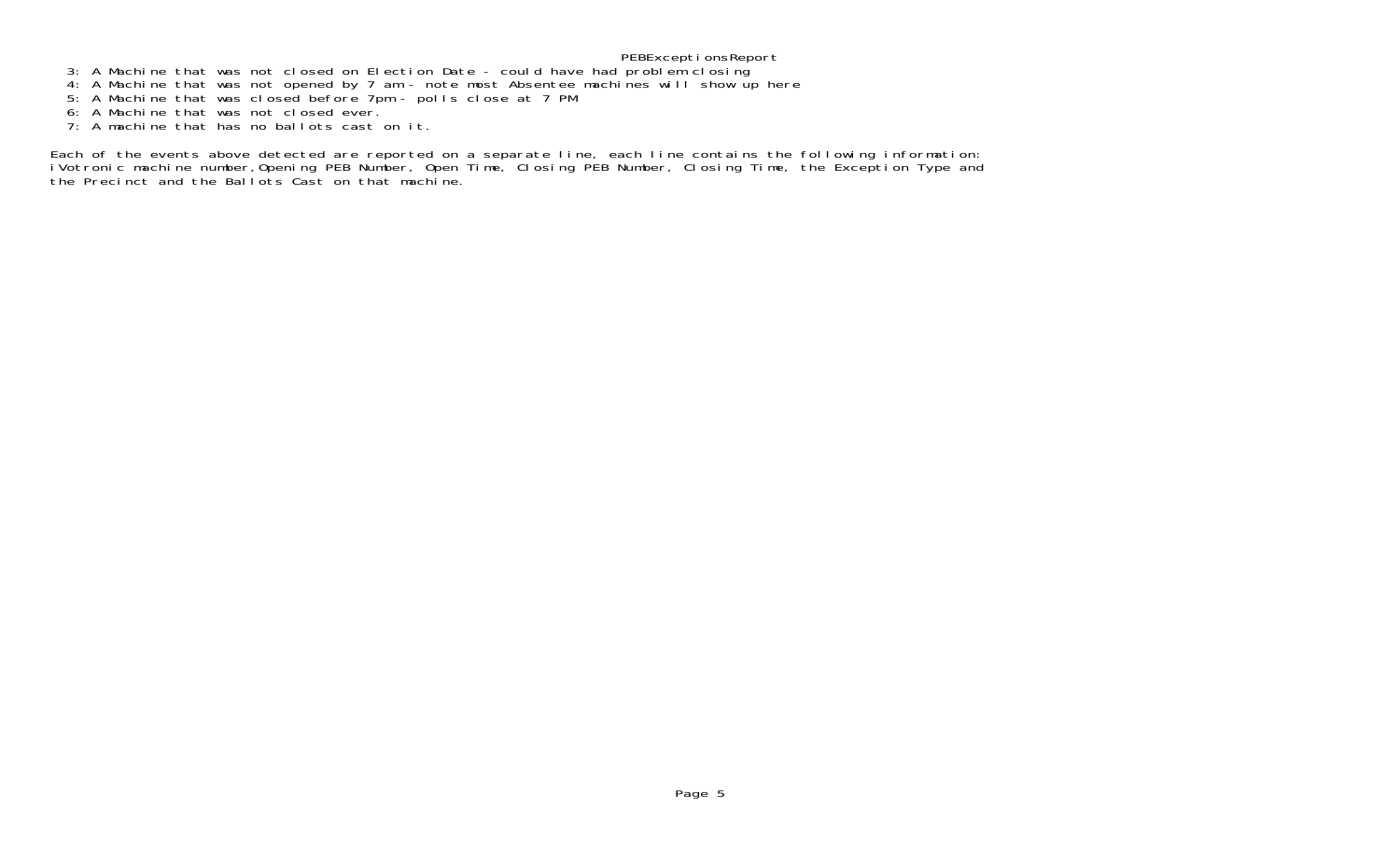3: A Machine that was not closed on Election Date - could have had problem closing
4: A Machine that was not opened by 7 am - note most Absentee machines will show up here
5: A Machine that was closed before 7pm - polls close at 7 PM
6: A Machine that was not closed ever.
7: A machine that has no ballots cast on it.

Each of the events above detected are reported on a separate line, each line contains the following information:
iVotronic machine number, Opening PEB Number, Open Time, Closing PEB Number, Closing Time, the Exception Type and the Precinct and the Ballots Cast on that machine.